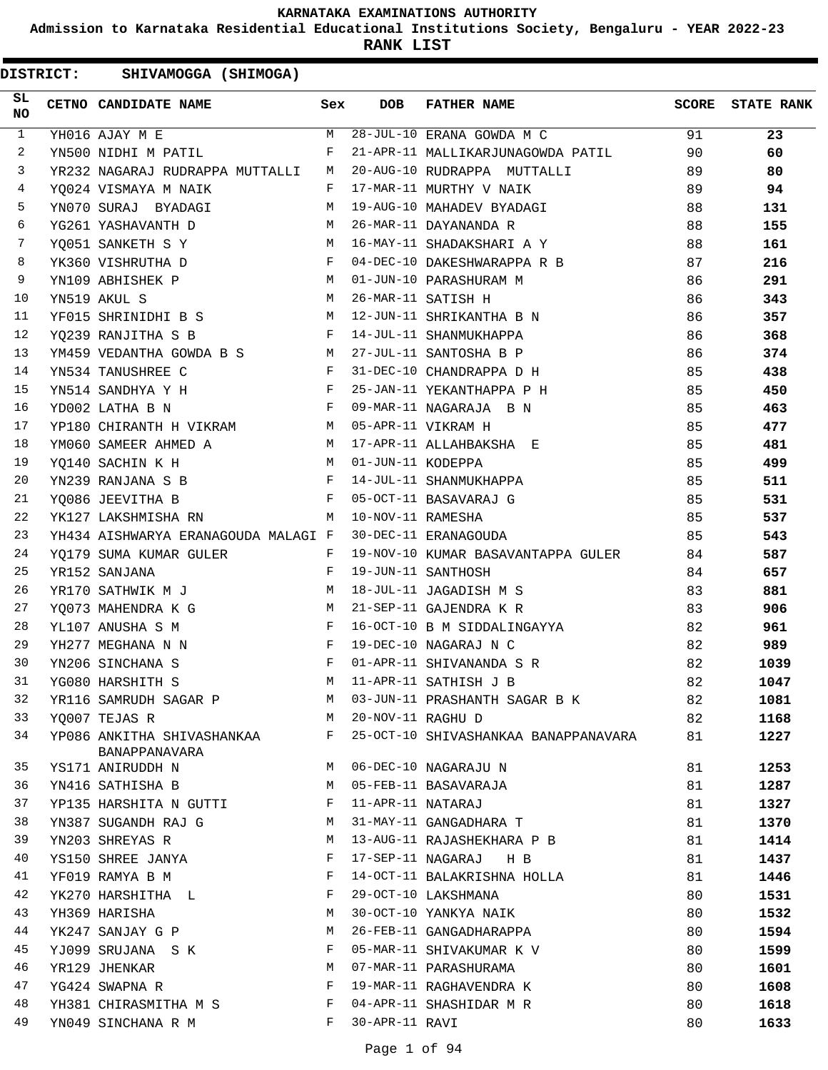# KARNATAKA EXAMINATIONS AUTHORITY

## Admission to Karnataka Residential Educational Institutions Society, Bengaluru - YEAR 2022-23

## RANK LIST

**DISTRICT: SHIVAMOGGA (SHIMOGA)**

| SL NO | CETNO | CANDIDATE NAME | Sex | DOB | FATHER NAME | SCORE | STATE RANK |
|---|---|---|---|---|---|---|---|
| 1 | YH016 | AJAY M E | M | 28-JUL-10 | ERANA GOWDA M C | 91 | **23** |
| 2 | YN500 | NIDHI M PATIL | F | 21-APR-11 | MALLIKARJUNAGOWDA PATIL | 90 | **60** |
| 3 | YR232 | NAGARAJ RUDRAPPA MUTTALLI | M | 20-AUG-10 | RUDRAPPA MUTTALLI | 89 | **80** |
| 4 | YQ024 | VISMAYA M NAIK | F | 17-MAR-11 | MURTHY V NAIK | 89 | **94** |
| 5 | YN070 | SURAJ BYADAGI | M | 19-AUG-10 | MAHADEV BYADAGI | 88 | **131** |
| 6 | YG261 | YASHAVANTH D | M | 26-MAR-11 | DAYANANDA R | 88 | **155** |
| 7 | YQ051 | SANKETH S Y | M | 16-MAY-11 | SHADAKSHARI A Y | 88 | **161** |
| 8 | YK360 | VISHRUTHA D | F | 04-DEC-10 | DAKESHWARAPPA R B | 87 | **216** |
| 9 | YN109 | ABHISHEK P | M | 01-JUN-10 | PARASHURAM M | 86 | **291** |
| 10 | YN519 | AKUL S | M | 26-MAR-11 | SATISH H | 86 | **343** |
| 11 | YF015 | SHRINIDHI B S | M | 12-JUN-11 | SHRIKANTHA B N | 86 | **357** |
| 12 | YQ239 | RANJITHA S B | F | 14-JUL-11 | SHANMUKHAPPA | 86 | **368** |
| 13 | YM459 | VEDANTHA GOWDA B S | M | 27-JUL-11 | SANTOSHA B P | 86 | **374** |
| 14 | YN534 | TANUSHREE C | F | 31-DEC-10 | CHANDRAPPA D H | 85 | **438** |
| 15 | YN514 | SANDHYA Y H | F | 25-JAN-11 | YEKANTHAPPA P H | 85 | **450** |
| 16 | YD002 | LATHA B N | F | 09-MAR-11 | NAGARAJA B N | 85 | **463** |
| 17 | YP180 | CHIRANTH H VIKRAM | M | 05-APR-11 | VIKRAM H | 85 | **477** |
| 18 | YM060 | SAMEER AHMED A | M | 17-APR-11 | ALLAHBAKSHA E | 85 | **481** |
| 19 | YQ140 | SACHIN K H | M | 01-JUN-11 | KODEPPA | 85 | **499** |
| 20 | YN239 | RANJANA S B | F | 14-JUL-11 | SHANMUKHAPPA | 85 | **511** |
| 21 | YQ086 | JEEVITHA B | F | 05-OCT-11 | BASAVARAJ G | 85 | **531** |
| 22 | YK127 | LAKSHMISHA RN | M | 10-NOV-11 | RAMESHA | 85 | **537** |
| 23 | YH434 | AISHWARYA ERANAGOUDA MALAGI | F | 30-DEC-11 | ERANAGOUDA | 85 | **543** |
| 24 | YQ179 | SUMA KUMAR GULER | F | 19-NOV-10 | KUMAR BASAVANTAPPA GULER | 84 | **587** |
| 25 | YR152 | SANJANA | F | 19-JUN-11 | SANTHOSH | 84 | **657** |
| 26 | YR170 | SATHWIK M J | M | 18-JUL-11 | JAGADISH M S | 83 | **881** |
| 27 | YQ073 | MAHENDRA K G | M | 21-SEP-11 | GAJENDRA K R | 83 | **906** |
| 28 | YL107 | ANUSHA S M | F | 16-OCT-10 | B M SIDDALINGAYYA | 82 | **961** |
| 29 | YH277 | MEGHANA N N | F | 19-DEC-10 | NAGARAJ N C | 82 | **989** |
| 30 | YN206 | SINCHANA S | F | 01-APR-11 | SHIVANANDA S R | 82 | **1039** |
| 31 | YG080 | HARSHITH S | M | 11-APR-11 | SATHISH J B | 82 | **1047** |
| 32 | YR116 | SAMRUDH SAGAR P | M | 03-JUN-11 | PRASHANTH SAGAR B K | 82 | **1081** |
| 33 | YQ007 | TEJAS R | M | 20-NOV-11 | RAGHU D | 82 | **1168** |
| 34 | YP086 | ANKITHA SHIVASHANKAA BANAPPANAVARA | F | 25-OCT-10 | SHIVASHANKAA BANAPPANAVARA | 81 | **1227** |
| 35 | YS171 | ANIRUDDH N | M | 06-DEC-10 | NAGARAJU N | 81 | **1253** |
| 36 | YN416 | SATHISHA B | M | 05-FEB-11 | BASAVARAJA | 81 | **1287** |
| 37 | YP135 | HARSHITA N GUTTI | F | 11-APR-11 | NATARAJ | 81 | **1327** |
| 38 | YN387 | SUGANDH RAJ G | M | 31-MAY-11 | GANGADHARA T | 81 | **1370** |
| 39 | YN203 | SHREYAS R | M | 13-AUG-11 | RAJASHEKHARA P B | 81 | **1414** |
| 40 | YS150 | SHREE JANYA | F | 17-SEP-11 | NAGARAJ H B | 81 | **1437** |
| 41 | YF019 | RAMYA B M | F | 14-OCT-11 | BALAKRISHNA HOLLA | 81 | **1446** |
| 42 | YK270 | HARSHITHA L | F | 29-OCT-10 | LAKSHMANA | 80 | **1531** |
| 43 | YH369 | HARISHA | M | 30-OCT-10 | YANKYA NAIK | 80 | **1532** |
| 44 | YK247 | SANJAY G P | M | 26-FEB-11 | GANGADHARAPPA | 80 | **1594** |
| 45 | YJ099 | SRUJANA S K | F | 05-MAR-11 | SHIVAKUMAR K V | 80 | **1599** |
| 46 | YR129 | JHENKAR | M | 07-MAR-11 | PARASHURAMA | 80 | **1601** |
| 47 | YG424 | SWAPNA R | F | 19-MAR-11 | RAGHAVENDRA K | 80 | **1608** |
| 48 | YH381 | CHIRASMITHA M S | F | 04-APR-11 | SHASHIDAR M R | 80 | **1618** |
| 49 | YN049 | SINCHANA R M | F | 30-APR-11 | RAVI | 80 | **1633** |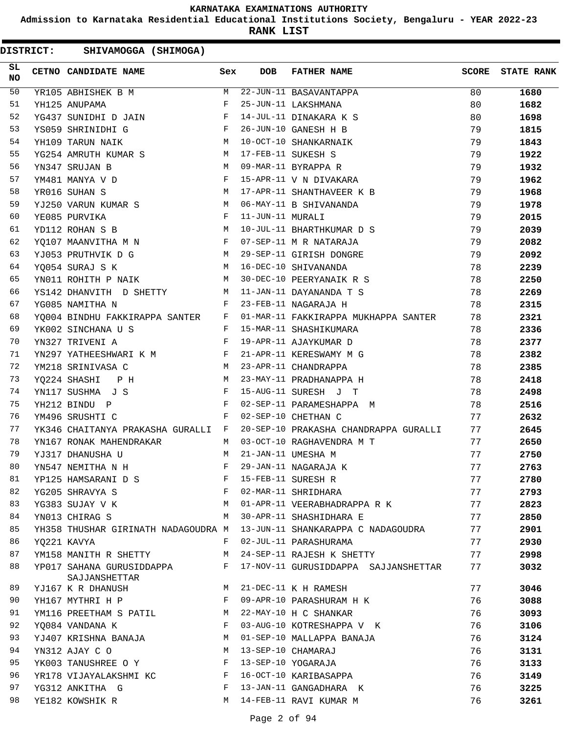**KARNATAKA EXAMINATIONS AUTHORITY**

**Admission to Karnataka Residential Educational Institutions Society, Bengaluru - YEAR 2022-23**

**RANK LIST**

**DISTRICT: SHIVAMOGGA (SHIMOGA)**

| SL NO | CETNO | CANDIDATE NAME | Sex | DOB | FATHER NAME | SCORE | STATE RANK |
|---|---|---|---|---|---|---|---|
| 50 | YR105 | ABHISHEK B M | M | 22-JUN-11 | BASAVANTAPPA | 80 | **1680** |
| 51 | YH125 | ANUPAMA | F | 25-JUN-11 | LAKSHMANA | 80 | **1682** |
| 52 | YG437 | SUNIDHI D JAIN | F | 14-JUL-11 | DINAKARA K S | 80 | **1698** |
| 53 | YS059 | SHRINIDHI G | F | 26-JUN-10 | GANESH H B | 79 | **1815** |
| 54 | YH109 | TARUN NAIK | M | 10-OCT-10 | SHANKARNAIK | 79 | **1843** |
| 55 | YG254 | AMRUTH KUMAR S | M | 17-FEB-11 | SUKESH S | 79 | **1922** |
| 56 | YN347 | SRUJAN B | M | 09-MAR-11 | BYRAPPA R | 79 | **1932** |
| 57 | YM481 | MANYA V D | F | 15-APR-11 | V N DIVAKARA | 79 | **1962** |
| 58 | YR016 | SUHAN S | M | 17-APR-11 | SHANTHAVEER K B | 79 | **1968** |
| 59 | YJ250 | VARUN KUMAR S | M | 06-MAY-11 | B SHIVANANDA | 79 | **1978** |
| 60 | YE085 | PURVIKA | F | 11-JUN-11 | MURALI | 79 | **2015** |
| 61 | YD112 | ROHAN S B | M | 10-JUL-11 | BHARTHKUMAR D S | 79 | **2039** |
| 62 | YQ107 | MAANVITHA M N | F | 07-SEP-11 | M R NATARAJA | 79 | **2082** |
| 63 | YJ053 | PRUTHVIK D G | M | 29-SEP-11 | GIRISH DONGRE | 79 | **2092** |
| 64 | YQ054 | SURAJ S K | M | 16-DEC-10 | SHIVANANDA | 78 | **2239** |
| 65 | YN011 | ROHITH P NAIK | M | 30-DEC-10 | PEERYANAIK R S | 78 | **2250** |
| 66 | YS142 | DHANVITH D SHETTY | M | 11-JAN-11 | DAYANANDA T S | 78 | **2269** |
| 67 | YG085 | NAMITHA N | F | 23-FEB-11 | NAGARAJA H | 78 | **2315** |
| 68 | YQ004 | BINDHU FAKKIRAPPA SANTER | F | 01-MAR-11 | FAKKIRAPPA MUKHAPPA SANTER | 78 | **2321** |
| 69 | YK002 | SINCHANA U S | F | 15-MAR-11 | SHASHIKUMARA | 78 | **2336** |
| 70 | YN327 | TRIVENI A | F | 19-APR-11 | AJAYKUMAR D | 78 | **2377** |
| 71 | YN297 | YATHEESHWARI K M | F | 21-APR-11 | KERESWAMY M G | 78 | **2382** |
| 72 | YM218 | SRINIVASA C | M | 23-APR-11 | CHANDRAPPA | 78 | **2385** |
| 73 | YQ224 | SHASHI P H | M | 23-MAY-11 | PRADHANAPPA H | 78 | **2418** |
| 74 | YN117 | SUSHMA J S | F | 15-AUG-11 | SURESH J T | 78 | **2498** |
| 75 | YH212 | BINDU P | F | 02-SEP-11 | PARAMESHAPPA M | 78 | **2516** |
| 76 | YM496 | SRUSHTI C | F | 02-SEP-10 | CHETHAN C | 77 | **2632** |
| 77 | YK346 | CHAITANYA PRAKASHA GURALLI | F | 20-SEP-10 | PRAKASHA CHANDRAPPA GURALLI | 77 | **2645** |
| 78 | YN167 | RONAK MAHENDRAKAR | M | 03-OCT-10 | RAGHAVENDRA M T | 77 | **2650** |
| 79 | YJ317 | DHANUSHA U | M | 21-JAN-11 | UMESHA M | 77 | **2750** |
| 80 | YN547 | NEMITHA N H | F | 29-JAN-11 | NAGARAJA K | 77 | **2763** |
| 81 | YP125 | HAMSARANI D S | F | 15-FEB-11 | SURESH R | 77 | **2780** |
| 82 | YG205 | SHRAVYA S | F | 02-MAR-11 | SHRIDHARA | 77 | **2793** |
| 83 | YG383 | SUJAY V K | M | 01-APR-11 | VEERABHADRAPPA R K | 77 | **2823** |
| 84 | YN013 | CHIRAG S | M | 30-APR-11 | SHASHIDHARA E | 77 | **2850** |
| 85 | YH358 | THUSHAR GIRINATH NADAGOUDRA | M | 13-JUN-11 | SHANKARAPPA C NADAGOUDRA | 77 | **2901** |
| 86 | YQ221 | KAVYA | F | 02-JUL-11 | PARASHURAMA | 77 | **2930** |
| 87 | YM158 | MANITH R SHETTY | M | 24-SEP-11 | RAJESH K SHETTY | 77 | **2998** |
| 88 | YP017 | SAHANA GURUSIDDAPPA SAJJANSHETTAR | F | 17-NOV-11 | GURUSIDDAPPA SAJJANSHETTAR | 77 | **3032** |
| 89 | YJ167 | K R DHANUSH | M | 21-DEC-11 | K H RAMESH | 77 | **3046** |
| 90 | YH167 | MYTHRI H P | F | 09-APR-10 | PARASHURAM H K | 76 | **3088** |
| 91 | YM116 | PREETHAM S PATIL | M | 22-MAY-10 | H C SHANKAR | 76 | **3093** |
| 92 | YQ084 | VANDANA K | F | 03-AUG-10 | KOTRESHAPPA V K | 76 | **3106** |
| 93 | YJ407 | KRISHNA BANAJA | M | 01-SEP-10 | MALLAPPA BANAJA | 76 | **3124** |
| 94 | YN312 | AJAY C O | M | 13-SEP-10 | CHAMARAJ | 76 | **3131** |
| 95 | YK003 | TANUSHREE O Y | F | 13-SEP-10 | YOGARAJA | 76 | **3133** |
| 96 | YR178 | VIJAYALAKSHMI KC | F | 16-OCT-10 | KARIBASAPPA | 76 | **3149** |
| 97 | YG312 | ANKITHA G | F | 13-JAN-11 | GANGADHARA K | 76 | **3225** |
| 98 | YE182 | KOWSHIK R | M | 14-FEB-11 | RAVI KUMAR M | 76 | **3261** |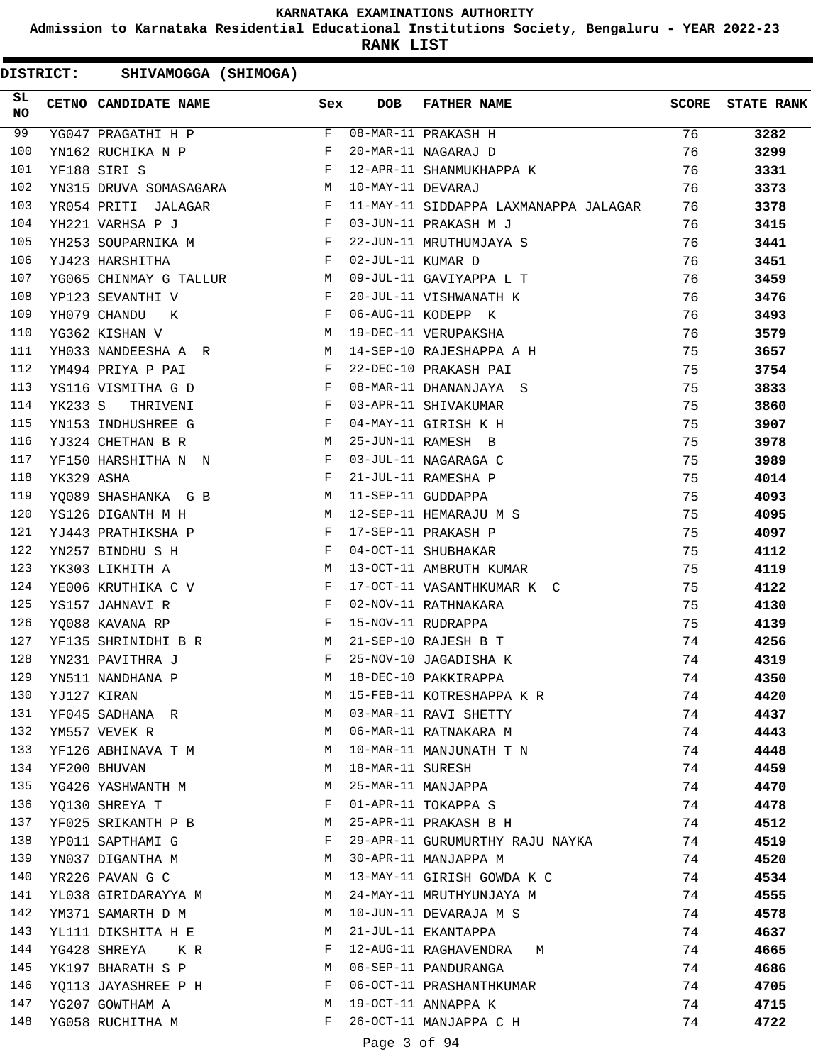# KARNATAKA EXAMINATIONS AUTHORITY

## Admission to Karnataka Residential Educational Institutions Society, Bengaluru - YEAR 2022-23

## RANK LIST

**DISTRICT: SHIVAMOGGA (SHIMOGA)**

| SL NO | CETNO | CANDIDATE NAME | Sex | DOB | FATHER NAME | SCORE | STATE RANK |
|---|---|---|---|---|---|---|---|
| 99 | YG047 | PRAGATHI H P | F | 08-MAR-11 | PRAKASH H | 76 | **3282** |
| 100 | YN162 | RUCHIKA N P | F | 20-MAR-11 | NAGARAJ D | 76 | **3299** |
| 101 | YF188 | SIRI S | F | 12-APR-11 | SHANMUKHAPPA K | 76 | **3331** |
| 102 | YN315 | DRUVA SOMASAGARA | M | 10-MAY-11 | DEVARAJ | 76 | **3373** |
| 103 | YR054 | PRITI JALAGAR | F | 11-MAY-11 | SIDDAPPA LAXMANAPPA JALAGAR | 76 | **3378** |
| 104 | YH221 | VARHSA P J | F | 03-JUN-11 | PRAKASH M J | 76 | **3415** |
| 105 | YH253 | SOUPARNIKA M | F | 22-JUN-11 | MRUTHUMJAYA S | 76 | **3441** |
| 106 | YJ423 | HARSHITHA | F | 02-JUL-11 | KUMAR D | 76 | **3451** |
| 107 | YG065 | CHINMAY G TALLUR | M | 09-JUL-11 | GAVIYAPPA L T | 76 | **3459** |
| 108 | YP123 | SEVANTHI V | F | 20-JUL-11 | VISHWANATH K | 76 | **3476** |
| 109 | YH079 | CHANDU K | F | 06-AUG-11 | KODEPP K | 76 | **3493** |
| 110 | YG362 | KISHAN V | M | 19-DEC-11 | VERUPAKSHA | 76 | **3579** |
| 111 | YH033 | NANDEESHA A R | M | 14-SEP-10 | RAJESHAPPA A H | 75 | **3657** |
| 112 | YM494 | PRIYA P PAI | F | 22-DEC-10 | PRAKASH PAI | 75 | **3754** |
| 113 | YS116 | VISMITHA G D | F | 08-MAR-11 | DHANANJAYA S | 75 | **3833** |
| 114 | YK233 | S THRIVENI | F | 03-APR-11 | SHIVAKUMAR | 75 | **3860** |
| 115 | YN153 | INDHUSHREE G | F | 04-MAY-11 | GIRISH K H | 75 | **3907** |
| 116 | YJ324 | CHETHAN B R | M | 25-JUN-11 | RAMESH B | 75 | **3978** |
| 117 | YF150 | HARSHITHA N N | F | 03-JUL-11 | NAGARAGA C | 75 | **3989** |
| 118 | YK329 | ASHA | F | 21-JUL-11 | RAMESHA P | 75 | **4014** |
| 119 | YQ089 | SHASHANKA G B | M | 11-SEP-11 | GUDDAPPA | 75 | **4093** |
| 120 | YS126 | DIGANTH M H | M | 12-SEP-11 | HEMARAJU M S | 75 | **4095** |
| 121 | YJ443 | PRATHIKSHA P | F | 17-SEP-11 | PRAKASH P | 75 | **4097** |
| 122 | YN257 | BINDHU S H | F | 04-OCT-11 | SHUBHAKAR | 75 | **4112** |
| 123 | YK303 | LIKHITH A | M | 13-OCT-11 | AMBRUTH KUMAR | 75 | **4119** |
| 124 | YE006 | KRUTHIKA C V | F | 17-OCT-11 | VASANTHKUMAR K C | 75 | **4122** |
| 125 | YS157 | JAHNAVI R | F | 02-NOV-11 | RATHNAKARA | 75 | **4130** |
| 126 | YQ088 | KAVANA RP | F | 15-NOV-11 | RUDRAPPA | 75 | **4139** |
| 127 | YF135 | SHRINIDHI B R | M | 21-SEP-10 | RAJESH B T | 74 | **4256** |
| 128 | YN231 | PAVITHRA J | F | 25-NOV-10 | JAGADISHA K | 74 | **4319** |
| 129 | YN511 | NANDHANA P | M | 18-DEC-10 | PAKKIRAPPA | 74 | **4350** |
| 130 | YJ127 | KIRAN | M | 15-FEB-11 | KOTRESHAPPA K R | 74 | **4420** |
| 131 | YF045 | SADHANA R | M | 03-MAR-11 | RAVI SHETTY | 74 | **4437** |
| 132 | YM557 | VEVEK R | M | 06-MAR-11 | RATNAKARA M | 74 | **4443** |
| 133 | YF126 | ABHINAVA T M | M | 10-MAR-11 | MANJUNATH T N | 74 | **4448** |
| 134 | YF200 | BHUVAN | M | 18-MAR-11 | SURESH | 74 | **4459** |
| 135 | YG426 | YASHWANTH M | M | 25-MAR-11 | MANJAPPA | 74 | **4470** |
| 136 | YQ130 | SHREYA T | F | 01-APR-11 | TOKAPPA S | 74 | **4478** |
| 137 | YF025 | SRIKANTH P B | M | 25-APR-11 | PRAKASH B H | 74 | **4512** |
| 138 | YP011 | SAPTHAMI G | F | 29-APR-11 | GURUMURTHY RAJU NAYKA | 74 | **4519** |
| 139 | YN037 | DIGANTHA M | M | 30-APR-11 | MANJAPPA M | 74 | **4520** |
| 140 | YR226 | PAVAN G C | M | 13-MAY-11 | GIRISH GOWDA K C | 74 | **4534** |
| 141 | YL038 | GIRIDARAYYA M | M | 24-MAY-11 | MRUTHYUNJAYA M | 74 | **4555** |
| 142 | YM371 | SAMARTH D M | M | 10-JUN-11 | DEVARAJA M S | 74 | **4578** |
| 143 | YL111 | DIKSHITA H E | M | 21-JUL-11 | EKANTAPPA | 74 | **4637** |
| 144 | YG428 | SHREYA K R | F | 12-AUG-11 | RAGHAVENDRA M | 74 | **4665** |
| 145 | YK197 | BHARATH S P | M | 06-SEP-11 | PANDURANGA | 74 | **4686** |
| 146 | YQ113 | JAYASHREE P H | F | 06-OCT-11 | PRASHANTHKUMAR | 74 | **4705** |
| 147 | YG207 | GOWTHAM A | M | 19-OCT-11 | ANNAPPA K | 74 | **4715** |
| 148 | YG058 | RUCHITHA M | F | 26-OCT-11 | MANJAPPA C H | 74 | **4722** |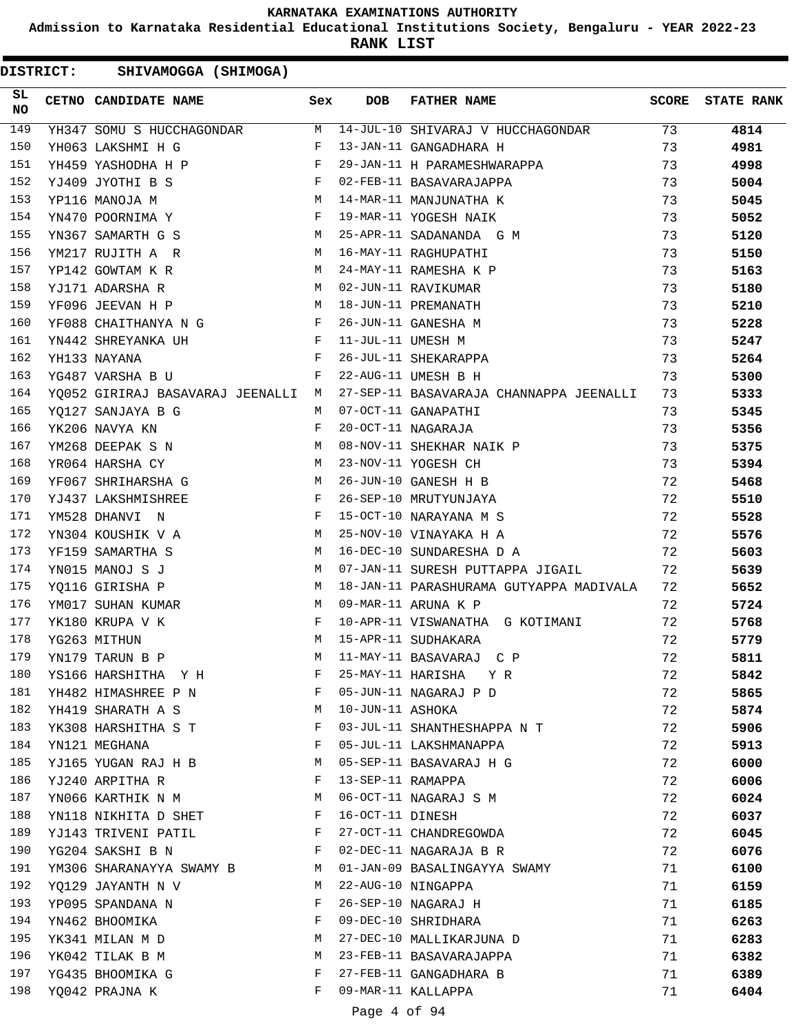# KARNATAKA EXAMINATIONS AUTHORITY

**Admission to Karnataka Residential Educational Institutions Society, Bengaluru - YEAR 2022-23**

**RANK LIST**

**DISTRICT: SHIVAMOGGA (SHIMOGA)**

| SL NO | CETNO | CANDIDATE NAME | Sex | DOB | FATHER NAME | SCORE | STATE RANK |
|---|---|---|---|---|---|---|---|
| 149 | YH347 | SOMU S HUCCHAGONDAR | M | 14-JUL-10 | SHIVARAJ V HUCCHAGONDAR | 73 | **4814** |
| 150 | YH063 | LAKSHMI H G | F | 13-JAN-11 | GANGADHARA H | 73 | **4981** |
| 151 | YH459 | YASHODHA H P | F | 29-JAN-11 | H PARAMESHWARAPPA | 73 | **4998** |
| 152 | YJ409 | JYOTHI B S | F | 02-FEB-11 | BASAVARAJAPPA | 73 | **5004** |
| 153 | YP116 | MANOJA M | M | 14-MAR-11 | MANJUNATHA K | 73 | **5045** |
| 154 | YN470 | POORNIMA Y | F | 19-MAR-11 | YOGESH NAIK | 73 | **5052** |
| 155 | YN367 | SAMARTH G S | M | 25-APR-11 | SADANANDA G M | 73 | **5120** |
| 156 | YM217 | RUJITH A R | M | 16-MAY-11 | RAGHUPATHI | 73 | **5150** |
| 157 | YP142 | GOWTAM K R | M | 24-MAY-11 | RAMESHA K P | 73 | **5163** |
| 158 | YJ171 | ADARSHA R | M | 02-JUN-11 | RAVIKUMAR | 73 | **5180** |
| 159 | YF096 | JEEVAN H P | M | 18-JUN-11 | PREMANATH | 73 | **5210** |
| 160 | YF088 | CHAITHANYA N G | F | 26-JUN-11 | GANESHA M | 73 | **5228** |
| 161 | YN442 | SHREYANKA UH | F | 11-JUL-11 | UMESH M | 73 | **5247** |
| 162 | YH133 | NAYANA | F | 26-JUL-11 | SHEKARAPPA | 73 | **5264** |
| 163 | YG487 | VARSHA B U | F | 22-AUG-11 | UMESH B H | 73 | **5300** |
| 164 | YQ052 | GIRIRAJ BASAVARAJ JEENALLI | M | 27-SEP-11 | BASAVARAJA CHANNAPPA JEENALLI | 73 | **5333** |
| 165 | YQ127 | SANJAYA B G | M | 07-OCT-11 | GANAPATHI | 73 | **5345** |
| 166 | YK206 | NAVYA KN | F | 20-OCT-11 | NAGARAJA | 73 | **5356** |
| 167 | YM268 | DEEPAK S N | M | 08-NOV-11 | SHEKHAR NAIK P | 73 | **5375** |
| 168 | YR064 | HARSHA CY | M | 23-NOV-11 | YOGESH CH | 73 | **5394** |
| 169 | YF067 | SHRIHARSHA G | M | 26-JUN-10 | GANESH H B | 72 | **5468** |
| 170 | YJ437 | LAKSHMISHREE | F | 26-SEP-10 | MRUTYUNJAYA | 72 | **5510** |
| 171 | YM528 | DHANVI N | F | 15-OCT-10 | NARAYANA M S | 72 | **5528** |
| 172 | YN304 | KOUSHIK V A | M | 25-NOV-10 | VINAYAKA H A | 72 | **5576** |
| 173 | YF159 | SAMARTHA S | M | 16-DEC-10 | SUNDARESHA D A | 72 | **5603** |
| 174 | YN015 | MANOJ S J | M | 07-JAN-11 | SURESH PUTTAPPA JIGAIL | 72 | **5639** |
| 175 | YQ116 | GIRISHA P | M | 18-JAN-11 | PARASHURAMA GUTYAPPA MADIVALA | 72 | **5652** |
| 176 | YM017 | SUHAN KUMAR | M | 09-MAR-11 | ARUNA K P | 72 | **5724** |
| 177 | YK180 | KRUPA V K | F | 10-APR-11 | VISWANATHA G KOTIMANI | 72 | **5768** |
| 178 | YG263 | MITHUN | M | 15-APR-11 | SUDHAKARA | 72 | **5779** |
| 179 | YN179 | TARUN B P | M | 11-MAY-11 | BASAVARAJ C P | 72 | **5811** |
| 180 | YS166 | HARSHITHA Y H | F | 25-MAY-11 | HARISHA Y R | 72 | **5842** |
| 181 | YH482 | HIMASHREE P N | F | 05-JUN-11 | NAGARAJ P D | 72 | **5865** |
| 182 | YH419 | SHARATH A S | M | 10-JUN-11 | ASHOKA | 72 | **5874** |
| 183 | YK308 | HARSHITHA S T | F | 03-JUL-11 | SHANTHESHAPPA N T | 72 | **5906** |
| 184 | YN121 | MEGHANA | F | 05-JUL-11 | LAKSHMANAPPA | 72 | **5913** |
| 185 | YJ165 | YUGAN RAJ H B | M | 05-SEP-11 | BASAVARAJ H G | 72 | **6000** |
| 186 | YJ240 | ARPITHA R | F | 13-SEP-11 | RAMAPPA | 72 | **6006** |
| 187 | YN066 | KARTHIK N M | M | 06-OCT-11 | NAGARAJ S M | 72 | **6024** |
| 188 | YN118 | NIKHITA D SHET | F | 16-OCT-11 | DINESH | 72 | **6037** |
| 189 | YJ143 | TRIVENI PATIL | F | 27-OCT-11 | CHANDREGOWDA | 72 | **6045** |
| 190 | YG204 | SAKSHI B N | F | 02-DEC-11 | NAGARAJA B R | 72 | **6076** |
| 191 | YM306 | SHARANAYYA SWAMY B | M | 01-JAN-09 | BASALINGAYYA SWAMY | 71 | **6100** |
| 192 | YQ129 | JAYANTH N V | M | 22-AUG-10 | NINGAPPA | 71 | **6159** |
| 193 | YP095 | SPANDANA N | F | 26-SEP-10 | NAGARAJ H | 71 | **6185** |
| 194 | YN462 | BHOOMIKA | F | 09-DEC-10 | SHRIDHARA | 71 | **6263** |
| 195 | YK341 | MILAN M D | M | 27-DEC-10 | MALLIKARJUNA D | 71 | **6283** |
| 196 | YK042 | TILAK B M | M | 23-FEB-11 | BASAVARAJAPPA | 71 | **6382** |
| 197 | YG435 | BHOOMIKA G | F | 27-FEB-11 | GANGADHARA B | 71 | **6389** |
| 198 | YQ042 | PRAJNA K | F | 09-MAR-11 | KALLAPPA | 71 | **6404** |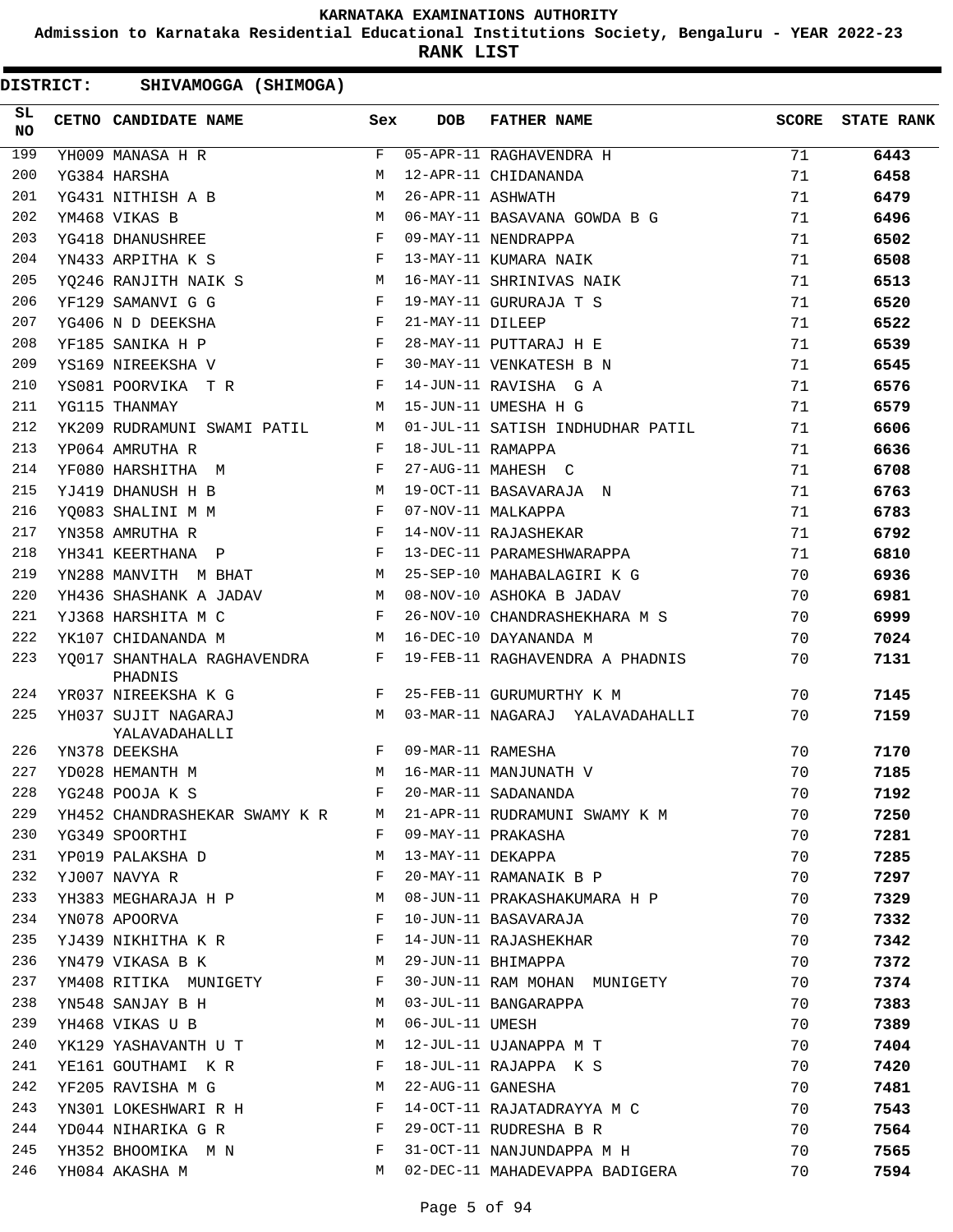# KARNATAKA EXAMINATIONS AUTHORITY

**Admission to Karnataka Residential Educational Institutions Society, Bengaluru - YEAR 2022-23**

**RANK LIST**

**DISTRICT: SHIVAMOGGA (SHIMOGA)**

| SL NO | CETNO | CANDIDATE NAME | Sex | DOB | FATHER NAME | SCORE | STATE RANK |
|---|---|---|---|---|---|---|---|
| 199 | YH009 | MANASA H R | F | 05-APR-11 | RAGHAVENDRA H | 71 | 6443 |
| 200 | YG384 | HARSHA | M | 12-APR-11 | CHIDANANDA | 71 | 6458 |
| 201 | YG431 | NITHISH A B | M | 26-APR-11 | ASHWATH | 71 | 6479 |
| 202 | YM468 | VIKAS B | M | 06-MAY-11 | BASAVANA GOWDA B G | 71 | 6496 |
| 203 | YG418 | DHANUSHREE | F | 09-MAY-11 | NENDRAPPA | 71 | 6502 |
| 204 | YN433 | ARPITHA K S | F | 13-MAY-11 | KUMARA NAIK | 71 | 6508 |
| 205 | YQ246 | RANJITH NAIK S | M | 16-MAY-11 | SHRINIVAS NAIK | 71 | 6513 |
| 206 | YF129 | SAMANVI G G | F | 19-MAY-11 | GURURAJA T S | 71 | 6520 |
| 207 | YG406 | N D DEEKSHA | F | 21-MAY-11 | DILEEP | 71 | 6522 |
| 208 | YF185 | SANIKA H P | F | 28-MAY-11 | PUTTARAJ H E | 71 | 6539 |
| 209 | YS169 | NIREEKSHA V | F | 30-MAY-11 | VENKATESH B N | 71 | 6545 |
| 210 | YS081 | POORVIKA T R | F | 14-JUN-11 | RAVISHA G A | 71 | 6576 |
| 211 | YG115 | THANMAY | M | 15-JUN-11 | UMESHA H G | 71 | 6579 |
| 212 | YK209 | RUDRAMUNI SWAMI PATIL | M | 01-JUL-11 | SATISH INDHUDHAR PATIL | 71 | 6606 |
| 213 | YP064 | AMRUTHA R | F | 18-JUL-11 | RAMAPPA | 71 | 6636 |
| 214 | YF080 | HARSHITHA M | F | 27-AUG-11 | MAHESH C | 71 | 6708 |
| 215 | YJ419 | DHANUSH H B | M | 19-OCT-11 | BASAVARAJA N | 71 | 6763 |
| 216 | YQ083 | SHALINI M M | F | 07-NOV-11 | MALKAPPA | 71 | 6783 |
| 217 | YN358 | AMRUTHA R | F | 14-NOV-11 | RAJASHEKAR | 71 | 6792 |
| 218 | YH341 | KEERTHANA P | F | 13-DEC-11 | PARAMESHWARAPPA | 71 | 6810 |
| 219 | YN288 | MANVITH M BHAT | M | 25-SEP-10 | MAHABALAGIRI K G | 70 | 6936 |
| 220 | YH436 | SHASHANK A JADAV | M | 08-NOV-10 | ASHOKA B JADAV | 70 | 6981 |
| 221 | YJ368 | HARSHITA M C | F | 26-NOV-10 | CHANDRASHEKHARA M S | 70 | 6999 |
| 222 | YK107 | CHIDANANDA M | M | 16-DEC-10 | DAYANANDA M | 70 | 7024 |
| 223 | YQ017 | SHANTHALA RAGHAVENDRA PHADNIS | F | 19-FEB-11 | RAGHAVENDRA A PHADNIS | 70 | 7131 |
| 224 | YR037 | NIREEKSHA K G | F | 25-FEB-11 | GURUMURTHY K M | 70 | 7145 |
| 225 | YH037 | SUJIT NAGARAJ YALAVADAHALLI | M | 03-MAR-11 | NAGARAJ YALAVADAHALLI | 70 | 7159 |
| 226 | YN378 | DEEKSHA | F | 09-MAR-11 | RAMESHA | 70 | 7170 |
| 227 | YD028 | HEMANTH M | M | 16-MAR-11 | MANJUNATH V | 70 | 7185 |
| 228 | YG248 | POOJA K S | F | 20-MAR-11 | SADANANDA | 70 | 7192 |
| 229 | YH452 | CHANDRASHEKAR SWAMY K R | M | 21-APR-11 | RUDRAMUNI SWAMY K M | 70 | 7250 |
| 230 | YG349 | SPOORTHI | F | 09-MAY-11 | PRAKASHA | 70 | 7281 |
| 231 | YP019 | PALAKSHA D | M | 13-MAY-11 | DEKAPPA | 70 | 7285 |
| 232 | YJ007 | NAVYA R | F | 20-MAY-11 | RAMANAIK B P | 70 | 7297 |
| 233 | YH383 | MEGHARAJA H P | M | 08-JUN-11 | PRAKASHAKUMARA H P | 70 | 7329 |
| 234 | YN078 | APOORVA | F | 10-JUN-11 | BASAVARAJA | 70 | 7332 |
| 235 | YJ439 | NIKHITHA K R | F | 14-JUN-11 | RAJASHEKHAR | 70 | 7342 |
| 236 | YN479 | VIKASA B K | M | 29-JUN-11 | BHIMAPPA | 70 | 7372 |
| 237 | YM408 | RITIKA MUNIGETY | F | 30-JUN-11 | RAM MOHAN MUNIGETY | 70 | 7374 |
| 238 | YN548 | SANJAY B H | M | 03-JUL-11 | BANGARAPPA | 70 | 7383 |
| 239 | YH468 | VIKAS U B | M | 06-JUL-11 | UMESH | 70 | 7389 |
| 240 | YK129 | YASHAVANTH U T | M | 12-JUL-11 | UJANAPPA M T | 70 | 7404 |
| 241 | YE161 | GOUTHAMI K R | F | 18-JUL-11 | RAJAPPA K S | 70 | 7420 |
| 242 | YF205 | RAVISHA M G | M | 22-AUG-11 | GANESHA | 70 | 7481 |
| 243 | YN301 | LOKESHWARI R H | F | 14-OCT-11 | RAJATADRAYYA M C | 70 | 7543 |
| 244 | YD044 | NIHARIKA G R | F | 29-OCT-11 | RUDRESHA B R | 70 | 7564 |
| 245 | YH352 | BHOOMIKA M N | F | 31-OCT-11 | NANJUNDAPPA M H | 70 | 7565 |
| 246 | YH084 | AKASHA M | M | 02-DEC-11 | MAHADEVAPPA BADIGERA | 70 | 7594 |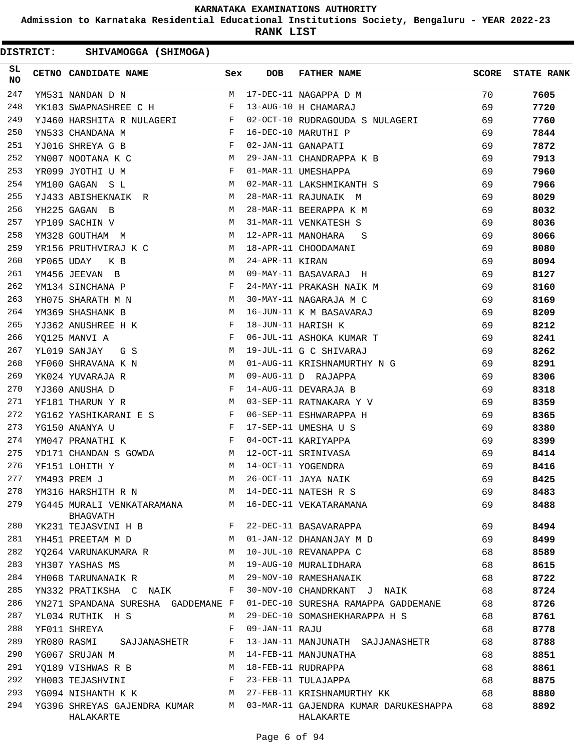**KARNATAKA EXAMINATIONS AUTHORITY**

**Admission to Karnataka Residential Educational Institutions Society, Bengaluru - YEAR 2022-23**

**RANK LIST**

**DISTRICT: SHIVAMOGGA (SHIMOGA)**

| SL NO | CETNO | CANDIDATE NAME | Sex | DOB | FATHER NAME | SCORE | STATE RANK |
|---|---|---|---|---|---|---|---|
| 247 | YM531 | NANDAN D N | M | 17-DEC-11 | NAGAPPA D M | 70 | **7605** |
| 248 | YK103 | SWAPNASHREE C H | F | 13-AUG-10 | H CHAMARAJ | 69 | **7720** |
| 249 | YJ460 | HARSHITA R NULAGERI | F | 02-OCT-10 | RUDRAGOUDA S NULAGERI | 69 | **7760** |
| 250 | YN533 | CHANDANA M | F | 16-DEC-10 | MARUTHI P | 69 | **7844** |
| 251 | YJ016 | SHREYA G B | F | 02-JAN-11 | GANAPATI | 69 | **7872** |
| 252 | YN007 | NOOTANA K C | M | 29-JAN-11 | CHANDRAPPA K B | 69 | **7913** |
| 253 | YR099 | JYOTHI U M | F | 01-MAR-11 | UMESHAPPA | 69 | **7960** |
| 254 | YM100 | GAGAN S L | M | 02-MAR-11 | LAKSHMIKANTH S | 69 | **7966** |
| 255 | YJ433 | ABISHEKNAIK R | M | 28-MAR-11 | RAJUNAIK M | 69 | **8029** |
| 256 | YH225 | GAGAN B | M | 28-MAR-11 | BEERAPPA K M | 69 | **8032** |
| 257 | YP109 | SACHIN V | M | 31-MAR-11 | VENKATESH S | 69 | **8036** |
| 258 | YM328 | GOUTHAM M | M | 12-APR-11 | MANOHARA S | 69 | **8066** |
| 259 | YR156 | PRUTHVIRAJ K C | M | 18-APR-11 | CHOODAMANI | 69 | **8080** |
| 260 | YP065 | UDAY K B | M | 24-APR-11 | KIRAN | 69 | **8094** |
| 261 | YM456 | JEEVAN B | M | 09-MAY-11 | BASAVARAJ H | 69 | **8127** |
| 262 | YM134 | SINCHANA P | F | 24-MAY-11 | PRAKASH NAIK M | 69 | **8160** |
| 263 | YH075 | SHARATH M N | M | 30-MAY-11 | NAGARAJA M C | 69 | **8169** |
| 264 | YM369 | SHASHANK B | M | 16-JUN-11 | K M BASAVARAJ | 69 | **8209** |
| 265 | YJ362 | ANUSHREE H K | F | 18-JUN-11 | HARISH K | 69 | **8212** |
| 266 | YQ125 | MANVI A | F | 06-JUL-11 | ASHOKA KUMAR T | 69 | **8241** |
| 267 | YL019 | SANJAY G S | M | 19-JUL-11 | G C SHIVARAJ | 69 | **8262** |
| 268 | YF060 | SHRAVANA K N | M | 01-AUG-11 | KRISHNAMURTHY N G | 69 | **8291** |
| 269 | YK024 | YUVARAJA R | M | 09-AUG-11 | D RAJAPPA | 69 | **8306** |
| 270 | YJ360 | ANUSHA D | F | 14-AUG-11 | DEVARAJA B | 69 | **8318** |
| 271 | YF181 | THARUN Y R | M | 03-SEP-11 | RATNAKARA Y V | 69 | **8359** |
| 272 | YG162 | YASHIKARANI E S | F | 06-SEP-11 | ESHWARAPPA H | 69 | **8365** |
| 273 | YG150 | ANANYA U | F | 17-SEP-11 | UMESHA U S | 69 | **8380** |
| 274 | YM047 | PRANATHI K | F | 04-OCT-11 | KARIYAPPA | 69 | **8399** |
| 275 | YD171 | CHANDAN S GOWDA | M | 12-OCT-11 | SRINIVASA | 69 | **8414** |
| 276 | YF151 | LOHITH Y | M | 14-OCT-11 | YOGENDRA | 69 | **8416** |
| 277 | YM493 | PREM J | M | 26-OCT-11 | JAYA NAIK | 69 | **8425** |
| 278 | YM316 | HARSHITH R N | M | 14-DEC-11 | NATESH R S | 69 | **8483** |
| 279 | YG445 | MURALI VENKATARAMANA BHAGVATH | M | 16-DEC-11 | VEKATARAMANA | 69 | **8488** |
| 280 | YK231 | TEJASVINI H B | F | 22-DEC-11 | BASAVARAPPA | 69 | **8494** |
| 281 | YH451 | PREETAM M D | M | 01-JAN-12 | DHANANJAY M D | 69 | **8499** |
| 282 | YQ264 | VARUNAKUMARA R | M | 10-JUL-10 | REVANAPPA C | 68 | **8589** |
| 283 | YH307 | YASHAS MS | M | 19-AUG-10 | MURALIDHARA | 68 | **8615** |
| 284 | YH068 | TARUNANAIK R | M | 29-NOV-10 | RAMESHANAIK | 68 | **8722** |
| 285 | YN332 | PRATIKSHA C NAIK | F | 30-NOV-10 | CHANDRKANT J NAIK | 68 | **8724** |
| 286 | YN271 | SPANDANA SURESHA GADDEMANE | F | 01-DEC-10 | SURESHA RAMAPPA GADDEMANE | 68 | **8726** |
| 287 | YL034 | RUTHIK H S | M | 29-DEC-10 | SOMASHEKHARAPPA H S | 68 | **8761** |
| 288 | YF011 | SHREYA | F | 09-JAN-11 | RAJU | 68 | **8778** |
| 289 | YR080 | RASMI SAJJANASHETR | F | 13-JAN-11 | MANJUNATH SAJJANASHETR | 68 | **8788** |
| 290 | YG067 | SRUJAN M | M | 14-FEB-11 | MANJUNATHA | 68 | **8851** |
| 291 | YQ189 | VISHWAS R B | M | 18-FEB-11 | RUDRAPPA | 68 | **8861** |
| 292 | YH003 | TEJASHVINI | F | 23-FEB-11 | TULAJAPPA | 68 | **8875** |
| 293 | YG094 | NISHANTH K K | M | 27-FEB-11 | KRISHNAMURTHY KK | 68 | **8880** |
| 294 | YG396 | SHREYAS GAJENDRA KUMAR HALAKARTE | M | 03-MAR-11 | GAJENDRA KUMAR DARUKESHAPPA HALAKARTE | 68 | **8892** |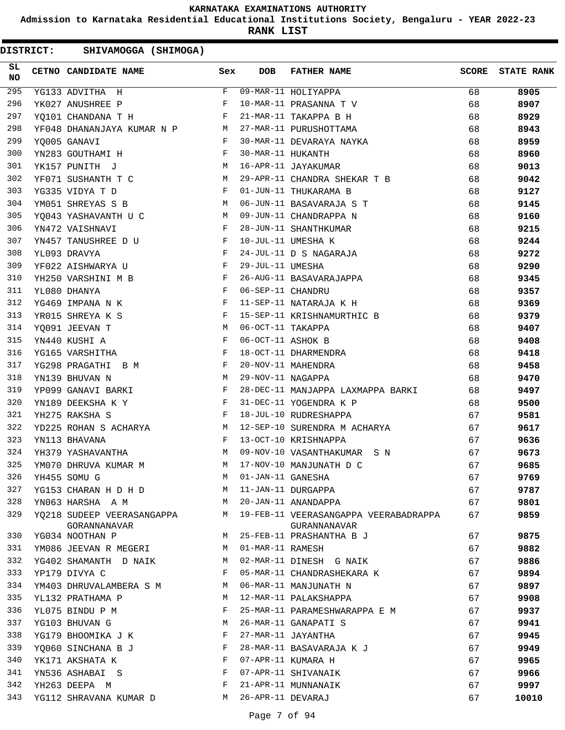# KARNATAKA EXAMINATIONS AUTHORITY

## Admission to Karnataka Residential Educational Institutions Society, Bengaluru - YEAR 2022-23

## RANK LIST

**DISTRICT: SHIVAMOGGA (SHIMOGA)**

| SL NO | CETNO | CANDIDATE NAME | Sex | DOB | FATHER NAME | SCORE | STATE RANK |
|---|---|---|---|---|---|---|---|
| 295 | YG133 | ADVITHA H | F | 09-MAR-11 | HOLIYAPPA | 68 | **8905** |
| 296 | YK027 | ANUSHREE P | F | 10-MAR-11 | PRASANNA T V | 68 | **8907** |
| 297 | YQ101 | CHANDANA T H | F | 21-MAR-11 | TAKAPPA B H | 68 | **8929** |
| 298 | YF048 | DHANANJAYA KUMAR N P | M | 27-MAR-11 | PURUSHOTTAMA | 68 | **8943** |
| 299 | YQ005 | GANAVI | F | 30-MAR-11 | DEVARAYA NAYKA | 68 | **8959** |
| 300 | YN283 | GOUTHAMI H | F | 30-MAR-11 | HUKANTH | 68 | **8960** |
| 301 | YK157 | PUNITH J | M | 16-APR-11 | JAYAKUMAR | 68 | **9013** |
| 302 | YF071 | SUSHANTH T C | M | 29-APR-11 | CHANDRA SHEKAR T B | 68 | **9042** |
| 303 | YG335 | VIDYA T D | F | 01-JUN-11 | THUKARAMA B | 68 | **9127** |
| 304 | YM051 | SHREYAS S B | M | 06-JUN-11 | BASAVARAJA S T | 68 | **9145** |
| 305 | YQ043 | YASHAVANTH U C | M | 09-JUN-11 | CHANDRAPPA N | 68 | **9160** |
| 306 | YN472 | VAISHNAVI | F | 28-JUN-11 | SHANTHKUMAR | 68 | **9215** |
| 307 | YN457 | TANUSHREE D U | F | 10-JUL-11 | UMESHA K | 68 | **9244** |
| 308 | YL093 | DRAVYA | F | 24-JUL-11 | D S NAGARAJA | 68 | **9272** |
| 309 | YF022 | AISHWARYA U | F | 29-JUL-11 | UMESHA | 68 | **9290** |
| 310 | YH250 | VARSHINI M B | F | 26-AUG-11 | BASAVARAJAPPA | 68 | **9345** |
| 311 | YL080 | DHANYA | F | 06-SEP-11 | CHANDRU | 68 | **9357** |
| 312 | YG469 | IMPANA N K | F | 11-SEP-11 | NATARAJA K H | 68 | **9369** |
| 313 | YR015 | SHREYA K S | F | 15-SEP-11 | KRISHNAMURTHIC B | 68 | **9379** |
| 314 | YQ091 | JEEVAN T | M | 06-OCT-11 | TAKAPPA | 68 | **9407** |
| 315 | YN440 | KUSHI A | F | 06-OCT-11 | ASHOK B | 68 | **9408** |
| 316 | YG165 | VARSHITHA | F | 18-OCT-11 | DHARMENDRA | 68 | **9418** |
| 317 | YG298 | PRAGATHI B M | F | 20-NOV-11 | MAHENDRA | 68 | **9458** |
| 318 | YN139 | BHUVAN N | M | 29-NOV-11 | NAGAPPA | 68 | **9470** |
| 319 | YP099 | GANAVI BARKI | F | 28-DEC-11 | MANJAPPA LAXMAPPA BARKI | 68 | **9497** |
| 320 | YN189 | DEEKSHA K Y | F | 31-DEC-11 | YOGENDRA K P | 68 | **9500** |
| 321 | YH275 | RAKSHA S | F | 18-JUL-10 | RUDRESHAPPA | 67 | **9581** |
| 322 | YD225 | ROHAN S ACHARYA | M | 12-SEP-10 | SURENDRA M ACHARYA | 67 | **9617** |
| 323 | YN113 | BHAVANA | F | 13-OCT-10 | KRISHNAPPA | 67 | **9636** |
| 324 | YH379 | YASHAVANTHA | M | 09-NOV-10 | VASANTHAKUMAR S N | 67 | **9673** |
| 325 | YM070 | DHRUVA KUMAR M | M | 17-NOV-10 | MANJUNATH D C | 67 | **9685** |
| 326 | YH455 | SOMU G | M | 01-JAN-11 | GANESHA | 67 | **9769** |
| 327 | YG153 | CHARAN H D H D | M | 11-JAN-11 | DURGAPPA | 67 | **9787** |
| 328 | YN063 | HARSHA A M | M | 20-JAN-11 | ANANDAPPA | 67 | **9801** |
| 329 | YQ218 | SUDEEP VEERASANGAPPA GORANNANAVAR | M | 19-FEB-11 | VEERASANGAPPA VEERABADRAPPA GURANNANAVAR | 67 | **9859** |
| 330 | YG034 | NOOTHAN P | M | 25-FEB-11 | PRASHANTHA B J | 67 | **9875** |
| 331 | YM086 | JEEVAN R MEGERI | M | 01-MAR-11 | RAMESH | 67 | **9882** |
| 332 | YG402 | SHAMANTH D NAIK | M | 02-MAR-11 | DINESH G NAIK | 67 | **9886** |
| 333 | YP179 | DIVYA C | F | 05-MAR-11 | CHANDRASHEKARA K | 67 | **9894** |
| 334 | YM403 | DHRUVALAMBERA S M | M | 06-MAR-11 | MANJUNATH N | 67 | **9897** |
| 335 | YL132 | PRATHAMA P | M | 12-MAR-11 | PALAKSHAPPA | 67 | **9908** |
| 336 | YL075 | BINDU P M | F | 25-MAR-11 | PARAMESHWARAPPA E M | 67 | **9937** |
| 337 | YG103 | BHUVAN G | M | 26-MAR-11 | GANAPATI S | 67 | **9941** |
| 338 | YG179 | BHOOMIKA J K | F | 27-MAR-11 | JAYANTHA | 67 | **9945** |
| 339 | YQ060 | SINCHANA B J | F | 28-MAR-11 | BASAVARAJA K J | 67 | **9949** |
| 340 | YK171 | AKSHATA K | F | 07-APR-11 | KUMARA H | 67 | **9965** |
| 341 | YN536 | ASHABAI S | F | 07-APR-11 | SHIVANAIK | 67 | **9966** |
| 342 | YH263 | DEEPA M | F | 21-APR-11 | MUNNANAIK | 67 | **9997** |
| 343 | YG112 | SHRAVANA KUMAR D | M | 26-APR-11 | DEVARAJ | 67 | **10010** |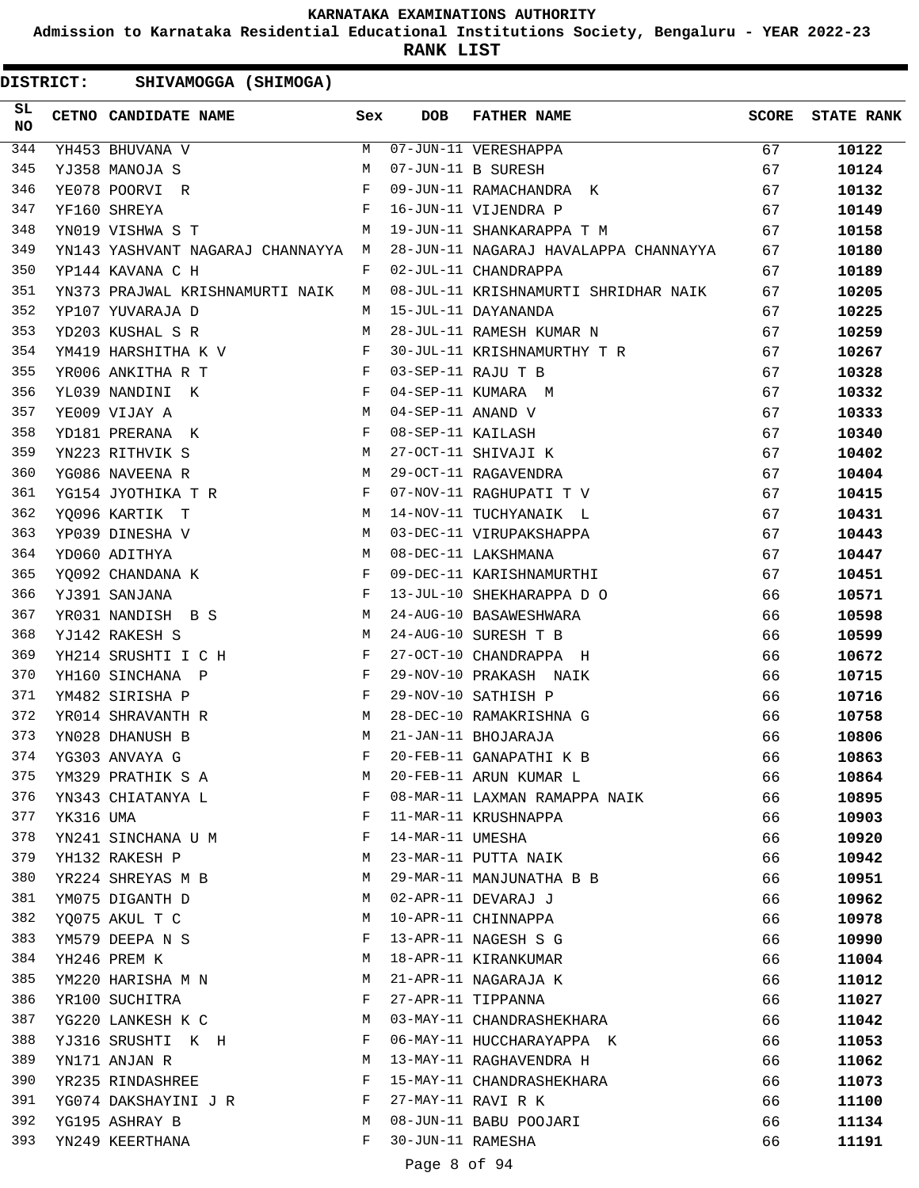KARNATAKA EXAMINATIONS AUTHORITY

Admission to Karnataka Residential Educational Institutions Society, Bengaluru - YEAR 2022-23

**RANK LIST**

**DISTRICT: SHIVAMOGGA (SHIMOGA)**

| SL NO | CETNO | CANDIDATE NAME | Sex | DOB | FATHER NAME | SCORE | STATE RANK |
|---|---|---|---|---|---|---|---|
| 344 | YH453 | BHUVANA V | M | 07-JUN-11 | VERESHAPPA | 67 | **10122** |
| 345 | YJ358 | MANOJA S | M | 07-JUN-11 | B SURESH | 67 | **10124** |
| 346 | YE078 | POORVI R | F | 09-JUN-11 | RAMACHANDRA K | 67 | **10132** |
| 347 | YF160 | SHREYA | F | 16-JUN-11 | VIJENDRA P | 67 | **10149** |
| 348 | YN019 | VISHWA S T | M | 19-JUN-11 | SHANKARAPPA T M | 67 | **10158** |
| 349 | YN143 | YASHVANT NAGARAJ CHANNAYYA | M | 28-JUN-11 | NAGARAJ HAVALAPPA CHANNAYYA | 67 | **10180** |
| 350 | YP144 | KAVANA C H | F | 02-JUL-11 | CHANDRAPPA | 67 | **10189** |
| 351 | YN373 | PRAJWAL KRISHNAMURTI NAIK | M | 08-JUL-11 | KRISHNAMURTI SHRIDHAR NAIK | 67 | **10205** |
| 352 | YP107 | YUVARAJA D | M | 15-JUL-11 | DAYANANDA | 67 | **10225** |
| 353 | YD203 | KUSHAL S R | M | 28-JUL-11 | RAMESH KUMAR N | 67 | **10259** |
| 354 | YM419 | HARSHITHA K V | F | 30-JUL-11 | KRISHNAMURTHY T R | 67 | **10267** |
| 355 | YR006 | ANKITHA R T | F | 03-SEP-11 | RAJU T B | 67 | **10328** |
| 356 | YL039 | NANDINI K | F | 04-SEP-11 | KUMARA M | 67 | **10332** |
| 357 | YE009 | VIJAY A | M | 04-SEP-11 | ANAND V | 67 | **10333** |
| 358 | YD181 | PRERANA K | F | 08-SEP-11 | KAILASH | 67 | **10340** |
| 359 | YN223 | RITHVIK S | M | 27-OCT-11 | SHIVAJI K | 67 | **10402** |
| 360 | YG086 | NAVEENA R | M | 29-OCT-11 | RAGAVENDRA | 67 | **10404** |
| 361 | YG154 | JYOTHIKA T R | F | 07-NOV-11 | RAGHUPATI T V | 67 | **10415** |
| 362 | YQ096 | KARTIK T | M | 14-NOV-11 | TUCHYANAIK L | 67 | **10431** |
| 363 | YP039 | DINESHA V | M | 03-DEC-11 | VIRUPAKSHAPPA | 67 | **10443** |
| 364 | YD060 | ADITHYA | M | 08-DEC-11 | LAKSHMANA | 67 | **10447** |
| 365 | YQ092 | CHANDANA K | F | 09-DEC-11 | KARISHNAMURTHI | 67 | **10451** |
| 366 | YJ391 | SANJANA | F | 13-JUL-10 | SHEKHARAPPA D O | 66 | **10571** |
| 367 | YR031 | NANDISH B S | M | 24-AUG-10 | BASAWESHWARA | 66 | **10598** |
| 368 | YJ142 | RAKESH S | M | 24-AUG-10 | SURESH T B | 66 | **10599** |
| 369 | YH214 | SRUSHTI I C H | F | 27-OCT-10 | CHANDRAPPA H | 66 | **10672** |
| 370 | YH160 | SINCHANA P | F | 29-NOV-10 | PRAKASH NAIK | 66 | **10715** |
| 371 | YM482 | SIRISHA P | F | 29-NOV-10 | SATHISH P | 66 | **10716** |
| 372 | YR014 | SHRAVANTH R | M | 28-DEC-10 | RAMAKRISHNA G | 66 | **10758** |
| 373 | YN028 | DHANUSH B | M | 21-JAN-11 | BHOJARAJA | 66 | **10806** |
| 374 | YG303 | ANVAYA G | F | 20-FEB-11 | GANAPATHI K B | 66 | **10863** |
| 375 | YM329 | PRATHIK S A | M | 20-FEB-11 | ARUN KUMAR L | 66 | **10864** |
| 376 | YN343 | CHIATANYA L | F | 08-MAR-11 | LAXMAN RAMAPPA NAIK | 66 | **10895** |
| 377 | YK316 | UMA | F | 11-MAR-11 | KRUSHNAPPA | 66 | **10903** |
| 378 | YN241 | SINCHANA U M | F | 14-MAR-11 | UMESHA | 66 | **10920** |
| 379 | YH132 | RAKESH P | M | 23-MAR-11 | PUTTA NAIK | 66 | **10942** |
| 380 | YR224 | SHREYAS M B | M | 29-MAR-11 | MANJUNATHA B B | 66 | **10951** |
| 381 | YM075 | DIGANTH D | M | 02-APR-11 | DEVARAJ J | 66 | **10962** |
| 382 | YQ075 | AKUL T C | M | 10-APR-11 | CHINNAPPA | 66 | **10978** |
| 383 | YM579 | DEEPA N S | F | 13-APR-11 | NAGESH S G | 66 | **10990** |
| 384 | YH246 | PREM K | M | 18-APR-11 | KIRANKUMAR | 66 | **11004** |
| 385 | YM220 | HARISHA M N | M | 21-APR-11 | NAGARAJA K | 66 | **11012** |
| 386 | YR100 | SUCHITRA | F | 27-APR-11 | TIPPANNA | 66 | **11027** |
| 387 | YG220 | LANKESH K C | M | 03-MAY-11 | CHANDRASHEKHARA | 66 | **11042** |
| 388 | YJ316 | SRUSHTI K H | F | 06-MAY-11 | HUCCHARAYAPPA K | 66 | **11053** |
| 389 | YN171 | ANJAN R | M | 13-MAY-11 | RAGHAVENDRA H | 66 | **11062** |
| 390 | YR235 | RINDASHREE | F | 15-MAY-11 | CHANDRASHEKHARA | 66 | **11073** |
| 391 | YG074 | DAKSHAYINI J R | F | 27-MAY-11 | RAVI R K | 66 | **11100** |
| 392 | YG195 | ASHRAY B | M | 08-JUN-11 | BABU POOJARI | 66 | **11134** |
| 393 | YN249 | KEERTHANA | F | 30-JUN-11 | RAMESHA | 66 | **11191** |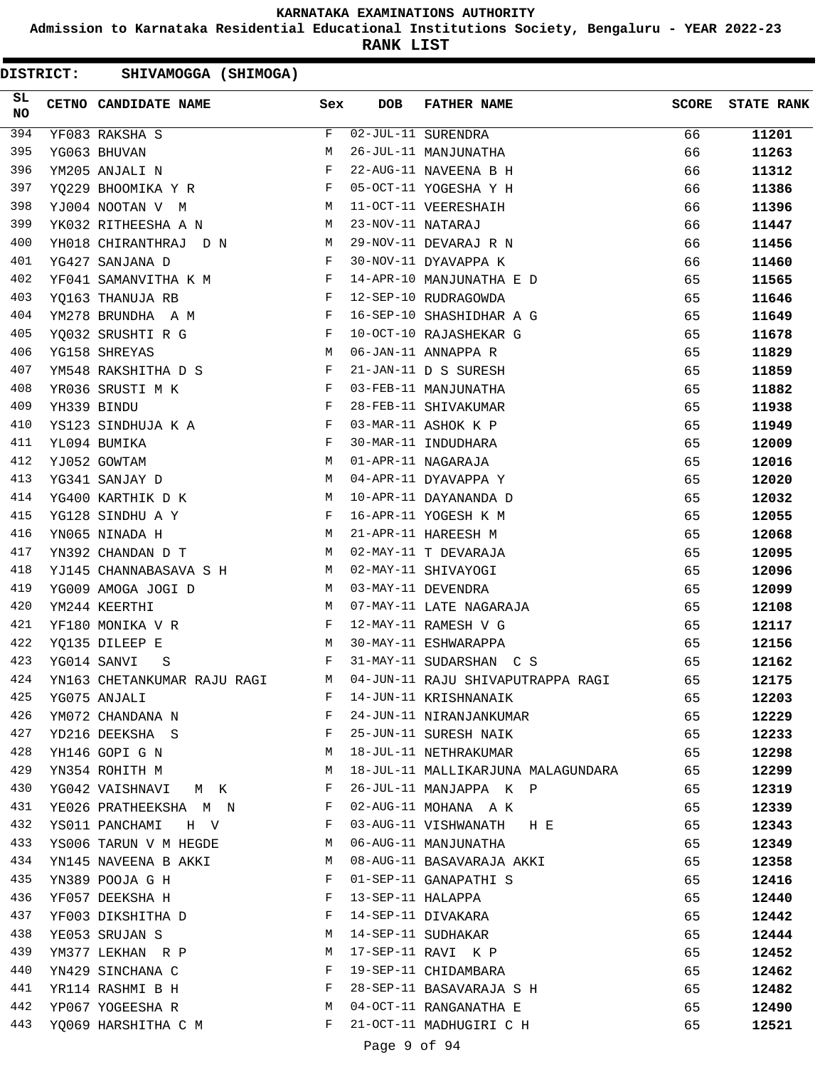**KARNATAKA EXAMINATIONS AUTHORITY**

**Admission to Karnataka Residential Educational Institutions Society, Bengaluru - YEAR 2022-23**

**RANK LIST**

**DISTRICT: SHIVAMOGGA (SHIMOGA)**

| SL NO | CETNO | CANDIDATE NAME | Sex | DOB | FATHER NAME | SCORE | STATE RANK |
|---|---|---|---|---|---|---|---|
| 394 | YF083 | RAKSHA S | F | 02-JUL-11 | SURENDRA | 66 | **11201** |
| 395 | YG063 | BHUVAN | M | 26-JUL-11 | MANJUNATHA | 66 | **11263** |
| 396 | YM205 | ANJALI N | F | 22-AUG-11 | NAVEENA B H | 66 | **11312** |
| 397 | YQ229 | BHOOMIKA Y R | F | 05-OCT-11 | YOGESHA Y H | 66 | **11386** |
| 398 | YJ004 | NOOTAN V M | M | 11-OCT-11 | VEERESHAIH | 66 | **11396** |
| 399 | YK032 | RITHEESHA A N | M | 23-NOV-11 | NATARAJ | 66 | **11447** |
| 400 | YH018 | CHIRANTHRAJ D N | M | 29-NOV-11 | DEVARAJ R N | 66 | **11456** |
| 401 | YG427 | SANJANA D | F | 30-NOV-11 | DYAVAPPA K | 66 | **11460** |
| 402 | YF041 | SAMANVITHA K M | F | 14-APR-10 | MANJUNATHA E D | 65 | **11565** |
| 403 | YQ163 | THANUJA RB | F | 12-SEP-10 | RUDRAGOWDA | 65 | **11646** |
| 404 | YM278 | BRUNDHA A M | F | 16-SEP-10 | SHASHIDHAR A G | 65 | **11649** |
| 405 | YQ032 | SRUSHTI R G | F | 10-OCT-10 | RAJASHEKAR G | 65 | **11678** |
| 406 | YG158 | SHREYAS | M | 06-JAN-11 | ANNAPPA R | 65 | **11829** |
| 407 | YM548 | RAKSHITHA D S | F | 21-JAN-11 | D S SURESH | 65 | **11859** |
| 408 | YR036 | SRUSTI M K | F | 03-FEB-11 | MANJUNATHA | 65 | **11882** |
| 409 | YH339 | BINDU | F | 28-FEB-11 | SHIVAKUMAR | 65 | **11938** |
| 410 | YS123 | SINDHUJA K A | F | 03-MAR-11 | ASHOK K P | 65 | **11949** |
| 411 | YL094 | BUMIKA | F | 30-MAR-11 | INDUDHARA | 65 | **12009** |
| 412 | YJ052 | GOWTAM | M | 01-APR-11 | NAGARAJA | 65 | **12016** |
| 413 | YG341 | SANJAY D | M | 04-APR-11 | DYAVAPPA Y | 65 | **12020** |
| 414 | YG400 | KARTHIK D K | M | 10-APR-11 | DAYANANDA D | 65 | **12032** |
| 415 | YG128 | SINDHU A Y | F | 16-APR-11 | YOGESH K M | 65 | **12055** |
| 416 | YN065 | NINADA H | M | 21-APR-11 | HAREESH M | 65 | **12068** |
| 417 | YN392 | CHANDAN D T | M | 02-MAY-11 | T DEVARAJA | 65 | **12095** |
| 418 | YJ145 | CHANNABASAVA S H | M | 02-MAY-11 | SHIVAYOGI | 65 | **12096** |
| 419 | YG009 | AMOGA JOGI D | M | 03-MAY-11 | DEVENDRA | 65 | **12099** |
| 420 | YM244 | KEERTHI | M | 07-MAY-11 | LATE NAGARAJA | 65 | **12108** |
| 421 | YF180 | MONIKA V R | F | 12-MAY-11 | RAMESH V G | 65 | **12117** |
| 422 | YQ135 | DILEEP E | M | 30-MAY-11 | ESHWARAPPA | 65 | **12156** |
| 423 | YG014 | SANVI S | F | 31-MAY-11 | SUDARSHAN C S | 65 | **12162** |
| 424 | YN163 | CHETANKUMAR RAJU RAGI | M | 04-JUN-11 | RAJU SHIVAPUTRAPPA RAGI | 65 | **12175** |
| 425 | YG075 | ANJALI | F | 14-JUN-11 | KRISHNANAIK | 65 | **12203** |
| 426 | YM072 | CHANDANA N | F | 24-JUN-11 | NIRANJANKUMAR | 65 | **12229** |
| 427 | YD216 | DEEKSHA S | F | 25-JUN-11 | SURESH NAIK | 65 | **12233** |
| 428 | YH146 | GOPI G N | M | 18-JUL-11 | NETHRAKUMAR | 65 | **12298** |
| 429 | YN354 | ROHITH M | M | 18-JUL-11 | MALLIKARJUNA MALAGUNDARA | 65 | **12299** |
| 430 | YG042 | VAISHNAVI M K | F | 26-JUL-11 | MANJAPPA K P | 65 | **12319** |
| 431 | YE026 | PRATHEEKSHA M N | F | 02-AUG-11 | MOHANA A K | 65 | **12339** |
| 432 | YS011 | PANCHAMI H V | F | 03-AUG-11 | VISHWANATH H E | 65 | **12343** |
| 433 | YS006 | TARUN V M HEGDE | M | 06-AUG-11 | MANJUNATHA | 65 | **12349** |
| 434 | YN145 | NAVEENA B AKKI | M | 08-AUG-11 | BASAVARAJA AKKI | 65 | **12358** |
| 435 | YN389 | POOJA G H | F | 01-SEP-11 | GANAPATHI S | 65 | **12416** |
| 436 | YF057 | DEEKSHA H | F | 13-SEP-11 | HALAPPA | 65 | **12440** |
| 437 | YF003 | DIKSHITHA D | F | 14-SEP-11 | DIVAKARA | 65 | **12442** |
| 438 | YE053 | SRUJAN S | M | 14-SEP-11 | SUDHAKAR | 65 | **12444** |
| 439 | YM377 | LEKHAN R P | M | 17-SEP-11 | RAVI K P | 65 | **12452** |
| 440 | YN429 | SINCHANA C | F | 19-SEP-11 | CHIDAMBARA | 65 | **12462** |
| 441 | YR114 | RASHMI B H | F | 28-SEP-11 | BASAVARAJA S H | 65 | **12482** |
| 442 | YP067 | YOGEESHA R | M | 04-OCT-11 | RANGANATHA E | 65 | **12490** |
| 443 | YQ069 | HARSHITHA C M | F | 21-OCT-11 | MADHUGIRI C H | 65 | **12521** |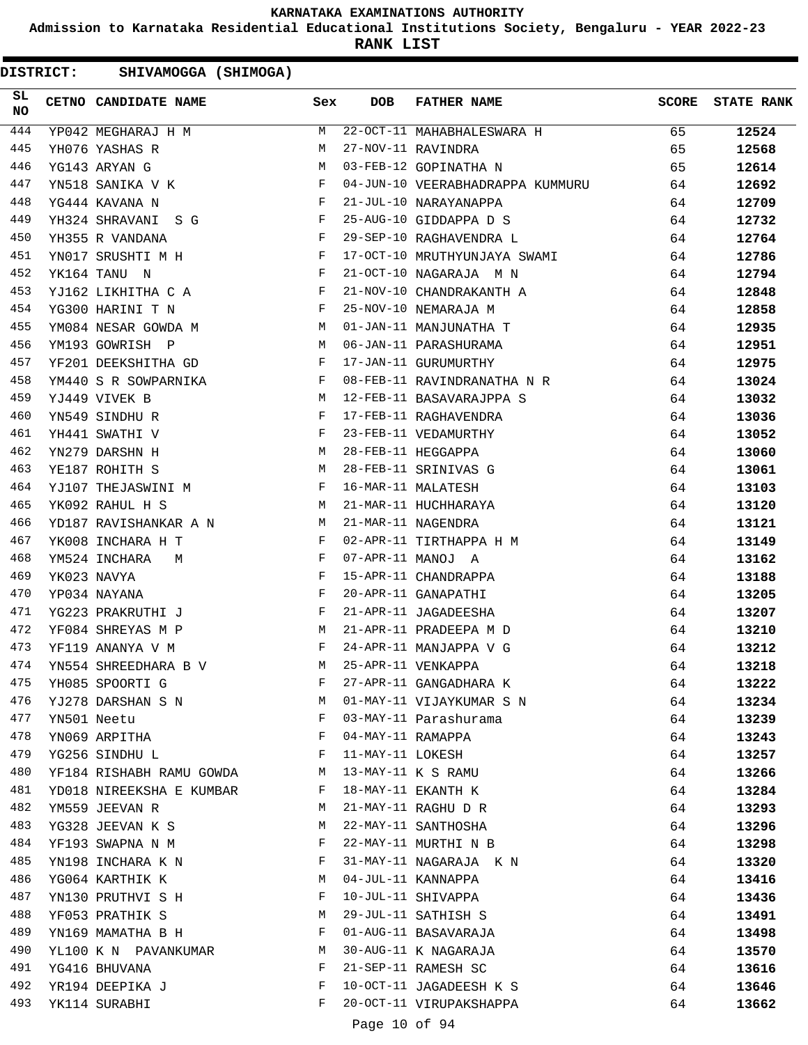# KARNATAKA EXAMINATIONS AUTHORITY

## Admission to Karnataka Residential Educational Institutions Society, Bengaluru - YEAR 2022-23

## RANK LIST

**DISTRICT: SHIVAMOGGA (SHIMOGA)**

| SL NO | CETNO | CANDIDATE NAME | Sex | DOB | FATHER NAME | SCORE | STATE RANK |
|---|---|---|---|---|---|---|---|
| 444 | YP042 | MEGHARAJ H M | M | 22-OCT-11 | MAHABHALESWARA H | 65 | **12524** |
| 445 | YH076 | YASHAS R | M | 27-NOV-11 | RAVINDRA | 65 | **12568** |
| 446 | YG143 | ARYAN G | M | 03-FEB-12 | GOPINATHA N | 65 | **12614** |
| 447 | YN518 | SANIKA V K | F | 04-JUN-10 | VEERABHADRAPPA KUMMURU | 64 | **12692** |
| 448 | YG444 | KAVANA N | F | 21-JUL-10 | NARAYANAPPA | 64 | **12709** |
| 449 | YH324 | SHRAVANI S G | F | 25-AUG-10 | GIDDAPPA D S | 64 | **12732** |
| 450 | YH355 | R VANDANA | F | 29-SEP-10 | RAGHAVENDRA L | 64 | **12764** |
| 451 | YN017 | SRUSHTI M H | F | 17-OCT-10 | MRUTHYUNJAYA SWAMI | 64 | **12786** |
| 452 | YK164 | TANU N | F | 21-OCT-10 | NAGARAJA M N | 64 | **12794** |
| 453 | YJ162 | LIKHITHA C A | F | 21-NOV-10 | CHANDRAKANTH A | 64 | **12848** |
| 454 | YG300 | HARINI T N | F | 25-NOV-10 | NEMARAJA M | 64 | **12858** |
| 455 | YM084 | NESAR GOWDA M | M | 01-JAN-11 | MANJUNATHA T | 64 | **12935** |
| 456 | YM193 | GOWRISH P | M | 06-JAN-11 | PARASHURAMA | 64 | **12951** |
| 457 | YF201 | DEEKSHITHA GD | F | 17-JAN-11 | GURUMURTHY | 64 | **12975** |
| 458 | YM440 | S R SOWPARNIKA | F | 08-FEB-11 | RAVINDRANATHA N R | 64 | **13024** |
| 459 | YJ449 | VIVEK B | M | 12-FEB-11 | BASAVARAJPPA S | 64 | **13032** |
| 460 | YN549 | SINDHU R | F | 17-FEB-11 | RAGHAVENDRA | 64 | **13036** |
| 461 | YH441 | SWATHI V | F | 23-FEB-11 | VEDAMURTHY | 64 | **13052** |
| 462 | YN279 | DARSHN H | M | 28-FEB-11 | HEGGAPPA | 64 | **13060** |
| 463 | YE187 | ROHITH S | M | 28-FEB-11 | SRINIVAS G | 64 | **13061** |
| 464 | YJ107 | THEJASWINI M | F | 16-MAR-11 | MALATESH | 64 | **13103** |
| 465 | YK092 | RAHUL H S | M | 21-MAR-11 | HUCHHARAYA | 64 | **13120** |
| 466 | YD187 | RAVISHANKAR A N | M | 21-MAR-11 | NAGENDRA | 64 | **13121** |
| 467 | YK008 | INCHARA H T | F | 02-APR-11 | TIRTHAPPA H M | 64 | **13149** |
| 468 | YM524 | INCHARA M | F | 07-APR-11 | MANOJ A | 64 | **13162** |
| 469 | YK023 | NAVYA | F | 15-APR-11 | CHANDRAPPA | 64 | **13188** |
| 470 | YP034 | NAYANA | F | 20-APR-11 | GANAPATHI | 64 | **13205** |
| 471 | YG223 | PRAKRUTHI J | F | 21-APR-11 | JAGADEESHA | 64 | **13207** |
| 472 | YF084 | SHREYAS M P | M | 21-APR-11 | PRADEEPA M D | 64 | **13210** |
| 473 | YF119 | ANANYA V M | F | 24-APR-11 | MANJAPPA V G | 64 | **13212** |
| 474 | YN554 | SHREEDHARA B V | M | 25-APR-11 | VENKAPPA | 64 | **13218** |
| 475 | YH085 | SPOORTI G | F | 27-APR-11 | GANGADHARA K | 64 | **13222** |
| 476 | YJ278 | DARSHAN S N | M | 01-MAY-11 | VIJAYKUMAR S N | 64 | **13234** |
| 477 | YN501 | Neetu | F | 03-MAY-11 | Parashurama | 64 | **13239** |
| 478 | YN069 | ARPITHA | F | 04-MAY-11 | RAMAPPA | 64 | **13243** |
| 479 | YG256 | SINDHU L | F | 11-MAY-11 | LOKESH | 64 | **13257** |
| 480 | YF184 | RISHABH RAMU GOWDA | M | 13-MAY-11 | K S RAMU | 64 | **13266** |
| 481 | YD018 | NIREEKSHA E KUMBAR | F | 18-MAY-11 | EKANTH K | 64 | **13284** |
| 482 | YM559 | JEEVAN R | M | 21-MAY-11 | RAGHU D R | 64 | **13293** |
| 483 | YG328 | JEEVAN K S | M | 22-MAY-11 | SANTHOSHA | 64 | **13296** |
| 484 | YF193 | SWAPNA N M | F | 22-MAY-11 | MURTHI N B | 64 | **13298** |
| 485 | YN198 | INCHARA K N | F | 31-MAY-11 | NAGARAJA K N | 64 | **13320** |
| 486 | YG064 | KARTHIK K | M | 04-JUL-11 | KANNAPPA | 64 | **13416** |
| 487 | YN130 | PRUTHVI S H | F | 10-JUL-11 | SHIVAPPA | 64 | **13436** |
| 488 | YF053 | PRATHIK S | M | 29-JUL-11 | SATHISH S | 64 | **13491** |
| 489 | YN169 | MAMATHA B H | F | 01-AUG-11 | BASAVARAJA | 64 | **13498** |
| 490 | YL100 | K N PAVANKUMAR | M | 30-AUG-11 | K NAGARAJA | 64 | **13570** |
| 491 | YG416 | BHUVANA | F | 21-SEP-11 | RAMESH SC | 64 | **13616** |
| 492 | YR194 | DEEPIKA J | F | 10-OCT-11 | JAGADEESH K S | 64 | **13646** |
| 493 | YK114 | SURABHI | F | 20-OCT-11 | VIRUPAKSHAPPA | 64 | **13662** |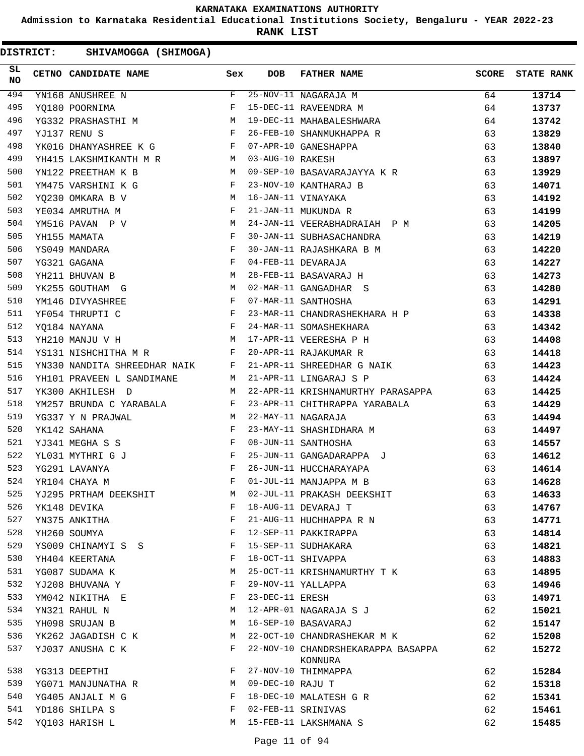**KARNATAKA EXAMINATIONS AUTHORITY**

**Admission to Karnataka Residential Educational Institutions Society, Bengaluru - YEAR 2022-23**

**RANK LIST**

**DISTRICT: SHIVAMOGGA (SHIMOGA)**

| SL NO | CETNO | CANDIDATE NAME | Sex | DOB | FATHER NAME | SCORE | STATE RANK |
|---|---|---|---|---|---|---|---|
| 494 | YN168 | ANUSHREE N | F | 25-NOV-11 | NAGARAJA M | 64 | 13714 |
| 495 | YQ180 | POORNIMA | F | 15-DEC-11 | RAVEENDRA M | 64 | 13737 |
| 496 | YG332 | PRASHASTHI M | M | 19-DEC-11 | MAHABALESHWARA | 64 | 13742 |
| 497 | YJ137 | RENU S | F | 26-FEB-10 | SHANMUKHAPPA R | 63 | 13829 |
| 498 | YK016 | DHANYASHREE K G | F | 07-APR-10 | GANESHAPPA | 63 | 13840 |
| 499 | YH415 | LAKSHMIKANTH M R | M | 03-AUG-10 | RAKESH | 63 | 13897 |
| 500 | YN122 | PREETHAM K B | M | 09-SEP-10 | BASAVARAJAYYA K R | 63 | 13929 |
| 501 | YM475 | VARSHINI K G | F | 23-NOV-10 | KANTHARAJ B | 63 | 14071 |
| 502 | YQ230 | OMKARA B V | M | 16-JAN-11 | VINAYAKA | 63 | 14192 |
| 503 | YE034 | AMRUTHA M | F | 21-JAN-11 | MUKUNDA R | 63 | 14199 |
| 504 | YM516 | PAVAN P V | M | 24-JAN-11 | VEERABHADRAIAH P M | 63 | 14205 |
| 505 | YH155 | MAMATA | F | 30-JAN-11 | SUBHASACHANDRA | 63 | 14219 |
| 506 | YS049 | MANDARA | F | 30-JAN-11 | RAJASHKARA B M | 63 | 14220 |
| 507 | YG321 | GAGANA | F | 04-FEB-11 | DEVARAJA | 63 | 14227 |
| 508 | YH211 | BHUVAN B | M | 28-FEB-11 | BASAVARAJ H | 63 | 14273 |
| 509 | YK255 | GOUTHAM G | M | 02-MAR-11 | GANGADHAR S | 63 | 14280 |
| 510 | YM146 | DIVYASHREE | F | 07-MAR-11 | SANTHOSHA | 63 | 14291 |
| 511 | YF054 | THRUPTI C | F | 23-MAR-11 | CHANDRASHEKHARA H P | 63 | 14338 |
| 512 | YQ184 | NAYANA | F | 24-MAR-11 | SOMASHEKHARA | 63 | 14342 |
| 513 | YH210 | MANJU V H | M | 17-APR-11 | VEERESHA P H | 63 | 14408 |
| 514 | YS131 | NISHCHITHA M R | F | 20-APR-11 | RAJAKUMAR R | 63 | 14418 |
| 515 | YN330 | NANDITA SHREEDHAR NAIK | F | 21-APR-11 | SHREEDHAR G NAIK | 63 | 14423 |
| 516 | YH101 | PRAVEEN L SANDIMANE | M | 21-APR-11 | LINGARAJ S P | 63 | 14424 |
| 517 | YK300 | AKHILESH D | M | 22-APR-11 | KRISHNAMURTHY PARASAPPA | 63 | 14425 |
| 518 | YM257 | BRUNDA C YARABALA | F | 23-APR-11 | CHITHRAPPA YARABALA | 63 | 14429 |
| 519 | YG337 | Y N PRAJWAL | M | 22-MAY-11 | NAGARAJA | 63 | 14494 |
| 520 | YK142 | SAHANA | F | 23-MAY-11 | SHASHIDHARA M | 63 | 14497 |
| 521 | YJ341 | MEGHA S S | F | 08-JUN-11 | SANTHOSHA | 63 | 14557 |
| 522 | YL031 | MYTHRI G J | F | 25-JUN-11 | GANGADARAPPA J | 63 | 14612 |
| 523 | YG291 | LAVANYA | F | 26-JUN-11 | HUCCHARAYAPA | 63 | 14614 |
| 524 | YR104 | CHAYA M | F | 01-JUL-11 | MANJAPPA M B | 63 | 14628 |
| 525 | YJ295 | PRTHAM DEEKSHIT | M | 02-JUL-11 | PRAKASH DEEKSHIT | 63 | 14633 |
| 526 | YK148 | DEVIKA | F | 18-AUG-11 | DEVARAJ T | 63 | 14767 |
| 527 | YN375 | ANKITHA | F | 21-AUG-11 | HUCHHAPPA R N | 63 | 14771 |
| 528 | YH260 | SOUMYA | F | 12-SEP-11 | PAKKIRAPPA | 63 | 14814 |
| 529 | YS009 | CHINAMYI S S | F | 15-SEP-11 | SUDHAKARA | 63 | 14821 |
| 530 | YH404 | KEERTANA | F | 18-OCT-11 | SHIVAPPA | 63 | 14883 |
| 531 | YG087 | SUDAMA K | M | 25-OCT-11 | KRISHNAMURTHY T K | 63 | 14895 |
| 532 | YJ208 | BHUVANA Y | F | 29-NOV-11 | YALLAPPA | 63 | 14946 |
| 533 | YM042 | NIKITHA E | F | 23-DEC-11 | ERESH | 63 | 14971 |
| 534 | YN321 | RAHUL N | M | 12-APR-01 | NAGARAJA S J | 62 | 15021 |
| 535 | YH098 | SRUJAN B | M | 16-SEP-10 | BASAVARAJ | 62 | 15147 |
| 536 | YK262 | JAGADISH C K | M | 22-OCT-10 | CHANDRASHEKAR M K | 62 | 15208 |
| 537 | YJ037 | ANUSHA C K | F | 22-NOV-10 | CHANDRSHEKARAPPA BASAPPA KONNURA | 62 | 15272 |
| 538 | YG313 | DEEPTHI | F | 27-NOV-10 | THIMMAPPA | 62 | 15284 |
| 539 | YG071 | MANJUNATHA R | M | 09-DEC-10 | RAJU T | 62 | 15318 |
| 540 | YG405 | ANJALI M G | F | 18-DEC-10 | MALATESH G R | 62 | 15341 |
| 541 | YD186 | SHILPA S | F | 02-FEB-11 | SRINIVAS | 62 | 15461 |
| 542 | YQ103 | HARISH L | M | 15-FEB-11 | LAKSHMANA S | 62 | 15485 |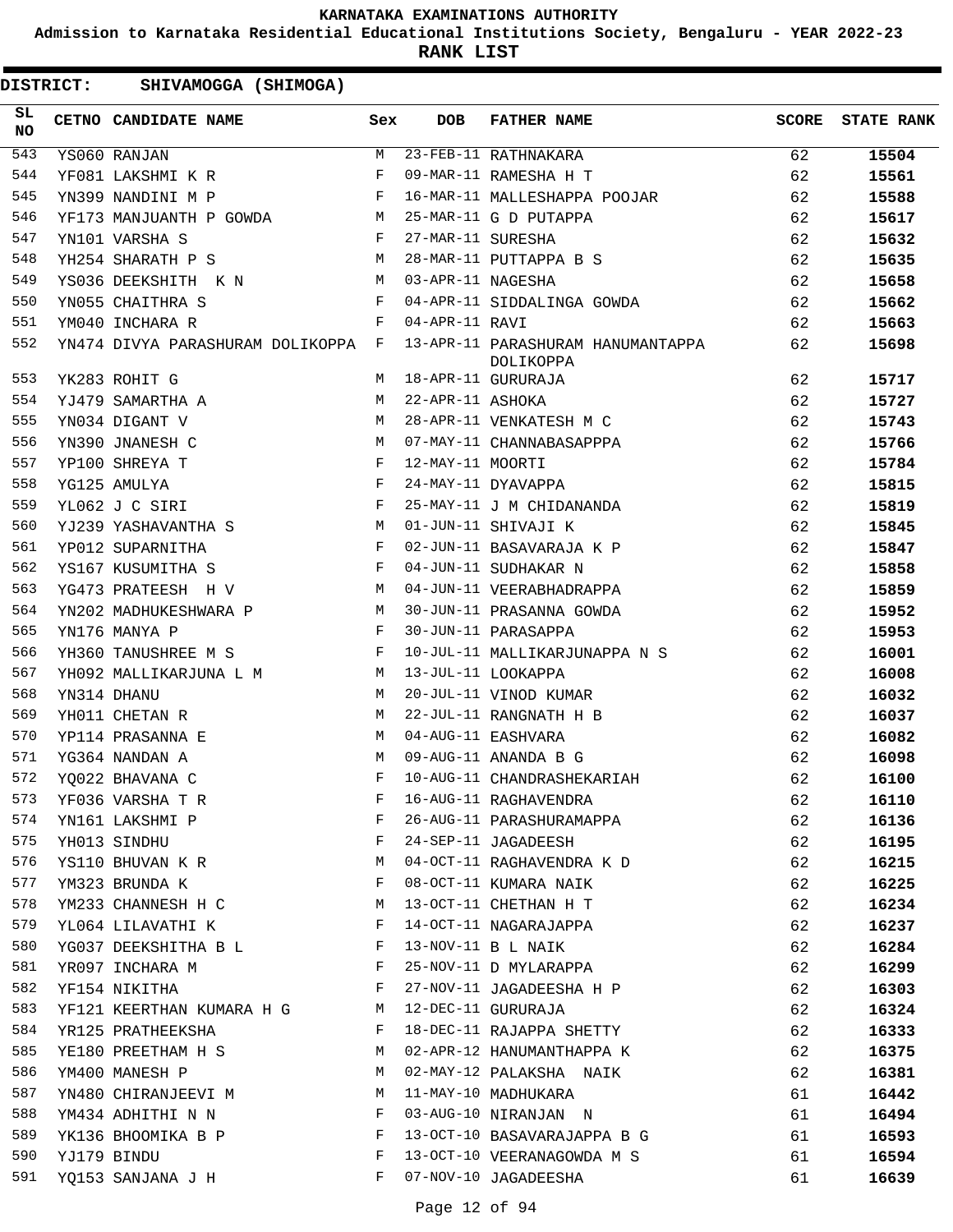# KARNATAKA EXAMINATIONS AUTHORITY

**Admission to Karnataka Residential Educational Institutions Society, Bengaluru - YEAR 2022-23**

**RANK LIST**

**DISTRICT: SHIVAMOGGA (SHIMOGA)**

| SL NO | CETNO | CANDIDATE NAME | Sex | DOB | FATHER NAME | SCORE | STATE RANK |
|---|---|---|---|---|---|---|---|
| 543 | YS060 | RANJAN | M | 23-FEB-11 | RATHNAKARA | 62 | 15504 |
| 544 | YF081 | LAKSHMI K R | F | 09-MAR-11 | RAMESHA H T | 62 | 15561 |
| 545 | YN399 | NANDINI M P | F | 16-MAR-11 | MALLESHAPPA POOJAR | 62 | 15588 |
| 546 | YF173 | MANJUANTH P GOWDA | M | 25-MAR-11 | G D PUTAPPA | 62 | 15617 |
| 547 | YN101 | VARSHA S | F | 27-MAR-11 | SURESHA | 62 | 15632 |
| 548 | YH254 | SHARATH P S | M | 28-MAR-11 | PUTTAPPA B S | 62 | 15635 |
| 549 | YS036 | DEEKSHITH K N | M | 03-APR-11 | NAGESHA | 62 | 15658 |
| 550 | YN055 | CHAITHRA S | F | 04-APR-11 | SIDDALINGA GOWDA | 62 | 15662 |
| 551 | YM040 | INCHARA R | F | 04-APR-11 | RAVI | 62 | 15663 |
| 552 | YN474 | DIVYA PARASHURAM DOLIKOPPA | F | 13-APR-11 | PARASHURAM HANUMANTAPPA DOLIKOPPA | 62 | 15698 |
| 553 | YK283 | ROHIT G | M | 18-APR-11 | GURURAJA | 62 | 15717 |
| 554 | YJ479 | SAMARTHA A | M | 22-APR-11 | ASHOKA | 62 | 15727 |
| 555 | YN034 | DIGANT V | M | 28-APR-11 | VENKATESH M C | 62 | 15743 |
| 556 | YN390 | JNANESH C | M | 07-MAY-11 | CHANNABASAPPPA | 62 | 15766 |
| 557 | YP100 | SHREYA T | F | 12-MAY-11 | MOORTI | 62 | 15784 |
| 558 | YG125 | AMULYA | F | 24-MAY-11 | DYAVAPPA | 62 | 15815 |
| 559 | YL062 | J C SIRI | F | 25-MAY-11 | J M CHIDANANDA | 62 | 15819 |
| 560 | YJ239 | YASHAVANTHA S | M | 01-JUN-11 | SHIVAJI K | 62 | 15845 |
| 561 | YP012 | SUPARNITHA | F | 02-JUN-11 | BASAVARAJA K P | 62 | 15847 |
| 562 | YS167 | KUSUMITHA S | F | 04-JUN-11 | SUDHAKAR N | 62 | 15858 |
| 563 | YG473 | PRATEESH H V | M | 04-JUN-11 | VEERABHADRAPPA | 62 | 15859 |
| 564 | YN202 | MADHUKESHWARA P | M | 30-JUN-11 | PRASANNA GOWDA | 62 | 15952 |
| 565 | YN176 | MANYA P | F | 30-JUN-11 | PARASAPPA | 62 | 15953 |
| 566 | YH360 | TANUSHREE M S | F | 10-JUL-11 | MALLIKARJUNAPPA N S | 62 | 16001 |
| 567 | YH092 | MALLIKARJUNA L M | M | 13-JUL-11 | LOOKAPPA | 62 | 16008 |
| 568 | YN314 | DHANU | M | 20-JUL-11 | VINOD KUMAR | 62 | 16032 |
| 569 | YH011 | CHETAN R | M | 22-JUL-11 | RANGNATH H B | 62 | 16037 |
| 570 | YP114 | PRASANNA E | M | 04-AUG-11 | EASHVARA | 62 | 16082 |
| 571 | YG364 | NANDAN A | M | 09-AUG-11 | ANANDA B G | 62 | 16098 |
| 572 | YQ022 | BHAVANA C | F | 10-AUG-11 | CHANDRASHEKARIAH | 62 | 16100 |
| 573 | YF036 | VARSHA T R | F | 16-AUG-11 | RAGHAVENDRA | 62 | 16110 |
| 574 | YN161 | LAKSHMI P | F | 26-AUG-11 | PARASHURAMAPPA | 62 | 16136 |
| 575 | YH013 | SINDHU | F | 24-SEP-11 | JAGADEESH | 62 | 16195 |
| 576 | YS110 | BHUVAN K R | M | 04-OCT-11 | RAGHAVENDRA K D | 62 | 16215 |
| 577 | YM323 | BRUNDA K | F | 08-OCT-11 | KUMARA NAIK | 62 | 16225 |
| 578 | YM233 | CHANNESH H C | M | 13-OCT-11 | CHETHAN H T | 62 | 16234 |
| 579 | YL064 | LILAVATHI K | F | 14-OCT-11 | NAGARAJAPPA | 62 | 16237 |
| 580 | YG037 | DEEKSHITHA B L | F | 13-NOV-11 | B L NAIK | 62 | 16284 |
| 581 | YR097 | INCHARA M | F | 25-NOV-11 | D MYLARAPPA | 62 | 16299 |
| 582 | YF154 | NIKITHA | F | 27-NOV-11 | JAGADEESHA H P | 62 | 16303 |
| 583 | YF121 | KEERTHAN KUMARA H G | M | 12-DEC-11 | GURURAJA | 62 | 16324 |
| 584 | YR125 | PRATHEEKSHA | F | 18-DEC-11 | RAJAPPA SHETTY | 62 | 16333 |
| 585 | YE180 | PREETHAM H S | M | 02-APR-12 | HANUMANTHAPPA K | 62 | 16375 |
| 586 | YM400 | MANESH P | M | 02-MAY-12 | PALAKSHA NAIK | 62 | 16381 |
| 587 | YN480 | CHIRANJEEVI M | M | 11-MAY-10 | MADHUKARA | 61 | 16442 |
| 588 | YM434 | ADHITHI N N | F | 03-AUG-10 | NIRANJAN N | 61 | 16494 |
| 589 | YK136 | BHOOMIKA B P | F | 13-OCT-10 | BASAVARAJAPPA B G | 61 | 16593 |
| 590 | YJ179 | BINDU | F | 13-OCT-10 | VEERANAGOWDA M S | 61 | 16594 |
| 591 | YQ153 | SANJANA J H | F | 07-NOV-10 | JAGADEESHA | 61 | 16639 |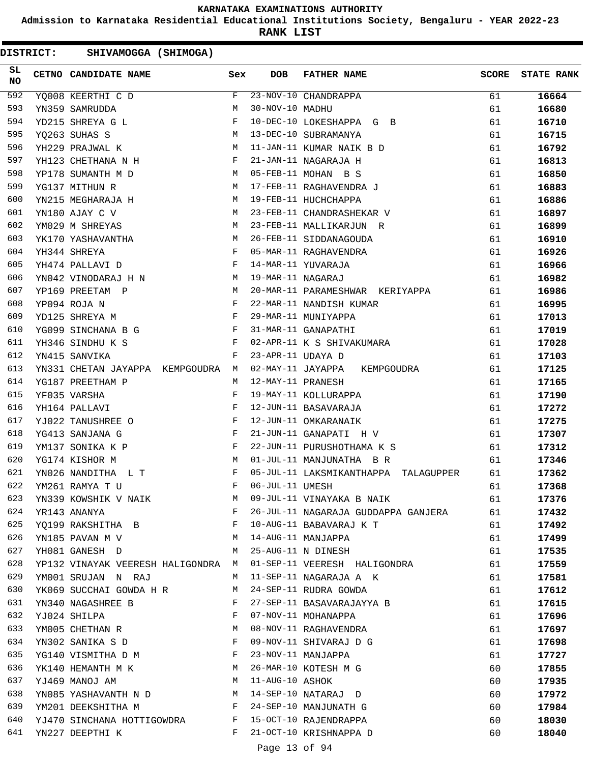# KARNATAKA EXAMINATIONS AUTHORITY

**Admission to Karnataka Residential Educational Institutions Society, Bengaluru - YEAR 2022-23**

**RANK LIST**

**DISTRICT: SHIVAMOGGA (SHIMOGA)**

| SL NO | CETNO | CANDIDATE NAME | Sex | DOB | FATHER NAME | SCORE | STATE RANK |
|---|---|---|---|---|---|---|---|
| 592 | YQ008 | KEERTHI C D | F | 23-NOV-10 | CHANDRAPPA | 61 | **16664** |
| 593 | YN359 | SAMRUDDA | M | 30-NOV-10 | MADHU | 61 | **16680** |
| 594 | YD215 | SHREYA G L | F | 10-DEC-10 | LOKESHAPPA G B | 61 | **16710** |
| 595 | YQ263 | SUHAS S | M | 13-DEC-10 | SUBRAMANYA | 61 | **16715** |
| 596 | YH229 | PRAJWAL K | M | 11-JAN-11 | KUMAR NAIK B D | 61 | **16792** |
| 597 | YH123 | CHETHANA N H | F | 21-JAN-11 | NAGARAJA H | 61 | **16813** |
| 598 | YP178 | SUMANTH M D | M | 05-FEB-11 | MOHAN B S | 61 | **16850** |
| 599 | YG137 | MITHUN R | M | 17-FEB-11 | RAGHAVENDRA J | 61 | **16883** |
| 600 | YN215 | MEGHARAJA H | M | 19-FEB-11 | HUCHCHAPPA | 61 | **16886** |
| 601 | YN180 | AJAY C V | M | 23-FEB-11 | CHANDRASHEKAR V | 61 | **16897** |
| 602 | YM029 | M SHREYAS | M | 23-FEB-11 | MALLIKARJUN R | 61 | **16899** |
| 603 | YK170 | YASHAVANTHA | M | 26-FEB-11 | SIDDANAGOUDA | 61 | **16910** |
| 604 | YH344 | SHREYA | F | 05-MAR-11 | RAGHAVENDRA | 61 | **16926** |
| 605 | YH474 | PALLAVI D | F | 14-MAR-11 | YUVARAJA | 61 | **16966** |
| 606 | YN042 | VINODARAJ H N | M | 19-MAR-11 | NAGARAJ | 61 | **16982** |
| 607 | YP169 | PREETAM P | M | 20-MAR-11 | PARAMESHWAR KERIYAPPA | 61 | **16986** |
| 608 | YP094 | ROJA N | F | 22-MAR-11 | NANDISH KUMAR | 61 | **16995** |
| 609 | YD125 | SHREYA M | F | 29-MAR-11 | MUNIYAPPA | 61 | **17013** |
| 610 | YG099 | SINCHANA B G | F | 31-MAR-11 | GANAPATHI | 61 | **17019** |
| 611 | YH346 | SINDHU K S | F | 02-APR-11 | K S SHIVAKUMARA | 61 | **17028** |
| 612 | YN415 | SANVIKA | F | 23-APR-11 | UDAYA D | 61 | **17103** |
| 613 | YN331 | CHETAN JAYAPPA KEMPGOUDRA | M | 02-MAY-11 | JAYAPPA KEMPGOUDRA | 61 | **17125** |
| 614 | YG187 | PREETHAM P | M | 12-MAY-11 | PRANESH | 61 | **17165** |
| 615 | YF035 | VARSHA | F | 19-MAY-11 | KOLLURAPPA | 61 | **17190** |
| 616 | YH164 | PALLAVI | F | 12-JUN-11 | BASAVARAJA | 61 | **17272** |
| 617 | YJ022 | TANUSHREE O | F | 12-JUN-11 | OMKARANAIK | 61 | **17275** |
| 618 | YG413 | SANJANA G | F | 21-JUN-11 | GANAPATI H V | 61 | **17307** |
| 619 | YM137 | SONIKA K P | F | 22-JUN-11 | PURUSHOTHAMA K S | 61 | **17312** |
| 620 | YG174 | KISHOR M | M | 01-JUL-11 | MANJUNATHA B R | 61 | **17346** |
| 621 | YN026 | NANDITHA L T | F | 05-JUL-11 | LAKSMIKANTHAPPA TALAGUPPER | 61 | **17362** |
| 622 | YM261 | RAMYA T U | F | 06-JUL-11 | UMESH | 61 | **17368** |
| 623 | YN339 | KOWSHIK V NAIK | M | 09-JUL-11 | VINAYAKA B NAIK | 61 | **17376** |
| 624 | YR143 | ANANYA | F | 26-JUL-11 | NAGARAJA GUDDAPPA GANJERA | 61 | **17432** |
| 625 | YQ199 | RAKSHITHA B | F | 10-AUG-11 | BABAVARAJ K T | 61 | **17492** |
| 626 | YN185 | PAVAN M V | M | 14-AUG-11 | MANJAPPA | 61 | **17499** |
| 627 | YH081 | GANESH D | M | 25-AUG-11 | N DINESH | 61 | **17535** |
| 628 | YP132 | VINAYAK VEERESH HALIGONDRA | M | 01-SEP-11 | VEERESH HALIGONDRA | 61 | **17559** |
| 629 | YM001 | SRUJAN N RAJ | M | 11-SEP-11 | NAGARAJA A K | 61 | **17581** |
| 630 | YK069 | SUCCHAI GOWDA H R | M | 24-SEP-11 | RUDRA GOWDA | 61 | **17612** |
| 631 | YN340 | NAGASHREE B | F | 27-SEP-11 | BASAVARAJAYYA B | 61 | **17615** |
| 632 | YJ024 | SHILPA | F | 07-NOV-11 | MOHANAPPA | 61 | **17696** |
| 633 | YM005 | CHETHAN R | M | 08-NOV-11 | RAGHAVENDRA | 61 | **17697** |
| 634 | YN302 | SANIKA S D | F | 09-NOV-11 | SHIVARAJ D G | 61 | **17698** |
| 635 | YG140 | VISMITHA D M | F | 23-NOV-11 | MANJAPPA | 61 | **17727** |
| 636 | YK140 | HEMANTH M K | M | 26-MAR-10 | KOTESH M G | 60 | **17855** |
| 637 | YJ469 | MANOJ AM | M | 11-AUG-10 | ASHOK | 60 | **17935** |
| 638 | YN085 | YASHAVANTH N D | M | 14-SEP-10 | NATARAJ D | 60 | **17972** |
| 639 | YM201 | DEEKSHITHA M | F | 24-SEP-10 | MANJUNATH G | 60 | **17984** |
| 640 | YJ470 | SINCHANA HOTTIGOWDRA | F | 15-OCT-10 | RAJENDRAPPA | 60 | **18030** |
| 641 | YN227 | DEEPTHI K | F | 21-OCT-10 | KRISHNAPPA D | 60 | **18040** |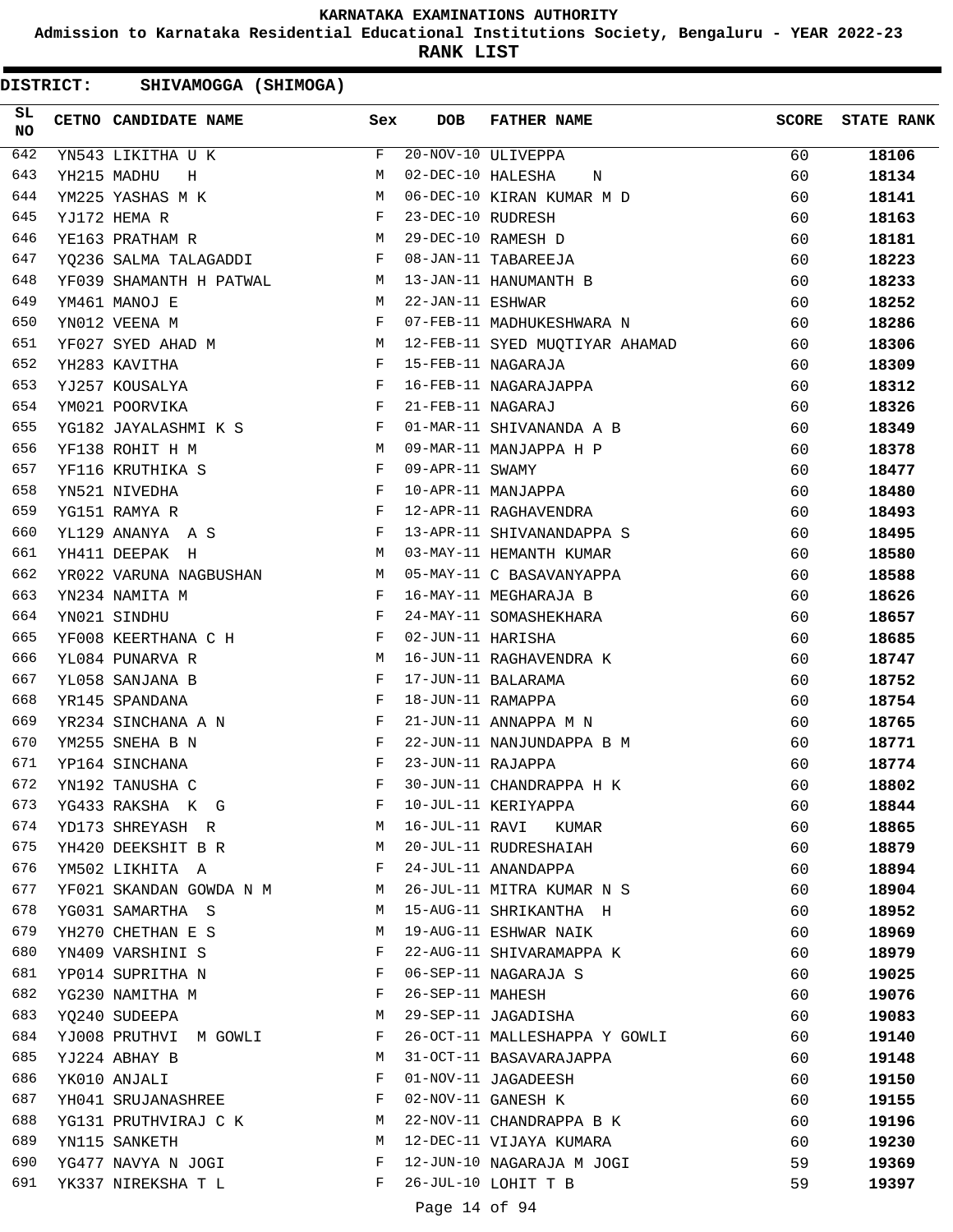KARNATAKA EXAMINATIONS AUTHORITY

Admission to Karnataka Residential Educational Institutions Society, Bengaluru - YEAR 2022-23

**RANK LIST**

**DISTRICT: SHIVAMOGGA (SHIMOGA)**

| SL NO | CETNO | CANDIDATE NAME | Sex | DOB | FATHER NAME | SCORE | STATE RANK |
|---|---|---|---|---|---|---|---|
| 642 | YN543 | LIKITHA U K | F | 20-NOV-10 | ULIVEPPA | 60 | 18106 |
| 643 | YH215 | MADHU H | M | 02-DEC-10 | HALESHA N | 60 | 18134 |
| 644 | YM225 | YASHAS M K | M | 06-DEC-10 | KIRAN KUMAR M D | 60 | 18141 |
| 645 | YJ172 | HEMA R | F | 23-DEC-10 | RUDRESH | 60 | 18163 |
| 646 | YE163 | PRATHAM R | M | 29-DEC-10 | RAMESH D | 60 | 18181 |
| 647 | YQ236 | SALMA TALAGADDI | F | 08-JAN-11 | TABAREEJA | 60 | 18223 |
| 648 | YF039 | SHAMANTH H PATWAL | M | 13-JAN-11 | HANUMANTH B | 60 | 18233 |
| 649 | YM461 | MANOJ E | M | 22-JAN-11 | ESHWAR | 60 | 18252 |
| 650 | YN012 | VEENA M | F | 07-FEB-11 | MADHUKESHWARA N | 60 | 18286 |
| 651 | YF027 | SYED AHAD M | M | 12-FEB-11 | SYED MUQTIYAR AHAMAD | 60 | 18306 |
| 652 | YH283 | KAVITHA | F | 15-FEB-11 | NAGARAJA | 60 | 18309 |
| 653 | YJ257 | KOUSALYA | F | 16-FEB-11 | NAGARAJAPPA | 60 | 18312 |
| 654 | YM021 | POORVIKA | F | 21-FEB-11 | NAGARAJ | 60 | 18326 |
| 655 | YG182 | JAYALASHMI K S | F | 01-MAR-11 | SHIVANANDA A B | 60 | 18349 |
| 656 | YF138 | ROHIT H M | M | 09-MAR-11 | MANJAPPA H P | 60 | 18378 |
| 657 | YF116 | KRUTHIKA S | F | 09-APR-11 | SWAMY | 60 | 18477 |
| 658 | YN521 | NIVEDHA | F | 10-APR-11 | MANJAPPA | 60 | 18480 |
| 659 | YG151 | RAMYA R | F | 12-APR-11 | RAGHAVENDRA | 60 | 18493 |
| 660 | YL129 | ANANYA A S | F | 13-APR-11 | SHIVANANDAPPA S | 60 | 18495 |
| 661 | YH411 | DEEPAK H | M | 03-MAY-11 | HEMANTH KUMAR | 60 | 18580 |
| 662 | YR022 | VARUNA NAGBUSHAN | M | 05-MAY-11 | C BASAVANYAPPA | 60 | 18588 |
| 663 | YN234 | NAMITA M | F | 16-MAY-11 | MEGHARAJA B | 60 | 18626 |
| 664 | YN021 | SINDHU | F | 24-MAY-11 | SOMASHEKHARA | 60 | 18657 |
| 665 | YF008 | KEERTHANA C H | F | 02-JUN-11 | HARISHA | 60 | 18685 |
| 666 | YL084 | PUNARVA R | M | 16-JUN-11 | RAGHAVENDRA K | 60 | 18747 |
| 667 | YL058 | SANJANA B | F | 17-JUN-11 | BALARAMA | 60 | 18752 |
| 668 | YR145 | SPANDANA | F | 18-JUN-11 | RAMAPPA | 60 | 18754 |
| 669 | YR234 | SINCHANA A N | F | 21-JUN-11 | ANNAPPA M N | 60 | 18765 |
| 670 | YM255 | SNEHA B N | F | 22-JUN-11 | NANJUNDAPPA B M | 60 | 18771 |
| 671 | YP164 | SINCHANA | F | 23-JUN-11 | RAJAPPA | 60 | 18774 |
| 672 | YN192 | TANUSHA C | F | 30-JUN-11 | CHANDRAPPA H K | 60 | 18802 |
| 673 | YG433 | RAKSHA K G | F | 10-JUL-11 | KERIYAPPA | 60 | 18844 |
| 674 | YD173 | SHREYASH R | M | 16-JUL-11 | RAVI KUMAR | 60 | 18865 |
| 675 | YH420 | DEEKSHIT B R | M | 20-JUL-11 | RUDRESHAIAH | 60 | 18879 |
| 676 | YM502 | LIKHITA A | F | 24-JUL-11 | ANANDAPPA | 60 | 18894 |
| 677 | YF021 | SKANDAN GOWDA N M | M | 26-JUL-11 | MITRA KUMAR N S | 60 | 18904 |
| 678 | YG031 | SAMARTHA S | M | 15-AUG-11 | SHRIKANTHA H | 60 | 18952 |
| 679 | YH270 | CHETHAN E S | M | 19-AUG-11 | ESHWAR NAIK | 60 | 18969 |
| 680 | YN409 | VARSHINI S | F | 22-AUG-11 | SHIVARAMAPPA K | 60 | 18979 |
| 681 | YP014 | SUPRITHA N | F | 06-SEP-11 | NAGARAJA S | 60 | 19025 |
| 682 | YG230 | NAMITHA M | F | 26-SEP-11 | MAHESH | 60 | 19076 |
| 683 | YQ240 | SUDEEPA | M | 29-SEP-11 | JAGADISHA | 60 | 19083 |
| 684 | YJ008 | PRUTHVI M GOWLI | F | 26-OCT-11 | MALLESHAPPA Y GOWLI | 60 | 19140 |
| 685 | YJ224 | ABHAY B | M | 31-OCT-11 | BASAVARAJAPPA | 60 | 19148 |
| 686 | YK010 | ANJALI | F | 01-NOV-11 | JAGADEESH | 60 | 19150 |
| 687 | YH041 | SRUJANASHREE | F | 02-NOV-11 | GANESH K | 60 | 19155 |
| 688 | YG131 | PRUTHVIRAJ C K | M | 22-NOV-11 | CHANDRAPPA B K | 60 | 19196 |
| 689 | YN115 | SANKETH | M | 12-DEC-11 | VIJAYA KUMARA | 60 | 19230 |
| 690 | YG477 | NAVYA N JOGI | F | 12-JUN-10 | NAGARAJA M JOGI | 59 | 19369 |
| 691 | YK337 | NIREKSHA T L | F | 26-JUL-10 | LOHIT T B | 59 | 19397 |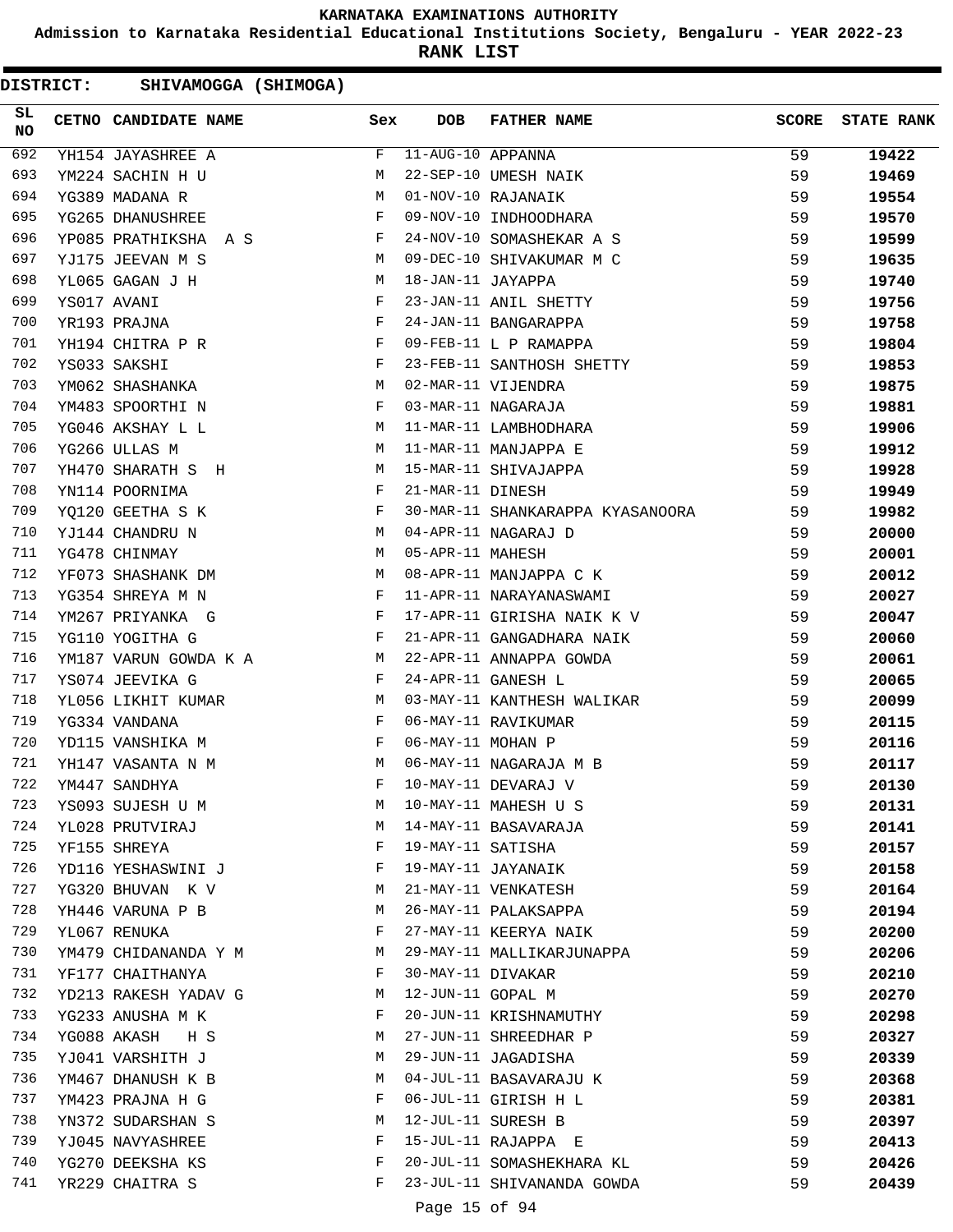KARNATAKA EXAMINATIONS AUTHORITY

Admission to Karnataka Residential Educational Institutions Society, Bengaluru - YEAR 2022-23

**RANK LIST**

**DISTRICT: SHIVAMOGGA (SHIMOGA)**

| SL NO | CETNO | CANDIDATE NAME | Sex | DOB | FATHER NAME | SCORE | STATE RANK |
|---|---|---|---|---|---|---|---|
| 692 | YH154 | JAYASHREE A | F | 11-AUG-10 | APPANNA | 59 | **19422** |
| 693 | YM224 | SACHIN H U | M | 22-SEP-10 | UMESH NAIK | 59 | **19469** |
| 694 | YG389 | MADANA R | M | 01-NOV-10 | RAJANAIK | 59 | **19554** |
| 695 | YG265 | DHANUSHREE | F | 09-NOV-10 | INDHOODHARA | 59 | **19570** |
| 696 | YP085 | PRATHIKSHA A S | F | 24-NOV-10 | SOMASHEKAR A S | 59 | **19599** |
| 697 | YJ175 | JEEVAN M S | M | 09-DEC-10 | SHIVAKUMAR M C | 59 | **19635** |
| 698 | YL065 | GAGAN J H | M | 18-JAN-11 | JAYAPPA | 59 | **19740** |
| 699 | YS017 | AVANI | F | 23-JAN-11 | ANIL SHETTY | 59 | **19756** |
| 700 | YR193 | PRAJNA | F | 24-JAN-11 | BANGARAPPA | 59 | **19758** |
| 701 | YH194 | CHITRA P R | F | 09-FEB-11 | L P RAMAPPA | 59 | **19804** |
| 702 | YS033 | SAKSHI | F | 23-FEB-11 | SANTHOSH SHETTY | 59 | **19853** |
| 703 | YM062 | SHASHANKA | M | 02-MAR-11 | VIJENDRA | 59 | **19875** |
| 704 | YM483 | SPOORTHI N | F | 03-MAR-11 | NAGARAJA | 59 | **19881** |
| 705 | YG046 | AKSHAY L L | M | 11-MAR-11 | LAMBHODHARA | 59 | **19906** |
| 706 | YG266 | ULLAS M | M | 11-MAR-11 | MANJAPPA E | 59 | **19912** |
| 707 | YH470 | SHARATH S H | M | 15-MAR-11 | SHIVAJAPPA | 59 | **19928** |
| 708 | YN114 | POORNIMA | F | 21-MAR-11 | DINESH | 59 | **19949** |
| 709 | YQ120 | GEETHA S K | F | 30-MAR-11 | SHANKARAPPA KYASANOORA | 59 | **19982** |
| 710 | YJ144 | CHANDRU N | M | 04-APR-11 | NAGARAJ D | 59 | **20000** |
| 711 | YG478 | CHINMAY | M | 05-APR-11 | MAHESH | 59 | **20001** |
| 712 | YF073 | SHASHANK DM | M | 08-APR-11 | MANJAPPA C K | 59 | **20012** |
| 713 | YG354 | SHREYA M N | F | 11-APR-11 | NARAYANASWAMI | 59 | **20027** |
| 714 | YM267 | PRIYANKA G | F | 17-APR-11 | GIRISHA NAIK K V | 59 | **20047** |
| 715 | YG110 | YOGITHA G | F | 21-APR-11 | GANGADHARA NAIK | 59 | **20060** |
| 716 | YM187 | VARUN GOWDA K A | M | 22-APR-11 | ANNAPPA GOWDA | 59 | **20061** |
| 717 | YS074 | JEEVIKA G | F | 24-APR-11 | GANESH L | 59 | **20065** |
| 718 | YL056 | LIKHIT KUMAR | M | 03-MAY-11 | KANTHESH WALIKAR | 59 | **20099** |
| 719 | YG334 | VANDANA | F | 06-MAY-11 | RAVIKUMAR | 59 | **20115** |
| 720 | YD115 | VANSHIKA M | F | 06-MAY-11 | MOHAN P | 59 | **20116** |
| 721 | YH147 | VASANTA N M | M | 06-MAY-11 | NAGARAJA M B | 59 | **20117** |
| 722 | YM447 | SANDHYA | F | 10-MAY-11 | DEVARAJ V | 59 | **20130** |
| 723 | YS093 | SUJESH U M | M | 10-MAY-11 | MAHESH U S | 59 | **20131** |
| 724 | YL028 | PRUTVIRAJ | M | 14-MAY-11 | BASAVARAJA | 59 | **20141** |
| 725 | YF155 | SHREYA | F | 19-MAY-11 | SATISHA | 59 | **20157** |
| 726 | YD116 | YESHASWINI J | F | 19-MAY-11 | JAYANAIK | 59 | **20158** |
| 727 | YG320 | BHUVAN K V | M | 21-MAY-11 | VENKATESH | 59 | **20164** |
| 728 | YH446 | VARUNA P B | M | 26-MAY-11 | PALAKSAPPA | 59 | **20194** |
| 729 | YL067 | RENUKA | F | 27-MAY-11 | KEERYA NAIK | 59 | **20200** |
| 730 | YM479 | CHIDANANDA Y M | M | 29-MAY-11 | MALLIKARJUNAPPA | 59 | **20206** |
| 731 | YF177 | CHAITHANYA | F | 30-MAY-11 | DIVAKAR | 59 | **20210** |
| 732 | YD213 | RAKESH YADAV G | M | 12-JUN-11 | GOPAL M | 59 | **20270** |
| 733 | YG233 | ANUSHA M K | F | 20-JUN-11 | KRISHNAMUTHY | 59 | **20298** |
| 734 | YG088 | AKASH H S | M | 27-JUN-11 | SHREEDHAR P | 59 | **20327** |
| 735 | YJ041 | VARSHITH J | M | 29-JUN-11 | JAGADISHA | 59 | **20339** |
| 736 | YM467 | DHANUSH K B | M | 04-JUL-11 | BASAVARAJU K | 59 | **20368** |
| 737 | YM423 | PRAJNA H G | F | 06-JUL-11 | GIRISH H L | 59 | **20381** |
| 738 | YN372 | SUDARSHAN S | M | 12-JUL-11 | SURESH B | 59 | **20397** |
| 739 | YJ045 | NAVYASHREE | F | 15-JUL-11 | RAJAPPA E | 59 | **20413** |
| 740 | YG270 | DEEKSHA KS | F | 20-JUL-11 | SOMASHEKHARA KL | 59 | **20426** |
| 741 | YR229 | CHAITRA S | F | 23-JUL-11 | SHIVANANDA GOWDA | 59 | **20439** |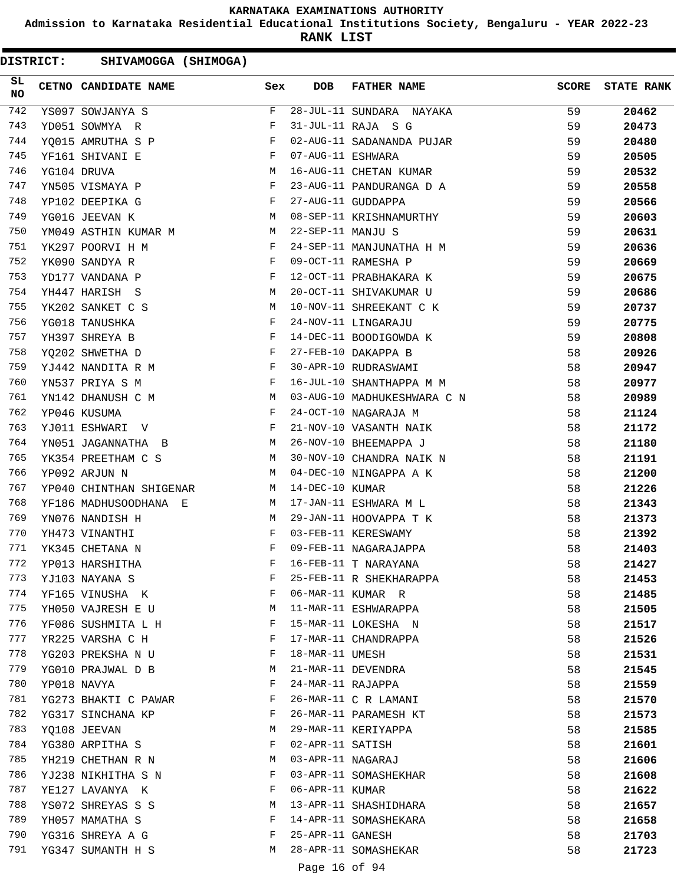# KARNATAKA EXAMINATIONS AUTHORITY

**Admission to Karnataka Residential Educational Institutions Society, Bengaluru - YEAR 2022-23**

**RANK LIST**

**DISTRICT: SHIVAMOGGA (SHIMOGA)**

| SL NO | CETNO | CANDIDATE NAME | Sex | DOB | FATHER NAME | SCORE | STATE RANK |
|---|---|---|---|---|---|---|---|
| 742 | YS097 | SOWJANYA S | F | 28-JUL-11 | SUNDARA NAYAKA | 59 | 20462 |
| 743 | YD051 | SOWMYA R | F | 31-JUL-11 | RAJA S G | 59 | 20473 |
| 744 | YQ015 | AMRUTHA S P | F | 02-AUG-11 | SADANANDA PUJAR | 59 | 20480 |
| 745 | YF161 | SHIVANI E | F | 07-AUG-11 | ESHWARA | 59 | 20505 |
| 746 | YG104 | DRUVA | M | 16-AUG-11 | CHETAN KUMAR | 59 | 20532 |
| 747 | YN505 | VISMAYA P | F | 23-AUG-11 | PANDURANGA D A | 59 | 20558 |
| 748 | YP102 | DEEPIKA G | F | 27-AUG-11 | GUDDAPPA | 59 | 20566 |
| 749 | YG016 | JEEVAN K | M | 08-SEP-11 | KRISHNAMURTHY | 59 | 20603 |
| 750 | YM049 | ASTHIN KUMAR M | M | 22-SEP-11 | MANJU S | 59 | 20631 |
| 751 | YK297 | POORVI H M | F | 24-SEP-11 | MANJUNATHA H M | 59 | 20636 |
| 752 | YK090 | SANDYA R | F | 09-OCT-11 | RAMESHA P | 59 | 20669 |
| 753 | YD177 | VANDANA P | F | 12-OCT-11 | PRABHAKARA K | 59 | 20675 |
| 754 | YH447 | HARISH S | M | 20-OCT-11 | SHIVAKUMAR U | 59 | 20686 |
| 755 | YK202 | SANKET C S | M | 10-NOV-11 | SHREEKANT C K | 59 | 20737 |
| 756 | YG018 | TANUSHKA | F | 24-NOV-11 | LINGARAJU | 59 | 20775 |
| 757 | YH397 | SHREYA B | F | 14-DEC-11 | BOODIGOWDA K | 59 | 20808 |
| 758 | YQ202 | SHWETHA D | F | 27-FEB-10 | DAKAPPA B | 58 | 20926 |
| 759 | YJ442 | NANDITA R M | F | 30-APR-10 | RUDRASWAMI | 58 | 20947 |
| 760 | YN537 | PRIYA S M | F | 16-JUL-10 | SHANTHAPPA M M | 58 | 20977 |
| 761 | YN142 | DHANUSH C M | M | 03-AUG-10 | MADHUKESHWARA C N | 58 | 20989 |
| 762 | YP046 | KUSUMA | F | 24-OCT-10 | NAGARAJA M | 58 | 21124 |
| 763 | YJ011 | ESHWARI V | F | 21-NOV-10 | VASANTH NAIK | 58 | 21172 |
| 764 | YN051 | JAGANNATHA B | M | 26-NOV-10 | BHEEMAPPA J | 58 | 21180 |
| 765 | YK354 | PREETHAM C S | M | 30-NOV-10 | CHANDRA NAIK N | 58 | 21191 |
| 766 | YP092 | ARJUN N | M | 04-DEC-10 | NINGAPPA A K | 58 | 21200 |
| 767 | YP040 | CHINTHAN SHIGENAR | M | 14-DEC-10 | KUMAR | 58 | 21226 |
| 768 | YF186 | MADHUSOODHANA E | M | 17-JAN-11 | ESHWARA M L | 58 | 21343 |
| 769 | YN076 | NANDISH H | M | 29-JAN-11 | HOOVAPPA T K | 58 | 21373 |
| 770 | YH473 | VINANTHI | F | 03-FEB-11 | KERESWAMY | 58 | 21392 |
| 771 | YK345 | CHETANA N | F | 09-FEB-11 | NAGARAJAPPA | 58 | 21403 |
| 772 | YP013 | HARSHITHA | F | 16-FEB-11 | T NARAYANA | 58 | 21427 |
| 773 | YJ103 | NAYANA S | F | 25-FEB-11 | R SHEKHARAPPA | 58 | 21453 |
| 774 | YF165 | VINUSHA K | F | 06-MAR-11 | KUMAR R | 58 | 21485 |
| 775 | YH050 | VAJRESH E U | M | 11-MAR-11 | ESHWARAPPA | 58 | 21505 |
| 776 | YF086 | SUSHMITA L H | F | 15-MAR-11 | LOKESHA N | 58 | 21517 |
| 777 | YR225 | VARSHA C H | F | 17-MAR-11 | CHANDRAPPA | 58 | 21526 |
| 778 | YG203 | PREKSHA N U | F | 18-MAR-11 | UMESH | 58 | 21531 |
| 779 | YG010 | PRAJWAL D B | M | 21-MAR-11 | DEVENDRA | 58 | 21545 |
| 780 | YP018 | NAVYA | F | 24-MAR-11 | RAJAPPA | 58 | 21559 |
| 781 | YG273 | BHAKTI C PAWAR | F | 26-MAR-11 | C R LAMANI | 58 | 21570 |
| 782 | YG317 | SINCHANA KP | F | 26-MAR-11 | PARAMESH KT | 58 | 21573 |
| 783 | YQ108 | JEEVAN | M | 29-MAR-11 | KERIYAPPA | 58 | 21585 |
| 784 | YG380 | ARPITHA S | F | 02-APR-11 | SATISH | 58 | 21601 |
| 785 | YH219 | CHETHAN R N | M | 03-APR-11 | NAGARAJ | 58 | 21606 |
| 786 | YJ238 | NIKHITHA S N | F | 03-APR-11 | SOMASHEKHAR | 58 | 21608 |
| 787 | YE127 | LAVANYA K | F | 06-APR-11 | KUMAR | 58 | 21622 |
| 788 | YS072 | SHREYAS S S | M | 13-APR-11 | SHASHIDHARA | 58 | 21657 |
| 789 | YH057 | MAMATHA S | F | 14-APR-11 | SOMASHEKARA | 58 | 21658 |
| 790 | YG316 | SHREYA A G | F | 25-APR-11 | GANESH | 58 | 21703 |
| 791 | YG347 | SUMANTH H S | M | 28-APR-11 | SOMASHEKAR | 58 | 21723 |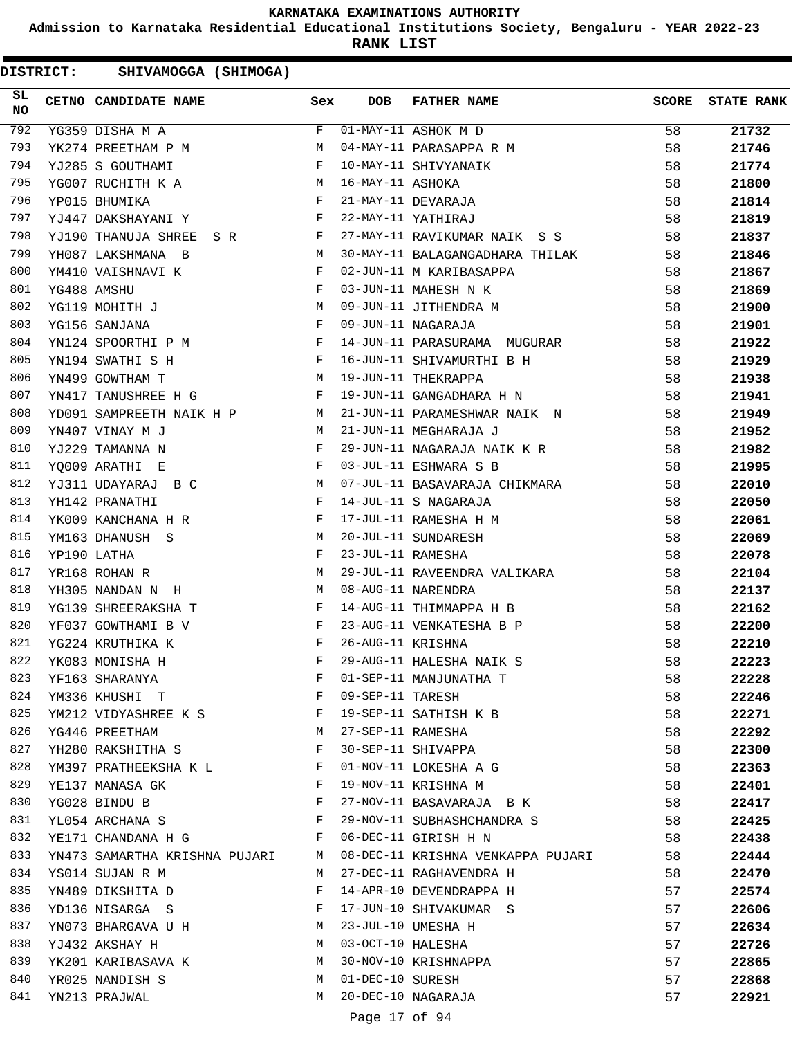KARNATAKA EXAMINATIONS AUTHORITY

Admission to Karnataka Residential Educational Institutions Society, Bengaluru - YEAR 2022-23

**RANK LIST**

**DISTRICT: SHIVAMOGGA (SHIMOGA)**

| SL NO | CETNO | CANDIDATE NAME | Sex | DOB | FATHER NAME | SCORE | STATE RANK |
|---|---|---|---|---|---|---|---|
| 792 | YG359 | DISHA M A | F | 01-MAY-11 | ASHOK M D | 58 | 21732 |
| 793 | YK274 | PREETHAM P M | M | 04-MAY-11 | PARASAPPA R M | 58 | 21746 |
| 794 | YJ285 | S GOUTHAMI | F | 10-MAY-11 | SHIVYANAIK | 58 | 21774 |
| 795 | YG007 | RUCHITH K A | M | 16-MAY-11 | ASHOKA | 58 | 21800 |
| 796 | YP015 | BHUMIKA | F | 21-MAY-11 | DEVARAJA | 58 | 21814 |
| 797 | YJ447 | DAKSHAYANI Y | F | 22-MAY-11 | YATHIRAJ | 58 | 21819 |
| 798 | YJ190 | THANUJA SHREE S R | F | 27-MAY-11 | RAVIKUMAR NAIK S S | 58 | 21837 |
| 799 | YH087 | LAKSHMANA B | M | 30-MAY-11 | BALAGANGADHARA THILAK | 58 | 21846 |
| 800 | YM410 | VAISHNAVI K | F | 02-JUN-11 | M KARIBASAPPA | 58 | 21867 |
| 801 | YG488 | AMSHU | F | 03-JUN-11 | MAHESH N K | 58 | 21869 |
| 802 | YG119 | MOHITH J | M | 09-JUN-11 | JITHENDRA M | 58 | 21900 |
| 803 | YG156 | SANJANA | F | 09-JUN-11 | NAGARAJA | 58 | 21901 |
| 804 | YN124 | SPOORTHI P M | F | 14-JUN-11 | PARASURAMA MUGURAR | 58 | 21922 |
| 805 | YN194 | SWATHI S H | F | 16-JUN-11 | SHIVAMURTHI B H | 58 | 21929 |
| 806 | YN499 | GOWTHAM T | M | 19-JUN-11 | THEKRAPPA | 58 | 21938 |
| 807 | YN417 | TANUSHREE H G | F | 19-JUN-11 | GANGADHARA H N | 58 | 21941 |
| 808 | YD091 | SAMPREETH NAIK H P | M | 21-JUN-11 | PARAMESHWAR NAIK N | 58 | 21949 |
| 809 | YN407 | VINAY M J | M | 21-JUN-11 | MEGHARAJA J | 58 | 21952 |
| 810 | YJ229 | TAMANNA N | F | 29-JUN-11 | NAGARAJA NAIK K R | 58 | 21982 |
| 811 | YQ009 | ARATHI E | F | 03-JUL-11 | ESHWARA S B | 58 | 21995 |
| 812 | YJ311 | UDAYARAJ B C | M | 07-JUL-11 | BASAVARAJA CHIKMARA | 58 | 22010 |
| 813 | YH142 | PRANATHI | F | 14-JUL-11 | S NAGARAJA | 58 | 22050 |
| 814 | YK009 | KANCHANA H R | F | 17-JUL-11 | RAMESHA H M | 58 | 22061 |
| 815 | YM163 | DHANUSH S | M | 20-JUL-11 | SUNDARESH | 58 | 22069 |
| 816 | YP190 | LATHA | F | 23-JUL-11 | RAMESHA | 58 | 22078 |
| 817 | YR168 | ROHAN R | M | 29-JUL-11 | RAVEENDRA VALIKARA | 58 | 22104 |
| 818 | YH305 | NANDAN N H | M | 08-AUG-11 | NARENDRA | 58 | 22137 |
| 819 | YG139 | SHREERAKSHA T | F | 14-AUG-11 | THIMMAPPA H B | 58 | 22162 |
| 820 | YF037 | GOWTHAMI B V | F | 23-AUG-11 | VENKATESHA B P | 58 | 22200 |
| 821 | YG224 | KRUTHIKA K | F | 26-AUG-11 | KRISHNA | 58 | 22210 |
| 822 | YK083 | MONISHA H | F | 29-AUG-11 | HALESHA NAIK S | 58 | 22223 |
| 823 | YF163 | SHARANYA | F | 01-SEP-11 | MANJUNATHA T | 58 | 22228 |
| 824 | YM336 | KHUSHI T | F | 09-SEP-11 | TARESH | 58 | 22246 |
| 825 | YM212 | VIDYASHREE K S | F | 19-SEP-11 | SATHISH K B | 58 | 22271 |
| 826 | YG446 | PREETHAM | M | 27-SEP-11 | RAMESHA | 58 | 22292 |
| 827 | YH280 | RAKSHITHA S | F | 30-SEP-11 | SHIVAPPA | 58 | 22300 |
| 828 | YM397 | PRATHEEKSHA K L | F | 01-NOV-11 | LOKESHA A G | 58 | 22363 |
| 829 | YE137 | MANASA GK | F | 19-NOV-11 | KRISHNA M | 58 | 22401 |
| 830 | YG028 | BINDU B | F | 27-NOV-11 | BASAVARAJA B K | 58 | 22417 |
| 831 | YL054 | ARCHANA S | F | 29-NOV-11 | SUBHASHCHANDRA S | 58 | 22425 |
| 832 | YE171 | CHANDANA H G | F | 06-DEC-11 | GIRISH H N | 58 | 22438 |
| 833 | YN473 | SAMARTHA KRISHNA PUJARI | M | 08-DEC-11 | KRISHNA VENKAPPA PUJARI | 58 | 22444 |
| 834 | YS014 | SUJAN R M | M | 27-DEC-11 | RAGHAVENDRA H | 58 | 22470 |
| 835 | YN489 | DIKSHITA D | F | 14-APR-10 | DEVENDRAPPA H | 57 | 22574 |
| 836 | YD136 | NISARGA S | F | 17-JUN-10 | SHIVAKUMAR S | 57 | 22606 |
| 837 | YN073 | BHARGAVA U H | M | 23-JUL-10 | UMESHA H | 57 | 22634 |
| 838 | YJ432 | AKSHAY H | M | 03-OCT-10 | HALESHA | 57 | 22726 |
| 839 | YK201 | KARIBASAVA K | M | 30-NOV-10 | KRISHNAPPA | 57 | 22865 |
| 840 | YR025 | NANDISH S | M | 01-DEC-10 | SURESH | 57 | 22868 |
| 841 | YN213 | PRAJWAL | M | 20-DEC-10 | NAGARAJA | 57 | 22921 |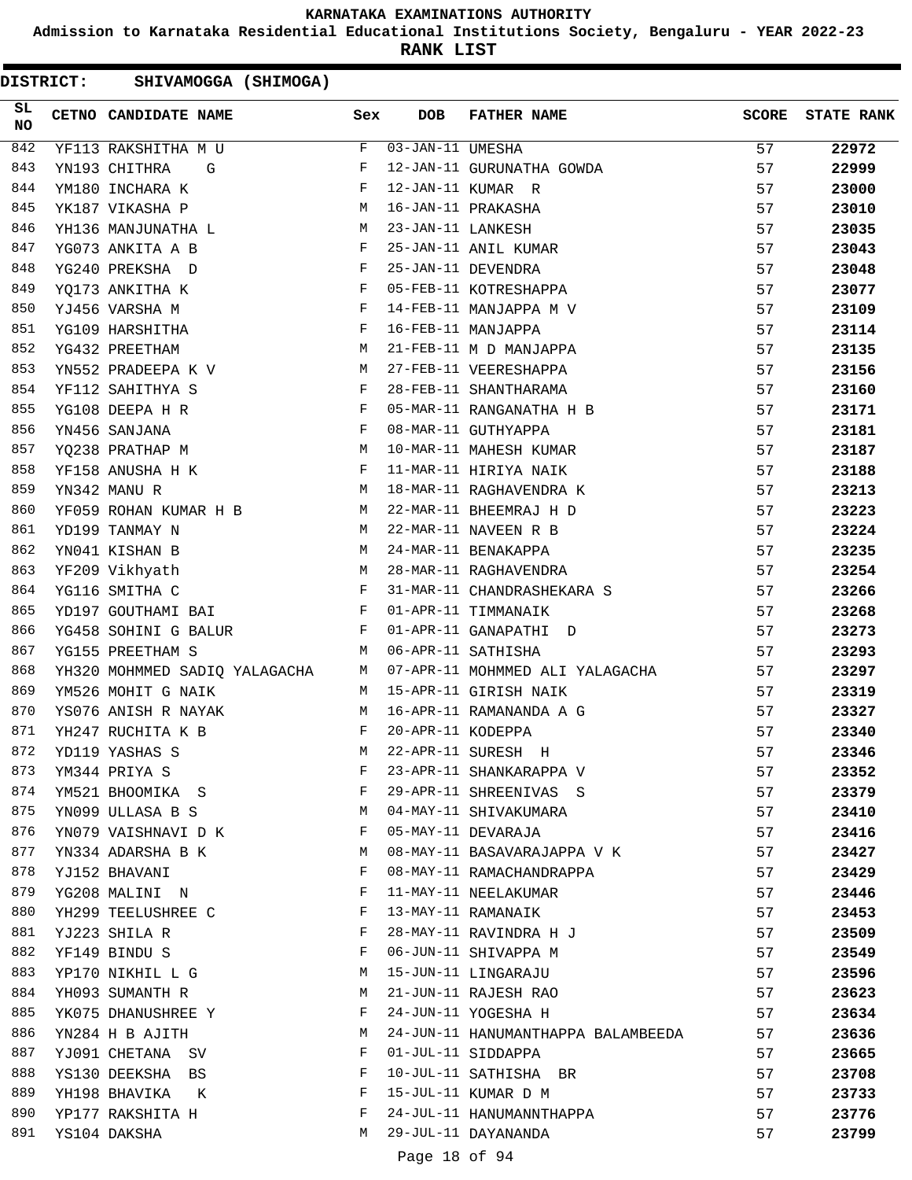# KARNATAKA EXAMINATIONS AUTHORITY

**Admission to Karnataka Residential Educational Institutions Society, Bengaluru - YEAR 2022-23**

**RANK LIST**

**DISTRICT: SHIVAMOGGA (SHIMOGA)**

| SL NO | CETNO | CANDIDATE NAME | Sex | DOB | FATHER NAME | SCORE | STATE RANK |
|---|---|---|---|---|---|---|---|
| 842 | YF113 | RAKSHITHA M U | F | 03-JAN-11 | UMESHA | 57 | 22972 |
| 843 | YN193 | CHITHRA G | F | 12-JAN-11 | GURUNATHA GOWDA | 57 | 22999 |
| 844 | YM180 | INCHARA K | F | 12-JAN-11 | KUMAR R | 57 | 23000 |
| 845 | YK187 | VIKASHA P | M | 16-JAN-11 | PRAKASHA | 57 | 23010 |
| 846 | YH136 | MANJUNATHA L | M | 23-JAN-11 | LANKESH | 57 | 23035 |
| 847 | YG073 | ANKITA A B | F | 25-JAN-11 | ANIL KUMAR | 57 | 23043 |
| 848 | YG240 | PREKSHA D | F | 25-JAN-11 | DEVENDRA | 57 | 23048 |
| 849 | YQ173 | ANKITHA K | F | 05-FEB-11 | KOTRESHAPPA | 57 | 23077 |
| 850 | YJ456 | VARSHA M | F | 14-FEB-11 | MANJAPPA M V | 57 | 23109 |
| 851 | YG109 | HARSHITHA | F | 16-FEB-11 | MANJAPPA | 57 | 23114 |
| 852 | YG432 | PREETHAM | M | 21-FEB-11 | M D MANJAPPA | 57 | 23135 |
| 853 | YN552 | PRADEEPA K V | M | 27-FEB-11 | VEERESHAPPA | 57 | 23156 |
| 854 | YF112 | SAHITHYA S | F | 28-FEB-11 | SHANTHARAMA | 57 | 23160 |
| 855 | YG108 | DEEPA H R | F | 05-MAR-11 | RANGANATHA H B | 57 | 23171 |
| 856 | YN456 | SANJANA | F | 08-MAR-11 | GUTHYAPPA | 57 | 23181 |
| 857 | YQ238 | PRATHAP M | M | 10-MAR-11 | MAHESH KUMAR | 57 | 23187 |
| 858 | YF158 | ANUSHA H K | F | 11-MAR-11 | HIRIYA NAIK | 57 | 23188 |
| 859 | YN342 | MANU R | M | 18-MAR-11 | RAGHAVENDRA K | 57 | 23213 |
| 860 | YF059 | ROHAN KUMAR H B | M | 22-MAR-11 | BHEEMRAJ H D | 57 | 23223 |
| 861 | YD199 | TANMAY N | M | 22-MAR-11 | NAVEEN R B | 57 | 23224 |
| 862 | YN041 | KISHAN B | M | 24-MAR-11 | BENAKAPPA | 57 | 23235 |
| 863 | YF209 | Vikhyath | M | 28-MAR-11 | RAGHAVENDRA | 57 | 23254 |
| 864 | YG116 | SMITHA C | F | 31-MAR-11 | CHANDRASHEKARA S | 57 | 23266 |
| 865 | YD197 | GOUTHAMI BAI | F | 01-APR-11 | TIMMANAIK | 57 | 23268 |
| 866 | YG458 | SOHINI G BALUR | F | 01-APR-11 | GANAPATHI D | 57 | 23273 |
| 867 | YG155 | PREETHAM S | M | 06-APR-11 | SATHISHA | 57 | 23293 |
| 868 | YH320 | MOHMMED SADIQ YALAGACHA | M | 07-APR-11 | MOHMMED ALI YALAGACHA | 57 | 23297 |
| 869 | YM526 | MOHIT G NAIK | M | 15-APR-11 | GIRISH NAIK | 57 | 23319 |
| 870 | YS076 | ANISH R NAYAK | M | 16-APR-11 | RAMANANDA A G | 57 | 23327 |
| 871 | YH247 | RUCHITA K B | F | 20-APR-11 | KODEPPA | 57 | 23340 |
| 872 | YD119 | YASHAS S | M | 22-APR-11 | SURESH H | 57 | 23346 |
| 873 | YM344 | PRIYA S | F | 23-APR-11 | SHANKARAPPA V | 57 | 23352 |
| 874 | YM521 | BHOOMIKA S | F | 29-APR-11 | SHREENIVAS S | 57 | 23379 |
| 875 | YN099 | ULLASA B S | M | 04-MAY-11 | SHIVAKUMARA | 57 | 23410 |
| 876 | YN079 | VAISHNAVI D K | F | 05-MAY-11 | DEVARAJA | 57 | 23416 |
| 877 | YN334 | ADARSHA B K | M | 08-MAY-11 | BASAVARAJAPPA V K | 57 | 23427 |
| 878 | YJ152 | BHAVANI | F | 08-MAY-11 | RAMACHANDRAPPA | 57 | 23429 |
| 879 | YG208 | MALINI N | F | 11-MAY-11 | NEELAKUMAR | 57 | 23446 |
| 880 | YH299 | TEELUSHREE C | F | 13-MAY-11 | RAMANAIK | 57 | 23453 |
| 881 | YJ223 | SHILA R | F | 28-MAY-11 | RAVINDRA H J | 57 | 23509 |
| 882 | YF149 | BINDU S | F | 06-JUN-11 | SHIVAPPA M | 57 | 23549 |
| 883 | YP170 | NIKHIL L G | M | 15-JUN-11 | LINGARAJU | 57 | 23596 |
| 884 | YH093 | SUMANTH R | M | 21-JUN-11 | RAJESH RAO | 57 | 23623 |
| 885 | YK075 | DHANUSHREE Y | F | 24-JUN-11 | YOGESHA H | 57 | 23634 |
| 886 | YN284 | H B AJITH | M | 24-JUN-11 | HANUMANTHAPPA BALAMBEEDA | 57 | 23636 |
| 887 | YJ091 | CHETANA SV | F | 01-JUL-11 | SIDDAPPA | 57 | 23665 |
| 888 | YS130 | DEEKSHA BS | F | 10-JUL-11 | SATHISHA BR | 57 | 23708 |
| 889 | YH198 | BHAVIKA K | F | 15-JUL-11 | KUMAR D M | 57 | 23733 |
| 890 | YP177 | RAKSHITA H | F | 24-JUL-11 | HANUMANNTHAPPA | 57 | 23776 |
| 891 | YS104 | DAKSHA | M | 29-JUL-11 | DAYANANDA | 57 | 23799 |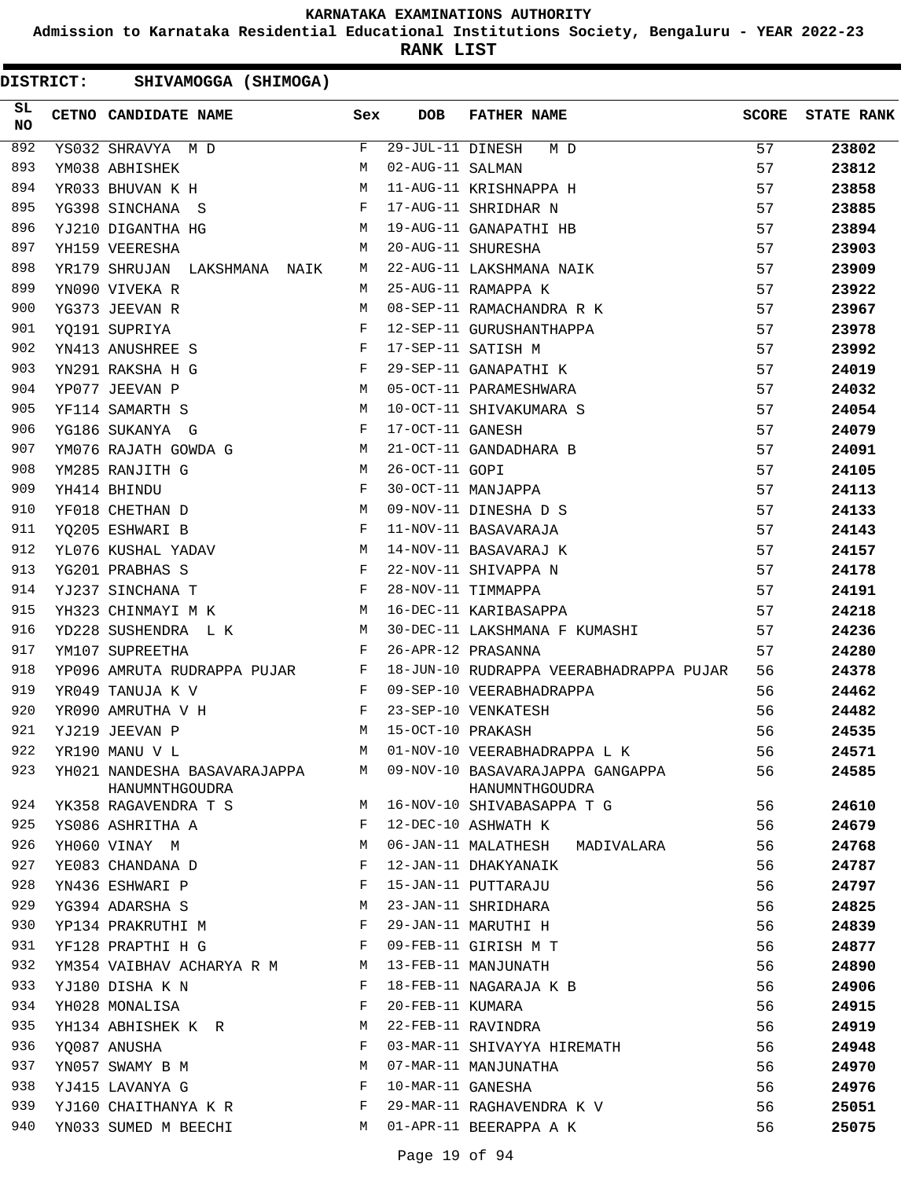KARNATAKA EXAMINATIONS AUTHORITY

Admission to Karnataka Residential Educational Institutions Society, Bengaluru - YEAR 2022-23

**RANK LIST**

**DISTRICT: SHIVAMOGGA (SHIMOGA)**

| SL NO | CETNO | CANDIDATE NAME | Sex | DOB | FATHER NAME | SCORE | STATE RANK |
|---|---|---|---|---|---|---|---|
| 892 | YS032 | SHRAVYA M D | F | 29-JUL-11 | DINESH M D | 57 | **23802** |
| 893 | YM038 | ABHISHEK | M | 02-AUG-11 | SALMAN | 57 | **23812** |
| 894 | YR033 | BHUVAN K H | M | 11-AUG-11 | KRISHNAPPA H | 57 | **23858** |
| 895 | YG398 | SINCHANA S | F | 17-AUG-11 | SHRIDHAR N | 57 | **23885** |
| 896 | YJ210 | DIGANTHA HG | M | 19-AUG-11 | GANAPATHI HB | 57 | **23894** |
| 897 | YH159 | VEERESHA | M | 20-AUG-11 | SHURESHA | 57 | **23903** |
| 898 | YR179 | SHRUJAN LAKSHMANA NAIK | M | 22-AUG-11 | LAKSHMANA NAIK | 57 | **23909** |
| 899 | YN090 | VIVEKA R | M | 25-AUG-11 | RAMAPPA K | 57 | **23922** |
| 900 | YG373 | JEEVAN R | M | 08-SEP-11 | RAMACHANDRA R K | 57 | **23967** |
| 901 | YQ191 | SUPRIYA | F | 12-SEP-11 | GURUSHANTHAPPA | 57 | **23978** |
| 902 | YN413 | ANUSHREE S | F | 17-SEP-11 | SATISH M | 57 | **23992** |
| 903 | YN291 | RAKSHA H G | F | 29-SEP-11 | GANAPATHI K | 57 | **24019** |
| 904 | YP077 | JEEVAN P | M | 05-OCT-11 | PARAMESHWARA | 57 | **24032** |
| 905 | YF114 | SAMARTH S | M | 10-OCT-11 | SHIVAKUMARA S | 57 | **24054** |
| 906 | YG186 | SUKANYA G | F | 17-OCT-11 | GANESH | 57 | **24079** |
| 907 | YM076 | RAJATH GOWDA G | M | 21-OCT-11 | GANDADHARA B | 57 | **24091** |
| 908 | YM285 | RANJITH G | M | 26-OCT-11 | GOPI | 57 | **24105** |
| 909 | YH414 | BHINDU | F | 30-OCT-11 | MANJAPPA | 57 | **24113** |
| 910 | YF018 | CHETHAN D | M | 09-NOV-11 | DINESHA D S | 57 | **24133** |
| 911 | YQ205 | ESHWARI B | F | 11-NOV-11 | BASAVARAJA | 57 | **24143** |
| 912 | YL076 | KUSHAL YADAV | M | 14-NOV-11 | BASAVARAJ K | 57 | **24157** |
| 913 | YG201 | PRABHAS S | F | 22-NOV-11 | SHIVAPPA N | 57 | **24178** |
| 914 | YJ237 | SINCHANA T | F | 28-NOV-11 | TIMMAPPA | 57 | **24191** |
| 915 | YH323 | CHINMAYI M K | M | 16-DEC-11 | KARIBASAPPA | 57 | **24218** |
| 916 | YD228 | SUSHENDRA L K | M | 30-DEC-11 | LAKSHMANA F KUMASHI | 57 | **24236** |
| 917 | YM107 | SUPREETHA | F | 26-APR-12 | PRASANNA | 57 | **24280** |
| 918 | YP096 | AMRUTA RUDRAPPA PUJAR | F | 18-JUN-10 | RUDRAPPA VEERABHADRAPPA PUJAR | 56 | **24378** |
| 919 | YR049 | TANUJA K V | F | 09-SEP-10 | VEERABHADRAPPA | 56 | **24462** |
| 920 | YR090 | AMRUTHA V H | F | 23-SEP-10 | VENKATESH | 56 | **24482** |
| 921 | YJ219 | JEEVAN P | M | 15-OCT-10 | PRAKASH | 56 | **24535** |
| 922 | YR190 | MANU V L | M | 01-NOV-10 | VEERABHADRAPPA L K | 56 | **24571** |
| 923 | YH021 | NANDESHA BASAVARAJAPPA HANUMNTHGOUDRA | M | 09-NOV-10 | BASAVARAJAPPA GANGAPPA HANUMNTHGOUDRA | 56 | **24585** |
| 924 | YK358 | RAGAVENDRA T S | M | 16-NOV-10 | SHIVABASAPPA T G | 56 | **24610** |
| 925 | YS086 | ASHRITHA A | F | 12-DEC-10 | ASHWATH K | 56 | **24679** |
| 926 | YH060 | VINAY M | M | 06-JAN-11 | MALATHESH MADIVALARA | 56 | **24768** |
| 927 | YE083 | CHANDANA D | F | 12-JAN-11 | DHAKYANAIK | 56 | **24787** |
| 928 | YN436 | ESHWARI P | F | 15-JAN-11 | PUTTARAJU | 56 | **24797** |
| 929 | YG394 | ADARSHA S | M | 23-JAN-11 | SHRIDHARA | 56 | **24825** |
| 930 | YP134 | PRAKRUTHI M | F | 29-JAN-11 | MARUTHI H | 56 | **24839** |
| 931 | YF128 | PRAPTHI H G | F | 09-FEB-11 | GIRISH M T | 56 | **24877** |
| 932 | YM354 | VAIBHAV ACHARYA R M | M | 13-FEB-11 | MANJUNATH | 56 | **24890** |
| 933 | YJ180 | DISHA K N | F | 18-FEB-11 | NAGARAJA K B | 56 | **24906** |
| 934 | YH028 | MONALISA | F | 20-FEB-11 | KUMARA | 56 | **24915** |
| 935 | YH134 | ABHISHEK K R | M | 22-FEB-11 | RAVINDRA | 56 | **24919** |
| 936 | YQ087 | ANUSHA | F | 03-MAR-11 | SHIVAYYA HIREMATH | 56 | **24948** |
| 937 | YN057 | SWAMY B M | M | 07-MAR-11 | MANJUNATHA | 56 | **24970** |
| 938 | YJ415 | LAVANYA G | F | 10-MAR-11 | GANESHA | 56 | **24976** |
| 939 | YJ160 | CHAITHANYA K R | F | 29-MAR-11 | RAGHAVENDRA K V | 56 | **25051** |
| 940 | YN033 | SUMED M BEECHI | M | 01-APR-11 | BEERAPPA A K | 56 | **25075** |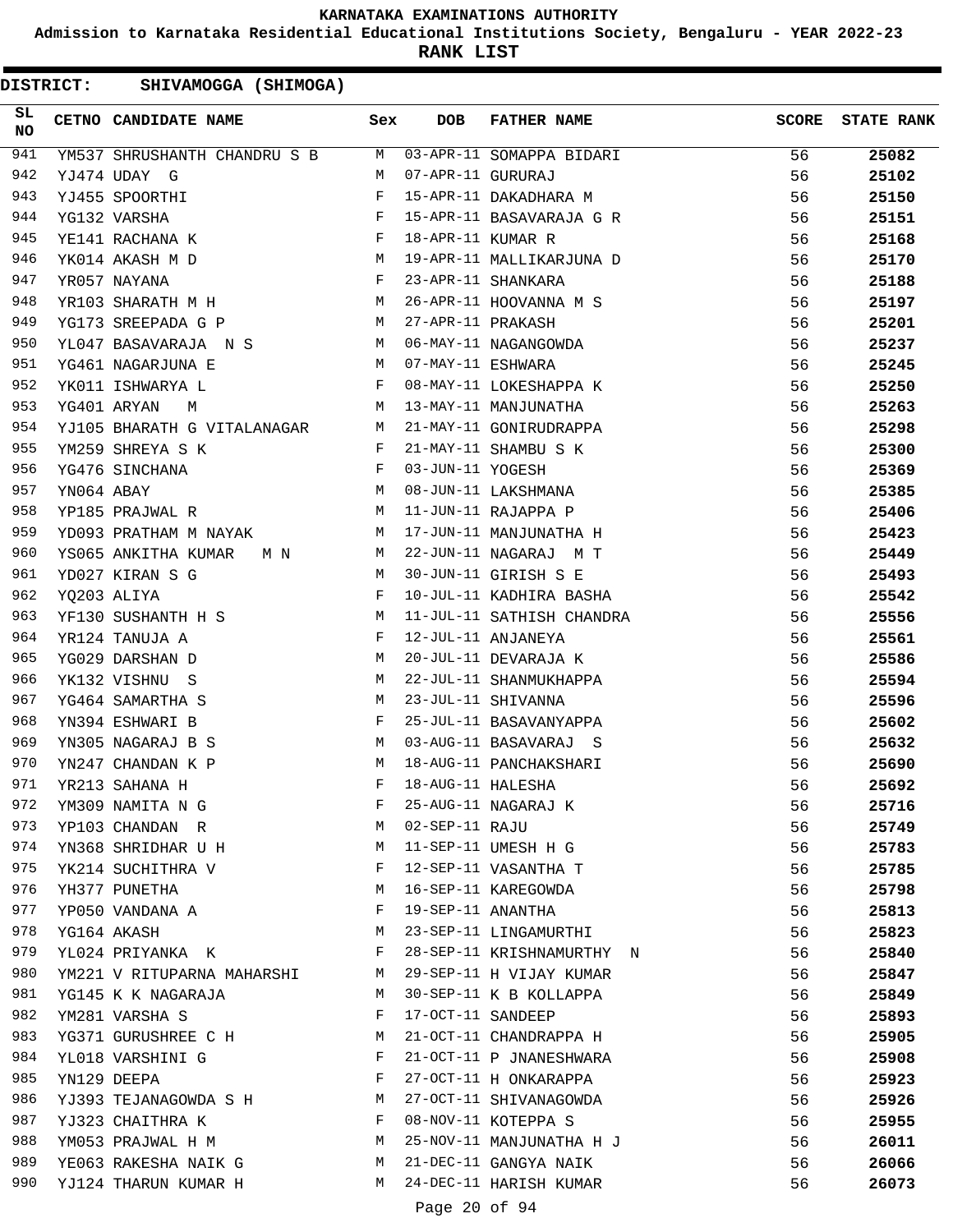# KARNATAKA EXAMINATIONS AUTHORITY

**Admission to Karnataka Residential Educational Institutions Society, Bengaluru - YEAR 2022-23**

**RANK LIST**

**DISTRICT: SHIVAMOGGA (SHIMOGA)**

| SL NO | CETNO | CANDIDATE NAME | Sex | DOB | FATHER NAME | SCORE | STATE RANK |
|---|---|---|---|---|---|---|---|
| 941 | YM537 | SHRUSHANTH CHANDRU S B | M | 03-APR-11 | SOMAPPA BIDARI | 56 | **25082** |
| 942 | YJ474 | UDAY G | M | 07-APR-11 | GURURAJ | 56 | **25102** |
| 943 | YJ455 | SPOORTHI | F | 15-APR-11 | DAKADHARA M | 56 | **25150** |
| 944 | YG132 | VARSHA | F | 15-APR-11 | BASAVARAJA G R | 56 | **25151** |
| 945 | YE141 | RACHANA K | F | 18-APR-11 | KUMAR R | 56 | **25168** |
| 946 | YK014 | AKASH M D | M | 19-APR-11 | MALLIKARJUNA D | 56 | **25170** |
| 947 | YR057 | NAYANA | F | 23-APR-11 | SHANKARA | 56 | **25188** |
| 948 | YR103 | SHARATH M H | M | 26-APR-11 | HOOVANNA M S | 56 | **25197** |
| 949 | YG173 | SREEPADA G P | M | 27-APR-11 | PRAKASH | 56 | **25201** |
| 950 | YL047 | BASAVARAJA N S | M | 06-MAY-11 | NAGANGOWDA | 56 | **25237** |
| 951 | YG461 | NAGARJUNA E | M | 07-MAY-11 | ESHWARA | 56 | **25245** |
| 952 | YK011 | ISHWARYA L | F | 08-MAY-11 | LOKESHAPPA K | 56 | **25250** |
| 953 | YG401 | ARYAN M | M | 13-MAY-11 | MANJUNATHA | 56 | **25263** |
| 954 | YJ105 | BHARATH G VITALANAGAR | M | 21-MAY-11 | GONIRUDRAPPA | 56 | **25298** |
| 955 | YM259 | SHREYA S K | F | 21-MAY-11 | SHAMBU S K | 56 | **25300** |
| 956 | YG476 | SINCHANA | F | 03-JUN-11 | YOGESH | 56 | **25369** |
| 957 | YN064 | ABAY | M | 08-JUN-11 | LAKSHMANA | 56 | **25385** |
| 958 | YP185 | PRAJWAL R | M | 11-JUN-11 | RAJAPPA P | 56 | **25406** |
| 959 | YD093 | PRATHAM M NAYAK | M | 17-JUN-11 | MANJUNATHA H | 56 | **25423** |
| 960 | YS065 | ANKITHA KUMAR M N | M | 22-JUN-11 | NAGARAJ M T | 56 | **25449** |
| 961 | YD027 | KIRAN S G | M | 30-JUN-11 | GIRISH S E | 56 | **25493** |
| 962 | YQ203 | ALIYA | F | 10-JUL-11 | KADHIRA BASHA | 56 | **25542** |
| 963 | YF130 | SUSHANTH H S | M | 11-JUL-11 | SATHISH CHANDRA | 56 | **25556** |
| 964 | YR124 | TANUJA A | F | 12-JUL-11 | ANJANEYA | 56 | **25561** |
| 965 | YG029 | DARSHAN D | M | 20-JUL-11 | DEVARAJA K | 56 | **25586** |
| 966 | YK132 | VISHNU S | M | 22-JUL-11 | SHANMUKHAPPA | 56 | **25594** |
| 967 | YG464 | SAMARTHA S | M | 23-JUL-11 | SHIVANNA | 56 | **25596** |
| 968 | YN394 | ESHWARI B | F | 25-JUL-11 | BASAVANYAPPA | 56 | **25602** |
| 969 | YN305 | NAGARAJ B S | M | 03-AUG-11 | BASAVARAJ S | 56 | **25632** |
| 970 | YN247 | CHANDAN K P | M | 18-AUG-11 | PANCHAKSHARI | 56 | **25690** |
| 971 | YR213 | SAHANA H | F | 18-AUG-11 | HALESHA | 56 | **25692** |
| 972 | YM309 | NAMITA N G | F | 25-AUG-11 | NAGARAJ K | 56 | **25716** |
| 973 | YP103 | CHANDAN R | M | 02-SEP-11 | RAJU | 56 | **25749** |
| 974 | YN368 | SHRIDHAR U H | M | 11-SEP-11 | UMESH H G | 56 | **25783** |
| 975 | YK214 | SUCHITHRA V | F | 12-SEP-11 | VASANTHA T | 56 | **25785** |
| 976 | YH377 | PUNETHA | M | 16-SEP-11 | KAREGOWDA | 56 | **25798** |
| 977 | YP050 | VANDANA A | F | 19-SEP-11 | ANANTHA | 56 | **25813** |
| 978 | YG164 | AKASH | M | 23-SEP-11 | LINGAMURTHI | 56 | **25823** |
| 979 | YL024 | PRIYANKA K | F | 28-SEP-11 | KRISHNAMURTHY N | 56 | **25840** |
| 980 | YM221 | V RITUPARNA MAHARSHI | M | 29-SEP-11 | H VIJAY KUMAR | 56 | **25847** |
| 981 | YG145 | K K NAGARAJA | M | 30-SEP-11 | K B KOLLAPPA | 56 | **25849** |
| 982 | YM281 | VARSHA S | F | 17-OCT-11 | SANDEEP | 56 | **25893** |
| 983 | YG371 | GURUSHREE C H | M | 21-OCT-11 | CHANDRAPPA H | 56 | **25905** |
| 984 | YL018 | VARSHINI G | F | 21-OCT-11 | P JNANESHWARA | 56 | **25908** |
| 985 | YN129 | DEEPA | F | 27-OCT-11 | H ONKARAPPA | 56 | **25923** |
| 986 | YJ393 | TEJANAGOWDA S H | M | 27-OCT-11 | SHIVANAGOWDA | 56 | **25926** |
| 987 | YJ323 | CHAITHRA K | F | 08-NOV-11 | KOTEPPA S | 56 | **25955** |
| 988 | YM053 | PRAJWAL H M | M | 25-NOV-11 | MANJUNATHA H J | 56 | **26011** |
| 989 | YE063 | RAKESHA NAIK G | M | 21-DEC-11 | GANGYA NAIK | 56 | **26066** |
| 990 | YJ124 | THARUN KUMAR H | M | 24-DEC-11 | HARISH KUMAR | 56 | **26073** |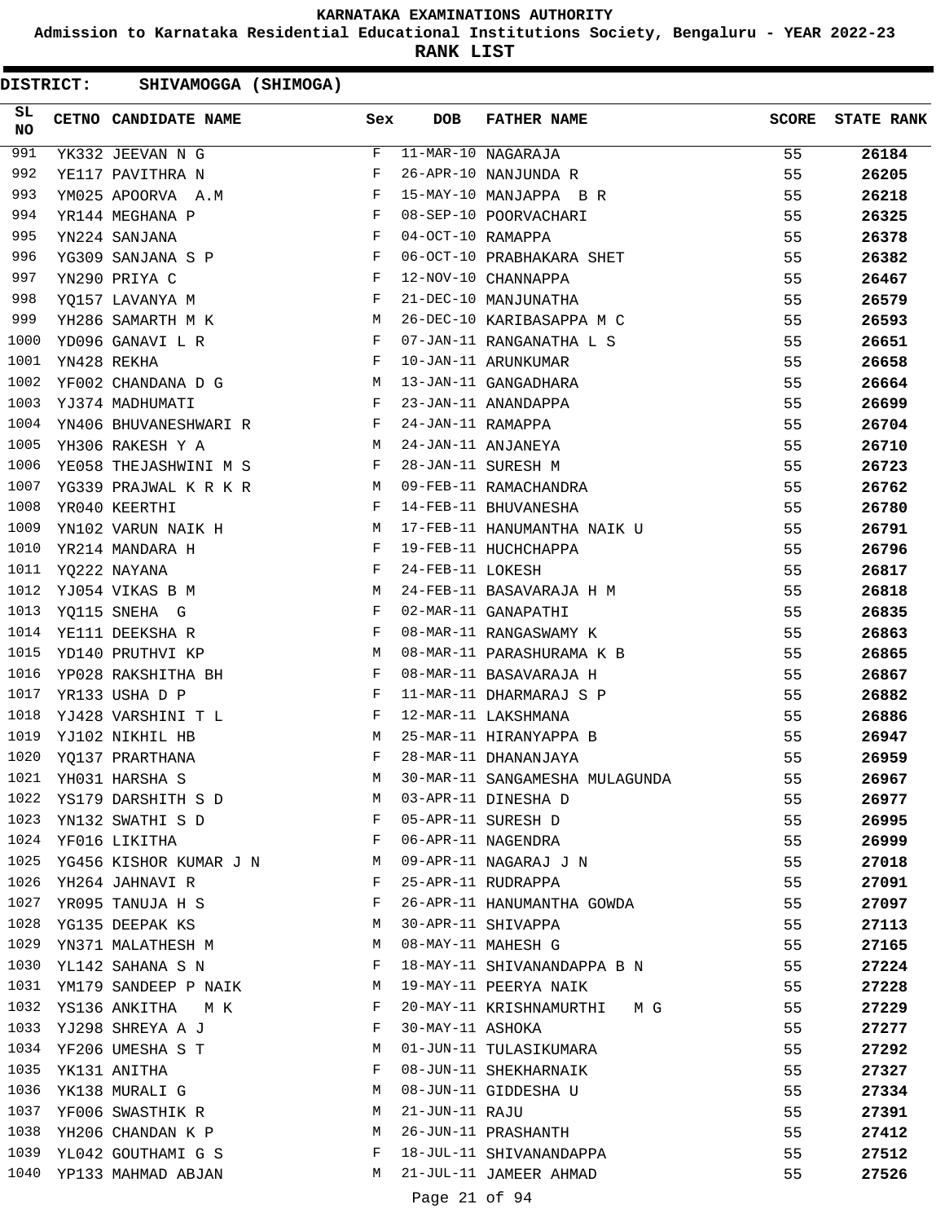# KARNATAKA EXAMINATIONS AUTHORITY

**Admission to Karnataka Residential Educational Institutions Society, Bengaluru - YEAR 2022-23**

**RANK LIST**

**DISTRICT: SHIVAMOGGA (SHIMOGA)**

| SL NO | CETNO | CANDIDATE NAME | Sex | DOB | FATHER NAME | SCORE | STATE RANK |
|---|---|---|---|---|---|---|---|
| 991 | YK332 | JEEVAN N G | F | 11-MAR-10 | NAGARAJA | 55 | 26184 |
| 992 | YE117 | PAVITHRA N | F | 26-APR-10 | NANJUNDA R | 55 | 26205 |
| 993 | YM025 | APOORVA A.M | F | 15-MAY-10 | MANJAPPA B R | 55 | 26218 |
| 994 | YR144 | MEGHANA P | F | 08-SEP-10 | POORVACHARI | 55 | 26325 |
| 995 | YN224 | SANJANA | F | 04-OCT-10 | RAMAPPA | 55 | 26378 |
| 996 | YG309 | SANJANA S P | F | 06-OCT-10 | PRABHAKARA SHET | 55 | 26382 |
| 997 | YN290 | PRIYA C | F | 12-NOV-10 | CHANNAPPA | 55 | 26467 |
| 998 | YQ157 | LAVANYA M | F | 21-DEC-10 | MANJUNATHA | 55 | 26579 |
| 999 | YH286 | SAMARTH M K | M | 26-DEC-10 | KARIBASAPPA M C | 55 | 26593 |
| 1000 | YD096 | GANAVI L R | F | 07-JAN-11 | RANGANATHA L S | 55 | 26651 |
| 1001 | YN428 | REKHA | F | 10-JAN-11 | ARUNKUMAR | 55 | 26658 |
| 1002 | YF002 | CHANDANA D G | M | 13-JAN-11 | GANGADHARA | 55 | 26664 |
| 1003 | YJ374 | MADHUMATI | F | 23-JAN-11 | ANANDAPPA | 55 | 26699 |
| 1004 | YN406 | BHUVANESHWARI R | F | 24-JAN-11 | RAMAPPA | 55 | 26704 |
| 1005 | YH306 | RAKESH Y A | M | 24-JAN-11 | ANJANEYA | 55 | 26710 |
| 1006 | YE058 | THEJASHWINI M S | F | 28-JAN-11 | SURESH M | 55 | 26723 |
| 1007 | YG339 | PRAJWAL K R K R | M | 09-FEB-11 | RAMACHANDRA | 55 | 26762 |
| 1008 | YR040 | KEERTHI | F | 14-FEB-11 | BHUVANESHA | 55 | 26780 |
| 1009 | YN102 | VARUN NAIK H | M | 17-FEB-11 | HANUMANTHA NAIK U | 55 | 26791 |
| 1010 | YR214 | MANDARA H | F | 19-FEB-11 | HUCHCHAPPA | 55 | 26796 |
| 1011 | YQ222 | NAYANA | F | 24-FEB-11 | LOKESH | 55 | 26817 |
| 1012 | YJ054 | VIKAS B M | M | 24-FEB-11 | BASAVARAJA H M | 55 | 26818 |
| 1013 | YQ115 | SNEHA G | F | 02-MAR-11 | GANAPATHI | 55 | 26835 |
| 1014 | YE111 | DEEKSHA R | F | 08-MAR-11 | RANGASWAMY K | 55 | 26863 |
| 1015 | YD140 | PRUTHVI KP | M | 08-MAR-11 | PARASHURAMA K B | 55 | 26865 |
| 1016 | YP028 | RAKSHITHA BH | F | 08-MAR-11 | BASAVARAJA H | 55 | 26867 |
| 1017 | YR133 | USHA D P | F | 11-MAR-11 | DHARMARAJ S P | 55 | 26882 |
| 1018 | YJ428 | VARSHINI T L | F | 12-MAR-11 | LAKSHMANA | 55 | 26886 |
| 1019 | YJ102 | NIKHIL HB | M | 25-MAR-11 | HIRANYAPPA B | 55 | 26947 |
| 1020 | YQ137 | PRARTHANA | F | 28-MAR-11 | DHANANJAYA | 55 | 26959 |
| 1021 | YH031 | HARSHA S | M | 30-MAR-11 | SANGAMESHA MULAGUNDA | 55 | 26967 |
| 1022 | YS179 | DARSHITH S D | M | 03-APR-11 | DINESHA D | 55 | 26977 |
| 1023 | YN132 | SWATHI S D | F | 05-APR-11 | SURESH D | 55 | 26995 |
| 1024 | YF016 | LIKITHA | F | 06-APR-11 | NAGENDRA | 55 | 26999 |
| 1025 | YG456 | KISHOR KUMAR J N | M | 09-APR-11 | NAGARAJ J N | 55 | 27018 |
| 1026 | YH264 | JAHNAVI R | F | 25-APR-11 | RUDRAPPA | 55 | 27091 |
| 1027 | YR095 | TANUJA H S | F | 26-APR-11 | HANUMANTHA GOWDA | 55 | 27097 |
| 1028 | YG135 | DEEPAK KS | M | 30-APR-11 | SHIVAPPA | 55 | 27113 |
| 1029 | YN371 | MALATHESH M | M | 08-MAY-11 | MAHESH G | 55 | 27165 |
| 1030 | YL142 | SAHANA S N | F | 18-MAY-11 | SHIVANANDAPPA B N | 55 | 27224 |
| 1031 | YM179 | SANDEEP P NAIK | M | 19-MAY-11 | PEERYA NAIK | 55 | 27228 |
| 1032 | YS136 | ANKITHA M K | F | 20-MAY-11 | KRISHNAMURTHI M G | 55 | 27229 |
| 1033 | YJ298 | SHREYA A J | F | 30-MAY-11 | ASHOKA | 55 | 27277 |
| 1034 | YF206 | UMESHA S T | M | 01-JUN-11 | TULASIKUMARA | 55 | 27292 |
| 1035 | YK131 | ANITHA | F | 08-JUN-11 | SHEKHARNAIK | 55 | 27327 |
| 1036 | YK138 | MURALI G | M | 08-JUN-11 | GIDDESHA U | 55 | 27334 |
| 1037 | YF006 | SWASTHIK R | M | 21-JUN-11 | RAJU | 55 | 27391 |
| 1038 | YH206 | CHANDAN K P | M | 26-JUN-11 | PRASHANTH | 55 | 27412 |
| 1039 | YL042 | GOUTHAMI G S | F | 18-JUL-11 | SHIVANANDAPPA | 55 | 27512 |
| 1040 | YP133 | MAHMAD ABJAN | M | 21-JUL-11 | JAMEER AHMAD | 55 | 27526 |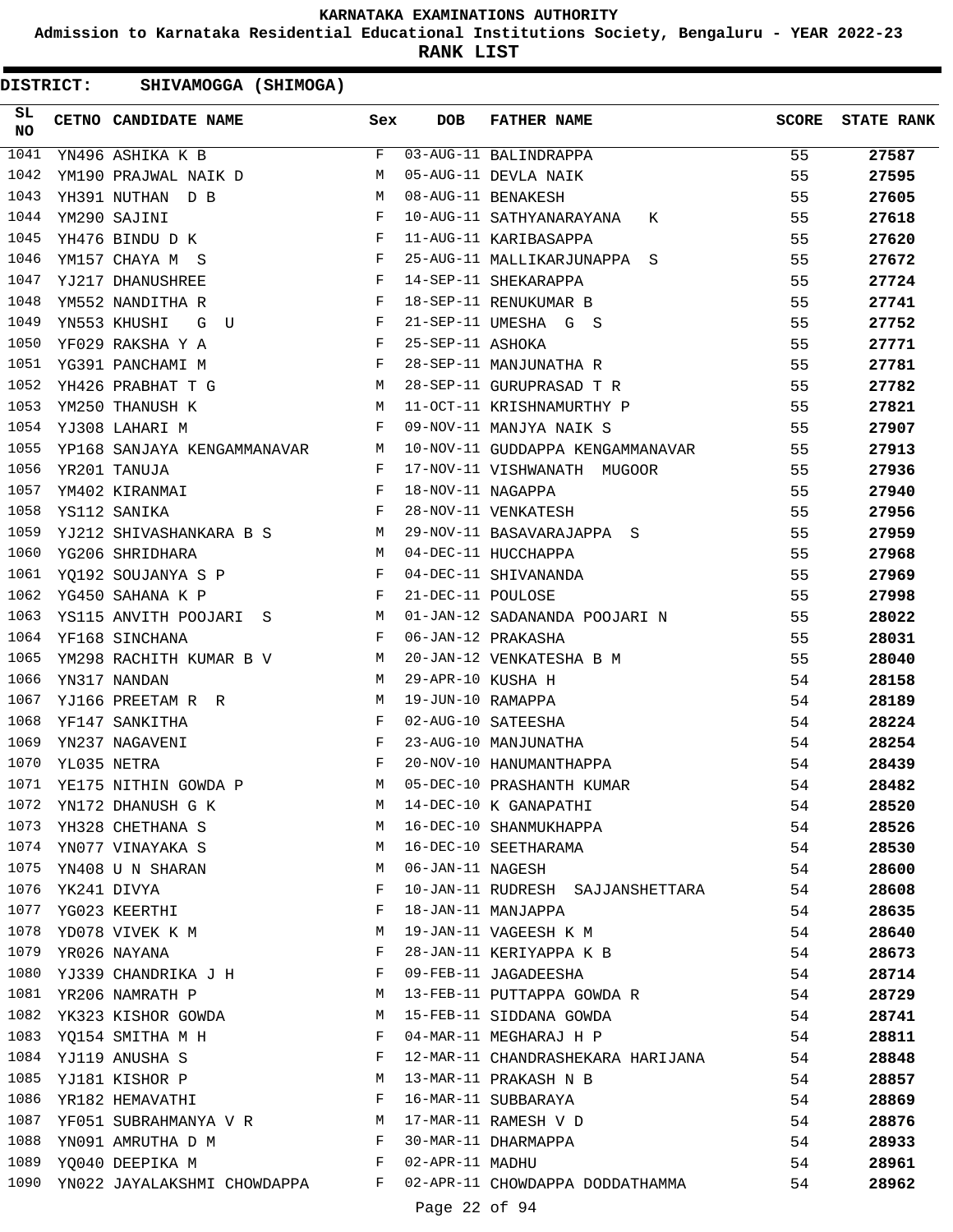KARNATAKA EXAMINATIONS AUTHORITY

Admission to Karnataka Residential Educational Institutions Society, Bengaluru - YEAR 2022-23

**RANK LIST**

**DISTRICT: SHIVAMOGGA (SHIMOGA)**

| SL NO | CETNO | CANDIDATE NAME | Sex | DOB | FATHER NAME | SCORE | STATE RANK |
|---|---|---|---|---|---|---|---|
| 1041 | YN496 | ASHIKA K B | F | 03-AUG-11 | BALINDRAPPA | 55 | 27587 |
| 1042 | YM190 | PRAJWAL NAIK D | M | 05-AUG-11 | DEVLA NAIK | 55 | 27595 |
| 1043 | YH391 | NUTHAN D B | M | 08-AUG-11 | BENAKESH | 55 | 27605 |
| 1044 | YM290 | SAJINI | F | 10-AUG-11 | SATHYANARAYANA K | 55 | 27618 |
| 1045 | YH476 | BINDU D K | F | 11-AUG-11 | KARIBASAPPA | 55 | 27620 |
| 1046 | YM157 | CHAYA M S | F | 25-AUG-11 | MALLIKARJUNAPPA S | 55 | 27672 |
| 1047 | YJ217 | DHANUSHREE | F | 14-SEP-11 | SHEKARAPPA | 55 | 27724 |
| 1048 | YM552 | NANDITHA R | F | 18-SEP-11 | RENUKUMAR B | 55 | 27741 |
| 1049 | YN553 | KHUSHI G U | F | 21-SEP-11 | UMESHA G S | 55 | 27752 |
| 1050 | YF029 | RAKSHA Y A | F | 25-SEP-11 | ASHOKA | 55 | 27771 |
| 1051 | YG391 | PANCHAMI M | F | 28-SEP-11 | MANJUNATHA R | 55 | 27781 |
| 1052 | YH426 | PRABHAT T G | M | 28-SEP-11 | GURUPRASAD T R | 55 | 27782 |
| 1053 | YM250 | THANUSH K | M | 11-OCT-11 | KRISHNAMURTHY P | 55 | 27821 |
| 1054 | YJ308 | LAHARI M | F | 09-NOV-11 | MANJYA NAIK S | 55 | 27907 |
| 1055 | YP168 | SANJAYA KENGAMMANAVAR | M | 10-NOV-11 | GUDDAPPA KENGAMMANAVAR | 55 | 27913 |
| 1056 | YR201 | TANUJA | F | 17-NOV-11 | VISHWANATH MUGOOR | 55 | 27936 |
| 1057 | YM402 | KIRANMAI | F | 18-NOV-11 | NAGAPPA | 55 | 27940 |
| 1058 | YS112 | SANIKA | F | 28-NOV-11 | VENKATESH | 55 | 27956 |
| 1059 | YJ212 | SHIVASHANKARA B S | M | 29-NOV-11 | BASAVARAJAPPA S | 55 | 27959 |
| 1060 | YG206 | SHRIDHARA | M | 04-DEC-11 | HUCCHAPPA | 55 | 27968 |
| 1061 | YQ192 | SOUJANYA S P | F | 04-DEC-11 | SHIVANANDA | 55 | 27969 |
| 1062 | YG450 | SAHANA K P | F | 21-DEC-11 | POULOSE | 55 | 27998 |
| 1063 | YS115 | ANVITH POOJARI S | M | 01-JAN-12 | SADANANDA POOJARI N | 55 | 28022 |
| 1064 | YF168 | SINCHANA | F | 06-JAN-12 | PRAKASHA | 55 | 28031 |
| 1065 | YM298 | RACHITH KUMAR B V | M | 20-JAN-12 | VENKATESHA B M | 55 | 28040 |
| 1066 | YN317 | NANDAN | M | 29-APR-10 | KUSHA H | 54 | 28158 |
| 1067 | YJ166 | PREETAM R R | M | 19-JUN-10 | RAMAPPA | 54 | 28189 |
| 1068 | YF147 | SANKITHA | F | 02-AUG-10 | SATEESHA | 54 | 28224 |
| 1069 | YN237 | NAGAVENI | F | 23-AUG-10 | MANJUNATHA | 54 | 28254 |
| 1070 | YL035 | NETRA | F | 20-NOV-10 | HANUMANTHAPPA | 54 | 28439 |
| 1071 | YE175 | NITHIN GOWDA P | M | 05-DEC-10 | PRASHANTH KUMAR | 54 | 28482 |
| 1072 | YN172 | DHANUSH G K | M | 14-DEC-10 | K GANAPATHI | 54 | 28520 |
| 1073 | YH328 | CHETHANA S | M | 16-DEC-10 | SHANMUKHAPPA | 54 | 28526 |
| 1074 | YN077 | VINAYAKA S | M | 16-DEC-10 | SEETHARAMA | 54 | 28530 |
| 1075 | YN408 | U N SHARAN | M | 06-JAN-11 | NAGESH | 54 | 28600 |
| 1076 | YK241 | DIVYA | F | 10-JAN-11 | RUDRESH SAJJANSHETTARA | 54 | 28608 |
| 1077 | YG023 | KEERTHI | F | 18-JAN-11 | MANJAPPA | 54 | 28635 |
| 1078 | YD078 | VIVEK K M | M | 19-JAN-11 | VAGEESH K M | 54 | 28640 |
| 1079 | YR026 | NAYANA | F | 28-JAN-11 | KERIYAPPA K B | 54 | 28673 |
| 1080 | YJ339 | CHANDRIKA J H | F | 09-FEB-11 | JAGADEESHA | 54 | 28714 |
| 1081 | YR206 | NAMRATH P | M | 13-FEB-11 | PUTTAPPA GOWDA R | 54 | 28729 |
| 1082 | YK323 | KISHOR GOWDA | M | 15-FEB-11 | SIDDANA GOWDA | 54 | 28741 |
| 1083 | YQ154 | SMITHA M H | F | 04-MAR-11 | MEGHARAJ H P | 54 | 28811 |
| 1084 | YJ119 | ANUSHA S | F | 12-MAR-11 | CHANDRASHEKARA HARIJANA | 54 | 28848 |
| 1085 | YJ181 | KISHOR P | M | 13-MAR-11 | PRAKASH N B | 54 | 28857 |
| 1086 | YR182 | HEMAVATHI | F | 16-MAR-11 | SUBBARAYA | 54 | 28869 |
| 1087 | YF051 | SUBRAHMANYA V R | M | 17-MAR-11 | RAMESH V D | 54 | 28876 |
| 1088 | YN091 | AMRUTHA D M | F | 30-MAR-11 | DHARMAPPA | 54 | 28933 |
| 1089 | YQ040 | DEEPIKA M | F | 02-APR-11 | MADHU | 54 | 28961 |
| 1090 | YN022 | JAYALAKSHMI CHOWDAPPA | F | 02-APR-11 | CHOWDAPPA DODDATHAMMA | 54 | 28962 |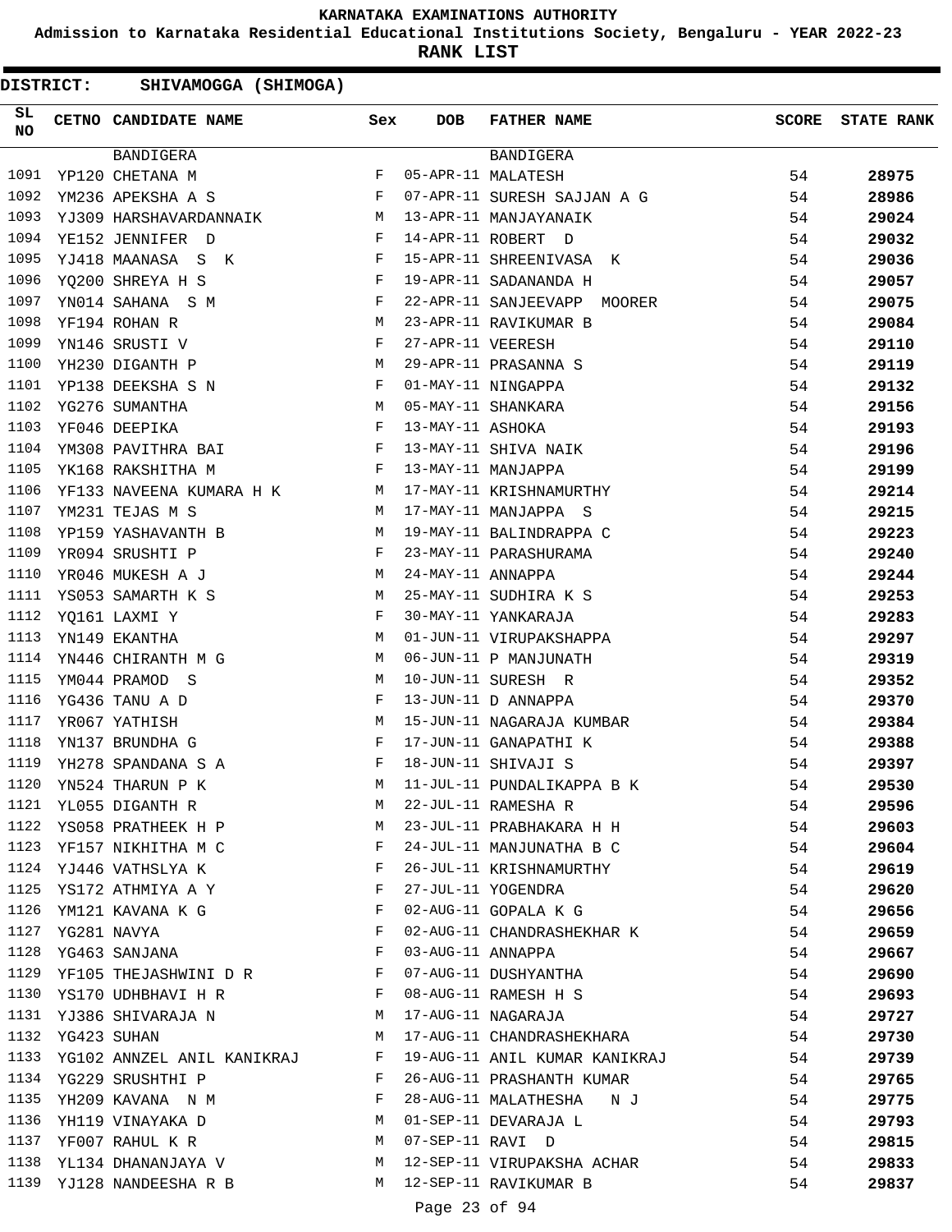KARNATAKA EXAMINATIONS AUTHORITY

Admission to Karnataka Residential Educational Institutions Society, Bengaluru - YEAR 2022-23

**RANK LIST**

**DISTRICT: SHIVAMOGGA (SHIMOGA)**

| SL NO | CETNO | CANDIDATE NAME | Sex | DOB | FATHER NAME | SCORE | STATE RANK |
|---|---|---|---|---|---|---|---|
| | | BANDIGERA | | | BANDIGERA | | |
| 1091 | YP120 | CHETANA M | F | 05-APR-11 | MALATESH | 54 | 28975 |
| 1092 | YM236 | APEKSHA A S | F | 07-APR-11 | SURESH SAJJAN A G | 54 | 28986 |
| 1093 | YJ309 | HARSHAVARDANNAIK | M | 13-APR-11 | MANJAYANAIK | 54 | 29024 |
| 1094 | YE152 | JENNIFER D | F | 14-APR-11 | ROBERT D | 54 | 29032 |
| 1095 | YJ418 | MAANASA S K | F | 15-APR-11 | SHREENIVASA K | 54 | 29036 |
| 1096 | YQ200 | SHREYA H S | F | 19-APR-11 | SADANANDA H | 54 | 29057 |
| 1097 | YN014 | SAHANA S M | F | 22-APR-11 | SANJEEVAPP MOORER | 54 | 29075 |
| 1098 | YF194 | ROHAN R | M | 23-APR-11 | RAVIKUMAR B | 54 | 29084 |
| 1099 | YN146 | SRUSTI V | F | 27-APR-11 | VEERESH | 54 | 29110 |
| 1100 | YH230 | DIGANTH P | M | 29-APR-11 | PRASANNA S | 54 | 29119 |
| 1101 | YP138 | DEEKSHA S N | F | 01-MAY-11 | NINGAPPA | 54 | 29132 |
| 1102 | YG276 | SUMANTHA | M | 05-MAY-11 | SHANKARA | 54 | 29156 |
| 1103 | YF046 | DEEPIKA | F | 13-MAY-11 | ASHOKA | 54 | 29193 |
| 1104 | YM308 | PAVITHRA BAI | F | 13-MAY-11 | SHIVA NAIK | 54 | 29196 |
| 1105 | YK168 | RAKSHITHA M | F | 13-MAY-11 | MANJAPPA | 54 | 29199 |
| 1106 | YF133 | NAVEENA KUMARA H K | M | 17-MAY-11 | KRISHNAMURTHY | 54 | 29214 |
| 1107 | YM231 | TEJAS M S | M | 17-MAY-11 | MANJAPPA S | 54 | 29215 |
| 1108 | YP159 | YASHAVANTH B | M | 19-MAY-11 | BALINDRAPPA C | 54 | 29223 |
| 1109 | YR094 | SRUSHTI P | F | 23-MAY-11 | PARASHURAMA | 54 | 29240 |
| 1110 | YR046 | MUKESH A J | M | 24-MAY-11 | ANNAPPA | 54 | 29244 |
| 1111 | YS053 | SAMARTH K S | M | 25-MAY-11 | SUDHIRA K S | 54 | 29253 |
| 1112 | YQ161 | LAXMI Y | F | 30-MAY-11 | YANKARAJA | 54 | 29283 |
| 1113 | YN149 | EKANTHA | M | 01-JUN-11 | VIRUPAKSHAPPA | 54 | 29297 |
| 1114 | YN446 | CHIRANTH M G | M | 06-JUN-11 | P MANJUNATH | 54 | 29319 |
| 1115 | YM044 | PRAMOD S | M | 10-JUN-11 | SURESH R | 54 | 29352 |
| 1116 | YG436 | TANU A D | F | 13-JUN-11 | D ANNAPPA | 54 | 29370 |
| 1117 | YR067 | YATHISH | M | 15-JUN-11 | NAGARAJA KUMBAR | 54 | 29384 |
| 1118 | YN137 | BRUNDHA G | F | 17-JUN-11 | GANAPATHI K | 54 | 29388 |
| 1119 | YH278 | SPANDANA S A | F | 18-JUN-11 | SHIVAJI S | 54 | 29397 |
| 1120 | YN524 | THARUN P K | M | 11-JUL-11 | PUNDALIKAPPA B K | 54 | 29530 |
| 1121 | YL055 | DIGANTH R | M | 22-JUL-11 | RAMESHA R | 54 | 29596 |
| 1122 | YS058 | PRATHEEK H P | M | 23-JUL-11 | PRABHAKARA H H | 54 | 29603 |
| 1123 | YF157 | NIKHITHA M C | F | 24-JUL-11 | MANJUNATHA B C | 54 | 29604 |
| 1124 | YJ446 | VATHSLYA K | F | 26-JUL-11 | KRISHNAMURTHY | 54 | 29619 |
| 1125 | YS172 | ATHMIYA A Y | F | 27-JUL-11 | YOGENDRA | 54 | 29620 |
| 1126 | YM121 | KAVANA K G | F | 02-AUG-11 | GOPALA K G | 54 | 29656 |
| 1127 | YG281 | NAVYA | F | 02-AUG-11 | CHANDRASHEKHAR K | 54 | 29659 |
| 1128 | YG463 | SANJANA | F | 03-AUG-11 | ANNAPPA | 54 | 29667 |
| 1129 | YF105 | THEJASHWINI D R | F | 07-AUG-11 | DUSHYANTHA | 54 | 29690 |
| 1130 | YS170 | UDHBHAVI H R | F | 08-AUG-11 | RAMESH H S | 54 | 29693 |
| 1131 | YJ386 | SHIVARAJA N | M | 17-AUG-11 | NAGARAJA | 54 | 29727 |
| 1132 | YG423 | SUHAN | M | 17-AUG-11 | CHANDRASHEKHARA | 54 | 29730 |
| 1133 | YG102 | ANNZEL ANIL KANIKRAJ | F | 19-AUG-11 | ANIL KUMAR KANIKRAJ | 54 | 29739 |
| 1134 | YG229 | SRUSHTHI P | F | 26-AUG-11 | PRASHANTH KUMAR | 54 | 29765 |
| 1135 | YH209 | KAVANA N M | F | 28-AUG-11 | MALATHESHA N J | 54 | 29775 |
| 1136 | YH119 | VINAYAKA D | M | 01-SEP-11 | DEVARAJA L | 54 | 29793 |
| 1137 | YF007 | RAHUL K R | M | 07-SEP-11 | RAVI D | 54 | 29815 |
| 1138 | YL134 | DHANANJAYA V | M | 12-SEP-11 | VIRUPAKSHA ACHAR | 54 | 29833 |
| 1139 | YJ128 | NANDEESHA R B | M | 12-SEP-11 | RAVIKUMAR B | 54 | 29837 |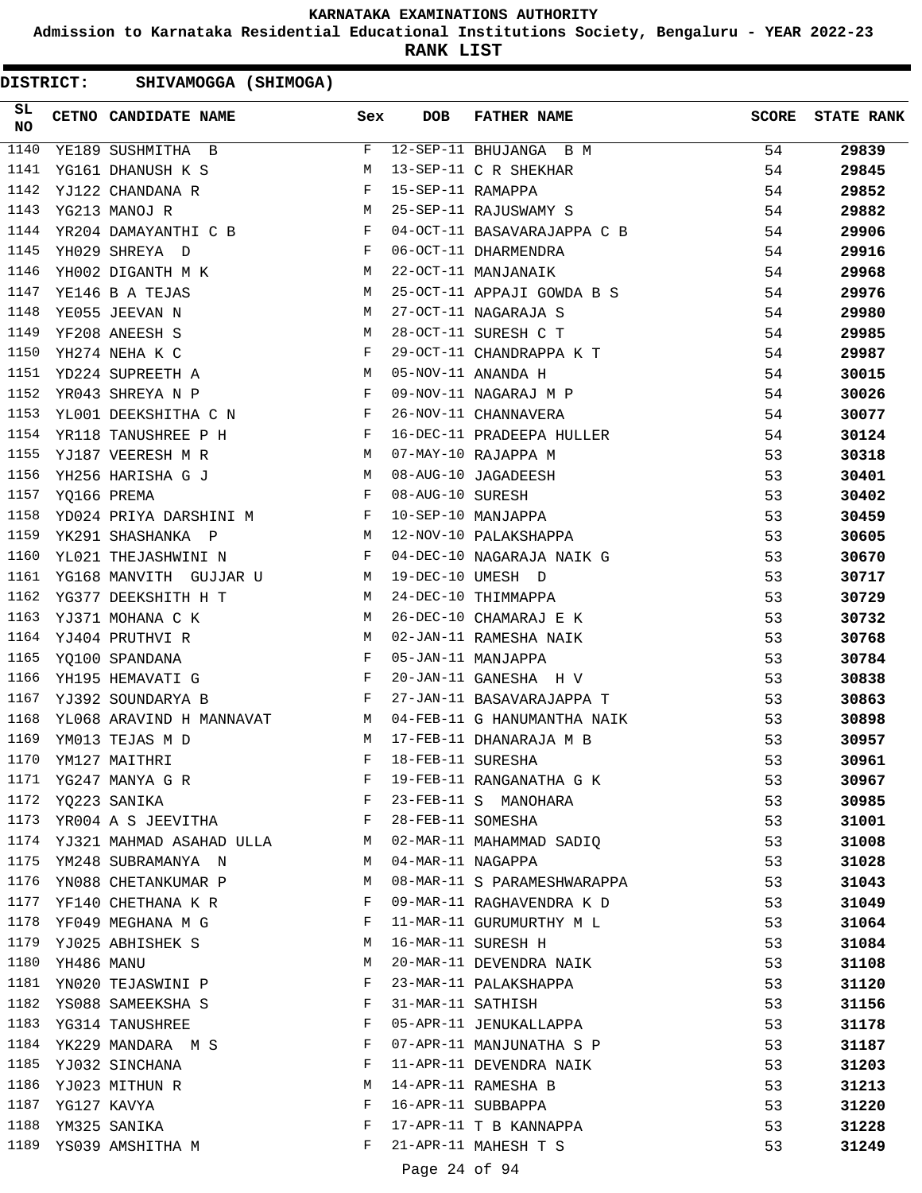# KARNATAKA EXAMINATIONS AUTHORITY

**Admission to Karnataka Residential Educational Institutions Society, Bengaluru - YEAR 2022-23**

**RANK LIST**

**DISTRICT: SHIVAMOGGA (SHIMOGA)**

| SL NO | CETNO | CANDIDATE NAME | Sex | DOB | FATHER NAME | SCORE | STATE RANK |
|---|---|---|---|---|---|---|---|
| 1140 | YE189 | SUSHMITHA B | F | 12-SEP-11 | BHUJANGA B M | 54 | 29839 |
| 1141 | YG161 | DHANUSH K S | M | 13-SEP-11 | C R SHEKHAR | 54 | 29845 |
| 1142 | YJ122 | CHANDANA R | F | 15-SEP-11 | RAMAPPA | 54 | 29852 |
| 1143 | YG213 | MANOJ R | M | 25-SEP-11 | RAJUSWAMY S | 54 | 29882 |
| 1144 | YR204 | DAMAYANTHI C B | F | 04-OCT-11 | BASAVARAJAPPA C B | 54 | 29906 |
| 1145 | YH029 | SHREYA D | F | 06-OCT-11 | DHARMENDRA | 54 | 29916 |
| 1146 | YH002 | DIGANTH M K | M | 22-OCT-11 | MANJANAIK | 54 | 29968 |
| 1147 | YE146 | B A TEJAS | M | 25-OCT-11 | APPAJI GOWDA B S | 54 | 29976 |
| 1148 | YE055 | JEEVAN N | M | 27-OCT-11 | NAGARAJA S | 54 | 29980 |
| 1149 | YF208 | ANEESH S | M | 28-OCT-11 | SURESH C T | 54 | 29985 |
| 1150 | YH274 | NEHA K C | F | 29-OCT-11 | CHANDRAPPA K T | 54 | 29987 |
| 1151 | YD224 | SUPREETH A | M | 05-NOV-11 | ANANDA H | 54 | 30015 |
| 1152 | YR043 | SHREYA N P | F | 09-NOV-11 | NAGARAJ M P | 54 | 30026 |
| 1153 | YL001 | DEEKSHITHA C N | F | 26-NOV-11 | CHANNAVERA | 54 | 30077 |
| 1154 | YR118 | TANUSHREE P H | F | 16-DEC-11 | PRADEEPA HULLER | 54 | 30124 |
| 1155 | YJ187 | VEERESH M R | M | 07-MAY-10 | RAJAPPA M | 53 | 30318 |
| 1156 | YH256 | HARISHA G J | M | 08-AUG-10 | JAGADEESH | 53 | 30401 |
| 1157 | YQ166 | PREMA | F | 08-AUG-10 | SURESH | 53 | 30402 |
| 1158 | YD024 | PRIYA DARSHINI M | F | 10-SEP-10 | MANJAPPA | 53 | 30459 |
| 1159 | YK291 | SHASHANKA P | M | 12-NOV-10 | PALAKSHAPPA | 53 | 30605 |
| 1160 | YL021 | THEJASHWINI N | F | 04-DEC-10 | NAGARAJA NAIK G | 53 | 30670 |
| 1161 | YG168 | MANVITH GUJJAR U | M | 19-DEC-10 | UMESH D | 53 | 30717 |
| 1162 | YG377 | DEEKSHITH H T | M | 24-DEC-10 | THIMMAPPA | 53 | 30729 |
| 1163 | YJ371 | MOHANA C K | M | 26-DEC-10 | CHAMARAJ E K | 53 | 30732 |
| 1164 | YJ404 | PRUTHVI R | M | 02-JAN-11 | RAMESHA NAIK | 53 | 30768 |
| 1165 | YQ100 | SPANDANA | F | 05-JAN-11 | MANJAPPA | 53 | 30784 |
| 1166 | YH195 | HEMAVATI G | F | 20-JAN-11 | GANESHA H V | 53 | 30838 |
| 1167 | YJ392 | SOUNDARYA B | F | 27-JAN-11 | BASAVARAJAPPA T | 53 | 30863 |
| 1168 | YL068 | ARAVIND H MANNAVAT | M | 04-FEB-11 | G HANUMANTHA NAIK | 53 | 30898 |
| 1169 | YM013 | TEJAS M D | M | 17-FEB-11 | DHANARAJA M B | 53 | 30957 |
| 1170 | YM127 | MAITHRI | F | 18-FEB-11 | SURESHA | 53 | 30961 |
| 1171 | YG247 | MANYA G R | F | 19-FEB-11 | RANGANATHA G K | 53 | 30967 |
| 1172 | YQ223 | SANIKA | F | 23-FEB-11 | S MANOHARA | 53 | 30985 |
| 1173 | YR004 | A S JEEVITHA | F | 28-FEB-11 | SOMESHA | 53 | 31001 |
| 1174 | YJ321 | MAHMAD ASAHAD ULLA | M | 02-MAR-11 | MAHAMMAD SADIQ | 53 | 31008 |
| 1175 | YM248 | SUBRAMANYA N | M | 04-MAR-11 | NAGAPPA | 53 | 31028 |
| 1176 | YN088 | CHETANKUMAR P | M | 08-MAR-11 | S PARAMESHWARAPPA | 53 | 31043 |
| 1177 | YF140 | CHETHANA K R | F | 09-MAR-11 | RAGHAVENDRA K D | 53 | 31049 |
| 1178 | YF049 | MEGHANA M G | F | 11-MAR-11 | GURUMURTHY M L | 53 | 31064 |
| 1179 | YJ025 | ABHISHEK S | M | 16-MAR-11 | SURESH H | 53 | 31084 |
| 1180 | YH486 | MANU | M | 20-MAR-11 | DEVENDRA NAIK | 53 | 31108 |
| 1181 | YN020 | TEJASWINI P | F | 23-MAR-11 | PALAKSHAPPA | 53 | 31120 |
| 1182 | YS088 | SAMEEKSHA S | F | 31-MAR-11 | SATHISH | 53 | 31156 |
| 1183 | YG314 | TANUSHREE | F | 05-APR-11 | JENUKALLAPPA | 53 | 31178 |
| 1184 | YK229 | MANDARA M S | F | 07-APR-11 | MANJUNATHA S P | 53 | 31187 |
| 1185 | YJ032 | SINCHANA | F | 11-APR-11 | DEVENDRA NAIK | 53 | 31203 |
| 1186 | YJ023 | MITHUN R | M | 14-APR-11 | RAMESHA B | 53 | 31213 |
| 1187 | YG127 | KAVYA | F | 16-APR-11 | SUBBAPPA | 53 | 31220 |
| 1188 | YM325 | SANIKA | F | 17-APR-11 | T B KANNAPPA | 53 | 31228 |
| 1189 | YS039 | AMSHITHA M | F | 21-APR-11 | MAHESH T S | 53 | 31249 |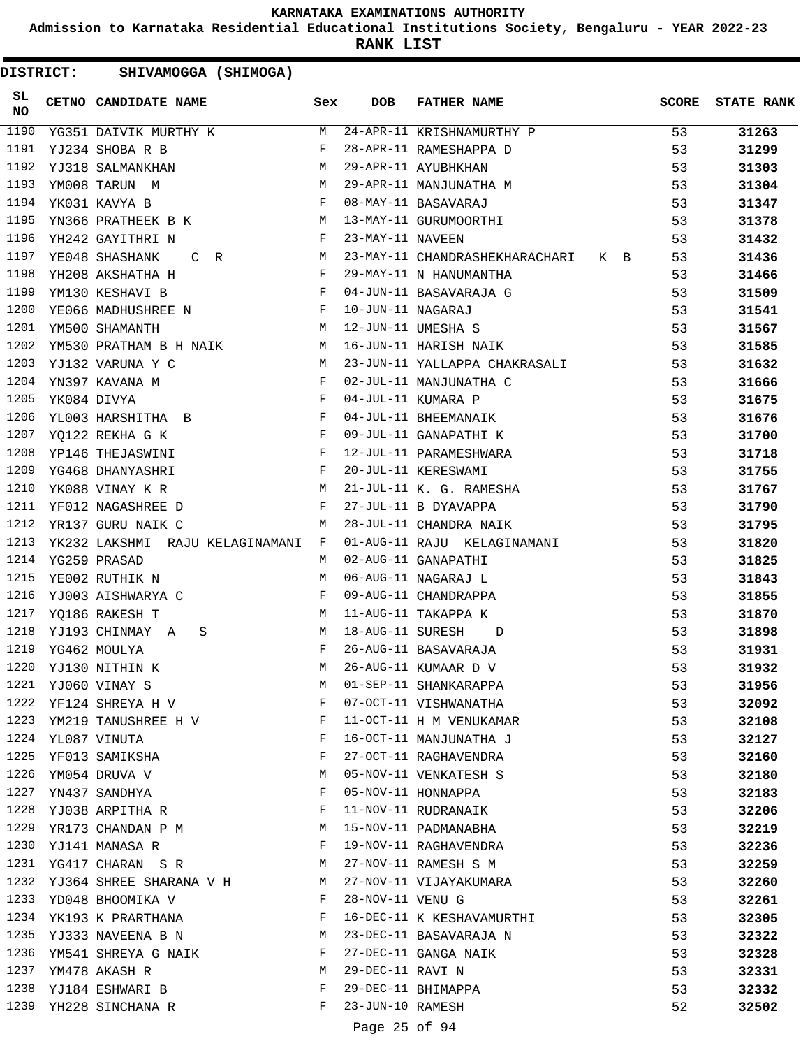# KARNATAKA EXAMINATIONS AUTHORITY

## Admission to Karnataka Residential Educational Institutions Society, Bengaluru - YEAR 2022-23

### RANK LIST

**DISTRICT: SHIVAMOGGA (SHIMOGA)**

| SL NO | CETNO | CANDIDATE NAME | Sex | DOB | FATHER NAME | SCORE | STATE RANK |
|---|---|---|---|---|---|---|---|
| 1190 | YG351 | DAIVIK MURTHY K | M | 24-APR-11 | KRISHNAMURTHY P | 53 | 31263 |
| 1191 | YJ234 | SHOBA R B | F | 28-APR-11 | RAMESHAPPA D | 53 | 31299 |
| 1192 | YJ318 | SALMANKHAN | M | 29-APR-11 | AYUBHKHAN | 53 | 31303 |
| 1193 | YM008 | TARUN M | M | 29-APR-11 | MANJUNATHA M | 53 | 31304 |
| 1194 | YK031 | KAVYA B | F | 08-MAY-11 | BASAVARAJ | 53 | 31347 |
| 1195 | YN366 | PRATHEEK B K | M | 13-MAY-11 | GURUMOORTHI | 53 | 31378 |
| 1196 | YH242 | GAYITHRI N | F | 23-MAY-11 | NAVEEN | 53 | 31432 |
| 1197 | YE048 | SHASHANK C R | M | 23-MAY-11 | CHANDRASHEKHARACHARI K B | 53 | 31436 |
| 1198 | YH208 | AKSHATHA H | F | 29-MAY-11 | N HANUMANTHA | 53 | 31466 |
| 1199 | YM130 | KESHAVI B | F | 04-JUN-11 | BASAVARAJA G | 53 | 31509 |
| 1200 | YE066 | MADHUSHREE N | F | 10-JUN-11 | NAGARAJ | 53 | 31541 |
| 1201 | YM500 | SHAMANTH | M | 12-JUN-11 | UMESHA S | 53 | 31567 |
| 1202 | YM530 | PRATHAM B H NAIK | M | 16-JUN-11 | HARISH NAIK | 53 | 31585 |
| 1203 | YJ132 | VARUNA Y C | M | 23-JUN-11 | YALLAPPA CHAKRASALI | 53 | 31632 |
| 1204 | YN397 | KAVANA M | F | 02-JUL-11 | MANJUNATHA C | 53 | 31666 |
| 1205 | YK084 | DIVYA | F | 04-JUL-11 | KUMARA P | 53 | 31675 |
| 1206 | YL003 | HARSHITHA B | F | 04-JUL-11 | BHEEMANAIK | 53 | 31676 |
| 1207 | YQ122 | REKHA G K | F | 09-JUL-11 | GANAPATHI K | 53 | 31700 |
| 1208 | YP146 | THEJASWINI | F | 12-JUL-11 | PARAMESHWARA | 53 | 31718 |
| 1209 | YG468 | DHANYASHRI | F | 20-JUL-11 | KERESWAMI | 53 | 31755 |
| 1210 | YK088 | VINAY K R | M | 21-JUL-11 | K. G. RAMESHA | 53 | 31767 |
| 1211 | YF012 | NAGASHREE D | F | 27-JUL-11 | B DYAVAPPA | 53 | 31790 |
| 1212 | YR137 | GURU NAIK C | M | 28-JUL-11 | CHANDRA NAIK | 53 | 31795 |
| 1213 | YK232 | LAKSHMI RAJU KELAGINAMANI | F | 01-AUG-11 | RAJU KELAGINAMANI | 53 | 31820 |
| 1214 | YG259 | PRASAD | M | 02-AUG-11 | GANAPATHI | 53 | 31825 |
| 1215 | YE002 | RUTHIK N | M | 06-AUG-11 | NAGARAJ L | 53 | 31843 |
| 1216 | YJ003 | AISHWARYA C | F | 09-AUG-11 | CHANDRAPPA | 53 | 31855 |
| 1217 | YQ186 | RAKESH T | M | 11-AUG-11 | TAKAPPA K | 53 | 31870 |
| 1218 | YJ193 | CHINMAY A S | M | 18-AUG-11 | SURESH D | 53 | 31898 |
| 1219 | YG462 | MOULYA | F | 26-AUG-11 | BASAVARAJA | 53 | 31931 |
| 1220 | YJ130 | NITHIN K | M | 26-AUG-11 | KUMAAR D V | 53 | 31932 |
| 1221 | YJ060 | VINAY S | M | 01-SEP-11 | SHANKARAPPA | 53 | 31956 |
| 1222 | YF124 | SHREYA H V | F | 07-OCT-11 | VISHWANATHA | 53 | 32092 |
| 1223 | YM219 | TANUSHREE H V | F | 11-OCT-11 | H M VENUKAMAR | 53 | 32108 |
| 1224 | YL087 | VINUTA | F | 16-OCT-11 | MANJUNATHA J | 53 | 32127 |
| 1225 | YF013 | SAMIKSHA | F | 27-OCT-11 | RAGHAVENDRA | 53 | 32160 |
| 1226 | YM054 | DRUVA V | M | 05-NOV-11 | VENKATESH S | 53 | 32180 |
| 1227 | YN437 | SANDHYA | F | 05-NOV-11 | HONNAPPA | 53 | 32183 |
| 1228 | YJ038 | ARPITHA R | F | 11-NOV-11 | RUDRANAIK | 53 | 32206 |
| 1229 | YR173 | CHANDAN P M | M | 15-NOV-11 | PADMANABHA | 53 | 32219 |
| 1230 | YJ141 | MANASA R | F | 19-NOV-11 | RAGHAVENDRA | 53 | 32236 |
| 1231 | YG417 | CHARAN S R | M | 27-NOV-11 | RAMESH S M | 53 | 32259 |
| 1232 | YJ364 | SHREE SHARANA V H | M | 27-NOV-11 | VIJAYAKUMARA | 53 | 32260 |
| 1233 | YD048 | BHOOMIKA V | F | 28-NOV-11 | VENU G | 53 | 32261 |
| 1234 | YK193 | K PRARTHANA | F | 16-DEC-11 | K KESHAVAMURTHI | 53 | 32305 |
| 1235 | YJ333 | NAVEENA B N | M | 23-DEC-11 | BASAVARAJA N | 53 | 32322 |
| 1236 | YM541 | SHREYA G NAIK | F | 27-DEC-11 | GANGA NAIK | 53 | 32328 |
| 1237 | YM478 | AKASH R | M | 29-DEC-11 | RAVI N | 53 | 32331 |
| 1238 | YJ184 | ESHWARI B | F | 29-DEC-11 | BHIMAPPA | 53 | 32332 |
| 1239 | YH228 | SINCHANA R | F | 23-JUN-10 | RAMESH | 52 | 32502 |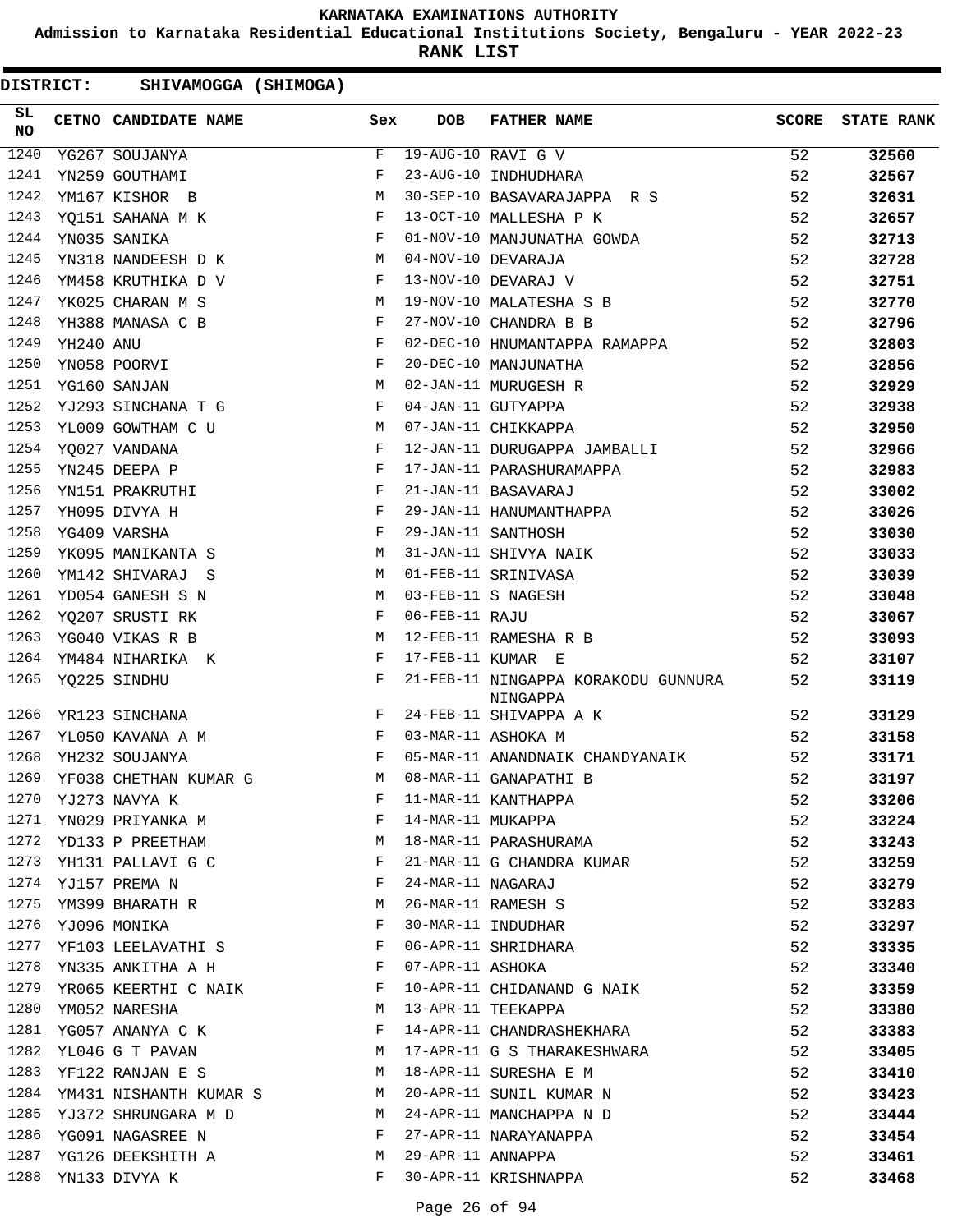KARNATAKA EXAMINATIONS AUTHORITY

Admission to Karnataka Residential Educational Institutions Society, Bengaluru - YEAR 2022-23

**RANK LIST**

**DISTRICT: SHIVAMOGGA (SHIMOGA)**

| SL NO | CETNO | CANDIDATE NAME | Sex | DOB | FATHER NAME | SCORE | STATE RANK |
|---|---|---|---|---|---|---|---|
| 1240 | YG267 | SOUJANYA | F | 19-AUG-10 | RAVI G V | 52 | 32560 |
| 1241 | YN259 | GOUTHAMI | F | 23-AUG-10 | INDHUDHARA | 52 | 32567 |
| 1242 | YM167 | KISHOR B | M | 30-SEP-10 | BASAVARAJAPPA R S | 52 | 32631 |
| 1243 | YQ151 | SAHANA M K | F | 13-OCT-10 | MALLESHA P K | 52 | 32657 |
| 1244 | YN035 | SANIKA | F | 01-NOV-10 | MANJUNATHA GOWDA | 52 | 32713 |
| 1245 | YN318 | NANDEESH D K | M | 04-NOV-10 | DEVARAJA | 52 | 32728 |
| 1246 | YM458 | KRUTHIKA D V | F | 13-NOV-10 | DEVARAJ V | 52 | 32751 |
| 1247 | YK025 | CHARAN M S | M | 19-NOV-10 | MALATESHA S B | 52 | 32770 |
| 1248 | YH388 | MANASA C B | F | 27-NOV-10 | CHANDRA B B | 52 | 32796 |
| 1249 | YH240 | ANU | F | 02-DEC-10 | HNUMANTAPPA RAMAPPA | 52 | 32803 |
| 1250 | YN058 | POORVI | F | 20-DEC-10 | MANJUNATHA | 52 | 32856 |
| 1251 | YG160 | SANJAN | M | 02-JAN-11 | MURUGESH R | 52 | 32929 |
| 1252 | YJ293 | SINCHANA T G | F | 04-JAN-11 | GUTYAPPA | 52 | 32938 |
| 1253 | YL009 | GOWTHAM C U | M | 07-JAN-11 | CHIKKAPPA | 52 | 32950 |
| 1254 | YQ027 | VANDANA | F | 12-JAN-11 | DURUGAPPA JAMBALLI | 52 | 32966 |
| 1255 | YN245 | DEEPA P | F | 17-JAN-11 | PARASHURAMAPPA | 52 | 32983 |
| 1256 | YN151 | PRAKRUTHI | F | 21-JAN-11 | BASAVARAJ | 52 | 33002 |
| 1257 | YH095 | DIVYA H | F | 29-JAN-11 | HANUMANTHAPPA | 52 | 33026 |
| 1258 | YG409 | VARSHA | F | 29-JAN-11 | SANTHOSH | 52 | 33030 |
| 1259 | YK095 | MANIKANTA S | M | 31-JAN-11 | SHIVYA NAIK | 52 | 33033 |
| 1260 | YM142 | SHIVARAJ S | M | 01-FEB-11 | SRINIVASA | 52 | 33039 |
| 1261 | YD054 | GANESH S N | M | 03-FEB-11 | S NAGESH | 52 | 33048 |
| 1262 | YQ207 | SRUSTI RK | F | 06-FEB-11 | RAJU | 52 | 33067 |
| 1263 | YG040 | VIKAS R B | M | 12-FEB-11 | RAMESHA R B | 52 | 33093 |
| 1264 | YM484 | NIHARIKA K | F | 17-FEB-11 | KUMAR E | 52 | 33107 |
| 1265 | YQ225 | SINDHU | F | 21-FEB-11 | NINGAPPA KORAKODU GUNNURA NINGAPPA | 52 | 33119 |
| 1266 | YR123 | SINCHANA | F | 24-FEB-11 | SHIVAPPA A K | 52 | 33129 |
| 1267 | YL050 | KAVANA A M | F | 03-MAR-11 | ASHOKA M | 52 | 33158 |
| 1268 | YH232 | SOUJANYA | F | 05-MAR-11 | ANANDNAIK CHANDYANAIK | 52 | 33171 |
| 1269 | YF038 | CHETHAN KUMAR G | M | 08-MAR-11 | GANAPATHI B | 52 | 33197 |
| 1270 | YJ273 | NAVYA K | F | 11-MAR-11 | KANTHAPPA | 52 | 33206 |
| 1271 | YN029 | PRIYANKA M | F | 14-MAR-11 | MUKAPPA | 52 | 33224 |
| 1272 | YD133 | P PREETHAM | M | 18-MAR-11 | PARASHURAMA | 52 | 33243 |
| 1273 | YH131 | PALLAVI G C | F | 21-MAR-11 | G CHANDRA KUMAR | 52 | 33259 |
| 1274 | YJ157 | PREMA N | F | 24-MAR-11 | NAGARAJ | 52 | 33279 |
| 1275 | YM399 | BHARATH R | M | 26-MAR-11 | RAMESH S | 52 | 33283 |
| 1276 | YJ096 | MONIKA | F | 30-MAR-11 | INDUDHAR | 52 | 33297 |
| 1277 | YF103 | LEELAVATHI S | F | 06-APR-11 | SHRIDHARA | 52 | 33335 |
| 1278 | YN335 | ANKITHA A H | F | 07-APR-11 | ASHOKA | 52 | 33340 |
| 1279 | YR065 | KEERTHI C NAIK | F | 10-APR-11 | CHIDANAND G NAIK | 52 | 33359 |
| 1280 | YM052 | NARESHA | M | 13-APR-11 | TEEKAPPA | 52 | 33380 |
| 1281 | YG057 | ANANYA C K | F | 14-APR-11 | CHANDRASHEKHARA | 52 | 33383 |
| 1282 | YL046 | G T PAVAN | M | 17-APR-11 | G S THARAKESHWARA | 52 | 33405 |
| 1283 | YF122 | RANJAN E S | M | 18-APR-11 | SURESHA E M | 52 | 33410 |
| 1284 | YM431 | NISHANTH KUMAR S | M | 20-APR-11 | SUNIL KUMAR N | 52 | 33423 |
| 1285 | YJ372 | SHRUNGARA M D | M | 24-APR-11 | MANCHAPPA N D | 52 | 33444 |
| 1286 | YG091 | NAGASREE N | F | 27-APR-11 | NARAYANAPPA | 52 | 33454 |
| 1287 | YG126 | DEEKSHITH A | M | 29-APR-11 | ANNAPPA | 52 | 33461 |
| 1288 | YN133 | DIVYA K | F | 30-APR-11 | KRISHNAPPA | 52 | 33468 |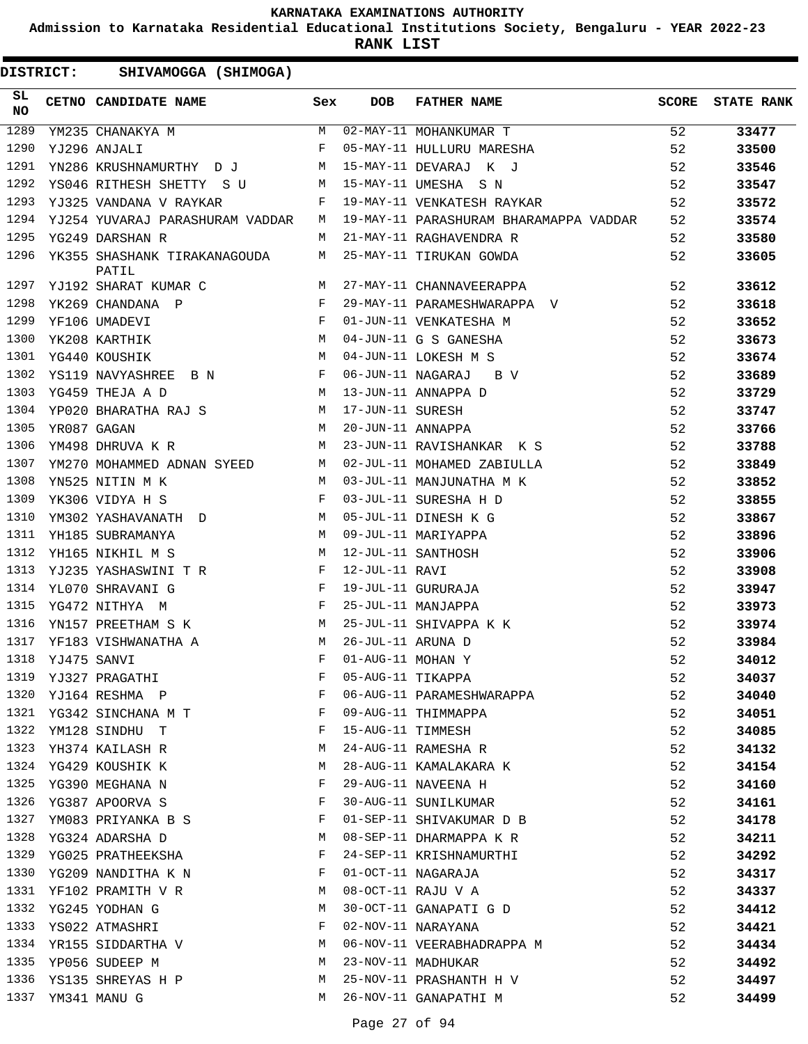# KARNATAKA EXAMINATIONS AUTHORITY

**Admission to Karnataka Residential Educational Institutions Society, Bengaluru - YEAR 2022-23**

**RANK LIST**

**DISTRICT: SHIVAMOGGA (SHIMOGA)**

| SL NO | CETNO | CANDIDATE NAME | Sex | DOB | FATHER NAME | SCORE | STATE RANK |
|---|---|---|---|---|---|---|---|
| 1289 | YM235 | CHANAKYA M | M | 02-MAY-11 | MOHANKUMAR T | 52 | 33477 |
| 1290 | YJ296 | ANJALI | F | 05-MAY-11 | HULLURU MARESHA | 52 | 33500 |
| 1291 | YN286 | KRUSHNAMURTHY D J | M | 15-MAY-11 | DEVARAJ K J | 52 | 33546 |
| 1292 | YS046 | RITHESH SHETTY S U | M | 15-MAY-11 | UMESHA S N | 52 | 33547 |
| 1293 | YJ325 | VANDANA V RAYKAR | F | 19-MAY-11 | VENKATESH RAYKAR | 52 | 33572 |
| 1294 | YJ254 | YUVARAJ PARASHURAM VADDAR | M | 19-MAY-11 | PARASHURAM BHARAMAPPA VADDAR | 52 | 33574 |
| 1295 | YG249 | DARSHAN R | M | 21-MAY-11 | RAGHAVENDRA R | 52 | 33580 |
| 1296 | YK355 | SHASHANK TIRAKANAGOUDA PATIL | M | 25-MAY-11 | TIRUKAN GOWDA | 52 | 33605 |
| 1297 | YJ192 | SHARAT KUMAR C | M | 27-MAY-11 | CHANNAVEERAPPA | 52 | 33612 |
| 1298 | YK269 | CHANDANA P | F | 29-MAY-11 | PARAMESHWARAPPA V | 52 | 33618 |
| 1299 | YF106 | UMADEVI | F | 01-JUN-11 | VENKATESHA M | 52 | 33652 |
| 1300 | YK208 | KARTHIK | M | 04-JUN-11 | G S GANESHA | 52 | 33673 |
| 1301 | YG440 | KOUSHIK | M | 04-JUN-11 | LOKESH M S | 52 | 33674 |
| 1302 | YS119 | NAVYASHREE B N | F | 06-JUN-11 | NAGARAJ B V | 52 | 33689 |
| 1303 | YG459 | THEJA A D | M | 13-JUN-11 | ANNAPPA D | 52 | 33729 |
| 1304 | YP020 | BHARATHA RAJ S | M | 17-JUN-11 | SURESH | 52 | 33747 |
| 1305 | YR087 | GAGAN | M | 20-JUN-11 | ANNAPPA | 52 | 33766 |
| 1306 | YM498 | DHRUVA K R | M | 23-JUN-11 | RAVISHANKAR K S | 52 | 33788 |
| 1307 | YM270 | MOHAMMED ADNAN SYEED | M | 02-JUL-11 | MOHAMED ZABIULLA | 52 | 33849 |
| 1308 | YN525 | NITIN M K | M | 03-JUL-11 | MANJUNATHA M K | 52 | 33852 |
| 1309 | YK306 | VIDYA H S | F | 03-JUL-11 | SURESHA H D | 52 | 33855 |
| 1310 | YM302 | YASHAVANATH D | M | 05-JUL-11 | DINESH K G | 52 | 33867 |
| 1311 | YH185 | SUBRAMANYA | M | 09-JUL-11 | MARIYAPPA | 52 | 33896 |
| 1312 | YH165 | NIKHIL M S | M | 12-JUL-11 | SANTHOSH | 52 | 33906 |
| 1313 | YJ235 | YASHASWINI T R | F | 12-JUL-11 | RAVI | 52 | 33908 |
| 1314 | YL070 | SHRAVANI G | F | 19-JUL-11 | GURURAJA | 52 | 33947 |
| 1315 | YG472 | NITHYA M | F | 25-JUL-11 | MANJAPPA | 52 | 33973 |
| 1316 | YN157 | PREETHAM S K | M | 25-JUL-11 | SHIVAPPA K K | 52 | 33974 |
| 1317 | YF183 | VISHWANATHA A | M | 26-JUL-11 | ARUNA D | 52 | 33984 |
| 1318 | YJ475 | SANVI | F | 01-AUG-11 | MOHAN Y | 52 | 34012 |
| 1319 | YJ327 | PRAGATHI | F | 05-AUG-11 | TIKAPPA | 52 | 34037 |
| 1320 | YJ164 | RESHMA P | F | 06-AUG-11 | PARAMESHWARAPPA | 52 | 34040 |
| 1321 | YG342 | SINCHANA M T | F | 09-AUG-11 | THIMMAPPA | 52 | 34051 |
| 1322 | YM128 | SINDHU T | F | 15-AUG-11 | TIMMESH | 52 | 34085 |
| 1323 | YH374 | KAILASH R | M | 24-AUG-11 | RAMESHA R | 52 | 34132 |
| 1324 | YG429 | KOUSHIK K | M | 28-AUG-11 | KAMALAKARA K | 52 | 34154 |
| 1325 | YG390 | MEGHANA N | F | 29-AUG-11 | NAVEENA H | 52 | 34160 |
| 1326 | YG387 | APOORVA S | F | 30-AUG-11 | SUNILKUMAR | 52 | 34161 |
| 1327 | YM083 | PRIYANKA B S | F | 01-SEP-11 | SHIVAKUMAR D B | 52 | 34178 |
| 1328 | YG324 | ADARSHA D | M | 08-SEP-11 | DHARMAPPA K R | 52 | 34211 |
| 1329 | YG025 | PRATHEEKSHA | F | 24-SEP-11 | KRISHNAMURTHI | 52 | 34292 |
| 1330 | YG209 | NANDITHA K N | F | 01-OCT-11 | NAGARAJA | 52 | 34317 |
| 1331 | YF102 | PRAMITH V R | M | 08-OCT-11 | RAJU V A | 52 | 34337 |
| 1332 | YG245 | YODHAN G | M | 30-OCT-11 | GANAPATI G D | 52 | 34412 |
| 1333 | YS022 | ATMASHRI | F | 02-NOV-11 | NARAYANA | 52 | 34421 |
| 1334 | YR155 | SIDDARTHA V | M | 06-NOV-11 | VEERABHADRAPPA M | 52 | 34434 |
| 1335 | YP056 | SUDEEP M | M | 23-NOV-11 | MADHUKAR | 52 | 34492 |
| 1336 | YS135 | SHREYAS H P | M | 25-NOV-11 | PRASHANTH H V | 52 | 34497 |
| 1337 | YM341 | MANU G | M | 26-NOV-11 | GANAPATHI M | 52 | 34499 |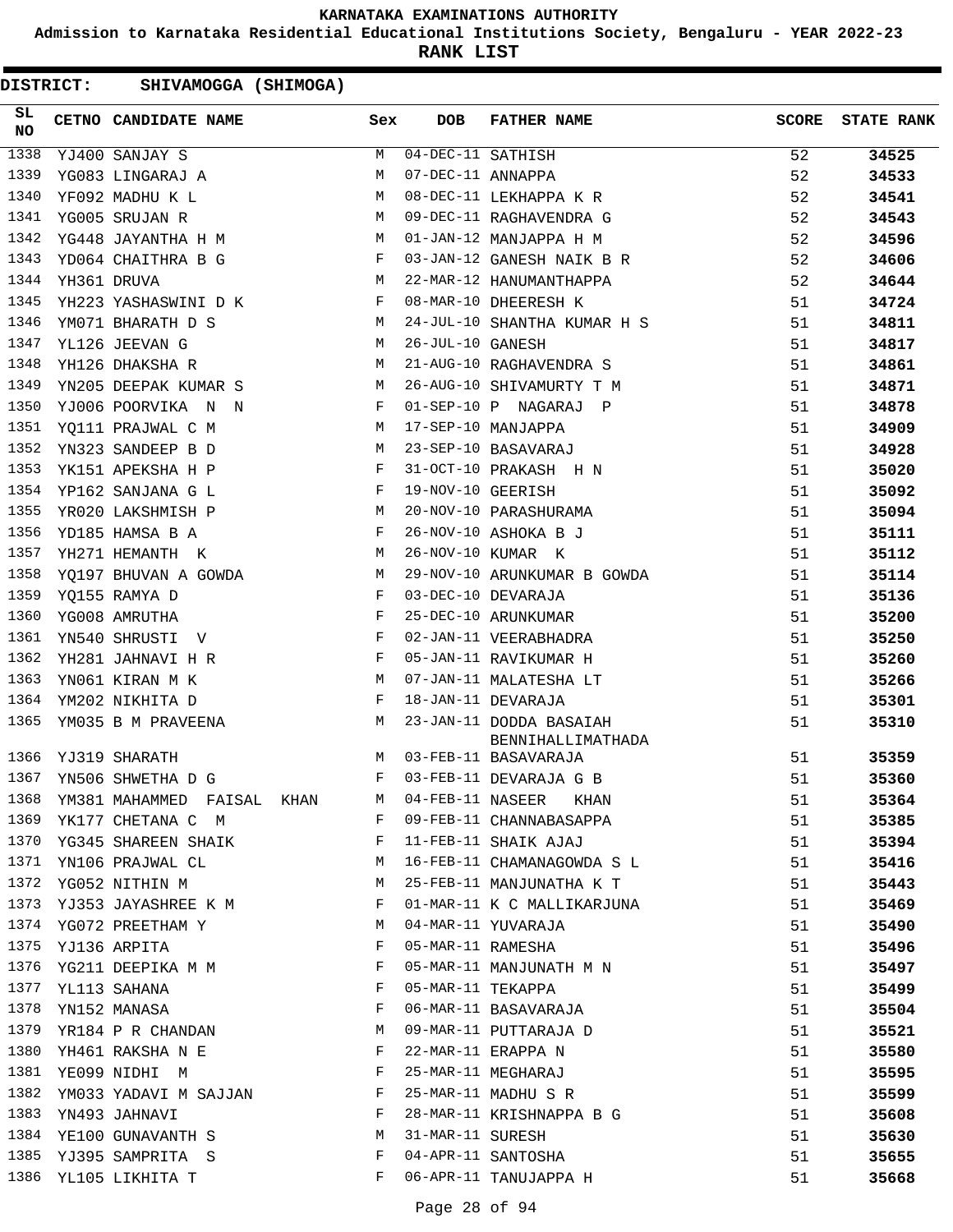# KARNATAKA EXAMINATIONS AUTHORITY

**Admission to Karnataka Residential Educational Institutions Society, Bengaluru - YEAR 2022-23**

**RANK LIST**

**DISTRICT: SHIVAMOGGA (SHIMOGA)**

| SL NO | CETNO | CANDIDATE NAME | Sex | DOB | FATHER NAME | SCORE | STATE RANK |
|---|---|---|---|---|---|---|---|
| 1338 | YJ400 | SANJAY S | M | 04-DEC-11 | SATHISH | 52 | 34525 |
| 1339 | YG083 | LINGARAJ A | M | 07-DEC-11 | ANNAPPA | 52 | 34533 |
| 1340 | YF092 | MADHU K L | M | 08-DEC-11 | LEKHAPPA K R | 52 | 34541 |
| 1341 | YG005 | SRUJAN R | M | 09-DEC-11 | RAGHAVENDRA G | 52 | 34543 |
| 1342 | YG448 | JAYANTHA H M | M | 01-JAN-12 | MANJAPPA H M | 52 | 34596 |
| 1343 | YD064 | CHAITHRA B G | F | 03-JAN-12 | GANESH NAIK B R | 52 | 34606 |
| 1344 | YH361 | DRUVA | M | 22-MAR-12 | HANUMANTHAPPA | 52 | 34644 |
| 1345 | YH223 | YASHASWINI D K | F | 08-MAR-10 | DHEERESH K | 51 | 34724 |
| 1346 | YM071 | BHARATH D S | M | 24-JUL-10 | SHANTHA KUMAR H S | 51 | 34811 |
| 1347 | YL126 | JEEVAN G | M | 26-JUL-10 | GANESH | 51 | 34817 |
| 1348 | YH126 | DHAKSHA R | M | 21-AUG-10 | RAGHAVENDRA S | 51 | 34861 |
| 1349 | YN205 | DEEPAK KUMAR S | M | 26-AUG-10 | SHIVAMURTY T M | 51 | 34871 |
| 1350 | YJ006 | POORVIKA N N | F | 01-SEP-10 | P NAGARAJ P | 51 | 34878 |
| 1351 | YQ111 | PRAJWAL C M | M | 17-SEP-10 | MANJAPPA | 51 | 34909 |
| 1352 | YN323 | SANDEEP B D | M | 23-SEP-10 | BASAVARAJ | 51 | 34928 |
| 1353 | YK151 | APEKSHA H P | F | 31-OCT-10 | PRAKASH H N | 51 | 35020 |
| 1354 | YP162 | SANJANA G L | F | 19-NOV-10 | GEERISH | 51 | 35092 |
| 1355 | YR020 | LAKSHMISH P | M | 20-NOV-10 | PARASHURAMA | 51 | 35094 |
| 1356 | YD185 | HAMSA B A | F | 26-NOV-10 | ASHOKA B J | 51 | 35111 |
| 1357 | YH271 | HEMANTH K | M | 26-NOV-10 | KUMAR K | 51 | 35112 |
| 1358 | YQ197 | BHUVAN A GOWDA | M | 29-NOV-10 | ARUNKUMAR B GOWDA | 51 | 35114 |
| 1359 | YQ155 | RAMYA D | F | 03-DEC-10 | DEVARAJA | 51 | 35136 |
| 1360 | YG008 | AMRUTHA | F | 25-DEC-10 | ARUNKUMAR | 51 | 35200 |
| 1361 | YN540 | SHRUSTI V | F | 02-JAN-11 | VEERABHADRA | 51 | 35250 |
| 1362 | YH281 | JAHNAVI H R | F | 05-JAN-11 | RAVIKUMAR H | 51 | 35260 |
| 1363 | YN061 | KIRAN M K | M | 07-JAN-11 | MALATESHA LT | 51 | 35266 |
| 1364 | YM202 | NIKHITA D | F | 18-JAN-11 | DEVARAJA | 51 | 35301 |
| 1365 | YM035 | B M PRAVEENA | M | 23-JAN-11 | DODDA BASAIAH BENNIHALLIMATHADA | 51 | 35310 |
| 1366 | YJ319 | SHARATH | M | 03-FEB-11 | BASAVARAJA | 51 | 35359 |
| 1367 | YN506 | SHWETHA D G | F | 03-FEB-11 | DEVARAJA G B | 51 | 35360 |
| 1368 | YM381 | MAHAMMED FAISAL KHAN | M | 04-FEB-11 | NASEER KHAN | 51 | 35364 |
| 1369 | YK177 | CHETANA C M | F | 09-FEB-11 | CHANNABASAPPA | 51 | 35385 |
| 1370 | YG345 | SHAREEN SHAIK | F | 11-FEB-11 | SHAIK AJAJ | 51 | 35394 |
| 1371 | YN106 | PRAJWAL CL | M | 16-FEB-11 | CHAMANAGOWDA S L | 51 | 35416 |
| 1372 | YG052 | NITHIN M | M | 25-FEB-11 | MANJUNATHA K T | 51 | 35443 |
| 1373 | YJ353 | JAYASHREE K M | F | 01-MAR-11 | K C MALLIKARJUNA | 51 | 35469 |
| 1374 | YG072 | PREETHAM Y | M | 04-MAR-11 | YUVARAJA | 51 | 35490 |
| 1375 | YJ136 | ARPITA | F | 05-MAR-11 | RAMESHA | 51 | 35496 |
| 1376 | YG211 | DEEPIKA M M | F | 05-MAR-11 | MANJUNATH M N | 51 | 35497 |
| 1377 | YL113 | SAHANA | F | 05-MAR-11 | TEKAPPA | 51 | 35499 |
| 1378 | YN152 | MANASA | F | 06-MAR-11 | BASAVARAJA | 51 | 35504 |
| 1379 | YR184 | P R CHANDAN | M | 09-MAR-11 | PUTTARAJA D | 51 | 35521 |
| 1380 | YH461 | RAKSHA N E | F | 22-MAR-11 | ERAPPA N | 51 | 35580 |
| 1381 | YE099 | NIDHI M | F | 25-MAR-11 | MEGHARAJ | 51 | 35595 |
| 1382 | YM033 | YADAVI M SAJJAN | F | 25-MAR-11 | MADHU S R | 51 | 35599 |
| 1383 | YN493 | JAHNAVI | F | 28-MAR-11 | KRISHNAPPA B G | 51 | 35608 |
| 1384 | YE100 | GUNAVANTH S | M | 31-MAR-11 | SURESH | 51 | 35630 |
| 1385 | YJ395 | SAMPRITA S | F | 04-APR-11 | SANTOSHA | 51 | 35655 |
| 1386 | YL105 | LIKHITA T | F | 06-APR-11 | TANUJAPPA H | 51 | 35668 |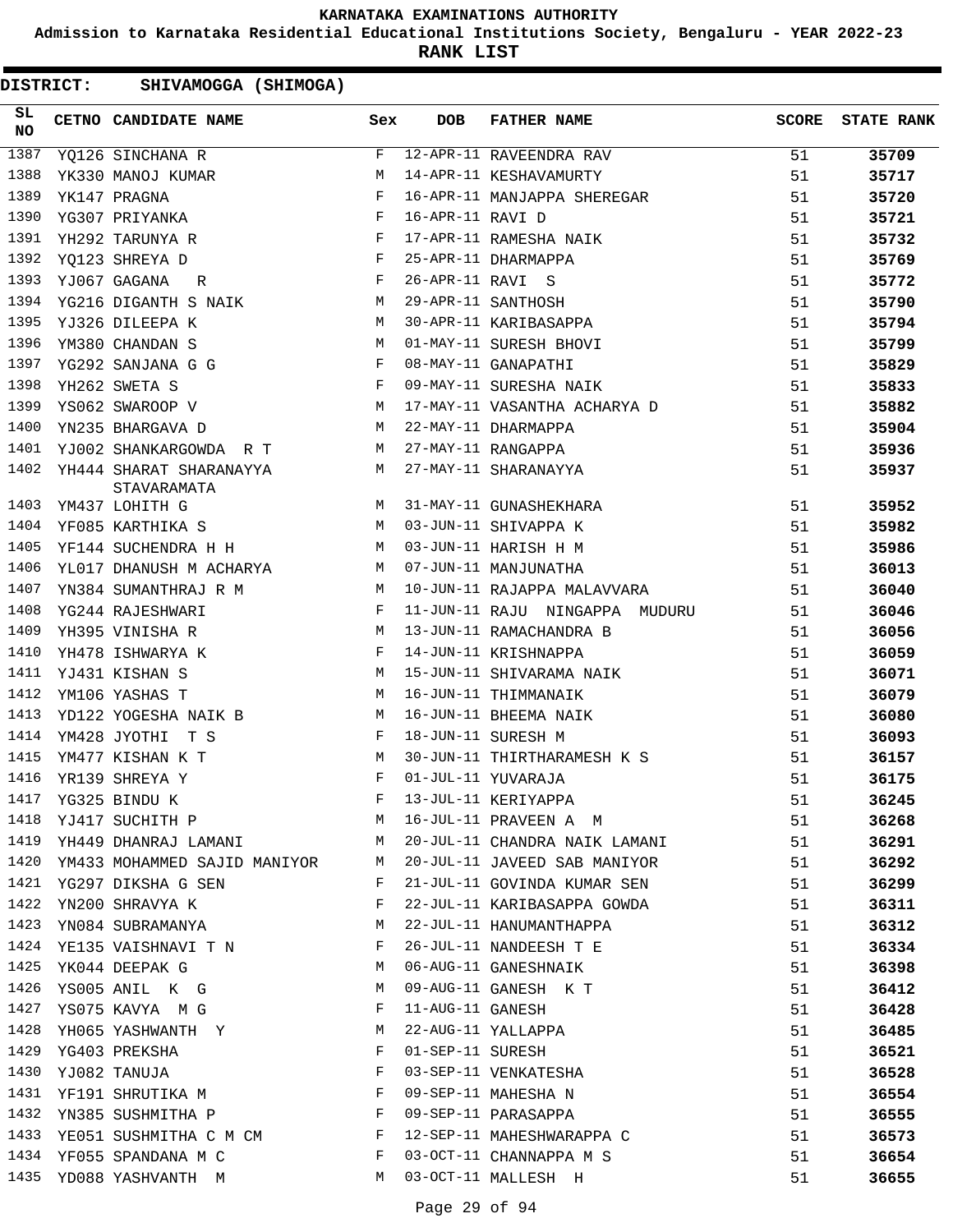# KARNATAKA EXAMINATIONS AUTHORITY

**Admission to Karnataka Residential Educational Institutions Society, Bengaluru - YEAR 2022-23**

**RANK LIST**

**DISTRICT: SHIVAMOGGA (SHIMOGA)**

| SL NO | CETNO | CANDIDATE NAME | Sex | DOB | FATHER NAME | SCORE | STATE RANK |
|---|---|---|---|---|---|---|---|
| 1387 | YQ126 | SINCHANA R | F | 12-APR-11 | RAVEENDRA RAV | 51 | 35709 |
| 1388 | YK330 | MANOJ KUMAR | M | 14-APR-11 | KESHAVAMURTY | 51 | 35717 |
| 1389 | YK147 | PRAGNA | F | 16-APR-11 | MANJAPPA SHEREGAR | 51 | 35720 |
| 1390 | YG307 | PRIYANKA | F | 16-APR-11 | RAVI D | 51 | 35721 |
| 1391 | YH292 | TARUNYA R | F | 17-APR-11 | RAMESHA NAIK | 51 | 35732 |
| 1392 | YQ123 | SHREYA D | F | 25-APR-11 | DHARMAPPA | 51 | 35769 |
| 1393 | YJ067 | GAGANA R | F | 26-APR-11 | RAVI S | 51 | 35772 |
| 1394 | YG216 | DIGANTH S NAIK | M | 29-APR-11 | SANTHOSH | 51 | 35790 |
| 1395 | YJ326 | DILEEPA K | M | 30-APR-11 | KARIBASAPPA | 51 | 35794 |
| 1396 | YM380 | CHANDAN S | M | 01-MAY-11 | SURESH BHOVI | 51 | 35799 |
| 1397 | YG292 | SANJANA G G | F | 08-MAY-11 | GANAPATHI | 51 | 35829 |
| 1398 | YH262 | SWETA S | F | 09-MAY-11 | SURESHA NAIK | 51 | 35833 |
| 1399 | YS062 | SWAROOP V | M | 17-MAY-11 | VASANTHA ACHARYA D | 51 | 35882 |
| 1400 | YN235 | BHARGAVA D | M | 22-MAY-11 | DHARMAPPA | 51 | 35904 |
| 1401 | YJ002 | SHANKARGOWDA R T | M | 27-MAY-11 | RANGAPPA | 51 | 35936 |
| 1402 | YH444 | SHARAT SHARANAYYA STAVARAMATA | M | 27-MAY-11 | SHARANAYYA | 51 | 35937 |
| 1403 | YM437 | LOHITH G | M | 31-MAY-11 | GUNASHEKHARA | 51 | 35952 |
| 1404 | YF085 | KARTHIKA S | M | 03-JUN-11 | SHIVAPPA K | 51 | 35982 |
| 1405 | YF144 | SUCHENDRA H H | M | 03-JUN-11 | HARISH H M | 51 | 35986 |
| 1406 | YL017 | DHANUSH M ACHARYA | M | 07-JUN-11 | MANJUNATHA | 51 | 36013 |
| 1407 | YN384 | SUMANTHRAJ R M | M | 10-JUN-11 | RAJAPPA MALAVVARA | 51 | 36040 |
| 1408 | YG244 | RAJESHWARI | F | 11-JUN-11 | RAJU NINGAPPA MUDURU | 51 | 36046 |
| 1409 | YH395 | VINISHA R | M | 13-JUN-11 | RAMACHANDRA B | 51 | 36056 |
| 1410 | YH478 | ISHWARYA K | F | 14-JUN-11 | KRISHNAPPA | 51 | 36059 |
| 1411 | YJ431 | KISHAN S | M | 15-JUN-11 | SHIVARAMA NAIK | 51 | 36071 |
| 1412 | YM106 | YASHAS T | M | 16-JUN-11 | THIMMANAIK | 51 | 36079 |
| 1413 | YD122 | YOGESHA NAIK B | M | 16-JUN-11 | BHEEMA NAIK | 51 | 36080 |
| 1414 | YM428 | JYOTHI T S | F | 18-JUN-11 | SURESH M | 51 | 36093 |
| 1415 | YM477 | KISHAN K T | M | 30-JUN-11 | THIRTHARAMESH K S | 51 | 36157 |
| 1416 | YR139 | SHREYA Y | F | 01-JUL-11 | YUVARAJA | 51 | 36175 |
| 1417 | YG325 | BINDU K | F | 13-JUL-11 | KERIYAPPA | 51 | 36245 |
| 1418 | YJ417 | SUCHITH P | M | 16-JUL-11 | PRAVEEN A M | 51 | 36268 |
| 1419 | YH449 | DHANRAJ LAMANI | M | 20-JUL-11 | CHANDRA NAIK LAMANI | 51 | 36291 |
| 1420 | YM433 | MOHAMMED SAJID MANIYOR | M | 20-JUL-11 | JAVEED SAB MANIYOR | 51 | 36292 |
| 1421 | YG297 | DIKSHA G SEN | F | 21-JUL-11 | GOVINDA KUMAR SEN | 51 | 36299 |
| 1422 | YN200 | SHRAVYA K | F | 22-JUL-11 | KARIBASAPPA GOWDA | 51 | 36311 |
| 1423 | YN084 | SUBRAMANYA | M | 22-JUL-11 | HANUMANTHAPPA | 51 | 36312 |
| 1424 | YE135 | VAISHNAVI T N | F | 26-JUL-11 | NANDEESH T E | 51 | 36334 |
| 1425 | YK044 | DEEPAK G | M | 06-AUG-11 | GANESHNAIK | 51 | 36398 |
| 1426 | YS005 | ANIL K G | M | 09-AUG-11 | GANESH K T | 51 | 36412 |
| 1427 | YS075 | KAVYA M G | F | 11-AUG-11 | GANESH | 51 | 36428 |
| 1428 | YH065 | YASHWANTH Y | M | 22-AUG-11 | YALLAPPA | 51 | 36485 |
| 1429 | YG403 | PREKSHA | F | 01-SEP-11 | SURESH | 51 | 36521 |
| 1430 | YJ082 | TANUJA | F | 03-SEP-11 | VENKATESHA | 51 | 36528 |
| 1431 | YF191 | SHRUTIKA M | F | 09-SEP-11 | MAHESHA N | 51 | 36554 |
| 1432 | YN385 | SUSHMITHA P | F | 09-SEP-11 | PARASAPPA | 51 | 36555 |
| 1433 | YE051 | SUSHMITHA C M CM | F | 12-SEP-11 | MAHESHWARAPPA C | 51 | 36573 |
| 1434 | YF055 | SPANDANA M C | F | 03-OCT-11 | CHANNAPPA M S | 51 | 36654 |
| 1435 | YD088 | YASHVANTH M | M | 03-OCT-11 | MALLESH H | 51 | 36655 |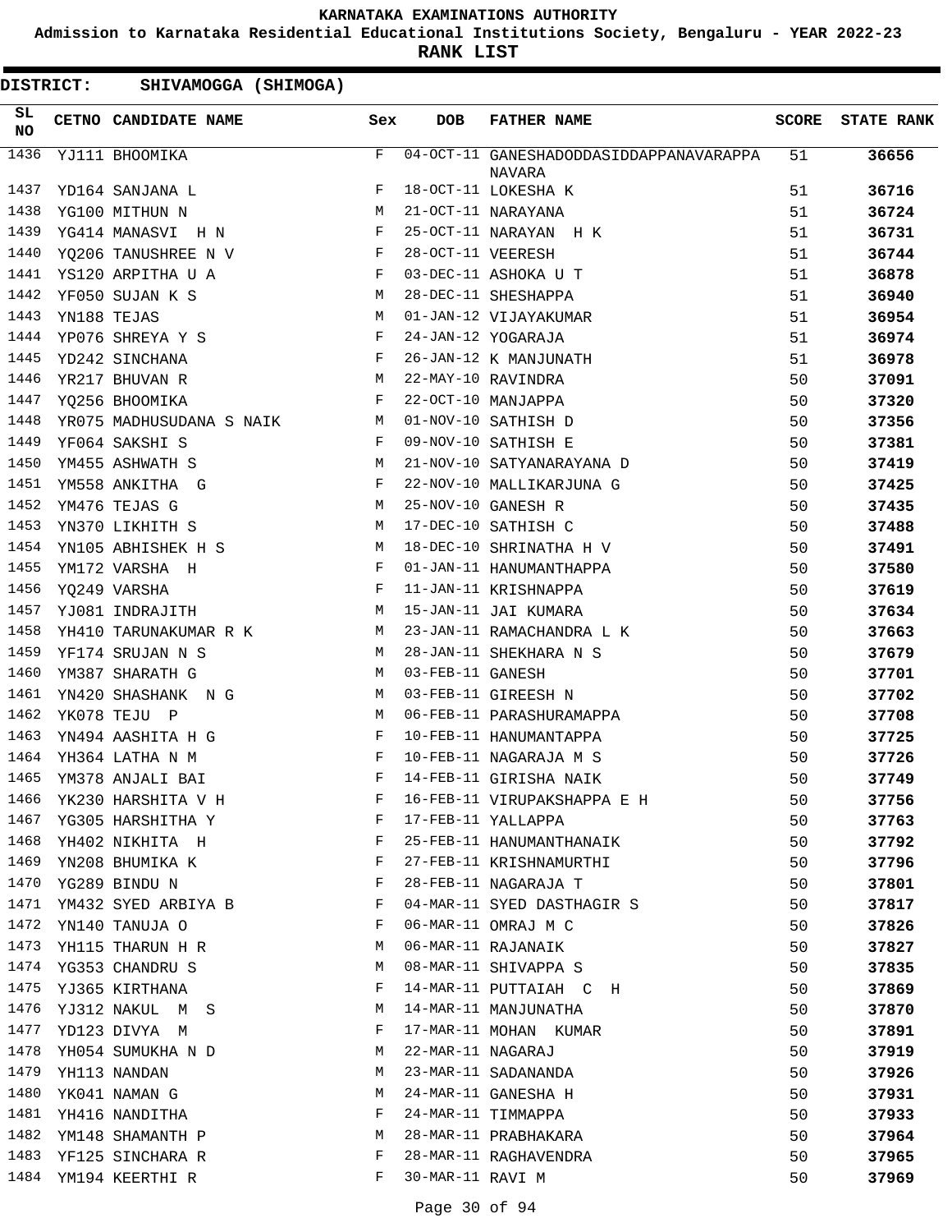# KARNATAKA EXAMINATIONS AUTHORITY

**Admission to Karnataka Residential Educational Institutions Society, Bengaluru - YEAR 2022-23**

**RANK LIST**

**DISTRICT: SHIVAMOGGA (SHIMOGA)**

| SL NO | CETNO | CANDIDATE NAME | Sex | DOB | FATHER NAME | SCORE | STATE RANK |
|---|---|---|---|---|---|---|---|
| 1436 | YJ111 | BHOOMIKA | F | 04-OCT-11 | GANESHADODDASIDDAPPANAVARAPPA NAVARA | 51 | 36656 |
| 1437 | YD164 | SANJANA L | F | 18-OCT-11 | LOKESHA K | 51 | 36716 |
| 1438 | YG100 | MITHUN N | M | 21-OCT-11 | NARAYANA | 51 | 36724 |
| 1439 | YG414 | MANASVI H N | F | 25-OCT-11 | NARAYAN H K | 51 | 36731 |
| 1440 | YQ206 | TANUSHREE N V | F | 28-OCT-11 | VEERESH | 51 | 36744 |
| 1441 | YS120 | ARPITHA U A | F | 03-DEC-11 | ASHOKA U T | 51 | 36878 |
| 1442 | YF050 | SUJAN K S | M | 28-DEC-11 | SHESHAPPA | 51 | 36940 |
| 1443 | YN188 | TEJAS | M | 01-JAN-12 | VIJAYAKUMAR | 51 | 36954 |
| 1444 | YP076 | SHREYA Y S | F | 24-JAN-12 | YOGARAJA | 51 | 36974 |
| 1445 | YD242 | SINCHANA | F | 26-JAN-12 | K MANJUNATH | 51 | 36978 |
| 1446 | YR217 | BHUVAN R | M | 22-MAY-10 | RAVINDRA | 50 | 37091 |
| 1447 | YQ256 | BHOOMIKA | F | 22-OCT-10 | MANJAPPA | 50 | 37320 |
| 1448 | YR075 | MADHUSUDANA S NAIK | M | 01-NOV-10 | SATHISH D | 50 | 37356 |
| 1449 | YF064 | SAKSHI S | F | 09-NOV-10 | SATHISH E | 50 | 37381 |
| 1450 | YM455 | ASHWATH S | M | 21-NOV-10 | SATYANARAYANA D | 50 | 37419 |
| 1451 | YM558 | ANKITHA G | F | 22-NOV-10 | MALLIKARJUNA G | 50 | 37425 |
| 1452 | YM476 | TEJAS G | M | 25-NOV-10 | GANESH R | 50 | 37435 |
| 1453 | YN370 | LIKHITH S | M | 17-DEC-10 | SATHISH C | 50 | 37488 |
| 1454 | YN105 | ABHISHEK H S | M | 18-DEC-10 | SHRINATHA H V | 50 | 37491 |
| 1455 | YM172 | VARSHA H | F | 01-JAN-11 | HANUMANTHAPPA | 50 | 37580 |
| 1456 | YQ249 | VARSHA | F | 11-JAN-11 | KRISHNAPPA | 50 | 37619 |
| 1457 | YJ081 | INDRAJITH | M | 15-JAN-11 | JAI KUMARA | 50 | 37634 |
| 1458 | YH410 | TARUNAKUMAR R K | M | 23-JAN-11 | RAMACHANDRA L K | 50 | 37663 |
| 1459 | YF174 | SRUJAN N S | M | 28-JAN-11 | SHEKHARA N S | 50 | 37679 |
| 1460 | YM387 | SHARATH G | M | 03-FEB-11 | GANESH | 50 | 37701 |
| 1461 | YN420 | SHASHANK N G | M | 03-FEB-11 | GIREESH N | 50 | 37702 |
| 1462 | YK078 | TEJU P | M | 06-FEB-11 | PARASHURAMAPPA | 50 | 37708 |
| 1463 | YN494 | AASHITA H G | F | 10-FEB-11 | HANUMANTAPPA | 50 | 37725 |
| 1464 | YH364 | LATHA N M | F | 10-FEB-11 | NAGARAJA M S | 50 | 37726 |
| 1465 | YM378 | ANJALI BAI | F | 14-FEB-11 | GIRISHA NAIK | 50 | 37749 |
| 1466 | YK230 | HARSHITA V H | F | 16-FEB-11 | VIRUPAKSHAPPA E H | 50 | 37756 |
| 1467 | YG305 | HARSHITHA Y | F | 17-FEB-11 | YALLAPPA | 50 | 37763 |
| 1468 | YH402 | NIKHITA H | F | 25-FEB-11 | HANUMANTHANAIK | 50 | 37792 |
| 1469 | YN208 | BHUMIKA K | F | 27-FEB-11 | KRISHNAMURTHI | 50 | 37796 |
| 1470 | YG289 | BINDU N | F | 28-FEB-11 | NAGARAJA T | 50 | 37801 |
| 1471 | YM432 | SYED ARBIYA B | F | 04-MAR-11 | SYED DASTHAGIR S | 50 | 37817 |
| 1472 | YN140 | TANUJA O | F | 06-MAR-11 | OMRAJ M C | 50 | 37826 |
| 1473 | YH115 | THARUN H R | M | 06-MAR-11 | RAJANAIK | 50 | 37827 |
| 1474 | YG353 | CHANDRU S | M | 08-MAR-11 | SHIVAPPA S | 50 | 37835 |
| 1475 | YJ365 | KIRTHANA | F | 14-MAR-11 | PUTTAIAH C H | 50 | 37869 |
| 1476 | YJ312 | NAKUL M S | M | 14-MAR-11 | MANJUNATHA | 50 | 37870 |
| 1477 | YD123 | DIVYA M | F | 17-MAR-11 | MOHAN KUMAR | 50 | 37891 |
| 1478 | YH054 | SUMUKHA N D | M | 22-MAR-11 | NAGARAJ | 50 | 37919 |
| 1479 | YH113 | NANDAN | M | 23-MAR-11 | SADANANDA | 50 | 37926 |
| 1480 | YK041 | NAMAN G | M | 24-MAR-11 | GANESHA H | 50 | 37931 |
| 1481 | YH416 | NANDITHA | F | 24-MAR-11 | TIMMAPPA | 50 | 37933 |
| 1482 | YM148 | SHAMANTH P | M | 28-MAR-11 | PRABHAKARA | 50 | 37964 |
| 1483 | YF125 | SINCHARA R | F | 28-MAR-11 | RAGHAVENDRA | 50 | 37965 |
| 1484 | YM194 | KEERTHI R | F | 30-MAR-11 | RAVI M | 50 | 37969 |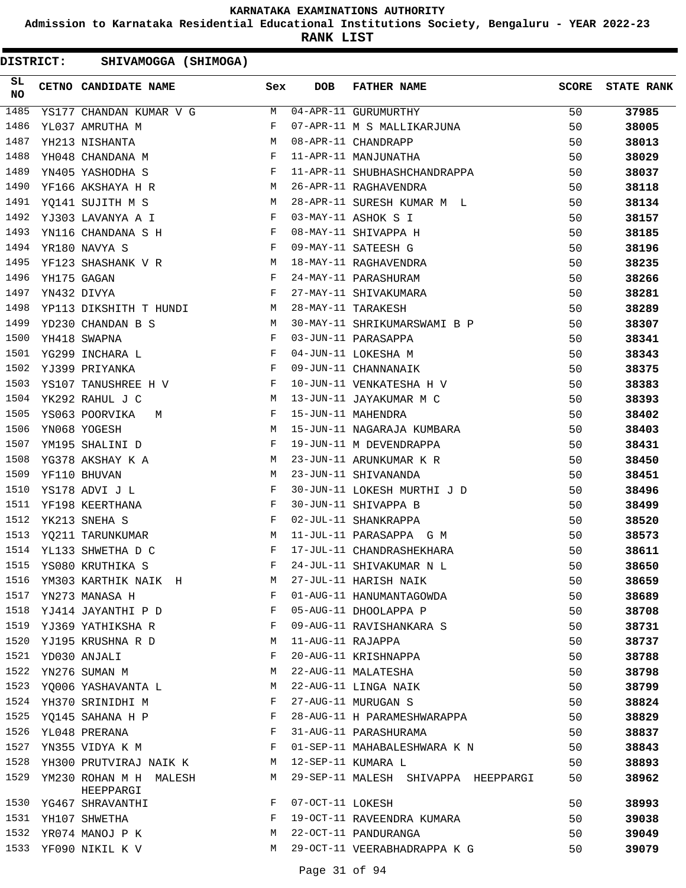# KARNATAKA EXAMINATIONS AUTHORITY

**Admission to Karnataka Residential Educational Institutions Society, Bengaluru - YEAR 2022-23**

**RANK LIST**

**DISTRICT: SHIVAMOGGA (SHIMOGA)**

| SL NO | CETNO | CANDIDATE NAME | Sex | DOB | FATHER NAME | SCORE | STATE RANK |
|---|---|---|---|---|---|---|---|
| 1485 | YS177 | CHANDAN KUMAR V G | M | 04-APR-11 | GURUMURTHY | 50 | 37985 |
| 1486 | YL037 | AMRUTHA M | F | 07-APR-11 | M S MALLIKARJUNA | 50 | 38005 |
| 1487 | YH213 | NISHANTA | M | 08-APR-11 | CHANDRAPP | 50 | 38013 |
| 1488 | YH048 | CHANDANA M | F | 11-APR-11 | MANJUNATHA | 50 | 38029 |
| 1489 | YN405 | YASHODHA S | F | 11-APR-11 | SHUBHASHCHANDRAPPA | 50 | 38037 |
| 1490 | YF166 | AKSHAYA H R | M | 26-APR-11 | RAGHAVENDRA | 50 | 38118 |
| 1491 | YQ141 | SUJITH M S | M | 28-APR-11 | SURESH KUMAR M L | 50 | 38134 |
| 1492 | YJ303 | LAVANYA A I | F | 03-MAY-11 | ASHOK S I | 50 | 38157 |
| 1493 | YN116 | CHANDANA S H | F | 08-MAY-11 | SHIVAPPA H | 50 | 38185 |
| 1494 | YR180 | NAVYA S | F | 09-MAY-11 | SATEESH G | 50 | 38196 |
| 1495 | YF123 | SHASHANK V R | M | 18-MAY-11 | RAGHAVENDRA | 50 | 38235 |
| 1496 | YH175 | GAGAN | F | 24-MAY-11 | PARASHURAM | 50 | 38266 |
| 1497 | YN432 | DIVYA | F | 27-MAY-11 | SHIVAKUMARA | 50 | 38281 |
| 1498 | YP113 | DIKSHITH T HUNDI | M | 28-MAY-11 | TARAKESH | 50 | 38289 |
| 1499 | YD230 | CHANDAN B S | M | 30-MAY-11 | SHRIKUMARSWAMI B P | 50 | 38307 |
| 1500 | YH418 | SWAPNA | F | 03-JUN-11 | PARASAPPA | 50 | 38341 |
| 1501 | YG299 | INCHARA L | F | 04-JUN-11 | LOKESHA M | 50 | 38343 |
| 1502 | YJ399 | PRIYANKA | F | 09-JUN-11 | CHANNANAIK | 50 | 38375 |
| 1503 | YS107 | TANUSHREE H V | F | 10-JUN-11 | VENKATESHA H V | 50 | 38383 |
| 1504 | YK292 | RAHUL J C | M | 13-JUN-11 | JAYAKUMAR M C | 50 | 38393 |
| 1505 | YS063 | POORVIKA M | F | 15-JUN-11 | MAHENDRA | 50 | 38402 |
| 1506 | YN068 | YOGESH | M | 15-JUN-11 | NAGARAJA KUMBARA | 50 | 38403 |
| 1507 | YM195 | SHALINI D | F | 19-JUN-11 | M DEVENDRAPPA | 50 | 38431 |
| 1508 | YG378 | AKSHAY K A | M | 23-JUN-11 | ARUNKUMAR K R | 50 | 38450 |
| 1509 | YF110 | BHUVAN | M | 23-JUN-11 | SHIVANANDA | 50 | 38451 |
| 1510 | YS178 | ADVI J L | F | 30-JUN-11 | LOKESH MURTHI J D | 50 | 38496 |
| 1511 | YF198 | KEERTHANA | F | 30-JUN-11 | SHIVAPPA B | 50 | 38499 |
| 1512 | YK213 | SNEHA S | F | 02-JUL-11 | SHANKRAPPA | 50 | 38520 |
| 1513 | YQ211 | TARUNKUMAR | M | 11-JUL-11 | PARASAPPA G M | 50 | 38573 |
| 1514 | YL133 | SHWETHA D C | F | 17-JUL-11 | CHANDRASHEKHARA | 50 | 38611 |
| 1515 | YS080 | KRUTHIKA S | F | 24-JUL-11 | SHIVAKUMAR N L | 50 | 38650 |
| 1516 | YM303 | KARTHIK NAIK H | M | 27-JUL-11 | HARISH NAIK | 50 | 38659 |
| 1517 | YN273 | MANASA H | F | 01-AUG-11 | HANUMANTAGOWDA | 50 | 38689 |
| 1518 | YJ414 | JAYANTHI P D | F | 05-AUG-11 | DHOOLAPPA P | 50 | 38708 |
| 1519 | YJ369 | YATHIKSHA R | F | 09-AUG-11 | RAVISHANKARA S | 50 | 38731 |
| 1520 | YJ195 | KRUSHNA R D | M | 11-AUG-11 | RAJAPPA | 50 | 38737 |
| 1521 | YD030 | ANJALI | F | 20-AUG-11 | KRISHNAPPA | 50 | 38788 |
| 1522 | YN276 | SUMAN M | M | 22-AUG-11 | MALATESHA | 50 | 38798 |
| 1523 | YQ006 | YASHAVANTA L | M | 22-AUG-11 | LINGA NAIK | 50 | 38799 |
| 1524 | YH370 | SRINIDHI M | F | 27-AUG-11 | MURUGAN S | 50 | 38824 |
| 1525 | YQ145 | SAHANA H P | F | 28-AUG-11 | H PARAMESHWARAPPA | 50 | 38829 |
| 1526 | YL048 | PRERANA | F | 31-AUG-11 | PARASHURAMA | 50 | 38837 |
| 1527 | YN355 | VIDYA K M | F | 01-SEP-11 | MAHABALESHWARA K N | 50 | 38843 |
| 1528 | YH300 | PRUTVIRAJ NAIK K | M | 12-SEP-11 | KUMARA L | 50 | 38893 |
| 1529 | YM230 | ROHAN M H MALESH HEEPPARGI | M | 29-SEP-11 | MALESH SHIVAPPA HEEPPARGI | 50 | 38962 |
| 1530 | YG467 | SHRAVANTHI | F | 07-OCT-11 | LOKESH | 50 | 38993 |
| 1531 | YH107 | SHWETHA | F | 19-OCT-11 | RAVEENDRA KUMARA | 50 | 39038 |
| 1532 | YR074 | MANOJ P K | M | 22-OCT-11 | PANDURANGA | 50 | 39049 |
| 1533 | YF090 | NIKIL K V | M | 29-OCT-11 | VEERABHADRAPPA K G | 50 | 39079 |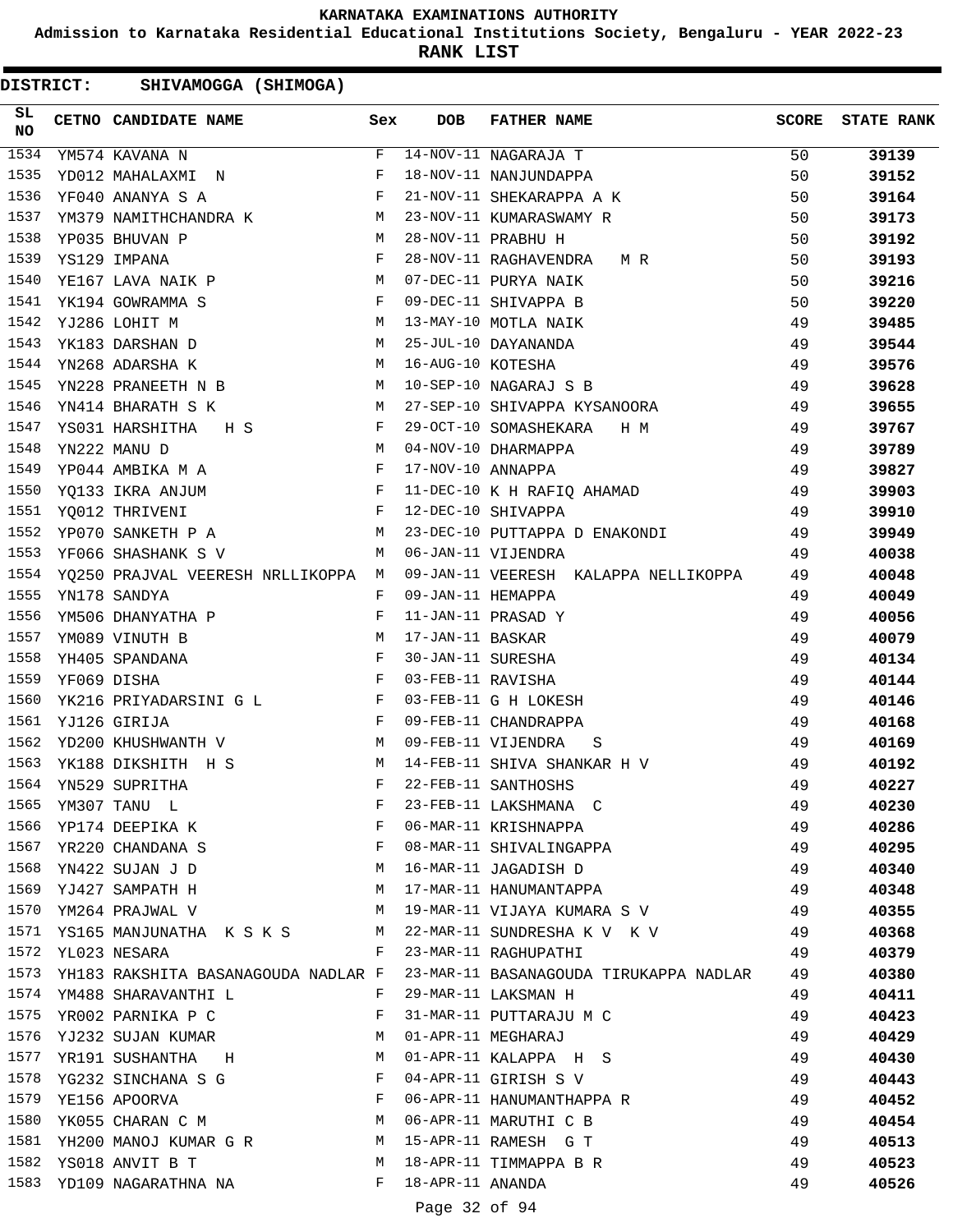KARNATAKA EXAMINATIONS AUTHORITY

Admission to Karnataka Residential Educational Institutions Society, Bengaluru - YEAR 2022-23

**RANK LIST**

**DISTRICT: SHIVAMOGGA (SHIMOGA)**

| SL NO | CETNO | CANDIDATE NAME | Sex | DOB | FATHER NAME | SCORE | STATE RANK |
|---|---|---|---|---|---|---|---|
| 1534 | YM574 | KAVANA N | F | 14-NOV-11 | NAGARAJA T | 50 | **39139** |
| 1535 | YD012 | MAHALAXMI N | F | 18-NOV-11 | NANJUNDAPPA | 50 | **39152** |
| 1536 | YF040 | ANANYA S A | F | 21-NOV-11 | SHEKARAPPA A K | 50 | **39164** |
| 1537 | YM379 | NAMITHCHANDRA K | M | 23-NOV-11 | KUMARASWAMY R | 50 | **39173** |
| 1538 | YP035 | BHUVAN P | M | 28-NOV-11 | PRABHU H | 50 | **39192** |
| 1539 | YS129 | IMPANA | F | 28-NOV-11 | RAGHAVENDRA M R | 50 | **39193** |
| 1540 | YE167 | LAVA NAIK P | M | 07-DEC-11 | PURYA NAIK | 50 | **39216** |
| 1541 | YK194 | GOWRAMMA S | F | 09-DEC-11 | SHIVAPPA B | 50 | **39220** |
| 1542 | YJ286 | LOHIT M | M | 13-MAY-10 | MOTLA NAIK | 49 | **39485** |
| 1543 | YK183 | DARSHAN D | M | 25-JUL-10 | DAYANANDA | 49 | **39544** |
| 1544 | YN268 | ADARSHA K | M | 16-AUG-10 | KOTESHA | 49 | **39576** |
| 1545 | YN228 | PRANEETH N B | M | 10-SEP-10 | NAGARAJ S B | 49 | **39628** |
| 1546 | YN414 | BHARATH S K | M | 27-SEP-10 | SHIVAPPA KYSANOORA | 49 | **39655** |
| 1547 | YS031 | HARSHITHA H S | F | 29-OCT-10 | SOMASHEKARA H M | 49 | **39767** |
| 1548 | YN222 | MANU D | M | 04-NOV-10 | DHARMAPPA | 49 | **39789** |
| 1549 | YP044 | AMBIKA M A | F | 17-NOV-10 | ANNAPPA | 49 | **39827** |
| 1550 | YQ133 | IKRA ANJUM | F | 11-DEC-10 | K H RAFIQ AHAMAD | 49 | **39903** |
| 1551 | YQ012 | THRIVENI | F | 12-DEC-10 | SHIVAPPA | 49 | **39910** |
| 1552 | YP070 | SANKETH P A | M | 23-DEC-10 | PUTTAPPA D ENAKONDI | 49 | **39949** |
| 1553 | YF066 | SHASHANK S V | M | 06-JAN-11 | VIJENDRA | 49 | **40038** |
| 1554 | YQ250 | PRAJVAL VEERESH NRLLIKOPPA | M | 09-JAN-11 | VEERESH KALAPPA NELLIKOPPA | 49 | **40048** |
| 1555 | YN178 | SANDYA | F | 09-JAN-11 | HEMAPPA | 49 | **40049** |
| 1556 | YM506 | DHANYATHA P | F | 11-JAN-11 | PRASAD Y | 49 | **40056** |
| 1557 | YM089 | VINUTH B | M | 17-JAN-11 | BASKAR | 49 | **40079** |
| 1558 | YH405 | SPANDANA | F | 30-JAN-11 | SURESHA | 49 | **40134** |
| 1559 | YF069 | DISHA | F | 03-FEB-11 | RAVISHA | 49 | **40144** |
| 1560 | YK216 | PRIYADARSINI G L | F | 03-FEB-11 | G H LOKESH | 49 | **40146** |
| 1561 | YJ126 | GIRIJA | F | 09-FEB-11 | CHANDRAPPA | 49 | **40168** |
| 1562 | YD200 | KHUSHWANTH V | M | 09-FEB-11 | VIJENDRA S | 49 | **40169** |
| 1563 | YK188 | DIKSHITH H S | M | 14-FEB-11 | SHIVA SHANKAR H V | 49 | **40192** |
| 1564 | YN529 | SUPRITHA | F | 22-FEB-11 | SANTHOSHS | 49 | **40227** |
| 1565 | YM307 | TANU L | F | 23-FEB-11 | LAKSHMANA C | 49 | **40230** |
| 1566 | YP174 | DEEPIKA K | F | 06-MAR-11 | KRISHNAPPA | 49 | **40286** |
| 1567 | YR220 | CHANDANA S | F | 08-MAR-11 | SHIVALINGAPPA | 49 | **40295** |
| 1568 | YN422 | SUJAN J D | M | 16-MAR-11 | JAGADISH D | 49 | **40340** |
| 1569 | YJ427 | SAMPATH H | M | 17-MAR-11 | HANUMANTAPPA | 49 | **40348** |
| 1570 | YM264 | PRAJWAL V | M | 19-MAR-11 | VIJAYA KUMARA S V | 49 | **40355** |
| 1571 | YS165 | MANJUNATHA K S K S | M | 22-MAR-11 | SUNDRESHA K V K V | 49 | **40368** |
| 1572 | YL023 | NESARA | F | 23-MAR-11 | RAGHUPATHI | 49 | **40379** |
| 1573 | YH183 | RAKSHITA BASANAGOUDA NADLAR | F | 23-MAR-11 | BASANAGOUDA TIRUKAPPA NADLAR | 49 | **40380** |
| 1574 | YM488 | SHARAVANTHI L | F | 29-MAR-11 | LAKSMAN H | 49 | **40411** |
| 1575 | YR002 | PARNIKA P C | F | 31-MAR-11 | PUTTARAJU M C | 49 | **40423** |
| 1576 | YJ232 | SUJAN KUMAR | M | 01-APR-11 | MEGHARAJ | 49 | **40429** |
| 1577 | YR191 | SUSHANTHA H | M | 01-APR-11 | KALAPPA H S | 49 | **40430** |
| 1578 | YG232 | SINCHANA S G | F | 04-APR-11 | GIRISH S V | 49 | **40443** |
| 1579 | YE156 | APOORVA | F | 06-APR-11 | HANUMANTHAPPA R | 49 | **40452** |
| 1580 | YK055 | CHARAN C M | M | 06-APR-11 | MARUTHI C B | 49 | **40454** |
| 1581 | YH200 | MANOJ KUMAR G R | M | 15-APR-11 | RAMESH G T | 49 | **40513** |
| 1582 | YS018 | ANVIT B T | M | 18-APR-11 | TIMMAPPA B R | 49 | **40523** |
| 1583 | YD109 | NAGARATHNA NA | F | 18-APR-11 | ANANDA | 49 | **40526** |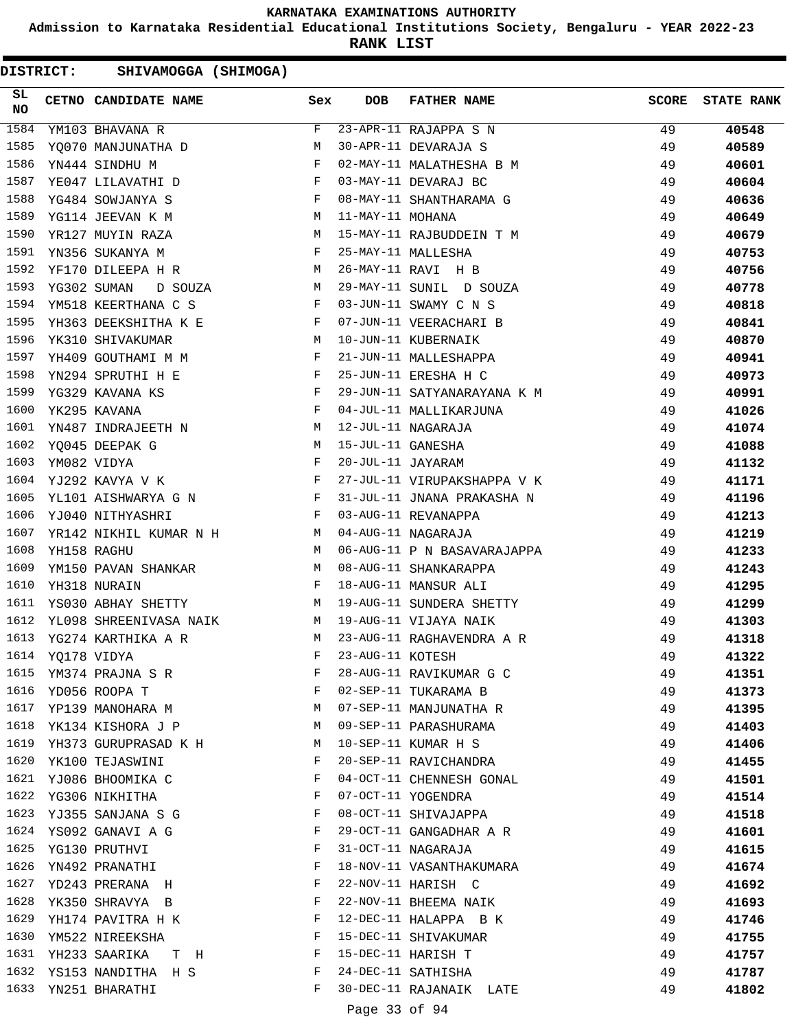# KARNATAKA EXAMINATIONS AUTHORITY

**Admission to Karnataka Residential Educational Institutions Society, Bengaluru - YEAR 2022-23**

**RANK LIST**

**DISTRICT: SHIVAMOGGA (SHIMOGA)**

| SL NO | CETNO | CANDIDATE NAME | Sex | DOB | FATHER NAME | SCORE | STATE RANK |
|---|---|---|---|---|---|---|---|
| 1584 | YM103 | BHAVANA R | F | 23-APR-11 | RAJAPPA S N | 49 | **40548** |
| 1585 | YQ070 | MANJUNATHA D | M | 30-APR-11 | DEVARAJA S | 49 | **40589** |
| 1586 | YN444 | SINDHU M | F | 02-MAY-11 | MALATHESHA B M | 49 | **40601** |
| 1587 | YE047 | LILAVATHI D | F | 03-MAY-11 | DEVARAJ BC | 49 | **40604** |
| 1588 | YG484 | SOWJANYA S | F | 08-MAY-11 | SHANTHARAMA G | 49 | **40636** |
| 1589 | YG114 | JEEVAN K M | M | 11-MAY-11 | MOHANA | 49 | **40649** |
| 1590 | YR127 | MUYIN RAZA | M | 15-MAY-11 | RAJBUDDEIN T M | 49 | **40679** |
| 1591 | YN356 | SUKANYA M | F | 25-MAY-11 | MALLESHA | 49 | **40753** |
| 1592 | YF170 | DILEEPA H R | M | 26-MAY-11 | RAVI H B | 49 | **40756** |
| 1593 | YG302 | SUMAN D SOUZA | M | 29-MAY-11 | SUNIL D SOUZA | 49 | **40778** |
| 1594 | YM518 | KEERTHANA C S | F | 03-JUN-11 | SWAMY C N S | 49 | **40818** |
| 1595 | YH363 | DEEKSHITHA K E | F | 07-JUN-11 | VEERACHARI B | 49 | **40841** |
| 1596 | YK310 | SHIVAKUMAR | M | 10-JUN-11 | KUBERNAIK | 49 | **40870** |
| 1597 | YH409 | GOUTHAMI M M | F | 21-JUN-11 | MALLESHAPPA | 49 | **40941** |
| 1598 | YN294 | SPRUTHI H E | F | 25-JUN-11 | ERESHA H C | 49 | **40973** |
| 1599 | YG329 | KAVANA KS | F | 29-JUN-11 | SATYANARAYANA K M | 49 | **40991** |
| 1600 | YK295 | KAVANA | F | 04-JUL-11 | MALLIKARJUNA | 49 | **41026** |
| 1601 | YN487 | INDRAJEETH N | M | 12-JUL-11 | NAGARAJA | 49 | **41074** |
| 1602 | YQ045 | DEEPAK G | M | 15-JUL-11 | GANESHA | 49 | **41088** |
| 1603 | YM082 | VIDYA | F | 20-JUL-11 | JAYARAM | 49 | **41132** |
| 1604 | YJ292 | KAVYA V K | F | 27-JUL-11 | VIRUPAKSHAPPA V K | 49 | **41171** |
| 1605 | YL101 | AISHWARYA G N | F | 31-JUL-11 | JNANA PRAKASHA N | 49 | **41196** |
| 1606 | YJ040 | NITHYASHRI | F | 03-AUG-11 | REVANAPPA | 49 | **41213** |
| 1607 | YR142 | NIKHIL KUMAR N H | M | 04-AUG-11 | NAGARAJA | 49 | **41219** |
| 1608 | YH158 | RAGHU | M | 06-AUG-11 | P N BASAVARAJAPPA | 49 | **41233** |
| 1609 | YM150 | PAVAN SHANKAR | M | 08-AUG-11 | SHANKARAPPA | 49 | **41243** |
| 1610 | YH318 | NURAIN | F | 18-AUG-11 | MANSUR ALI | 49 | **41295** |
| 1611 | YS030 | ABHAY SHETTY | M | 19-AUG-11 | SUNDERA SHETTY | 49 | **41299** |
| 1612 | YL098 | SHREENIVASA NAIK | M | 19-AUG-11 | VIJAYA NAIK | 49 | **41303** |
| 1613 | YG274 | KARTHIKA A R | M | 23-AUG-11 | RAGHAVENDRA A R | 49 | **41318** |
| 1614 | YQ178 | VIDYA | F | 23-AUG-11 | KOTESH | 49 | **41322** |
| 1615 | YM374 | PRAJNA S R | F | 28-AUG-11 | RAVIKUMAR G C | 49 | **41351** |
| 1616 | YD056 | ROOPA T | F | 02-SEP-11 | TUKARAMA B | 49 | **41373** |
| 1617 | YP139 | MANOHARA M | M | 07-SEP-11 | MANJUNATHA R | 49 | **41395** |
| 1618 | YK134 | KISHORA J P | M | 09-SEP-11 | PARASHURAMA | 49 | **41403** |
| 1619 | YH373 | GURUPRASAD K H | M | 10-SEP-11 | KUMAR H S | 49 | **41406** |
| 1620 | YK100 | TEJASWINI | F | 20-SEP-11 | RAVICHANDRA | 49 | **41455** |
| 1621 | YJ086 | BHOOMIKA C | F | 04-OCT-11 | CHENNESH GONAL | 49 | **41501** |
| 1622 | YG306 | NIKHITHA | F | 07-OCT-11 | YOGENDRA | 49 | **41514** |
| 1623 | YJ355 | SANJANA S G | F | 08-OCT-11 | SHIVAJAPPA | 49 | **41518** |
| 1624 | YS092 | GANAVI A G | F | 29-OCT-11 | GANGADHAR A R | 49 | **41601** |
| 1625 | YG130 | PRUTHVI | F | 31-OCT-11 | NAGARAJA | 49 | **41615** |
| 1626 | YN492 | PRANATHI | F | 18-NOV-11 | VASANTHAKUMARA | 49 | **41674** |
| 1627 | YD243 | PRERANA H | F | 22-NOV-11 | HARISH C | 49 | **41692** |
| 1628 | YK350 | SHRAVYA B | F | 22-NOV-11 | BHEEMA NAIK | 49 | **41693** |
| 1629 | YH174 | PAVITRA H K | F | 12-DEC-11 | HALAPPA B K | 49 | **41746** |
| 1630 | YM522 | NIREEKSHA | F | 15-DEC-11 | SHIVAKUMAR | 49 | **41755** |
| 1631 | YH233 | SAARIKA T H | F | 15-DEC-11 | HARISH T | 49 | **41757** |
| 1632 | YS153 | NANDITHA H S | F | 24-DEC-11 | SATHISHA | 49 | **41787** |
| 1633 | YN251 | BHARATHI | F | 30-DEC-11 | RAJANAIK LATE | 49 | **41802** |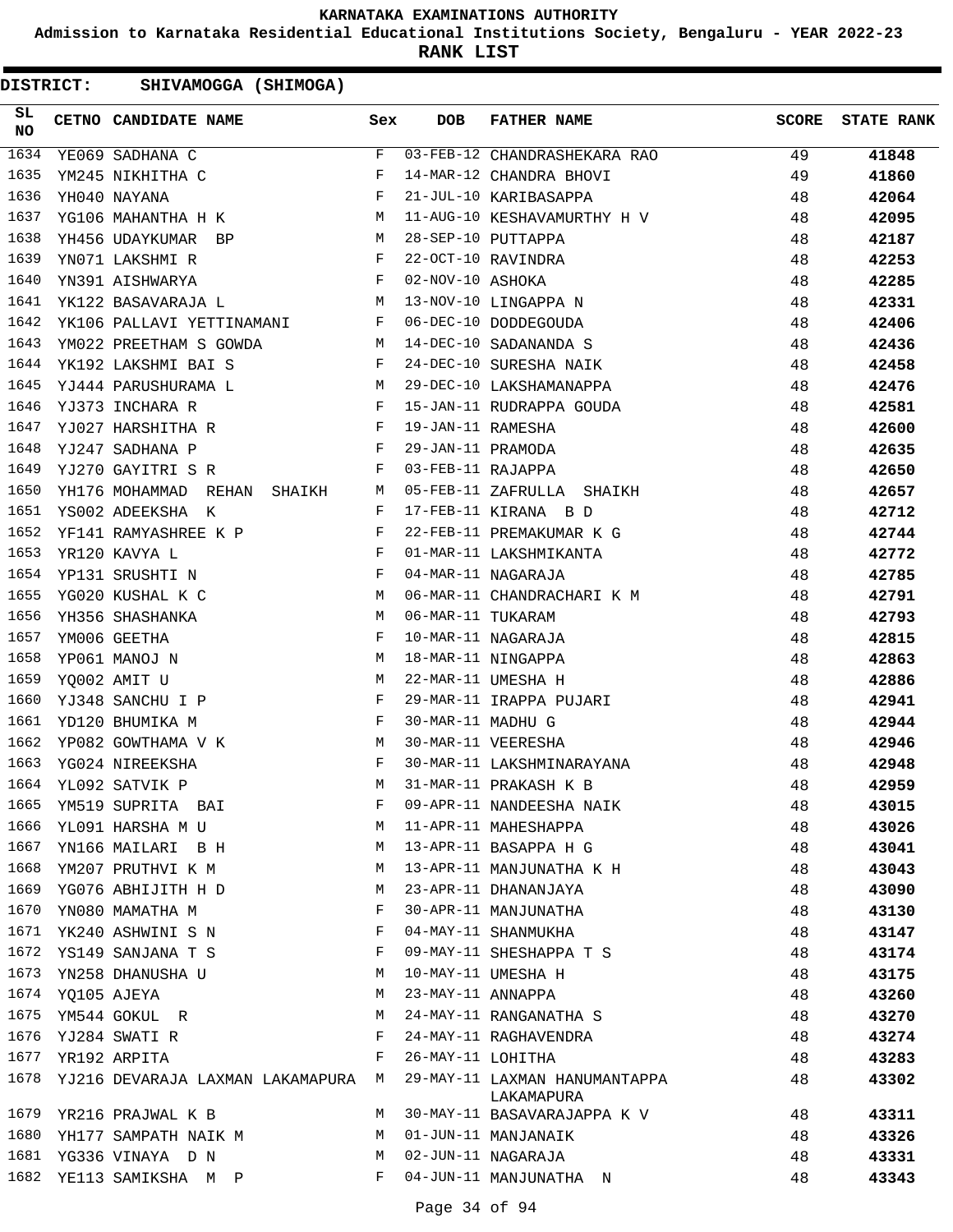# KARNATAKA EXAMINATIONS AUTHORITY

**Admission to Karnataka Residential Educational Institutions Society, Bengaluru - YEAR 2022-23**

**RANK LIST**

**DISTRICT: SHIVAMOGGA (SHIMOGA)**

| SL NO | CETNO | CANDIDATE NAME | Sex | DOB | FATHER NAME | SCORE | STATE RANK |
|---|---|---|---|---|---|---|---|
| 1634 | YE069 | SADHANA C | F | 03-FEB-12 | CHANDRASHEKARA RAO | 49 | 41848 |
| 1635 | YM245 | NIKHITHA C | F | 14-MAR-12 | CHANDRA BHOVI | 49 | 41860 |
| 1636 | YH040 | NAYANA | F | 21-JUL-10 | KARIBASAPPA | 48 | 42064 |
| 1637 | YG106 | MAHANTHA H K | M | 11-AUG-10 | KESHAVAMURTHY H V | 48 | 42095 |
| 1638 | YH456 | UDAYKUMAR BP | M | 28-SEP-10 | PUTTAPPA | 48 | 42187 |
| 1639 | YN071 | LAKSHMI R | F | 22-OCT-10 | RAVINDRA | 48 | 42253 |
| 1640 | YN391 | AISHWARYA | F | 02-NOV-10 | ASHOKA | 48 | 42285 |
| 1641 | YK122 | BASAVARAJA L | M | 13-NOV-10 | LINGAPPA N | 48 | 42331 |
| 1642 | YK106 | PALLAVI YETTINAMANI | F | 06-DEC-10 | DODDEGOUDA | 48 | 42406 |
| 1643 | YM022 | PREETHAM S GOWDA | M | 14-DEC-10 | SADANANDA S | 48 | 42436 |
| 1644 | YK192 | LAKSHMI BAI S | F | 24-DEC-10 | SURESHA NAIK | 48 | 42458 |
| 1645 | YJ444 | PARUSHURAMA L | M | 29-DEC-10 | LAKSHAMANAPPA | 48 | 42476 |
| 1646 | YJ373 | INCHARA R | F | 15-JAN-11 | RUDRAPPA GOUDA | 48 | 42581 |
| 1647 | YJ027 | HARSHITHA R | F | 19-JAN-11 | RAMESHA | 48 | 42600 |
| 1648 | YJ247 | SADHANA P | F | 29-JAN-11 | PRAMODA | 48 | 42635 |
| 1649 | YJ270 | GAYITRI S R | F | 03-FEB-11 | RAJAPPA | 48 | 42650 |
| 1650 | YH176 | MOHAMMAD REHAN SHAIKH | M | 05-FEB-11 | ZAFRULLA SHAIKH | 48 | 42657 |
| 1651 | YS002 | ADEEKSHA K | F | 17-FEB-11 | KIRANA B D | 48 | 42712 |
| 1652 | YF141 | RAMYASHREE K P | F | 22-FEB-11 | PREMAKUMAR K G | 48 | 42744 |
| 1653 | YR120 | KAVYA L | F | 01-MAR-11 | LAKSHMIKANTA | 48 | 42772 |
| 1654 | YP131 | SRUSHTI N | F | 04-MAR-11 | NAGARAJA | 48 | 42785 |
| 1655 | YG020 | KUSHAL K C | M | 06-MAR-11 | CHANDRACHARI K M | 48 | 42791 |
| 1656 | YH356 | SHASHANKA | M | 06-MAR-11 | TUKARAM | 48 | 42793 |
| 1657 | YM006 | GEETHA | F | 10-MAR-11 | NAGARAJA | 48 | 42815 |
| 1658 | YP061 | MANOJ N | M | 18-MAR-11 | NINGAPPA | 48 | 42863 |
| 1659 | YQ002 | AMIT U | M | 22-MAR-11 | UMESHA H | 48 | 42886 |
| 1660 | YJ348 | SANCHU I P | F | 29-MAR-11 | IRAPPA PUJARI | 48 | 42941 |
| 1661 | YD120 | BHUMIKA M | F | 30-MAR-11 | MADHU G | 48 | 42944 |
| 1662 | YP082 | GOWTHAMA V K | M | 30-MAR-11 | VEERESHA | 48 | 42946 |
| 1663 | YG024 | NIREEKSHA | F | 30-MAR-11 | LAKSHMINARAYANA | 48 | 42948 |
| 1664 | YL092 | SATVIK P | M | 31-MAR-11 | PRAKASH K B | 48 | 42959 |
| 1665 | YM519 | SUPRITA BAI | F | 09-APR-11 | NANDEESHA NAIK | 48 | 43015 |
| 1666 | YL091 | HARSHA M U | M | 11-APR-11 | MAHESHAPPA | 48 | 43026 |
| 1667 | YN166 | MAILARI B H | M | 13-APR-11 | BASAPPA H G | 48 | 43041 |
| 1668 | YM207 | PRUTHVI K M | M | 13-APR-11 | MANJUNATHA K H | 48 | 43043 |
| 1669 | YG076 | ABHIJITH H D | M | 23-APR-11 | DHANANJAYA | 48 | 43090 |
| 1670 | YN080 | MAMATHA M | F | 30-APR-11 | MANJUNATHA | 48 | 43130 |
| 1671 | YK240 | ASHWINI S N | F | 04-MAY-11 | SHANMUKHA | 48 | 43147 |
| 1672 | YS149 | SANJANA T S | F | 09-MAY-11 | SHESHAPPA T S | 48 | 43174 |
| 1673 | YN258 | DHANUSHA U | M | 10-MAY-11 | UMESHA H | 48 | 43175 |
| 1674 | YQ105 | AJEYA | M | 23-MAY-11 | ANNAPPA | 48 | 43260 |
| 1675 | YM544 | GOKUL R | M | 24-MAY-11 | RANGANATHA S | 48 | 43270 |
| 1676 | YJ284 | SWATI R | F | 24-MAY-11 | RAGHAVENDRA | 48 | 43274 |
| 1677 | YR192 | ARPITA | F | 26-MAY-11 | LOHITHA | 48 | 43283 |
| 1678 | YJ216 | DEVARAJA LAXMAN LAKAMAPURA | M | 29-MAY-11 | LAXMAN HANUMANTAPPA LAKAMAPURA | 48 | 43302 |
| 1679 | YR216 | PRAJWAL K B | M | 30-MAY-11 | BASAVARAJAPPA K V | 48 | 43311 |
| 1680 | YH177 | SAMPATH NAIK M | M | 01-JUN-11 | MANJANAIK | 48 | 43326 |
| 1681 | YG336 | VINAYA D N | M | 02-JUN-11 | NAGARAJA | 48 | 43331 |
| 1682 | YE113 | SAMIKSHA M P | F | 04-JUN-11 | MANJUNATHA N | 48 | 43343 |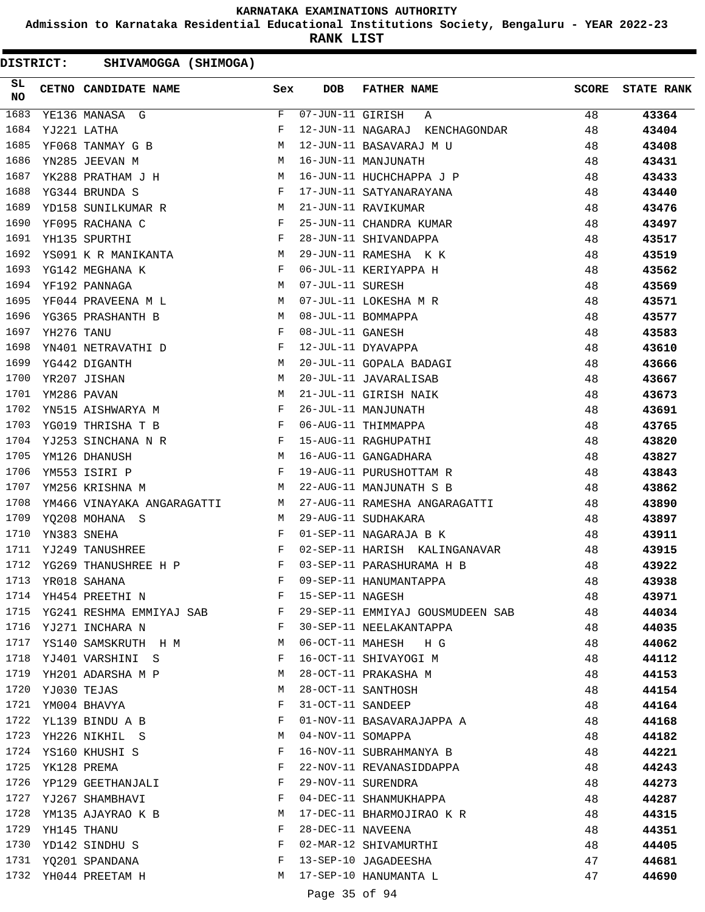# KARNATAKA EXAMINATIONS AUTHORITY

**Admission to Karnataka Residential Educational Institutions Society, Bengaluru - YEAR 2022-23**

**RANK LIST**

**DISTRICT: SHIVAMOGGA (SHIMOGA)**

| SL NO | CETNO | CANDIDATE NAME | Sex | DOB | FATHER NAME | SCORE | STATE RANK |
|---|---|---|---|---|---|---|---|
| 1683 | YE136 | MANASA G | F | 07-JUN-11 | GIRISH A | 48 | 43364 |
| 1684 | YJ221 | LATHA | F | 12-JUN-11 | NAGARAJ KENCHAGONDAR | 48 | 43404 |
| 1685 | YF068 | TANMAY G B | M | 12-JUN-11 | BASAVARAJ M U | 48 | 43408 |
| 1686 | YN285 | JEEVAN M | M | 16-JUN-11 | MANJUNATH | 48 | 43431 |
| 1687 | YK288 | PRATHAM J H | M | 16-JUN-11 | HUCHCHAPPA J P | 48 | 43433 |
| 1688 | YG344 | BRUNDA S | F | 17-JUN-11 | SATYANARAYANA | 48 | 43440 |
| 1689 | YD158 | SUNILKUMAR R | M | 21-JUN-11 | RAVIKUMAR | 48 | 43476 |
| 1690 | YF095 | RACHANA C | F | 25-JUN-11 | CHANDRA KUMAR | 48 | 43497 |
| 1691 | YH135 | SPURTHI | F | 28-JUN-11 | SHIVANDAPPA | 48 | 43517 |
| 1692 | YS091 | K R MANIKANTA | M | 29-JUN-11 | RAMESHA K K | 48 | 43519 |
| 1693 | YG142 | MEGHANA K | F | 06-JUL-11 | KERIYAPPA H | 48 | 43562 |
| 1694 | YF192 | PANNAGA | M | 07-JUL-11 | SURESH | 48 | 43569 |
| 1695 | YF044 | PRAVEENA M L | M | 07-JUL-11 | LOKESHA M R | 48 | 43571 |
| 1696 | YG365 | PRASHANTH B | M | 08-JUL-11 | BOMMAPPA | 48 | 43577 |
| 1697 | YH276 | TANU | F | 08-JUL-11 | GANESH | 48 | 43583 |
| 1698 | YN401 | NETRAVATHI D | F | 12-JUL-11 | DYAVAPPA | 48 | 43610 |
| 1699 | YG442 | DIGANTH | M | 20-JUL-11 | GOPALA BADAGI | 48 | 43666 |
| 1700 | YR207 | JISHAN | M | 20-JUL-11 | JAVARALISAB | 48 | 43667 |
| 1701 | YM286 | PAVAN | M | 21-JUL-11 | GIRISH NAIK | 48 | 43673 |
| 1702 | YN515 | AISHWARYA M | F | 26-JUL-11 | MANJUNATH | 48 | 43691 |
| 1703 | YG019 | THRISHA T B | F | 06-AUG-11 | THIMMAPPA | 48 | 43765 |
| 1704 | YJ253 | SINCHANA N R | F | 15-AUG-11 | RAGHUPATHI | 48 | 43820 |
| 1705 | YM126 | DHANUSH | M | 16-AUG-11 | GANGADHARA | 48 | 43827 |
| 1706 | YM553 | ISIRI P | F | 19-AUG-11 | PURUSHOTTAM R | 48 | 43843 |
| 1707 | YM256 | KRISHNA M | M | 22-AUG-11 | MANJUNATH S B | 48 | 43862 |
| 1708 | YM466 | VINAYAKA ANGARAGATTI | M | 27-AUG-11 | RAMESHA ANGARAGATTI | 48 | 43890 |
| 1709 | YQ208 | MOHANA S | M | 29-AUG-11 | SUDHAKARA | 48 | 43897 |
| 1710 | YN383 | SNEHA | F | 01-SEP-11 | NAGARAJA B K | 48 | 43911 |
| 1711 | YJ249 | TANUSHREE | F | 02-SEP-11 | HARISH KALINGANAVAR | 48 | 43915 |
| 1712 | YG269 | THANUSHREE H P | F | 03-SEP-11 | PARASHURAMA H B | 48 | 43922 |
| 1713 | YR018 | SAHANA | F | 09-SEP-11 | HANUMANTAPPA | 48 | 43938 |
| 1714 | YH454 | PREETHI N | F | 15-SEP-11 | NAGESH | 48 | 43971 |
| 1715 | YG241 | RESHMA EMMIYAJ SAB | F | 29-SEP-11 | EMMIYAJ GOUSMUDEEN SAB | 48 | 44034 |
| 1716 | YJ271 | INCHARA N | F | 30-SEP-11 | NEELAKANTAPPA | 48 | 44035 |
| 1717 | YS140 | SAMSKRUTH H M | M | 06-OCT-11 | MAHESH H G | 48 | 44062 |
| 1718 | YJ401 | VARSHINI S | F | 16-OCT-11 | SHIVAYOGI M | 48 | 44112 |
| 1719 | YH201 | ADARSHA M P | M | 28-OCT-11 | PRAKASHA M | 48 | 44153 |
| 1720 | YJ030 | TEJAS | M | 28-OCT-11 | SANTHOSH | 48 | 44154 |
| 1721 | YM004 | BHAVYA | F | 31-OCT-11 | SANDEEP | 48 | 44164 |
| 1722 | YL139 | BINDU A B | F | 01-NOV-11 | BASAVARAJAPPA A | 48 | 44168 |
| 1723 | YH226 | NIKHIL S | M | 04-NOV-11 | SOMAPPA | 48 | 44182 |
| 1724 | YS160 | KHUSHI S | F | 16-NOV-11 | SUBRAHMANYA B | 48 | 44221 |
| 1725 | YK128 | PREMA | F | 22-NOV-11 | REVANASIDDAPPA | 48 | 44243 |
| 1726 | YP129 | GEETHANJALI | F | 29-NOV-11 | SURENDRA | 48 | 44273 |
| 1727 | YJ267 | SHAMBHAVI | F | 04-DEC-11 | SHANMUKHAPPA | 48 | 44287 |
| 1728 | YM135 | AJAYRAO K B | M | 17-DEC-11 | BHARMOJIRAO K R | 48 | 44315 |
| 1729 | YH145 | THANU | F | 28-DEC-11 | NAVEENA | 48 | 44351 |
| 1730 | YD142 | SINDHU S | F | 02-MAR-12 | SHIVAMURTHI | 48 | 44405 |
| 1731 | YQ201 | SPANDANA | F | 13-SEP-10 | JAGADEESHA | 47 | 44681 |
| 1732 | YH044 | PREETAM H | M | 17-SEP-10 | HANUMANTA L | 47 | 44690 |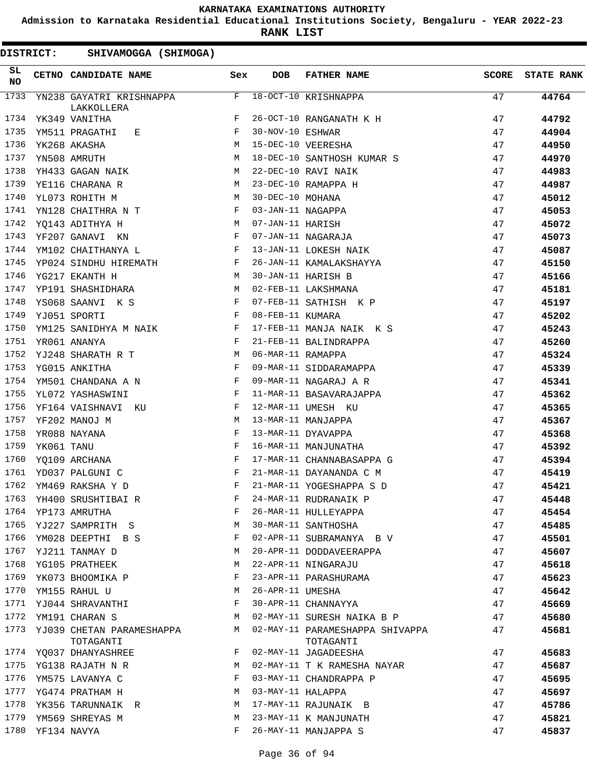# KARNATAKA EXAMINATIONS AUTHORITY

**Admission to Karnataka Residential Educational Institutions Society, Bengaluru - YEAR 2022-23**

**RANK LIST**

**DISTRICT: SHIVAMOGGA (SHIMOGA)**

| SL NO | CETNO | CANDIDATE NAME | Sex | DOB | FATHER NAME | SCORE | STATE RANK |
|---|---|---|---|---|---|---|---|
| 1733 | YN238 | GAYATRI KRISHNAPPA LAKKOLLERA | F | 18-OCT-10 | KRISHNAPPA | 47 | 44764 |
| 1734 | YK349 | VANITHA | F | 26-OCT-10 | RANGANATH K H | 47 | 44792 |
| 1735 | YM511 | PRAGATHI E | F | 30-NOV-10 | ESHWAR | 47 | 44904 |
| 1736 | YK268 | AKASHA | M | 15-DEC-10 | VEERESHA | 47 | 44950 |
| 1737 | YN508 | AMRUTH | M | 18-DEC-10 | SANTHOSH KUMAR S | 47 | 44970 |
| 1738 | YH433 | GAGAN NAIK | M | 22-DEC-10 | RAVI NAIK | 47 | 44983 |
| 1739 | YE116 | CHARANA R | M | 23-DEC-10 | RAMAPPA H | 47 | 44987 |
| 1740 | YL073 | ROHITH M | M | 30-DEC-10 | MOHANA | 47 | 45012 |
| 1741 | YN128 | CHAITHRA N T | F | 03-JAN-11 | NAGAPPA | 47 | 45053 |
| 1742 | YQ143 | ADITHYA H | M | 07-JAN-11 | HARISH | 47 | 45072 |
| 1743 | YF207 | GANAVI KN | F | 07-JAN-11 | NAGARAJA | 47 | 45073 |
| 1744 | YM102 | CHAITHANYA L | F | 13-JAN-11 | LOKESH NAIK | 47 | 45087 |
| 1745 | YP024 | SINDHU HIREMATH | F | 26-JAN-11 | KAMALAKSHAYYA | 47 | 45150 |
| 1746 | YG217 | EKANTH H | M | 30-JAN-11 | HARISH B | 47 | 45166 |
| 1747 | YP191 | SHASHIDHARA | M | 02-FEB-11 | LAKSHMANA | 47 | 45181 |
| 1748 | YS068 | SAANVI K S | F | 07-FEB-11 | SATHISH K P | 47 | 45197 |
| 1749 | YJ051 | SPORTI | F | 08-FEB-11 | KUMARA | 47 | 45202 |
| 1750 | YM125 | SANIDHYA M NAIK | F | 17-FEB-11 | MANJA NAIK K S | 47 | 45243 |
| 1751 | YR061 | ANANYA | F | 21-FEB-11 | BALINDRAPPA | 47 | 45260 |
| 1752 | YJ248 | SHARATH R T | M | 06-MAR-11 | RAMAPPA | 47 | 45324 |
| 1753 | YG015 | ANKITHA | F | 09-MAR-11 | SIDDARAMAPPA | 47 | 45339 |
| 1754 | YM501 | CHANDANA A N | F | 09-MAR-11 | NAGARAJ A R | 47 | 45341 |
| 1755 | YL072 | YASHASWINI | F | 11-MAR-11 | BASAVARAJAPPA | 47 | 45362 |
| 1756 | YF164 | VAISHNAVI KU | F | 12-MAR-11 | UMESH KU | 47 | 45365 |
| 1757 | YF202 | MANOJ M | M | 13-MAR-11 | MANJAPPA | 47 | 45367 |
| 1758 | YR088 | NAYANA | F | 13-MAR-11 | DYAVAPPA | 47 | 45368 |
| 1759 | YK061 | TANU | F | 16-MAR-11 | MANJUNATHA | 47 | 45392 |
| 1760 | YQ109 | ARCHANA | F | 17-MAR-11 | CHANNABASAPPA G | 47 | 45394 |
| 1761 | YD037 | PALGUNI C | F | 21-MAR-11 | DAYANANDA C M | 47 | 45419 |
| 1762 | YM469 | RAKSHA Y D | F | 21-MAR-11 | YOGESHAPPA S D | 47 | 45421 |
| 1763 | YH400 | SRUSHTIBAI R | F | 24-MAR-11 | RUDRANAIK P | 47 | 45448 |
| 1764 | YP173 | AMRUTHA | F | 26-MAR-11 | HULLEYAPPA | 47 | 45454 |
| 1765 | YJ227 | SAMPRITH S | M | 30-MAR-11 | SANTHOSHA | 47 | 45485 |
| 1766 | YM028 | DEEPTHI B S | F | 02-APR-11 | SUBRAMANYA B V | 47 | 45501 |
| 1767 | YJ211 | TANMAY D | M | 20-APR-11 | DODDAVEERAPPA | 47 | 45607 |
| 1768 | YG105 | PRATHEEK | M | 22-APR-11 | NINGARAJU | 47 | 45618 |
| 1769 | YK073 | BHOOMIKA P | F | 23-APR-11 | PARASHURAMA | 47 | 45623 |
| 1770 | YM155 | RAHUL U | M | 26-APR-11 | UMESHA | 47 | 45642 |
| 1771 | YJ044 | SHRAVANTHI | F | 30-APR-11 | CHANNAYYA | 47 | 45669 |
| 1772 | YM191 | CHARAN S | M | 02-MAY-11 | SURESH NAIKA B P | 47 | 45680 |
| 1773 | YJ039 | CHETAN PARAMESHAPPA TOTAGANTI | M | 02-MAY-11 | PARAMESHAPPA SHIVAPPA TOTAGANTI | 47 | 45681 |
| 1774 | YQ037 | DHANYASHREE | F | 02-MAY-11 | JAGADEESHA | 47 | 45683 |
| 1775 | YG138 | RAJATH N R | M | 02-MAY-11 | T K RAMESHA NAYAR | 47 | 45687 |
| 1776 | YM575 | LAVANYA C | F | 03-MAY-11 | CHANDRAPPA P | 47 | 45695 |
| 1777 | YG474 | PRATHAM H | M | 03-MAY-11 | HALAPPA | 47 | 45697 |
| 1778 | YK356 | TARUNNAIK R | M | 17-MAY-11 | RAJUNAIK B | 47 | 45786 |
| 1779 | YM569 | SHREYAS M | M | 23-MAY-11 | K MANJUNATH | 47 | 45821 |
| 1780 | YF134 | NAVYA | F | 26-MAY-11 | MANJAPPA S | 47 | 45837 |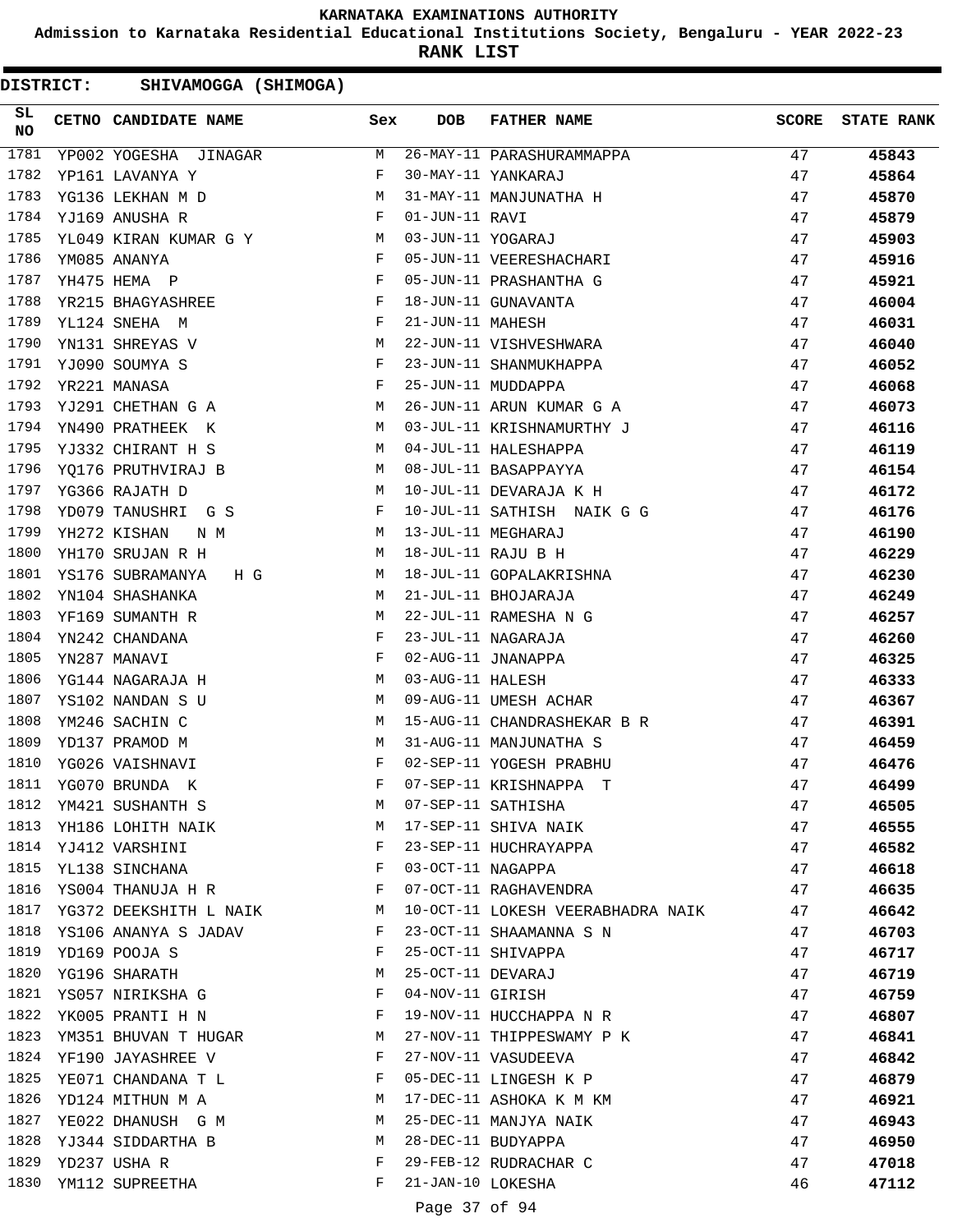# KARNATAKA EXAMINATIONS AUTHORITY

**Admission to Karnataka Residential Educational Institutions Society, Bengaluru - YEAR 2022-23**

**RANK LIST**

**DISTRICT: SHIVAMOGGA (SHIMOGA)**

| SL NO | CETNO | CANDIDATE NAME | Sex | DOB | FATHER NAME | SCORE | STATE RANK |
|---|---|---|---|---|---|---|---|
| 1781 | YP002 | YOGESHA JINAGAR | M | 26-MAY-11 | PARASHURAMMAPPA | 47 | **45843** |
| 1782 | YP161 | LAVANYA Y | F | 30-MAY-11 | YANKARAJ | 47 | **45864** |
| 1783 | YG136 | LEKHAN M D | M | 31-MAY-11 | MANJUNATHA H | 47 | **45870** |
| 1784 | YJ169 | ANUSHA R | F | 01-JUN-11 | RAVI | 47 | **45879** |
| 1785 | YL049 | KIRAN KUMAR G Y | M | 03-JUN-11 | YOGARAJ | 47 | **45903** |
| 1786 | YM085 | ANANYA | F | 05-JUN-11 | VEERESHACHARI | 47 | **45916** |
| 1787 | YH475 | HEMA P | F | 05-JUN-11 | PRASHANTHA G | 47 | **45921** |
| 1788 | YR215 | BHAGYASHREE | F | 18-JUN-11 | GUNAVANTA | 47 | **46004** |
| 1789 | YL124 | SNEHA M | F | 21-JUN-11 | MAHESH | 47 | **46031** |
| 1790 | YN131 | SHREYAS V | M | 22-JUN-11 | VISHVESHWARA | 47 | **46040** |
| 1791 | YJ090 | SOUMYA S | F | 23-JUN-11 | SHANMUKHAPPA | 47 | **46052** |
| 1792 | YR221 | MANASA | F | 25-JUN-11 | MUDDAPPA | 47 | **46068** |
| 1793 | YJ291 | CHETHAN G A | M | 26-JUN-11 | ARUN KUMAR G A | 47 | **46073** |
| 1794 | YN490 | PRATHEEK K | M | 03-JUL-11 | KRISHNAMURTHY J | 47 | **46116** |
| 1795 | YJ332 | CHIRANT H S | M | 04-JUL-11 | HALESHAPPA | 47 | **46119** |
| 1796 | YQ176 | PRUTHVIRAJ B | M | 08-JUL-11 | BASAPPAYYA | 47 | **46154** |
| 1797 | YG366 | RAJATH D | M | 10-JUL-11 | DEVARAJA K H | 47 | **46172** |
| 1798 | YD079 | TANUSHRI G S | F | 10-JUL-11 | SATHISH NAIK G G | 47 | **46176** |
| 1799 | YH272 | KISHAN N M | M | 13-JUL-11 | MEGHARAJ | 47 | **46190** |
| 1800 | YH170 | SRUJAN R H | M | 18-JUL-11 | RAJU B H | 47 | **46229** |
| 1801 | YS176 | SUBRAMANYA H G | M | 18-JUL-11 | GOPALAKRISHNA | 47 | **46230** |
| 1802 | YN104 | SHASHANKA | M | 21-JUL-11 | BHOJARAJA | 47 | **46249** |
| 1803 | YF169 | SUMANTH R | M | 22-JUL-11 | RAMESHA N G | 47 | **46257** |
| 1804 | YN242 | CHANDANA | F | 23-JUL-11 | NAGARAJA | 47 | **46260** |
| 1805 | YN287 | MANAVI | F | 02-AUG-11 | JNANAPPA | 47 | **46325** |
| 1806 | YG144 | NAGARAJA H | M | 03-AUG-11 | HALESH | 47 | **46333** |
| 1807 | YS102 | NANDAN S U | M | 09-AUG-11 | UMESH ACHAR | 47 | **46367** |
| 1808 | YM246 | SACHIN C | M | 15-AUG-11 | CHANDRASHEKAR B R | 47 | **46391** |
| 1809 | YD137 | PRAMOD M | M | 31-AUG-11 | MANJUNATHA S | 47 | **46459** |
| 1810 | YG026 | VAISHNAVI | F | 02-SEP-11 | YOGESH PRABHU | 47 | **46476** |
| 1811 | YG070 | BRUNDA K | F | 07-SEP-11 | KRISHNAPPA T | 47 | **46499** |
| 1812 | YM421 | SUSHANTH S | M | 07-SEP-11 | SATHISHA | 47 | **46505** |
| 1813 | YH186 | LOHITH NAIK | M | 17-SEP-11 | SHIVA NAIK | 47 | **46555** |
| 1814 | YJ412 | VARSHINI | F | 23-SEP-11 | HUCHRAYAPPA | 47 | **46582** |
| 1815 | YL138 | SINCHANA | F | 03-OCT-11 | NAGAPPA | 47 | **46618** |
| 1816 | YS004 | THANUJA H R | F | 07-OCT-11 | RAGHAVENDRA | 47 | **46635** |
| 1817 | YG372 | DEEKSHITH L NAIK | M | 10-OCT-11 | LOKESH VEERABHADRA NAIK | 47 | **46642** |
| 1818 | YS106 | ANANYA S JADAV | F | 23-OCT-11 | SHAAMANNA S N | 47 | **46703** |
| 1819 | YD169 | POOJA S | F | 25-OCT-11 | SHIVAPPA | 47 | **46717** |
| 1820 | YG196 | SHARATH | M | 25-OCT-11 | DEVARAJ | 47 | **46719** |
| 1821 | YS057 | NIRIKSHA G | F | 04-NOV-11 | GIRISH | 47 | **46759** |
| 1822 | YK005 | PRANTI H N | F | 19-NOV-11 | HUCCHAPPA N R | 47 | **46807** |
| 1823 | YM351 | BHUVAN T HUGAR | M | 27-NOV-11 | THIPPESWAMY P K | 47 | **46841** |
| 1824 | YF190 | JAYASHREE V | F | 27-NOV-11 | VASUDEEVA | 47 | **46842** |
| 1825 | YE071 | CHANDANA T L | F | 05-DEC-11 | LINGESH K P | 47 | **46879** |
| 1826 | YD124 | MITHUN M A | M | 17-DEC-11 | ASHOKA K M KM | 47 | **46921** |
| 1827 | YE022 | DHANUSH G M | M | 25-DEC-11 | MANJYA NAIK | 47 | **46943** |
| 1828 | YJ344 | SIDDARTHA B | M | 28-DEC-11 | BUDYAPPA | 47 | **46950** |
| 1829 | YD237 | USHA R | F | 29-FEB-12 | RUDRACHAR C | 47 | **47018** |
| 1830 | YM112 | SUPREETHA | F | 21-JAN-10 | LOKESHA | 46 | **47112** |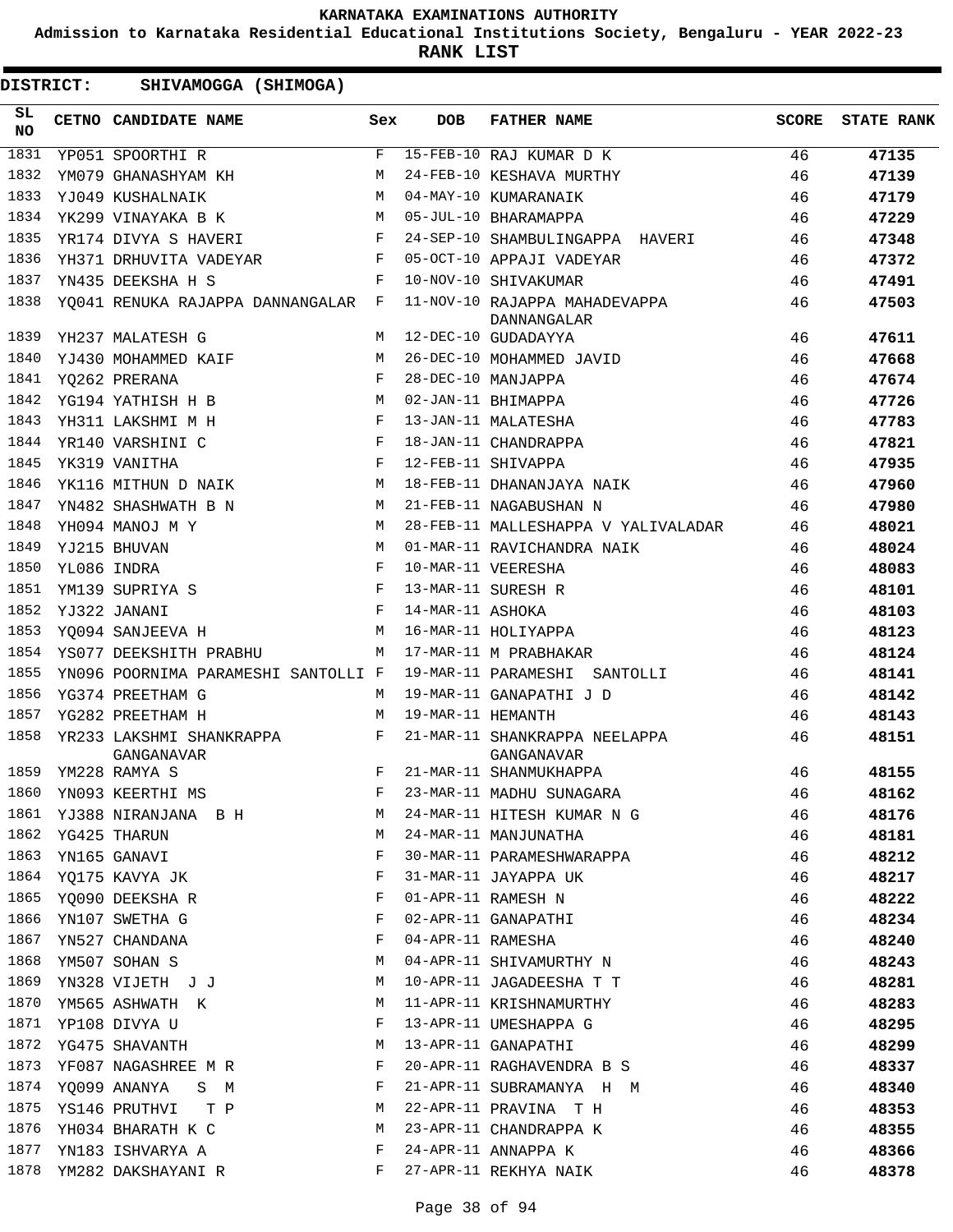# KARNATAKA EXAMINATIONS AUTHORITY

**Admission to Karnataka Residential Educational Institutions Society, Bengaluru - YEAR 2022-23**

**RANK LIST**

**DISTRICT: SHIVAMOGGA (SHIMOGA)**

| SL NO | CETNO | CANDIDATE NAME | Sex | DOB | FATHER NAME | SCORE | STATE RANK |
|---|---|---|---|---|---|---|---|
| 1831 | YP051 | SPOORTHI R | F | 15-FEB-10 | RAJ KUMAR D K | 46 | 47135 |
| 1832 | YM079 | GHANASHYAM KH | M | 24-FEB-10 | KESHAVA MURTHY | 46 | 47139 |
| 1833 | YJ049 | KUSHALNAIK | M | 04-MAY-10 | KUMARANAIK | 46 | 47179 |
| 1834 | YK299 | VINAYAKA B K | M | 05-JUL-10 | BHARAMAPPA | 46 | 47229 |
| 1835 | YR174 | DIVYA S HAVERI | F | 24-SEP-10 | SHAMBULINGAPPA HAVERI | 46 | 47348 |
| 1836 | YH371 | DRHUVITA VADEYAR | F | 05-OCT-10 | APPAJI VADEYAR | 46 | 47372 |
| 1837 | YN435 | DEEKSHA H S | F | 10-NOV-10 | SHIVAKUMAR | 46 | 47491 |
| 1838 | YQ041 | RENUKA RAJAPPA DANNANGALAR | F | 11-NOV-10 | RAJAPPA MAHADEVAPPA DANNANGALAR | 46 | 47503 |
| 1839 | YH237 | MALATESH G | M | 12-DEC-10 | GUDADAYYA | 46 | 47611 |
| 1840 | YJ430 | MOHAMMED KAIF | M | 26-DEC-10 | MOHAMMED JAVID | 46 | 47668 |
| 1841 | YQ262 | PRERANA | F | 28-DEC-10 | MANJAPPA | 46 | 47674 |
| 1842 | YG194 | YATHISH H B | M | 02-JAN-11 | BHIMAPPA | 46 | 47726 |
| 1843 | YH311 | LAKSHMI M H | F | 13-JAN-11 | MALATESHA | 46 | 47783 |
| 1844 | YR140 | VARSHINI C | F | 18-JAN-11 | CHANDRAPPA | 46 | 47821 |
| 1845 | YK319 | VANITHA | F | 12-FEB-11 | SHIVAPPA | 46 | 47935 |
| 1846 | YK116 | MITHUN D NAIK | M | 18-FEB-11 | DHANANJAYA NAIK | 46 | 47960 |
| 1847 | YN482 | SHASHWATH B N | M | 21-FEB-11 | NAGABUSHAN N | 46 | 47980 |
| 1848 | YH094 | MANOJ M Y | M | 28-FEB-11 | MALLESHAPPA V YALIVALADAR | 46 | 48021 |
| 1849 | YJ215 | BHUVAN | M | 01-MAR-11 | RAVICHANDRA NAIK | 46 | 48024 |
| 1850 | YL086 | INDRA | F | 10-MAR-11 | VEERESHA | 46 | 48083 |
| 1851 | YM139 | SUPRIYA S | F | 13-MAR-11 | SURESH R | 46 | 48101 |
| 1852 | YJ322 | JANANI | F | 14-MAR-11 | ASHOKA | 46 | 48103 |
| 1853 | YQ094 | SANJEEVA H | M | 16-MAR-11 | HOLIYAPPA | 46 | 48123 |
| 1854 | YS077 | DEEKSHITH PRABHU | M | 17-MAR-11 | M PRABHAKAR | 46 | 48124 |
| 1855 | YN096 | POORNIMA PARAMESHI SANTOLLI | F | 19-MAR-11 | PARAMESHI SANTOLLI | 46 | 48141 |
| 1856 | YG374 | PREETHAM G | M | 19-MAR-11 | GANAPATHI J D | 46 | 48142 |
| 1857 | YG282 | PREETHAM H | M | 19-MAR-11 | HEMANTH | 46 | 48143 |
| 1858 | YR233 | LAKSHMI SHANKRAPPA GANGANAVAR | F | 21-MAR-11 | SHANKRAPPA NEELAPPA GANGANAVAR | 46 | 48151 |
| 1859 | YM228 | RAMYA S | F | 21-MAR-11 | SHANMUKHAPPA | 46 | 48155 |
| 1860 | YN093 | KEERTHI MS | F | 23-MAR-11 | MADHU SUNAGARA | 46 | 48162 |
| 1861 | YJ388 | NIRANJANA B H | M | 24-MAR-11 | HITESH KUMAR N G | 46 | 48176 |
| 1862 | YG425 | THARUN | M | 24-MAR-11 | MANJUNATHA | 46 | 48181 |
| 1863 | YN165 | GANAVI | F | 30-MAR-11 | PARAMESHWARAPPA | 46 | 48212 |
| 1864 | YQ175 | KAVYA JK | F | 31-MAR-11 | JAYAPPA UK | 46 | 48217 |
| 1865 | YQ090 | DEEKSHA R | F | 01-APR-11 | RAMESH N | 46 | 48222 |
| 1866 | YN107 | SWETHA G | F | 02-APR-11 | GANAPATHI | 46 | 48234 |
| 1867 | YN527 | CHANDANA | F | 04-APR-11 | RAMESHA | 46 | 48240 |
| 1868 | YM507 | SOHAN S | M | 04-APR-11 | SHIVAMURTHY N | 46 | 48243 |
| 1869 | YN328 | VIJETH J J | M | 10-APR-11 | JAGADEESHA T T | 46 | 48281 |
| 1870 | YM565 | ASHWATH K | M | 11-APR-11 | KRISHNAMURTHY | 46 | 48283 |
| 1871 | YP108 | DIVYA U | F | 13-APR-11 | UMESHAPPA G | 46 | 48295 |
| 1872 | YG475 | SHAVANTH | M | 13-APR-11 | GANAPATHI | 46 | 48299 |
| 1873 | YF087 | NAGASHREE M R | F | 20-APR-11 | RAGHAVENDRA B S | 46 | 48337 |
| 1874 | YQ099 | ANANYA S M | F | 21-APR-11 | SUBRAMANYA H M | 46 | 48340 |
| 1875 | YS146 | PRUTHVI T P | M | 22-APR-11 | PRAVINA T H | 46 | 48353 |
| 1876 | YH034 | BHARATH K C | M | 23-APR-11 | CHANDRAPPA K | 46 | 48355 |
| 1877 | YN183 | ISHVARYA A | F | 24-APR-11 | ANNAPPA K | 46 | 48366 |
| 1878 | YM282 | DAKSHAYANI R | F | 27-APR-11 | REKHYA NAIK | 46 | 48378 |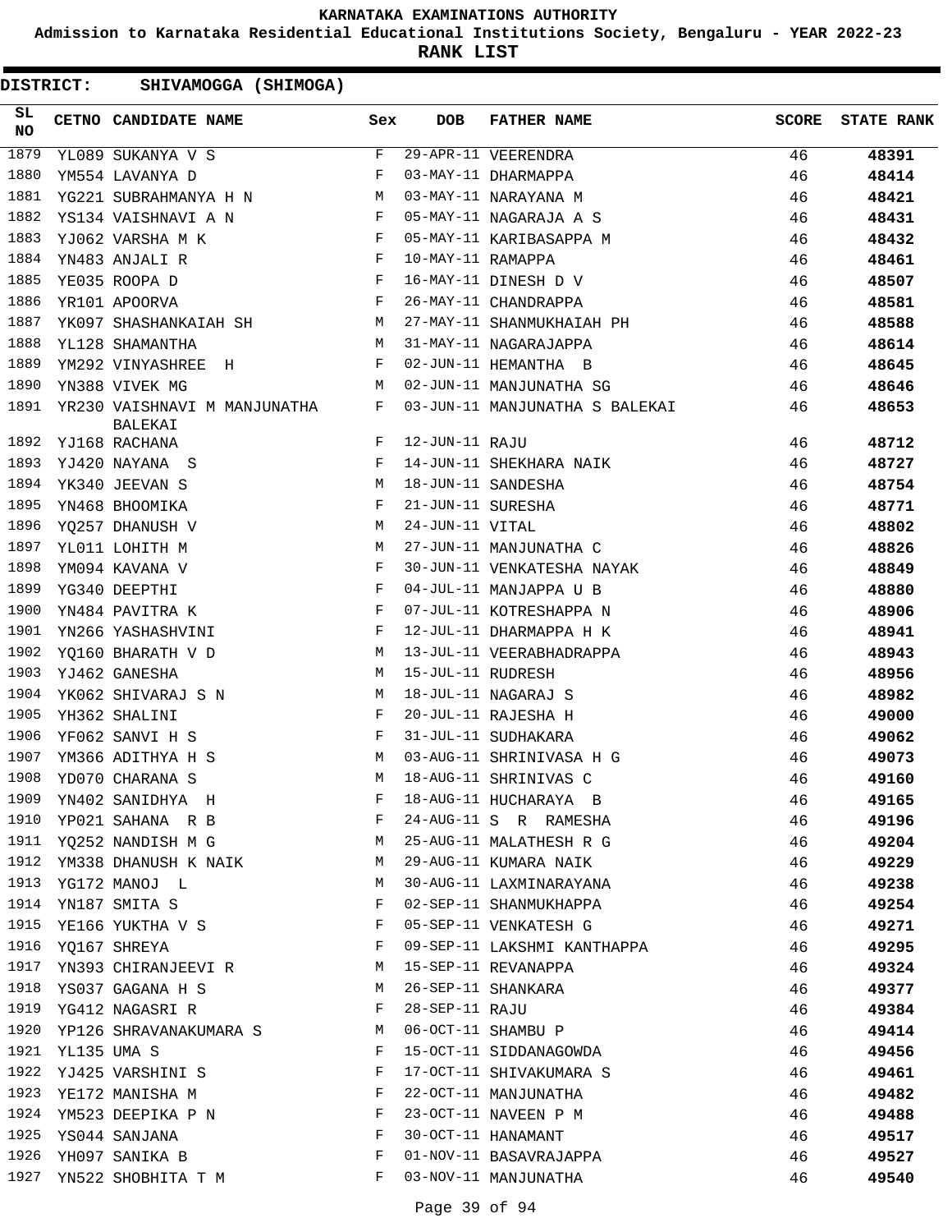**KARNATAKA EXAMINATIONS AUTHORITY**

**Admission to Karnataka Residential Educational Institutions Society, Bengaluru - YEAR 2022-23**

**RANK LIST**

**DISTRICT: SHIVAMOGGA (SHIMOGA)**

| SL NO | CETNO | CANDIDATE NAME | Sex | DOB | FATHER NAME | SCORE | STATE RANK |
|---|---|---|---|---|---|---|---|
| 1879 | YL089 | SUKANYA V S | F | 29-APR-11 | VEERENDRA | 46 | 48391 |
| 1880 | YM554 | LAVANYA D | F | 03-MAY-11 | DHARMAPPA | 46 | 48414 |
| 1881 | YG221 | SUBRAHMANYA H N | M | 03-MAY-11 | NARAYANA M | 46 | 48421 |
| 1882 | YS134 | VAISHNAVI A N | F | 05-MAY-11 | NAGARAJA A S | 46 | 48431 |
| 1883 | YJ062 | VARSHA M K | F | 05-MAY-11 | KARIBASAPPA M | 46 | 48432 |
| 1884 | YN483 | ANJALI R | F | 10-MAY-11 | RAMAPPA | 46 | 48461 |
| 1885 | YE035 | ROOPA D | F | 16-MAY-11 | DINESH D V | 46 | 48507 |
| 1886 | YR101 | APOORVA | F | 26-MAY-11 | CHANDRAPPA | 46 | 48581 |
| 1887 | YK097 | SHASHANKAIAH SH | M | 27-MAY-11 | SHANMUKHAIAH PH | 46 | 48588 |
| 1888 | YL128 | SHAMANTHA | M | 31-MAY-11 | NAGARAJAPPA | 46 | 48614 |
| 1889 | YM292 | VINYASHREE H | F | 02-JUN-11 | HEMANTHA B | 46 | 48645 |
| 1890 | YN388 | VIVEK MG | M | 02-JUN-11 | MANJUNATHA SG | 46 | 48646 |
| 1891 | YR230 | VAISHNAVI M MANJUNATHA BALEKAI | F | 03-JUN-11 | MANJUNATHA S BALEKAI | 46 | 48653 |
| 1892 | YJ168 | RACHANA | F | 12-JUN-11 | RAJU | 46 | 48712 |
| 1893 | YJ420 | NAYANA S | F | 14-JUN-11 | SHEKHARA NAIK | 46 | 48727 |
| 1894 | YK340 | JEEVAN S | M | 18-JUN-11 | SANDESHA | 46 | 48754 |
| 1895 | YN468 | BHOOMIKA | F | 21-JUN-11 | SURESHA | 46 | 48771 |
| 1896 | YQ257 | DHANUSH V | M | 24-JUN-11 | VITAL | 46 | 48802 |
| 1897 | YL011 | LOHITH M | M | 27-JUN-11 | MANJUNATHA C | 46 | 48826 |
| 1898 | YM094 | KAVANA V | F | 30-JUN-11 | VENKATESHA NAYAK | 46 | 48849 |
| 1899 | YG340 | DEEPTHI | F | 04-JUL-11 | MANJAPPA U B | 46 | 48880 |
| 1900 | YN484 | PAVITRA K | F | 07-JUL-11 | KOTRESHAPPA N | 46 | 48906 |
| 1901 | YN266 | YASHASHVINI | F | 12-JUL-11 | DHARMAPPA H K | 46 | 48941 |
| 1902 | YQ160 | BHARATH V D | M | 13-JUL-11 | VEERABHADRAPPA | 46 | 48943 |
| 1903 | YJ462 | GANESHA | M | 15-JUL-11 | RUDRESH | 46 | 48956 |
| 1904 | YK062 | SHIVARAJ S N | M | 18-JUL-11 | NAGARAJ S | 46 | 48982 |
| 1905 | YH362 | SHALINI | F | 20-JUL-11 | RAJESHA H | 46 | 49000 |
| 1906 | YF062 | SANVI H S | F | 31-JUL-11 | SUDHAKARA | 46 | 49062 |
| 1907 | YM366 | ADITHYA H S | M | 03-AUG-11 | SHRINIVASA H G | 46 | 49073 |
| 1908 | YD070 | CHARANA S | M | 18-AUG-11 | SHRINIVAS C | 46 | 49160 |
| 1909 | YN402 | SANIDHYA H | F | 18-AUG-11 | HUCHARAYA B | 46 | 49165 |
| 1910 | YP021 | SAHANA R B | F | 24-AUG-11 | S R RAMESHA | 46 | 49196 |
| 1911 | YQ252 | NANDISH M G | M | 25-AUG-11 | MALATHESH R G | 46 | 49204 |
| 1912 | YM338 | DHANUSH K NAIK | M | 29-AUG-11 | KUMARA NAIK | 46 | 49229 |
| 1913 | YG172 | MANOJ L | M | 30-AUG-11 | LAXMINARAYANA | 46 | 49238 |
| 1914 | YN187 | SMITA S | F | 02-SEP-11 | SHANMUKHAPPA | 46 | 49254 |
| 1915 | YE166 | YUKTHA V S | F | 05-SEP-11 | VENKATESH G | 46 | 49271 |
| 1916 | YQ167 | SHREYA | F | 09-SEP-11 | LAKSHMI KANTHAPPA | 46 | 49295 |
| 1917 | YN393 | CHIRANJEEVI R | M | 15-SEP-11 | REVANAPPA | 46 | 49324 |
| 1918 | YS037 | GAGANA H S | M | 26-SEP-11 | SHANKARA | 46 | 49377 |
| 1919 | YG412 | NAGASRI R | F | 28-SEP-11 | RAJU | 46 | 49384 |
| 1920 | YP126 | SHRAVANAKUMARA S | M | 06-OCT-11 | SHAMBU P | 46 | 49414 |
| 1921 | YL135 | UMA S | F | 15-OCT-11 | SIDDANAGOWDA | 46 | 49456 |
| 1922 | YJ425 | VARSHINI S | F | 17-OCT-11 | SHIVAKUMARA S | 46 | 49461 |
| 1923 | YE172 | MANISHA M | F | 22-OCT-11 | MANJUNATHA | 46 | 49482 |
| 1924 | YM523 | DEEPIKA P N | F | 23-OCT-11 | NAVEEN P M | 46 | 49488 |
| 1925 | YS044 | SANJANA | F | 30-OCT-11 | HANAMANT | 46 | 49517 |
| 1926 | YH097 | SANIKA B | F | 01-NOV-11 | BASAVRAJAPPA | 46 | 49527 |
| 1927 | YN522 | SHOBHITA T M | F | 03-NOV-11 | MANJUNATHA | 46 | 49540 |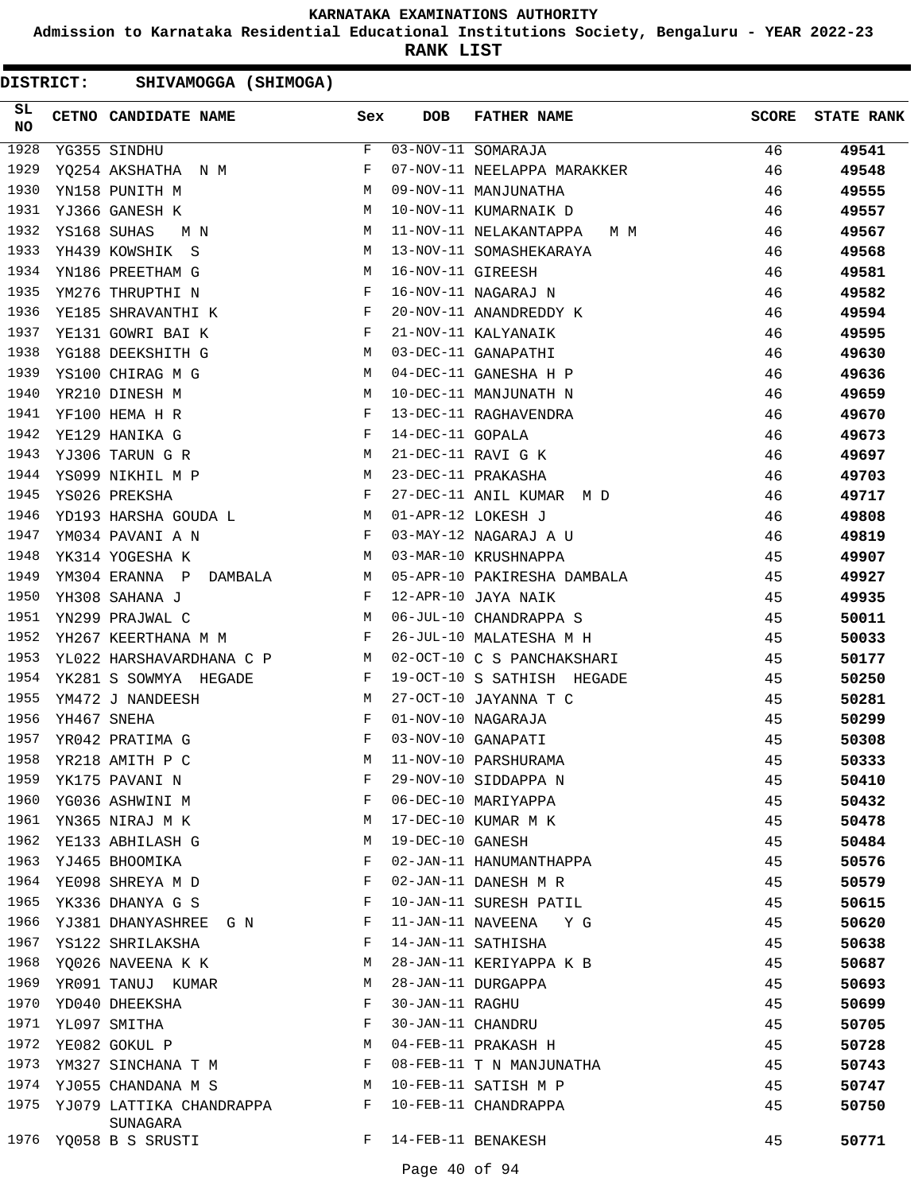**KARNATAKA EXAMINATIONS AUTHORITY**

**Admission to Karnataka Residential Educational Institutions Society, Bengaluru - YEAR 2022-23**

**RANK LIST**

**DISTRICT: SHIVAMOGGA (SHIMOGA)**

| SL NO | CETNO | CANDIDATE NAME | Sex | DOB | FATHER NAME | SCORE | STATE RANK |
|---|---|---|---|---|---|---|---|
| 1928 | YG355 | SINDHU | F | 03-NOV-11 | SOMARAJA | 46 | **49541** |
| 1929 | YQ254 | AKSHATHA N M | F | 07-NOV-11 | NEELAPPA MARAKKER | 46 | **49548** |
| 1930 | YN158 | PUNITH M | M | 09-NOV-11 | MANJUNATHA | 46 | **49555** |
| 1931 | YJ366 | GANESH K | M | 10-NOV-11 | KUMARNAIK D | 46 | **49557** |
| 1932 | YS168 | SUHAS M N | M | 11-NOV-11 | NELAKANTAPPA M M | 46 | **49567** |
| 1933 | YH439 | KOWSHIK S | M | 13-NOV-11 | SOMASHEKARAYA | 46 | **49568** |
| 1934 | YN186 | PREETHAM G | M | 16-NOV-11 | GIREESH | 46 | **49581** |
| 1935 | YM276 | THRUPTHI N | F | 16-NOV-11 | NAGARAJ N | 46 | **49582** |
| 1936 | YE185 | SHRAVANTHI K | F | 20-NOV-11 | ANANDREDDY K | 46 | **49594** |
| 1937 | YE131 | GOWRI BAI K | F | 21-NOV-11 | KALYANAIK | 46 | **49595** |
| 1938 | YG188 | DEEKSHITH G | M | 03-DEC-11 | GANAPATHI | 46 | **49630** |
| 1939 | YS100 | CHIRAG M G | M | 04-DEC-11 | GANESHA H P | 46 | **49636** |
| 1940 | YR210 | DINESH M | M | 10-DEC-11 | MANJUNATH N | 46 | **49659** |
| 1941 | YF100 | HEMA H R | F | 13-DEC-11 | RAGHAVENDRA | 46 | **49670** |
| 1942 | YE129 | HANIKA G | F | 14-DEC-11 | GOPALA | 46 | **49673** |
| 1943 | YJ306 | TARUN G R | M | 21-DEC-11 | RAVI G K | 46 | **49697** |
| 1944 | YS099 | NIKHIL M P | M | 23-DEC-11 | PRAKASHA | 46 | **49703** |
| 1945 | YS026 | PREKSHA | F | 27-DEC-11 | ANIL KUMAR M D | 46 | **49717** |
| 1946 | YD193 | HARSHA GOUDA L | M | 01-APR-12 | LOKESH J | 46 | **49808** |
| 1947 | YM034 | PAVANI A N | F | 03-MAY-12 | NAGARAJ A U | 46 | **49819** |
| 1948 | YK314 | YOGESHA K | M | 03-MAR-10 | KRUSHNAPPA | 45 | **49907** |
| 1949 | YM304 | ERANNA P DAMBALA | M | 05-APR-10 | PAKIRESHA DAMBALA | 45 | **49927** |
| 1950 | YH308 | SAHANA J | F | 12-APR-10 | JAYA NAIK | 45 | **49935** |
| 1951 | YN299 | PRAJWAL C | M | 06-JUL-10 | CHANDRAPPA S | 45 | **50011** |
| 1952 | YH267 | KEERTHANA M M | F | 26-JUL-10 | MALATESHA M H | 45 | **50033** |
| 1953 | YL022 | HARSHAVARDHANA C P | M | 02-OCT-10 | C S PANCHAKSHARI | 45 | **50177** |
| 1954 | YK281 | S SOWMYA HEGADE | F | 19-OCT-10 | S SATHISH HEGADE | 45 | **50250** |
| 1955 | YM472 | J NANDEESH | M | 27-OCT-10 | JAYANNA T C | 45 | **50281** |
| 1956 | YH467 | SNEHA | F | 01-NOV-10 | NAGARAJA | 45 | **50299** |
| 1957 | YR042 | PRATIMA G | F | 03-NOV-10 | GANAPATI | 45 | **50308** |
| 1958 | YR218 | AMITH P C | M | 11-NOV-10 | PARSHURAMA | 45 | **50333** |
| 1959 | YK175 | PAVANI N | F | 29-NOV-10 | SIDDAPPA N | 45 | **50410** |
| 1960 | YG036 | ASHWINI M | F | 06-DEC-10 | MARIYAPPA | 45 | **50432** |
| 1961 | YN365 | NIRAJ M K | M | 17-DEC-10 | KUMAR M K | 45 | **50478** |
| 1962 | YE133 | ABHILASH G | M | 19-DEC-10 | GANESH | 45 | **50484** |
| 1963 | YJ465 | BHOOMIKA | F | 02-JAN-11 | HANUMANTHAPPA | 45 | **50576** |
| 1964 | YE098 | SHREYA M D | F | 02-JAN-11 | DANESH M R | 45 | **50579** |
| 1965 | YK336 | DHANYA G S | F | 10-JAN-11 | SURESH PATIL | 45 | **50615** |
| 1966 | YJ381 | DHANYASHREE G N | F | 11-JAN-11 | NAVEENA Y G | 45 | **50620** |
| 1967 | YS122 | SHRILAKSHA | F | 14-JAN-11 | SATHISHA | 45 | **50638** |
| 1968 | YQ026 | NAVEENA K K | M | 28-JAN-11 | KERIYAPPA K B | 45 | **50687** |
| 1969 | YR091 | TANUJ KUMAR | M | 28-JAN-11 | DURGAPPA | 45 | **50693** |
| 1970 | YD040 | DHEEKSHA | F | 30-JAN-11 | RAGHU | 45 | **50699** |
| 1971 | YL097 | SMITHA | F | 30-JAN-11 | CHANDRU | 45 | **50705** |
| 1972 | YE082 | GOKUL P | M | 04-FEB-11 | PRAKASH H | 45 | **50728** |
| 1973 | YM327 | SINCHANA T M | F | 08-FEB-11 | T N MANJUNATHA | 45 | **50743** |
| 1974 | YJ055 | CHANDANA M S | M | 10-FEB-11 | SATISH M P | 45 | **50747** |
| 1975 | YJ079 | LATTIKA CHANDRAPPA SUNAGARA | F | 10-FEB-11 | CHANDRAPPA | 45 | **50750** |
| 1976 | YQ058 | B S SRUSTI | F | 14-FEB-11 | BENAKESH | 45 | **50771** |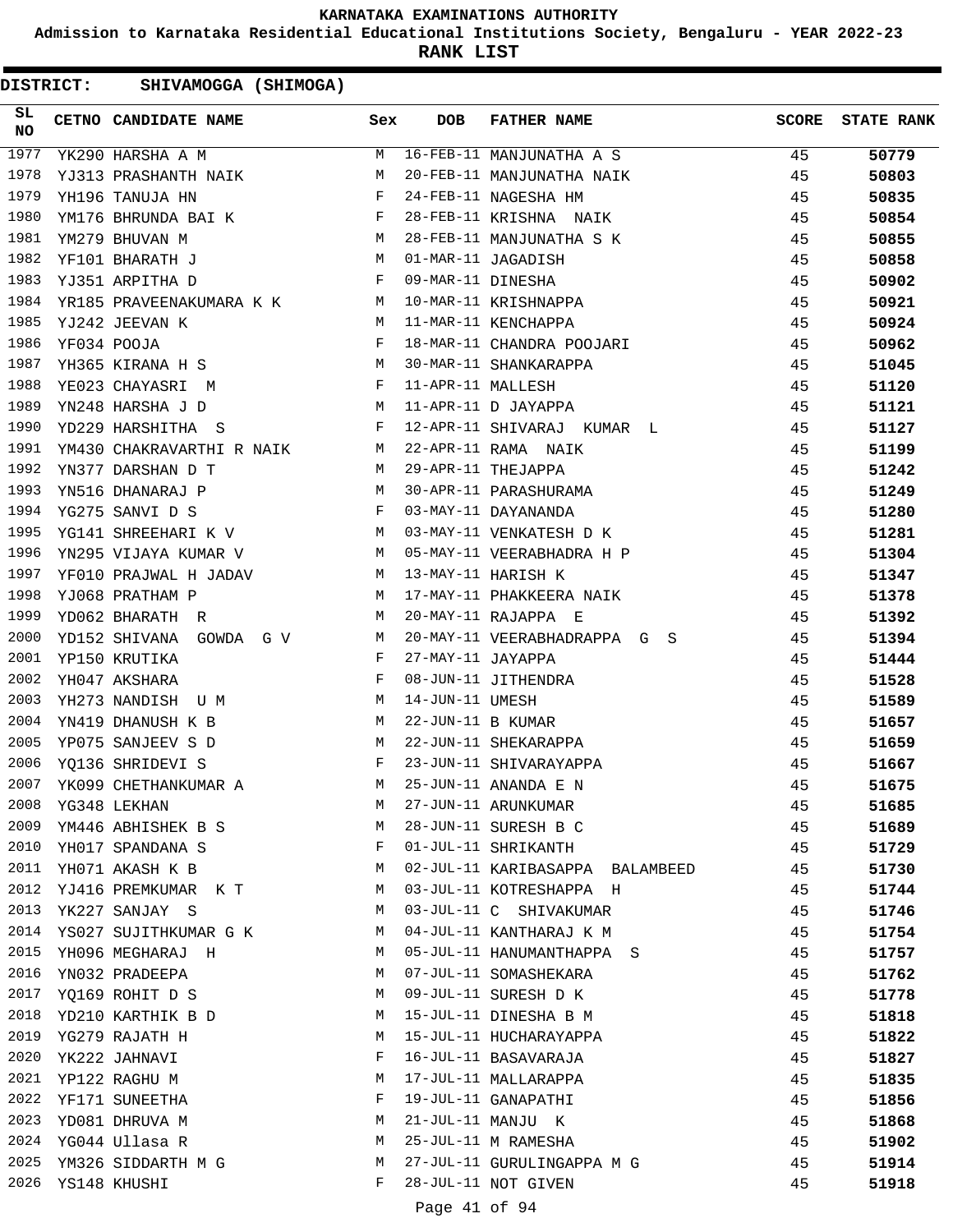# KARNATAKA EXAMINATIONS AUTHORITY

**Admission to Karnataka Residential Educational Institutions Society, Bengaluru - YEAR 2022-23**

**RANK LIST**

**DISTRICT: SHIVAMOGGA (SHIMOGA)**

| SL NO | CETNO | CANDIDATE NAME | Sex | DOB | FATHER NAME | SCORE | STATE RANK |
|---|---|---|---|---|---|---|---|
| 1977 | YK290 | HARSHA A M | M | 16-FEB-11 | MANJUNATHA A S | 45 | 50779 |
| 1978 | YJ313 | PRASHANTH NAIK | M | 20-FEB-11 | MANJUNATHA NAIK | 45 | 50803 |
| 1979 | YH196 | TANUJA HN | F | 24-FEB-11 | NAGESHA HM | 45 | 50835 |
| 1980 | YM176 | BHRUNDA BAI K | F | 28-FEB-11 | KRISHNA NAIK | 45 | 50854 |
| 1981 | YM279 | BHUVAN M | M | 28-FEB-11 | MANJUNATHA S K | 45 | 50855 |
| 1982 | YF101 | BHARATH J | M | 01-MAR-11 | JAGADISH | 45 | 50858 |
| 1983 | YJ351 | ARPITHA D | F | 09-MAR-11 | DINESHA | 45 | 50902 |
| 1984 | YR185 | PRAVEENAKUMARA K K | M | 10-MAR-11 | KRISHNAPPA | 45 | 50921 |
| 1985 | YJ242 | JEEVAN K | M | 11-MAR-11 | KENCHAPPA | 45 | 50924 |
| 1986 | YF034 | POOJA | F | 18-MAR-11 | CHANDRA POOJARI | 45 | 50962 |
| 1987 | YH365 | KIRANA H S | M | 30-MAR-11 | SHANKARAPPA | 45 | 51045 |
| 1988 | YE023 | CHAYASRI M | F | 11-APR-11 | MALLESH | 45 | 51120 |
| 1989 | YN248 | HARSHA J D | M | 11-APR-11 | D JAYAPPA | 45 | 51121 |
| 1990 | YD229 | HARSHITHA S | F | 12-APR-11 | SHIVARAJ KUMAR L | 45 | 51127 |
| 1991 | YM430 | CHAKRAVARTHI R NAIK | M | 22-APR-11 | RAMA NAIK | 45 | 51199 |
| 1992 | YN377 | DARSHAN D T | M | 29-APR-11 | THEJAPPA | 45 | 51242 |
| 1993 | YN516 | DHANARAJ P | M | 30-APR-11 | PARASHURAMA | 45 | 51249 |
| 1994 | YG275 | SANVI D S | F | 03-MAY-11 | DAYANANDA | 45 | 51280 |
| 1995 | YG141 | SHREEHARI K V | M | 03-MAY-11 | VENKATESH D K | 45 | 51281 |
| 1996 | YN295 | VIJAYA KUMAR V | M | 05-MAY-11 | VEERABHADRA H P | 45 | 51304 |
| 1997 | YF010 | PRAJWAL H JADAV | M | 13-MAY-11 | HARISH K | 45 | 51347 |
| 1998 | YJ068 | PRATHAM P | M | 17-MAY-11 | PHAKKEERA NAIK | 45 | 51378 |
| 1999 | YD062 | BHARATH R | M | 20-MAY-11 | RAJAPPA E | 45 | 51392 |
| 2000 | YD152 | SHIVANA GOWDA G V | M | 20-MAY-11 | VEERABHADRAPPA G S | 45 | 51394 |
| 2001 | YP150 | KRUTIKA | F | 27-MAY-11 | JAYAPPA | 45 | 51444 |
| 2002 | YH047 | AKSHARA | F | 08-JUN-11 | JITHENDRA | 45 | 51528 |
| 2003 | YH273 | NANDISH U M | M | 14-JUN-11 | UMESH | 45 | 51589 |
| 2004 | YN419 | DHANUSH K B | M | 22-JUN-11 | B KUMAR | 45 | 51657 |
| 2005 | YP075 | SANJEEV S D | M | 22-JUN-11 | SHEKARAPPA | 45 | 51659 |
| 2006 | YQ136 | SHRIDEVI S | F | 23-JUN-11 | SHIVARAYAPPA | 45 | 51667 |
| 2007 | YK099 | CHETHANKUMAR A | M | 25-JUN-11 | ANANDA E N | 45 | 51675 |
| 2008 | YG348 | LEKHAN | M | 27-JUN-11 | ARUNKUMAR | 45 | 51685 |
| 2009 | YM446 | ABHISHEK B S | M | 28-JUN-11 | SURESH B C | 45 | 51689 |
| 2010 | YH017 | SPANDANA S | F | 01-JUL-11 | SHRIKANTH | 45 | 51729 |
| 2011 | YH071 | AKASH K B | M | 02-JUL-11 | KARIBASAPPA BALAMBEED | 45 | 51730 |
| 2012 | YJ416 | PREMKUMAR K T | M | 03-JUL-11 | KOTRESHAPPA H | 45 | 51744 |
| 2013 | YK227 | SANJAY S | M | 03-JUL-11 | C SHIVAKUMAR | 45 | 51746 |
| 2014 | YS027 | SUJITHKUMAR G K | M | 04-JUL-11 | KANTHARAJ K M | 45 | 51754 |
| 2015 | YH096 | MEGHARAJ H | M | 05-JUL-11 | HANUMANTHAPPA S | 45 | 51757 |
| 2016 | YN032 | PRADEEPA | M | 07-JUL-11 | SOMASHEKARA | 45 | 51762 |
| 2017 | YQ169 | ROHIT D S | M | 09-JUL-11 | SURESH D K | 45 | 51778 |
| 2018 | YD210 | KARTHIK B D | M | 15-JUL-11 | DINESHA B M | 45 | 51818 |
| 2019 | YG279 | RAJATH H | M | 15-JUL-11 | HUCHARAYAPPA | 45 | 51822 |
| 2020 | YK222 | JAHNAVI | F | 16-JUL-11 | BASAVARAJA | 45 | 51827 |
| 2021 | YP122 | RAGHU M | M | 17-JUL-11 | MALLARAPPA | 45 | 51835 |
| 2022 | YF171 | SUNEETHA | F | 19-JUL-11 | GANAPATHI | 45 | 51856 |
| 2023 | YD081 | DHRUVA M | M | 21-JUL-11 | MANJU K | 45 | 51868 |
| 2024 | YG044 | Ullasa R | M | 25-JUL-11 | M RAMESHA | 45 | 51902 |
| 2025 | YM326 | SIDDARTH M G | M | 27-JUL-11 | GURULINGAPPA M G | 45 | 51914 |
| 2026 | YS148 | KHUSHI | F | 28-JUL-11 | NOT GIVEN | 45 | 51918 |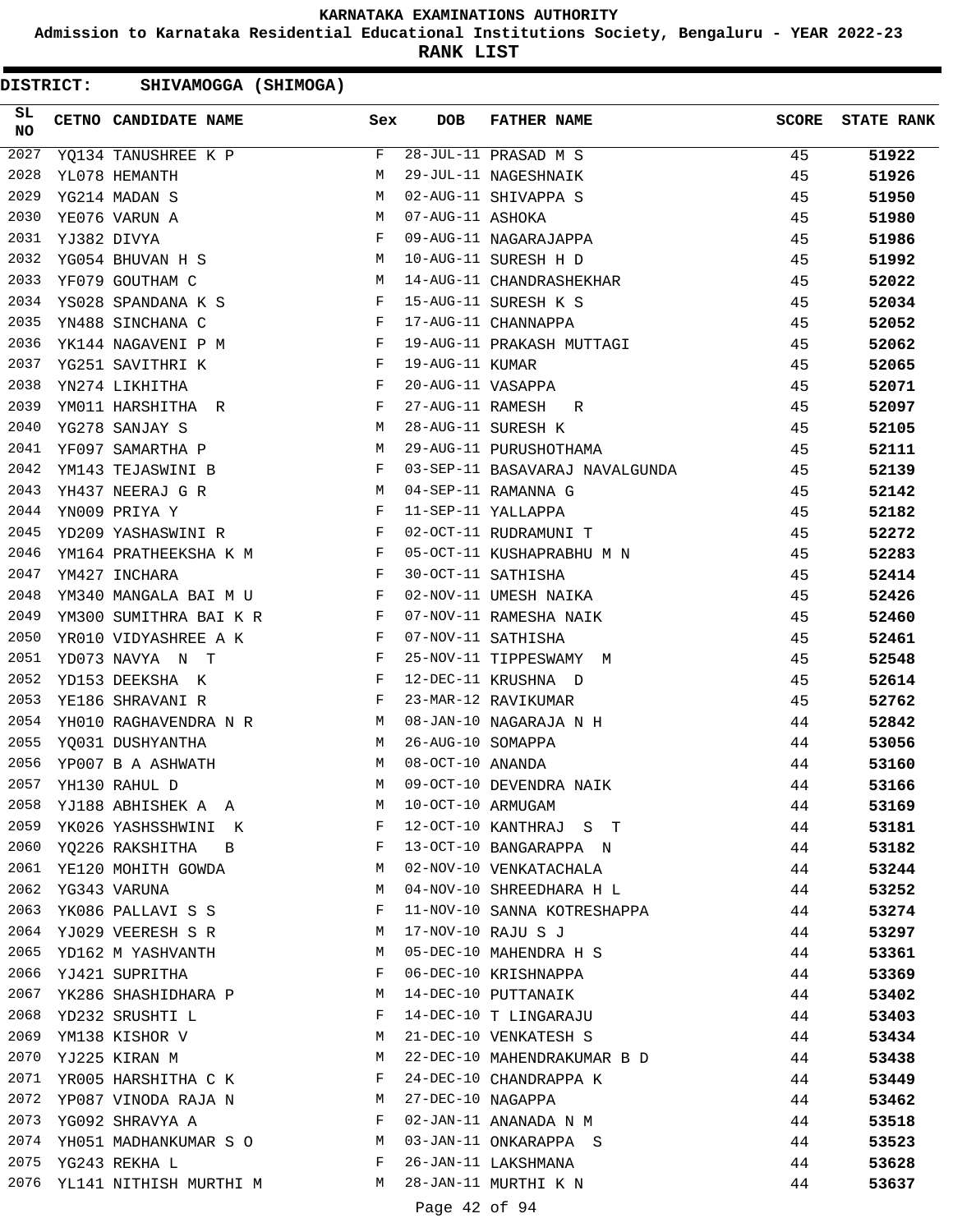# KARNATAKA EXAMINATIONS AUTHORITY

**Admission to Karnataka Residential Educational Institutions Society, Bengaluru - YEAR 2022-23**

**RANK LIST**

**DISTRICT: SHIVAMOGGA (SHIMOGA)**

| SL NO | CETNO | CANDIDATE NAME | Sex | DOB | FATHER NAME | SCORE | STATE RANK |
|---|---|---|---|---|---|---|---|
| 2027 | YQ134 | TANUSHREE K P | F | 28-JUL-11 | PRASAD M S | 45 | 51922 |
| 2028 | YL078 | HEMANTH | M | 29-JUL-11 | NAGESHNAIK | 45 | 51926 |
| 2029 | YG214 | MADAN S | M | 02-AUG-11 | SHIVAPPA S | 45 | 51950 |
| 2030 | YE076 | VARUN A | M | 07-AUG-11 | ASHOKA | 45 | 51980 |
| 2031 | YJ382 | DIVYA | F | 09-AUG-11 | NAGARAJAPPA | 45 | 51986 |
| 2032 | YG054 | BHUVAN H S | M | 10-AUG-11 | SURESH H D | 45 | 51992 |
| 2033 | YF079 | GOUTHAM C | M | 14-AUG-11 | CHANDRASHEKHAR | 45 | 52022 |
| 2034 | YS028 | SPANDANA K S | F | 15-AUG-11 | SURESH K S | 45 | 52034 |
| 2035 | YN488 | SINCHANA C | F | 17-AUG-11 | CHANNAPPA | 45 | 52052 |
| 2036 | YK144 | NAGAVENI P M | F | 19-AUG-11 | PRAKASH MUTTAGI | 45 | 52062 |
| 2037 | YG251 | SAVITHRI K | F | 19-AUG-11 | KUMAR | 45 | 52065 |
| 2038 | YN274 | LIKHITHA | F | 20-AUG-11 | VASAPPA | 45 | 52071 |
| 2039 | YM011 | HARSHITHA R | F | 27-AUG-11 | RAMESH R | 45 | 52097 |
| 2040 | YG278 | SANJAY S | M | 28-AUG-11 | SURESH K | 45 | 52105 |
| 2041 | YF097 | SAMARTHA P | M | 29-AUG-11 | PURUSHOTHAMA | 45 | 52111 |
| 2042 | YM143 | TEJASWINI B | F | 03-SEP-11 | BASAVARAJ NAVALGUNDA | 45 | 52139 |
| 2043 | YH437 | NEERAJ G R | M | 04-SEP-11 | RAMANNA G | 45 | 52142 |
| 2044 | YN009 | PRIYA Y | F | 11-SEP-11 | YALLAPPA | 45 | 52182 |
| 2045 | YD209 | YASHASWINI R | F | 02-OCT-11 | RUDRAMUNI T | 45 | 52272 |
| 2046 | YM164 | PRATHEEKSHA K M | F | 05-OCT-11 | KUSHAPRABHU M N | 45 | 52283 |
| 2047 | YM427 | INCHARA | F | 30-OCT-11 | SATHISHA | 45 | 52414 |
| 2048 | YM340 | MANGALA BAI M U | F | 02-NOV-11 | UMESH NAIKA | 45 | 52426 |
| 2049 | YM300 | SUMITHRA BAI K R | F | 07-NOV-11 | RAMESHA NAIK | 45 | 52460 |
| 2050 | YR010 | VIDYASHREE A K | F | 07-NOV-11 | SATHISHA | 45 | 52461 |
| 2051 | YD073 | NAVYA N T | F | 25-NOV-11 | TIPPESWAMY M | 45 | 52548 |
| 2052 | YD153 | DEEKSHA K | F | 12-DEC-11 | KRUSHNA D | 45 | 52614 |
| 2053 | YE186 | SHRAVANI R | F | 23-MAR-12 | RAVIKUMAR | 45 | 52762 |
| 2054 | YH010 | RAGHAVENDRA N R | M | 08-JAN-10 | NAGARAJA N H | 44 | 52842 |
| 2055 | YQ031 | DUSHYANTHA | M | 26-AUG-10 | SOMAPPA | 44 | 53056 |
| 2056 | YP007 | B A ASHWATH | M | 08-OCT-10 | ANANDA | 44 | 53160 |
| 2057 | YH130 | RAHUL D | M | 09-OCT-10 | DEVENDRA NAIK | 44 | 53166 |
| 2058 | YJ188 | ABHISHEK A A | M | 10-OCT-10 | ARMUGAM | 44 | 53169 |
| 2059 | YK026 | YASHSSHWINI K | F | 12-OCT-10 | KANTHRAJ S T | 44 | 53181 |
| 2060 | YQ226 | RAKSHITHA B | F | 13-OCT-10 | BANGARAPPA N | 44 | 53182 |
| 2061 | YE120 | MOHITH GOWDA | M | 02-NOV-10 | VENKATACHALA | 44 | 53244 |
| 2062 | YG343 | VARUNA | M | 04-NOV-10 | SHREEDHARA H L | 44 | 53252 |
| 2063 | YK086 | PALLAVI S S | F | 11-NOV-10 | SANNA KOTRESHAPPA | 44 | 53274 |
| 2064 | YJ029 | VEERESH S R | M | 17-NOV-10 | RAJU S J | 44 | 53297 |
| 2065 | YD162 | M YASHVANTH | M | 05-DEC-10 | MAHENDRA H S | 44 | 53361 |
| 2066 | YJ421 | SUPRITHA | F | 06-DEC-10 | KRISHNAPPA | 44 | 53369 |
| 2067 | YK286 | SHASHIDHARA P | M | 14-DEC-10 | PUTTANAIK | 44 | 53402 |
| 2068 | YD232 | SRUSHTI L | F | 14-DEC-10 | T LINGARAJU | 44 | 53403 |
| 2069 | YM138 | KISHOR V | M | 21-DEC-10 | VENKATESH S | 44 | 53434 |
| 2070 | YJ225 | KIRAN M | M | 22-DEC-10 | MAHENDRAKUMAR B D | 44 | 53438 |
| 2071 | YR005 | HARSHITHA C K | F | 24-DEC-10 | CHANDRAPPA K | 44 | 53449 |
| 2072 | YP087 | VINODA RAJA N | M | 27-DEC-10 | NAGAPPA | 44 | 53462 |
| 2073 | YG092 | SHRAVYA A | F | 02-JAN-11 | ANANADA N M | 44 | 53518 |
| 2074 | YH051 | MADHANKUMAR S O | M | 03-JAN-11 | ONKARAPPA S | 44 | 53523 |
| 2075 | YG243 | REKHA L | F | 26-JAN-11 | LAKSHMANA | 44 | 53628 |
| 2076 | YL141 | NITHISH MURTHI M | M | 28-JAN-11 | MURTHI K N | 44 | 53637 |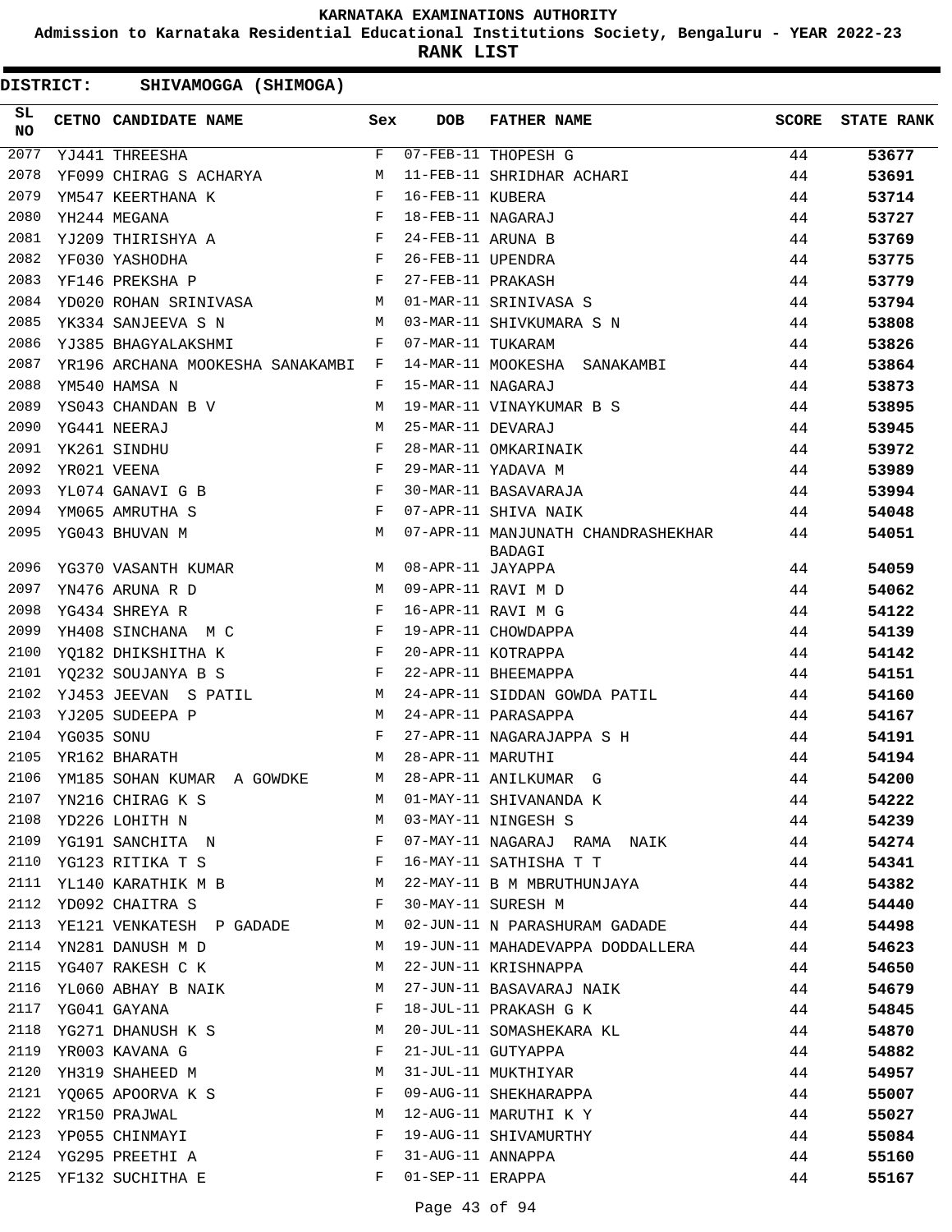# KARNATAKA EXAMINATIONS AUTHORITY

**Admission to Karnataka Residential Educational Institutions Society, Bengaluru - YEAR 2022-23**

**RANK LIST**

**DISTRICT: SHIVAMOGGA (SHIMOGA)**

| SL NO | CETNO | CANDIDATE NAME | Sex | DOB | FATHER NAME | SCORE | STATE RANK |
|---|---|---|---|---|---|---|---|
| 2077 | YJ441 | THREESHA | F | 07-FEB-11 | THOPESH G | 44 | **53677** |
| 2078 | YF099 | CHIRAG S ACHARYA | M | 11-FEB-11 | SHRIDHAR ACHARI | 44 | **53691** |
| 2079 | YM547 | KEERTHANA K | F | 16-FEB-11 | KUBERA | 44 | **53714** |
| 2080 | YH244 | MEGANA | F | 18-FEB-11 | NAGARAJ | 44 | **53727** |
| 2081 | YJ209 | THIRISHYA A | F | 24-FEB-11 | ARUNA B | 44 | **53769** |
| 2082 | YF030 | YASHODHA | F | 26-FEB-11 | UPENDRA | 44 | **53775** |
| 2083 | YF146 | PREKSHA P | F | 27-FEB-11 | PRAKASH | 44 | **53779** |
| 2084 | YD020 | ROHAN SRINIVASA | M | 01-MAR-11 | SRINIVASA S | 44 | **53794** |
| 2085 | YK334 | SANJEEVA S N | M | 03-MAR-11 | SHIVKUMARA S N | 44 | **53808** |
| 2086 | YJ385 | BHAGYALAKSHMI | F | 07-MAR-11 | TUKARAM | 44 | **53826** |
| 2087 | YR196 | ARCHANA MOOKESHA SANAKAMBI | F | 14-MAR-11 | MOOKESHA SANAKAMBI | 44 | **53864** |
| 2088 | YM540 | HAMSA N | F | 15-MAR-11 | NAGARAJ | 44 | **53873** |
| 2089 | YS043 | CHANDAN B V | M | 19-MAR-11 | VINAYKUMAR B S | 44 | **53895** |
| 2090 | YG441 | NEERAJ | M | 25-MAR-11 | DEVARAJ | 44 | **53945** |
| 2091 | YK261 | SINDHU | F | 28-MAR-11 | OMKARINAIK | 44 | **53972** |
| 2092 | YR021 | VEENA | F | 29-MAR-11 | YADAVA M | 44 | **53989** |
| 2093 | YL074 | GANAVI G B | F | 30-MAR-11 | BASAVARAJA | 44 | **53994** |
| 2094 | YM065 | AMRUTHA S | F | 07-APR-11 | SHIVA NAIK | 44 | **54048** |
| 2095 | YG043 | BHUVAN M | M | 07-APR-11 | MANJUNATH CHANDRASHEKHAR BADAGI | 44 | **54051** |
| 2096 | YG370 | VASANTH KUMAR | M | 08-APR-11 | JAYAPPA | 44 | **54059** |
| 2097 | YN476 | ARUNA R D | M | 09-APR-11 | RAVI M D | 44 | **54062** |
| 2098 | YG434 | SHREYA R | F | 16-APR-11 | RAVI M G | 44 | **54122** |
| 2099 | YH408 | SINCHANA M C | F | 19-APR-11 | CHOWDAPPA | 44 | **54139** |
| 2100 | YQ182 | DHIKSHITHA K | F | 20-APR-11 | KOTRAPPA | 44 | **54142** |
| 2101 | YQ232 | SOUJANYA B S | F | 22-APR-11 | BHEEMAPPA | 44 | **54151** |
| 2102 | YJ453 | JEEVAN S PATIL | M | 24-APR-11 | SIDDAN GOWDA PATIL | 44 | **54160** |
| 2103 | YJ205 | SUDEEPA P | M | 24-APR-11 | PARASAPPA | 44 | **54167** |
| 2104 | YG035 | SONU | F | 27-APR-11 | NAGARAJAPPA S H | 44 | **54191** |
| 2105 | YR162 | BHARATH | M | 28-APR-11 | MARUTHI | 44 | **54194** |
| 2106 | YM185 | SOHAN KUMAR A GOWDKE | M | 28-APR-11 | ANILKUMAR G | 44 | **54200** |
| 2107 | YN216 | CHIRAG K S | M | 01-MAY-11 | SHIVANANDA K | 44 | **54222** |
| 2108 | YD226 | LOHITH N | M | 03-MAY-11 | NINGESH S | 44 | **54239** |
| 2109 | YG191 | SANCHITA N | F | 07-MAY-11 | NAGARAJ RAMA NAIK | 44 | **54274** |
| 2110 | YG123 | RITIKA T S | F | 16-MAY-11 | SATHISHA T T | 44 | **54341** |
| 2111 | YL140 | KARATHIK M B | M | 22-MAY-11 | B M MBRUTHUNJAYA | 44 | **54382** |
| 2112 | YD092 | CHAITRA S | F | 30-MAY-11 | SURESH M | 44 | **54440** |
| 2113 | YE121 | VENKATESH P GADADE | M | 02-JUN-11 | N PARASHURAM GADADE | 44 | **54498** |
| 2114 | YN281 | DANUSH M D | M | 19-JUN-11 | MAHADEVAPPA DODDALLERA | 44 | **54623** |
| 2115 | YG407 | RAKESH C K | M | 22-JUN-11 | KRISHNAPPA | 44 | **54650** |
| 2116 | YL060 | ABHAY B NAIK | M | 27-JUN-11 | BASAVARAJ NAIK | 44 | **54679** |
| 2117 | YG041 | GAYANA | F | 18-JUL-11 | PRAKASH G K | 44 | **54845** |
| 2118 | YG271 | DHANUSH K S | M | 20-JUL-11 | SOMASHEKARA KL | 44 | **54870** |
| 2119 | YR003 | KAVANA G | F | 21-JUL-11 | GUTYAPPA | 44 | **54882** |
| 2120 | YH319 | SHAHEED M | M | 31-JUL-11 | MUKTHIYAR | 44 | **54957** |
| 2121 | YQ065 | APOORVA K S | F | 09-AUG-11 | SHEKHARAPPA | 44 | **55007** |
| 2122 | YR150 | PRAJWAL | M | 12-AUG-11 | MARUTHI K Y | 44 | **55027** |
| 2123 | YP055 | CHINMAYI | F | 19-AUG-11 | SHIVAMURTHY | 44 | **55084** |
| 2124 | YG295 | PREETHI A | F | 31-AUG-11 | ANNAPPA | 44 | **55160** |
| 2125 | YF132 | SUCHITHA E | F | 01-SEP-11 | ERAPPA | 44 | **55167** |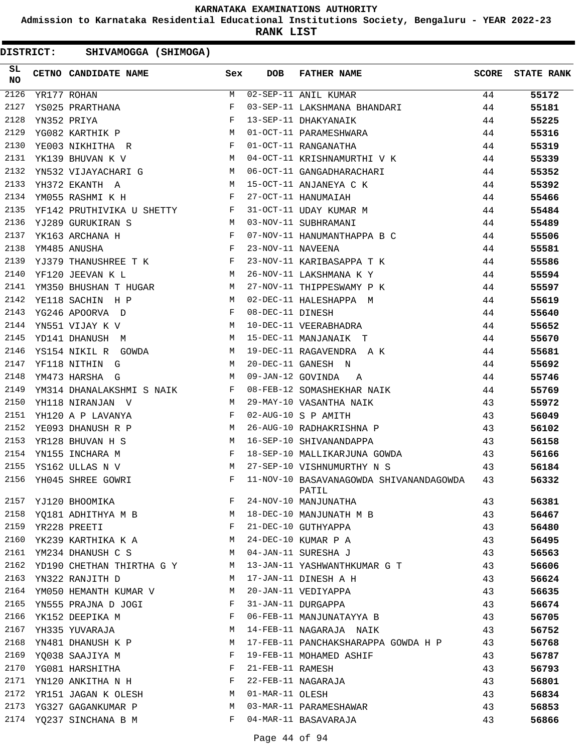**KARNATAKA EXAMINATIONS AUTHORITY**

**Admission to Karnataka Residential Educational Institutions Society, Bengaluru - YEAR 2022-23**

**RANK LIST**

**DISTRICT: SHIVAMOGGA (SHIMOGA)**

| SL NO | CETNO | CANDIDATE NAME | Sex | DOB | FATHER NAME | SCORE | STATE RANK |
|---|---|---|---|---|---|---|---|
| 2126 | YR177 | ROHAN | M | 02-SEP-11 | ANIL KUMAR | 44 | 55172 |
| 2127 | YS025 | PRARTHANA | F | 03-SEP-11 | LAKSHMANA BHANDARI | 44 | 55181 |
| 2128 | YN352 | PRIYA | F | 13-SEP-11 | DHAKYANAIK | 44 | 55225 |
| 2129 | YG082 | KARTHIK P | M | 01-OCT-11 | PARAMESHWARA | 44 | 55316 |
| 2130 | YE003 | NIKHITHA R | F | 01-OCT-11 | RANGANATHA | 44 | 55319 |
| 2131 | YK139 | BHUVAN K V | M | 04-OCT-11 | KRISHNAMURTHI V K | 44 | 55339 |
| 2132 | YN532 | VIJAYACHARI G | M | 06-OCT-11 | GANGADHARACHARI | 44 | 55352 |
| 2133 | YH372 | EKANTH A | M | 15-OCT-11 | ANJANEYA C K | 44 | 55392 |
| 2134 | YM055 | RASHMI K H | F | 27-OCT-11 | HANUMAIAH | 44 | 55466 |
| 2135 | YF142 | PRUTHIVIKA U SHETTY | F | 31-OCT-11 | UDAY KUMAR M | 44 | 55484 |
| 2136 | YJ289 | GURUKIRAN S | M | 03-NOV-11 | SUBHRAMANI | 44 | 55489 |
| 2137 | YK163 | ARCHANA H | F | 07-NOV-11 | HANUMANTHAPPA B C | 44 | 55506 |
| 2138 | YM485 | ANUSHA | F | 23-NOV-11 | NAVEENA | 44 | 55581 |
| 2139 | YJ379 | THANUSHREE T K | F | 23-NOV-11 | KARIBASAPPA T K | 44 | 55586 |
| 2140 | YF120 | JEEVAN K L | M | 26-NOV-11 | LAKSHMANA K Y | 44 | 55594 |
| 2141 | YM350 | BHUSHAN T HUGAR | M | 27-NOV-11 | THIPPESWAMY P K | 44 | 55597 |
| 2142 | YE118 | SACHIN H P | M | 02-DEC-11 | HALESHAPPA M | 44 | 55619 |
| 2143 | YG246 | APOORVA D | F | 08-DEC-11 | DINESH | 44 | 55640 |
| 2144 | YN551 | VIJAY K V | M | 10-DEC-11 | VEERABHADRA | 44 | 55652 |
| 2145 | YD141 | DHANUSH M | M | 15-DEC-11 | MANJANAIK T | 44 | 55670 |
| 2146 | YS154 | NIKIL R GOWDA | M | 19-DEC-11 | RAGAVENDRA A K | 44 | 55681 |
| 2147 | YF118 | NITHIN G | M | 20-DEC-11 | GANESH N | 44 | 55692 |
| 2148 | YM473 | HARSHA G | M | 09-JAN-12 | GOVINDA A | 44 | 55746 |
| 2149 | YM314 | DHANALAKSHMI S NAIK | F | 08-FEB-12 | SOMASHEKHAR NAIK | 44 | 55769 |
| 2150 | YH118 | NIRANJAN V | M | 29-MAY-10 | VASANTHA NAIK | 43 | 55972 |
| 2151 | YH120 | A P LAVANYA | F | 02-AUG-10 | S P AMITH | 43 | 56049 |
| 2152 | YE093 | DHANUSH R P | M | 26-AUG-10 | RADHAKRISHNA P | 43 | 56102 |
| 2153 | YR128 | BHUVAN H S | M | 16-SEP-10 | SHIVANANDAPPA | 43 | 56158 |
| 2154 | YN155 | INCHARA M | F | 18-SEP-10 | MALLIKARJUNA GOWDA | 43 | 56166 |
| 2155 | YS162 | ULLAS N V | M | 27-SEP-10 | VISHNUMURTHY N S | 43 | 56184 |
| 2156 | YH045 | SHREE GOWRI | F | 11-NOV-10 | BASAVANAGOWDA SHIVANANDAGOWDA PATIL | 43 | 56332 |
| 2157 | YJ120 | BHOOMIKA | F | 24-NOV-10 | MANJUNATHA | 43 | 56381 |
| 2158 | YQ181 | ADHITHYA M B | M | 18-DEC-10 | MANJUNATH M B | 43 | 56467 |
| 2159 | YR228 | PREETI | F | 21-DEC-10 | GUTHYAPPA | 43 | 56480 |
| 2160 | YK239 | KARTHIKA K A | M | 24-DEC-10 | KUMAR P A | 43 | 56495 |
| 2161 | YM234 | DHANUSH C S | M | 04-JAN-11 | SURESHA J | 43 | 56563 |
| 2162 | YD190 | CHETHAN THIRTHA G Y | M | 13-JAN-11 | YASHWANTHKUMAR G T | 43 | 56606 |
| 2163 | YN322 | RANJITH D | M | 17-JAN-11 | DINESH A H | 43 | 56624 |
| 2164 | YM050 | HEMANTH KUMAR V | M | 20-JAN-11 | VEDIYAPPA | 43 | 56635 |
| 2165 | YN555 | PRAJNA D JOGI | F | 31-JAN-11 | DURGAPPA | 43 | 56674 |
| 2166 | YK152 | DEEPIKA M | F | 06-FEB-11 | MANJUNATAYYA B | 43 | 56705 |
| 2167 | YH335 | YUVARAJA | M | 14-FEB-11 | NAGARAJA NAIK | 43 | 56752 |
| 2168 | YN481 | DHANUSH K P | M | 17-FEB-11 | PANCHAKSHARAPPA GOWDA H P | 43 | 56768 |
| 2169 | YQ038 | SAAJIYA M | F | 19-FEB-11 | MOHAMED ASHIF | 43 | 56787 |
| 2170 | YG081 | HARSHITHA | F | 21-FEB-11 | RAMESH | 43 | 56793 |
| 2171 | YN120 | ANKITHA N H | F | 22-FEB-11 | NAGARAJA | 43 | 56801 |
| 2172 | YR151 | JAGAN K OLESH | M | 01-MAR-11 | OLESH | 43 | 56834 |
| 2173 | YG327 | GAGANKUMAR P | M | 03-MAR-11 | PARAMESHAWAR | 43 | 56853 |
| 2174 | YQ237 | SINCHANA B M | F | 04-MAR-11 | BASAVARAJA | 43 | 56866 |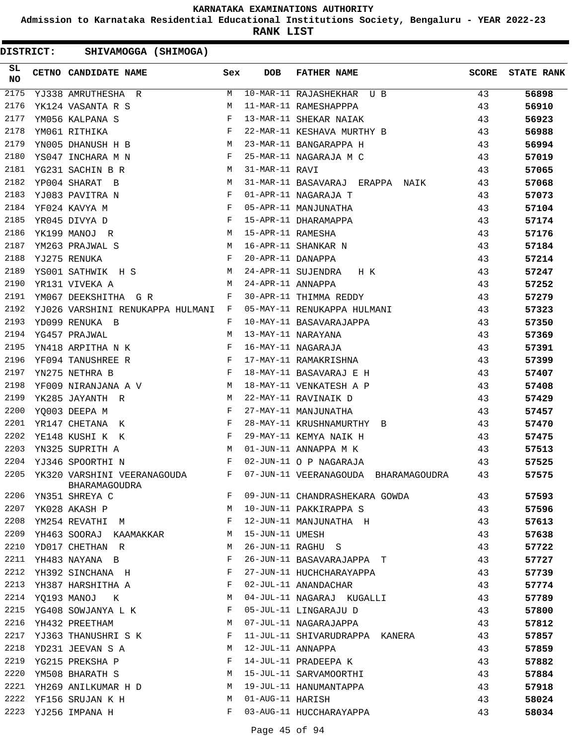# KARNATAKA EXAMINATIONS AUTHORITY

**Admission to Karnataka Residential Educational Institutions Society, Bengaluru - YEAR 2022-23**

**RANK LIST**

**DISTRICT: SHIVAMOGGA (SHIMOGA)**

| SL NO | CETNO | CANDIDATE NAME | Sex | DOB | FATHER NAME | SCORE | STATE RANK |
|---|---|---|---|---|---|---|---|
| 2175 | YJ338 | AMRUTHESHA R | M | 10-MAR-11 | RAJASHEKHAR U B | 43 | 56898 |
| 2176 | YK124 | VASANTA R S | M | 11-MAR-11 | RAMESHAPPPA | 43 | 56910 |
| 2177 | YM056 | KALPANA S | F | 13-MAR-11 | SHEKAR NAIAK | 43 | 56923 |
| 2178 | YM061 | RITHIKA | F | 22-MAR-11 | KESHAVA MURTHY B | 43 | 56988 |
| 2179 | YN005 | DHANUSH H B | M | 23-MAR-11 | BANGARAPPA H | 43 | 56994 |
| 2180 | YS047 | INCHARA M N | F | 25-MAR-11 | NAGARAJA M C | 43 | 57019 |
| 2181 | YG231 | SACHIN B R | M | 31-MAR-11 | RAVI | 43 | 57065 |
| 2182 | YP004 | SHARAT B | M | 31-MAR-11 | BASAVARAJ ERAPPA NAIK | 43 | 57068 |
| 2183 | YJ083 | PAVITRA N | F | 01-APR-11 | NAGARAJA T | 43 | 57073 |
| 2184 | YF024 | KAVYA M | F | 05-APR-11 | MANJUNATHA | 43 | 57104 |
| 2185 | YR045 | DIVYA D | F | 15-APR-11 | DHARAMAPPA | 43 | 57174 |
| 2186 | YK199 | MANOJ R | M | 15-APR-11 | RAMESHA | 43 | 57176 |
| 2187 | YM263 | PRAJWAL S | M | 16-APR-11 | SHANKAR N | 43 | 57184 |
| 2188 | YJ275 | RENUKA | F | 20-APR-11 | DANAPPA | 43 | 57214 |
| 2189 | YS001 | SATHWIK H S | M | 24-APR-11 | SUJENDRA H K | 43 | 57247 |
| 2190 | YR131 | VIVEKA A | M | 24-APR-11 | ANNAPPA | 43 | 57252 |
| 2191 | YM067 | DEEKSHITHA G R | F | 30-APR-11 | THIMMA REDDY | 43 | 57279 |
| 2192 | YJ026 | VARSHINI RENUKAPPA HULMANI | F | 05-MAY-11 | RENUKAPPA HULMANI | 43 | 57323 |
| 2193 | YD099 | RENUKA B | F | 10-MAY-11 | BASAVARAJAPPA | 43 | 57350 |
| 2194 | YG457 | PRAJWAL | M | 13-MAY-11 | NARAYANA | 43 | 57369 |
| 2195 | YN418 | ARPITHA N K | F | 16-MAY-11 | NAGARAJA | 43 | 57391 |
| 2196 | YF094 | TANUSHREE R | F | 17-MAY-11 | RAMAKRISHNA | 43 | 57399 |
| 2197 | YN275 | NETHRA B | F | 18-MAY-11 | BASAVARAJ E H | 43 | 57407 |
| 2198 | YF009 | NIRANJANA A V | M | 18-MAY-11 | VENKATESH A P | 43 | 57408 |
| 2199 | YK285 | JAYANTH R | M | 22-MAY-11 | RAVINAIK D | 43 | 57429 |
| 2200 | YQ003 | DEEPA M | F | 27-MAY-11 | MANJUNATHA | 43 | 57457 |
| 2201 | YR147 | CHETANA K | F | 28-MAY-11 | KRUSHNAMURTHY B | 43 | 57470 |
| 2202 | YE148 | KUSHI K K | F | 29-MAY-11 | KEMYA NAIK H | 43 | 57475 |
| 2203 | YN325 | SUPRITH A | M | 01-JUN-11 | ANNAPPA M K | 43 | 57513 |
| 2204 | YJ346 | SPOORTHI N | F | 02-JUN-11 | O P NAGARAJA | 43 | 57525 |
| 2205 | YK320 | VARSHINI VEERANAGOUDA BHARAMAGOUDRA | F | 07-JUN-11 | VEERANAGOUDA BHARAMAGOUDRA | 43 | 57575 |
| 2206 | YN351 | SHREYA C | F | 09-JUN-11 | CHANDRASHEKARA GOWDA | 43 | 57593 |
| 2207 | YK028 | AKASH P | M | 10-JUN-11 | PAKKIRAPPA S | 43 | 57596 |
| 2208 | YM254 | REVATHI M | F | 12-JUN-11 | MANJUNATHA H | 43 | 57613 |
| 2209 | YH463 | SOORAJ KAAMAKKAR | M | 15-JUN-11 | UMESH | 43 | 57638 |
| 2210 | YD017 | CHETHAN R | M | 26-JUN-11 | RAGHU S | 43 | 57722 |
| 2211 | YH483 | NAYANA B | F | 26-JUN-11 | BASAVARAJAPPA T | 43 | 57727 |
| 2212 | YH392 | SINCHANA H | F | 27-JUN-11 | HUCHCHARAYAPPA | 43 | 57739 |
| 2213 | YH387 | HARSHITHA A | F | 02-JUL-11 | ANANDACHAR | 43 | 57774 |
| 2214 | YQ193 | MANOJ K | M | 04-JUL-11 | NAGARAJ KUGALLI | 43 | 57789 |
| 2215 | YG408 | SOWJANYA L K | F | 05-JUL-11 | LINGARAJU D | 43 | 57800 |
| 2216 | YH432 | PREETHAM | M | 07-JUL-11 | NAGARAJAPPA | 43 | 57812 |
| 2217 | YJ363 | THANUSHRI S K | F | 11-JUL-11 | SHIVARUDRAPPA KANERA | 43 | 57857 |
| 2218 | YD231 | JEEVAN S A | M | 12-JUL-11 | ANNAPPA | 43 | 57859 |
| 2219 | YG215 | PREKSHA P | F | 14-JUL-11 | PRADEEPA K | 43 | 57882 |
| 2220 | YM508 | BHARATH S | M | 15-JUL-11 | SARVAMOORTHI | 43 | 57884 |
| 2221 | YH269 | ANILKUMAR H D | M | 19-JUL-11 | HANUMANTAPPA | 43 | 57918 |
| 2222 | YF156 | SRUJAN K H | M | 01-AUG-11 | HARISH | 43 | 58024 |
| 2223 | YJ256 | IMPANA H | F | 03-AUG-11 | HUCCHARAYAPPA | 43 | 58034 |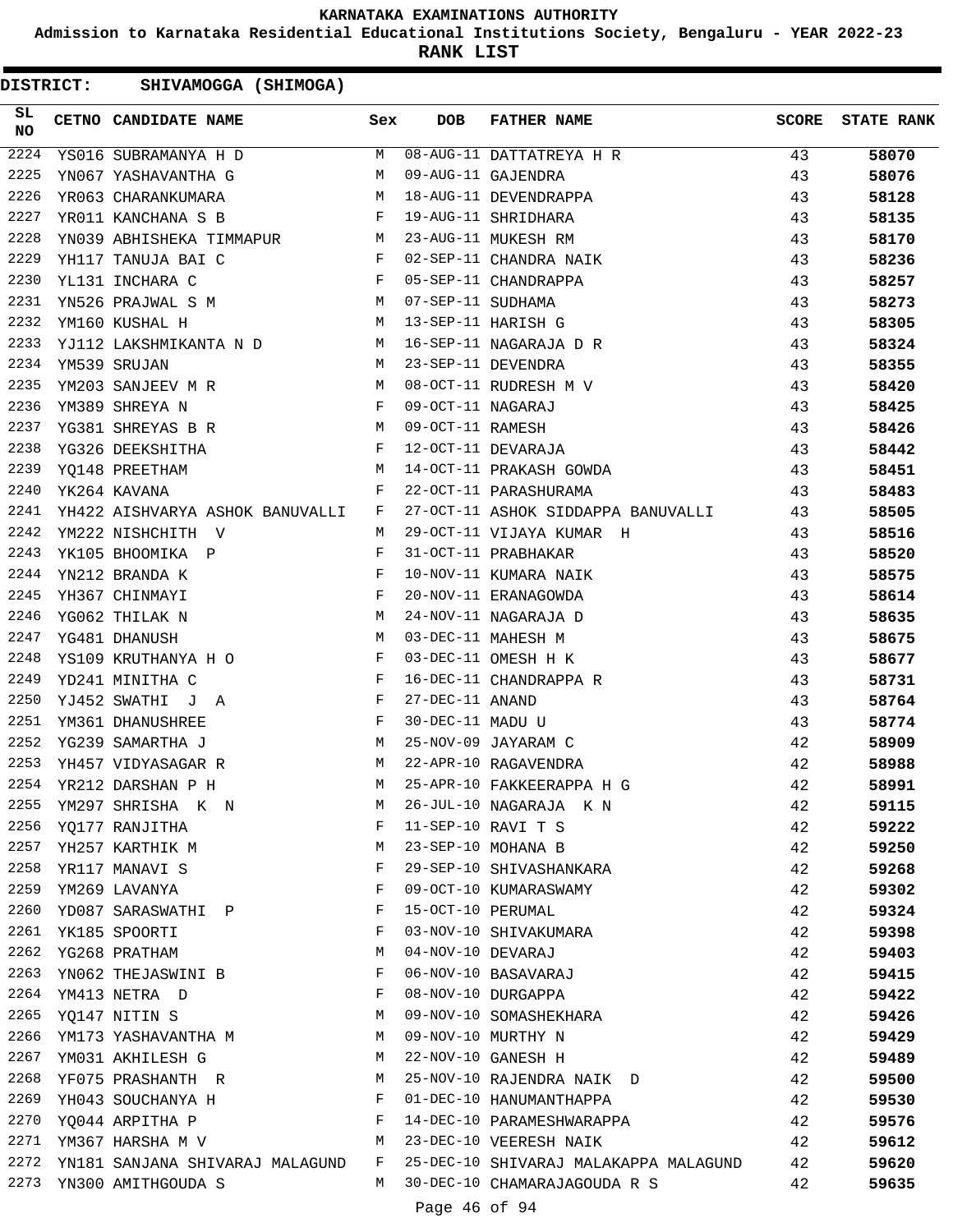# KARNATAKA EXAMINATIONS AUTHORITY

**Admission to Karnataka Residential Educational Institutions Society, Bengaluru - YEAR 2022-23**

**RANK LIST**

**DISTRICT: SHIVAMOGGA (SHIMOGA)**

| SL NO | CETNO | CANDIDATE NAME | Sex | DOB | FATHER NAME | SCORE | STATE RANK |
|---|---|---|---|---|---|---|---|
| 2224 | YS016 | SUBRAMANYA H D | M | 08-AUG-11 | DATTATREYA H R | 43 | 58070 |
| 2225 | YN067 | YASHAVANTHA G | M | 09-AUG-11 | GAJENDRA | 43 | 58076 |
| 2226 | YR063 | CHARANKUMARA | M | 18-AUG-11 | DEVENDRAPPA | 43 | 58128 |
| 2227 | YR011 | KANCHANA S B | F | 19-AUG-11 | SHRIDHARA | 43 | 58135 |
| 2228 | YN039 | ABHISHEKA TIMMAPUR | M | 23-AUG-11 | MUKESH RM | 43 | 58170 |
| 2229 | YH117 | TANUJA BAI C | F | 02-SEP-11 | CHANDRA NAIK | 43 | 58236 |
| 2230 | YL131 | INCHARA C | F | 05-SEP-11 | CHANDRAPPA | 43 | 58257 |
| 2231 | YN526 | PRAJWAL S M | M | 07-SEP-11 | SUDHAMA | 43 | 58273 |
| 2232 | YM160 | KUSHAL H | M | 13-SEP-11 | HARISH G | 43 | 58305 |
| 2233 | YJ112 | LAKSHMIKANTA N D | M | 16-SEP-11 | NAGARAJA D R | 43 | 58324 |
| 2234 | YM539 | SRUJAN | M | 23-SEP-11 | DEVENDRA | 43 | 58355 |
| 2235 | YM203 | SANJEEV M R | M | 08-OCT-11 | RUDRESH M V | 43 | 58420 |
| 2236 | YM389 | SHREYA N | F | 09-OCT-11 | NAGARAJ | 43 | 58425 |
| 2237 | YG381 | SHREYAS B R | M | 09-OCT-11 | RAMESH | 43 | 58426 |
| 2238 | YG326 | DEEKSHITHA | F | 12-OCT-11 | DEVARAJA | 43 | 58442 |
| 2239 | YQ148 | PREETHAM | M | 14-OCT-11 | PRAKASH GOWDA | 43 | 58451 |
| 2240 | YK264 | KAVANA | F | 22-OCT-11 | PARASHURAMA | 43 | 58483 |
| 2241 | YH422 | AISHVARYA ASHOK BANUVALLI | F | 27-OCT-11 | ASHOK SIDDAPPA BANUVALLI | 43 | 58505 |
| 2242 | YM222 | NISHCHITH V | M | 29-OCT-11 | VIJAYA KUMAR H | 43 | 58516 |
| 2243 | YK105 | BHOOMIKA P | F | 31-OCT-11 | PRABHAKAR | 43 | 58520 |
| 2244 | YN212 | BRANDA K | F | 10-NOV-11 | KUMARA NAIK | 43 | 58575 |
| 2245 | YH367 | CHINMAYI | F | 20-NOV-11 | ERANAGOWDA | 43 | 58614 |
| 2246 | YG062 | THILAK N | M | 24-NOV-11 | NAGARAJA D | 43 | 58635 |
| 2247 | YG481 | DHANUSH | M | 03-DEC-11 | MAHESH M | 43 | 58675 |
| 2248 | YS109 | KRUTHANYA H O | F | 03-DEC-11 | OMESH H K | 43 | 58677 |
| 2249 | YD241 | MINITHA C | F | 16-DEC-11 | CHANDRAPPA R | 43 | 58731 |
| 2250 | YJ452 | SWATHI J A | F | 27-DEC-11 | ANAND | 43 | 58764 |
| 2251 | YM361 | DHANUSHREE | F | 30-DEC-11 | MADU U | 43 | 58774 |
| 2252 | YG239 | SAMARTHA J | M | 25-NOV-09 | JAYARAM C | 42 | 58909 |
| 2253 | YH457 | VIDYASAGAR R | M | 22-APR-10 | RAGAVENDRA | 42 | 58988 |
| 2254 | YR212 | DARSHAN P H | M | 25-APR-10 | FAKKEERAPPA H G | 42 | 58991 |
| 2255 | YM297 | SHRISHA K N | M | 26-JUL-10 | NAGARAJA K N | 42 | 59115 |
| 2256 | YQ177 | RANJITHA | F | 11-SEP-10 | RAVI T S | 42 | 59222 |
| 2257 | YH257 | KARTHIK M | M | 23-SEP-10 | MOHANA B | 42 | 59250 |
| 2258 | YR117 | MANAVI S | F | 29-SEP-10 | SHIVASHANKARA | 42 | 59268 |
| 2259 | YM269 | LAVANYA | F | 09-OCT-10 | KUMARASWAMY | 42 | 59302 |
| 2260 | YD087 | SARASWATHI P | F | 15-OCT-10 | PERUMAL | 42 | 59324 |
| 2261 | YK185 | SPOORTI | F | 03-NOV-10 | SHIVAKUMARA | 42 | 59398 |
| 2262 | YG268 | PRATHAM | M | 04-NOV-10 | DEVARAJ | 42 | 59403 |
| 2263 | YN062 | THEJASWINI B | F | 06-NOV-10 | BASAVARAJ | 42 | 59415 |
| 2264 | YM413 | NETRA D | F | 08-NOV-10 | DURGAPPA | 42 | 59422 |
| 2265 | YQ147 | NITIN S | M | 09-NOV-10 | SOMASHEKHARA | 42 | 59426 |
| 2266 | YM173 | YASHAVANTHA M | M | 09-NOV-10 | MURTHY N | 42 | 59429 |
| 2267 | YM031 | AKHILESH G | M | 22-NOV-10 | GANESH H | 42 | 59489 |
| 2268 | YF075 | PRASHANTH R | M | 25-NOV-10 | RAJENDRA NAIK D | 42 | 59500 |
| 2269 | YH043 | SOUCHANYA H | F | 01-DEC-10 | HANUMANTHAPPA | 42 | 59530 |
| 2270 | YQ044 | ARPITHA P | F | 14-DEC-10 | PARAMESHWARAPPA | 42 | 59576 |
| 2271 | YM367 | HARSHA M V | M | 23-DEC-10 | VEERESH NAIK | 42 | 59612 |
| 2272 | YN181 | SANJANA SHIVARAJ MALAGUND | F | 25-DEC-10 | SHIVARAJ MALAKAPPA MALAGUND | 42 | 59620 |
| 2273 | YN300 | AMITHGOUDA S | M | 30-DEC-10 | CHAMARAJAGOUDA R S | 42 | 59635 |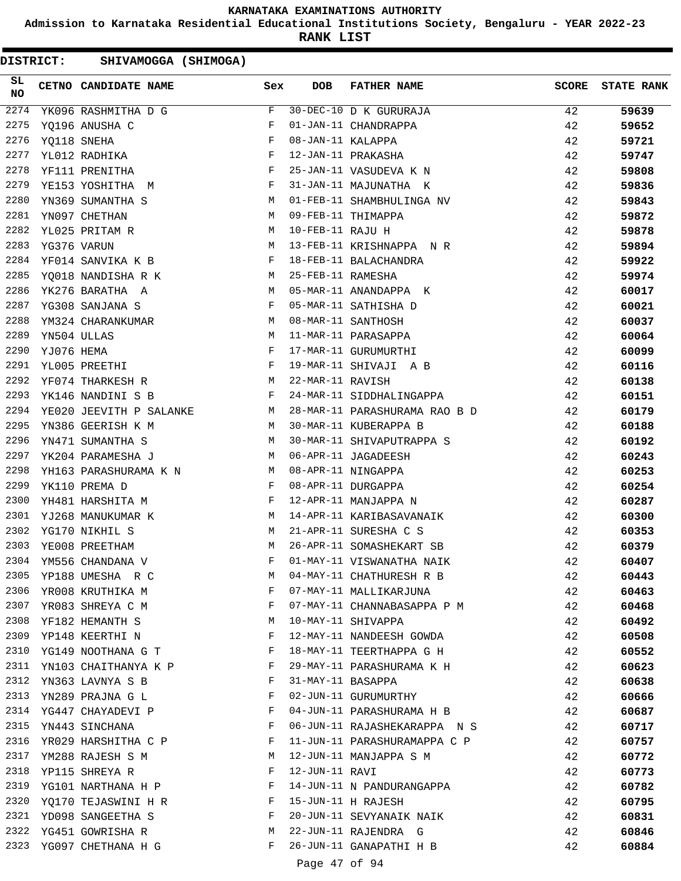KARNATAKA EXAMINATIONS AUTHORITY

Admission to Karnataka Residential Educational Institutions Society, Bengaluru - YEAR 2022-23

**RANK LIST**

**DISTRICT: SHIVAMOGGA (SHIMOGA)**

| SL NO | CETNO | CANDIDATE NAME | Sex | DOB | FATHER NAME | SCORE | STATE RANK |
|---|---|---|---|---|---|---|---|
| 2274 | YK096 | RASHMITHA D G | F | 30-DEC-10 | D K GURURAJA | 42 | 59639 |
| 2275 | YQ196 | ANUSHA C | F | 01-JAN-11 | CHANDRAPPA | 42 | 59652 |
| 2276 | YQ118 | SNEHA | F | 08-JAN-11 | KALAPPA | 42 | 59721 |
| 2277 | YL012 | RADHIKA | F | 12-JAN-11 | PRAKASHA | 42 | 59747 |
| 2278 | YF111 | PRENITHA | F | 25-JAN-11 | VASUDEVA K N | 42 | 59808 |
| 2279 | YE153 | YOSHITHA M | F | 31-JAN-11 | MAJUNATHA K | 42 | 59836 |
| 2280 | YN369 | SUMANTHA S | M | 01-FEB-11 | SHAMBHULINGA NV | 42 | 59843 |
| 2281 | YN097 | CHETHAN | M | 09-FEB-11 | THIMAPPA | 42 | 59872 |
| 2282 | YL025 | PRITAM R | M | 10-FEB-11 | RAJU H | 42 | 59878 |
| 2283 | YG376 | VARUN | M | 13-FEB-11 | KRISHNAPPA N R | 42 | 59894 |
| 2284 | YF014 | SANVIKA K B | F | 18-FEB-11 | BALACHANDRA | 42 | 59922 |
| 2285 | YQ018 | NANDISHA R K | M | 25-FEB-11 | RAMESHA | 42 | 59974 |
| 2286 | YK276 | BARATHA A | M | 05-MAR-11 | ANANDAPPA K | 42 | 60017 |
| 2287 | YG308 | SANJANA S | F | 05-MAR-11 | SATHISHA D | 42 | 60021 |
| 2288 | YM324 | CHARANKUMAR | M | 08-MAR-11 | SANTHOSH | 42 | 60037 |
| 2289 | YN504 | ULLAS | M | 11-MAR-11 | PARASAPPA | 42 | 60064 |
| 2290 | YJ076 | HEMA | F | 17-MAR-11 | GURUMURTHI | 42 | 60099 |
| 2291 | YL005 | PREETHI | F | 19-MAR-11 | SHIVAJI A B | 42 | 60116 |
| 2292 | YF074 | THARKESH R | M | 22-MAR-11 | RAVISH | 42 | 60138 |
| 2293 | YK146 | NANDINI S B | F | 24-MAR-11 | SIDDHALINGAPPA | 42 | 60151 |
| 2294 | YE020 | JEEVITH P SALANKE | M | 28-MAR-11 | PARASHURAMA RAO B D | 42 | 60179 |
| 2295 | YN386 | GEERISH K M | M | 30-MAR-11 | KUBERAPPA B | 42 | 60188 |
| 2296 | YN471 | SUMANTHA S | M | 30-MAR-11 | SHIVAPUTRAPPA S | 42 | 60192 |
| 2297 | YK204 | PARAMESHA J | M | 06-APR-11 | JAGADEESH | 42 | 60243 |
| 2298 | YH163 | PARASHURAMA K N | M | 08-APR-11 | NINGAPPA | 42 | 60253 |
| 2299 | YK110 | PREMA D | F | 08-APR-11 | DURGAPPA | 42 | 60254 |
| 2300 | YH481 | HARSHITA M | F | 12-APR-11 | MANJAPPA N | 42 | 60287 |
| 2301 | YJ268 | MANUKUMAR K | M | 14-APR-11 | KARIBASAVANAIK | 42 | 60300 |
| 2302 | YG170 | NIKHIL S | M | 21-APR-11 | SURESHA C S | 42 | 60353 |
| 2303 | YE008 | PREETHAM | M | 26-APR-11 | SOMASHEKART SB | 42 | 60379 |
| 2304 | YM556 | CHANDANA V | F | 01-MAY-11 | VISWANATHA NAIK | 42 | 60407 |
| 2305 | YP188 | UMESHA R C | M | 04-MAY-11 | CHATHURESH R B | 42 | 60443 |
| 2306 | YR008 | KRUTHIKA M | F | 07-MAY-11 | MALLIKARJUNA | 42 | 60463 |
| 2307 | YR083 | SHREYA C M | F | 07-MAY-11 | CHANNABASAPPA P M | 42 | 60468 |
| 2308 | YF182 | HEMANTH S | M | 10-MAY-11 | SHIVAPPA | 42 | 60492 |
| 2309 | YP148 | KEERTHI N | F | 12-MAY-11 | NANDEESH GOWDA | 42 | 60508 |
| 2310 | YG149 | NOOTHANA G T | F | 18-MAY-11 | TEERTHAPPA G H | 42 | 60552 |
| 2311 | YN103 | CHAITHANYA K P | F | 29-MAY-11 | PARASHURAMA K H | 42 | 60623 |
| 2312 | YN363 | LAVNYA S B | F | 31-MAY-11 | BASAPPA | 42 | 60638 |
| 2313 | YN289 | PRAJNA G L | F | 02-JUN-11 | GURUMURTHY | 42 | 60666 |
| 2314 | YG447 | CHAYADEVI P | F | 04-JUN-11 | PARASHURAMA H B | 42 | 60687 |
| 2315 | YN443 | SINCHANA | F | 06-JUN-11 | RAJASHEKARAPPA N S | 42 | 60717 |
| 2316 | YR029 | HARSHITHA C P | F | 11-JUN-11 | PARASHURAMAPPA C P | 42 | 60757 |
| 2317 | YM288 | RAJESH S M | M | 12-JUN-11 | MANJAPPA S M | 42 | 60772 |
| 2318 | YP115 | SHREYA R | F | 12-JUN-11 | RAVI | 42 | 60773 |
| 2319 | YG101 | NARTHANA H P | F | 14-JUN-11 | N PANDURANGAPPA | 42 | 60782 |
| 2320 | YQ170 | TEJASWINI H R | F | 15-JUN-11 | H RAJESH | 42 | 60795 |
| 2321 | YD098 | SANGEETHA S | F | 20-JUN-11 | SEVYANAIK NAIK | 42 | 60831 |
| 2322 | YG451 | GOWRISHA R | M | 22-JUN-11 | RAJENDRA G | 42 | 60846 |
| 2323 | YG097 | CHETHANA H G | F | 26-JUN-11 | GANAPATHI H B | 42 | 60884 |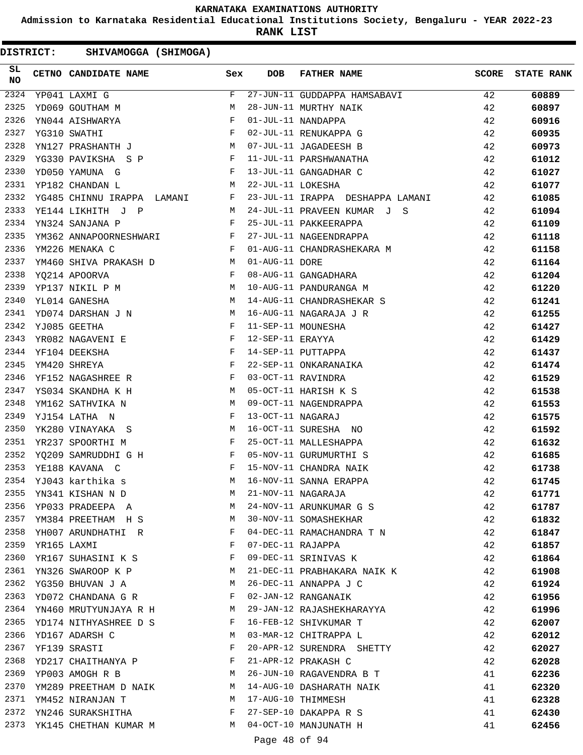# KARNATAKA EXAMINATIONS AUTHORITY

**Admission to Karnataka Residential Educational Institutions Society, Bengaluru - YEAR 2022-23**

**RANK LIST**

**DISTRICT: SHIVAMOGGA (SHIMOGA)**

| SL NO | CETNO | CANDIDATE NAME | Sex | DOB | FATHER NAME | SCORE | STATE RANK |
|---|---|---|---|---|---|---|---|
| 2324 | YP041 | LAXMI G | F | 27-JUN-11 | GUDDAPPA HAMSABAVI | 42 | 60889 |
| 2325 | YD069 | GOUTHAM M | M | 28-JUN-11 | MURTHY NAIK | 42 | 60897 |
| 2326 | YN044 | AISHWARYA | F | 01-JUL-11 | NANDAPPA | 42 | 60916 |
| 2327 | YG310 | SWATHI | F | 02-JUL-11 | RENUKAPPA G | 42 | 60935 |
| 2328 | YN127 | PRASHANTH J | M | 07-JUL-11 | JAGADEESH B | 42 | 60973 |
| 2329 | YG330 | PAVIKSHA S P | F | 11-JUL-11 | PARSHWANATHA | 42 | 61012 |
| 2330 | YD050 | YAMUNA G | F | 13-JUL-11 | GANGADHAR C | 42 | 61027 |
| 2331 | YP182 | CHANDAN L | M | 22-JUL-11 | LOKESHA | 42 | 61077 |
| 2332 | YG485 | CHINNU IRAPPA LAMANI | F | 23-JUL-11 | IRAPPA DESHAPPA LAMANI | 42 | 61085 |
| 2333 | YE144 | LIKHITH J P | M | 24-JUL-11 | PRAVEEN KUMAR J S | 42 | 61094 |
| 2334 | YN324 | SANJANA P | F | 25-JUL-11 | PAKKEERAPPA | 42 | 61109 |
| 2335 | YM362 | ANNAPOORNESHWARI | F | 27-JUL-11 | NAGEENDRAPPA | 42 | 61118 |
| 2336 | YM226 | MENAKA C | F | 01-AUG-11 | CHANDRASHEKARA M | 42 | 61158 |
| 2337 | YM460 | SHIVA PRAKASH D | M | 01-AUG-11 | DORE | 42 | 61164 |
| 2338 | YQ214 | APOORVA | F | 08-AUG-11 | GANGADHARA | 42 | 61204 |
| 2339 | YP137 | NIKIL P M | M | 10-AUG-11 | PANDURANGA M | 42 | 61220 |
| 2340 | YL014 | GANESHA | M | 14-AUG-11 | CHANDRASHEKAR S | 42 | 61241 |
| 2341 | YD074 | DARSHAN J N | M | 16-AUG-11 | NAGARAJA J R | 42 | 61255 |
| 2342 | YJ085 | GEETHA | F | 11-SEP-11 | MOUNESHA | 42 | 61427 |
| 2343 | YR082 | NAGAVENI E | F | 12-SEP-11 | ERAYYA | 42 | 61429 |
| 2344 | YF104 | DEEKSHA | F | 14-SEP-11 | PUTTAPPA | 42 | 61437 |
| 2345 | YM420 | SHREYA | F | 22-SEP-11 | ONKARANAIKA | 42 | 61474 |
| 2346 | YF152 | NAGASHREE R | F | 03-OCT-11 | RAVINDRA | 42 | 61529 |
| 2347 | YS034 | SKANDHA K H | M | 05-OCT-11 | HARISH K S | 42 | 61538 |
| 2348 | YM162 | SATHVIKA N | M | 09-OCT-11 | NAGENDRAPPA | 42 | 61553 |
| 2349 | YJ154 | LATHA N | F | 13-OCT-11 | NAGARAJ | 42 | 61575 |
| 2350 | YK280 | VINAYAKA S | M | 16-OCT-11 | SURESHA NO | 42 | 61592 |
| 2351 | YR237 | SPOORTHI M | F | 25-OCT-11 | MALLESHAPPA | 42 | 61632 |
| 2352 | YQ209 | SAMRUDDHI G H | F | 05-NOV-11 | GURUMURTHI S | 42 | 61685 |
| 2353 | YE188 | KAVANA C | F | 15-NOV-11 | CHANDRA NAIK | 42 | 61738 |
| 2354 | YJ043 | karthika s | M | 16-NOV-11 | SANNA ERAPPA | 42 | 61745 |
| 2355 | YN341 | KISHAN N D | M | 21-NOV-11 | NAGARAJA | 42 | 61771 |
| 2356 | YP033 | PRADEEPA A | M | 24-NOV-11 | ARUNKUMAR G S | 42 | 61787 |
| 2357 | YM384 | PREETHAM H S | M | 30-NOV-11 | SOMASHEKHAR | 42 | 61832 |
| 2358 | YH007 | ARUNDHATHI R | F | 04-DEC-11 | RAMACHANDRA T N | 42 | 61847 |
| 2359 | YR165 | LAXMI | F | 07-DEC-11 | RAJAPPA | 42 | 61857 |
| 2360 | YR167 | SUHASINI K S | F | 09-DEC-11 | SRINIVAS K | 42 | 61864 |
| 2361 | YN326 | SWAROOP K P | M | 21-DEC-11 | PRABHAKARA NAIK K | 42 | 61908 |
| 2362 | YG350 | BHUVAN J A | M | 26-DEC-11 | ANNAPPA J C | 42 | 61924 |
| 2363 | YD072 | CHANDANA G R | F | 02-JAN-12 | RANGANAIK | 42 | 61956 |
| 2364 | YN460 | MRUTYUNJAYA R H | M | 29-JAN-12 | RAJASHEKHARAYYA | 42 | 61996 |
| 2365 | YD174 | NITHYASHREE D S | F | 16-FEB-12 | SHIVKUMAR T | 42 | 62007 |
| 2366 | YD167 | ADARSH C | M | 03-MAR-12 | CHITRAPPA L | 42 | 62012 |
| 2367 | YF139 | SRASTI | F | 20-APR-12 | SURENDRA SHETTY | 42 | 62027 |
| 2368 | YD217 | CHAITHANYA P | F | 21-APR-12 | PRAKASH C | 42 | 62028 |
| 2369 | YP003 | AMOGH R B | M | 26-JUN-10 | RAGAVENDRA B T | 41 | 62236 |
| 2370 | YM289 | PREETHAM D NAIK | M | 14-AUG-10 | DASHARATH NAIK | 41 | 62320 |
| 2371 | YM452 | NIRANJAN T | M | 17-AUG-10 | THIMMESH | 41 | 62328 |
| 2372 | YN246 | SURAKSHITHA | F | 27-SEP-10 | DAKAPPA R S | 41 | 62430 |
| 2373 | YK145 | CHETHAN KUMAR M | M | 04-OCT-10 | MANJUNATH H | 41 | 62456 |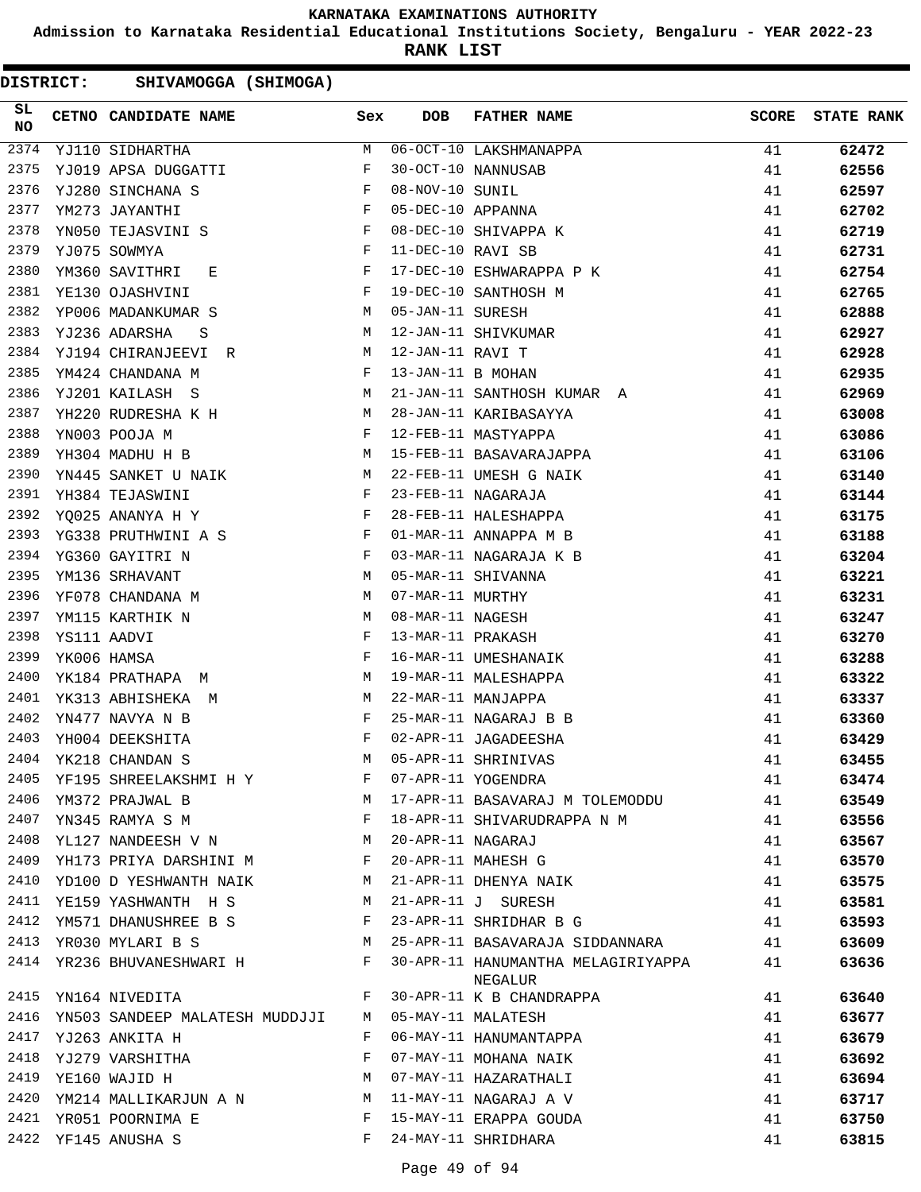KARNATAKA EXAMINATIONS AUTHORITY

Admission to Karnataka Residential Educational Institutions Society, Bengaluru - YEAR 2022-23

**RANK LIST**

**DISTRICT: SHIVAMOGGA (SHIMOGA)**

| SL NO | CETNO | CANDIDATE NAME | Sex | DOB | FATHER NAME | SCORE | STATE RANK |
|---|---|---|---|---|---|---|---|
| 2374 | YJ110 | SIDHARTHA | M | 06-OCT-10 | LAKSHMANAPPA | 41 | **62472** |
| 2375 | YJ019 | APSA DUGGATTI | F | 30-OCT-10 | NANNUSAB | 41 | **62556** |
| 2376 | YJ280 | SINCHANA S | F | 08-NOV-10 | SUNIL | 41 | **62597** |
| 2377 | YM273 | JAYANTHI | F | 05-DEC-10 | APPANNA | 41 | **62702** |
| 2378 | YN050 | TEJASVINI S | F | 08-DEC-10 | SHIVAPPA K | 41 | **62719** |
| 2379 | YJ075 | SOWMYA | F | 11-DEC-10 | RAVI SB | 41 | **62731** |
| 2380 | YM360 | SAVITHRI E | F | 17-DEC-10 | ESHWARAPPA P K | 41 | **62754** |
| 2381 | YE130 | OJASHVINI | F | 19-DEC-10 | SANTHOSH M | 41 | **62765** |
| 2382 | YP006 | MADANKUMAR S | M | 05-JAN-11 | SURESH | 41 | **62888** |
| 2383 | YJ236 | ADARSHA S | M | 12-JAN-11 | SHIVKUMAR | 41 | **62927** |
| 2384 | YJ194 | CHIRANJEEVI R | M | 12-JAN-11 | RAVI T | 41 | **62928** |
| 2385 | YM424 | CHANDANA M | F | 13-JAN-11 | B MOHAN | 41 | **62935** |
| 2386 | YJ201 | KAILASH S | M | 21-JAN-11 | SANTHOSH KUMAR A | 41 | **62969** |
| 2387 | YH220 | RUDRESHA K H | M | 28-JAN-11 | KARIBASAYYA | 41 | **63008** |
| 2388 | YN003 | POOJA M | F | 12-FEB-11 | MASTYAPPA | 41 | **63086** |
| 2389 | YH304 | MADHU H B | M | 15-FEB-11 | BASAVARAJAPPA | 41 | **63106** |
| 2390 | YN445 | SANKET U NAIK | M | 22-FEB-11 | UMESH G NAIK | 41 | **63140** |
| 2391 | YH384 | TEJASWINI | F | 23-FEB-11 | NAGARAJA | 41 | **63144** |
| 2392 | YQ025 | ANANYA H Y | F | 28-FEB-11 | HALESHAPPA | 41 | **63175** |
| 2393 | YG338 | PRUTHWINI A S | F | 01-MAR-11 | ANNAPPA M B | 41 | **63188** |
| 2394 | YG360 | GAYITRI N | F | 03-MAR-11 | NAGARAJA K B | 41 | **63204** |
| 2395 | YM136 | SRHAVANT | M | 05-MAR-11 | SHIVANNA | 41 | **63221** |
| 2396 | YF078 | CHANDANA M | M | 07-MAR-11 | MURTHY | 41 | **63231** |
| 2397 | YM115 | KARTHIK N | M | 08-MAR-11 | NAGESH | 41 | **63247** |
| 2398 | YS111 | AADVI | F | 13-MAR-11 | PRAKASH | 41 | **63270** |
| 2399 | YK006 | HAMSA | F | 16-MAR-11 | UMESHANAIK | 41 | **63288** |
| 2400 | YK184 | PRATHAPA M | M | 19-MAR-11 | MALESHAPPA | 41 | **63322** |
| 2401 | YK313 | ABHISHEKA M | M | 22-MAR-11 | MANJAPPA | 41 | **63337** |
| 2402 | YN477 | NAVYA N B | F | 25-MAR-11 | NAGARAJ B B | 41 | **63360** |
| 2403 | YH004 | DEEKSHITA | F | 02-APR-11 | JAGADEESHA | 41 | **63429** |
| 2404 | YK218 | CHANDAN S | M | 05-APR-11 | SHRINIVAS | 41 | **63455** |
| 2405 | YF195 | SHREELAKSHMI H Y | F | 07-APR-11 | YOGENDRA | 41 | **63474** |
| 2406 | YM372 | PRAJWAL B | M | 17-APR-11 | BASAVARAJ M TOLEMODDU | 41 | **63549** |
| 2407 | YN345 | RAMYA S M | F | 18-APR-11 | SHIVARUDRAPPA N M | 41 | **63556** |
| 2408 | YL127 | NANDEESH V N | M | 20-APR-11 | NAGARAJ | 41 | **63567** |
| 2409 | YH173 | PRIYA DARSHINI M | F | 20-APR-11 | MAHESH G | 41 | **63570** |
| 2410 | YD100 | D YESHWANTH NAIK | M | 21-APR-11 | DHENYA NAIK | 41 | **63575** |
| 2411 | YE159 | YASHWANTH H S | M | 21-APR-11 | J SURESH | 41 | **63581** |
| 2412 | YM571 | DHANUSHREE B S | F | 23-APR-11 | SHRIDHAR B G | 41 | **63593** |
| 2413 | YR030 | MYLARI B S | M | 25-APR-11 | BASAVARAJA SIDDANNARA | 41 | **63609** |
| 2414 | YR236 | BHUVANESHWARI H | F | 30-APR-11 | HANUMANTHA MELAGIRIYAPPA NEGALUR | 41 | **63636** |
| 2415 | YN164 | NIVEDITA | F | 30-APR-11 | K B CHANDRAPPA | 41 | **63640** |
| 2416 | YN503 | SANDEEP MALATESH MUDDJJI | M | 05-MAY-11 | MALATESH | 41 | **63677** |
| 2417 | YJ263 | ANKITA H | F | 06-MAY-11 | HANUMANTAPPA | 41 | **63679** |
| 2418 | YJ279 | VARSHITHA | F | 07-MAY-11 | MOHANA NAIK | 41 | **63692** |
| 2419 | YE160 | WAJID H | M | 07-MAY-11 | HAZARATHALI | 41 | **63694** |
| 2420 | YM214 | MALLIKARJUN A N | M | 11-MAY-11 | NAGARAJ A V | 41 | **63717** |
| 2421 | YR051 | POORNIMA E | F | 15-MAY-11 | ERAPPA GOUDA | 41 | **63750** |
| 2422 | YF145 | ANUSHA S | F | 24-MAY-11 | SHRIDHARA | 41 | **63815** |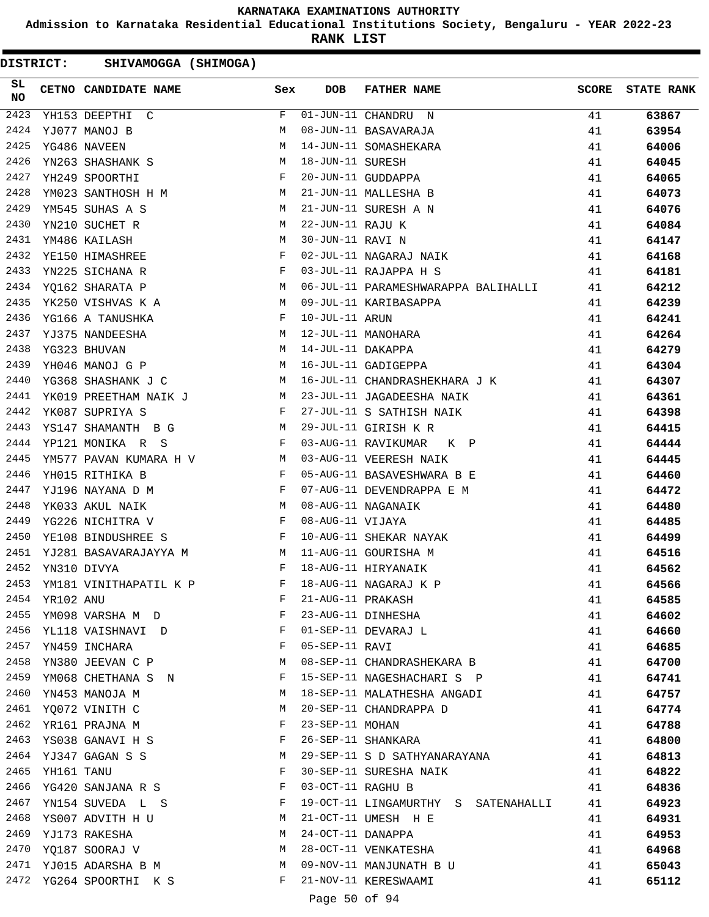# KARNATAKA EXAMINATIONS AUTHORITY

**Admission to Karnataka Residential Educational Institutions Society, Bengaluru - YEAR 2022-23**

**RANK LIST**

**DISTRICT: SHIVAMOGGA (SHIMOGA)**

| SL NO | CETNO | CANDIDATE NAME | Sex | DOB | FATHER NAME | SCORE | STATE RANK |
|---|---|---|---|---|---|---|---|
| 2423 | YH153 | DEEPTHI C | F | 01-JUN-11 | CHANDRU N | 41 | 63867 |
| 2424 | YJ077 | MANOJ B | M | 08-JUN-11 | BASAVARAJA | 41 | 63954 |
| 2425 | YG486 | NAVEEN | M | 14-JUN-11 | SOMASHEKARA | 41 | 64006 |
| 2426 | YN263 | SHASHANK S | M | 18-JUN-11 | SURESH | 41 | 64045 |
| 2427 | YH249 | SPOORTHI | F | 20-JUN-11 | GUDDAPPA | 41 | 64065 |
| 2428 | YM023 | SANTHOSH H M | M | 21-JUN-11 | MALLESHA B | 41 | 64073 |
| 2429 | YM545 | SUHAS A S | M | 21-JUN-11 | SURESH A N | 41 | 64076 |
| 2430 | YN210 | SUCHET R | M | 22-JUN-11 | RAJU K | 41 | 64084 |
| 2431 | YM486 | KAILASH | M | 30-JUN-11 | RAVI N | 41 | 64147 |
| 2432 | YE150 | HIMASHREE | F | 02-JUL-11 | NAGARAJ NAIK | 41 | 64168 |
| 2433 | YN225 | SICHANA R | F | 03-JUL-11 | RAJAPPA H S | 41 | 64181 |
| 2434 | YQ162 | SHARATA P | M | 06-JUL-11 | PARAMESHWARAPPA BALIHALLI | 41 | 64212 |
| 2435 | YK250 | VISHVAS K A | M | 09-JUL-11 | KARIBASAPPA | 41 | 64239 |
| 2436 | YG166 | A TANUSHKA | F | 10-JUL-11 | ARUN | 41 | 64241 |
| 2437 | YJ375 | NANDEESHA | M | 12-JUL-11 | MANOHARA | 41 | 64264 |
| 2438 | YG323 | BHUVAN | M | 14-JUL-11 | DAKAPPA | 41 | 64279 |
| 2439 | YH046 | MANOJ G P | M | 16-JUL-11 | GADIGEPPA | 41 | 64304 |
| 2440 | YG368 | SHASHANK J C | M | 16-JUL-11 | CHANDRASHEKHARA J K | 41 | 64307 |
| 2441 | YK019 | PREETHAM NAIK J | M | 23-JUL-11 | JAGADEESHA NAIK | 41 | 64361 |
| 2442 | YK087 | SUPRIYA S | F | 27-JUL-11 | S SATHISH NAIK | 41 | 64398 |
| 2443 | YS147 | SHAMANTH B G | M | 29-JUL-11 | GIRISH K R | 41 | 64415 |
| 2444 | YP121 | MONIKA R S | F | 03-AUG-11 | RAVIKUMAR K P | 41 | 64444 |
| 2445 | YM577 | PAVAN KUMARA H V | M | 03-AUG-11 | VEERESH NAIK | 41 | 64445 |
| 2446 | YH015 | RITHIKA B | F | 05-AUG-11 | BASAVESHWARA B E | 41 | 64460 |
| 2447 | YJ196 | NAYANA D M | F | 07-AUG-11 | DEVENDRAPPA E M | 41 | 64472 |
| 2448 | YK033 | AKUL NAIK | M | 08-AUG-11 | NAGANAIK | 41 | 64480 |
| 2449 | YG226 | NICHITRA V | F | 08-AUG-11 | VIJAYA | 41 | 64485 |
| 2450 | YE108 | BINDUSHREE S | F | 10-AUG-11 | SHEKAR NAYAK | 41 | 64499 |
| 2451 | YJ281 | BASAVARAJAYYA M | M | 11-AUG-11 | GOURISHA M | 41 | 64516 |
| 2452 | YN310 | DIVYA | F | 18-AUG-11 | HIRYANAIK | 41 | 64562 |
| 2453 | YM181 | VINITHAPATIL K P | F | 18-AUG-11 | NAGARAJ K P | 41 | 64566 |
| 2454 | YR102 | ANU | F | 21-AUG-11 | PRAKASH | 41 | 64585 |
| 2455 | YM098 | VARSHA M D | F | 23-AUG-11 | DINHESHA | 41 | 64602 |
| 2456 | YL118 | VAISHNAVI D | F | 01-SEP-11 | DEVARAJ L | 41 | 64660 |
| 2457 | YN459 | INCHARA | F | 05-SEP-11 | RAVI | 41 | 64685 |
| 2458 | YN380 | JEEVAN C P | M | 08-SEP-11 | CHANDRASHEKARA B | 41 | 64700 |
| 2459 | YM068 | CHETHANA S N | F | 15-SEP-11 | NAGESHACHARI S P | 41 | 64741 |
| 2460 | YN453 | MANOJA M | M | 18-SEP-11 | MALATHESHA ANGADI | 41 | 64757 |
| 2461 | YQ072 | VINITH C | M | 20-SEP-11 | CHANDRAPPA D | 41 | 64774 |
| 2462 | YR161 | PRAJNA M | F | 23-SEP-11 | MOHAN | 41 | 64788 |
| 2463 | YS038 | GANAVI H S | F | 26-SEP-11 | SHANKARA | 41 | 64800 |
| 2464 | YJ347 | GAGAN S S | M | 29-SEP-11 | S D SATHYANARAYANA | 41 | 64813 |
| 2465 | YH161 | TANU | F | 30-SEP-11 | SURESHA NAIK | 41 | 64822 |
| 2466 | YG420 | SANJANA R S | F | 03-OCT-11 | RAGHU B | 41 | 64836 |
| 2467 | YN154 | SUVEDA L S | F | 19-OCT-11 | LINGAMURTHY S SATENAHALLI | 41 | 64923 |
| 2468 | YS007 | ADVITH H U | M | 21-OCT-11 | UMESH H E | 41 | 64931 |
| 2469 | YJ173 | RAKESHA | M | 24-OCT-11 | DANAPPA | 41 | 64953 |
| 2470 | YQ187 | SOORAJ V | M | 28-OCT-11 | VENKATESHA | 41 | 64968 |
| 2471 | YJ015 | ADARSHA B M | M | 09-NOV-11 | MANJUNATH B U | 41 | 65043 |
| 2472 | YG264 | SPOORTHI K S | F | 21-NOV-11 | KERESWAAMI | 41 | 65112 |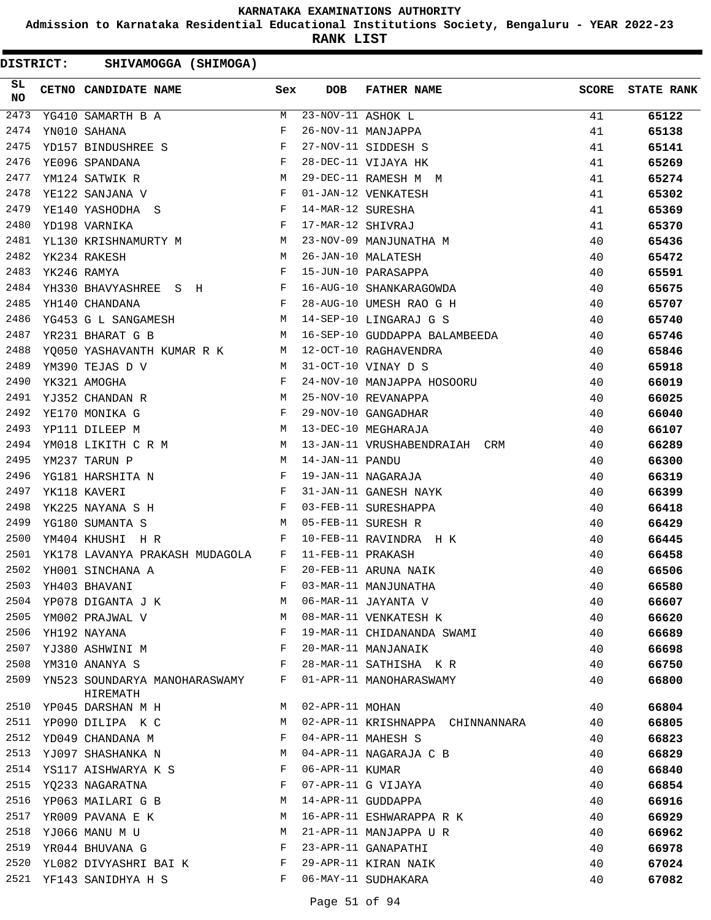# KARNATAKA EXAMINATIONS AUTHORITY

**Admission to Karnataka Residential Educational Institutions Society, Bengaluru - YEAR 2022-23**

**RANK LIST**

**DISTRICT: SHIVAMOGGA (SHIMOGA)**

| SL NO | CETNO | CANDIDATE NAME | Sex | DOB | FATHER NAME | SCORE | STATE RANK |
|---|---|---|---|---|---|---|---|
| 2473 | YG410 | SAMARTH B A | M | 23-NOV-11 | ASHOK L | 41 | 65122 |
| 2474 | YN010 | SAHANA | F | 26-NOV-11 | MANJAPPA | 41 | 65138 |
| 2475 | YD157 | BINDUSHREE S | F | 27-NOV-11 | SIDDESH S | 41 | 65141 |
| 2476 | YE096 | SPANDANA | F | 28-DEC-11 | VIJAYA HK | 41 | 65269 |
| 2477 | YM124 | SATWIK R | M | 29-DEC-11 | RAMESH M M | 41 | 65274 |
| 2478 | YE122 | SANJANA V | F | 01-JAN-12 | VENKATESH | 41 | 65302 |
| 2479 | YE140 | YASHODHA S | F | 14-MAR-12 | SURESHA | 41 | 65369 |
| 2480 | YD198 | VARNIKA | F | 17-MAR-12 | SHIVRAJ | 41 | 65370 |
| 2481 | YL130 | KRISHNAMURTY M | M | 23-NOV-09 | MANJUNATHA M | 40 | 65436 |
| 2482 | YK234 | RAKESH | M | 26-JAN-10 | MALATESH | 40 | 65472 |
| 2483 | YK246 | RAMYA | F | 15-JUN-10 | PARASAPPA | 40 | 65591 |
| 2484 | YH330 | BHAVYASHREE S H | F | 16-AUG-10 | SHANKARAGOWDA | 40 | 65675 |
| 2485 | YH140 | CHANDANA | F | 28-AUG-10 | UMESH RAO G H | 40 | 65707 |
| 2486 | YG453 | G L SANGAMESH | M | 14-SEP-10 | LINGARAJ G S | 40 | 65740 |
| 2487 | YR231 | BHARAT G B | M | 16-SEP-10 | GUDDAPPA BALAMBEEDA | 40 | 65746 |
| 2488 | YQ050 | YASHAVANTH KUMAR R K | M | 12-OCT-10 | RAGHAVENDRA | 40 | 65846 |
| 2489 | YM390 | TEJAS D V | M | 31-OCT-10 | VINAY D S | 40 | 65918 |
| 2490 | YK321 | AMOGHA | F | 24-NOV-10 | MANJAPPA HOSOORU | 40 | 66019 |
| 2491 | YJ352 | CHANDAN R | M | 25-NOV-10 | REVANAPPA | 40 | 66025 |
| 2492 | YE170 | MONIKA G | F | 29-NOV-10 | GANGADHAR | 40 | 66040 |
| 2493 | YP111 | DILEEP M | M | 13-DEC-10 | MEGHARAJA | 40 | 66107 |
| 2494 | YM018 | LIKITH C R M | M | 13-JAN-11 | VRUSHABENDRAIAH CRM | 40 | 66289 |
| 2495 | YM237 | TARUN P | M | 14-JAN-11 | PANDU | 40 | 66300 |
| 2496 | YG181 | HARSHITA N | F | 19-JAN-11 | NAGARAJA | 40 | 66319 |
| 2497 | YK118 | KAVERI | F | 31-JAN-11 | GANESH NAYK | 40 | 66399 |
| 2498 | YK225 | NAYANA S H | F | 03-FEB-11 | SURESHAPPA | 40 | 66418 |
| 2499 | YG180 | SUMANTA S | M | 05-FEB-11 | SURESH R | 40 | 66429 |
| 2500 | YM404 | KHUSHI H R | F | 10-FEB-11 | RAVINDRA H K | 40 | 66445 |
| 2501 | YK178 | LAVANYA PRAKASH MUDAGOLA | F | 11-FEB-11 | PRAKASH | 40 | 66458 |
| 2502 | YH001 | SINCHANA A | F | 20-FEB-11 | ARUNA NAIK | 40 | 66506 |
| 2503 | YH403 | BHAVANI | F | 03-MAR-11 | MANJUNATHA | 40 | 66580 |
| 2504 | YP078 | DIGANTA J K | M | 06-MAR-11 | JAYANTA V | 40 | 66607 |
| 2505 | YM002 | PRAJWAL V | M | 08-MAR-11 | VENKATESH K | 40 | 66620 |
| 2506 | YH192 | NAYANA | F | 19-MAR-11 | CHIDANANDA SWAMI | 40 | 66689 |
| 2507 | YJ380 | ASHWINI M | F | 20-MAR-11 | MANJANAIK | 40 | 66698 |
| 2508 | YM310 | ANANYA S | F | 28-MAR-11 | SATHISHA K R | 40 | 66750 |
| 2509 | YN523 | SOUNDARYA MANOHARASWAMY HIREMATH | F | 01-APR-11 | MANOHARASWAMY | 40 | 66800 |
| 2510 | YP045 | DARSHAN M H | M | 02-APR-11 | MOHAN | 40 | 66804 |
| 2511 | YP090 | DILIPA K C | M | 02-APR-11 | KRISHNAPPA CHINNANNARA | 40 | 66805 |
| 2512 | YD049 | CHANDANA M | F | 04-APR-11 | MAHESH S | 40 | 66823 |
| 2513 | YJ097 | SHASHANKA N | M | 04-APR-11 | NAGARAJA C B | 40 | 66829 |
| 2514 | YS117 | AISHWARYA K S | F | 06-APR-11 | KUMAR | 40 | 66840 |
| 2515 | YQ233 | NAGARATNA | F | 07-APR-11 | G VIJAYA | 40 | 66854 |
| 2516 | YP063 | MAILARI G B | M | 14-APR-11 | GUDDAPPA | 40 | 66916 |
| 2517 | YR009 | PAVANA E K | M | 16-APR-11 | ESHWARAPPA R K | 40 | 66929 |
| 2518 | YJ066 | MANU M U | M | 21-APR-11 | MANJAPPA U R | 40 | 66962 |
| 2519 | YR044 | BHUVANA G | F | 23-APR-11 | GANAPATHI | 40 | 66978 |
| 2520 | YL082 | DIVYASHRI BAI K | F | 29-APR-11 | KIRAN NAIK | 40 | 67024 |
| 2521 | YF143 | SANIDHYA H S | F | 06-MAY-11 | SUDHAKARA | 40 | 67082 |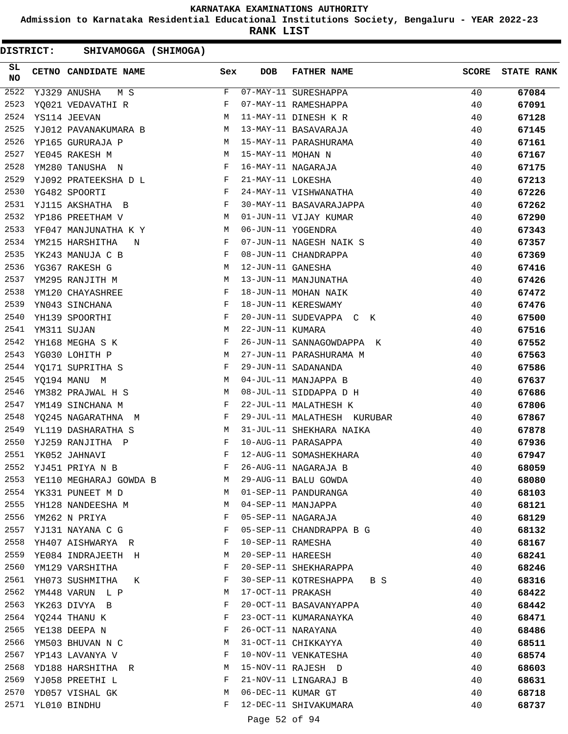# KARNATAKA EXAMINATIONS AUTHORITY

**Admission to Karnataka Residential Educational Institutions Society, Bengaluru - YEAR 2022-23**

**RANK LIST**

**DISTRICT: SHIVAMOGGA (SHIMOGA)**

| SL NO | CETNO | CANDIDATE NAME | Sex | DOB | FATHER NAME | SCORE | STATE RANK |
|---|---|---|---|---|---|---|---|
| 2522 | YJ329 | ANUSHA M S | F | 07-MAY-11 | SURESHAPPA | 40 | 67084 |
| 2523 | YQ021 | VEDAVATHI R | F | 07-MAY-11 | RAMESHAPPA | 40 | 67091 |
| 2524 | YS114 | JEEVAN | M | 11-MAY-11 | DINESH K R | 40 | 67128 |
| 2525 | YJ012 | PAVANAKUMARA B | M | 13-MAY-11 | BASAVARAJA | 40 | 67145 |
| 2526 | YP165 | GURURAJA P | M | 15-MAY-11 | PARASHURAMA | 40 | 67161 |
| 2527 | YE045 | RAKESH M | M | 15-MAY-11 | MOHAN N | 40 | 67167 |
| 2528 | YM280 | TANUSHA N | F | 16-MAY-11 | NAGARAJA | 40 | 67175 |
| 2529 | YJ092 | PRATEEKSHA D L | F | 21-MAY-11 | LOKESHA | 40 | 67213 |
| 2530 | YG482 | SPOORTI | F | 24-MAY-11 | VISHWANATHA | 40 | 67226 |
| 2531 | YJ115 | AKSHATHA B | F | 30-MAY-11 | BASAVARAJAPPA | 40 | 67262 |
| 2532 | YP186 | PREETHAM V | M | 01-JUN-11 | VIJAY KUMAR | 40 | 67290 |
| 2533 | YF047 | MANJUNATHA K Y | M | 06-JUN-11 | YOGENDRA | 40 | 67343 |
| 2534 | YM215 | HARSHITHA N | F | 07-JUN-11 | NAGESH NAIK S | 40 | 67357 |
| 2535 | YK243 | MANUJA C B | F | 08-JUN-11 | CHANDRAPPA | 40 | 67369 |
| 2536 | YG367 | RAKESH G | M | 12-JUN-11 | GANESHA | 40 | 67416 |
| 2537 | YM295 | RANJITH M | M | 13-JUN-11 | MANJUNATHA | 40 | 67426 |
| 2538 | YM120 | CHAYASHREE | F | 18-JUN-11 | MOHAN NAIK | 40 | 67472 |
| 2539 | YN043 | SINCHANA | F | 18-JUN-11 | KERESWAMY | 40 | 67476 |
| 2540 | YH139 | SPOORTHI | F | 20-JUN-11 | SUDEVAPPA C K | 40 | 67500 |
| 2541 | YM311 | SUJAN | M | 22-JUN-11 | KUMARA | 40 | 67516 |
| 2542 | YH168 | MEGHA S K | F | 26-JUN-11 | SANNAGOWDAPPA K | 40 | 67552 |
| 2543 | YG030 | LOHITH P | M | 27-JUN-11 | PARASHURAMA M | 40 | 67563 |
| 2544 | YQ171 | SUPRITHA S | F | 29-JUN-11 | SADANANDA | 40 | 67586 |
| 2545 | YQ194 | MANU M | M | 04-JUL-11 | MANJAPPA B | 40 | 67637 |
| 2546 | YM382 | PRAJWAL H S | M | 08-JUL-11 | SIDDAPPA D H | 40 | 67686 |
| 2547 | YM149 | SINCHANA M | F | 22-JUL-11 | MALATHESH K | 40 | 67806 |
| 2548 | YQ245 | NAGARATHNA M | F | 29-JUL-11 | MALATHESH KURUBAR | 40 | 67867 |
| 2549 | YL119 | DASHARATHA S | M | 31-JUL-11 | SHEKHARA NAIKA | 40 | 67878 |
| 2550 | YJ259 | RANJITHA P | F | 10-AUG-11 | PARASAPPA | 40 | 67936 |
| 2551 | YK052 | JAHNAVI | F | 12-AUG-11 | SOMASHEKHARA | 40 | 67947 |
| 2552 | YJ451 | PRIYA N B | F | 26-AUG-11 | NAGARAJA B | 40 | 68059 |
| 2553 | YE110 | MEGHARAJ GOWDA B | M | 29-AUG-11 | BALU GOWDA | 40 | 68080 |
| 2554 | YK331 | PUNEET M D | M | 01-SEP-11 | PANDURANGA | 40 | 68103 |
| 2555 | YH128 | NANDEESHA M | M | 04-SEP-11 | MANJAPPA | 40 | 68121 |
| 2556 | YM262 | N PRIYA | F | 05-SEP-11 | NAGARAJA | 40 | 68129 |
| 2557 | YJ131 | NAYANA C G | F | 05-SEP-11 | CHANDRAPPA B G | 40 | 68132 |
| 2558 | YH407 | AISHWARYA R | F | 10-SEP-11 | RAMESHA | 40 | 68167 |
| 2559 | YE084 | INDRAJEETH H | M | 20-SEP-11 | HAREESH | 40 | 68241 |
| 2560 | YM129 | VARSHITHA | F | 20-SEP-11 | SHEKHARAPPA | 40 | 68246 |
| 2561 | YH073 | SUSHMITHA K | F | 30-SEP-11 | KOTRESHAPPA B S | 40 | 68316 |
| 2562 | YM448 | VARUN L P | M | 17-OCT-11 | PRAKASH | 40 | 68422 |
| 2563 | YK263 | DIVYA B | F | 20-OCT-11 | BASAVANYAPPA | 40 | 68442 |
| 2564 | YQ244 | THANU K | F | 23-OCT-11 | KUMARANAYKA | 40 | 68471 |
| 2565 | YE138 | DEEPA N | F | 26-OCT-11 | NARAYANA | 40 | 68486 |
| 2566 | YM503 | BHUVAN N C | M | 31-OCT-11 | CHIKKAYYA | 40 | 68511 |
| 2567 | YP143 | LAVANYA V | F | 10-NOV-11 | VENKATESHA | 40 | 68574 |
| 2568 | YD188 | HARSHITHA R | M | 15-NOV-11 | RAJESH D | 40 | 68603 |
| 2569 | YJ058 | PREETHI L | F | 21-NOV-11 | LINGARAJ B | 40 | 68631 |
| 2570 | YD057 | VISHAL GK | M | 06-DEC-11 | KUMAR GT | 40 | 68718 |
| 2571 | YL010 | BINDHU | F | 12-DEC-11 | SHIVAKUMARA | 40 | 68737 |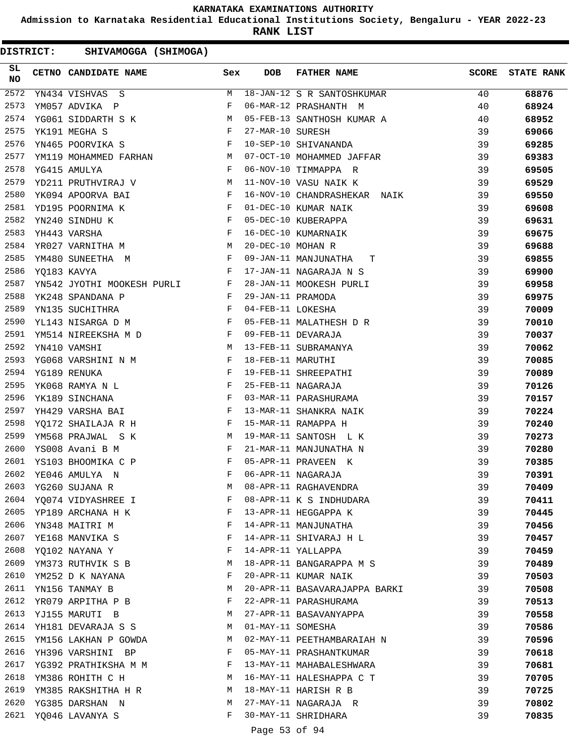KARNATAKA EXAMINATIONS AUTHORITY

Admission to Karnataka Residential Educational Institutions Society, Bengaluru - YEAR 2022-23

**RANK LIST**

**DISTRICT: SHIVAMOGGA (SHIMOGA)**

| SL NO | CETNO | CANDIDATE NAME | Sex | DOB | FATHER NAME | SCORE | STATE RANK |
|---|---|---|---|---|---|---|---|
| 2572 | YN434 | VISHVAS S | M | 18-JAN-12 | S R SANTOSHKUMAR | 40 | 68876 |
| 2573 | YM057 | ADVIKA P | F | 06-MAR-12 | PRASHANTH M | 40 | 68924 |
| 2574 | YG061 | SIDDARTH S K | M | 05-FEB-13 | SANTHOSH KUMAR A | 40 | 68952 |
| 2575 | YK191 | MEGHA S | F | 27-MAR-10 | SURESH | 39 | 69066 |
| 2576 | YN465 | POORVIKA S | F | 10-SEP-10 | SHIVANANDA | 39 | 69285 |
| 2577 | YM119 | MOHAMMED FARHAN | M | 07-OCT-10 | MOHAMMED JAFFAR | 39 | 69383 |
| 2578 | YG415 | AMULYA | F | 06-NOV-10 | TIMMAPPA R | 39 | 69505 |
| 2579 | YD211 | PRUTHVIRAJ V | M | 11-NOV-10 | VASU NAIK K | 39 | 69529 |
| 2580 | YK094 | APOORVA BAI | F | 16-NOV-10 | CHANDRASHEKAR NAIK | 39 | 69550 |
| 2581 | YD195 | POORNIMA K | F | 01-DEC-10 | KUMAR NAIK | 39 | 69608 |
| 2582 | YN240 | SINDHU K | F | 05-DEC-10 | KUBERAPPA | 39 | 69631 |
| 2583 | YH443 | VARSHA | F | 16-DEC-10 | KUMARNAIK | 39 | 69675 |
| 2584 | YR027 | VARNITHA M | M | 20-DEC-10 | MOHAN R | 39 | 69688 |
| 2585 | YM480 | SUNEETHA M | F | 09-JAN-11 | MANJUNATHA T | 39 | 69855 |
| 2586 | YQ183 | KAVYA | F | 17-JAN-11 | NAGARAJA N S | 39 | 69900 |
| 2587 | YN542 | JYOTHI MOOKESH PURLI | F | 28-JAN-11 | MOOKESH PURLI | 39 | 69958 |
| 2588 | YK248 | SPANDANA P | F | 29-JAN-11 | PRAMODA | 39 | 69975 |
| 2589 | YN135 | SUCHITHRA | F | 04-FEB-11 | LOKESHA | 39 | 70009 |
| 2590 | YL143 | NISARGA D M | F | 05-FEB-11 | MALATHESH D R | 39 | 70010 |
| 2591 | YM514 | NIREEKSHA M D | F | 09-FEB-11 | DEVARAJA | 39 | 70037 |
| 2592 | YN410 | VAMSHI | M | 13-FEB-11 | SUBRAMANYA | 39 | 70062 |
| 2593 | YG068 | VARSHINI N M | F | 18-FEB-11 | MARUTHI | 39 | 70085 |
| 2594 | YG189 | RENUKA | F | 19-FEB-11 | SHREEPATHI | 39 | 70089 |
| 2595 | YK068 | RAMYA N L | F | 25-FEB-11 | NAGARAJA | 39 | 70126 |
| 2596 | YK189 | SINCHANA | F | 03-MAR-11 | PARASHURAMA | 39 | 70157 |
| 2597 | YH429 | VARSHA BAI | F | 13-MAR-11 | SHANKRA NAIK | 39 | 70224 |
| 2598 | YQ172 | SHAILAJA R H | F | 15-MAR-11 | RAMAPPA H | 39 | 70240 |
| 2599 | YM568 | PRAJWAL S K | M | 19-MAR-11 | SANTOSH L K | 39 | 70273 |
| 2600 | YS008 | Avani B M | F | 21-MAR-11 | MANJUNATHA N | 39 | 70280 |
| 2601 | YS103 | BHOOMIKA C P | F | 05-APR-11 | PRAVEEN K | 39 | 70385 |
| 2602 | YE046 | AMULYA N | F | 06-APR-11 | NAGARAJA | 39 | 70391 |
| 2603 | YG260 | SUJANA R | M | 08-APR-11 | RAGHAVENDRA | 39 | 70409 |
| 2604 | YQ074 | VIDYASHREE I | F | 08-APR-11 | K S INDHUDARA | 39 | 70411 |
| 2605 | YP189 | ARCHANA H K | F | 13-APR-11 | HEGGAPPA K | 39 | 70445 |
| 2606 | YN348 | MAITRI M | F | 14-APR-11 | MANJUNATHA | 39 | 70456 |
| 2607 | YE168 | MANVIKA S | F | 14-APR-11 | SHIVARAJ H L | 39 | 70457 |
| 2608 | YQ102 | NAYANA Y | F | 14-APR-11 | YALLAPPA | 39 | 70459 |
| 2609 | YM373 | RUTHVIK S B | M | 18-APR-11 | BANGARAPPA M S | 39 | 70489 |
| 2610 | YM252 | D K NAYANA | F | 20-APR-11 | KUMAR NAIK | 39 | 70503 |
| 2611 | YN156 | TANMAY B | M | 20-APR-11 | BASAVARAJAPPA BARKI | 39 | 70508 |
| 2612 | YR079 | ARPITHA P B | F | 22-APR-11 | PARASHURAMA | 39 | 70513 |
| 2613 | YJ155 | MARUTI B | M | 27-APR-11 | BASAVANYAPPA | 39 | 70558 |
| 2614 | YH181 | DEVARAJA S S | M | 01-MAY-11 | SOMESHA | 39 | 70586 |
| 2615 | YM156 | LAKHAN P GOWDA | M | 02-MAY-11 | PEETHAMBARAIAH N | 39 | 70596 |
| 2616 | YH396 | VARSHINI BP | F | 05-MAY-11 | PRASHANTKUMAR | 39 | 70618 |
| 2617 | YG392 | PRATHIKSHA M M | F | 13-MAY-11 | MAHABALESHWARA | 39 | 70681 |
| 2618 | YM386 | ROHITH C H | M | 16-MAY-11 | HALESHAPPA C T | 39 | 70705 |
| 2619 | YM385 | RAKSHITHA H R | M | 18-MAY-11 | HARISH R B | 39 | 70725 |
| 2620 | YG385 | DARSHAN N | M | 27-MAY-11 | NAGARAJA R | 39 | 70802 |
| 2621 | YQ046 | LAVANYA S | F | 30-MAY-11 | SHRIDHARA | 39 | 70835 |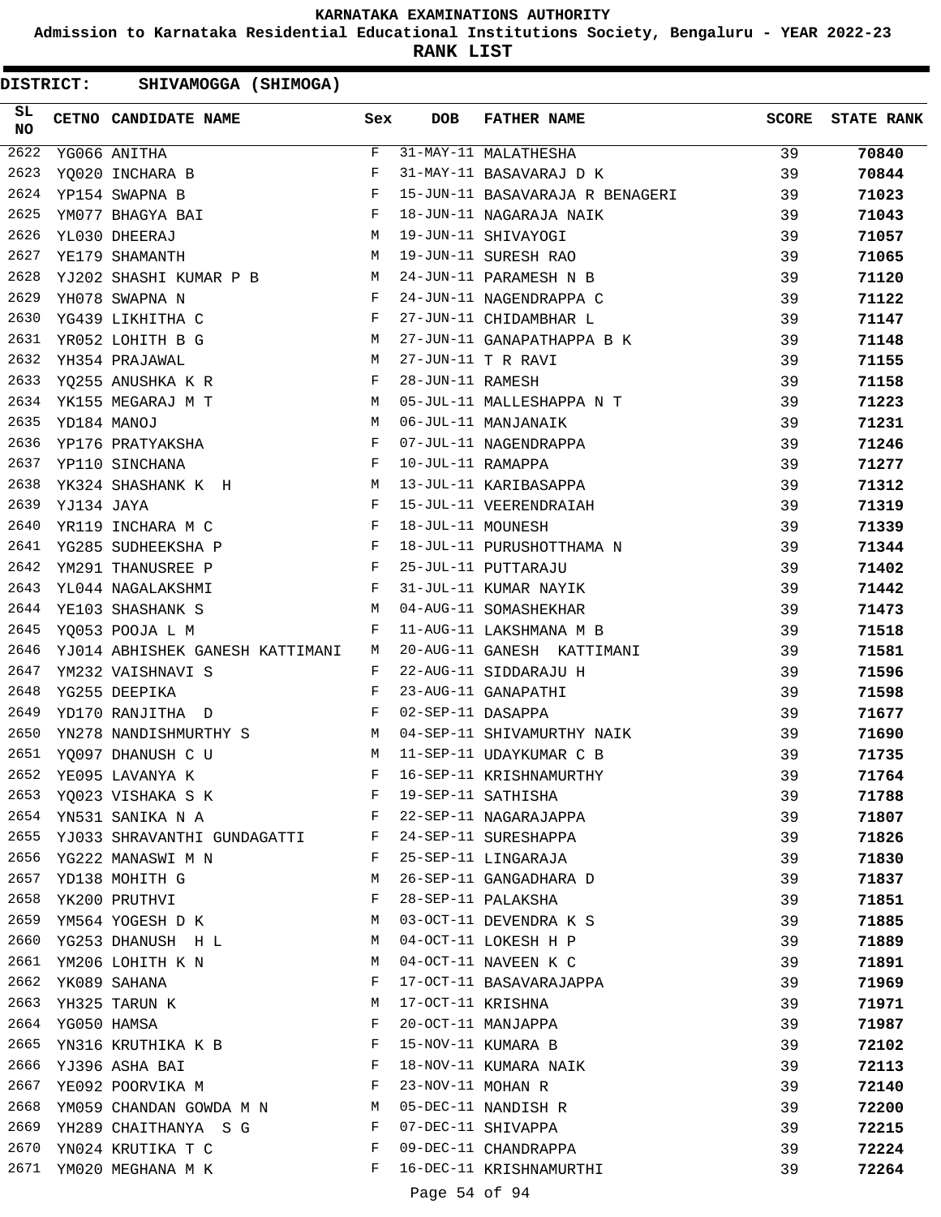# KARNATAKA EXAMINATIONS AUTHORITY

**Admission to Karnataka Residential Educational Institutions Society, Bengaluru - YEAR 2022-23**

**RANK LIST**

**DISTRICT: SHIVAMOGGA (SHIMOGA)**

| SL NO | CETNO | CANDIDATE NAME | Sex | DOB | FATHER NAME | SCORE | STATE RANK |
|---|---|---|---|---|---|---|---|
| 2622 | YG066 | ANITHA | F | 31-MAY-11 | MALATHESHA | 39 | **70840** |
| 2623 | YQ020 | INCHARA B | F | 31-MAY-11 | BASAVARAJ D K | 39 | **70844** |
| 2624 | YP154 | SWAPNA B | F | 15-JUN-11 | BASAVARAJA R BENAGERI | 39 | **71023** |
| 2625 | YM077 | BHAGYA BAI | F | 18-JUN-11 | NAGARAJA NAIK | 39 | **71043** |
| 2626 | YL030 | DHEERAJ | M | 19-JUN-11 | SHIVAYOGI | 39 | **71057** |
| 2627 | YE179 | SHAMANTH | M | 19-JUN-11 | SURESH RAO | 39 | **71065** |
| 2628 | YJ202 | SHASHI KUMAR P B | M | 24-JUN-11 | PARAMESH N B | 39 | **71120** |
| 2629 | YH078 | SWAPNA N | F | 24-JUN-11 | NAGENDRAPPA C | 39 | **71122** |
| 2630 | YG439 | LIKHITHA C | F | 27-JUN-11 | CHIDAMBHAR L | 39 | **71147** |
| 2631 | YR052 | LOHITH B G | M | 27-JUN-11 | GANAPATHAPPA B K | 39 | **71148** |
| 2632 | YH354 | PRAJAWAL | M | 27-JUN-11 | T R RAVI | 39 | **71155** |
| 2633 | YQ255 | ANUSHKA K R | F | 28-JUN-11 | RAMESH | 39 | **71158** |
| 2634 | YK155 | MEGARAJ M T | M | 05-JUL-11 | MALLESHAPPA N T | 39 | **71223** |
| 2635 | YD184 | MANOJ | M | 06-JUL-11 | MANJANAIK | 39 | **71231** |
| 2636 | YP176 | PRATYAKSHA | F | 07-JUL-11 | NAGENDRAPPA | 39 | **71246** |
| 2637 | YP110 | SINCHANA | F | 10-JUL-11 | RAMAPPA | 39 | **71277** |
| 2638 | YK324 | SHASHANK K H | M | 13-JUL-11 | KARIBASAPPA | 39 | **71312** |
| 2639 | YJ134 | JAYA | F | 15-JUL-11 | VEERENDRAIAH | 39 | **71319** |
| 2640 | YR119 | INCHARA M C | F | 18-JUL-11 | MOUNESH | 39 | **71339** |
| 2641 | YG285 | SUDHEEKSHA P | F | 18-JUL-11 | PURUSHOTTHAMA N | 39 | **71344** |
| 2642 | YM291 | THANUSREE P | F | 25-JUL-11 | PUTTARAJU | 39 | **71402** |
| 2643 | YL044 | NAGALAKSHMI | F | 31-JUL-11 | KUMAR NAYIK | 39 | **71442** |
| 2644 | YE103 | SHASHANK S | M | 04-AUG-11 | SOMASHEKHAR | 39 | **71473** |
| 2645 | YQ053 | POOJA L M | F | 11-AUG-11 | LAKSHMANA M B | 39 | **71518** |
| 2646 | YJ014 | ABHISHEK GANESH KATTIMANI | M | 20-AUG-11 | GANESH KATTIMANI | 39 | **71581** |
| 2647 | YM232 | VAISHNAVI S | F | 22-AUG-11 | SIDDARAJU H | 39 | **71596** |
| 2648 | YG255 | DEEPIKA | F | 23-AUG-11 | GANAPATHI | 39 | **71598** |
| 2649 | YD170 | RANJITHA D | F | 02-SEP-11 | DASAPPA | 39 | **71677** |
| 2650 | YN278 | NANDISHMURTHY S | M | 04-SEP-11 | SHIVAMURTHY NAIK | 39 | **71690** |
| 2651 | YQ097 | DHANUSH C U | M | 11-SEP-11 | UDAYKUMAR C B | 39 | **71735** |
| 2652 | YE095 | LAVANYA K | F | 16-SEP-11 | KRISHNAMURTHY | 39 | **71764** |
| 2653 | YQ023 | VISHAKA S K | F | 19-SEP-11 | SATHISHA | 39 | **71788** |
| 2654 | YN531 | SANIKA N A | F | 22-SEP-11 | NAGARAJAPPA | 39 | **71807** |
| 2655 | YJ033 | SHRAVANTHI GUNDAGATTI | F | 24-SEP-11 | SURESHAPPA | 39 | **71826** |
| 2656 | YG222 | MANASWI M N | F | 25-SEP-11 | LINGARAJA | 39 | **71830** |
| 2657 | YD138 | MOHITH G | M | 26-SEP-11 | GANGADHARA D | 39 | **71837** |
| 2658 | YK200 | PRUTHVI | F | 28-SEP-11 | PALAKSHA | 39 | **71851** |
| 2659 | YM564 | YOGESH D K | M | 03-OCT-11 | DEVENDRA K S | 39 | **71885** |
| 2660 | YG253 | DHANUSH H L | M | 04-OCT-11 | LOKESH H P | 39 | **71889** |
| 2661 | YM206 | LOHITH K N | M | 04-OCT-11 | NAVEEN K C | 39 | **71891** |
| 2662 | YK089 | SAHANA | F | 17-OCT-11 | BASAVARAJAPPA | 39 | **71969** |
| 2663 | YH325 | TARUN K | M | 17-OCT-11 | KRISHNA | 39 | **71971** |
| 2664 | YG050 | HAMSA | F | 20-OCT-11 | MANJAPPA | 39 | **71987** |
| 2665 | YN316 | KRUTHIKA K B | F | 15-NOV-11 | KUMARA B | 39 | **72102** |
| 2666 | YJ396 | ASHA BAI | F | 18-NOV-11 | KUMARA NAIK | 39 | **72113** |
| 2667 | YE092 | POORVIKA M | F | 23-NOV-11 | MOHAN R | 39 | **72140** |
| 2668 | YM059 | CHANDAN GOWDA M N | M | 05-DEC-11 | NANDISH R | 39 | **72200** |
| 2669 | YH289 | CHAITHANYA S G | F | 07-DEC-11 | SHIVAPPA | 39 | **72215** |
| 2670 | YN024 | KRUTIKA T C | F | 09-DEC-11 | CHANDRAPPA | 39 | **72224** |
| 2671 | YM020 | MEGHANA M K | F | 16-DEC-11 | KRISHNAMURTHI | 39 | **72264** |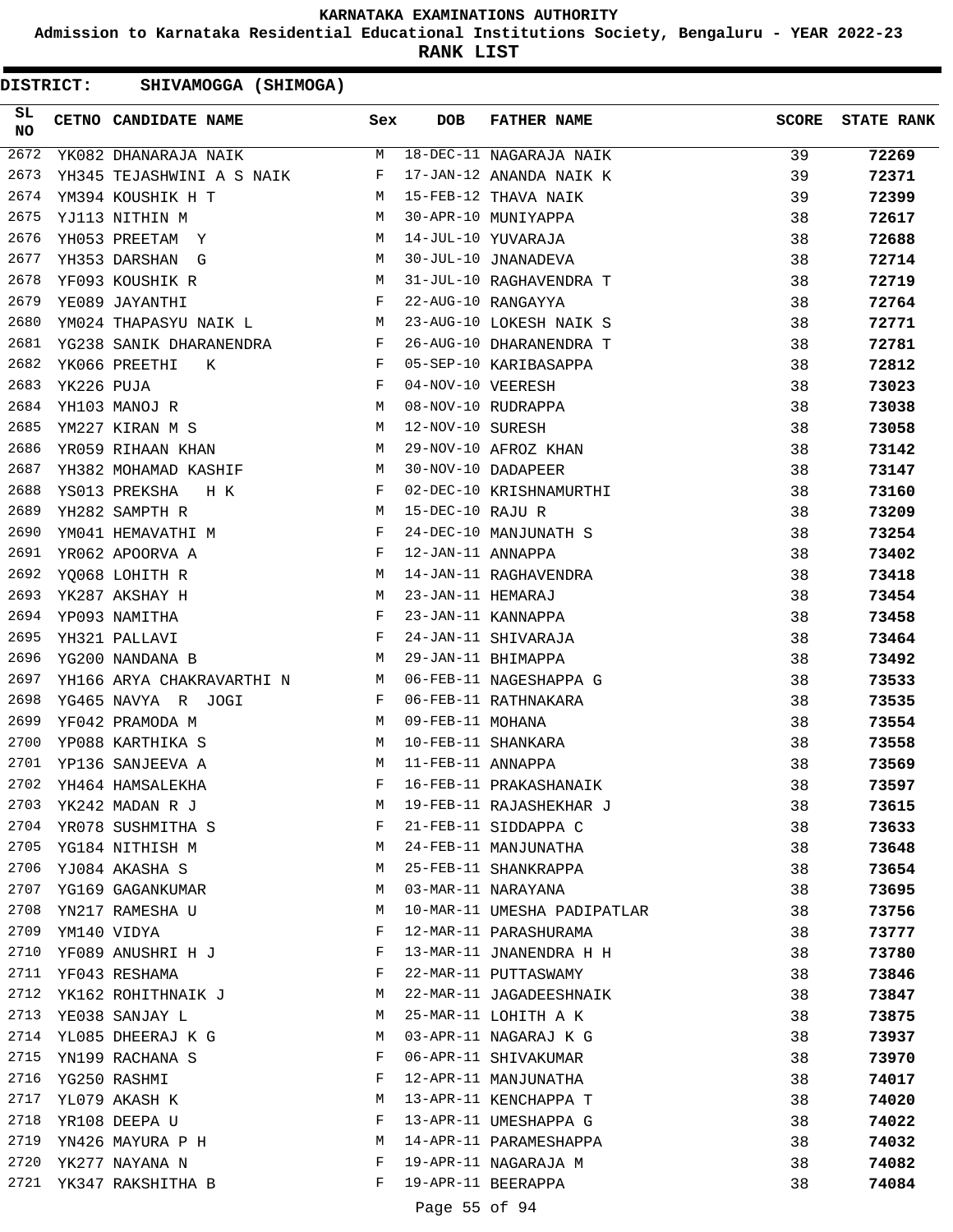# KARNATAKA EXAMINATIONS AUTHORITY

**Admission to Karnataka Residential Educational Institutions Society, Bengaluru - YEAR 2022-23**

**RANK LIST**

**DISTRICT: SHIVAMOGGA (SHIMOGA)**

| SL NO | CETNO | CANDIDATE NAME | Sex | DOB | FATHER NAME | SCORE | STATE RANK |
|---|---|---|---|---|---|---|---|
| 2672 | YK082 | DHANARAJA NAIK | M | 18-DEC-11 | NAGARAJA NAIK | 39 | 72269 |
| 2673 | YH345 | TEJASHWINI A S NAIK | F | 17-JAN-12 | ANANDA NAIK K | 39 | 72371 |
| 2674 | YM394 | KOUSHIK H T | M | 15-FEB-12 | THAVA NAIK | 39 | 72399 |
| 2675 | YJ113 | NITHIN M | M | 30-APR-10 | MUNIYAPPA | 38 | 72617 |
| 2676 | YH053 | PREETAM Y | M | 14-JUL-10 | YUVARAJA | 38 | 72688 |
| 2677 | YH353 | DARSHAN G | M | 30-JUL-10 | JNANADEVA | 38 | 72714 |
| 2678 | YF093 | KOUSHIK R | M | 31-JUL-10 | RAGHAVENDRA T | 38 | 72719 |
| 2679 | YE089 | JAYANTHI | F | 22-AUG-10 | RANGAYYA | 38 | 72764 |
| 2680 | YM024 | THAPASYU NAIK L | M | 23-AUG-10 | LOKESH NAIK S | 38 | 72771 |
| 2681 | YG238 | SANIK DHARANENDRA | F | 26-AUG-10 | DHARANENDRA T | 38 | 72781 |
| 2682 | YK066 | PREETHI K | F | 05-SEP-10 | KARIBASAPPA | 38 | 72812 |
| 2683 | YK226 | PUJA | F | 04-NOV-10 | VEERESH | 38 | 73023 |
| 2684 | YH103 | MANOJ R | M | 08-NOV-10 | RUDRAPPA | 38 | 73038 |
| 2685 | YM227 | KIRAN M S | M | 12-NOV-10 | SURESH | 38 | 73058 |
| 2686 | YR059 | RIHAAN KHAN | M | 29-NOV-10 | AFROZ KHAN | 38 | 73142 |
| 2687 | YH382 | MOHAMAD KASHIF | M | 30-NOV-10 | DADAPEER | 38 | 73147 |
| 2688 | YS013 | PREKSHA H K | F | 02-DEC-10 | KRISHNAMURTHI | 38 | 73160 |
| 2689 | YH282 | SAMPTH R | M | 15-DEC-10 | RAJU R | 38 | 73209 |
| 2690 | YM041 | HEMAVATHI M | F | 24-DEC-10 | MANJUNATH S | 38 | 73254 |
| 2691 | YR062 | APOORVA A | F | 12-JAN-11 | ANNAPPA | 38 | 73402 |
| 2692 | YQ068 | LOHITH R | M | 14-JAN-11 | RAGHAVENDRA | 38 | 73418 |
| 2693 | YK287 | AKSHAY H | M | 23-JAN-11 | HEMARAJ | 38 | 73454 |
| 2694 | YP093 | NAMITHA | F | 23-JAN-11 | KANNAPPA | 38 | 73458 |
| 2695 | YH321 | PALLAVI | F | 24-JAN-11 | SHIVARAJA | 38 | 73464 |
| 2696 | YG200 | NANDANA B | M | 29-JAN-11 | BHIMAPPA | 38 | 73492 |
| 2697 | YH166 | ARYA CHAKRAVARTHI N | M | 06-FEB-11 | NAGESHAPPA G | 38 | 73533 |
| 2698 | YG465 | NAVYA R JOGI | F | 06-FEB-11 | RATHNAKARA | 38 | 73535 |
| 2699 | YF042 | PRAMODA M | M | 09-FEB-11 | MOHANA | 38 | 73554 |
| 2700 | YP088 | KARTHIKA S | M | 10-FEB-11 | SHANKARA | 38 | 73558 |
| 2701 | YP136 | SANJEEVA A | M | 11-FEB-11 | ANNAPPA | 38 | 73569 |
| 2702 | YH464 | HAMSALEKHA | F | 16-FEB-11 | PRAKASHANAIK | 38 | 73597 |
| 2703 | YK242 | MADAN R J | M | 19-FEB-11 | RAJASHEKHAR J | 38 | 73615 |
| 2704 | YR078 | SUSHMITHA S | F | 21-FEB-11 | SIDDAPPA C | 38 | 73633 |
| 2705 | YG184 | NITHISH M | M | 24-FEB-11 | MANJUNATHA | 38 | 73648 |
| 2706 | YJ084 | AKASHA S | M | 25-FEB-11 | SHANKRAPPA | 38 | 73654 |
| 2707 | YG169 | GAGANKUMAR | M | 03-MAR-11 | NARAYANA | 38 | 73695 |
| 2708 | YN217 | RAMESHA U | M | 10-MAR-11 | UMESHA PADIPATLAR | 38 | 73756 |
| 2709 | YM140 | VIDYA | F | 12-MAR-11 | PARASHURAMA | 38 | 73777 |
| 2710 | YF089 | ANUSHRI H J | F | 13-MAR-11 | JNANENDRA H H | 38 | 73780 |
| 2711 | YF043 | RESHAMA | F | 22-MAR-11 | PUTTASWAMY | 38 | 73846 |
| 2712 | YK162 | ROHITHNAIK J | M | 22-MAR-11 | JAGADEESHNAIK | 38 | 73847 |
| 2713 | YE038 | SANJAY L | M | 25-MAR-11 | LOHITH A K | 38 | 73875 |
| 2714 | YL085 | DHEERAJ K G | M | 03-APR-11 | NAGARAJ K G | 38 | 73937 |
| 2715 | YN199 | RACHANA S | F | 06-APR-11 | SHIVAKUMAR | 38 | 73970 |
| 2716 | YG250 | RASHMI | F | 12-APR-11 | MANJUNATHA | 38 | 74017 |
| 2717 | YL079 | AKASH K | M | 13-APR-11 | KENCHAPPA T | 38 | 74020 |
| 2718 | YR108 | DEEPA U | F | 13-APR-11 | UMESHAPPA G | 38 | 74022 |
| 2719 | YN426 | MAYURA P H | M | 14-APR-11 | PARAMESHAPPA | 38 | 74032 |
| 2720 | YK277 | NAYANA N | F | 19-APR-11 | NAGARAJA M | 38 | 74082 |
| 2721 | YK347 | RAKSHITHA B | F | 19-APR-11 | BEERAPPA | 38 | 74084 |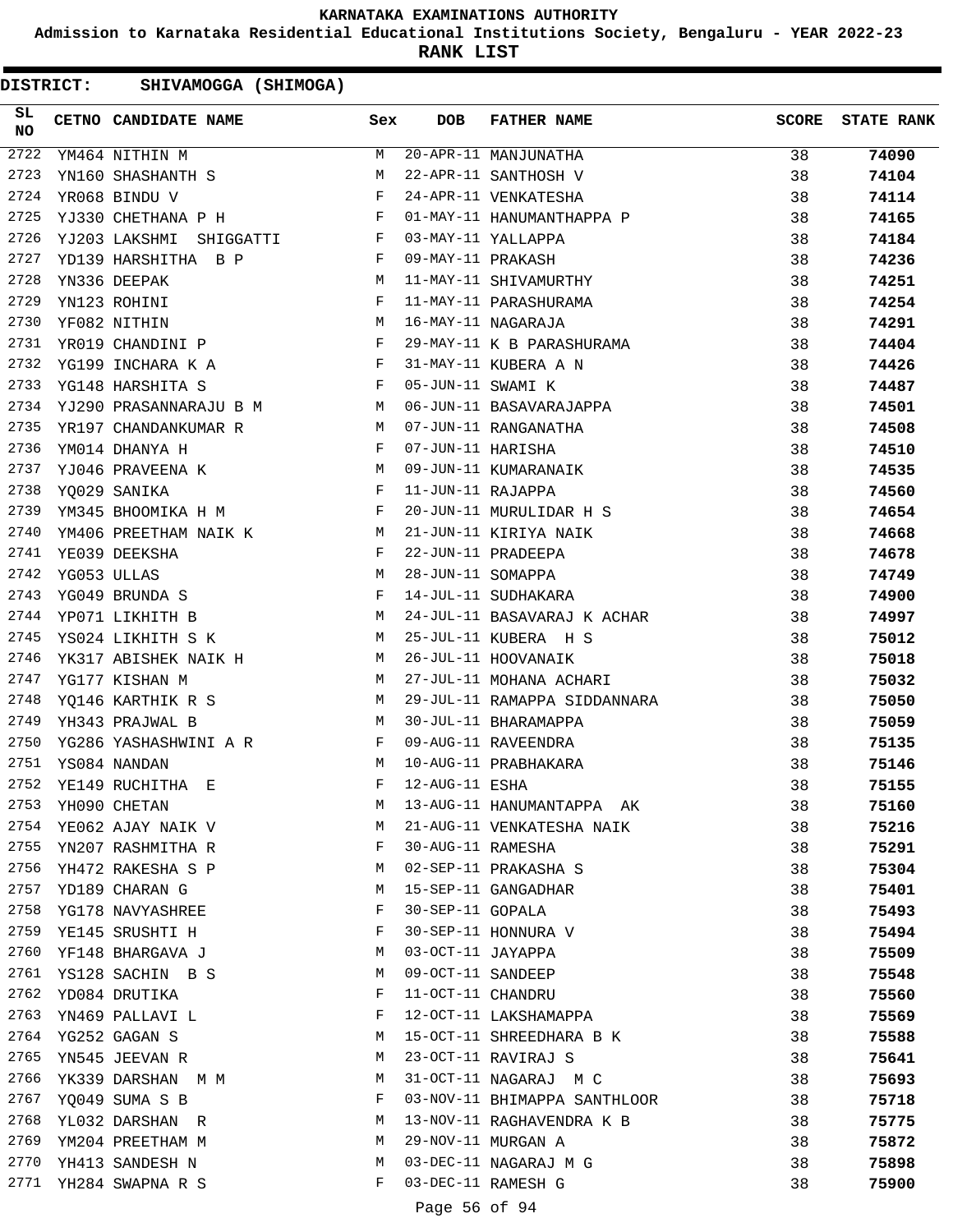# KARNATAKA EXAMINATIONS AUTHORITY

**Admission to Karnataka Residential Educational Institutions Society, Bengaluru - YEAR 2022-23**

**RANK LIST**

**DISTRICT: SHIVAMOGGA (SHIMOGA)**

| SL NO | CETNO | CANDIDATE NAME | Sex | DOB | FATHER NAME | SCORE | STATE RANK |
|---|---|---|---|---|---|---|---|
| 2722 | YM464 | NITHIN M | M | 20-APR-11 | MANJUNATHA | 38 | 74090 |
| 2723 | YN160 | SHASHANTH S | M | 22-APR-11 | SANTHOSH V | 38 | 74104 |
| 2724 | YR068 | BINDU V | F | 24-APR-11 | VENKATESHA | 38 | 74114 |
| 2725 | YJ330 | CHETHANA P H | F | 01-MAY-11 | HANUMANTHAPPA P | 38 | 74165 |
| 2726 | YJ203 | LAKSHMI SHIGGATTI | F | 03-MAY-11 | YALLAPPA | 38 | 74184 |
| 2727 | YD139 | HARSHITHA B P | F | 09-MAY-11 | PRAKASH | 38 | 74236 |
| 2728 | YN336 | DEEPAK | M | 11-MAY-11 | SHIVAMURTHY | 38 | 74251 |
| 2729 | YN123 | ROHINI | F | 11-MAY-11 | PARASHURAMA | 38 | 74254 |
| 2730 | YF082 | NITHIN | M | 16-MAY-11 | NAGARAJA | 38 | 74291 |
| 2731 | YR019 | CHANDINI P | F | 29-MAY-11 | K B PARASHURAMA | 38 | 74404 |
| 2732 | YG199 | INCHARA K A | F | 31-MAY-11 | KUBERA A N | 38 | 74426 |
| 2733 | YG148 | HARSHITA S | F | 05-JUN-11 | SWAMI K | 38 | 74487 |
| 2734 | YJ290 | PRASANNARAJU B M | M | 06-JUN-11 | BASAVARAJAPPA | 38 | 74501 |
| 2735 | YR197 | CHANDANKUMAR R | M | 07-JUN-11 | RANGANATHA | 38 | 74508 |
| 2736 | YM014 | DHANYA H | F | 07-JUN-11 | HARISHA | 38 | 74510 |
| 2737 | YJ046 | PRAVEENA K | M | 09-JUN-11 | KUMARANAIK | 38 | 74535 |
| 2738 | YQ029 | SANIKA | F | 11-JUN-11 | RAJAPPA | 38 | 74560 |
| 2739 | YM345 | BHOOMIKA H M | F | 20-JUN-11 | MURULIDAR H S | 38 | 74654 |
| 2740 | YM406 | PREETHAM NAIK K | M | 21-JUN-11 | KIRIYA NAIK | 38 | 74668 |
| 2741 | YE039 | DEEKSHA | F | 22-JUN-11 | PRADEEPA | 38 | 74678 |
| 2742 | YG053 | ULLAS | M | 28-JUN-11 | SOMAPPA | 38 | 74749 |
| 2743 | YG049 | BRUNDA S | F | 14-JUL-11 | SUDHAKARA | 38 | 74900 |
| 2744 | YP071 | LIKHITH B | M | 24-JUL-11 | BASAVARAJ K ACHAR | 38 | 74997 |
| 2745 | YS024 | LIKHITH S K | M | 25-JUL-11 | KUBERA H S | 38 | 75012 |
| 2746 | YK317 | ABISHEK NAIK H | M | 26-JUL-11 | HOOVANAIK | 38 | 75018 |
| 2747 | YG177 | KISHAN M | M | 27-JUL-11 | MOHANA ACHARI | 38 | 75032 |
| 2748 | YQ146 | KARTHIK R S | M | 29-JUL-11 | RAMAPPA SIDDANNARA | 38 | 75050 |
| 2749 | YH343 | PRAJWAL B | M | 30-JUL-11 | BHARAMAPPA | 38 | 75059 |
| 2750 | YG286 | YASHASHWINI A R | F | 09-AUG-11 | RAVEENDRA | 38 | 75135 |
| 2751 | YS084 | NANDAN | M | 10-AUG-11 | PRABHAKARA | 38 | 75146 |
| 2752 | YE149 | RUCHITHA E | F | 12-AUG-11 | ESHA | 38 | 75155 |
| 2753 | YH090 | CHETAN | M | 13-AUG-11 | HANUMANTAPPA AK | 38 | 75160 |
| 2754 | YE062 | AJAY NAIK V | M | 21-AUG-11 | VENKATESHA NAIK | 38 | 75216 |
| 2755 | YN207 | RASHMITHA R | F | 30-AUG-11 | RAMESHA | 38 | 75291 |
| 2756 | YH472 | RAKESHA S P | M | 02-SEP-11 | PRAKASHA S | 38 | 75304 |
| 2757 | YD189 | CHARAN G | M | 15-SEP-11 | GANGADHAR | 38 | 75401 |
| 2758 | YG178 | NAVYASHREE | F | 30-SEP-11 | GOPALA | 38 | 75493 |
| 2759 | YE145 | SRUSHTI H | F | 30-SEP-11 | HONNURA V | 38 | 75494 |
| 2760 | YF148 | BHARGAVA J | M | 03-OCT-11 | JAYAPPA | 38 | 75509 |
| 2761 | YS128 | SACHIN B S | M | 09-OCT-11 | SANDEEP | 38 | 75548 |
| 2762 | YD084 | DRUTIKA | F | 11-OCT-11 | CHANDRU | 38 | 75560 |
| 2763 | YN469 | PALLAVI L | F | 12-OCT-11 | LAKSHAMAPPA | 38 | 75569 |
| 2764 | YG252 | GAGAN S | M | 15-OCT-11 | SHREEDHARA B K | 38 | 75588 |
| 2765 | YN545 | JEEVAN R | M | 23-OCT-11 | RAVIRAJ S | 38 | 75641 |
| 2766 | YK339 | DARSHAN M M | M | 31-OCT-11 | NAGARAJ M C | 38 | 75693 |
| 2767 | YQ049 | SUMA S B | F | 03-NOV-11 | BHIMAPPA SANTHLOOR | 38 | 75718 |
| 2768 | YL032 | DARSHAN R | M | 13-NOV-11 | RAGHAVENDRA K B | 38 | 75775 |
| 2769 | YM204 | PREETHAM M | M | 29-NOV-11 | MURGAN A | 38 | 75872 |
| 2770 | YH413 | SANDESH N | M | 03-DEC-11 | NAGARAJ M G | 38 | 75898 |
| 2771 | YH284 | SWAPNA R S | F | 03-DEC-11 | RAMESH G | 38 | 75900 |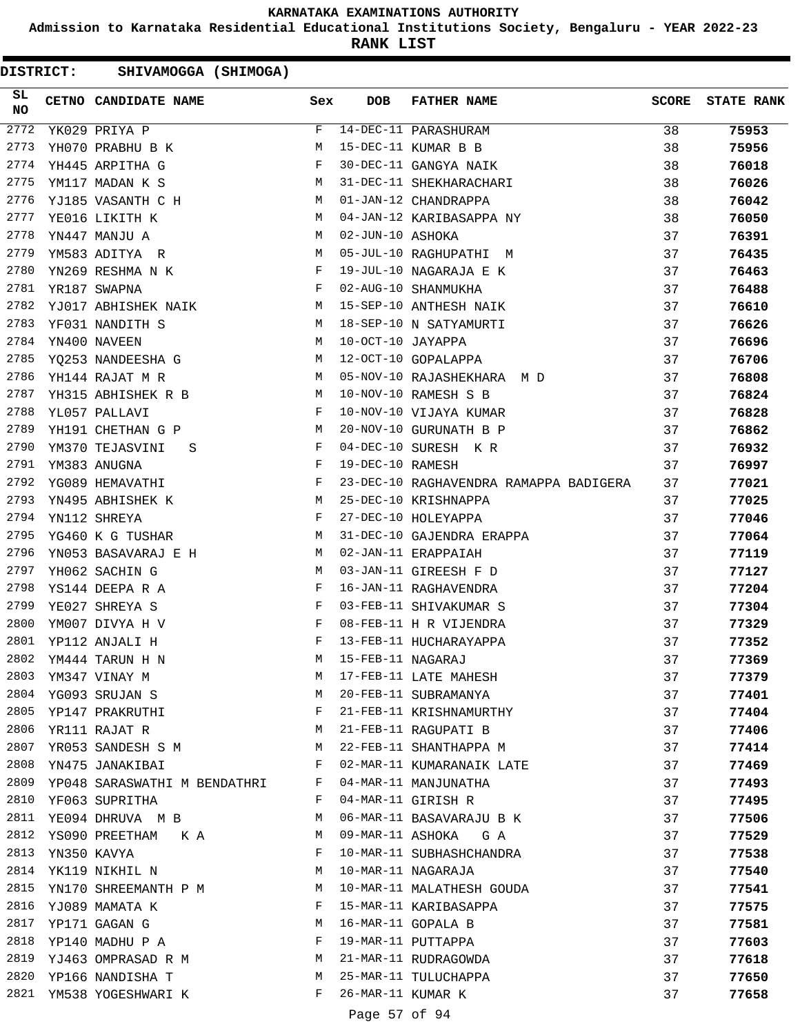# KARNATAKA EXAMINATIONS AUTHORITY

**Admission to Karnataka Residential Educational Institutions Society, Bengaluru - YEAR 2022-23**

**RANK LIST**

**DISTRICT: SHIVAMOGGA (SHIMOGA)**

| SL NO | CETNO | CANDIDATE NAME | Sex | DOB | FATHER NAME | SCORE | STATE RANK |
|---|---|---|---|---|---|---|---|
| 2772 | YK029 | PRIYA P | F | 14-DEC-11 | PARASHURAM | 38 | 75953 |
| 2773 | YH070 | PRABHU B K | M | 15-DEC-11 | KUMAR B B | 38 | 75956 |
| 2774 | YH445 | ARPITHA G | F | 30-DEC-11 | GANGYA NAIK | 38 | 76018 |
| 2775 | YM117 | MADAN K S | M | 31-DEC-11 | SHEKHARACHARI | 38 | 76026 |
| 2776 | YJ185 | VASANTH C H | M | 01-JAN-12 | CHANDRAPPA | 38 | 76042 |
| 2777 | YE016 | LIKITH K | M | 04-JAN-12 | KARIBASAPPA NY | 38 | 76050 |
| 2778 | YN447 | MANJU A | M | 02-JUN-10 | ASHOKA | 37 | 76391 |
| 2779 | YM583 | ADITYA R | M | 05-JUL-10 | RAGHUPATHI M | 37 | 76435 |
| 2780 | YN269 | RESHMA N K | F | 19-JUL-10 | NAGARAJA E K | 37 | 76463 |
| 2781 | YR187 | SWAPNA | F | 02-AUG-10 | SHANMUKHA | 37 | 76488 |
| 2782 | YJ017 | ABHISHEK NAIK | M | 15-SEP-10 | ANTHESH NAIK | 37 | 76610 |
| 2783 | YF031 | NANDITH S | M | 18-SEP-10 | N SATYAMURTI | 37 | 76626 |
| 2784 | YN400 | NAVEEN | M | 10-OCT-10 | JAYAPPA | 37 | 76696 |
| 2785 | YQ253 | NANDEESHA G | M | 12-OCT-10 | GOPALAPPA | 37 | 76706 |
| 2786 | YH144 | RAJAT M R | M | 05-NOV-10 | RAJASHEKHARA M D | 37 | 76808 |
| 2787 | YH315 | ABHISHEK R B | M | 10-NOV-10 | RAMESH S B | 37 | 76824 |
| 2788 | YL057 | PALLAVI | F | 10-NOV-10 | VIJAYA KUMAR | 37 | 76828 |
| 2789 | YH191 | CHETHAN G P | M | 20-NOV-10 | GURUNATH B P | 37 | 76862 |
| 2790 | YM370 | TEJASVINI S | F | 04-DEC-10 | SURESH K R | 37 | 76932 |
| 2791 | YM383 | ANUGNA | F | 19-DEC-10 | RAMESH | 37 | 76997 |
| 2792 | YG089 | HEMAVATHI | F | 23-DEC-10 | RAGHAVENDRA RAMAPPA BADIGERA | 37 | 77021 |
| 2793 | YN495 | ABHISHEK K | M | 25-DEC-10 | KRISHNAPPA | 37 | 77025 |
| 2794 | YN112 | SHREYA | F | 27-DEC-10 | HOLEYAPPA | 37 | 77046 |
| 2795 | YG460 | K G TUSHAR | M | 31-DEC-10 | GAJENDRA ERAPPA | 37 | 77064 |
| 2796 | YN053 | BASAVARAJ E H | M | 02-JAN-11 | ERAPPAIAH | 37 | 77119 |
| 2797 | YH062 | SACHIN G | M | 03-JAN-11 | GIREESH F D | 37 | 77127 |
| 2798 | YS144 | DEEPA R A | F | 16-JAN-11 | RAGHAVENDRA | 37 | 77204 |
| 2799 | YE027 | SHREYA S | F | 03-FEB-11 | SHIVAKUMAR S | 37 | 77304 |
| 2800 | YM007 | DIVYA H V | F | 08-FEB-11 | H R VIJENDRA | 37 | 77329 |
| 2801 | YP112 | ANJALI H | F | 13-FEB-11 | HUCHARAYAPPA | 37 | 77352 |
| 2802 | YM444 | TARUN H N | M | 15-FEB-11 | NAGARAJ | 37 | 77369 |
| 2803 | YM347 | VINAY M | M | 17-FEB-11 | LATE MAHESH | 37 | 77379 |
| 2804 | YG093 | SRUJAN S | M | 20-FEB-11 | SUBRAMANYA | 37 | 77401 |
| 2805 | YP147 | PRAKRUTHI | F | 21-FEB-11 | KRISHNAMURTHY | 37 | 77404 |
| 2806 | YR111 | RAJAT R | M | 21-FEB-11 | RAGUPATI B | 37 | 77406 |
| 2807 | YR053 | SANDESH S M | M | 22-FEB-11 | SHANTHAPPA M | 37 | 77414 |
| 2808 | YN475 | JANAKIBAI | F | 02-MAR-11 | KUMARANAIK LATE | 37 | 77469 |
| 2809 | YP048 | SARASWATHI M BENDATHRI | F | 04-MAR-11 | MANJUNATHA | 37 | 77493 |
| 2810 | YF063 | SUPRITHA | F | 04-MAR-11 | GIRISH R | 37 | 77495 |
| 2811 | YE094 | DHRUVA M B | M | 06-MAR-11 | BASAVARAJU B K | 37 | 77506 |
| 2812 | YS090 | PREETHAM K A | M | 09-MAR-11 | ASHOKA G A | 37 | 77529 |
| 2813 | YN350 | KAVYA | F | 10-MAR-11 | SUBHASHCHANDRA | 37 | 77538 |
| 2814 | YK119 | NIKHIL N | M | 10-MAR-11 | NAGARAJA | 37 | 77540 |
| 2815 | YN170 | SHREEMANTH P M | M | 10-MAR-11 | MALATHESH GOUDA | 37 | 77541 |
| 2816 | YJ089 | MAMATA K | F | 15-MAR-11 | KARIBASAPPA | 37 | 77575 |
| 2817 | YP171 | GAGAN G | M | 16-MAR-11 | GOPALA B | 37 | 77581 |
| 2818 | YP140 | MADHU P A | F | 19-MAR-11 | PUTTAPPA | 37 | 77603 |
| 2819 | YJ463 | OMPRASAD R M | M | 21-MAR-11 | RUDRAGOWDA | 37 | 77618 |
| 2820 | YP166 | NANDISHA T | M | 25-MAR-11 | TULUCHAPPA | 37 | 77650 |
| 2821 | YM538 | YOGESHWARI K | F | 26-MAR-11 | KUMAR K | 37 | 77658 |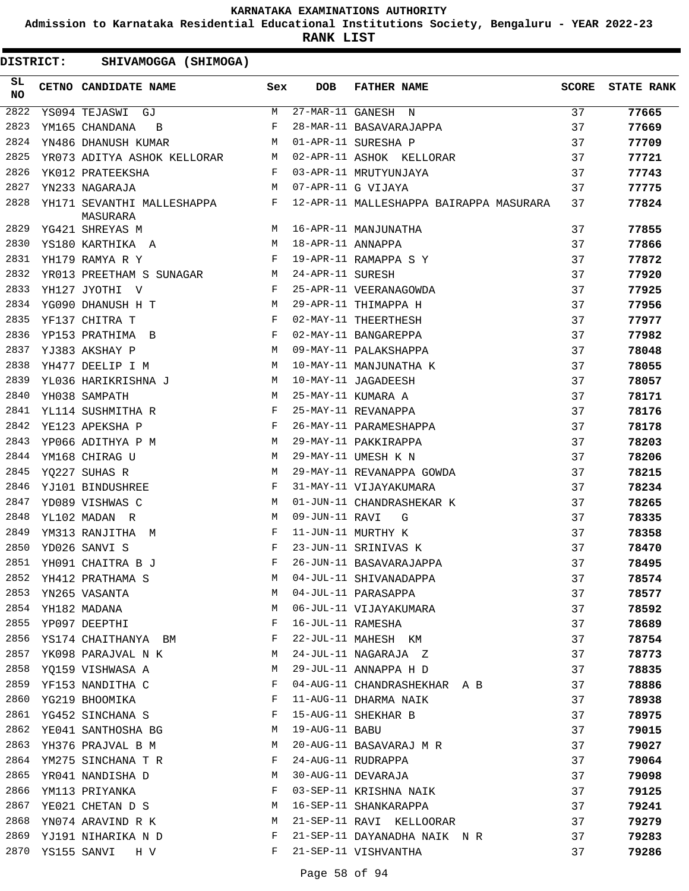# KARNATAKA EXAMINATIONS AUTHORITY

**Admission to Karnataka Residential Educational Institutions Society, Bengaluru - YEAR 2022-23**

**RANK LIST**

**DISTRICT: SHIVAMOGGA (SHIMOGA)**

| SL NO | CETNO | CANDIDATE NAME | Sex | DOB | FATHER NAME | SCORE | STATE RANK |
|---|---|---|---|---|---|---|---|
| 2822 | YS094 | TEJASWI GJ | M | 27-MAR-11 | GANESH N | 37 | 77665 |
| 2823 | YM165 | CHANDANA B | F | 28-MAR-11 | BASAVARAJAPPA | 37 | 77669 |
| 2824 | YN486 | DHANUSH KUMAR | M | 01-APR-11 | SURESHA P | 37 | 77709 |
| 2825 | YR073 | ADITYA ASHOK KELLORAR | M | 02-APR-11 | ASHOK KELLORAR | 37 | 77721 |
| 2826 | YK012 | PRATEEKSHA | F | 03-APR-11 | MRUTYUNJAYA | 37 | 77743 |
| 2827 | YN233 | NAGARAJA | M | 07-APR-11 | G VIJAYA | 37 | 77775 |
| 2828 | YH171 | SEVANTHI MALLESHAPPA MASURARA | F | 12-APR-11 | MALLESHAPPA BAIRAPPA MASURARA | 37 | 77824 |
| 2829 | YG421 | SHREYAS M | M | 16-APR-11 | MANJUNATHA | 37 | 77855 |
| 2830 | YS180 | KARTHIKA A | M | 18-APR-11 | ANNAPPA | 37 | 77866 |
| 2831 | YH179 | RAMYA R Y | F | 19-APR-11 | RAMAPPA S Y | 37 | 77872 |
| 2832 | YR013 | PREETHAM S SUNAGAR | M | 24-APR-11 | SURESH | 37 | 77920 |
| 2833 | YH127 | JYOTHI V | F | 25-APR-11 | VEERANAGOWDA | 37 | 77925 |
| 2834 | YG090 | DHANUSH H T | M | 29-APR-11 | THIMAPPA H | 37 | 77956 |
| 2835 | YF137 | CHITRA T | F | 02-MAY-11 | THEERTHESH | 37 | 77977 |
| 2836 | YP153 | PRATHIMA B | F | 02-MAY-11 | BANGAREPPA | 37 | 77982 |
| 2837 | YJ383 | AKSHAY P | M | 09-MAY-11 | PALAKSHAPPA | 37 | 78048 |
| 2838 | YH477 | DEELIP I M | M | 10-MAY-11 | MANJUNATHA K | 37 | 78055 |
| 2839 | YL036 | HARIKRISHNA J | M | 10-MAY-11 | JAGADEESH | 37 | 78057 |
| 2840 | YH038 | SAMPATH | M | 25-MAY-11 | KUMARA A | 37 | 78171 |
| 2841 | YL114 | SUSHMITHA R | F | 25-MAY-11 | REVANAPPA | 37 | 78176 |
| 2842 | YE123 | APEKSHA P | F | 26-MAY-11 | PARAMESHAPPA | 37 | 78178 |
| 2843 | YP066 | ADITHYA P M | M | 29-MAY-11 | PAKKIRAPPA | 37 | 78203 |
| 2844 | YM168 | CHIRAG U | M | 29-MAY-11 | UMESH K N | 37 | 78206 |
| 2845 | YQ227 | SUHAS R | M | 29-MAY-11 | REVANAPPA GOWDA | 37 | 78215 |
| 2846 | YJ101 | BINDUSHREE | F | 31-MAY-11 | VIJAYAKUMARA | 37 | 78234 |
| 2847 | YD089 | VISHWAS C | M | 01-JUN-11 | CHANDRASHEKAR K | 37 | 78265 |
| 2848 | YL102 | MADAN R | M | 09-JUN-11 | RAVI G | 37 | 78335 |
| 2849 | YM313 | RANJITHA M | F | 11-JUN-11 | MURTHY K | 37 | 78358 |
| 2850 | YD026 | SANVI S | F | 23-JUN-11 | SRINIVAS K | 37 | 78470 |
| 2851 | YH091 | CHAITRA B J | F | 26-JUN-11 | BASAVARAJAPPA | 37 | 78495 |
| 2852 | YH412 | PRATHAMA S | M | 04-JUL-11 | SHIVANADAPPA | 37 | 78574 |
| 2853 | YN265 | VASANTA | M | 04-JUL-11 | PARASAPPA | 37 | 78577 |
| 2854 | YH182 | MADANA | M | 06-JUL-11 | VIJAYAKUMARA | 37 | 78592 |
| 2855 | YP097 | DEEPTHI | F | 16-JUL-11 | RAMESHA | 37 | 78689 |
| 2856 | YS174 | CHAITHANYA BM | F | 22-JUL-11 | MAHESH KM | 37 | 78754 |
| 2857 | YK098 | PARAJVAL N K | M | 24-JUL-11 | NAGARAJA Z | 37 | 78773 |
| 2858 | YQ159 | VISHWASA A | M | 29-JUL-11 | ANNAPPA H D | 37 | 78835 |
| 2859 | YF153 | NANDITHA C | F | 04-AUG-11 | CHANDRASHEKHAR A B | 37 | 78886 |
| 2860 | YG219 | BHOOMIKA | F | 11-AUG-11 | DHARMA NAIK | 37 | 78938 |
| 2861 | YG452 | SINCHANA S | F | 15-AUG-11 | SHEKHAR B | 37 | 78975 |
| 2862 | YE041 | SANTHOSHA BG | M | 19-AUG-11 | BABU | 37 | 79015 |
| 2863 | YH376 | PRAJVAL B M | M | 20-AUG-11 | BASAVARAJ M R | 37 | 79027 |
| 2864 | YM275 | SINCHANA T R | F | 24-AUG-11 | RUDRAPPA | 37 | 79064 |
| 2865 | YR041 | NANDISHA D | M | 30-AUG-11 | DEVARAJA | 37 | 79098 |
| 2866 | YM113 | PRIYANKA | F | 03-SEP-11 | KRISHNA NAIK | 37 | 79125 |
| 2867 | YE021 | CHETAN D S | M | 16-SEP-11 | SHANKARAPPA | 37 | 79241 |
| 2868 | YN074 | ARAVIND R K | M | 21-SEP-11 | RAVI KELLOORAR | 37 | 79279 |
| 2869 | YJ191 | NIHARIKA N D | F | 21-SEP-11 | DAYANADHA NAIK N R | 37 | 79283 |
| 2870 | YS155 | SANVI H V | F | 21-SEP-11 | VISHVANTHA | 37 | 79286 |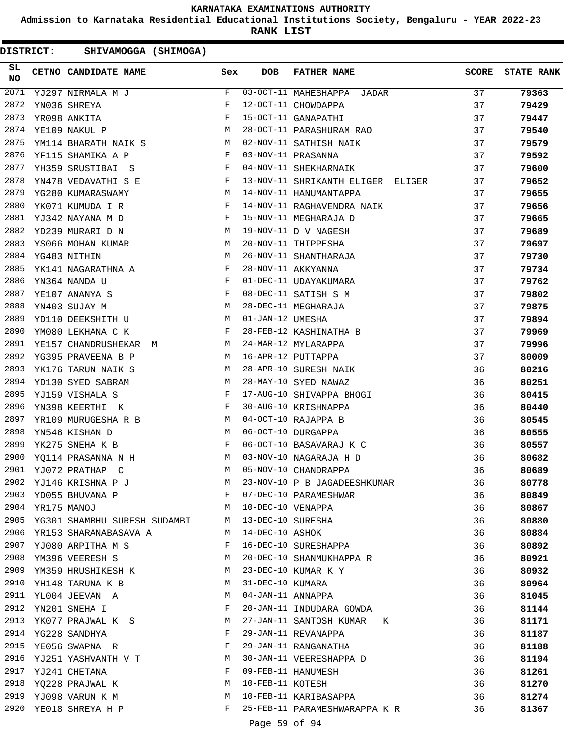KARNATAKA EXAMINATIONS AUTHORITY

Admission to Karnataka Residential Educational Institutions Society, Bengaluru - YEAR 2022-23

**RANK LIST**

**DISTRICT: SHIVAMOGGA (SHIMOGA)**

| SL NO | CETNO | CANDIDATE NAME | Sex | DOB | FATHER NAME | SCORE | STATE RANK |
|---|---|---|---|---|---|---|---|
| 2871 | YJ297 | NIRMALA M J | F | 03-OCT-11 | MAHESHAPPA JADAR | 37 | **79363** |
| 2872 | YN036 | SHREYA | F | 12-OCT-11 | CHOWDAPPA | 37 | **79429** |
| 2873 | YR098 | ANKITA | F | 15-OCT-11 | GANAPATHI | 37 | **79447** |
| 2874 | YE109 | NAKUL P | M | 28-OCT-11 | PARASHURAM RAO | 37 | **79540** |
| 2875 | YM114 | BHARATH NAIK S | M | 02-NOV-11 | SATHISH NAIK | 37 | **79579** |
| 2876 | YF115 | SHAMIKA A P | F | 03-NOV-11 | PRASANNA | 37 | **79592** |
| 2877 | YH359 | SRUSTIBAI S | F | 04-NOV-11 | SHEKHARNAIK | 37 | **79600** |
| 2878 | YN478 | VEDAVATHI S E | F | 13-NOV-11 | SHRIKANTH ELIGER ELIGER | 37 | **79652** |
| 2879 | YG280 | KUMARASWAMY | M | 14-NOV-11 | HANUMANTAPPA | 37 | **79655** |
| 2880 | YK071 | KUMUDA I R | F | 14-NOV-11 | RAGHAVENDRA NAIK | 37 | **79656** |
| 2881 | YJ342 | NAYANA M D | F | 15-NOV-11 | MEGHARAJA D | 37 | **79665** |
| 2882 | YD239 | MURARI D N | M | 19-NOV-11 | D V NAGESH | 37 | **79689** |
| 2883 | YS066 | MOHAN KUMAR | M | 20-NOV-11 | THIPPESHA | 37 | **79697** |
| 2884 | YG483 | NITHIN | M | 26-NOV-11 | SHANTHARAJA | 37 | **79730** |
| 2885 | YK141 | NAGARATHNA A | F | 28-NOV-11 | AKKYANNA | 37 | **79734** |
| 2886 | YN364 | NANDA U | F | 01-DEC-11 | UDAYAKUMARA | 37 | **79762** |
| 2887 | YE107 | ANANYA S | F | 08-DEC-11 | SATISH S M | 37 | **79802** |
| 2888 | YN403 | SUJAY M | M | 28-DEC-11 | MEGHARAJA | 37 | **79875** |
| 2889 | YD110 | DEEKSHITH U | M | 01-JAN-12 | UMESHA | 37 | **79894** |
| 2890 | YM080 | LEKHANA C K | F | 28-FEB-12 | KASHINATHA B | 37 | **79969** |
| 2891 | YE157 | CHANDRUSHEKAR M | M | 24-MAR-12 | MYLARAPPA | 37 | **79996** |
| 2892 | YG395 | PRAVEENA B P | M | 16-APR-12 | PUTTAPPA | 37 | **80009** |
| 2893 | YK176 | TARUN NAIK S | M | 28-APR-10 | SURESH NAIK | 36 | **80216** |
| 2894 | YD130 | SYED SABRAM | M | 28-MAY-10 | SYED NAWAZ | 36 | **80251** |
| 2895 | YJ159 | VISHALA S | F | 17-AUG-10 | SHIVAPPA BHOGI | 36 | **80415** |
| 2896 | YN398 | KEERTHI K | F | 30-AUG-10 | KRISHNAPPA | 36 | **80440** |
| 2897 | YR109 | MURUGESHA R B | M | 04-OCT-10 | RAJAPPA B | 36 | **80545** |
| 2898 | YN546 | KISHAN D | M | 06-OCT-10 | DURGAPPA | 36 | **80555** |
| 2899 | YK275 | SNEHA K B | F | 06-OCT-10 | BASAVARAJ K C | 36 | **80557** |
| 2900 | YQ114 | PRASANNA N H | M | 03-NOV-10 | NAGARAJA H D | 36 | **80682** |
| 2901 | YJ072 | PRATHAP C | M | 05-NOV-10 | CHANDRAPPA | 36 | **80689** |
| 2902 | YJ146 | KRISHNA P J | M | 23-NOV-10 | P B JAGADEESHKUMAR | 36 | **80778** |
| 2903 | YD055 | BHUVANA P | F | 07-DEC-10 | PARAMESHWAR | 36 | **80849** |
| 2904 | YR175 | MANOJ | M | 10-DEC-10 | VENAPPA | 36 | **80867** |
| 2905 | YG301 | SHAMBHU SURESH SUDAMBI | M | 13-DEC-10 | SURESHA | 36 | **80880** |
| 2906 | YR153 | SHARANABASAVA A | M | 14-DEC-10 | ASHOK | 36 | **80884** |
| 2907 | YJ080 | ARPITHA M S | F | 16-DEC-10 | SURESHAPPA | 36 | **80892** |
| 2908 | YM396 | VEERESH S | M | 20-DEC-10 | SHANMUKHAPPA R | 36 | **80921** |
| 2909 | YM359 | HRUSHIKESH K | M | 23-DEC-10 | KUMAR K Y | 36 | **80932** |
| 2910 | YH148 | TARUNA K B | M | 31-DEC-10 | KUMARA | 36 | **80964** |
| 2911 | YL004 | JEEVAN A | M | 04-JAN-11 | ANNAPPA | 36 | **81045** |
| 2912 | YN201 | SNEHA I | F | 20-JAN-11 | INDUDARA GOWDA | 36 | **81144** |
| 2913 | YK077 | PRAJWAL K S | M | 27-JAN-11 | SANTOSH KUMAR K | 36 | **81171** |
| 2914 | YG228 | SANDHYA | F | 29-JAN-11 | REVANAPPA | 36 | **81187** |
| 2915 | YE056 | SWAPNA R | F | 29-JAN-11 | RANGANATHA | 36 | **81188** |
| 2916 | YJ251 | YASHVANTH V T | M | 30-JAN-11 | VEERESHAPPA D | 36 | **81194** |
| 2917 | YJ241 | CHETANA | F | 09-FEB-11 | HANUMESH | 36 | **81261** |
| 2918 | YQ228 | PRAJWAL K | M | 10-FEB-11 | KOTESH | 36 | **81270** |
| 2919 | YJ098 | VARUN K M | M | 10-FEB-11 | KARIBASAPPA | 36 | **81274** |
| 2920 | YE018 | SHREYA H P | F | 25-FEB-11 | PARAMESHWARAPPA K R | 36 | **81367** |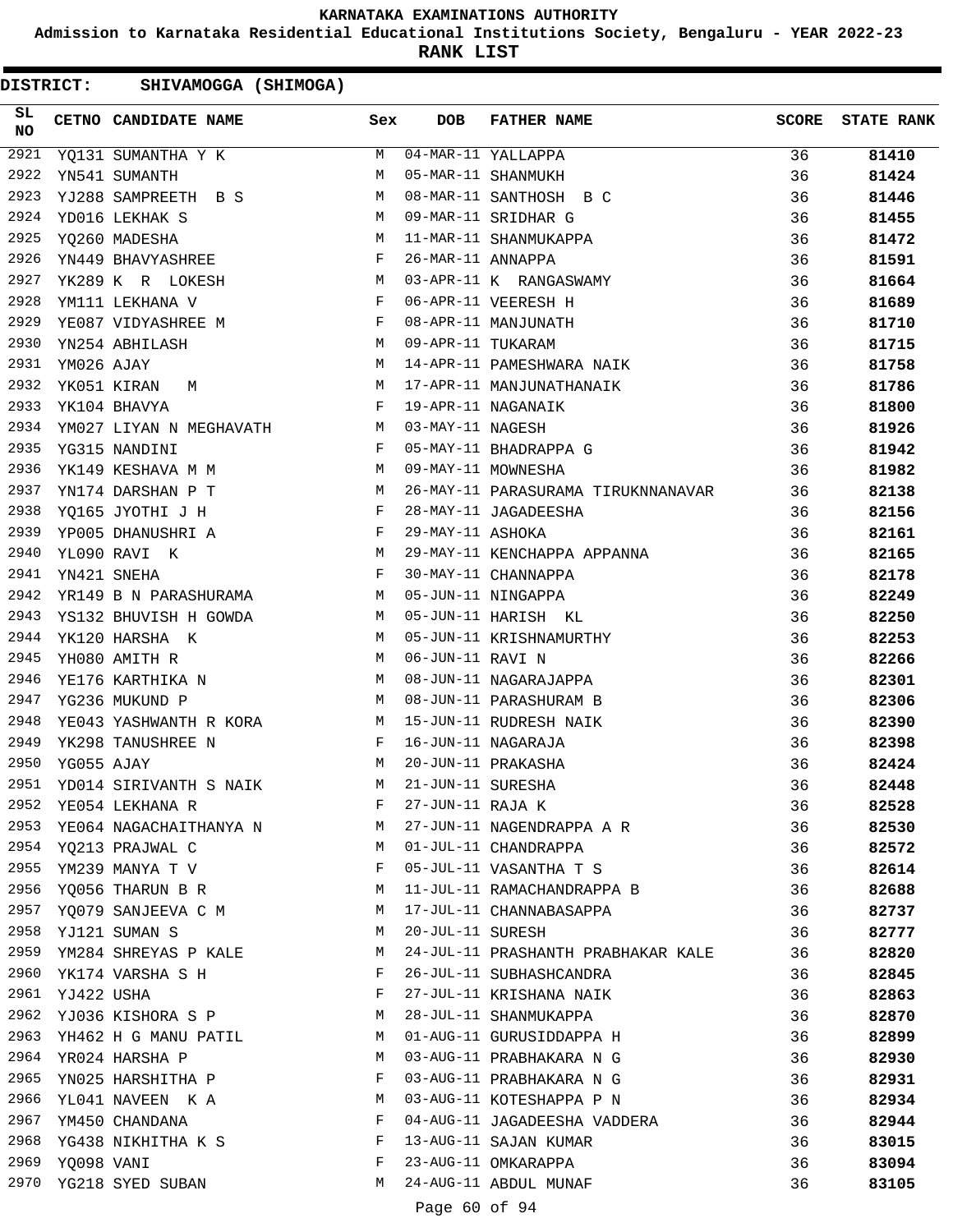# KARNATAKA EXAMINATIONS AUTHORITY

**Admission to Karnataka Residential Educational Institutions Society, Bengaluru - YEAR 2022-23**

**RANK LIST**

**DISTRICT: SHIVAMOGGA (SHIMOGA)**

| SL NO | CETNO | CANDIDATE NAME | Sex | DOB | FATHER NAME | SCORE | STATE RANK |
|---|---|---|---|---|---|---|---|
| 2921 | YQ131 | SUMANTHA Y K | M | 04-MAR-11 | YALLAPPA | 36 | 81410 |
| 2922 | YN541 | SUMANTH | M | 05-MAR-11 | SHANMUKH | 36 | 81424 |
| 2923 | YJ288 | SAMPREETH B S | M | 08-MAR-11 | SANTHOSH B C | 36 | 81446 |
| 2924 | YD016 | LEKHAK S | M | 09-MAR-11 | SRIDHAR G | 36 | 81455 |
| 2925 | YQ260 | MADESHA | M | 11-MAR-11 | SHANMUKAPPA | 36 | 81472 |
| 2926 | YN449 | BHAVYASHREE | F | 26-MAR-11 | ANNAPPA | 36 | 81591 |
| 2927 | YK289 | K R LOKESH | M | 03-APR-11 | K RANGASWAMY | 36 | 81664 |
| 2928 | YM111 | LEKHANA V | F | 06-APR-11 | VEERESH H | 36 | 81689 |
| 2929 | YE087 | VIDYASHREE M | F | 08-APR-11 | MANJUNATH | 36 | 81710 |
| 2930 | YN254 | ABHILASH | M | 09-APR-11 | TUKARAM | 36 | 81715 |
| 2931 | YM026 | AJAY | M | 14-APR-11 | PAMESHWARA NAIK | 36 | 81758 |
| 2932 | YK051 | KIRAN M | M | 17-APR-11 | MANJUNATHANAIK | 36 | 81786 |
| 2933 | YK104 | BHAVYA | F | 19-APR-11 | NAGANAIK | 36 | 81800 |
| 2934 | YM027 | LIYAN N MEGHAVATH | M | 03-MAY-11 | NAGESH | 36 | 81926 |
| 2935 | YG315 | NANDINI | F | 05-MAY-11 | BHADRAPPA G | 36 | 81942 |
| 2936 | YK149 | KESHAVA M M | M | 09-MAY-11 | MOWNESHA | 36 | 81982 |
| 2937 | YN174 | DARSHAN P T | M | 26-MAY-11 | PARASURAMA TIRUKNNANAVAR | 36 | 82138 |
| 2938 | YQ165 | JYOTHI J H | F | 28-MAY-11 | JAGADEESHA | 36 | 82156 |
| 2939 | YP005 | DHANUSHRI A | F | 29-MAY-11 | ASHOKA | 36 | 82161 |
| 2940 | YL090 | RAVI K | M | 29-MAY-11 | KENCHAPPA APPANNA | 36 | 82165 |
| 2941 | YN421 | SNEHA | F | 30-MAY-11 | CHANNAPPA | 36 | 82178 |
| 2942 | YR149 | B N PARASHURAMA | M | 05-JUN-11 | NINGAPPA | 36 | 82249 |
| 2943 | YS132 | BHUVISH H GOWDA | M | 05-JUN-11 | HARISH KL | 36 | 82250 |
| 2944 | YK120 | HARSHA K | M | 05-JUN-11 | KRISHNAMURTHY | 36 | 82253 |
| 2945 | YH080 | AMITH R | M | 06-JUN-11 | RAVI N | 36 | 82266 |
| 2946 | YE176 | KARTHIKA N | M | 08-JUN-11 | NAGARAJAPPA | 36 | 82301 |
| 2947 | YG236 | MUKUND P | M | 08-JUN-11 | PARASHURAM B | 36 | 82306 |
| 2948 | YE043 | YASHWANTH R KORA | M | 15-JUN-11 | RUDRESH NAIK | 36 | 82390 |
| 2949 | YK298 | TANUSHREE N | F | 16-JUN-11 | NAGARAJA | 36 | 82398 |
| 2950 | YG055 | AJAY | M | 20-JUN-11 | PRAKASHA | 36 | 82424 |
| 2951 | YD014 | SIRIVANTH S NAIK | M | 21-JUN-11 | SURESHA | 36 | 82448 |
| 2952 | YE054 | LEKHANA R | F | 27-JUN-11 | RAJA K | 36 | 82528 |
| 2953 | YE064 | NAGACHAITHANYA N | M | 27-JUN-11 | NAGENDRAPPA A R | 36 | 82530 |
| 2954 | YQ213 | PRAJWAL C | M | 01-JUL-11 | CHANDRAPPA | 36 | 82572 |
| 2955 | YM239 | MANYA T V | F | 05-JUL-11 | VASANTHA T S | 36 | 82614 |
| 2956 | YQ056 | THARUN B R | M | 11-JUL-11 | RAMACHANDRAPPA B | 36 | 82688 |
| 2957 | YQ079 | SANJEEVA C M | M | 17-JUL-11 | CHANNABASAPPA | 36 | 82737 |
| 2958 | YJ121 | SUMAN S | M | 20-JUL-11 | SURESH | 36 | 82777 |
| 2959 | YM284 | SHREYAS P KALE | M | 24-JUL-11 | PRASHANTH PRABHAKAR KALE | 36 | 82820 |
| 2960 | YK174 | VARSHA S H | F | 26-JUL-11 | SUBHASHCANDRA | 36 | 82845 |
| 2961 | YJ422 | USHA | F | 27-JUL-11 | KRISHANA NAIK | 36 | 82863 |
| 2962 | YJ036 | KISHORA S P | M | 28-JUL-11 | SHANMUKAPPA | 36 | 82870 |
| 2963 | YH462 | H G MANU PATIL | M | 01-AUG-11 | GURUSIDDAPPA H | 36 | 82899 |
| 2964 | YR024 | HARSHA P | M | 03-AUG-11 | PRABHAKARA N G | 36 | 82930 |
| 2965 | YN025 | HARSHITHA P | F | 03-AUG-11 | PRABHAKARA N G | 36 | 82931 |
| 2966 | YL041 | NAVEEN K A | M | 03-AUG-11 | KOTESHAPPA P N | 36 | 82934 |
| 2967 | YM450 | CHANDANA | F | 04-AUG-11 | JAGADEESHA VADDERA | 36 | 82944 |
| 2968 | YG438 | NIKHITHA K S | F | 13-AUG-11 | SAJAN KUMAR | 36 | 83015 |
| 2969 | YQ098 | VANI | F | 23-AUG-11 | OMKARAPPA | 36 | 83094 |
| 2970 | YG218 | SYED SUBAN | M | 24-AUG-11 | ABDUL MUNAF | 36 | 83105 |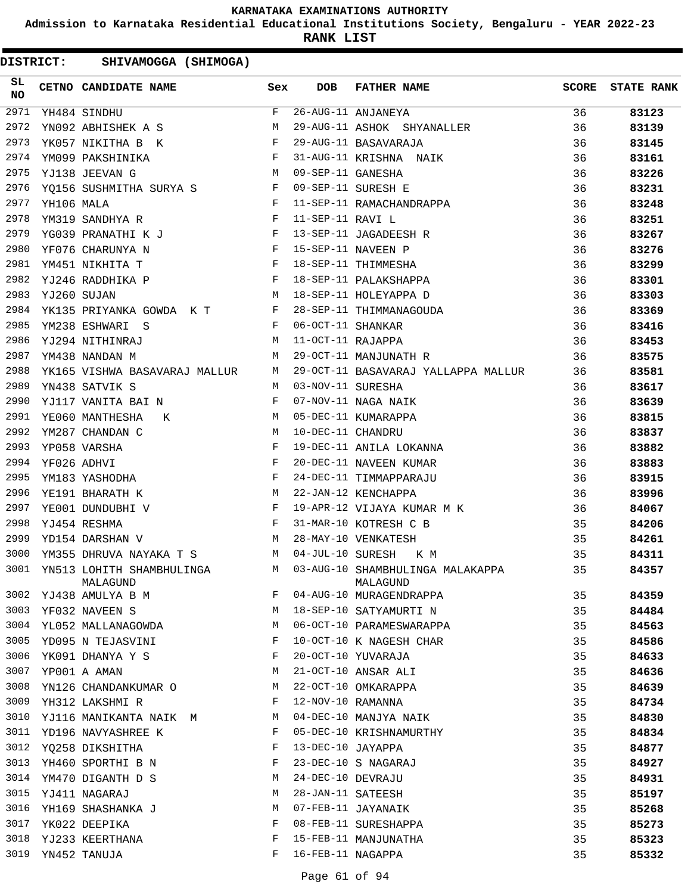# KARNATAKA EXAMINATIONS AUTHORITY

**Admission to Karnataka Residential Educational Institutions Society, Bengaluru - YEAR 2022-23**

**RANK LIST**

**DISTRICT: SHIVAMOGGA (SHIMOGA)**

| SL NO | CETNO | CANDIDATE NAME | Sex | DOB | FATHER NAME | SCORE | STATE RANK |
|---|---|---|---|---|---|---|---|
| 2971 | YH484 | SINDHU | F | 26-AUG-11 | ANJANEYA | 36 | 83123 |
| 2972 | YN092 | ABHISHEK A S | M | 29-AUG-11 | ASHOK SHYANALLER | 36 | 83139 |
| 2973 | YK057 | NIKITHA B K | F | 29-AUG-11 | BASAVARAJA | 36 | 83145 |
| 2974 | YM099 | PAKSHINIKA | F | 31-AUG-11 | KRISHNA NAIK | 36 | 83161 |
| 2975 | YJ138 | JEEVAN G | M | 09-SEP-11 | GANESHA | 36 | 83226 |
| 2976 | YQ156 | SUSHMITHA SURYA S | F | 09-SEP-11 | SURESH E | 36 | 83231 |
| 2977 | YH106 | MALA | F | 11-SEP-11 | RAMACHANDRAPPA | 36 | 83248 |
| 2978 | YM319 | SANDHYA R | F | 11-SEP-11 | RAVI L | 36 | 83251 |
| 2979 | YG039 | PRANATHI K J | F | 13-SEP-11 | JAGADEESH R | 36 | 83267 |
| 2980 | YF076 | CHARUNYA N | F | 15-SEP-11 | NAVEEN P | 36 | 83276 |
| 2981 | YM451 | NIKHITA T | F | 18-SEP-11 | THIMMESHA | 36 | 83299 |
| 2982 | YJ246 | RADDHIKA P | F | 18-SEP-11 | PALAKSHAPPA | 36 | 83301 |
| 2983 | YJ260 | SUJAN | M | 18-SEP-11 | HOLEYAPPA D | 36 | 83303 |
| 2984 | YK135 | PRIYANKA GOWDA K T | F | 28-SEP-11 | THIMMANAGOUDA | 36 | 83369 |
| 2985 | YM238 | ESHWARI S | F | 06-OCT-11 | SHANKAR | 36 | 83416 |
| 2986 | YJ294 | NITHINRAJ | M | 11-OCT-11 | RAJAPPA | 36 | 83453 |
| 2987 | YM438 | NANDAN M | M | 29-OCT-11 | MANJUNATH R | 36 | 83575 |
| 2988 | YK165 | VISHWA BASAVARAJ MALLUR | M | 29-OCT-11 | BASAVARAJ YALLAPPA MALLUR | 36 | 83581 |
| 2989 | YN438 | SATVIK S | M | 03-NOV-11 | SURESHA | 36 | 83617 |
| 2990 | YJ117 | VANITA BAI N | F | 07-NOV-11 | NAGA NAIK | 36 | 83639 |
| 2991 | YE060 | MANTHESHA K | M | 05-DEC-11 | KUMARAPPA | 36 | 83815 |
| 2992 | YM287 | CHANDAN C | M | 10-DEC-11 | CHANDRU | 36 | 83837 |
| 2993 | YP058 | VARSHA | F | 19-DEC-11 | ANILA LOKANNA | 36 | 83882 |
| 2994 | YF026 | ADHVI | F | 20-DEC-11 | NAVEEN KUMAR | 36 | 83883 |
| 2995 | YM183 | YASHODHA | F | 24-DEC-11 | TIMMAPPARAJU | 36 | 83915 |
| 2996 | YE191 | BHARATH K | M | 22-JAN-12 | KENCHAPPA | 36 | 83996 |
| 2997 | YE001 | DUNDUBHI V | F | 19-APR-12 | VIJAYA KUMAR M K | 36 | 84067 |
| 2998 | YJ454 | RESHMA | F | 31-MAR-10 | KOTRESH C B | 35 | 84206 |
| 2999 | YD154 | DARSHAN V | M | 28-MAY-10 | VENKATESH | 35 | 84261 |
| 3000 | YM355 | DHRUVA NAYAKA T S | M | 04-JUL-10 | SURESH K M | 35 | 84311 |
| 3001 | YN513 | LOHITH SHAMBHULINGA MALAGUND | M | 03-AUG-10 | SHAMBHULINGA MALAKAPPA MALAGUND | 35 | 84357 |
| 3002 | YJ438 | AMULYA B M | F | 04-AUG-10 | MURAGENDRAPPA | 35 | 84359 |
| 3003 | YF032 | NAVEEN S | M | 18-SEP-10 | SATYAMURTI N | 35 | 84484 |
| 3004 | YL052 | MALLANAGOWDA | M | 06-OCT-10 | PARAMESWARAPPA | 35 | 84563 |
| 3005 | YD095 | N TEJASVINI | F | 10-OCT-10 | K NAGESH CHAR | 35 | 84586 |
| 3006 | YK091 | DHANYA Y S | F | 20-OCT-10 | YUVARAJA | 35 | 84633 |
| 3007 | YP001 | A AMAN | M | 21-OCT-10 | ANSAR ALI | 35 | 84636 |
| 3008 | YN126 | CHANDANKUMAR O | M | 22-OCT-10 | OMKARAPPA | 35 | 84639 |
| 3009 | YH312 | LAKSHMI R | F | 12-NOV-10 | RAMANNA | 35 | 84734 |
| 3010 | YJ116 | MANIKANTA NAIK M | M | 04-DEC-10 | MANJYA NAIK | 35 | 84830 |
| 3011 | YD196 | NAVYASHREE K | F | 05-DEC-10 | KRISHNAMURTHY | 35 | 84834 |
| 3012 | YQ258 | DIKSHITHA | F | 13-DEC-10 | JAYAPPA | 35 | 84877 |
| 3013 | YH460 | SPORTHI B N | F | 23-DEC-10 | S NAGARAJ | 35 | 84927 |
| 3014 | YM470 | DIGANTH D S | M | 24-DEC-10 | DEVRAJU | 35 | 84931 |
| 3015 | YJ411 | NAGARAJ | M | 28-JAN-11 | SATEESH | 35 | 85197 |
| 3016 | YH169 | SHASHANKA J | M | 07-FEB-11 | JAYANAIK | 35 | 85268 |
| 3017 | YK022 | DEEPIKA | F | 08-FEB-11 | SURESHAPPA | 35 | 85273 |
| 3018 | YJ233 | KEERTHANA | F | 15-FEB-11 | MANJUNATHA | 35 | 85323 |
| 3019 | YN452 | TANUJA | F | 16-FEB-11 | NAGAPPA | 35 | 85332 |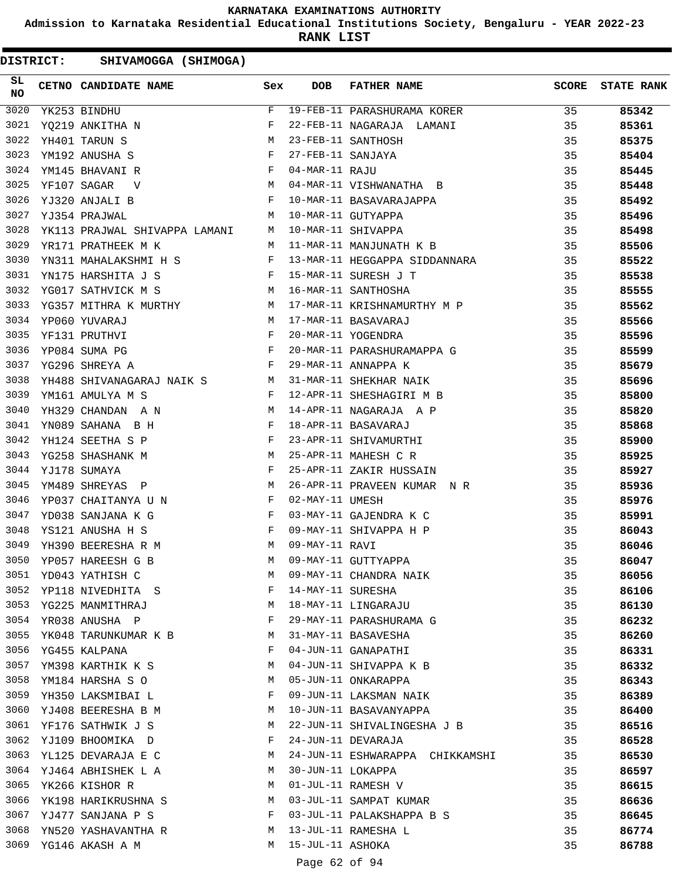KARNATAKA EXAMINATIONS AUTHORITY

Admission to Karnataka Residential Educational Institutions Society, Bengaluru - YEAR 2022-23

**RANK LIST**

**DISTRICT: SHIVAMOGGA (SHIMOGA)**

| SL NO | CETNO | CANDIDATE NAME | Sex | DOB | FATHER NAME | SCORE | STATE RANK |
|---|---|---|---|---|---|---|---|
| 3020 | YK253 | BINDHU | F | 19-FEB-11 | PARASHURAMA KORER | 35 | **85342** |
| 3021 | YQ219 | ANKITHA N | F | 22-FEB-11 | NAGARAJA LAMANI | 35 | **85361** |
| 3022 | YH401 | TARUN S | M | 23-FEB-11 | SANTHOSH | 35 | **85375** |
| 3023 | YM192 | ANUSHA S | F | 27-FEB-11 | SANJAYA | 35 | **85404** |
| 3024 | YM145 | BHAVANI R | F | 04-MAR-11 | RAJU | 35 | **85445** |
| 3025 | YF107 | SAGAR V | M | 04-MAR-11 | VISHWANATHA B | 35 | **85448** |
| 3026 | YJ320 | ANJALI B | F | 10-MAR-11 | BASAVARAJAPPA | 35 | **85492** |
| 3027 | YJ354 | PRAJWAL | M | 10-MAR-11 | GUTYAPPA | 35 | **85496** |
| 3028 | YK113 | PRAJWAL SHIVAPPA LAMANI | M | 10-MAR-11 | SHIVAPPA | 35 | **85498** |
| 3029 | YR171 | PRATHEEK M K | M | 11-MAR-11 | MANJUNATH K B | 35 | **85506** |
| 3030 | YN311 | MAHALAKSHMI H S | F | 13-MAR-11 | HEGGAPPA SIDDANNARA | 35 | **85522** |
| 3031 | YN175 | HARSHITA J S | F | 15-MAR-11 | SURESH J T | 35 | **85538** |
| 3032 | YG017 | SATHVICK M S | M | 16-MAR-11 | SANTHOSHA | 35 | **85555** |
| 3033 | YG357 | MITHRA K MURTHY | M | 17-MAR-11 | KRISHNAMURTHY M P | 35 | **85562** |
| 3034 | YP060 | YUVARAJ | M | 17-MAR-11 | BASAVARAJ | 35 | **85566** |
| 3035 | YF131 | PRUTHVI | F | 20-MAR-11 | YOGENDRA | 35 | **85596** |
| 3036 | YP084 | SUMA PG | F | 20-MAR-11 | PARASHURAMAPPA G | 35 | **85599** |
| 3037 | YG296 | SHREYA A | F | 29-MAR-11 | ANNAPPA K | 35 | **85679** |
| 3038 | YH488 | SHIVANAGARAJ NAIK S | M | 31-MAR-11 | SHEKHAR NAIK | 35 | **85696** |
| 3039 | YM161 | AMULYA M S | F | 12-APR-11 | SHESHAGIRI M B | 35 | **85800** |
| 3040 | YH329 | CHANDAN A N | M | 14-APR-11 | NAGARAJA A P | 35 | **85820** |
| 3041 | YN089 | SAHANA B H | F | 18-APR-11 | BASAVARAJ | 35 | **85868** |
| 3042 | YH124 | SEETHA S P | F | 23-APR-11 | SHIVAMURTHI | 35 | **85900** |
| 3043 | YG258 | SHASHANK M | M | 25-APR-11 | MAHESH C R | 35 | **85925** |
| 3044 | YJ178 | SUMAYA | F | 25-APR-11 | ZAKIR HUSSAIN | 35 | **85927** |
| 3045 | YM489 | SHREYAS P | M | 26-APR-11 | PRAVEEN KUMAR N R | 35 | **85936** |
| 3046 | YP037 | CHAITANYA U N | F | 02-MAY-11 | UMESH | 35 | **85976** |
| 3047 | YD038 | SANJANA K G | F | 03-MAY-11 | GAJENDRA K C | 35 | **85991** |
| 3048 | YS121 | ANUSHA H S | F | 09-MAY-11 | SHIVAPPA H P | 35 | **86043** |
| 3049 | YH390 | BEERESHA R M | M | 09-MAY-11 | RAVI | 35 | **86046** |
| 3050 | YP057 | HAREESH G B | M | 09-MAY-11 | GUTTYAPPA | 35 | **86047** |
| 3051 | YD043 | YATHISH C | M | 09-MAY-11 | CHANDRA NAIK | 35 | **86056** |
| 3052 | YP118 | NIVEDHITA S | F | 14-MAY-11 | SURESHA | 35 | **86106** |
| 3053 | YG225 | MANMITHRAJ | M | 18-MAY-11 | LINGARAJU | 35 | **86130** |
| 3054 | YR038 | ANUSHA P | F | 29-MAY-11 | PARASHURAMA G | 35 | **86232** |
| 3055 | YK048 | TARUNKUMAR K B | M | 31-MAY-11 | BASAVESHA | 35 | **86260** |
| 3056 | YG455 | KALPANA | F | 04-JUN-11 | GANAPATHI | 35 | **86331** |
| 3057 | YM398 | KARTHIK K S | M | 04-JUN-11 | SHIVAPPA K B | 35 | **86332** |
| 3058 | YM184 | HARSHA S O | M | 05-JUN-11 | ONKARAPPA | 35 | **86343** |
| 3059 | YH350 | LAKSMIBAI L | F | 09-JUN-11 | LAKSMAN NAIK | 35 | **86389** |
| 3060 | YJ408 | BEERESHA B M | M | 10-JUN-11 | BASAVANYAPPA | 35 | **86400** |
| 3061 | YF176 | SATHWIK J S | M | 22-JUN-11 | SHIVALINGESHA J B | 35 | **86516** |
| 3062 | YJ109 | BHOOMIKA D | F | 24-JUN-11 | DEVARAJA | 35 | **86528** |
| 3063 | YL125 | DEVARAJA E C | M | 24-JUN-11 | ESHWARAPPA CHIKKAMSHI | 35 | **86530** |
| 3064 | YJ464 | ABHISHEK L A | M | 30-JUN-11 | LOKAPPA | 35 | **86597** |
| 3065 | YK266 | KISHOR R | M | 01-JUL-11 | RAMESH V | 35 | **86615** |
| 3066 | YK198 | HARIKRUSHNA S | M | 03-JUL-11 | SAMPAT KUMAR | 35 | **86636** |
| 3067 | YJ477 | SANJANA P S | F | 03-JUL-11 | PALAKSHAPPA B S | 35 | **86645** |
| 3068 | YN520 | YASHAVANTHA R | M | 13-JUL-11 | RAMESHA L | 35 | **86774** |
| 3069 | YG146 | AKASH A M | M | 15-JUL-11 | ASHOKA | 35 | **86788** |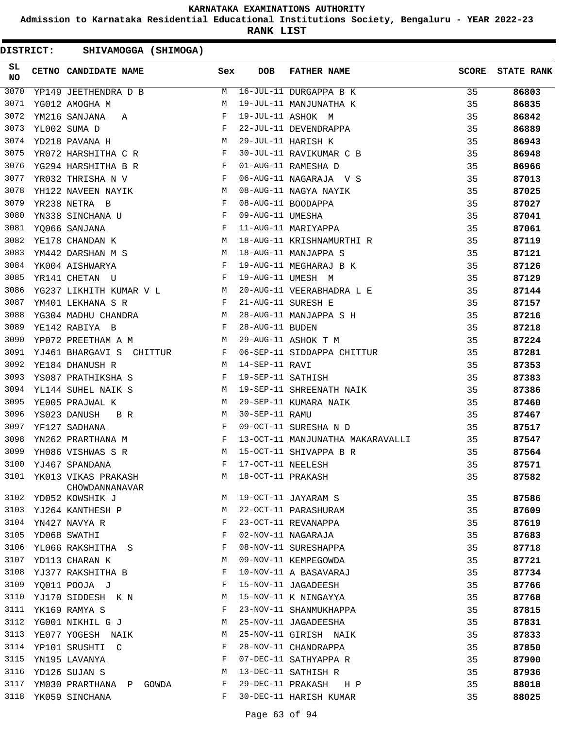# KARNATAKA EXAMINATIONS AUTHORITY

**Admission to Karnataka Residential Educational Institutions Society, Bengaluru - YEAR 2022-23**

**RANK LIST**

**DISTRICT: SHIVAMOGGA (SHIMOGA)**

| SL NO | CETNO | CANDIDATE NAME | Sex | DOB | FATHER NAME | SCORE | STATE RANK |
|---|---|---|---|---|---|---|---|
| 3070 | YP149 | JEETHENDRA D B | M | 16-JUL-11 | DURGAPPA B K | 35 | **86803** |
| 3071 | YG012 | AMOGHA M | M | 19-JUL-11 | MANJUNATHA K | 35 | **86835** |
| 3072 | YM216 | SANJANA A | F | 19-JUL-11 | ASHOK M | 35 | **86842** |
| 3073 | YL002 | SUMA D | F | 22-JUL-11 | DEVENDRAPPA | 35 | **86889** |
| 3074 | YD218 | PAVANA H | M | 29-JUL-11 | HARISH K | 35 | **86943** |
| 3075 | YR072 | HARSHITHA C R | F | 30-JUL-11 | RAVIKUMAR C B | 35 | **86948** |
| 3076 | YG294 | HARSHITHA B R | F | 01-AUG-11 | RAMESHA D | 35 | **86966** |
| 3077 | YR032 | THRISHA N V | F | 06-AUG-11 | NAGARAJA V S | 35 | **87013** |
| 3078 | YH122 | NAVEEN NAYIK | M | 08-AUG-11 | NAGYA NAYIK | 35 | **87025** |
| 3079 | YR238 | NETRA B | F | 08-AUG-11 | BOODAPPA | 35 | **87027** |
| 3080 | YN338 | SINCHANA U | F | 09-AUG-11 | UMESHA | 35 | **87041** |
| 3081 | YQ066 | SANJANA | F | 11-AUG-11 | MARIYAPPA | 35 | **87061** |
| 3082 | YE178 | CHANDAN K | M | 18-AUG-11 | KRISHNAMURTHI R | 35 | **87119** |
| 3083 | YM442 | DARSHAN M S | M | 18-AUG-11 | MANJAPPA S | 35 | **87121** |
| 3084 | YK004 | AISHWARYA | F | 19-AUG-11 | MEGHARAJ B K | 35 | **87126** |
| 3085 | YR141 | CHETAN U | F | 19-AUG-11 | UMESH M | 35 | **87129** |
| 3086 | YG237 | LIKHITH KUMAR V L | M | 20-AUG-11 | VEERABHADRA L E | 35 | **87144** |
| 3087 | YM401 | LEKHANA S R | F | 21-AUG-11 | SURESH E | 35 | **87157** |
| 3088 | YG304 | MADHU CHANDRA | M | 28-AUG-11 | MANJAPPA S H | 35 | **87216** |
| 3089 | YE142 | RABIYA B | F | 28-AUG-11 | BUDEN | 35 | **87218** |
| 3090 | YP072 | PREETHAM A M | M | 29-AUG-11 | ASHOK T M | 35 | **87224** |
| 3091 | YJ461 | BHARGAVI S CHITTUR | F | 06-SEP-11 | SIDDAPPA CHITTUR | 35 | **87281** |
| 3092 | YE184 | DHANUSH R | M | 14-SEP-11 | RAVI | 35 | **87353** |
| 3093 | YS087 | PRATHIKSHA S | F | 19-SEP-11 | SATHISH | 35 | **87383** |
| 3094 | YL144 | SUHEL NAIK S | M | 19-SEP-11 | SHREENATH NAIK | 35 | **87386** |
| 3095 | YE005 | PRAJWAL K | M | 29-SEP-11 | KUMARA NAIK | 35 | **87460** |
| 3096 | YS023 | DANUSH B R | M | 30-SEP-11 | RAMU | 35 | **87467** |
| 3097 | YF127 | SADHANA | F | 09-OCT-11 | SURESHA N D | 35 | **87517** |
| 3098 | YN262 | PRARTHANA M | F | 13-OCT-11 | MANJUNATHA MAKARAVALLI | 35 | **87547** |
| 3099 | YH086 | VISHWAS S R | M | 15-OCT-11 | SHIVAPPA B R | 35 | **87564** |
| 3100 | YJ467 | SPANDANA | F | 17-OCT-11 | NEELESH | 35 | **87571** |
| 3101 | YK013 | VIKAS PRAKASH CHOWDANNANAVAR | M | 18-OCT-11 | PRAKASH | 35 | **87582** |
| 3102 | YD052 | KOWSHIK J | M | 19-OCT-11 | JAYARAM S | 35 | **87586** |
| 3103 | YJ264 | KANTHESH P | M | 22-OCT-11 | PARASHURAM | 35 | **87609** |
| 3104 | YN427 | NAVYA R | F | 23-OCT-11 | REVANAPPA | 35 | **87619** |
| 3105 | YD068 | SWATHI | F | 02-NOV-11 | NAGARAJA | 35 | **87683** |
| 3106 | YL066 | RAKSHITHA S | F | 08-NOV-11 | SURESHAPPA | 35 | **87718** |
| 3107 | YD113 | CHARAN K | M | 09-NOV-11 | KEMPEGOWDA | 35 | **87721** |
| 3108 | YJ377 | RAKSHITHA B | F | 10-NOV-11 | A BASAVARAJ | 35 | **87734** |
| 3109 | YQ011 | POOJA J | F | 15-NOV-11 | JAGADEESH | 35 | **87766** |
| 3110 | YJ170 | SIDDESH K N | M | 15-NOV-11 | K NINGAYYA | 35 | **87768** |
| 3111 | YK169 | RAMYA S | F | 23-NOV-11 | SHANMUKHAPPA | 35 | **87815** |
| 3112 | YG001 | NIKHIL G J | M | 25-NOV-11 | JAGADEESHA | 35 | **87831** |
| 3113 | YE077 | YOGESH NAIK | M | 25-NOV-11 | GIRISH NAIK | 35 | **87833** |
| 3114 | YP101 | SRUSHTI C | F | 28-NOV-11 | CHANDRAPPA | 35 | **87850** |
| 3115 | YN195 | LAVANYA | F | 07-DEC-11 | SATHYAPPA R | 35 | **87900** |
| 3116 | YD126 | SUJAN S | M | 13-DEC-11 | SATHISH R | 35 | **87936** |
| 3117 | YM030 | PRARTHANA P GOWDA | F | 29-DEC-11 | PRAKASH H P | 35 | **88018** |
| 3118 | YK059 | SINCHANA | F | 30-DEC-11 | HARISH KUMAR | 35 | **88025** |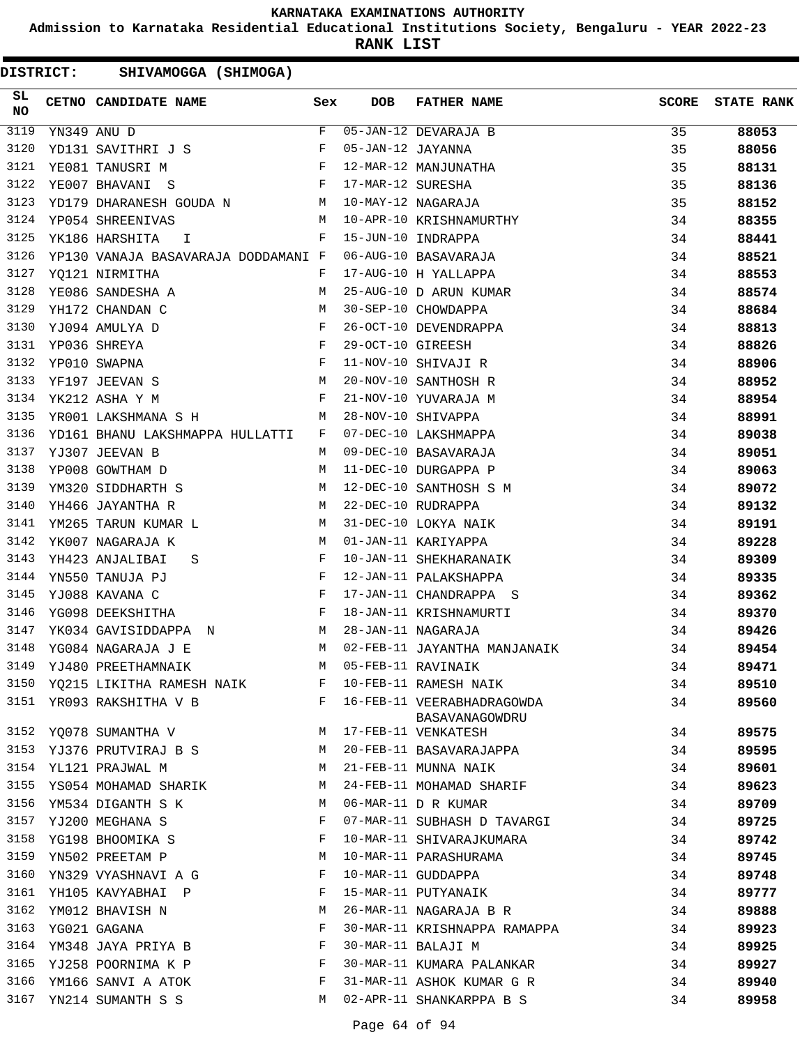KARNATAKA EXAMINATIONS AUTHORITY

Admission to Karnataka Residential Educational Institutions Society, Bengaluru - YEAR 2022-23

**RANK LIST**

**DISTRICT: SHIVAMOGGA (SHIMOGA)**

| SL NO | CETNO | CANDIDATE NAME | Sex | DOB | FATHER NAME | SCORE | STATE RANK |
|---|---|---|---|---|---|---|---|
| 3119 | YN349 | ANU D | F | 05-JAN-12 | DEVARAJA B | 35 | **88053** |
| 3120 | YD131 | SAVITHRI J S | F | 05-JAN-12 | JAYANNA | 35 | **88056** |
| 3121 | YE081 | TANUSRI M | F | 12-MAR-12 | MANJUNATHA | 35 | **88131** |
| 3122 | YE007 | BHAVANI S | F | 17-MAR-12 | SURESHA | 35 | **88136** |
| 3123 | YD179 | DHARANESH GOUDA N | M | 10-MAY-12 | NAGARAJA | 35 | **88152** |
| 3124 | YP054 | SHREENIVAS | M | 10-APR-10 | KRISHNAMURTHY | 34 | **88355** |
| 3125 | YK186 | HARSHITA I | F | 15-JUN-10 | INDRAPPA | 34 | **88441** |
| 3126 | YP130 | VANAJA BASAVARAJA DODDAMANI | F | 06-AUG-10 | BASAVARAJA | 34 | **88521** |
| 3127 | YQ121 | NIRMITHA | F | 17-AUG-10 | H YALLAPPA | 34 | **88553** |
| 3128 | YE086 | SANDESHA A | M | 25-AUG-10 | D ARUN KUMAR | 34 | **88574** |
| 3129 | YH172 | CHANDAN C | M | 30-SEP-10 | CHOWDAPPA | 34 | **88684** |
| 3130 | YJ094 | AMULYA D | F | 26-OCT-10 | DEVENDRAPPA | 34 | **88813** |
| 3131 | YP036 | SHREYA | F | 29-OCT-10 | GIREESH | 34 | **88826** |
| 3132 | YP010 | SWAPNA | F | 11-NOV-10 | SHIVAJI R | 34 | **88906** |
| 3133 | YF197 | JEEVAN S | M | 20-NOV-10 | SANTHOSH R | 34 | **88952** |
| 3134 | YK212 | ASHA Y M | F | 21-NOV-10 | YUVARAJA M | 34 | **88954** |
| 3135 | YR001 | LAKSHMANA S H | M | 28-NOV-10 | SHIVAPPA | 34 | **88991** |
| 3136 | YD161 | BHANU LAKSHMAPPA HULLATTI | F | 07-DEC-10 | LAKSHMAPPA | 34 | **89038** |
| 3137 | YJ307 | JEEVAN B | M | 09-DEC-10 | BASAVARAJA | 34 | **89051** |
| 3138 | YP008 | GOWTHAM D | M | 11-DEC-10 | DURGAPPA P | 34 | **89063** |
| 3139 | YM320 | SIDDHARTH S | M | 12-DEC-10 | SANTHOSH S M | 34 | **89072** |
| 3140 | YH466 | JAYANTHA R | M | 22-DEC-10 | RUDRAPPA | 34 | **89132** |
| 3141 | YM265 | TARUN KUMAR L | M | 31-DEC-10 | LOKYA NAIK | 34 | **89191** |
| 3142 | YK007 | NAGARAJA K | M | 01-JAN-11 | KARIYAPPA | 34 | **89228** |
| 3143 | YH423 | ANJALIBAI S | F | 10-JAN-11 | SHEKHARANAIK | 34 | **89309** |
| 3144 | YN550 | TANUJA PJ | F | 12-JAN-11 | PALAKSHAPPA | 34 | **89335** |
| 3145 | YJ088 | KAVANA C | F | 17-JAN-11 | CHANDRAPPA S | 34 | **89362** |
| 3146 | YG098 | DEEKSHITHA | F | 18-JAN-11 | KRISHNAMURTI | 34 | **89370** |
| 3147 | YK034 | GAVISIDDAPPA N | M | 28-JAN-11 | NAGARAJA | 34 | **89426** |
| 3148 | YG084 | NAGARAJA J E | M | 02-FEB-11 | JAYANTHA MANJANAIK | 34 | **89454** |
| 3149 | YJ480 | PREETHAMNAIK | M | 05-FEB-11 | RAVINAIK | 34 | **89471** |
| 3150 | YQ215 | LIKITHA RAMESH NAIK | F | 10-FEB-11 | RAMESH NAIK | 34 | **89510** |
| 3151 | YR093 | RAKSHITHA V B | F | 16-FEB-11 | VEERABHADRAGOWDA BASAVANAGOWDRU | 34 | **89560** |
| 3152 | YQ078 | SUMANTHA V | M | 17-FEB-11 | VENKATESH | 34 | **89575** |
| 3153 | YJ376 | PRUTVIRAJ B S | M | 20-FEB-11 | BASAVARAJAPPA | 34 | **89595** |
| 3154 | YL121 | PRAJWAL M | M | 21-FEB-11 | MUNNA NAIK | 34 | **89601** |
| 3155 | YS054 | MOHAMAD SHARIK | M | 24-FEB-11 | MOHAMAD SHARIF | 34 | **89623** |
| 3156 | YM534 | DIGANTH S K | M | 06-MAR-11 | D R KUMAR | 34 | **89709** |
| 3157 | YJ200 | MEGHANA S | F | 07-MAR-11 | SUBHASH D TAVARGI | 34 | **89725** |
| 3158 | YG198 | BHOOMIKA S | F | 10-MAR-11 | SHIVARAJKUMARA | 34 | **89742** |
| 3159 | YN502 | PREETAM P | M | 10-MAR-11 | PARASHURAMA | 34 | **89745** |
| 3160 | YN329 | VYASHNAVI A G | F | 10-MAR-11 | GUDDAPPA | 34 | **89748** |
| 3161 | YH105 | KAVYABHAI P | F | 15-MAR-11 | PUTYANAIK | 34 | **89777** |
| 3162 | YM012 | BHAVISH N | M | 26-MAR-11 | NAGARAJA B R | 34 | **89888** |
| 3163 | YG021 | GAGANA | F | 30-MAR-11 | KRISHNAPPA RAMAPPA | 34 | **89923** |
| 3164 | YM348 | JAYA PRIYA B | F | 30-MAR-11 | BALAJI M | 34 | **89925** |
| 3165 | YJ258 | POORNIMA K P | F | 30-MAR-11 | KUMARA PALANKAR | 34 | **89927** |
| 3166 | YM166 | SANVI A ATOK | F | 31-MAR-11 | ASHOK KUMAR G R | 34 | **89940** |
| 3167 | YN214 | SUMANTH S S | M | 02-APR-11 | SHANKARPPA B S | 34 | **89958** |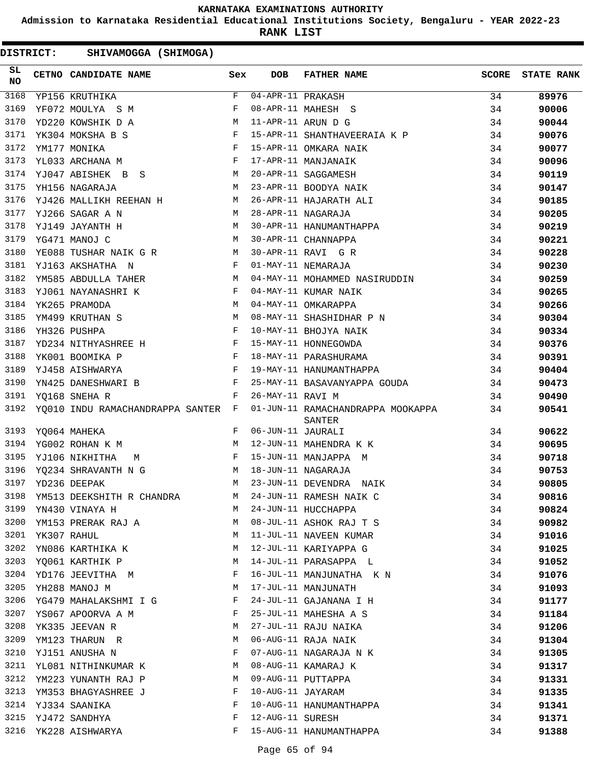KARNATAKA EXAMINATIONS AUTHORITY

Admission to Karnataka Residential Educational Institutions Society, Bengaluru - YEAR 2022-23

RANK LIST

DISTRICT: SHIVAMOGGA (SHIMOGA)

| SL NO | CETNO | CANDIDATE NAME | Sex | DOB | FATHER NAME | SCORE | STATE RANK |
|---|---|---|---|---|---|---|---|
| 3168 | YP156 | KRUTHIKA | F | 04-APR-11 | PRAKASH | 34 | 89976 |
| 3169 | YF072 | MOULYA S M | F | 08-APR-11 | MAHESH S | 34 | 90006 |
| 3170 | YD220 | KOWSHIK D A | M | 11-APR-11 | ARUN D G | 34 | 90044 |
| 3171 | YK304 | MOKSHA B S | F | 15-APR-11 | SHANTHAVEERAIA K P | 34 | 90076 |
| 3172 | YM177 | MONIKA | F | 15-APR-11 | OMKARA NAIK | 34 | 90077 |
| 3173 | YL033 | ARCHANA M | F | 17-APR-11 | MANJANAIK | 34 | 90096 |
| 3174 | YJ047 | ABISHEK B S | M | 20-APR-11 | SAGGAMESH | 34 | 90119 |
| 3175 | YH156 | NAGARAJA | M | 23-APR-11 | BOODYA NAIK | 34 | 90147 |
| 3176 | YJ426 | MALLIKH REEHAN H | M | 26-APR-11 | HAJARATH ALI | 34 | 90185 |
| 3177 | YJ266 | SAGAR A N | M | 28-APR-11 | NAGARAJA | 34 | 90205 |
| 3178 | YJ149 | JAYANTH H | M | 30-APR-11 | HANUMANTHAPPA | 34 | 90219 |
| 3179 | YG471 | MANOJ C | M | 30-APR-11 | CHANNAPPA | 34 | 90221 |
| 3180 | YE088 | TUSHAR NAIK G R | M | 30-APR-11 | RAVI G R | 34 | 90228 |
| 3181 | YJ163 | AKSHATHA N | F | 01-MAY-11 | NEMARAJA | 34 | 90230 |
| 3182 | YM585 | ABDULLA TAHER | M | 04-MAY-11 | MOHAMMED NASIRUDDIN | 34 | 90259 |
| 3183 | YJ061 | NAYANASHRI K | F | 04-MAY-11 | KUMAR NAIK | 34 | 90265 |
| 3184 | YK265 | PRAMODA | M | 04-MAY-11 | OMKARAPPA | 34 | 90266 |
| 3185 | YM499 | KRUTHAN S | M | 08-MAY-11 | SHASHIDHAR P N | 34 | 90304 |
| 3186 | YH326 | PUSHPA | F | 10-MAY-11 | BHOJYA NAIK | 34 | 90334 |
| 3187 | YD234 | NITHYASHREE H | F | 15-MAY-11 | HONNEGOWDA | 34 | 90376 |
| 3188 | YK001 | BOOMIKA P | F | 18-MAY-11 | PARASHURAMA | 34 | 90391 |
| 3189 | YJ458 | AISHWARYA | F | 19-MAY-11 | HANUMANTHAPPA | 34 | 90404 |
| 3190 | YN425 | DANESHWARI B | F | 25-MAY-11 | BASAVANYAPPA GOUDA | 34 | 90473 |
| 3191 | YQ168 | SNEHA R | F | 26-MAY-11 | RAVI M | 34 | 90490 |
| 3192 | YQ010 | INDU RAMACHANDRAPPA SANTER | F | 01-JUN-11 | RAMACHANDRAPPA MOOKAPPA SANTER | 34 | 90541 |
| 3193 | YQ064 | MAHEKA | F | 06-JUN-11 | JAURALI | 34 | 90622 |
| 3194 | YG002 | ROHAN K M | M | 12-JUN-11 | MAHENDRA K K | 34 | 90695 |
| 3195 | YJ106 | NIKHITHA M | F | 15-JUN-11 | MANJAPPA M | 34 | 90718 |
| 3196 | YQ234 | SHRAVANTH N G | M | 18-JUN-11 | NAGARAJA | 34 | 90753 |
| 3197 | YD236 | DEEPAK | M | 23-JUN-11 | DEVENDRA NAIK | 34 | 90805 |
| 3198 | YM513 | DEEKSHITH R CHANDRA | M | 24-JUN-11 | RAMESH NAIK C | 34 | 90816 |
| 3199 | YN430 | VINAYA H | M | 24-JUN-11 | HUCCHAPPA | 34 | 90824 |
| 3200 | YM153 | PRERAK RAJ A | M | 08-JUL-11 | ASHOK RAJ T S | 34 | 90982 |
| 3201 | YK307 | RAHUL | M | 11-JUL-11 | NAVEEN KUMAR | 34 | 91016 |
| 3202 | YN086 | KARTHIKA K | M | 12-JUL-11 | KARIYAPPA G | 34 | 91025 |
| 3203 | YQ061 | KARTHIK P | M | 14-JUL-11 | PARASAPPA L | 34 | 91052 |
| 3204 | YD176 | JEEVITHA M | F | 16-JUL-11 | MANJUNATHA K N | 34 | 91076 |
| 3205 | YH288 | MANOJ M | M | 17-JUL-11 | MANJUNATH | 34 | 91093 |
| 3206 | YG479 | MAHALAKSHMI I G | F | 24-JUL-11 | GAJANANA I H | 34 | 91177 |
| 3207 | YS067 | APOORVA A M | F | 25-JUL-11 | MAHESHA A S | 34 | 91184 |
| 3208 | YK335 | JEEVAN R | M | 27-JUL-11 | RAJU NAIKA | 34 | 91206 |
| 3209 | YM123 | THARUN R | M | 06-AUG-11 | RAJA NAIK | 34 | 91304 |
| 3210 | YJ151 | ANUSHA N | F | 07-AUG-11 | NAGARAJA N K | 34 | 91305 |
| 3211 | YL081 | NITHINKUMAR K | M | 08-AUG-11 | KAMARAJ K | 34 | 91317 |
| 3212 | YM223 | YUNANTH RAJ P | M | 09-AUG-11 | PUTTAPPA | 34 | 91331 |
| 3213 | YM353 | BHAGYASHREE J | F | 10-AUG-11 | JAYARAM | 34 | 91335 |
| 3214 | YJ334 | SAANIKA | F | 10-AUG-11 | HANUMANTHAPPA | 34 | 91341 |
| 3215 | YJ472 | SANDHYA | F | 12-AUG-11 | SURESH | 34 | 91371 |
| 3216 | YK228 | AISHWARYA | F | 15-AUG-11 | HANUMANTHAPPA | 34 | 91388 |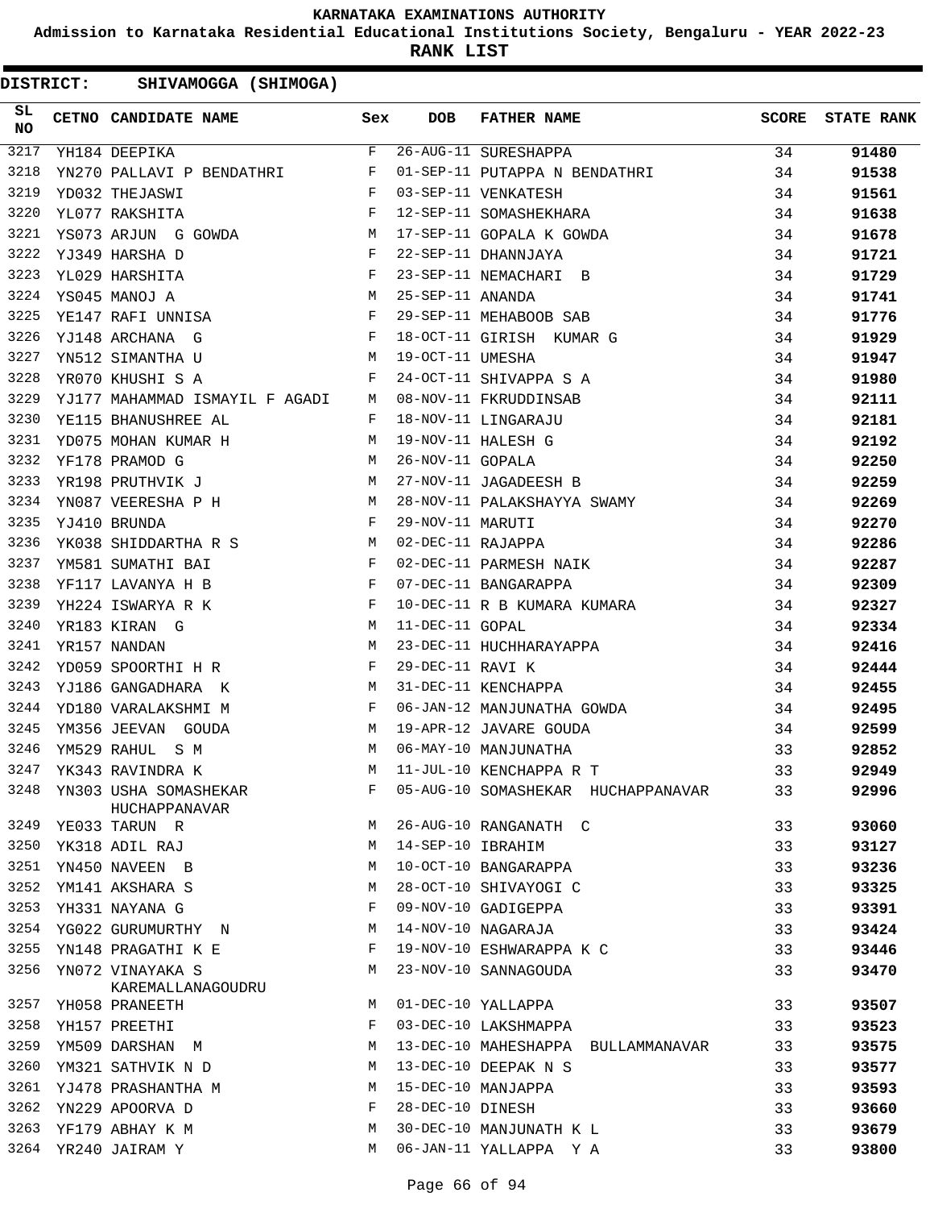**KARNATAKA EXAMINATIONS AUTHORITY**

**Admission to Karnataka Residential Educational Institutions Society, Bengaluru - YEAR 2022-23**

**RANK LIST**

**DISTRICT: SHIVAMOGGA (SHIMOGA)**

| SL NO | CETNO | CANDIDATE NAME | Sex | DOB | FATHER NAME | SCORE | STATE RANK |
|---|---|---|---|---|---|---|---|
| 3217 | YH184 | DEEPIKA | F | 26-AUG-11 | SURESHAPPA | 34 | **91480** |
| 3218 | YN270 | PALLAVI P BENDATHRI | F | 01-SEP-11 | PUTAPPA N BENDATHRI | 34 | **91538** |
| 3219 | YD032 | THEJASWI | F | 03-SEP-11 | VENKATESH | 34 | **91561** |
| 3220 | YL077 | RAKSHITA | F | 12-SEP-11 | SOMASHEKHARA | 34 | **91638** |
| 3221 | YS073 | ARJUN G GOWDA | M | 17-SEP-11 | GOPALA K GOWDA | 34 | **91678** |
| 3222 | YJ349 | HARSHA D | F | 22-SEP-11 | DHANNJAYA | 34 | **91721** |
| 3223 | YL029 | HARSHITA | F | 23-SEP-11 | NEMACHARI B | 34 | **91729** |
| 3224 | YS045 | MANOJ A | M | 25-SEP-11 | ANANDA | 34 | **91741** |
| 3225 | YE147 | RAFI UNNISA | F | 29-SEP-11 | MEHABOOB SAB | 34 | **91776** |
| 3226 | YJ148 | ARCHANA G | F | 18-OCT-11 | GIRISH KUMAR G | 34 | **91929** |
| 3227 | YN512 | SIMANTHA U | M | 19-OCT-11 | UMESHA | 34 | **91947** |
| 3228 | YR070 | KHUSHI S A | F | 24-OCT-11 | SHIVAPPA S A | 34 | **91980** |
| 3229 | YJ177 | MAHAMMAD ISMAYIL F AGADI | M | 08-NOV-11 | FKRUDDINSAB | 34 | **92111** |
| 3230 | YE115 | BHANUSHREE AL | F | 18-NOV-11 | LINGARAJU | 34 | **92181** |
| 3231 | YD075 | MOHAN KUMAR H | M | 19-NOV-11 | HALESH G | 34 | **92192** |
| 3232 | YF178 | PRAMOD G | M | 26-NOV-11 | GOPALA | 34 | **92250** |
| 3233 | YR198 | PRUTHVIK J | M | 27-NOV-11 | JAGADEESH B | 34 | **92259** |
| 3234 | YN087 | VEERESHA P H | M | 28-NOV-11 | PALAKSHAYYA SWAMY | 34 | **92269** |
| 3235 | YJ410 | BRUNDA | F | 29-NOV-11 | MARUTI | 34 | **92270** |
| 3236 | YK038 | SHIDDARTHA R S | M | 02-DEC-11 | RAJAPPA | 34 | **92286** |
| 3237 | YM581 | SUMATHI BAI | F | 02-DEC-11 | PARMESH NAIK | 34 | **92287** |
| 3238 | YF117 | LAVANYA H B | F | 07-DEC-11 | BANGARAPPA | 34 | **92309** |
| 3239 | YH224 | ISWARYA R K | F | 10-DEC-11 | R B KUMARA KUMARA | 34 | **92327** |
| 3240 | YR183 | KIRAN G | M | 11-DEC-11 | GOPAL | 34 | **92334** |
| 3241 | YR157 | NANDAN | M | 23-DEC-11 | HUCHHARAYAPPA | 34 | **92416** |
| 3242 | YD059 | SPOORTHI H R | F | 29-DEC-11 | RAVI K | 34 | **92444** |
| 3243 | YJ186 | GANGADHARA K | M | 31-DEC-11 | KENCHAPPA | 34 | **92455** |
| 3244 | YD180 | VARALAKSHMI M | F | 06-JAN-12 | MANJUNATHA GOWDA | 34 | **92495** |
| 3245 | YM356 | JEEVAN GOUDA | M | 19-APR-12 | JAVARE GOUDA | 34 | **92599** |
| 3246 | YM529 | RAHUL S M | M | 06-MAY-10 | MANJUNATHA | 33 | **92852** |
| 3247 | YK343 | RAVINDRA K | M | 11-JUL-10 | KENCHAPPA R T | 33 | **92949** |
| 3248 | YN303 | USHA SOMASHEKAR HUCHAPPANAVAR | F | 05-AUG-10 | SOMASHEKAR HUCHAPPANAVAR | 33 | **92996** |
| 3249 | YE033 | TARUN R | M | 26-AUG-10 | RANGANATH C | 33 | **93060** |
| 3250 | YK318 | ADIL RAJ | M | 14-SEP-10 | IBRAHIM | 33 | **93127** |
| 3251 | YN450 | NAVEEN B | M | 10-OCT-10 | BANGARAPPA | 33 | **93236** |
| 3252 | YM141 | AKSHARA S | M | 28-OCT-10 | SHIVAYOGI C | 33 | **93325** |
| 3253 | YH331 | NAYANA G | F | 09-NOV-10 | GADIGEPPA | 33 | **93391** |
| 3254 | YG022 | GURUMURTHY N | M | 14-NOV-10 | NAGARAJA | 33 | **93424** |
| 3255 | YN148 | PRAGATHI K E | F | 19-NOV-10 | ESHWARAPPA K C | 33 | **93446** |
| 3256 | YN072 | VINAYAKA S KAREMALLANAGOUDRU | M | 23-NOV-10 | SANNAGOUDA | 33 | **93470** |
| 3257 | YH058 | PRANEETH | M | 01-DEC-10 | YALLAPPA | 33 | **93507** |
| 3258 | YH157 | PREETHI | F | 03-DEC-10 | LAKSHMAPPA | 33 | **93523** |
| 3259 | YM509 | DARSHAN M | M | 13-DEC-10 | MAHESHAPPA BULLAMMANAVAR | 33 | **93575** |
| 3260 | YM321 | SATHVIK N D | M | 13-DEC-10 | DEEPAK N S | 33 | **93577** |
| 3261 | YJ478 | PRASHANTHA M | M | 15-DEC-10 | MANJAPPA | 33 | **93593** |
| 3262 | YN229 | APOORVA D | F | 28-DEC-10 | DINESH | 33 | **93660** |
| 3263 | YF179 | ABHAY K M | M | 30-DEC-10 | MANJUNATH K L | 33 | **93679** |
| 3264 | YR240 | JAIRAM Y | M | 06-JAN-11 | YALLAPPA Y A | 33 | **93800** |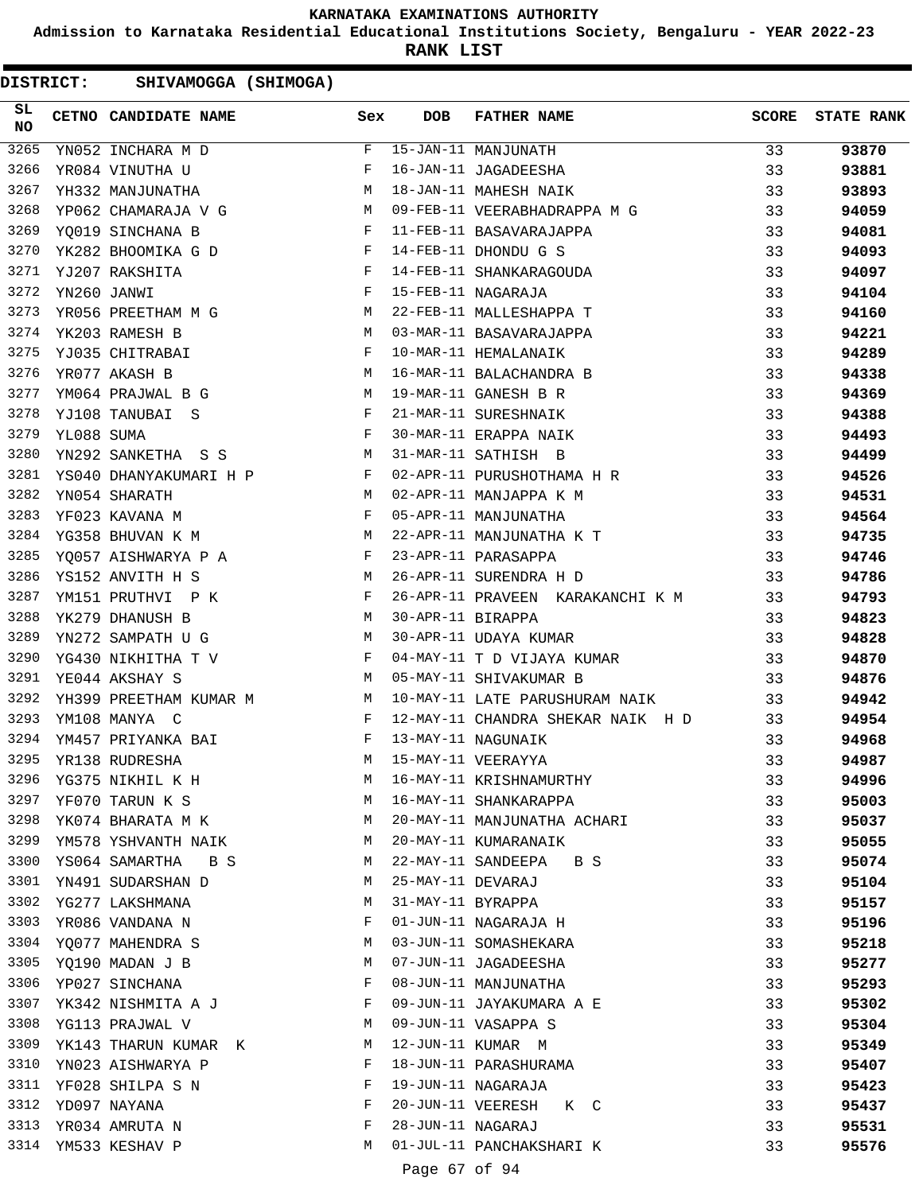# KARNATAKA EXAMINATIONS AUTHORITY

**Admission to Karnataka Residential Educational Institutions Society, Bengaluru - YEAR 2022-23**

**RANK LIST**

**DISTRICT: SHIVAMOGGA (SHIMOGA)**

| SL NO | CETNO | CANDIDATE NAME | Sex | DOB | FATHER NAME | SCORE | STATE RANK |
|---|---|---|---|---|---|---|---|
| 3265 | YN052 | INCHARA M D | F | 15-JAN-11 | MANJUNATH | 33 | 93870 |
| 3266 | YR084 | VINUTHA U | F | 16-JAN-11 | JAGADEESHA | 33 | 93881 |
| 3267 | YH332 | MANJUNATHA | M | 18-JAN-11 | MAHESH NAIK | 33 | 93893 |
| 3268 | YP062 | CHAMARAJA V G | M | 09-FEB-11 | VEERABHADRAPPA M G | 33 | 94059 |
| 3269 | YQ019 | SINCHANA B | F | 11-FEB-11 | BASAVARAJAPPA | 33 | 94081 |
| 3270 | YK282 | BHOOMIKA G D | F | 14-FEB-11 | DHONDU G S | 33 | 94093 |
| 3271 | YJ207 | RAKSHITA | F | 14-FEB-11 | SHANKARAGOUDA | 33 | 94097 |
| 3272 | YN260 | JANWI | F | 15-FEB-11 | NAGARAJA | 33 | 94104 |
| 3273 | YR056 | PREETHAM M G | M | 22-FEB-11 | MALLESHAPPA T | 33 | 94160 |
| 3274 | YK203 | RAMESH B | M | 03-MAR-11 | BASAVARAJAPPA | 33 | 94221 |
| 3275 | YJ035 | CHITRABAI | F | 10-MAR-11 | HEMALANAIK | 33 | 94289 |
| 3276 | YR077 | AKASH B | M | 16-MAR-11 | BALACHANDRA B | 33 | 94338 |
| 3277 | YM064 | PRAJWAL B G | M | 19-MAR-11 | GANESH B R | 33 | 94369 |
| 3278 | YJ108 | TANUBAI S | F | 21-MAR-11 | SURESHNAIK | 33 | 94388 |
| 3279 | YL088 | SUMA | F | 30-MAR-11 | ERAPPA NAIK | 33 | 94493 |
| 3280 | YN292 | SANKETHA S S | M | 31-MAR-11 | SATHISH B | 33 | 94499 |
| 3281 | YS040 | DHANYAKUMARI H P | F | 02-APR-11 | PURUSHOTHAMA H R | 33 | 94526 |
| 3282 | YN054 | SHARATH | M | 02-APR-11 | MANJAPPA K M | 33 | 94531 |
| 3283 | YF023 | KAVANA M | F | 05-APR-11 | MANJUNATHA | 33 | 94564 |
| 3284 | YG358 | BHUVAN K M | M | 22-APR-11 | MANJUNATHA K T | 33 | 94735 |
| 3285 | YQ057 | AISHWARYA P A | F | 23-APR-11 | PARASAPPA | 33 | 94746 |
| 3286 | YS152 | ANVITH H S | M | 26-APR-11 | SURENDRA H D | 33 | 94786 |
| 3287 | YM151 | PRUTHVI P K | F | 26-APR-11 | PRAVEEN KARAKANCHI K M | 33 | 94793 |
| 3288 | YK279 | DHANUSH B | M | 30-APR-11 | BIRAPPA | 33 | 94823 |
| 3289 | YN272 | SAMPATH U G | M | 30-APR-11 | UDAYA KUMAR | 33 | 94828 |
| 3290 | YG430 | NIKHITHA T V | F | 04-MAY-11 | T D VIJAYA KUMAR | 33 | 94870 |
| 3291 | YE044 | AKSHAY S | M | 05-MAY-11 | SHIVAKUMAR B | 33 | 94876 |
| 3292 | YH399 | PREETHAM KUMAR M | M | 10-MAY-11 | LATE PARUSHURAM NAIK | 33 | 94942 |
| 3293 | YM108 | MANYA C | F | 12-MAY-11 | CHANDRA SHEKAR NAIK H D | 33 | 94954 |
| 3294 | YM457 | PRIYANKA BAI | F | 13-MAY-11 | NAGUNAIK | 33 | 94968 |
| 3295 | YR138 | RUDRESHA | M | 15-MAY-11 | VEERAYYA | 33 | 94987 |
| 3296 | YG375 | NIKHIL K H | M | 16-MAY-11 | KRISHNAMURTHY | 33 | 94996 |
| 3297 | YF070 | TARUN K S | M | 16-MAY-11 | SHANKARAPPA | 33 | 95003 |
| 3298 | YK074 | BHARATA M K | M | 20-MAY-11 | MANJUNATHA ACHARI | 33 | 95037 |
| 3299 | YM578 | YSHVANTH NAIK | M | 20-MAY-11 | KUMARANAIK | 33 | 95055 |
| 3300 | YS064 | SAMARTHA B S | M | 22-MAY-11 | SANDEEPA B S | 33 | 95074 |
| 3301 | YN491 | SUDARSHAN D | M | 25-MAY-11 | DEVARAJ | 33 | 95104 |
| 3302 | YG277 | LAKSHMANA | M | 31-MAY-11 | BYRAPPA | 33 | 95157 |
| 3303 | YR086 | VANDANA N | F | 01-JUN-11 | NAGARAJA H | 33 | 95196 |
| 3304 | YQ077 | MAHENDRA S | M | 03-JUN-11 | SOMASHEKARA | 33 | 95218 |
| 3305 | YQ190 | MADAN J B | M | 07-JUN-11 | JAGADEESHA | 33 | 95277 |
| 3306 | YP027 | SINCHANA | F | 08-JUN-11 | MANJUNATHA | 33 | 95293 |
| 3307 | YK342 | NISHMITA A J | F | 09-JUN-11 | JAYAKUMARA A E | 33 | 95302 |
| 3308 | YG113 | PRAJWAL V | M | 09-JUN-11 | VASAPPA S | 33 | 95304 |
| 3309 | YK143 | THARUN KUMAR K | M | 12-JUN-11 | KUMAR M | 33 | 95349 |
| 3310 | YN023 | AISHWARYA P | F | 18-JUN-11 | PARASHURAMA | 33 | 95407 |
| 3311 | YF028 | SHILPA S N | F | 19-JUN-11 | NAGARAJA | 33 | 95423 |
| 3312 | YD097 | NAYANA | F | 20-JUN-11 | VEERESH K C | 33 | 95437 |
| 3313 | YR034 | AMRUTA N | F | 28-JUN-11 | NAGARAJ | 33 | 95531 |
| 3314 | YM533 | KESHAV P | M | 01-JUL-11 | PANCHAKSHARI K | 33 | 95576 |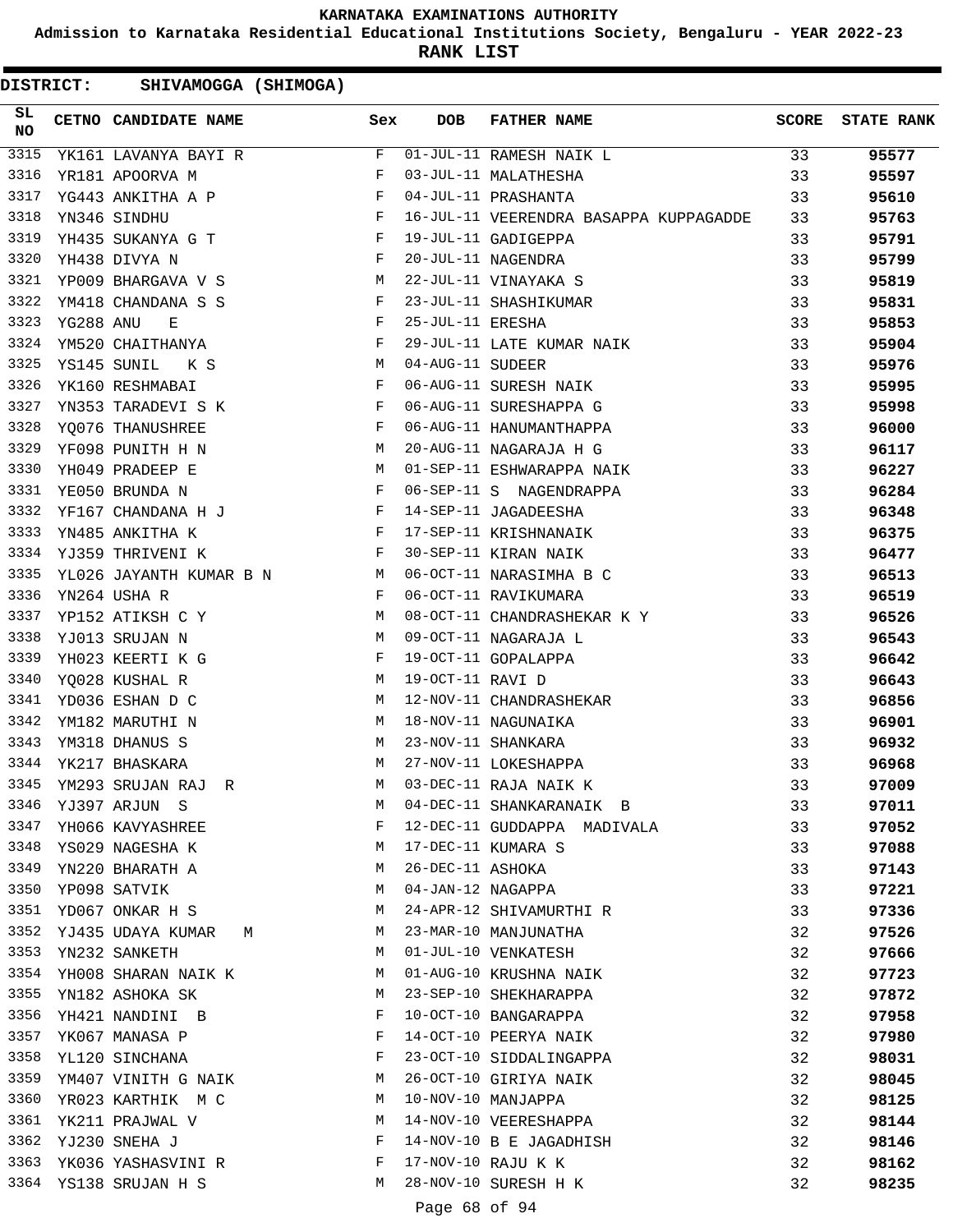# KARNATAKA EXAMINATIONS AUTHORITY

**Admission to Karnataka Residential Educational Institutions Society, Bengaluru - YEAR 2022-23**

**RANK LIST**

**DISTRICT: SHIVAMOGGA (SHIMOGA)**

| SL NO | CETNO | CANDIDATE NAME | Sex | DOB | FATHER NAME | SCORE | STATE RANK |
|---|---|---|---|---|---|---|---|
| 3315 | YK161 | LAVANYA BAYI R | F | 01-JUL-11 | RAMESH NAIK L | 33 | 95577 |
| 3316 | YR181 | APOORVA M | F | 03-JUL-11 | MALATHESHA | 33 | 95597 |
| 3317 | YG443 | ANKITHA A P | F | 04-JUL-11 | PRASHANTA | 33 | 95610 |
| 3318 | YN346 | SINDHU | F | 16-JUL-11 | VEERENDRA BASAPPA KUPPAGADDE | 33 | 95763 |
| 3319 | YH435 | SUKANYA G T | F | 19-JUL-11 | GADIGEPPA | 33 | 95791 |
| 3320 | YH438 | DIVYA N | F | 20-JUL-11 | NAGENDRA | 33 | 95799 |
| 3321 | YP009 | BHARGAVA V S | M | 22-JUL-11 | VINAYAKA S | 33 | 95819 |
| 3322 | YM418 | CHANDANA S S | F | 23-JUL-11 | SHASHIKUMAR | 33 | 95831 |
| 3323 | YG288 | ANU E | F | 25-JUL-11 | ERESHA | 33 | 95853 |
| 3324 | YM520 | CHAITHANYA | F | 29-JUL-11 | LATE KUMAR NAIK | 33 | 95904 |
| 3325 | YS145 | SUNIL K S | M | 04-AUG-11 | SUDEER | 33 | 95976 |
| 3326 | YK160 | RESHMABAI | F | 06-AUG-11 | SURESH NAIK | 33 | 95995 |
| 3327 | YN353 | TARADEVI S K | F | 06-AUG-11 | SURESHAPPA G | 33 | 95998 |
| 3328 | YQ076 | THANUSHREE | F | 06-AUG-11 | HANUMANTHAPPA | 33 | 96000 |
| 3329 | YF098 | PUNITH H N | M | 20-AUG-11 | NAGARAJA H G | 33 | 96117 |
| 3330 | YH049 | PRADEEP E | M | 01-SEP-11 | ESHWARAPPA NAIK | 33 | 96227 |
| 3331 | YE050 | BRUNDA N | F | 06-SEP-11 | S NAGENDRAPPA | 33 | 96284 |
| 3332 | YF167 | CHANDANA H J | F | 14-SEP-11 | JAGADEESHA | 33 | 96348 |
| 3333 | YN485 | ANKITHA K | F | 17-SEP-11 | KRISHNANAIK | 33 | 96375 |
| 3334 | YJ359 | THRIVENI K | F | 30-SEP-11 | KIRAN NAIK | 33 | 96477 |
| 3335 | YL026 | JAYANTH KUMAR B N | M | 06-OCT-11 | NARASIMHA B C | 33 | 96513 |
| 3336 | YN264 | USHA R | F | 06-OCT-11 | RAVIKUMARA | 33 | 96519 |
| 3337 | YP152 | ATIKSH C Y | M | 08-OCT-11 | CHANDRASHEKAR K Y | 33 | 96526 |
| 3338 | YJ013 | SRUJAN N | M | 09-OCT-11 | NAGARAJA L | 33 | 96543 |
| 3339 | YH023 | KEERTI K G | F | 19-OCT-11 | GOPALAPPA | 33 | 96642 |
| 3340 | YQ028 | KUSHAL R | M | 19-OCT-11 | RAVI D | 33 | 96643 |
| 3341 | YD036 | ESHAN D C | M | 12-NOV-11 | CHANDRASHEKAR | 33 | 96856 |
| 3342 | YM182 | MARUTHI N | M | 18-NOV-11 | NAGUNAIKA | 33 | 96901 |
| 3343 | YM318 | DHANUS S | M | 23-NOV-11 | SHANKARA | 33 | 96932 |
| 3344 | YK217 | BHASKARA | M | 27-NOV-11 | LOKESHAPPA | 33 | 96968 |
| 3345 | YM293 | SRUJAN RAJ R | M | 03-DEC-11 | RAJA NAIK K | 33 | 97009 |
| 3346 | YJ397 | ARJUN S | M | 04-DEC-11 | SHANKARANAIK B | 33 | 97011 |
| 3347 | YH066 | KAVYASHREE | F | 12-DEC-11 | GUDDAPPA MADIVALA | 33 | 97052 |
| 3348 | YS029 | NAGESHA K | M | 17-DEC-11 | KUMARA S | 33 | 97088 |
| 3349 | YN220 | BHARATH A | M | 26-DEC-11 | ASHOKA | 33 | 97143 |
| 3350 | YP098 | SATVIK | M | 04-JAN-12 | NAGAPPA | 33 | 97221 |
| 3351 | YD067 | ONKAR H S | M | 24-APR-12 | SHIVAMURTHI R | 33 | 97336 |
| 3352 | YJ435 | UDAYA KUMAR M | M | 23-MAR-10 | MANJUNATHA | 32 | 97526 |
| 3353 | YN232 | SANKETH | M | 01-JUL-10 | VENKATESH | 32 | 97666 |
| 3354 | YH008 | SHARAN NAIK K | M | 01-AUG-10 | KRUSHNA NAIK | 32 | 97723 |
| 3355 | YN182 | ASHOKA SK | M | 23-SEP-10 | SHEKHARAPPA | 32 | 97872 |
| 3356 | YH421 | NANDINI B | F | 10-OCT-10 | BANGARAPPA | 32 | 97958 |
| 3357 | YK067 | MANASA P | F | 14-OCT-10 | PEERYA NAIK | 32 | 97980 |
| 3358 | YL120 | SINCHANA | F | 23-OCT-10 | SIDDALINGAPPA | 32 | 98031 |
| 3359 | YM407 | VINITH G NAIK | M | 26-OCT-10 | GIRIYA NAIK | 32 | 98045 |
| 3360 | YR023 | KARTHIK M C | M | 10-NOV-10 | MANJAPPA | 32 | 98125 |
| 3361 | YK211 | PRAJWAL V | M | 14-NOV-10 | VEERESHAPPA | 32 | 98144 |
| 3362 | YJ230 | SNEHA J | F | 14-NOV-10 | B E JAGADHISH | 32 | 98146 |
| 3363 | YK036 | YASHASVINI R | F | 17-NOV-10 | RAJU K K | 32 | 98162 |
| 3364 | YS138 | SRUJAN H S | M | 28-NOV-10 | SURESH H K | 32 | 98235 |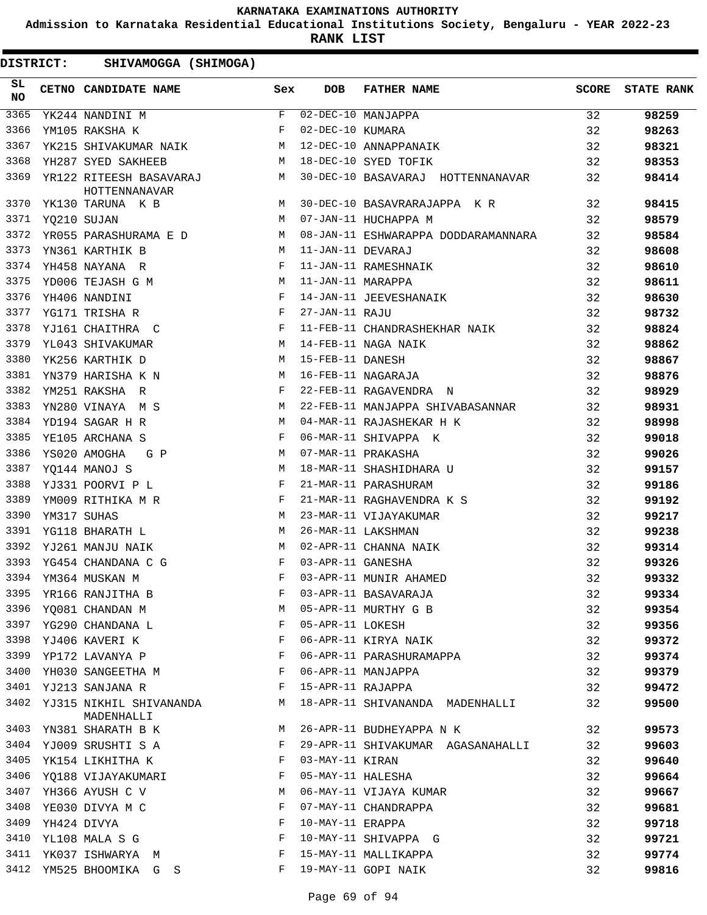**KARNATAKA EXAMINATIONS AUTHORITY**

**Admission to Karnataka Residential Educational Institutions Society, Bengaluru - YEAR 2022-23**

**RANK LIST**

**DISTRICT: SHIVAMOGGA (SHIMOGA)**

| SL NO | CETNO | CANDIDATE NAME | Sex | DOB | FATHER NAME | SCORE | STATE RANK |
|---|---|---|---|---|---|---|---|
| 3365 | YK244 | NANDINI M | F | 02-DEC-10 | MANJAPPA | 32 | 98259 |
| 3366 | YM105 | RAKSHA K | F | 02-DEC-10 | KUMARA | 32 | 98263 |
| 3367 | YK215 | SHIVAKUMAR NAIK | M | 12-DEC-10 | ANNAPPANAIK | 32 | 98321 |
| 3368 | YH287 | SYED SAKHEEB | M | 18-DEC-10 | SYED TOFIK | 32 | 98353 |
| 3369 | YR122 | RITEESH BASAVARAJ HOTTENNANAVAR | M | 30-DEC-10 | BASAVARAJ HOTTENNANAVAR | 32 | 98414 |
| 3370 | YK130 | TARUNA K B | M | 30-DEC-10 | BASAVRARAJAPPA K R | 32 | 98415 |
| 3371 | YQ210 | SUJAN | M | 07-JAN-11 | HUCHAPPA M | 32 | 98579 |
| 3372 | YR055 | PARASHURAMA E D | M | 08-JAN-11 | ESHWARAPPA DODDARAMANNARA | 32 | 98584 |
| 3373 | YN361 | KARTHIK B | M | 11-JAN-11 | DEVARAJ | 32 | 98608 |
| 3374 | YH458 | NAYANA R | F | 11-JAN-11 | RAMESHNAIK | 32 | 98610 |
| 3375 | YD006 | TEJASH G M | M | 11-JAN-11 | MARAPPA | 32 | 98611 |
| 3376 | YH406 | NANDINI | F | 14-JAN-11 | JEEVESHANAIK | 32 | 98630 |
| 3377 | YG171 | TRISHA R | F | 27-JAN-11 | RAJU | 32 | 98732 |
| 3378 | YJ161 | CHAITHRA C | F | 11-FEB-11 | CHANDRASHEKHAR NAIK | 32 | 98824 |
| 3379 | YL043 | SHIVAKUMAR | M | 14-FEB-11 | NAGA NAIK | 32 | 98862 |
| 3380 | YK256 | KARTHIK D | M | 15-FEB-11 | DANESH | 32 | 98867 |
| 3381 | YN379 | HARISHA K N | M | 16-FEB-11 | NAGARAJA | 32 | 98876 |
| 3382 | YM251 | RAKSHA R | F | 22-FEB-11 | RAGAVENDRA N | 32 | 98929 |
| 3383 | YN280 | VINAYA M S | M | 22-FEB-11 | MANJAPPA SHIVABASANNAR | 32 | 98931 |
| 3384 | YD194 | SAGAR H R | M | 04-MAR-11 | RAJASHEKAR H K | 32 | 98998 |
| 3385 | YE105 | ARCHANA S | F | 06-MAR-11 | SHIVAPPA K | 32 | 99018 |
| 3386 | YS020 | AMOGHA G P | M | 07-MAR-11 | PRAKASHA | 32 | 99026 |
| 3387 | YQ144 | MANOJ S | M | 18-MAR-11 | SHASHIDHARA U | 32 | 99157 |
| 3388 | YJ331 | POORVI P L | F | 21-MAR-11 | PARASHURAM | 32 | 99186 |
| 3389 | YM009 | RITHIKA M R | F | 21-MAR-11 | RAGHAVENDRA K S | 32 | 99192 |
| 3390 | YM317 | SUHAS | M | 23-MAR-11 | VIJAYAKUMAR | 32 | 99217 |
| 3391 | YG118 | BHARATH L | M | 26-MAR-11 | LAKSHMAN | 32 | 99238 |
| 3392 | YJ261 | MANJU NAIK | M | 02-APR-11 | CHANNA NAIK | 32 | 99314 |
| 3393 | YG454 | CHANDANA C G | F | 03-APR-11 | GANESHA | 32 | 99326 |
| 3394 | YM364 | MUSKAN M | F | 03-APR-11 | MUNIR AHAMED | 32 | 99332 |
| 3395 | YR166 | RANJITHA B | F | 03-APR-11 | BASAVARAJA | 32 | 99334 |
| 3396 | YQ081 | CHANDAN M | M | 05-APR-11 | MURTHY G B | 32 | 99354 |
| 3397 | YG290 | CHANDANA L | F | 05-APR-11 | LOKESH | 32 | 99356 |
| 3398 | YJ406 | KAVERI K | F | 06-APR-11 | KIRYA NAIK | 32 | 99372 |
| 3399 | YP172 | LAVANYA P | F | 06-APR-11 | PARASHURAMAPPA | 32 | 99374 |
| 3400 | YH030 | SANGEETHA M | F | 06-APR-11 | MANJAPPA | 32 | 99379 |
| 3401 | YJ213 | SANJANA R | F | 15-APR-11 | RAJAPPA | 32 | 99472 |
| 3402 | YJ315 | NIKHIL SHIVANANDA MADENHALLI | M | 18-APR-11 | SHIVANANDA MADENHALLI | 32 | 99500 |
| 3403 | YN381 | SHARATH B K | M | 26-APR-11 | BUDHEYAPPA N K | 32 | 99573 |
| 3404 | YJ009 | SRUSHTI S A | F | 29-APR-11 | SHIVAKUMAR AGASANAHALLI | 32 | 99603 |
| 3405 | YK154 | LIKHITHA K | F | 03-MAY-11 | KIRAN | 32 | 99640 |
| 3406 | YQ188 | VIJAYAKUMARI | F | 05-MAY-11 | HALESHA | 32 | 99664 |
| 3407 | YH366 | AYUSH C V | M | 06-MAY-11 | VIJAYA KUMAR | 32 | 99667 |
| 3408 | YE030 | DIVYA M C | F | 07-MAY-11 | CHANDRAPPA | 32 | 99681 |
| 3409 | YH424 | DIVYA | F | 10-MAY-11 | ERAPPA | 32 | 99718 |
| 3410 | YL108 | MALA S G | F | 10-MAY-11 | SHIVAPPA G | 32 | 99721 |
| 3411 | YK037 | ISHWARYA M | F | 15-MAY-11 | MALLIKAPPA | 32 | 99774 |
| 3412 | YM525 | BHOOMIKA G S | F | 19-MAY-11 | GOPI NAIK | 32 | 99816 |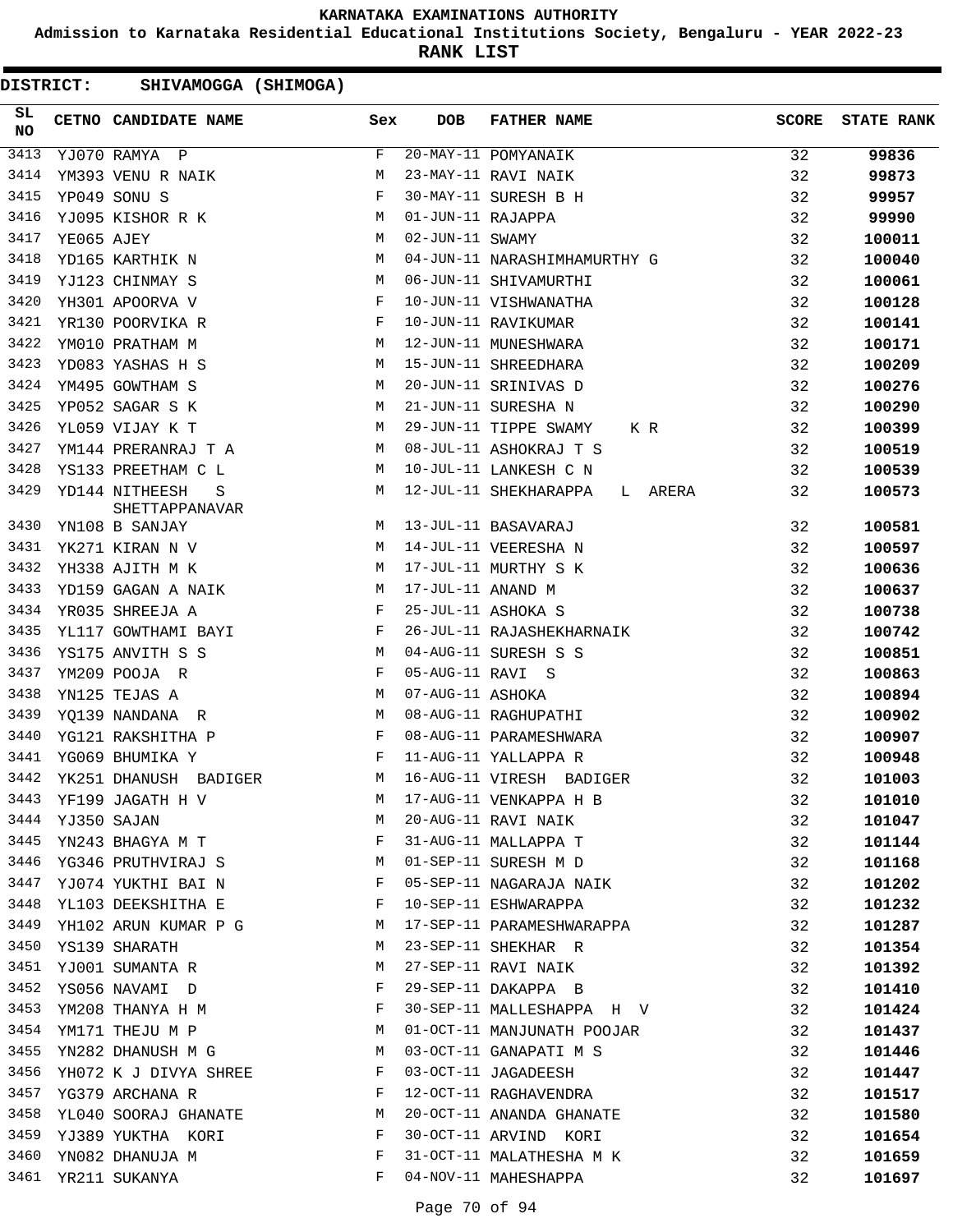# KARNATAKA EXAMINATIONS AUTHORITY

**Admission to Karnataka Residential Educational Institutions Society, Bengaluru - YEAR 2022-23**

**RANK LIST**

**DISTRICT: SHIVAMOGGA (SHIMOGA)**

| SL NO | CETNO | CANDIDATE NAME | Sex | DOB | FATHER NAME | SCORE | STATE RANK |
|---|---|---|---|---|---|---|---|
| 3413 | YJ070 | RAMYA P | F | 20-MAY-11 | POMYANAIK | 32 | 99836 |
| 3414 | YM393 | VENU R NAIK | M | 23-MAY-11 | RAVI NAIK | 32 | 99873 |
| 3415 | YP049 | SONU S | F | 30-MAY-11 | SURESH B H | 32 | 99957 |
| 3416 | YJ095 | KISHOR R K | M | 01-JUN-11 | RAJAPPA | 32 | 99990 |
| 3417 | YE065 | AJEY | M | 02-JUN-11 | SWAMY | 32 | 100011 |
| 3418 | YD165 | KARTHIK N | M | 04-JUN-11 | NARASHIMHAMURTHY G | 32 | 100040 |
| 3419 | YJ123 | CHINMAY S | M | 06-JUN-11 | SHIVAMURTHI | 32 | 100061 |
| 3420 | YH301 | APOORVA V | F | 10-JUN-11 | VISHWANATHA | 32 | 100128 |
| 3421 | YR130 | POORVIKA R | F | 10-JUN-11 | RAVIKUMAR | 32 | 100141 |
| 3422 | YM010 | PRATHAM M | M | 12-JUN-11 | MUNESHWARA | 32 | 100171 |
| 3423 | YD083 | YASHAS H S | M | 15-JUN-11 | SHREEDHARA | 32 | 100209 |
| 3424 | YM495 | GOWTHAM S | M | 20-JUN-11 | SRINIVAS D | 32 | 100276 |
| 3425 | YP052 | SAGAR S K | M | 21-JUN-11 | SURESHA N | 32 | 100290 |
| 3426 | YL059 | VIJAY K T | M | 29-JUN-11 | TIPPE SWAMY K R | 32 | 100399 |
| 3427 | YM144 | PRERANRAJ T A | M | 08-JUL-11 | ASHOKRAJ T S | 32 | 100519 |
| 3428 | YS133 | PREETHAM C L | M | 10-JUL-11 | LANKESH C N | 32 | 100539 |
| 3429 | YD144 | NITHEESH S SHETTAPPANAVAR | M | 12-JUL-11 | SHEKHARAPPA L ARERA | 32 | 100573 |
| 3430 | YN108 | B SANJAY | M | 13-JUL-11 | BASAVARAJ | 32 | 100581 |
| 3431 | YK271 | KIRAN N V | M | 14-JUL-11 | VEERESHA N | 32 | 100597 |
| 3432 | YH338 | AJITH M K | M | 17-JUL-11 | MURTHY S K | 32 | 100636 |
| 3433 | YD159 | GAGAN A NAIK | M | 17-JUL-11 | ANAND M | 32 | 100637 |
| 3434 | YR035 | SHREEJA A | F | 25-JUL-11 | ASHOKA S | 32 | 100738 |
| 3435 | YL117 | GOWTHAMI BAYI | F | 26-JUL-11 | RAJASHEKHARNAIK | 32 | 100742 |
| 3436 | YS175 | ANVITH S S | M | 04-AUG-11 | SURESH S S | 32 | 100851 |
| 3437 | YM209 | POOJA R | F | 05-AUG-11 | RAVI S | 32 | 100863 |
| 3438 | YN125 | TEJAS A | M | 07-AUG-11 | ASHOKA | 32 | 100894 |
| 3439 | YQ139 | NANDANA R | M | 08-AUG-11 | RAGHUPATHI | 32 | 100902 |
| 3440 | YG121 | RAKSHITHA P | F | 08-AUG-11 | PARAMESHWARA | 32 | 100907 |
| 3441 | YG069 | BHUMIKA Y | F | 11-AUG-11 | YALLAPPA R | 32 | 100948 |
| 3442 | YK251 | DHANUSH BADIGER | M | 16-AUG-11 | VIRESH BADIGER | 32 | 101003 |
| 3443 | YF199 | JAGATH H V | M | 17-AUG-11 | VENKAPPA H B | 32 | 101010 |
| 3444 | YJ350 | SAJAN | M | 20-AUG-11 | RAVI NAIK | 32 | 101047 |
| 3445 | YN243 | BHAGYA M T | F | 31-AUG-11 | MALLAPPA T | 32 | 101144 |
| 3446 | YG346 | PRUTHVIRAJ S | M | 01-SEP-11 | SURESH M D | 32 | 101168 |
| 3447 | YJ074 | YUKTHI BAI N | F | 05-SEP-11 | NAGARAJA NAIK | 32 | 101202 |
| 3448 | YL103 | DEEKSHITHA E | F | 10-SEP-11 | ESHWARAPPA | 32 | 101232 |
| 3449 | YH102 | ARUN KUMAR P G | M | 17-SEP-11 | PARAMESHWARAPPA | 32 | 101287 |
| 3450 | YS139 | SHARATH | M | 23-SEP-11 | SHEKHAR R | 32 | 101354 |
| 3451 | YJ001 | SUMANTA R | M | 27-SEP-11 | RAVI NAIK | 32 | 101392 |
| 3452 | YS056 | NAVAMI D | F | 29-SEP-11 | DAKAPPA B | 32 | 101410 |
| 3453 | YM208 | THANYA H M | F | 30-SEP-11 | MALLESHAPPA H V | 32 | 101424 |
| 3454 | YM171 | THEJU M P | M | 01-OCT-11 | MANJUNATH POOJAR | 32 | 101437 |
| 3455 | YN282 | DHANUSH M G | M | 03-OCT-11 | GANAPATI M S | 32 | 101446 |
| 3456 | YH072 | K J DIVYA SHREE | F | 03-OCT-11 | JAGADEESH | 32 | 101447 |
| 3457 | YG379 | ARCHANA R | F | 12-OCT-11 | RAGHAVENDRA | 32 | 101517 |
| 3458 | YL040 | SOORAJ GHANATE | M | 20-OCT-11 | ANANDA GHANATE | 32 | 101580 |
| 3459 | YJ389 | YUKTHA KORI | F | 30-OCT-11 | ARVIND KORI | 32 | 101654 |
| 3460 | YN082 | DHANUJA M | F | 31-OCT-11 | MALATHESHA M K | 32 | 101659 |
| 3461 | YR211 | SUKANYA | F | 04-NOV-11 | MAHESHAPPA | 32 | 101697 |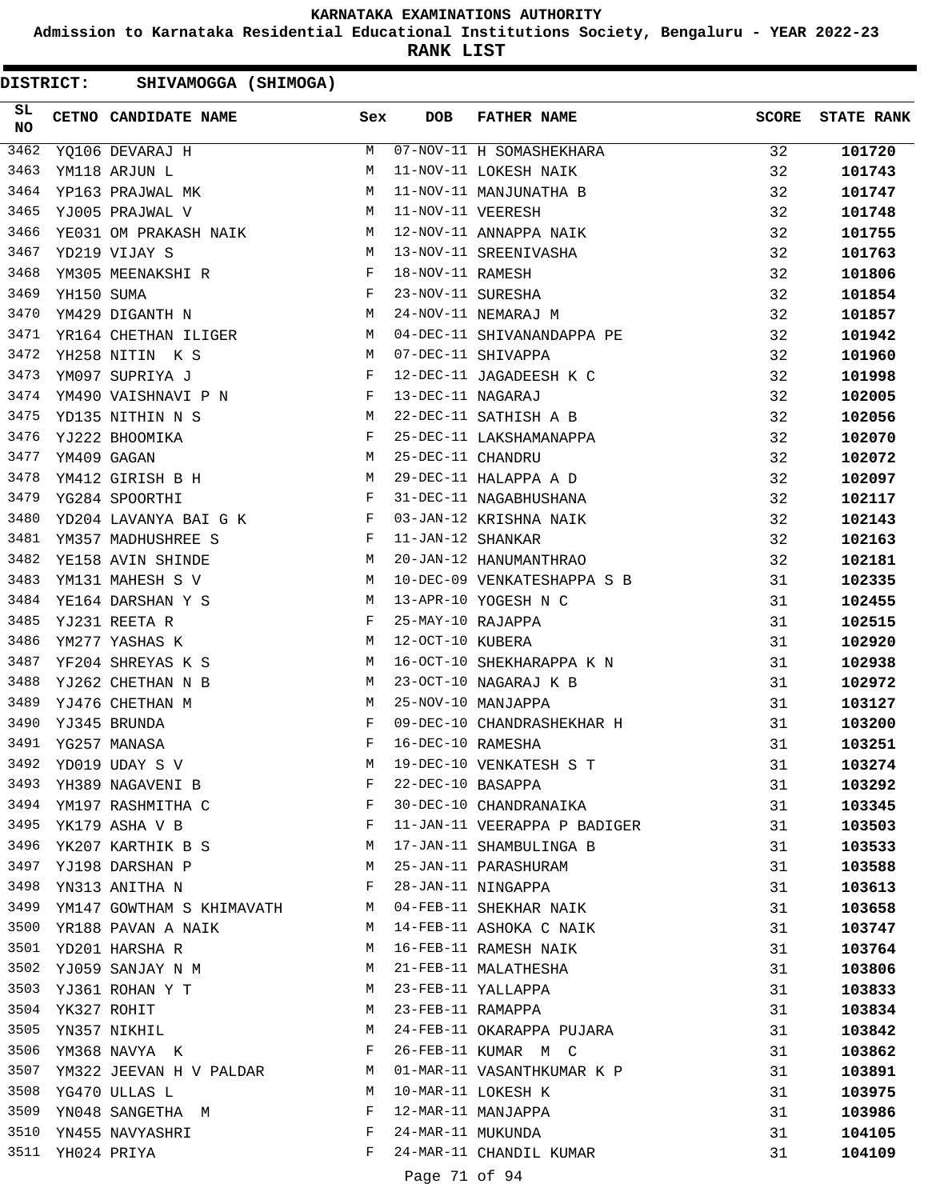KARNATAKA EXAMINATIONS AUTHORITY

Admission to Karnataka Residential Educational Institutions Society, Bengaluru - YEAR 2022-23

**RANK LIST**

**DISTRICT: SHIVAMOGGA (SHIMOGA)**

| SL NO | CETNO | CANDIDATE NAME | Sex | DOB | FATHER NAME | SCORE | STATE RANK |
|---|---|---|---|---|---|---|---|
| 3462 | YQ106 | DEVARAJ H | M | 07-NOV-11 | H SOMASHEKHARA | 32 | **101720** |
| 3463 | YM118 | ARJUN L | M | 11-NOV-11 | LOKESH NAIK | 32 | **101743** |
| 3464 | YP163 | PRAJWAL MK | M | 11-NOV-11 | MANJUNATHA B | 32 | **101747** |
| 3465 | YJ005 | PRAJWAL V | M | 11-NOV-11 | VEERESH | 32 | **101748** |
| 3466 | YE031 | OM PRAKASH NAIK | M | 12-NOV-11 | ANNAPPA NAIK | 32 | **101755** |
| 3467 | YD219 | VIJAY S | M | 13-NOV-11 | SREENIVASHA | 32 | **101763** |
| 3468 | YM305 | MEENAKSHI R | F | 18-NOV-11 | RAMESH | 32 | **101806** |
| 3469 | YH150 | SUMA | F | 23-NOV-11 | SURESHA | 32 | **101854** |
| 3470 | YM429 | DIGANTH N | M | 24-NOV-11 | NEMARAJ M | 32 | **101857** |
| 3471 | YR164 | CHETHAN ILIGER | M | 04-DEC-11 | SHIVANANDAPPA PE | 32 | **101942** |
| 3472 | YH258 | NITIN K S | M | 07-DEC-11 | SHIVAPPA | 32 | **101960** |
| 3473 | YM097 | SUPRIYA J | F | 12-DEC-11 | JAGADEESH K C | 32 | **101998** |
| 3474 | YM490 | VAISHNAVI P N | F | 13-DEC-11 | NAGARAJ | 32 | **102005** |
| 3475 | YD135 | NITHIN N S | M | 22-DEC-11 | SATHISH A B | 32 | **102056** |
| 3476 | YJ222 | BHOOMIKA | F | 25-DEC-11 | LAKSHAMANAPPA | 32 | **102070** |
| 3477 | YM409 | GAGAN | M | 25-DEC-11 | CHANDRU | 32 | **102072** |
| 3478 | YM412 | GIRISH B H | M | 29-DEC-11 | HALAPPA A D | 32 | **102097** |
| 3479 | YG284 | SPOORTHI | F | 31-DEC-11 | NAGABHUSHANA | 32 | **102117** |
| 3480 | YD204 | LAVANYA BAI G K | F | 03-JAN-12 | KRISHNA NAIK | 32 | **102143** |
| 3481 | YM357 | MADHUSHREE S | F | 11-JAN-12 | SHANKAR | 32 | **102163** |
| 3482 | YE158 | AVIN SHINDE | M | 20-JAN-12 | HANUMANTHRAO | 32 | **102181** |
| 3483 | YM131 | MAHESH S V | M | 10-DEC-09 | VENKATESHAPPA S B | 31 | **102335** |
| 3484 | YE164 | DARSHAN Y S | M | 13-APR-10 | YOGESH N C | 31 | **102455** |
| 3485 | YJ231 | REETA R | F | 25-MAY-10 | RAJAPPA | 31 | **102515** |
| 3486 | YM277 | YASHAS K | M | 12-OCT-10 | KUBERA | 31 | **102920** |
| 3487 | YF204 | SHREYAS K S | M | 16-OCT-10 | SHEKHARAPPA K N | 31 | **102938** |
| 3488 | YJ262 | CHETHAN N B | M | 23-OCT-10 | NAGARAJ K B | 31 | **102972** |
| 3489 | YJ476 | CHETHAN M | M | 25-NOV-10 | MANJAPPA | 31 | **103127** |
| 3490 | YJ345 | BRUNDA | F | 09-DEC-10 | CHANDRASHEKHAR H | 31 | **103200** |
| 3491 | YG257 | MANASA | F | 16-DEC-10 | RAMESHA | 31 | **103251** |
| 3492 | YD019 | UDAY S V | M | 19-DEC-10 | VENKATESH S T | 31 | **103274** |
| 3493 | YH389 | NAGAVENI B | F | 22-DEC-10 | BASAPPA | 31 | **103292** |
| 3494 | YM197 | RASHMITHA C | F | 30-DEC-10 | CHANDRANAIKA | 31 | **103345** |
| 3495 | YK179 | ASHA V B | F | 11-JAN-11 | VEERAPPA P BADIGER | 31 | **103503** |
| 3496 | YK207 | KARTHIK B S | M | 17-JAN-11 | SHAMBULINGA B | 31 | **103533** |
| 3497 | YJ198 | DARSHAN P | M | 25-JAN-11 | PARASHURAM | 31 | **103588** |
| 3498 | YN313 | ANITHA N | F | 28-JAN-11 | NINGAPPA | 31 | **103613** |
| 3499 | YM147 | GOWTHAM S KHIMAVATH | M | 04-FEB-11 | SHEKHAR NAIK | 31 | **103658** |
| 3500 | YR188 | PAVAN A NAIK | M | 14-FEB-11 | ASHOKA C NAIK | 31 | **103747** |
| 3501 | YD201 | HARSHA R | M | 16-FEB-11 | RAMESH NAIK | 31 | **103764** |
| 3502 | YJ059 | SANJAY N M | M | 21-FEB-11 | MALATHESHA | 31 | **103806** |
| 3503 | YJ361 | ROHAN Y T | M | 23-FEB-11 | YALLAPPA | 31 | **103833** |
| 3504 | YK327 | ROHIT | M | 23-FEB-11 | RAMAPPA | 31 | **103834** |
| 3505 | YN357 | NIKHIL | M | 24-FEB-11 | OKARAPPA PUJARA | 31 | **103842** |
| 3506 | YM368 | NAVYA K | F | 26-FEB-11 | KUMAR M C | 31 | **103862** |
| 3507 | YM322 | JEEVAN H V PALDAR | M | 01-MAR-11 | VASANTHKUMAR K P | 31 | **103891** |
| 3508 | YG470 | ULLAS L | M | 10-MAR-11 | LOKESH K | 31 | **103975** |
| 3509 | YN048 | SANGETHA M | F | 12-MAR-11 | MANJAPPA | 31 | **103986** |
| 3510 | YN455 | NAVYASHRI | F | 24-MAR-11 | MUKUNDA | 31 | **104105** |
| 3511 | YH024 | PRIYA | F | 24-MAR-11 | CHANDIL KUMAR | 31 | **104109** |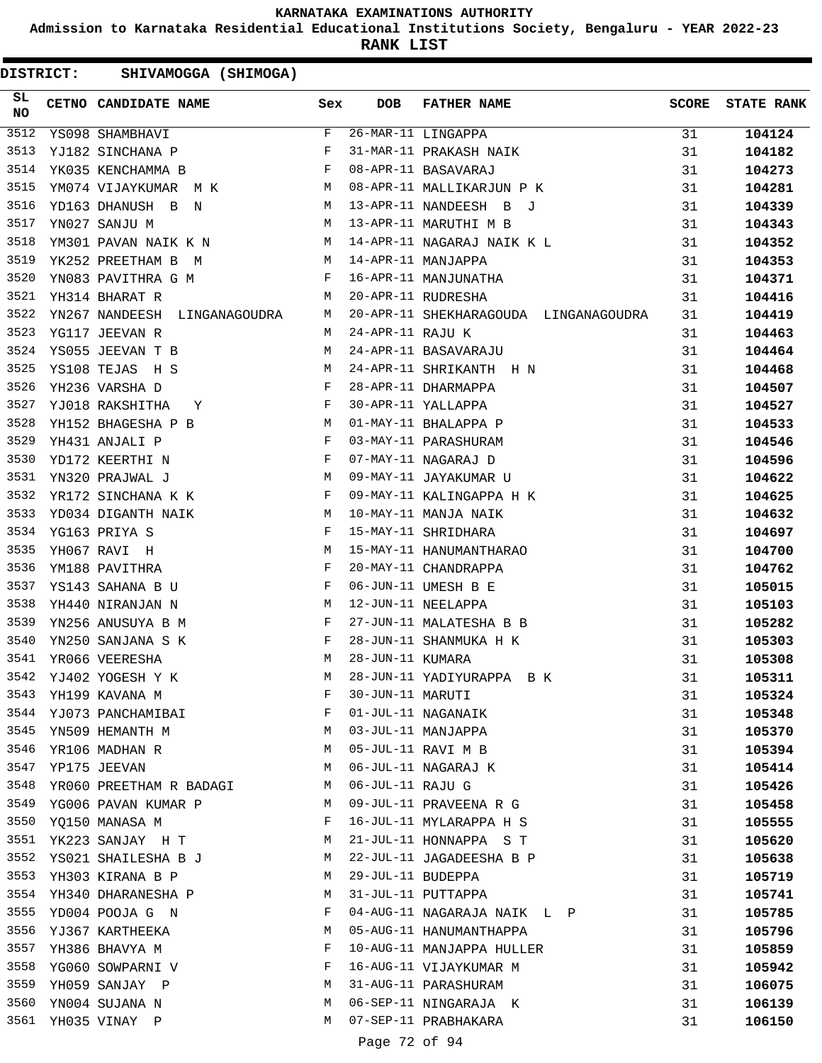# KARNATAKA EXAMINATIONS AUTHORITY

**Admission to Karnataka Residential Educational Institutions Society, Bengaluru - YEAR 2022-23**

**RANK LIST**

**DISTRICT: SHIVAMOGGA (SHIMOGA)**

| SL NO | CETNO | CANDIDATE NAME | Sex | DOB | FATHER NAME | SCORE | STATE RANK |
|---|---|---|---|---|---|---|---|
| 3512 | YS098 | SHAMBHAVI | F | 26-MAR-11 | LINGAPPA | 31 | 104124 |
| 3513 | YJ182 | SINCHANA P | F | 31-MAR-11 | PRAKASH NAIK | 31 | 104182 |
| 3514 | YK035 | KENCHAMMA B | F | 08-APR-11 | BASAVARAJ | 31 | 104273 |
| 3515 | YM074 | VIJAYKUMAR M K | M | 08-APR-11 | MALLIKARJUN P K | 31 | 104281 |
| 3516 | YD163 | DHANUSH B N | M | 13-APR-11 | NANDEESH B J | 31 | 104339 |
| 3517 | YN027 | SANJU M | M | 13-APR-11 | MARUTHI M B | 31 | 104343 |
| 3518 | YM301 | PAVAN NAIK K N | M | 14-APR-11 | NAGARAJ NAIK K L | 31 | 104352 |
| 3519 | YK252 | PREETHAM B M | M | 14-APR-11 | MANJAPPA | 31 | 104353 |
| 3520 | YN083 | PAVITHRA G M | F | 16-APR-11 | MANJUNATHA | 31 | 104371 |
| 3521 | YH314 | BHARAT R | M | 20-APR-11 | RUDRESHA | 31 | 104416 |
| 3522 | YN267 | NANDEESH LINGANAGOUDRA | M | 20-APR-11 | SHEKHARAGOUDA LINGANAGOUDRA | 31 | 104419 |
| 3523 | YG117 | JEEVAN R | M | 24-APR-11 | RAJU K | 31 | 104463 |
| 3524 | YS055 | JEEVAN T B | M | 24-APR-11 | BASAVARAJU | 31 | 104464 |
| 3525 | YS108 | TEJAS H S | M | 24-APR-11 | SHRIKANTH H N | 31 | 104468 |
| 3526 | YH236 | VARSHA D | F | 28-APR-11 | DHARMAPPA | 31 | 104507 |
| 3527 | YJ018 | RAKSHITHA Y | F | 30-APR-11 | YALLAPPA | 31 | 104527 |
| 3528 | YH152 | BHAGESHA P B | M | 01-MAY-11 | BHALAPPA P | 31 | 104533 |
| 3529 | YH431 | ANJALI P | F | 03-MAY-11 | PARASHURAM | 31 | 104546 |
| 3530 | YD172 | KEERTHI N | F | 07-MAY-11 | NAGARAJ D | 31 | 104596 |
| 3531 | YN320 | PRAJWAL J | M | 09-MAY-11 | JAYAKUMAR U | 31 | 104622 |
| 3532 | YR172 | SINCHANA K K | F | 09-MAY-11 | KALINGAPPA H K | 31 | 104625 |
| 3533 | YD034 | DIGANTH NAIK | M | 10-MAY-11 | MANJA NAIK | 31 | 104632 |
| 3534 | YG163 | PRIYA S | F | 15-MAY-11 | SHRIDHARA | 31 | 104697 |
| 3535 | YH067 | RAVI H | M | 15-MAY-11 | HANUMANTHARAO | 31 | 104700 |
| 3536 | YM188 | PAVITHRA | F | 20-MAY-11 | CHANDRAPPA | 31 | 104762 |
| 3537 | YS143 | SAHANA B U | F | 06-JUN-11 | UMESH B E | 31 | 105015 |
| 3538 | YH440 | NIRANJAN N | M | 12-JUN-11 | NEELAPPA | 31 | 105103 |
| 3539 | YN256 | ANUSUYA B M | F | 27-JUN-11 | MALATESHA B B | 31 | 105282 |
| 3540 | YN250 | SANJANA S K | F | 28-JUN-11 | SHANMUKA H K | 31 | 105303 |
| 3541 | YR066 | VEERESHA | M | 28-JUN-11 | KUMARA | 31 | 105308 |
| 3542 | YJ402 | YOGESH Y K | M | 28-JUN-11 | YADIYURAPPA B K | 31 | 105311 |
| 3543 | YH199 | KAVANA M | F | 30-JUN-11 | MARUTI | 31 | 105324 |
| 3544 | YJ073 | PANCHAMIBAI | F | 01-JUL-11 | NAGANAIK | 31 | 105348 |
| 3545 | YN509 | HEMANTH M | M | 03-JUL-11 | MANJAPPA | 31 | 105370 |
| 3546 | YR106 | MADHAN R | M | 05-JUL-11 | RAVI M B | 31 | 105394 |
| 3547 | YP175 | JEEVAN | M | 06-JUL-11 | NAGARAJ K | 31 | 105414 |
| 3548 | YR060 | PREETHAM R BADAGI | M | 06-JUL-11 | RAJU G | 31 | 105426 |
| 3549 | YG006 | PAVAN KUMAR P | M | 09-JUL-11 | PRAVEENA R G | 31 | 105458 |
| 3550 | YQ150 | MANASA M | F | 16-JUL-11 | MYLARAPPA H S | 31 | 105555 |
| 3551 | YK223 | SANJAY H T | M | 21-JUL-11 | HONNAPPA S T | 31 | 105620 |
| 3552 | YS021 | SHAILESHA B J | M | 22-JUL-11 | JAGADEESHA B P | 31 | 105638 |
| 3553 | YH303 | KIRANA B P | M | 29-JUL-11 | BUDEPPA | 31 | 105719 |
| 3554 | YH340 | DHARANESHA P | M | 31-JUL-11 | PUTTAPPA | 31 | 105741 |
| 3555 | YD004 | POOJA G N | F | 04-AUG-11 | NAGARAJA NAIK L P | 31 | 105785 |
| 3556 | YJ367 | KARTHEEKA | M | 05-AUG-11 | HANUMANTHAPPA | 31 | 105796 |
| 3557 | YH386 | BHAVYA M | F | 10-AUG-11 | MANJAPPA HULLER | 31 | 105859 |
| 3558 | YG060 | SOWPARNI V | F | 16-AUG-11 | VIJAYKUMAR M | 31 | 105942 |
| 3559 | YH059 | SANJAY P | M | 31-AUG-11 | PARASHURAM | 31 | 106075 |
| 3560 | YN004 | SUJANA N | M | 06-SEP-11 | NINGARAJA K | 31 | 106139 |
| 3561 | YH035 | VINAY P | M | 07-SEP-11 | PRABHAKARA | 31 | 106150 |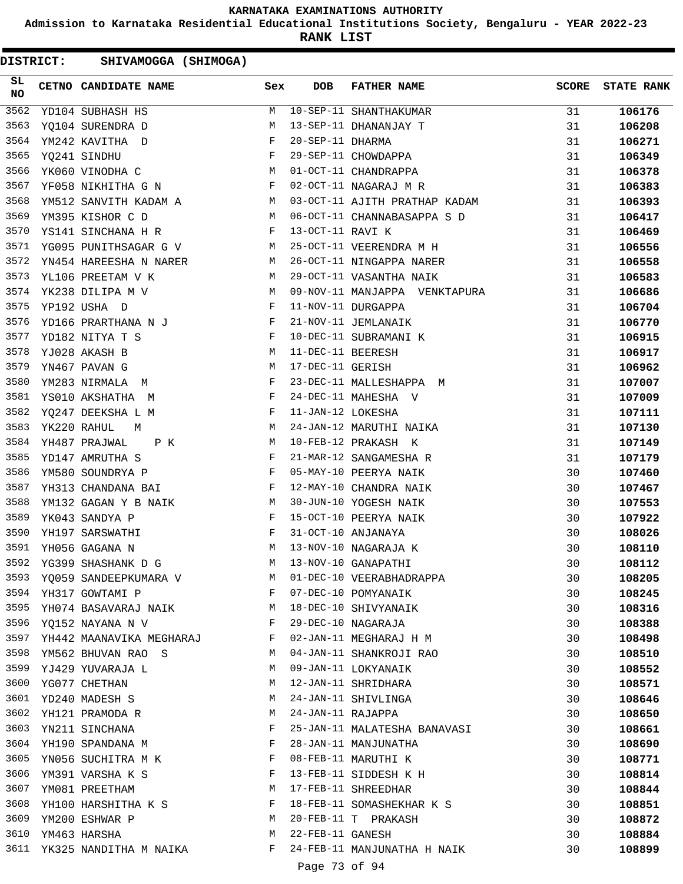# KARNATAKA EXAMINATIONS AUTHORITY

**Admission to Karnataka Residential Educational Institutions Society, Bengaluru - YEAR 2022-23**

**RANK LIST**

**DISTRICT: SHIVAMOGGA (SHIMOGA)**

| SL NO | CETNO | CANDIDATE NAME | Sex | DOB | FATHER NAME | SCORE | STATE RANK |
|---|---|---|---|---|---|---|---|
| 3562 | YD104 | SUBHASH HS | M | 10-SEP-11 | SHANTHAKUMAR | 31 | 106176 |
| 3563 | YQ104 | SURENDRA D | M | 13-SEP-11 | DHANANJAY T | 31 | 106208 |
| 3564 | YM242 | KAVITHA D | F | 20-SEP-11 | DHARMA | 31 | 106271 |
| 3565 | YQ241 | SINDHU | F | 29-SEP-11 | CHOWDAPPA | 31 | 106349 |
| 3566 | YK060 | VINODHA C | M | 01-OCT-11 | CHANDRAPPA | 31 | 106378 |
| 3567 | YF058 | NIKHITHA G N | F | 02-OCT-11 | NAGARAJ M R | 31 | 106383 |
| 3568 | YM512 | SANVITH KADAM A | M | 03-OCT-11 | AJITH PRATHAP KADAM | 31 | 106393 |
| 3569 | YM395 | KISHOR C D | M | 06-OCT-11 | CHANNABASAPPA S D | 31 | 106417 |
| 3570 | YS141 | SINCHANA H R | F | 13-OCT-11 | RAVI K | 31 | 106469 |
| 3571 | YG095 | PUNITHSAGAR G V | M | 25-OCT-11 | VEERENDRA M H | 31 | 106556 |
| 3572 | YN454 | HAREESHA N NARER | M | 26-OCT-11 | NINGAPPA NARER | 31 | 106558 |
| 3573 | YL106 | PREETAM V K | M | 29-OCT-11 | VASANTHA NAIK | 31 | 106583 |
| 3574 | YK238 | DILIPA M V | M | 09-NOV-11 | MANJAPPA VENKTAPURA | 31 | 106686 |
| 3575 | YP192 | USHA D | F | 11-NOV-11 | DURGAPPA | 31 | 106704 |
| 3576 | YD166 | PRARTHANA N J | F | 21-NOV-11 | JEMLANAIK | 31 | 106770 |
| 3577 | YD182 | NITYA T S | F | 10-DEC-11 | SUBRAMANI K | 31 | 106915 |
| 3578 | YJ028 | AKASH B | M | 11-DEC-11 | BEERESH | 31 | 106917 |
| 3579 | YN467 | PAVAN G | M | 17-DEC-11 | GERISH | 31 | 106962 |
| 3580 | YM283 | NIRMALA M | F | 23-DEC-11 | MALLESHAPPA M | 31 | 107007 |
| 3581 | YS010 | AKSHATHA M | F | 24-DEC-11 | MAHESHA V | 31 | 107009 |
| 3582 | YQ247 | DEEKSHA L M | F | 11-JAN-12 | LOKESHA | 31 | 107111 |
| 3583 | YK220 | RAHUL M | M | 24-JAN-12 | MARUTHI NAIKA | 31 | 107130 |
| 3584 | YH487 | PRAJWAL P K | M | 10-FEB-12 | PRAKASH K | 31 | 107149 |
| 3585 | YD147 | AMRUTHA S | F | 21-MAR-12 | SANGAMESHA R | 31 | 107179 |
| 3586 | YM580 | SOUNDRYA P | F | 05-MAY-10 | PEERYA NAIK | 30 | 107460 |
| 3587 | YH313 | CHANDANA BAI | F | 12-MAY-10 | CHANDRA NAIK | 30 | 107467 |
| 3588 | YM132 | GAGAN Y B NAIK | M | 30-JUN-10 | YOGESH NAIK | 30 | 107553 |
| 3589 | YK043 | SANDYA P | F | 15-OCT-10 | PEERYA NAIK | 30 | 107922 |
| 3590 | YH197 | SARSWATHI | F | 31-OCT-10 | ANJANAYA | 30 | 108026 |
| 3591 | YH056 | GAGANA N | M | 13-NOV-10 | NAGARAJA K | 30 | 108110 |
| 3592 | YG399 | SHASHANK D G | M | 13-NOV-10 | GANAPATHI | 30 | 108112 |
| 3593 | YQ059 | SANDEEPKUMARA V | M | 01-DEC-10 | VEERABHADRAPPA | 30 | 108205 |
| 3594 | YH317 | GOWTAMI P | F | 07-DEC-10 | POMYANAIK | 30 | 108245 |
| 3595 | YH074 | BASAVARAJ NAIK | M | 18-DEC-10 | SHIVYANAIK | 30 | 108316 |
| 3596 | YQ152 | NAYANA N V | F | 29-DEC-10 | NAGARAJA | 30 | 108388 |
| 3597 | YH442 | MAANAVIKA MEGHARAJ | F | 02-JAN-11 | MEGHARAJ H M | 30 | 108498 |
| 3598 | YM562 | BHUVAN RAO S | M | 04-JAN-11 | SHANKROJI RAO | 30 | 108510 |
| 3599 | YJ429 | YUVARAJA L | M | 09-JAN-11 | LOKYANAIK | 30 | 108552 |
| 3600 | YG077 | CHETHAN | M | 12-JAN-11 | SHRIDHARA | 30 | 108571 |
| 3601 | YD240 | MADESH S | M | 24-JAN-11 | SHIVLINGA | 30 | 108646 |
| 3602 | YH121 | PRAMODA R | M | 24-JAN-11 | RAJAPPA | 30 | 108650 |
| 3603 | YN211 | SINCHANA | F | 25-JAN-11 | MALATESHA BANAVASI | 30 | 108661 |
| 3604 | YH190 | SPANDANA M | F | 28-JAN-11 | MANJUNATHA | 30 | 108690 |
| 3605 | YN056 | SUCHITRA M K | F | 08-FEB-11 | MARUTHI K | 30 | 108771 |
| 3606 | YM391 | VARSHA K S | F | 13-FEB-11 | SIDDESH K H | 30 | 108814 |
| 3607 | YM081 | PREETHAM | M | 17-FEB-11 | SHREEDHAR | 30 | 108844 |
| 3608 | YH100 | HARSHITHA K S | F | 18-FEB-11 | SOMASHEKHAR K S | 30 | 108851 |
| 3609 | YM200 | ESHWAR P | M | 20-FEB-11 | T PRAKASH | 30 | 108872 |
| 3610 | YM463 | HARSHA | M | 22-FEB-11 | GANESH | 30 | 108884 |
| 3611 | YK325 | NANDITHA M NAIKA | F | 24-FEB-11 | MANJUNATHA H NAIK | 30 | 108899 |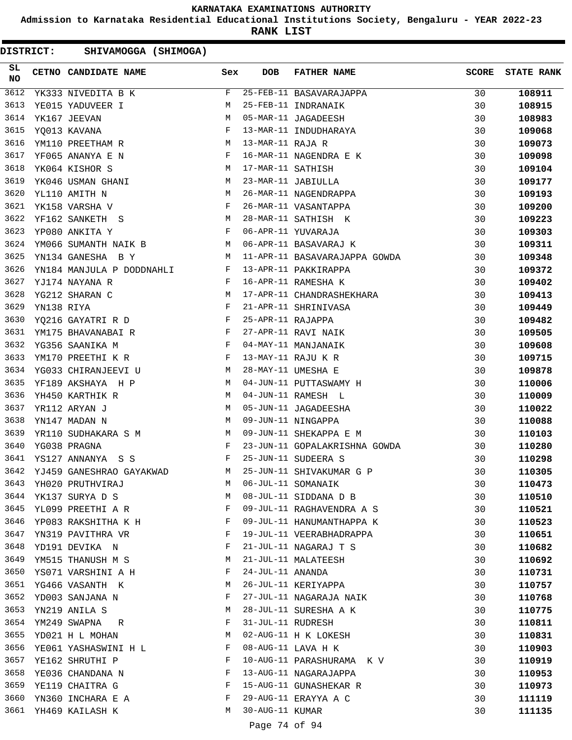# KARNATAKA EXAMINATIONS AUTHORITY

**Admission to Karnataka Residential Educational Institutions Society, Bengaluru - YEAR 2022-23**

**RANK LIST**

**DISTRICT: SHIVAMOGGA (SHIMOGA)**

| SL NO | CETNO | CANDIDATE NAME | Sex | DOB | FATHER NAME | SCORE | STATE RANK |
|---|---|---|---|---|---|---|---|
| 3612 | YK333 | NIVEDITA B K | F | 25-FEB-11 | BASAVARAJAPPA | 30 | **108911** |
| 3613 | YE015 | YADUVEER I | M | 25-FEB-11 | INDRANAIK | 30 | **108915** |
| 3614 | YK167 | JEEVAN | M | 05-MAR-11 | JAGADEESH | 30 | **108983** |
| 3615 | YQ013 | KAVANA | F | 13-MAR-11 | INDUDHARAYA | 30 | **109068** |
| 3616 | YM110 | PREETHAM R | M | 13-MAR-11 | RAJA R | 30 | **109073** |
| 3617 | YF065 | ANANYA E N | F | 16-MAR-11 | NAGENDRA E K | 30 | **109098** |
| 3618 | YK064 | KISHOR S | M | 17-MAR-11 | SATHISH | 30 | **109104** |
| 3619 | YK046 | USMAN GHANI | M | 23-MAR-11 | JABIULLA | 30 | **109177** |
| 3620 | YL110 | AMITH N | M | 26-MAR-11 | NAGENDRAPPA | 30 | **109193** |
| 3621 | YK158 | VARSHA V | F | 26-MAR-11 | VASANTAPPA | 30 | **109200** |
| 3622 | YF162 | SANKETH S | M | 28-MAR-11 | SATHISH K | 30 | **109223** |
| 3623 | YP080 | ANKITA Y | F | 06-APR-11 | YUVARAJA | 30 | **109303** |
| 3624 | YM066 | SUMANTH NAIK B | M | 06-APR-11 | BASAVARAJ K | 30 | **109311** |
| 3625 | YN134 | GANESHA B Y | M | 11-APR-11 | BASAVARAJAPPA GOWDA | 30 | **109348** |
| 3626 | YN184 | MANJULA P DODDNAHLI | F | 13-APR-11 | PAKKIRAPPA | 30 | **109372** |
| 3627 | YJ174 | NAYANA R | F | 16-APR-11 | RAMESHA K | 30 | **109402** |
| 3628 | YG212 | SHARAN C | M | 17-APR-11 | CHANDRASHEKHARA | 30 | **109413** |
| 3629 | YN138 | RIYA | F | 21-APR-11 | SHRINIVASA | 30 | **109449** |
| 3630 | YQ216 | GAYATRI R D | F | 25-APR-11 | RAJAPPA | 30 | **109482** |
| 3631 | YM175 | BHAVANABAI R | F | 27-APR-11 | RAVI NAIK | 30 | **109505** |
| 3632 | YG356 | SAANIKA M | F | 04-MAY-11 | MANJANAIK | 30 | **109608** |
| 3633 | YM170 | PREETHI K R | F | 13-MAY-11 | RAJU K R | 30 | **109715** |
| 3634 | YG033 | CHIRANJEEVI U | M | 28-MAY-11 | UMESHA E | 30 | **109878** |
| 3635 | YF189 | AKSHAYA H P | M | 04-JUN-11 | PUTTASWAMY H | 30 | **110006** |
| 3636 | YH450 | KARTHIK R | M | 04-JUN-11 | RAMESH L | 30 | **110009** |
| 3637 | YR112 | ARYAN J | M | 05-JUN-11 | JAGADEESHA | 30 | **110022** |
| 3638 | YN147 | MADAN N | M | 09-JUN-11 | NINGAPPA | 30 | **110088** |
| 3639 | YR110 | SUDHAKARA S M | M | 09-JUN-11 | SHEKAPPA E M | 30 | **110103** |
| 3640 | YG038 | PRAGNA | F | 23-JUN-11 | GOPALAKRISHNA GOWDA | 30 | **110280** |
| 3641 | YS127 | ANNANYA S S | F | 25-JUN-11 | SUDEERA S | 30 | **110298** |
| 3642 | YJ459 | GANESHRAO GAYAKWAD | M | 25-JUN-11 | SHIVAKUMAR G P | 30 | **110305** |
| 3643 | YH020 | PRUTHVIRAJ | M | 06-JUL-11 | SOMANAIK | 30 | **110473** |
| 3644 | YK137 | SURYA D S | M | 08-JUL-11 | SIDDANA D B | 30 | **110510** |
| 3645 | YL099 | PREETHI A R | F | 09-JUL-11 | RAGHAVENDRA A S | 30 | **110521** |
| 3646 | YP083 | RAKSHITHA K H | F | 09-JUL-11 | HANUMANTHAPPA K | 30 | **110523** |
| 3647 | YN319 | PAVITHRA VR | F | 19-JUL-11 | VEERABHADRAPPA | 30 | **110651** |
| 3648 | YD191 | DEVIKA N | F | 21-JUL-11 | NAGARAJ T S | 30 | **110682** |
| 3649 | YM515 | THANUSH M S | M | 21-JUL-11 | MALATEESH | 30 | **110692** |
| 3650 | YS071 | VARSHINI A H | F | 24-JUL-11 | ANANDA | 30 | **110731** |
| 3651 | YG466 | VASANTH K | M | 26-JUL-11 | KERIYAPPA | 30 | **110757** |
| 3652 | YD003 | SANJANA N | F | 27-JUL-11 | NAGARAJA NAIK | 30 | **110768** |
| 3653 | YN219 | ANILA S | M | 28-JUL-11 | SURESHA A K | 30 | **110775** |
| 3654 | YM249 | SWAPNA R | F | 31-JUL-11 | RUDRESH | 30 | **110811** |
| 3655 | YD021 | H L MOHAN | M | 02-AUG-11 | H K LOKESH | 30 | **110831** |
| 3656 | YE061 | YASHASWINI H L | F | 08-AUG-11 | LAVA H K | 30 | **110903** |
| 3657 | YE162 | SHRUTHI P | F | 10-AUG-11 | PARASHURAMA K V | 30 | **110919** |
| 3658 | YE036 | CHANDANA N | F | 13-AUG-11 | NAGARAJAPPA | 30 | **110953** |
| 3659 | YE119 | CHAITRA G | F | 15-AUG-11 | GUNASHEKAR R | 30 | **110973** |
| 3660 | YN360 | INCHARA E A | F | 29-AUG-11 | ERAYYA A C | 30 | **111119** |
| 3661 | YH469 | KAILASH K | M | 30-AUG-11 | KUMAR | 30 | **111135** |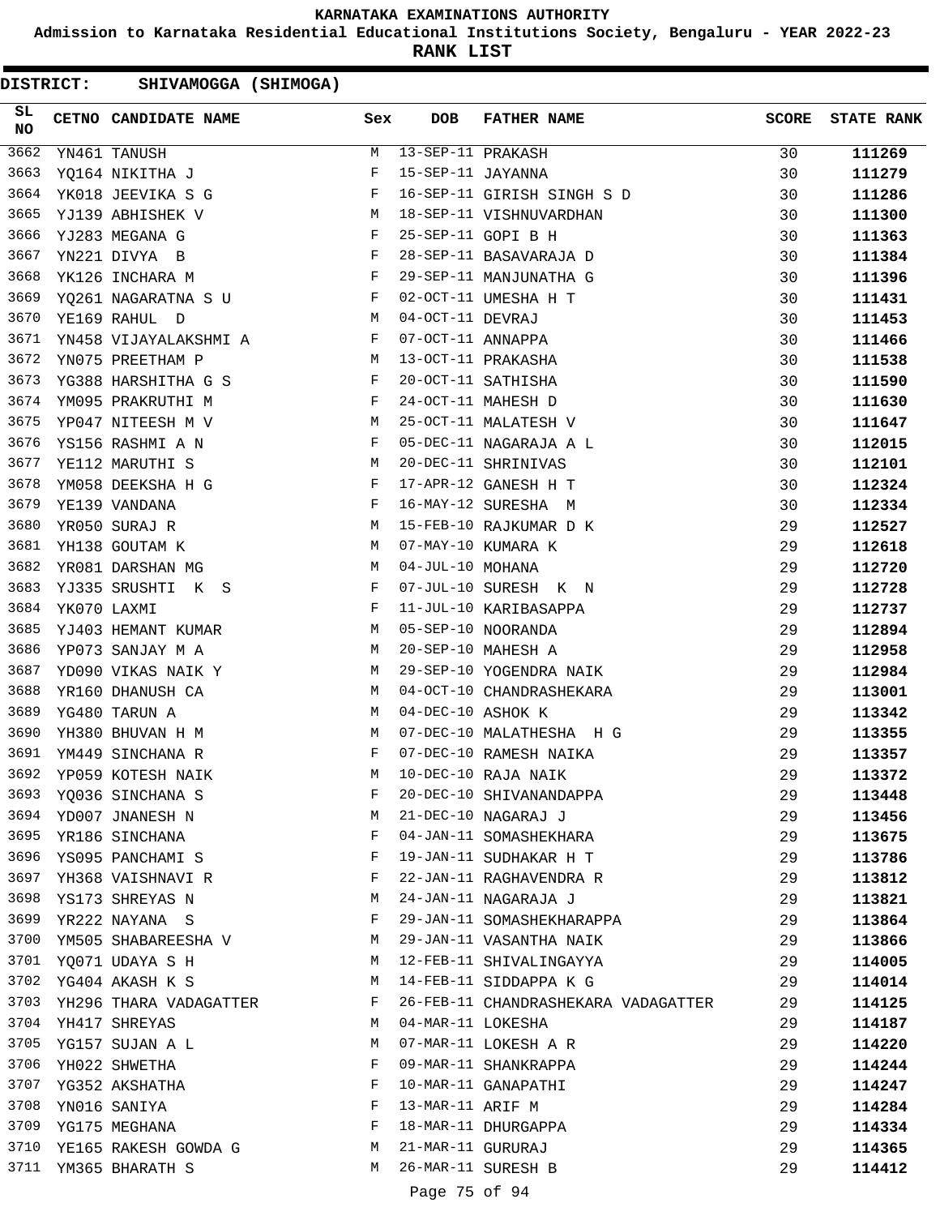KARNATAKA EXAMINATIONS AUTHORITY

Admission to Karnataka Residential Educational Institutions Society, Bengaluru - YEAR 2022-23

**RANK LIST**

**DISTRICT: SHIVAMOGGA (SHIMOGA)**

| SL NO | CETNO | CANDIDATE NAME | Sex | DOB | FATHER NAME | SCORE | STATE RANK |
|---|---|---|---|---|---|---|---|
| 3662 | YN461 | TANUSH | M | 13-SEP-11 | PRAKASH | 30 | **111269** |
| 3663 | YQ164 | NIKITHA J | F | 15-SEP-11 | JAYANNA | 30 | **111279** |
| 3664 | YK018 | JEEVIKA S G | F | 16-SEP-11 | GIRISH SINGH S D | 30 | **111286** |
| 3665 | YJ139 | ABHISHEK V | M | 18-SEP-11 | VISHNUVARDHAN | 30 | **111300** |
| 3666 | YJ283 | MEGANA G | F | 25-SEP-11 | GOPI B H | 30 | **111363** |
| 3667 | YN221 | DIVYA B | F | 28-SEP-11 | BASAVARAJA D | 30 | **111384** |
| 3668 | YK126 | INCHARA M | F | 29-SEP-11 | MANJUNATHA G | 30 | **111396** |
| 3669 | YQ261 | NAGARATNA S U | F | 02-OCT-11 | UMESHA H T | 30 | **111431** |
| 3670 | YE169 | RAHUL D | M | 04-OCT-11 | DEVRAJ | 30 | **111453** |
| 3671 | YN458 | VIJAYALAKSHMI A | F | 07-OCT-11 | ANNAPPA | 30 | **111466** |
| 3672 | YN075 | PREETHAM P | M | 13-OCT-11 | PRAKASHA | 30 | **111538** |
| 3673 | YG388 | HARSHITHA G S | F | 20-OCT-11 | SATHISHA | 30 | **111590** |
| 3674 | YM095 | PRAKRUTHI M | F | 24-OCT-11 | MAHESH D | 30 | **111630** |
| 3675 | YP047 | NITEESH M V | M | 25-OCT-11 | MALATESH V | 30 | **111647** |
| 3676 | YS156 | RASHMI A N | F | 05-DEC-11 | NAGARAJA A L | 30 | **112015** |
| 3677 | YE112 | MARUTHI S | M | 20-DEC-11 | SHRINIVAS | 30 | **112101** |
| 3678 | YM058 | DEEKSHA H G | F | 17-APR-12 | GANESH H T | 30 | **112324** |
| 3679 | YE139 | VANDANA | F | 16-MAY-12 | SURESHA M | 30 | **112334** |
| 3680 | YR050 | SURAJ R | M | 15-FEB-10 | RAJKUMAR D K | 29 | **112527** |
| 3681 | YH138 | GOUTAM K | M | 07-MAY-10 | KUMARA K | 29 | **112618** |
| 3682 | YR081 | DARSHAN MG | M | 04-JUL-10 | MOHANA | 29 | **112720** |
| 3683 | YJ335 | SRUSHTI K S | F | 07-JUL-10 | SURESH K N | 29 | **112728** |
| 3684 | YK070 | LAXMI | F | 11-JUL-10 | KARIBASAPPA | 29 | **112737** |
| 3685 | YJ403 | HEMANT KUMAR | M | 05-SEP-10 | NOORANDA | 29 | **112894** |
| 3686 | YP073 | SANJAY M A | M | 20-SEP-10 | MAHESH A | 29 | **112958** |
| 3687 | YD090 | VIKAS NAIK Y | M | 29-SEP-10 | YOGENDRA NAIK | 29 | **112984** |
| 3688 | YR160 | DHANUSH CA | M | 04-OCT-10 | CHANDRASHEKARA | 29 | **113001** |
| 3689 | YG480 | TARUN A | M | 04-DEC-10 | ASHOK K | 29 | **113342** |
| 3690 | YH380 | BHUVAN H M | M | 07-DEC-10 | MALATHESHA H G | 29 | **113355** |
| 3691 | YM449 | SINCHANA R | F | 07-DEC-10 | RAMESH NAIKA | 29 | **113357** |
| 3692 | YP059 | KOTESH NAIK | M | 10-DEC-10 | RAJA NAIK | 29 | **113372** |
| 3693 | YQ036 | SINCHANA S | F | 20-DEC-10 | SHIVANANDAPPA | 29 | **113448** |
| 3694 | YD007 | JNANESH N | M | 21-DEC-10 | NAGARAJ J | 29 | **113456** |
| 3695 | YR186 | SINCHANA | F | 04-JAN-11 | SOMASHEKHARA | 29 | **113675** |
| 3696 | YS095 | PANCHAMI S | F | 19-JAN-11 | SUDHAKAR H T | 29 | **113786** |
| 3697 | YH368 | VAISHNAVI R | F | 22-JAN-11 | RAGHAVENDRA R | 29 | **113812** |
| 3698 | YS173 | SHREYAS N | M | 24-JAN-11 | NAGARAJA J | 29 | **113821** |
| 3699 | YR222 | NAYANA S | F | 29-JAN-11 | SOMASHEKHARAPPA | 29 | **113864** |
| 3700 | YM505 | SHABAREESHA V | M | 29-JAN-11 | VASANTHA NAIK | 29 | **113866** |
| 3701 | YQ071 | UDAYA S H | M | 12-FEB-11 | SHIVALINGAYYA | 29 | **114005** |
| 3702 | YG404 | AKASH K S | M | 14-FEB-11 | SIDDAPPA K G | 29 | **114014** |
| 3703 | YH296 | THARA VADAGATTER | F | 26-FEB-11 | CHANDRASHEKARA VADAGATTER | 29 | **114125** |
| 3704 | YH417 | SHREYAS | M | 04-MAR-11 | LOKESHA | 29 | **114187** |
| 3705 | YG157 | SUJAN A L | M | 07-MAR-11 | LOKESH A R | 29 | **114220** |
| 3706 | YH022 | SHWETHA | F | 09-MAR-11 | SHANKRAPPA | 29 | **114244** |
| 3707 | YG352 | AKSHATHA | F | 10-MAR-11 | GANAPATHI | 29 | **114247** |
| 3708 | YN016 | SANIYA | F | 13-MAR-11 | ARIF M | 29 | **114284** |
| 3709 | YG175 | MEGHANA | F | 18-MAR-11 | DHURGAPPA | 29 | **114334** |
| 3710 | YE165 | RAKESH GOWDA G | M | 21-MAR-11 | GURURAJ | 29 | **114365** |
| 3711 | YM365 | BHARATH S | M | 26-MAR-11 | SURESH B | 29 | **114412** |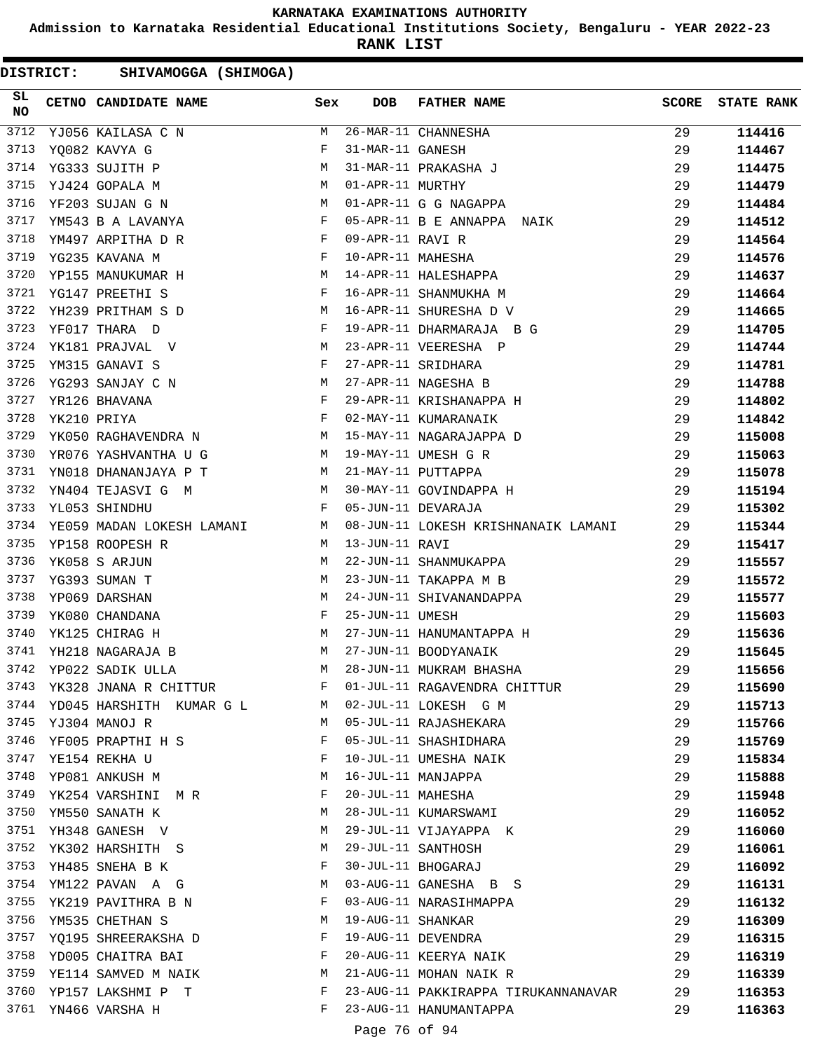**KARNATAKA EXAMINATIONS AUTHORITY**

**Admission to Karnataka Residential Educational Institutions Society, Bengaluru - YEAR 2022-23**

**RANK LIST**

**DISTRICT: SHIVAMOGGA (SHIMOGA)**

| SL NO | CETNO | CANDIDATE NAME | Sex | DOB | FATHER NAME | SCORE | STATE RANK |
|---|---|---|---|---|---|---|---|
| 3712 | YJ056 | KAILASA C N | M | 26-MAR-11 | CHANNESHA | 29 | 114416 |
| 3713 | YQ082 | KAVYA G | F | 31-MAR-11 | GANESH | 29 | 114467 |
| 3714 | YG333 | SUJITH P | M | 31-MAR-11 | PRAKASHA J | 29 | 114475 |
| 3715 | YJ424 | GOPALA M | M | 01-APR-11 | MURTHY | 29 | 114479 |
| 3716 | YF203 | SUJAN G N | M | 01-APR-11 | G G NAGAPPA | 29 | 114484 |
| 3717 | YM543 | B A LAVANYA | F | 05-APR-11 | B E ANNAPPA NAIK | 29 | 114512 |
| 3718 | YM497 | ARPITHA D R | F | 09-APR-11 | RAVI R | 29 | 114564 |
| 3719 | YG235 | KAVANA M | F | 10-APR-11 | MAHESHA | 29 | 114576 |
| 3720 | YP155 | MANUKUMAR H | M | 14-APR-11 | HALESHAPPA | 29 | 114637 |
| 3721 | YG147 | PREETHI S | F | 16-APR-11 | SHANMUKHA M | 29 | 114664 |
| 3722 | YH239 | PRITHAM S D | M | 16-APR-11 | SHURESHA D V | 29 | 114665 |
| 3723 | YF017 | THARA D | F | 19-APR-11 | DHARMARAJA B G | 29 | 114705 |
| 3724 | YK181 | PRAJVAL V | M | 23-APR-11 | VEERESHA P | 29 | 114744 |
| 3725 | YM315 | GANAVI S | F | 27-APR-11 | SRIDHARA | 29 | 114781 |
| 3726 | YG293 | SANJAY C N | M | 27-APR-11 | NAGESHA B | 29 | 114788 |
| 3727 | YR126 | BHAVANA | F | 29-APR-11 | KRISHANAPPA H | 29 | 114802 |
| 3728 | YK210 | PRIYA | F | 02-MAY-11 | KUMARANAIK | 29 | 114842 |
| 3729 | YK050 | RAGHAVENDRA N | M | 15-MAY-11 | NAGARAJAPPA D | 29 | 115008 |
| 3730 | YR076 | YASHVANTHA U G | M | 19-MAY-11 | UMESH G R | 29 | 115063 |
| 3731 | YN018 | DHANANJAYA P T | M | 21-MAY-11 | PUTTAPPA | 29 | 115078 |
| 3732 | YN404 | TEJASVI G M | M | 30-MAY-11 | GOVINDAPPA H | 29 | 115194 |
| 3733 | YL053 | SHINDHU | F | 05-JUN-11 | DEVARAJA | 29 | 115302 |
| 3734 | YE059 | MADAN LOKESH LAMANI | M | 08-JUN-11 | LOKESH KRISHNANAIK LAMANI | 29 | 115344 |
| 3735 | YP158 | ROOPESH R | M | 13-JUN-11 | RAVI | 29 | 115417 |
| 3736 | YK058 | S ARJUN | M | 22-JUN-11 | SHANMUKAPPA | 29 | 115557 |
| 3737 | YG393 | SUMAN T | M | 23-JUN-11 | TAKAPPA M B | 29 | 115572 |
| 3738 | YP069 | DARSHAN | M | 24-JUN-11 | SHIVANANDAPPA | 29 | 115577 |
| 3739 | YK080 | CHANDANA | F | 25-JUN-11 | UMESH | 29 | 115603 |
| 3740 | YK125 | CHIRAG H | M | 27-JUN-11 | HANUMANTAPPA H | 29 | 115636 |
| 3741 | YH218 | NAGARAJA B | M | 27-JUN-11 | BOODYANAIK | 29 | 115645 |
| 3742 | YP022 | SADIK ULLA | M | 28-JUN-11 | MUKRAM BHASHA | 29 | 115656 |
| 3743 | YK328 | JNANA R CHITTUR | F | 01-JUL-11 | RAGAVENDRA CHITTUR | 29 | 115690 |
| 3744 | YD045 | HARSHITH KUMAR G L | M | 02-JUL-11 | LOKESH G M | 29 | 115713 |
| 3745 | YJ304 | MANOJ R | M | 05-JUL-11 | RAJASHEKARA | 29 | 115766 |
| 3746 | YF005 | PRAPTHI H S | F | 05-JUL-11 | SHASHIDHARA | 29 | 115769 |
| 3747 | YE154 | REKHA U | F | 10-JUL-11 | UMESHA NAIK | 29 | 115834 |
| 3748 | YP081 | ANKUSH M | M | 16-JUL-11 | MANJAPPA | 29 | 115888 |
| 3749 | YK254 | VARSHINI M R | F | 20-JUL-11 | MAHESHA | 29 | 115948 |
| 3750 | YM550 | SANATH K | M | 28-JUL-11 | KUMARSWAMI | 29 | 116052 |
| 3751 | YH348 | GANESH V | M | 29-JUL-11 | VIJAYAPPA K | 29 | 116060 |
| 3752 | YK302 | HARSHITH S | M | 29-JUL-11 | SANTHOSH | 29 | 116061 |
| 3753 | YH485 | SNEHA B K | F | 30-JUL-11 | BHOGARAJ | 29 | 116092 |
| 3754 | YM122 | PAVAN A G | M | 03-AUG-11 | GANESHA B S | 29 | 116131 |
| 3755 | YK219 | PAVITHRA B N | F | 03-AUG-11 | NARASIHMAPPA | 29 | 116132 |
| 3756 | YM535 | CHETHAN S | M | 19-AUG-11 | SHANKAR | 29 | 116309 |
| 3757 | YQ195 | SHREERAKSHA D | F | 19-AUG-11 | DEVENDRA | 29 | 116315 |
| 3758 | YD005 | CHAITRA BAI | F | 20-AUG-11 | KEERYA NAIK | 29 | 116319 |
| 3759 | YE114 | SAMVED M NAIK | M | 21-AUG-11 | MOHAN NAIK R | 29 | 116339 |
| 3760 | YP157 | LAKSHMI P T | F | 23-AUG-11 | PAKKIRAPPA TIRUKANNANAVAR | 29 | 116353 |
| 3761 | YN466 | VARSHA H | F | 23-AUG-11 | HANUMANTAPPA | 29 | 116363 |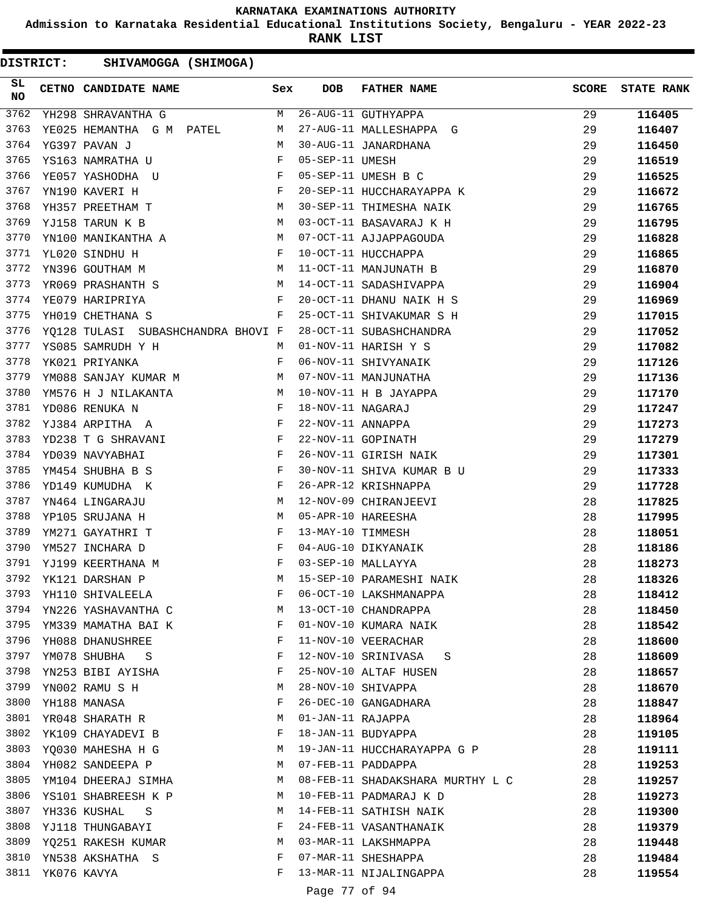KARNATAKA EXAMINATIONS AUTHORITY

Admission to Karnataka Residential Educational Institutions Society, Bengaluru - YEAR 2022-23

**RANK LIST**

**DISTRICT: SHIVAMOGGA (SHIMOGA)**

| SL NO | CETNO | CANDIDATE NAME | Sex | DOB | FATHER NAME | SCORE | STATE RANK |
|---|---|---|---|---|---|---|---|
| 3762 | YH298 | SHRAVANTHA G | M | 26-AUG-11 | GUTHYAPPA | 29 | **116405** |
| 3763 | YE025 | HEMANTHA G M PATEL | M | 27-AUG-11 | MALLESHAPPA G | 29 | **116407** |
| 3764 | YG397 | PAVAN J | M | 30-AUG-11 | JANARDHANA | 29 | **116450** |
| 3765 | YS163 | NAMRATHA U | F | 05-SEP-11 | UMESH | 29 | **116519** |
| 3766 | YE057 | YASHODHA U | F | 05-SEP-11 | UMESH B C | 29 | **116525** |
| 3767 | YN190 | KAVERI H | F | 20-SEP-11 | HUCCHARAYAPPA K | 29 | **116672** |
| 3768 | YH357 | PREETHAM T | M | 30-SEP-11 | THIMESHA NAIK | 29 | **116765** |
| 3769 | YJ158 | TARUN K B | M | 03-OCT-11 | BASAVARAJ K H | 29 | **116795** |
| 3770 | YN100 | MANIKANTHA A | M | 07-OCT-11 | AJJAPPAGOUDA | 29 | **116828** |
| 3771 | YL020 | SINDHU H | F | 10-OCT-11 | HUCCHAPPA | 29 | **116865** |
| 3772 | YN396 | GOUTHAM M | M | 11-OCT-11 | MANJUNATH B | 29 | **116870** |
| 3773 | YR069 | PRASHANTH S | M | 14-OCT-11 | SADASHIVAPPA | 29 | **116904** |
| 3774 | YE079 | HARIPRIYA | F | 20-OCT-11 | DHANU NAIK H S | 29 | **116969** |
| 3775 | YH019 | CHETHANA S | F | 25-OCT-11 | SHIVAKUMAR S H | 29 | **117015** |
| 3776 | YQ128 | TULASI SUBASHCHANDRA BHOVI | F | 28-OCT-11 | SUBASHCHANDRA | 29 | **117052** |
| 3777 | YS085 | SAMRUDH Y H | M | 01-NOV-11 | HARISH Y S | 29 | **117082** |
| 3778 | YK021 | PRIYANKA | F | 06-NOV-11 | SHIVYANAIK | 29 | **117126** |
| 3779 | YM088 | SANJAY KUMAR M | M | 07-NOV-11 | MANJUNATHA | 29 | **117136** |
| 3780 | YM576 | H J NILAKANTA | M | 10-NOV-11 | H B JAYAPPA | 29 | **117170** |
| 3781 | YD086 | RENUKA N | F | 18-NOV-11 | NAGARAJ | 29 | **117247** |
| 3782 | YJ384 | ARPITHA A | F | 22-NOV-11 | ANNAPPA | 29 | **117273** |
| 3783 | YD238 | T G SHRAVANI | F | 22-NOV-11 | GOPINATH | 29 | **117279** |
| 3784 | YD039 | NAVYABHAI | F | 26-NOV-11 | GIRISH NAIK | 29 | **117301** |
| 3785 | YM454 | SHUBHA B S | F | 30-NOV-11 | SHIVA KUMAR B U | 29 | **117333** |
| 3786 | YD149 | KUMUDHA K | F | 26-APR-12 | KRISHNAPPA | 29 | **117728** |
| 3787 | YN464 | LINGARAJU | M | 12-NOV-09 | CHIRANJEEVI | 28 | **117825** |
| 3788 | YP105 | SRUJANA H | M | 05-APR-10 | HAREESHA | 28 | **117995** |
| 3789 | YM271 | GAYATHRI T | F | 13-MAY-10 | TIMMESH | 28 | **118051** |
| 3790 | YM527 | INCHARA D | F | 04-AUG-10 | DIKYANAIK | 28 | **118186** |
| 3791 | YJ199 | KEERTHANA M | F | 03-SEP-10 | MALLAYYA | 28 | **118273** |
| 3792 | YK121 | DARSHAN P | M | 15-SEP-10 | PARAMESHI NAIK | 28 | **118326** |
| 3793 | YH110 | SHIVALEELA | F | 06-OCT-10 | LAKSHMANAPPA | 28 | **118412** |
| 3794 | YN226 | YASHAVANTHA C | M | 13-OCT-10 | CHANDRAPPA | 28 | **118450** |
| 3795 | YM339 | MAMATHA BAI K | F | 01-NOV-10 | KUMARA NAIK | 28 | **118542** |
| 3796 | YH088 | DHANUSHREE | F | 11-NOV-10 | VEERACHAR | 28 | **118600** |
| 3797 | YM078 | SHUBHA S | F | 12-NOV-10 | SRINIVASA S | 28 | **118609** |
| 3798 | YN253 | BIBI AYISHA | F | 25-NOV-10 | ALTAF HUSEN | 28 | **118657** |
| 3799 | YN002 | RAMU S H | M | 28-NOV-10 | SHIVAPPA | 28 | **118670** |
| 3800 | YH188 | MANASA | F | 26-DEC-10 | GANGADHARA | 28 | **118847** |
| 3801 | YR048 | SHARATH R | M | 01-JAN-11 | RAJAPPA | 28 | **118964** |
| 3802 | YK109 | CHAYADEVI B | F | 18-JAN-11 | BUDYAPPA | 28 | **119105** |
| 3803 | YQ030 | MAHESHA H G | M | 19-JAN-11 | HUCCHARAYAPPA G P | 28 | **119111** |
| 3804 | YH082 | SANDEEPA P | M | 07-FEB-11 | PADDAPPA | 28 | **119253** |
| 3805 | YM104 | DHEERAJ SIMHA | M | 08-FEB-11 | SHADAKSHARA MURTHY L C | 28 | **119257** |
| 3806 | YS101 | SHABREESH K P | M | 10-FEB-11 | PADMARAJ K D | 28 | **119273** |
| 3807 | YH336 | KUSHAL S | M | 14-FEB-11 | SATHISH NAIK | 28 | **119300** |
| 3808 | YJ118 | THUNGABAYI | F | 24-FEB-11 | VASANTHANAIK | 28 | **119379** |
| 3809 | YQ251 | RAKESH KUMAR | M | 03-MAR-11 | LAKSHMAPPA | 28 | **119448** |
| 3810 | YN538 | AKSHATHA S | F | 07-MAR-11 | SHESHAPPA | 28 | **119484** |
| 3811 | YK076 | KAVYA | F | 13-MAR-11 | NIJALINGAPPA | 28 | **119554** |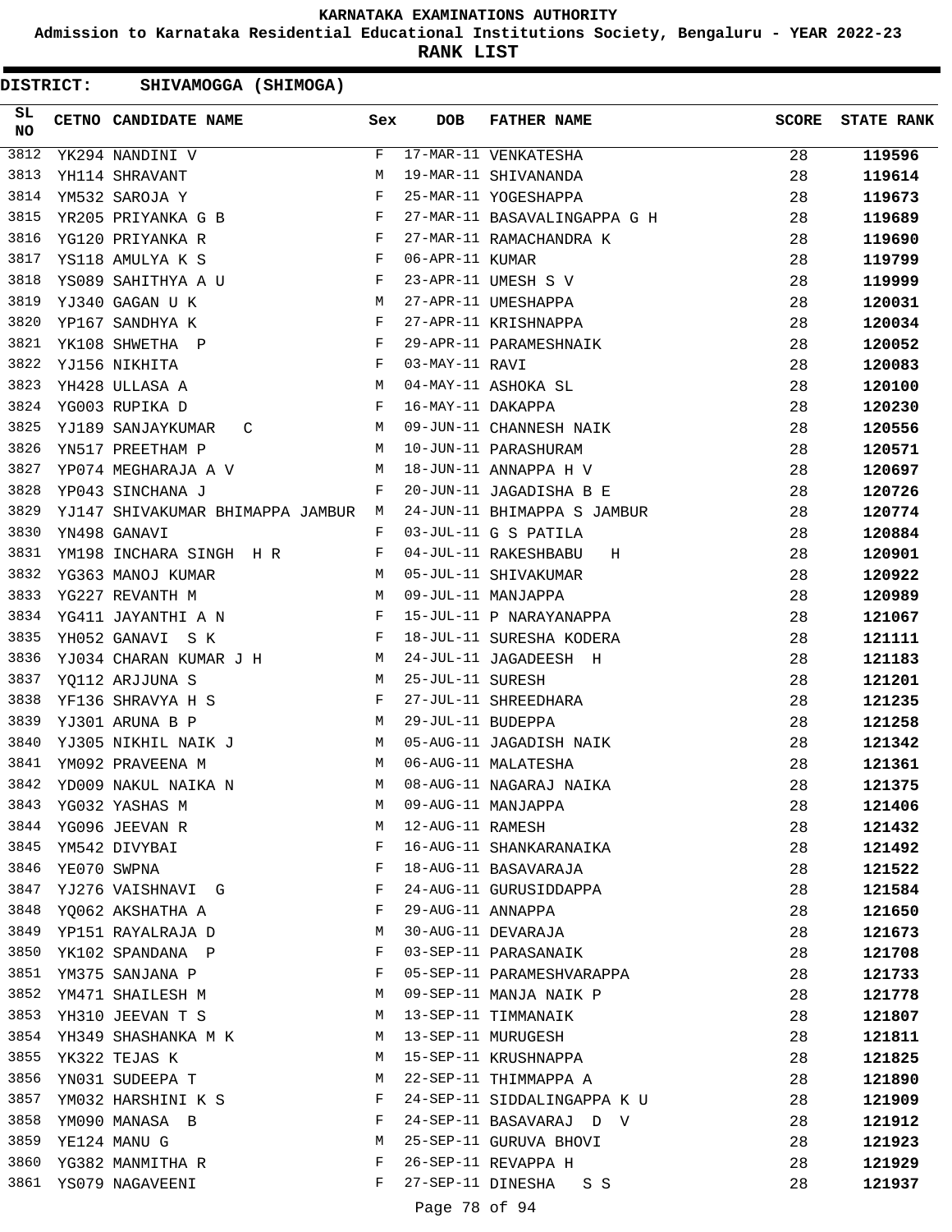KARNATAKA EXAMINATIONS AUTHORITY

Admission to Karnataka Residential Educational Institutions Society, Bengaluru - YEAR 2022-23

**RANK LIST**

**DISTRICT: SHIVAMOGGA (SHIMOGA)**

| SL NO | CETNO | CANDIDATE NAME | Sex | DOB | FATHER NAME | SCORE | STATE RANK |
|---|---|---|---|---|---|---|---|
| 3812 | YK294 | NANDINI V | F | 17-MAR-11 | VENKATESHA | 28 | 119596 |
| 3813 | YH114 | SHRAVANT | M | 19-MAR-11 | SHIVANANDA | 28 | 119614 |
| 3814 | YM532 | SAROJA Y | F | 25-MAR-11 | YOGESHAPPA | 28 | 119673 |
| 3815 | YR205 | PRIYANKA G B | F | 27-MAR-11 | BASAVALINGAPPA G H | 28 | 119689 |
| 3816 | YG120 | PRIYANKA R | F | 27-MAR-11 | RAMACHANDRA K | 28 | 119690 |
| 3817 | YS118 | AMULYA K S | F | 06-APR-11 | KUMAR | 28 | 119799 |
| 3818 | YS089 | SAHITHYA A U | F | 23-APR-11 | UMESH S V | 28 | 119999 |
| 3819 | YJ340 | GAGAN U K | M | 27-APR-11 | UMESHAPPA | 28 | 120031 |
| 3820 | YP167 | SANDHYA K | F | 27-APR-11 | KRISHNAPPA | 28 | 120034 |
| 3821 | YK108 | SHWETHA P | F | 29-APR-11 | PARAMESHNAIK | 28 | 120052 |
| 3822 | YJ156 | NIKHITA | F | 03-MAY-11 | RAVI | 28 | 120083 |
| 3823 | YH428 | ULLASA A | M | 04-MAY-11 | ASHOKA SL | 28 | 120100 |
| 3824 | YG003 | RUPIKA D | F | 16-MAY-11 | DAKAPPA | 28 | 120230 |
| 3825 | YJ189 | SANJAYKUMAR C | M | 09-JUN-11 | CHANNESH NAIK | 28 | 120556 |
| 3826 | YN517 | PREETHAM P | M | 10-JUN-11 | PARASHURAM | 28 | 120571 |
| 3827 | YP074 | MEGHARAJA A V | M | 18-JUN-11 | ANNAPPA H V | 28 | 120697 |
| 3828 | YP043 | SINCHANA J | F | 20-JUN-11 | JAGADISHA B E | 28 | 120726 |
| 3829 | YJ147 | SHIVAKUMAR BHIMAPPA JAMBUR | M | 24-JUN-11 | BHIMAPPA S JAMBUR | 28 | 120774 |
| 3830 | YN498 | GANAVI | F | 03-JUL-11 | G S PATILA | 28 | 120884 |
| 3831 | YM198 | INCHARA SINGH H R | F | 04-JUL-11 | RAKESHBABU H | 28 | 120901 |
| 3832 | YG363 | MANOJ KUMAR | M | 05-JUL-11 | SHIVAKUMAR | 28 | 120922 |
| 3833 | YG227 | REVANTH M | M | 09-JUL-11 | MANJAPPA | 28 | 120989 |
| 3834 | YG411 | JAYANTHI A N | F | 15-JUL-11 | P NARAYANAPPA | 28 | 121067 |
| 3835 | YH052 | GANAVI S K | F | 18-JUL-11 | SURESHA KODERA | 28 | 121111 |
| 3836 | YJ034 | CHARAN KUMAR J H | M | 24-JUL-11 | JAGADEESH H | 28 | 121183 |
| 3837 | YQ112 | ARJJUNA S | M | 25-JUL-11 | SURESH | 28 | 121201 |
| 3838 | YF136 | SHRAVYA H S | F | 27-JUL-11 | SHREEDHARA | 28 | 121235 |
| 3839 | YJ301 | ARUNA B P | M | 29-JUL-11 | BUDEPPA | 28 | 121258 |
| 3840 | YJ305 | NIKHIL NAIK J | M | 05-AUG-11 | JAGADISH NAIK | 28 | 121342 |
| 3841 | YM092 | PRAVEENA M | M | 06-AUG-11 | MALATESHA | 28 | 121361 |
| 3842 | YD009 | NAKUL NAIKA N | M | 08-AUG-11 | NAGARAJ NAIKA | 28 | 121375 |
| 3843 | YG032 | YASHAS M | M | 09-AUG-11 | MANJAPPA | 28 | 121406 |
| 3844 | YG096 | JEEVAN R | M | 12-AUG-11 | RAMESH | 28 | 121432 |
| 3845 | YM542 | DIVYBAI | F | 16-AUG-11 | SHANKARANAIKA | 28 | 121492 |
| 3846 | YE070 | SWPNA | F | 18-AUG-11 | BASAVARAJA | 28 | 121522 |
| 3847 | YJ276 | VAISHNAVI G | F | 24-AUG-11 | GURUSIDDAPPA | 28 | 121584 |
| 3848 | YQ062 | AKSHATHA A | F | 29-AUG-11 | ANNAPPA | 28 | 121650 |
| 3849 | YP151 | RAYALRAJA D | M | 30-AUG-11 | DEVARAJA | 28 | 121673 |
| 3850 | YK102 | SPANDANA P | F | 03-SEP-11 | PARASANAIK | 28 | 121708 |
| 3851 | YM375 | SANJANA P | F | 05-SEP-11 | PARAMESHVARAPPA | 28 | 121733 |
| 3852 | YM471 | SHAILESH M | M | 09-SEP-11 | MANJA NAIK P | 28 | 121778 |
| 3853 | YH310 | JEEVAN T S | M | 13-SEP-11 | TIMMANAIK | 28 | 121807 |
| 3854 | YH349 | SHASHANKA M K | M | 13-SEP-11 | MURUGESH | 28 | 121811 |
| 3855 | YK322 | TEJAS K | M | 15-SEP-11 | KRUSHNAPPA | 28 | 121825 |
| 3856 | YN031 | SUDEEPA T | M | 22-SEP-11 | THIMMAPPA A | 28 | 121890 |
| 3857 | YM032 | HARSHINI K S | F | 24-SEP-11 | SIDDALINGAPPA K U | 28 | 121909 |
| 3858 | YM090 | MANASA B | F | 24-SEP-11 | BASAVARAJ D V | 28 | 121912 |
| 3859 | YE124 | MANU G | M | 25-SEP-11 | GURUVA BHOVI | 28 | 121923 |
| 3860 | YG382 | MANMITHA R | F | 26-SEP-11 | REVAPPA H | 28 | 121929 |
| 3861 | YS079 | NAGAVEENI | F | 27-SEP-11 | DINESHA S S | 28 | 121937 |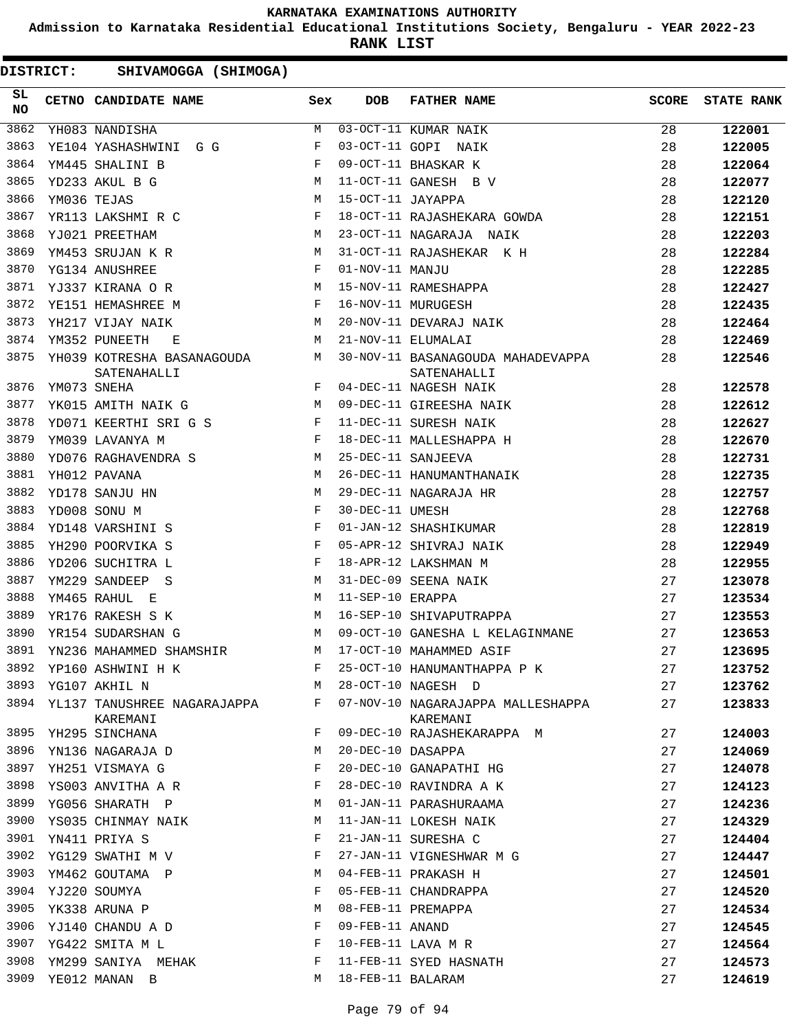# KARNATAKA EXAMINATIONS AUTHORITY

**Admission to Karnataka Residential Educational Institutions Society, Bengaluru - YEAR 2022-23**

**RANK LIST**

**DISTRICT: SHIVAMOGGA (SHIMOGA)**

| SL NO | CETNO | CANDIDATE NAME | Sex | DOB | FATHER NAME | SCORE | STATE RANK |
|---|---|---|---|---|---|---|---|
| 3862 | YH083 | NANDISHA | M | 03-OCT-11 | KUMAR NAIK | 28 | 122001 |
| 3863 | YE104 | YASHASHWINI G G | F | 03-OCT-11 | GOPI NAIK | 28 | 122005 |
| 3864 | YM445 | SHALINI B | F | 09-OCT-11 | BHASKAR K | 28 | 122064 |
| 3865 | YD233 | AKUL B G | M | 11-OCT-11 | GANESH B V | 28 | 122077 |
| 3866 | YM036 | TEJAS | M | 15-OCT-11 | JAYAPPA | 28 | 122120 |
| 3867 | YR113 | LAKSHMI R C | F | 18-OCT-11 | RAJASHEKARA GOWDA | 28 | 122151 |
| 3868 | YJ021 | PREETHAM | M | 23-OCT-11 | NAGARAJA NAIK | 28 | 122203 |
| 3869 | YM453 | SRUJAN K R | M | 31-OCT-11 | RAJASHEKAR K H | 28 | 122284 |
| 3870 | YG134 | ANUSHREE | F | 01-NOV-11 | MANJU | 28 | 122285 |
| 3871 | YJ337 | KIRANA O R | M | 15-NOV-11 | RAMESHAPPA | 28 | 122427 |
| 3872 | YE151 | HEMASHREE M | F | 16-NOV-11 | MURUGESH | 28 | 122435 |
| 3873 | YH217 | VIJAY NAIK | M | 20-NOV-11 | DEVARAJ NAIK | 28 | 122464 |
| 3874 | YM352 | PUNEETH E | M | 21-NOV-11 | ELUMALAI | 28 | 122469 |
| 3875 | YH039 | KOTRESHA BASANAGOUDA SATENAHALLI | M | 30-NOV-11 | BASANAGOUDA MAHADEVAPPA SATENAHALLI | 28 | 122546 |
| 3876 | YM073 | SNEHA | F | 04-DEC-11 | NAGESH NAIK | 28 | 122578 |
| 3877 | YK015 | AMITH NAIK G | M | 09-DEC-11 | GIREESHA NAIK | 28 | 122612 |
| 3878 | YD071 | KEERTHI SRI G S | F | 11-DEC-11 | SURESH NAIK | 28 | 122627 |
| 3879 | YM039 | LAVANYA M | F | 18-DEC-11 | MALLESHAPPA H | 28 | 122670 |
| 3880 | YD076 | RAGHAVENDRA S | M | 25-DEC-11 | SANJEEVA | 28 | 122731 |
| 3881 | YH012 | PAVANA | M | 26-DEC-11 | HANUMANTHANAIK | 28 | 122735 |
| 3882 | YD178 | SANJU HN | M | 29-DEC-11 | NAGARAJA HR | 28 | 122757 |
| 3883 | YD008 | SONU M | F | 30-DEC-11 | UMESH | 28 | 122768 |
| 3884 | YD148 | VARSHINI S | F | 01-JAN-12 | SHASHIKUMAR | 28 | 122819 |
| 3885 | YH290 | POORVIKA S | F | 05-APR-12 | SHIVRAJ NAIK | 28 | 122949 |
| 3886 | YD206 | SUCHITRA L | F | 18-APR-12 | LAKSHMAN M | 28 | 122955 |
| 3887 | YM229 | SANDEEP S | M | 31-DEC-09 | SEENA NAIK | 27 | 123078 |
| 3888 | YM465 | RAHUL E | M | 11-SEP-10 | ERAPPA | 27 | 123534 |
| 3889 | YR176 | RAKESH S K | M | 16-SEP-10 | SHIVAPUTRAPPA | 27 | 123553 |
| 3890 | YR154 | SUDARSHAN G | M | 09-OCT-10 | GANESHA L KELAGINMANE | 27 | 123653 |
| 3891 | YN236 | MAHAMMED SHAMSHIR | M | 17-OCT-10 | MAHAMMED ASIF | 27 | 123695 |
| 3892 | YP160 | ASHWINI H K | F | 25-OCT-10 | HANUMANTHAPPA P K | 27 | 123752 |
| 3893 | YG107 | AKHIL N | M | 28-OCT-10 | NAGESH D | 27 | 123762 |
| 3894 | YL137 | TANUSHREE NAGARAJAPPA KAREMANI | F | 07-NOV-10 | NAGARAJAPPA MALLESHAPPA KAREMANI | 27 | 123833 |
| 3895 | YH295 | SINCHANA | F | 09-DEC-10 | RAJASHEKARAPPA M | 27 | 124003 |
| 3896 | YN136 | NAGARAJA D | M | 20-DEC-10 | DASAPPA | 27 | 124069 |
| 3897 | YH251 | VISMAYA G | F | 20-DEC-10 | GANAPATHI HG | 27 | 124078 |
| 3898 | YS003 | ANVITHA A R | F | 28-DEC-10 | RAVINDRA A K | 27 | 124123 |
| 3899 | YG056 | SHARATH P | M | 01-JAN-11 | PARASHURAAMA | 27 | 124236 |
| 3900 | YS035 | CHINMAY NAIK | M | 11-JAN-11 | LOKESH NAIK | 27 | 124329 |
| 3901 | YN411 | PRIYA S | F | 21-JAN-11 | SURESHA C | 27 | 124404 |
| 3902 | YG129 | SWATHI M V | F | 27-JAN-11 | VIGNESHWAR M G | 27 | 124447 |
| 3903 | YM462 | GOUTAMA P | M | 04-FEB-11 | PRAKASH H | 27 | 124501 |
| 3904 | YJ220 | SOUMYA | F | 05-FEB-11 | CHANDRAPPA | 27 | 124520 |
| 3905 | YK338 | ARUNA P | M | 08-FEB-11 | PREMAPPA | 27 | 124534 |
| 3906 | YJ140 | CHANDU A D | F | 09-FEB-11 | ANAND | 27 | 124545 |
| 3907 | YG422 | SMITA M L | F | 10-FEB-11 | LAVA M R | 27 | 124564 |
| 3908 | YM299 | SANIYA MEHAK | F | 11-FEB-11 | SYED HASNATH | 27 | 124573 |
| 3909 | YE012 | MANAN B | M | 18-FEB-11 | BALARAM | 27 | 124619 |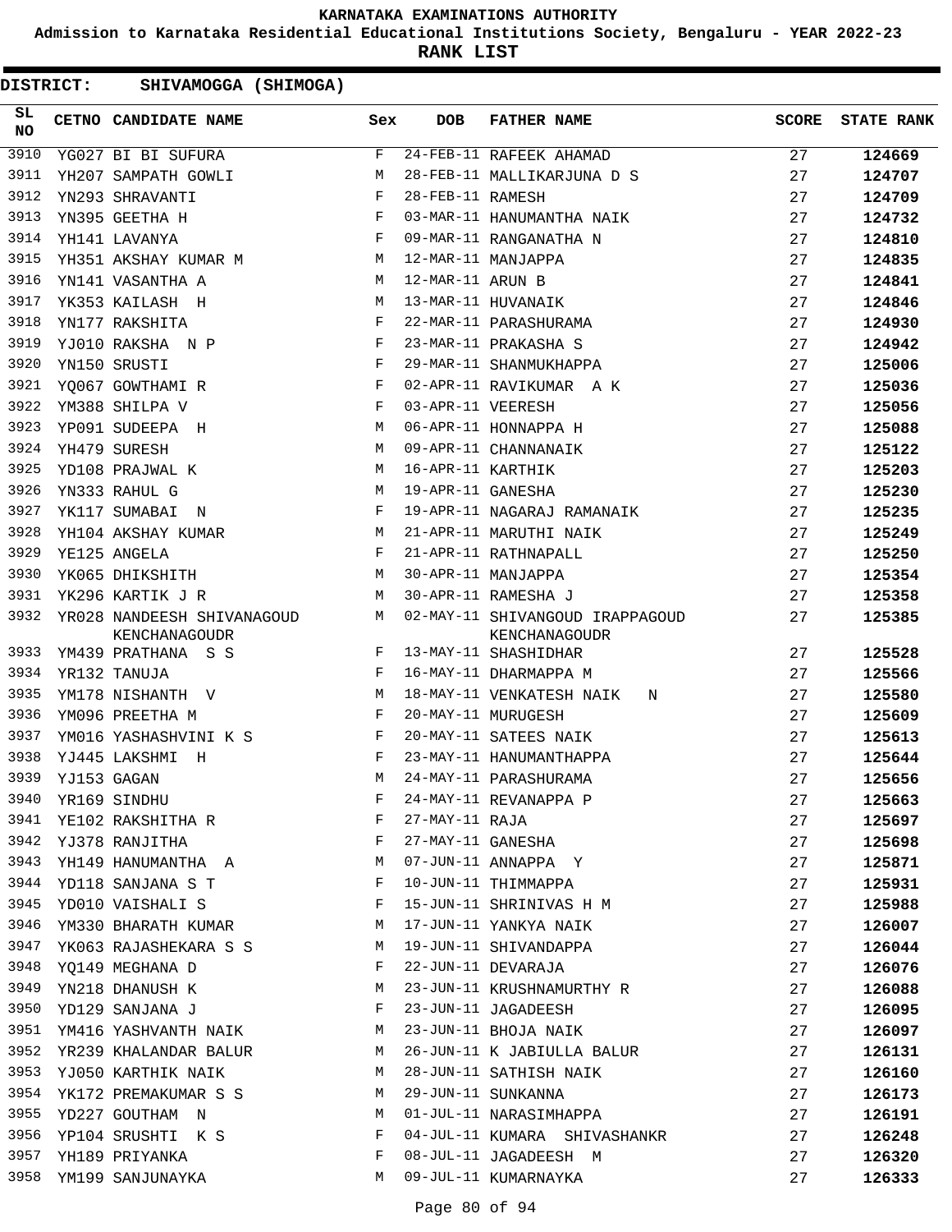KARNATAKA EXAMINATIONS AUTHORITY

Admission to Karnataka Residential Educational Institutions Society, Bengaluru - YEAR 2022-23

**RANK LIST**

**DISTRICT: SHIVAMOGGA (SHIMOGA)**

| SL NO | CETNO | CANDIDATE NAME | Sex | DOB | FATHER NAME | SCORE | STATE RANK |
|---|---|---|---|---|---|---|---|
| 3910 | YG027 | BI BI SUFURA | F | 24-FEB-11 | RAFEEK AHAMAD | 27 | **124669** |
| 3911 | YH207 | SAMPATH GOWLI | M | 28-FEB-11 | MALLIKARJUNA D S | 27 | **124707** |
| 3912 | YN293 | SHRAVANTI | F | 28-FEB-11 | RAMESH | 27 | **124709** |
| 3913 | YN395 | GEETHA H | F | 03-MAR-11 | HANUMANTHA NAIK | 27 | **124732** |
| 3914 | YH141 | LAVANYA | F | 09-MAR-11 | RANGANATHA N | 27 | **124810** |
| 3915 | YH351 | AKSHAY KUMAR M | M | 12-MAR-11 | MANJAPPA | 27 | **124835** |
| 3916 | YN141 | VASANTHA A | M | 12-MAR-11 | ARUN B | 27 | **124841** |
| 3917 | YK353 | KAILASH H | M | 13-MAR-11 | HUVANAIK | 27 | **124846** |
| 3918 | YN177 | RAKSHITA | F | 22-MAR-11 | PARASHURAMA | 27 | **124930** |
| 3919 | YJ010 | RAKSHA N P | F | 23-MAR-11 | PRAKASHA S | 27 | **124942** |
| 3920 | YN150 | SRUSTI | F | 29-MAR-11 | SHANMUKHAPPA | 27 | **125006** |
| 3921 | YQ067 | GOWTHAMI R | F | 02-APR-11 | RAVIKUMAR A K | 27 | **125036** |
| 3922 | YM388 | SHILPA V | F | 03-APR-11 | VEERESH | 27 | **125056** |
| 3923 | YP091 | SUDEEPA H | M | 06-APR-11 | HONNAPPA H | 27 | **125088** |
| 3924 | YH479 | SURESH | M | 09-APR-11 | CHANNANAIK | 27 | **125122** |
| 3925 | YD108 | PRAJWAL K | M | 16-APR-11 | KARTHIK | 27 | **125203** |
| 3926 | YN333 | RAHUL G | M | 19-APR-11 | GANESHA | 27 | **125230** |
| 3927 | YK117 | SUMABAI N | F | 19-APR-11 | NAGARAJ RAMANAIK | 27 | **125235** |
| 3928 | YH104 | AKSHAY KUMAR | M | 21-APR-11 | MARUTHI NAIK | 27 | **125249** |
| 3929 | YE125 | ANGELA | F | 21-APR-11 | RATHNAPALL | 27 | **125250** |
| 3930 | YK065 | DHIKSHITH | M | 30-APR-11 | MANJAPPA | 27 | **125354** |
| 3931 | YK296 | KARTIK J R | M | 30-APR-11 | RAMESHA J | 27 | **125358** |
| 3932 | YR028 | NANDEESH SHIVANAGOUD KENCHANAGOUDR | M | 02-MAY-11 | SHIVANGOUD IRAPPAGOUD KENCHANAGOUDR | 27 | **125385** |
| 3933 | YM439 | PRATHANA S S | F | 13-MAY-11 | SHASHIDHAR | 27 | **125528** |
| 3934 | YR132 | TANUJA | F | 16-MAY-11 | DHARMAPPA M | 27 | **125566** |
| 3935 | YM178 | NISHANTH V | M | 18-MAY-11 | VENKATESH NAIK N | 27 | **125580** |
| 3936 | YM096 | PREETHA M | F | 20-MAY-11 | MURUGESH | 27 | **125609** |
| 3937 | YM016 | YASHASHVINI K S | F | 20-MAY-11 | SATEES NAIK | 27 | **125613** |
| 3938 | YJ445 | LAKSHMI H | F | 23-MAY-11 | HANUMANTHAPPA | 27 | **125644** |
| 3939 | YJ153 | GAGAN | M | 24-MAY-11 | PARASHURAMA | 27 | **125656** |
| 3940 | YR169 | SINDHU | F | 24-MAY-11 | REVANAPPA P | 27 | **125663** |
| 3941 | YE102 | RAKSHITHA R | F | 27-MAY-11 | RAJA | 27 | **125697** |
| 3942 | YJ378 | RANJITHA | F | 27-MAY-11 | GANESHA | 27 | **125698** |
| 3943 | YH149 | HANUMANTHA A | M | 07-JUN-11 | ANNAPPA Y | 27 | **125871** |
| 3944 | YD118 | SANJANA S T | F | 10-JUN-11 | THIMMAPPA | 27 | **125931** |
| 3945 | YD010 | VAISHALI S | F | 15-JUN-11 | SHRINIVAS H M | 27 | **125988** |
| 3946 | YM330 | BHARATH KUMAR | M | 17-JUN-11 | YANKYA NAIK | 27 | **126007** |
| 3947 | YK063 | RAJASHEKARA S S | M | 19-JUN-11 | SHIVANDAPPA | 27 | **126044** |
| 3948 | YQ149 | MEGHANA D | F | 22-JUN-11 | DEVARAJA | 27 | **126076** |
| 3949 | YN218 | DHANUSH K | M | 23-JUN-11 | KRUSHNAMURTHY R | 27 | **126088** |
| 3950 | YD129 | SANJANA J | F | 23-JUN-11 | JAGADEESH | 27 | **126095** |
| 3951 | YM416 | YASHVANTH NAIK | M | 23-JUN-11 | BHOJA NAIK | 27 | **126097** |
| 3952 | YR239 | KHALANDAR BALUR | M | 26-JUN-11 | K JABIULLA BALUR | 27 | **126131** |
| 3953 | YJ050 | KARTHIK NAIK | M | 28-JUN-11 | SATHISH NAIK | 27 | **126160** |
| 3954 | YK172 | PREMAKUMAR S S | M | 29-JUN-11 | SUNKANNA | 27 | **126173** |
| 3955 | YD227 | GOUTHAM N | M | 01-JUL-11 | NARASIMHAPPA | 27 | **126191** |
| 3956 | YP104 | SRUSHTI K S | F | 04-JUL-11 | KUMARA SHIVASHANKR | 27 | **126248** |
| 3957 | YH189 | PRIYANKA | F | 08-JUL-11 | JAGADEESH M | 27 | **126320** |
| 3958 | YM199 | SANJUNAYKA | M | 09-JUL-11 | KUMARNAYKA | 27 | **126333** |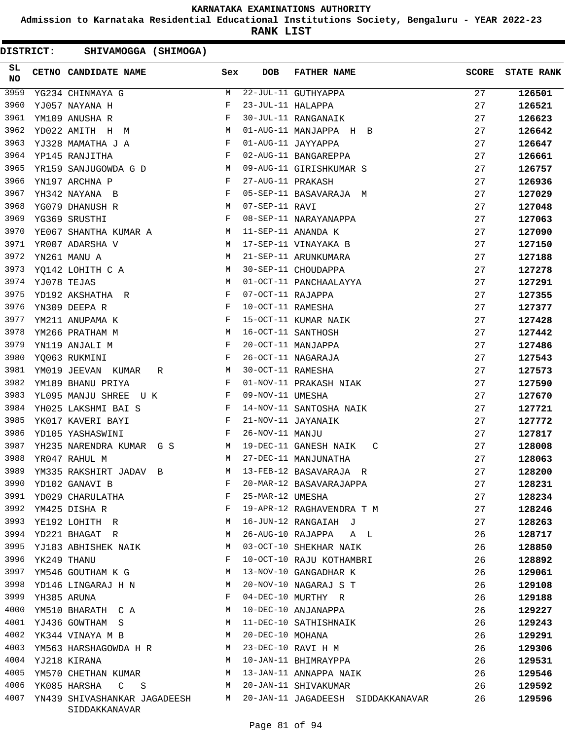# KARNATAKA EXAMINATIONS AUTHORITY

**Admission to Karnataka Residential Educational Institutions Society, Bengaluru - YEAR 2022-23**

**RANK LIST**

**DISTRICT: SHIVAMOGGA (SHIMOGA)**

| SL NO | CETNO | CANDIDATE NAME | Sex | DOB | FATHER NAME | SCORE | STATE RANK |
|---|---|---|---|---|---|---|---|
| 3959 | YG234 | CHINMAYA G | M | 22-JUL-11 | GUTHYAPPA | 27 | 126501 |
| 3960 | YJ057 | NAYANA H | F | 23-JUL-11 | HALAPPA | 27 | 126521 |
| 3961 | YM109 | ANUSHA R | F | 30-JUL-11 | RANGANAIK | 27 | 126623 |
| 3962 | YD022 | AMITH H M | M | 01-AUG-11 | MANJAPPA H B | 27 | 126642 |
| 3963 | YJ328 | MAMATHA J A | F | 01-AUG-11 | JAYYAPPA | 27 | 126647 |
| 3964 | YP145 | RANJITHA | F | 02-AUG-11 | BANGAREPPA | 27 | 126661 |
| 3965 | YR159 | SANJUGOWDA G D | M | 09-AUG-11 | GIRISHKUMAR S | 27 | 126757 |
| 3966 | YN197 | ARCHNA P | F | 27-AUG-11 | PRAKASH | 27 | 126936 |
| 3967 | YH342 | NAYANA B | F | 05-SEP-11 | BASAVARAJA M | 27 | 127029 |
| 3968 | YG079 | DHANUSH R | M | 07-SEP-11 | RAVI | 27 | 127048 |
| 3969 | YG369 | SRUSTHI | F | 08-SEP-11 | NARAYANAPPA | 27 | 127063 |
| 3970 | YE067 | SHANTHA KUMAR A | M | 11-SEP-11 | ANANDA K | 27 | 127090 |
| 3971 | YR007 | ADARSHA V | M | 17-SEP-11 | VINAYAKA B | 27 | 127150 |
| 3972 | YN261 | MANU A | M | 21-SEP-11 | ARUNKUMARA | 27 | 127188 |
| 3973 | YQ142 | LOHITH C A | M | 30-SEP-11 | CHOUDAPPA | 27 | 127278 |
| 3974 | YJ078 | TEJAS | M | 01-OCT-11 | PANCHAALAYYA | 27 | 127291 |
| 3975 | YD192 | AKSHATHA R | F | 07-OCT-11 | RAJAPPA | 27 | 127355 |
| 3976 | YN309 | DEEPA R | F | 10-OCT-11 | RAMESHA | 27 | 127377 |
| 3977 | YM211 | ANUPAMA K | F | 15-OCT-11 | KUMAR NAIK | 27 | 127428 |
| 3978 | YM266 | PRATHAM M | M | 16-OCT-11 | SANTHOSH | 27 | 127442 |
| 3979 | YN119 | ANJALI M | F | 20-OCT-11 | MANJAPPA | 27 | 127486 |
| 3980 | YQ063 | RUKMINI | F | 26-OCT-11 | NAGARAJA | 27 | 127543 |
| 3981 | YM019 | JEEVAN KUMAR R | M | 30-OCT-11 | RAMESHA | 27 | 127573 |
| 3982 | YM189 | BHANU PRIYA | F | 01-NOV-11 | PRAKASH NIAK | 27 | 127590 |
| 3983 | YL095 | MANJU SHREE U K | F | 09-NOV-11 | UMESHA | 27 | 127670 |
| 3984 | YH025 | LAKSHMI BAI S | F | 14-NOV-11 | SANTOSHA NAIK | 27 | 127721 |
| 3985 | YK017 | KAVERI BAYI | F | 21-NOV-11 | JAYANAIK | 27 | 127772 |
| 3986 | YD105 | YASHASWINI | F | 26-NOV-11 | MANJU | 27 | 127817 |
| 3987 | YH235 | NARENDRA KUMAR G S | M | 19-DEC-11 | GANESH NAIK C | 27 | 128008 |
| 3988 | YR047 | RAHUL M | M | 27-DEC-11 | MANJUNATHA | 27 | 128063 |
| 3989 | YM335 | RAKSHIRT JADAV B | M | 13-FEB-12 | BASAVARAJA R | 27 | 128200 |
| 3990 | YD102 | GANAVI B | F | 20-MAR-12 | BASAVARAJAPPA | 27 | 128231 |
| 3991 | YD029 | CHARULATHA | F | 25-MAR-12 | UMESHA | 27 | 128234 |
| 3992 | YM425 | DISHA R | F | 19-APR-12 | RAGHAVENDRA T M | 27 | 128246 |
| 3993 | YE192 | LOHITH R | M | 16-JUN-12 | RANGAIAH J | 27 | 128263 |
| 3994 | YD221 | BHAGAT R | M | 26-AUG-10 | RAJAPPA A L | 26 | 128717 |
| 3995 | YJ183 | ABHISHEK NAIK | M | 03-OCT-10 | SHEKHAR NAIK | 26 | 128850 |
| 3996 | YK249 | THANU | F | 10-OCT-10 | RAJU KOTHAMBRI | 26 | 128892 |
| 3997 | YM546 | GOUTHAM K G | M | 13-NOV-10 | GANGADHAR K | 26 | 129061 |
| 3998 | YD146 | LINGARAJ H N | M | 20-NOV-10 | NAGARAJ S T | 26 | 129108 |
| 3999 | YH385 | ARUNA | F | 04-DEC-10 | MURTHY R | 26 | 129188 |
| 4000 | YM510 | BHARATH C A | M | 10-DEC-10 | ANJANAPPA | 26 | 129227 |
| 4001 | YJ436 | GOWTHAM S | M | 11-DEC-10 | SATHISHNAIK | 26 | 129243 |
| 4002 | YK344 | VINAYA M B | M | 20-DEC-10 | MOHANA | 26 | 129291 |
| 4003 | YM563 | HARSHAGOWDA H R | M | 23-DEC-10 | RAVI H M | 26 | 129306 |
| 4004 | YJ218 | KIRANA | M | 10-JAN-11 | BHIMRAYPPA | 26 | 129531 |
| 4005 | YM570 | CHETHAN KUMAR | M | 13-JAN-11 | ANNAPPA NAIK | 26 | 129546 |
| 4006 | YK085 | HARSHA C S | M | 20-JAN-11 | SHIVAKUMAR | 26 | 129592 |
| 4007 | YN439 | SHIVASHANKAR JAGADEESH SIDDAKKANAVAR | M | 20-JAN-11 | JAGADEESH SIDDAKKANAVAR | 26 | 129596 |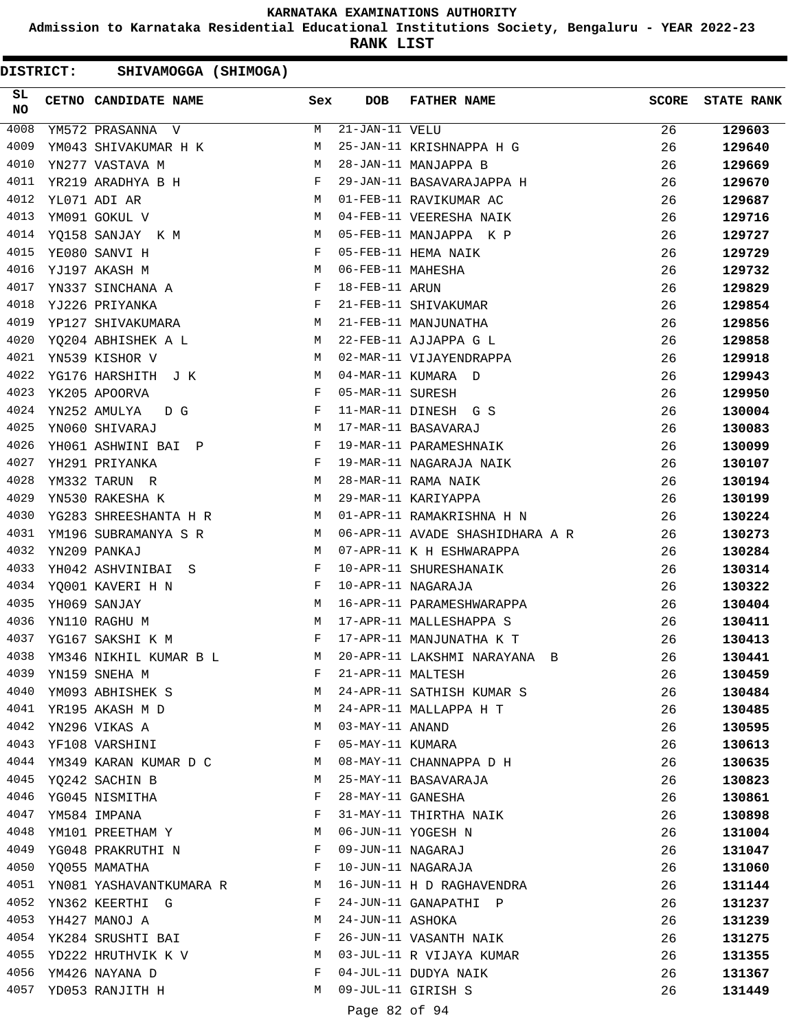# KARNATAKA EXAMINATIONS AUTHORITY

**Admission to Karnataka Residential Educational Institutions Society, Bengaluru - YEAR 2022-23**

**RANK LIST**

**DISTRICT: SHIVAMOGGA (SHIMOGA)**

| SL NO | CETNO | CANDIDATE NAME | Sex | DOB | FATHER NAME | SCORE | STATE RANK |
|---|---|---|---|---|---|---|---|
| 4008 | YM572 | PRASANNA V | M | 21-JAN-11 | VELU | 26 | **129603** |
| 4009 | YM043 | SHIVAKUMAR H K | M | 25-JAN-11 | KRISHNAPPA H G | 26 | **129640** |
| 4010 | YN277 | VASTAVA M | M | 28-JAN-11 | MANJAPPA B | 26 | **129669** |
| 4011 | YR219 | ARADHYA B H | F | 29-JAN-11 | BASAVARAJAPPA H | 26 | **129670** |
| 4012 | YL071 | ADI AR | M | 01-FEB-11 | RAVIKUMAR AC | 26 | **129687** |
| 4013 | YM091 | GOKUL V | M | 04-FEB-11 | VEERESHA NAIK | 26 | **129716** |
| 4014 | YQ158 | SANJAY K M | M | 05-FEB-11 | MANJAPPA K P | 26 | **129727** |
| 4015 | YE080 | SANVI H | F | 05-FEB-11 | HEMA NAIK | 26 | **129729** |
| 4016 | YJ197 | AKASH M | M | 06-FEB-11 | MAHESHA | 26 | **129732** |
| 4017 | YN337 | SINCHANA A | F | 18-FEB-11 | ARUN | 26 | **129829** |
| 4018 | YJ226 | PRIYANKA | F | 21-FEB-11 | SHIVAKUMAR | 26 | **129854** |
| 4019 | YP127 | SHIVAKUMARA | M | 21-FEB-11 | MANJUNATHA | 26 | **129856** |
| 4020 | YQ204 | ABHISHEK A L | M | 22-FEB-11 | AJJAPPA G L | 26 | **129858** |
| 4021 | YN539 | KISHOR V | M | 02-MAR-11 | VIJAYENDRAPPA | 26 | **129918** |
| 4022 | YG176 | HARSHITH J K | M | 04-MAR-11 | KUMARA D | 26 | **129943** |
| 4023 | YK205 | APOORVA | F | 05-MAR-11 | SURESH | 26 | **129950** |
| 4024 | YN252 | AMULYA D G | F | 11-MAR-11 | DINESH G S | 26 | **130004** |
| 4025 | YN060 | SHIVARAJ | M | 17-MAR-11 | BASAVARAJ | 26 | **130083** |
| 4026 | YH061 | ASHWINI BAI P | F | 19-MAR-11 | PARAMESHNAIK | 26 | **130099** |
| 4027 | YH291 | PRIYANKA | F | 19-MAR-11 | NAGARAJA NAIK | 26 | **130107** |
| 4028 | YM332 | TARUN R | M | 28-MAR-11 | RAMA NAIK | 26 | **130194** |
| 4029 | YN530 | RAKESHA K | M | 29-MAR-11 | KARIYAPPA | 26 | **130199** |
| 4030 | YG283 | SHREESHANTA H R | M | 01-APR-11 | RAMAKRISHNA H N | 26 | **130224** |
| 4031 | YM196 | SUBRAMANYA S R | M | 06-APR-11 | AVADE SHASHIDHARA A R | 26 | **130273** |
| 4032 | YN209 | PANKAJ | M | 07-APR-11 | K H ESHWARAPPA | 26 | **130284** |
| 4033 | YH042 | ASHVINIBAI S | F | 10-APR-11 | SHURESHANAIK | 26 | **130314** |
| 4034 | YQ001 | KAVERI H N | F | 10-APR-11 | NAGARAJA | 26 | **130322** |
| 4035 | YH069 | SANJAY | M | 16-APR-11 | PARAMESHWARAPPA | 26 | **130404** |
| 4036 | YN110 | RAGHU M | M | 17-APR-11 | MALLESHAPPA S | 26 | **130411** |
| 4037 | YG167 | SAKSHI K M | F | 17-APR-11 | MANJUNATHA K T | 26 | **130413** |
| 4038 | YM346 | NIKHIL KUMAR B L | M | 20-APR-11 | LAKSHMI NARAYANA B | 26 | **130441** |
| 4039 | YN159 | SNEHA M | F | 21-APR-11 | MALTESH | 26 | **130459** |
| 4040 | YM093 | ABHISHEK S | M | 24-APR-11 | SATHISH KUMAR S | 26 | **130484** |
| 4041 | YR195 | AKASH M D | M | 24-APR-11 | MALLAPPA H T | 26 | **130485** |
| 4042 | YN296 | VIKAS A | M | 03-MAY-11 | ANAND | 26 | **130595** |
| 4043 | YF108 | VARSHINI | F | 05-MAY-11 | KUMARA | 26 | **130613** |
| 4044 | YM349 | KARAN KUMAR D C | M | 08-MAY-11 | CHANNAPPA D H | 26 | **130635** |
| 4045 | YQ242 | SACHIN B | M | 25-MAY-11 | BASAVARAJA | 26 | **130823** |
| 4046 | YG045 | NISMITHA | F | 28-MAY-11 | GANESHA | 26 | **130861** |
| 4047 | YM584 | IMPANA | F | 31-MAY-11 | THIRTHA NAIK | 26 | **130898** |
| 4048 | YM101 | PREETHAM Y | M | 06-JUN-11 | YOGESH N | 26 | **131004** |
| 4049 | YG048 | PRAKRUTHI N | F | 09-JUN-11 | NAGARAJ | 26 | **131047** |
| 4050 | YQ055 | MAMATHA | F | 10-JUN-11 | NAGARAJA | 26 | **131060** |
| 4051 | YN081 | YASHAVANTKUMARA R | M | 16-JUN-11 | H D RAGHAVENDRA | 26 | **131144** |
| 4052 | YN362 | KEERTHI G | F | 24-JUN-11 | GANAPATHI P | 26 | **131237** |
| 4053 | YH427 | MANOJ A | M | 24-JUN-11 | ASHOKA | 26 | **131239** |
| 4054 | YK284 | SRUSHTI BAI | F | 26-JUN-11 | VASANTH NAIK | 26 | **131275** |
| 4055 | YD222 | HRUTHVIK K V | M | 03-JUL-11 | R VIJAYA KUMAR | 26 | **131355** |
| 4056 | YM426 | NAYANA D | F | 04-JUL-11 | DUDYA NAIK | 26 | **131367** |
| 4057 | YD053 | RANJITH H | M | 09-JUL-11 | GIRISH S | 26 | **131449** |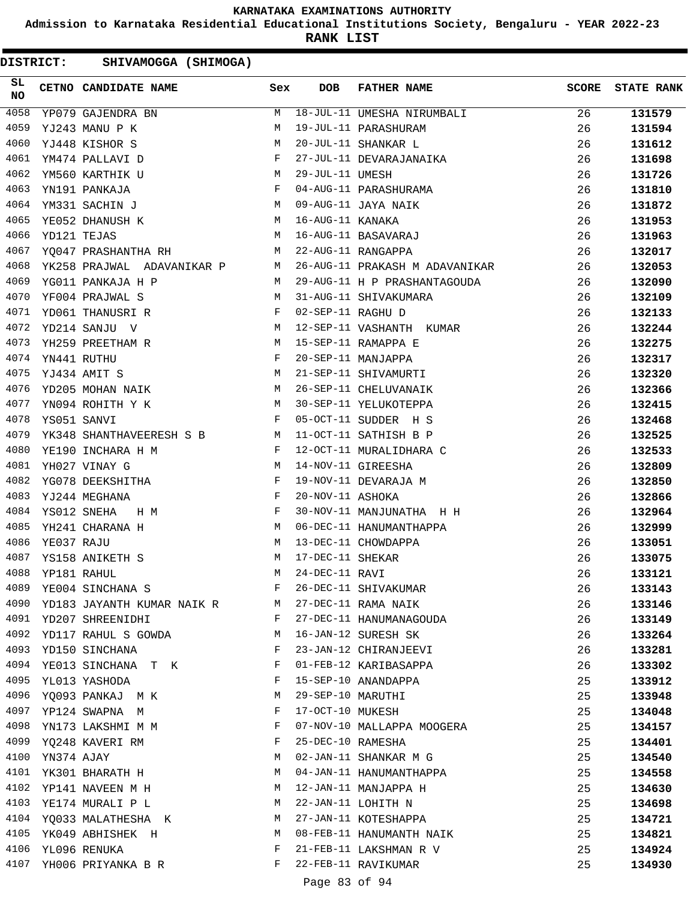# KARNATAKA EXAMINATIONS AUTHORITY

**Admission to Karnataka Residential Educational Institutions Society, Bengaluru - YEAR 2022-23**

**RANK LIST**

**DISTRICT: SHIVAMOGGA (SHIMOGA)**

| SL NO | CETNO | CANDIDATE NAME | Sex | DOB | FATHER NAME | SCORE | STATE RANK |
|---|---|---|---|---|---|---|---|
| 4058 | YP079 | GAJENDRA BN | M | 18-JUL-11 | UMESHA NIRUMBALI | 26 | 131579 |
| 4059 | YJ243 | MANU P K | M | 19-JUL-11 | PARASHURAM | 26 | 131594 |
| 4060 | YJ448 | KISHOR S | M | 20-JUL-11 | SHANKAR L | 26 | 131612 |
| 4061 | YM474 | PALLAVI D | F | 27-JUL-11 | DEVARAJANAIKA | 26 | 131698 |
| 4062 | YM560 | KARTHIK U | M | 29-JUL-11 | UMESH | 26 | 131726 |
| 4063 | YN191 | PANKAJA | F | 04-AUG-11 | PARASHURAMA | 26 | 131810 |
| 4064 | YM331 | SACHIN J | M | 09-AUG-11 | JAYA NAIK | 26 | 131872 |
| 4065 | YE052 | DHANUSH K | M | 16-AUG-11 | KANAKA | 26 | 131953 |
| 4066 | YD121 | TEJAS | M | 16-AUG-11 | BASAVARAJ | 26 | 131963 |
| 4067 | YQ047 | PRASHANTHA RH | M | 22-AUG-11 | RANGAPPA | 26 | 132017 |
| 4068 | YK258 | PRAJWAL ADAVANIKAR P | M | 26-AUG-11 | PRAKASH M ADAVANIKAR | 26 | 132053 |
| 4069 | YG011 | PANKAJA H P | M | 29-AUG-11 | H P PRASHANTAGOUDA | 26 | 132090 |
| 4070 | YF004 | PRAJWAL S | M | 31-AUG-11 | SHIVAKUMARA | 26 | 132109 |
| 4071 | YD061 | THANUSRI R | F | 02-SEP-11 | RAGHU D | 26 | 132133 |
| 4072 | YD214 | SANJU V | M | 12-SEP-11 | VASHANTH KUMAR | 26 | 132244 |
| 4073 | YH259 | PREETHAM R | M | 15-SEP-11 | RAMAPPA E | 26 | 132275 |
| 4074 | YN441 | RUTHU | F | 20-SEP-11 | MANJAPPA | 26 | 132317 |
| 4075 | YJ434 | AMIT S | M | 21-SEP-11 | SHIVAMURTI | 26 | 132320 |
| 4076 | YD205 | MOHAN NAIK | M | 26-SEP-11 | CHELUVANAIK | 26 | 132366 |
| 4077 | YN094 | ROHITH Y K | M | 30-SEP-11 | YELUKOTEPPA | 26 | 132415 |
| 4078 | YS051 | SANVI | F | 05-OCT-11 | SUDDER H S | 26 | 132468 |
| 4079 | YK348 | SHANTHAVEERESH S B | M | 11-OCT-11 | SATHISH B P | 26 | 132525 |
| 4080 | YE190 | INCHARA H M | F | 12-OCT-11 | MURALIDHARA C | 26 | 132533 |
| 4081 | YH027 | VINAY G | M | 14-NOV-11 | GIREESHA | 26 | 132809 |
| 4082 | YG078 | DEEKSHITHA | F | 19-NOV-11 | DEVARAJA M | 26 | 132850 |
| 4083 | YJ244 | MEGHANA | F | 20-NOV-11 | ASHOKA | 26 | 132866 |
| 4084 | YS012 | SNEHA H M | F | 30-NOV-11 | MANJUNATHA H H | 26 | 132964 |
| 4085 | YH241 | CHARANA H | M | 06-DEC-11 | HANUMANTHAPPA | 26 | 132999 |
| 4086 | YE037 | RAJU | M | 13-DEC-11 | CHOWDAPPA | 26 | 133051 |
| 4087 | YS158 | ANIKETH S | M | 17-DEC-11 | SHEKAR | 26 | 133075 |
| 4088 | YP181 | RAHUL | M | 24-DEC-11 | RAVI | 26 | 133121 |
| 4089 | YE004 | SINCHANA S | F | 26-DEC-11 | SHIVAKUMAR | 26 | 133143 |
| 4090 | YD183 | JAYANTH KUMAR NAIK R | M | 27-DEC-11 | RAMA NAIK | 26 | 133146 |
| 4091 | YD207 | SHREENIDHI | F | 27-DEC-11 | HANUMANAGOUDA | 26 | 133149 |
| 4092 | YD117 | RAHUL S GOWDA | M | 16-JAN-12 | SURESH SK | 26 | 133264 |
| 4093 | YD150 | SINCHANA | F | 23-JAN-12 | CHIRANJEEVI | 26 | 133281 |
| 4094 | YE013 | SINCHANA T K | F | 01-FEB-12 | KARIBASAPPA | 26 | 133302 |
| 4095 | YL013 | YASHODA | F | 15-SEP-10 | ANANDAPPA | 25 | 133912 |
| 4096 | YQ093 | PANKAJ M K | M | 29-SEP-10 | MARUTHI | 25 | 133948 |
| 4097 | YP124 | SWAPNA M | F | 17-OCT-10 | MUKESH | 25 | 134048 |
| 4098 | YN173 | LAKSHMI M M | F | 07-NOV-10 | MALLAPPA MOOGERA | 25 | 134157 |
| 4099 | YQ248 | KAVERI RM | F | 25-DEC-10 | RAMESHA | 25 | 134401 |
| 4100 | YN374 | AJAY | M | 02-JAN-11 | SHANKAR M G | 25 | 134540 |
| 4101 | YK301 | BHARATH H | M | 04-JAN-11 | HANUMANTHAPPA | 25 | 134558 |
| 4102 | YP141 | NAVEEN M H | M | 12-JAN-11 | MANJAPPA H | 25 | 134630 |
| 4103 | YE174 | MURALI P L | M | 22-JAN-11 | LOHITH N | 25 | 134698 |
| 4104 | YQ033 | MALATHESHA K | M | 27-JAN-11 | KOTESHAPPA | 25 | 134721 |
| 4105 | YK049 | ABHISHEK H | M | 08-FEB-11 | HANUMANTH NAIK | 25 | 134821 |
| 4106 | YL096 | RENUKA | F | 21-FEB-11 | LAKSHMAN R V | 25 | 134924 |
| 4107 | YH006 | PRIYANKA B R | F | 22-FEB-11 | RAVIKUMAR | 25 | 134930 |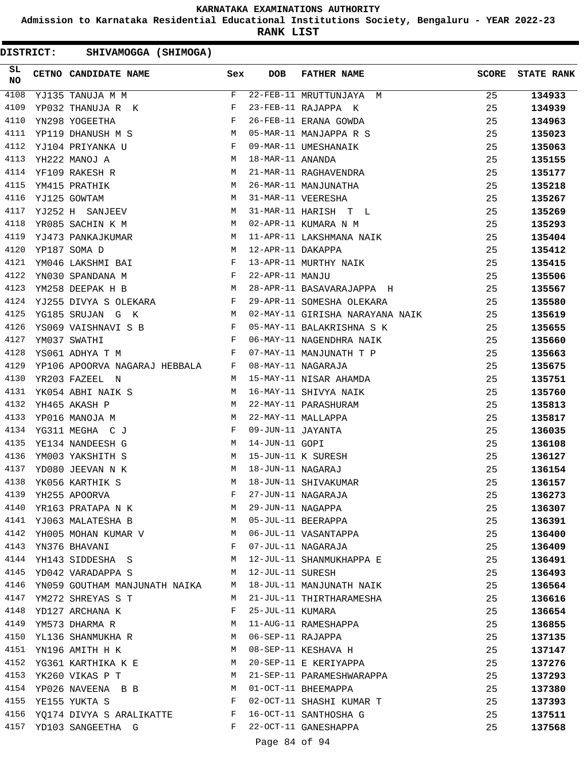# KARNATAKA EXAMINATIONS AUTHORITY

## Admission to Karnataka Residential Educational Institutions Society, Bengaluru - YEAR 2022-23

## RANK LIST

**DISTRICT: SHIVAMOGGA (SHIMOGA)**

| SL NO | CETNO | CANDIDATE NAME | Sex | DOB | FATHER NAME | SCORE | STATE RANK |
|---|---|---|---|---|---|---|---|
| 4108 | YJ135 | TANUJA M M | F | 22-FEB-11 | MRUTTUNJAYA M | 25 | **134933** |
| 4109 | YP032 | THANUJA R K | F | 23-FEB-11 | RAJAPPA K | 25 | **134939** |
| 4110 | YN298 | YOGEETHA | F | 26-FEB-11 | ERANA GOWDA | 25 | **134963** |
| 4111 | YP119 | DHANUSH M S | M | 05-MAR-11 | MANJAPPA R S | 25 | **135023** |
| 4112 | YJ104 | PRIYANKA U | F | 09-MAR-11 | UMESHANAIK | 25 | **135063** |
| 4113 | YH222 | MANOJ A | M | 18-MAR-11 | ANANDA | 25 | **135155** |
| 4114 | YF109 | RAKESH R | M | 21-MAR-11 | RAGHAVENDRA | 25 | **135177** |
| 4115 | YM415 | PRATHIK | M | 26-MAR-11 | MANJUNATHA | 25 | **135218** |
| 4116 | YJ125 | GOWTAM | M | 31-MAR-11 | VEERESHA | 25 | **135267** |
| 4117 | YJ252 | H SANJEEV | M | 31-MAR-11 | HARISH T L | 25 | **135269** |
| 4118 | YR085 | SACHIN K M | M | 02-APR-11 | KUMARA N M | 25 | **135293** |
| 4119 | YJ473 | PANKAJKUMAR | M | 11-APR-11 | LAKSHMANA NAIK | 25 | **135404** |
| 4120 | YP187 | SOMA D | M | 12-APR-11 | DAKAPPA | 25 | **135412** |
| 4121 | YM046 | LAKSHMI BAI | F | 13-APR-11 | MURTHY NAIK | 25 | **135415** |
| 4122 | YN030 | SPANDANA M | F | 22-APR-11 | MANJU | 25 | **135506** |
| 4123 | YM258 | DEEPAK H B | M | 28-APR-11 | BASAVARAJAPPA H | 25 | **135567** |
| 4124 | YJ255 | DIVYA S OLEKARA | F | 29-APR-11 | SOMESHA OLEKARA | 25 | **135580** |
| 4125 | YG185 | SRUJAN G K | M | 02-MAY-11 | GIRISHA NARAYANA NAIK | 25 | **135619** |
| 4126 | YS069 | VAISHNAVI S B | F | 05-MAY-11 | BALAKRISHNA S K | 25 | **135655** |
| 4127 | YM037 | SWATHI | F | 06-MAY-11 | NAGENDHRA NAIK | 25 | **135660** |
| 4128 | YS061 | ADHYA T M | F | 07-MAY-11 | MANJUNATH T P | 25 | **135663** |
| 4129 | YP106 | APOORVA NAGARAJ HEBBALA | F | 08-MAY-11 | NAGARAJA | 25 | **135675** |
| 4130 | YR203 | FAZEEL N | M | 15-MAY-11 | NISAR AHAMDA | 25 | **135751** |
| 4131 | YK054 | ABHI NAIK S | M | 16-MAY-11 | SHIVYA NAIK | 25 | **135760** |
| 4132 | YH465 | AKASH P | M | 22-MAY-11 | PARASHURAM | 25 | **135813** |
| 4133 | YP016 | MANOJA M | M | 22-MAY-11 | MALLAPPA | 25 | **135817** |
| 4134 | YG311 | MEGHA C J | F | 09-JUN-11 | JAYANTA | 25 | **136035** |
| 4135 | YE134 | NANDEESH G | M | 14-JUN-11 | GOPI | 25 | **136108** |
| 4136 | YM003 | YAKSHITH S | M | 15-JUN-11 | K SURESH | 25 | **136127** |
| 4137 | YD080 | JEEVAN N K | M | 18-JUN-11 | NAGARAJ | 25 | **136154** |
| 4138 | YK056 | KARTHIK S | M | 18-JUN-11 | SHIVAKUMAR | 25 | **136157** |
| 4139 | YH255 | APOORVA | F | 27-JUN-11 | NAGARAJA | 25 | **136273** |
| 4140 | YR163 | PRATAPA N K | M | 29-JUN-11 | NAGAPPA | 25 | **136307** |
| 4141 | YJ063 | MALATESHA B | M | 05-JUL-11 | BEERAPPA | 25 | **136391** |
| 4142 | YH005 | MOHAN KUMAR V | M | 06-JUL-11 | VASANTAPPA | 25 | **136400** |
| 4143 | YN376 | BHAVANI | F | 07-JUL-11 | NAGARAJA | 25 | **136409** |
| 4144 | YH143 | SIDDESHA S | M | 12-JUL-11 | SHANMUKHAPPA E | 25 | **136491** |
| 4145 | YD042 | VARADAPPA S | M | 12-JUL-11 | SURESH | 25 | **136493** |
| 4146 | YN059 | GOUTHAM MANJUNATH NAIKA | M | 18-JUL-11 | MANJUNATH NAIK | 25 | **136564** |
| 4147 | YM272 | SHREYAS S T | M | 21-JUL-11 | THIRTHARAMESHA | 25 | **136616** |
| 4148 | YD127 | ARCHANA K | F | 25-JUL-11 | KUMARA | 25 | **136654** |
| 4149 | YM573 | DHARMA R | M | 11-AUG-11 | RAMESHAPPA | 25 | **136855** |
| 4150 | YL136 | SHANMUKHA R | M | 06-SEP-11 | RAJAPPA | 25 | **137135** |
| 4151 | YN196 | AMITH H K | M | 08-SEP-11 | KESHAVA H | 25 | **137147** |
| 4152 | YG361 | KARTHIKA K E | M | 20-SEP-11 | E KERIYAPPA | 25 | **137276** |
| 4153 | YK260 | VIKAS P T | M | 21-SEP-11 | PARAMESHWARAPPA | 25 | **137293** |
| 4154 | YP026 | NAVEENA B B | M | 01-OCT-11 | BHEEMAPPA | 25 | **137380** |
| 4155 | YE155 | YUKTA S | F | 02-OCT-11 | SHASHI KUMAR T | 25 | **137393** |
| 4156 | YQ174 | DIVYA S ARALIKATTE | F | 16-OCT-11 | SANTHOSHA G | 25 | **137511** |
| 4157 | YD103 | SANGEETHA G | F | 22-OCT-11 | GANESHAPPA | 25 | **137568** |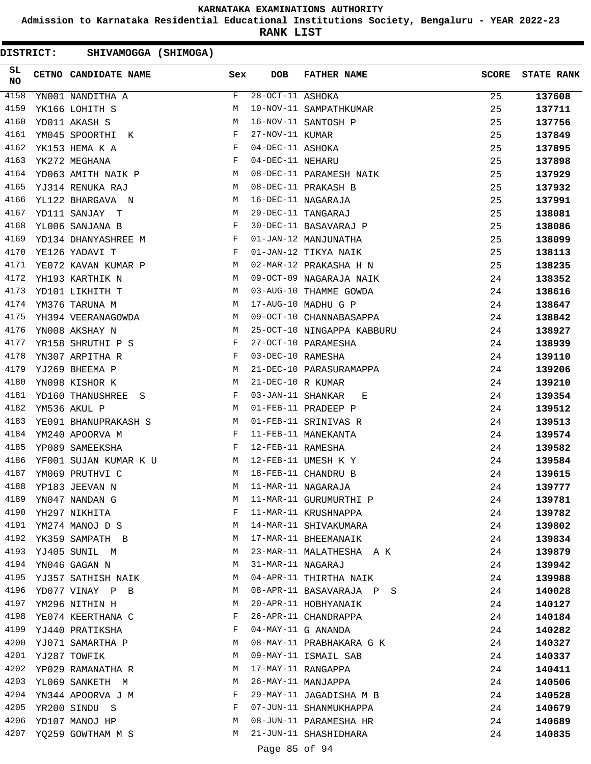KARNATAKA EXAMINATIONS AUTHORITY

Admission to Karnataka Residential Educational Institutions Society, Bengaluru - YEAR 2022-23

RANK LIST

DISTRICT: SHIVAMOGGA (SHIMOGA)

| SL NO | CETNO | CANDIDATE NAME | Sex | DOB | FATHER NAME | SCORE | STATE RANK |
|---|---|---|---|---|---|---|---|
| 4158 | YN001 | NANDITHA A | F | 28-OCT-11 | ASHOKA | 25 | **137608** |
| 4159 | YK166 | LOHITH S | M | 10-NOV-11 | SAMPATHKUMAR | 25 | **137711** |
| 4160 | YD011 | AKASH S | M | 16-NOV-11 | SANTOSH P | 25 | **137756** |
| 4161 | YM045 | SPOORTHI K | F | 27-NOV-11 | KUMAR | 25 | **137849** |
| 4162 | YK153 | HEMA K A | F | 04-DEC-11 | ASHOKA | 25 | **137895** |
| 4163 | YK272 | MEGHANA | F | 04-DEC-11 | NEHARU | 25 | **137898** |
| 4164 | YD063 | AMITH NAIK P | M | 08-DEC-11 | PARAMESH NAIK | 25 | **137929** |
| 4165 | YJ314 | RENUKA RAJ | M | 08-DEC-11 | PRAKASH B | 25 | **137932** |
| 4166 | YL122 | BHARGAVA N | M | 16-DEC-11 | NAGARAJA | 25 | **137991** |
| 4167 | YD111 | SANJAY T | M | 29-DEC-11 | TANGARAJ | 25 | **138081** |
| 4168 | YL006 | SANJANA B | F | 30-DEC-11 | BASAVARAJ P | 25 | **138086** |
| 4169 | YD134 | DHANYASHREE M | F | 01-JAN-12 | MANJUNATHA | 25 | **138099** |
| 4170 | YE126 | YADAVI T | F | 01-JAN-12 | TIKYA NAIK | 25 | **138113** |
| 4171 | YE072 | KAVAN KUMAR P | M | 02-MAR-12 | PRAKASHA H N | 25 | **138235** |
| 4172 | YH193 | KARTHIK N | M | 09-OCT-09 | NAGARAJA NAIK | 24 | **138352** |
| 4173 | YD101 | LIKHITH T | M | 03-AUG-10 | THAMME GOWDA | 24 | **138616** |
| 4174 | YM376 | TARUNA M | M | 17-AUG-10 | MADHU G P | 24 | **138647** |
| 4175 | YH394 | VEERANAGOWDA | M | 09-OCT-10 | CHANNABASAPPA | 24 | **138842** |
| 4176 | YN008 | AKSHAY N | M | 25-OCT-10 | NINGAPPA KABBURU | 24 | **138927** |
| 4177 | YR158 | SHRUTHI P S | F | 27-OCT-10 | PARAMESHA | 24 | **138939** |
| 4178 | YN307 | ARPITHA R | F | 03-DEC-10 | RAMESHA | 24 | **139110** |
| 4179 | YJ269 | BHEEMA P | M | 21-DEC-10 | PARASURAMAPPA | 24 | **139206** |
| 4180 | YN098 | KISHOR K | M | 21-DEC-10 | R KUMAR | 24 | **139210** |
| 4181 | YD160 | THANUSHREE S | F | 03-JAN-11 | SHANKAR E | 24 | **139354** |
| 4182 | YM536 | AKUL P | M | 01-FEB-11 | PRADEEP P | 24 | **139512** |
| 4183 | YE091 | BHANUPRAKASH S | M | 01-FEB-11 | SRINIVAS R | 24 | **139513** |
| 4184 | YM240 | APOORVA M | F | 11-FEB-11 | MANEKANTA | 24 | **139574** |
| 4185 | YP089 | SAMEEKSHA | F | 12-FEB-11 | RAMESHA | 24 | **139582** |
| 4186 | YF001 | SUJAN KUMAR K U | M | 12-FEB-11 | UMESH K Y | 24 | **139584** |
| 4187 | YM069 | PRUTHVI C | M | 18-FEB-11 | CHANDRU B | 24 | **139615** |
| 4188 | YP183 | JEEVAN N | M | 11-MAR-11 | NAGARAJA | 24 | **139777** |
| 4189 | YN047 | NANDAN G | M | 11-MAR-11 | GURUMURTHI P | 24 | **139781** |
| 4190 | YH297 | NIKHITA | F | 11-MAR-11 | KRUSHNAPPA | 24 | **139782** |
| 4191 | YM274 | MANOJ D S | M | 14-MAR-11 | SHIVAKUMARA | 24 | **139802** |
| 4192 | YK359 | SAMPATH B | M | 17-MAR-11 | BHEEMANAIK | 24 | **139834** |
| 4193 | YJ405 | SUNIL M | M | 23-MAR-11 | MALATHESHA A K | 24 | **139879** |
| 4194 | YN046 | GAGAN N | M | 31-MAR-11 | NAGARAJ | 24 | **139942** |
| 4195 | YJ357 | SATHISH NAIK | M | 04-APR-11 | THIRTHA NAIK | 24 | **139988** |
| 4196 | YD077 | VINAY P B | M | 08-APR-11 | BASAVARAJA P S | 24 | **140028** |
| 4197 | YM296 | NITHIN H | M | 20-APR-11 | HOBHYANAIK | 24 | **140127** |
| 4198 | YE074 | KEERTHANA C | F | 26-APR-11 | CHANDRAPPA | 24 | **140184** |
| 4199 | YJ440 | PRATIKSHA | F | 04-MAY-11 | G ANANDA | 24 | **140282** |
| 4200 | YJ071 | SAMARTHA P | M | 08-MAY-11 | PRABHAKARA G K | 24 | **140327** |
| 4201 | YJ287 | TOWFIK | M | 09-MAY-11 | ISMAIL SAB | 24 | **140337** |
| 4202 | YP029 | RAMANATHA R | M | 17-MAY-11 | RANGAPPA | 24 | **140411** |
| 4203 | YL069 | SANKETH M | M | 26-MAY-11 | MANJAPPA | 24 | **140506** |
| 4204 | YN344 | APOORVA J M | F | 29-MAY-11 | JAGADISHA M B | 24 | **140528** |
| 4205 | YR200 | SINDU S | F | 07-JUN-11 | SHANMUKHAPPA | 24 | **140679** |
| 4206 | YD107 | MANOJ HP | M | 08-JUN-11 | PARAMESHA HR | 24 | **140689** |
| 4207 | YQ259 | GOWTHAM M S | M | 21-JUN-11 | SHASHIDHARA | 24 | **140835** |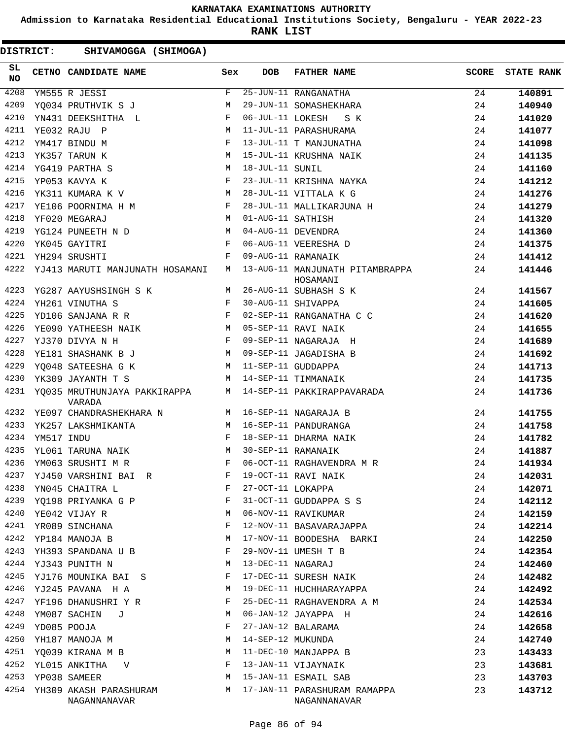KARNATAKA EXAMINATIONS AUTHORITY

Admission to Karnataka Residential Educational Institutions Society, Bengaluru - YEAR 2022-23

**RANK LIST**

**DISTRICT: SHIVAMOGGA (SHIMOGA)**

| SL NO | CETNO | CANDIDATE NAME | Sex | DOB | FATHER NAME | SCORE | STATE RANK |
|---|---|---|---|---|---|---|---|
| 4208 | YM555 | R JESSI | F | 25-JUN-11 | RANGANATHA | 24 | 140891 |
| 4209 | YQ034 | PRUTHVIK S J | M | 29-JUN-11 | SOMASHEKHARA | 24 | 140940 |
| 4210 | YN431 | DEEKSHITHA L | F | 06-JUL-11 | LOKESH S K | 24 | 141020 |
| 4211 | YE032 | RAJU P | M | 11-JUL-11 | PARASHURAMA | 24 | 141077 |
| 4212 | YM417 | BINDU M | F | 13-JUL-11 | T MANJUNATHA | 24 | 141098 |
| 4213 | YK357 | TARUN K | M | 15-JUL-11 | KRUSHNA NAIK | 24 | 141135 |
| 4214 | YG419 | PARTHA S | M | 18-JUL-11 | SUNIL | 24 | 141160 |
| 4215 | YP053 | KAVYA K | F | 23-JUL-11 | KRISHNA NAYKA | 24 | 141212 |
| 4216 | YK311 | KUMARA K V | M | 28-JUL-11 | VITTALA K G | 24 | 141276 |
| 4217 | YE106 | POORNIMA H M | F | 28-JUL-11 | MALLIKARJUNA H | 24 | 141279 |
| 4218 | YF020 | MEGARAJ | M | 01-AUG-11 | SATHISH | 24 | 141320 |
| 4219 | YG124 | PUNEETH N D | M | 04-AUG-11 | DEVENDRA | 24 | 141360 |
| 4220 | YK045 | GAYITRI | F | 06-AUG-11 | VEERESHA D | 24 | 141375 |
| 4221 | YH294 | SRUSHTI | F | 09-AUG-11 | RAMANAIK | 24 | 141412 |
| 4222 | YJ413 | MARUTI MANJUNATH HOSAMANI | M | 13-AUG-11 | MANJUNATH PITAMBRAPPA HOSAMANI | 24 | 141446 |
| 4223 | YG287 | AAYUSHSINGH S K | M | 26-AUG-11 | SUBHASH S K | 24 | 141567 |
| 4224 | YH261 | VINUTHA S | F | 30-AUG-11 | SHIVAPPA | 24 | 141605 |
| 4225 | YD106 | SANJANA R R | F | 02-SEP-11 | RANGANATHA C C | 24 | 141620 |
| 4226 | YE090 | YATHEESH NAIK | M | 05-SEP-11 | RAVI NAIK | 24 | 141655 |
| 4227 | YJ370 | DIVYA N H | F | 09-SEP-11 | NAGARAJA H | 24 | 141689 |
| 4228 | YE181 | SHASHANK B J | M | 09-SEP-11 | JAGADISHA B | 24 | 141692 |
| 4229 | YQ048 | SATEESHA G K | M | 11-SEP-11 | GUDDAPPA | 24 | 141713 |
| 4230 | YK309 | JAYANTH T S | M | 14-SEP-11 | TIMMANAIK | 24 | 141735 |
| 4231 | YQ035 | MRUTHUNJAYA PAKKIRAPPA VARADA | M | 14-SEP-11 | PAKKIRAPPAVARADA | 24 | 141736 |
| 4232 | YE097 | CHANDRASHEKHARA N | M | 16-SEP-11 | NAGARAJA B | 24 | 141755 |
| 4233 | YK257 | LAKSHMIKANTA | M | 16-SEP-11 | PANDURANGA | 24 | 141758 |
| 4234 | YM517 | INDU | F | 18-SEP-11 | DHARMA NAIK | 24 | 141782 |
| 4235 | YL061 | TARUNA NAIK | M | 30-SEP-11 | RAMANAIK | 24 | 141887 |
| 4236 | YM063 | SRUSHTI M R | F | 06-OCT-11 | RAGHAVENDRA M R | 24 | 141934 |
| 4237 | YJ450 | VARSHINI BAI R | F | 19-OCT-11 | RAVI NAIK | 24 | 142031 |
| 4238 | YN045 | CHAITRA L | F | 27-OCT-11 | LOKAPPA | 24 | 142071 |
| 4239 | YQ198 | PRIYANKA G P | F | 31-OCT-11 | GUDDAPPA S S | 24 | 142112 |
| 4240 | YE042 | VIJAY R | M | 06-NOV-11 | RAVIKUMAR | 24 | 142159 |
| 4241 | YR089 | SINCHANA | F | 12-NOV-11 | BASAVARAJAPPA | 24 | 142214 |
| 4242 | YP184 | MANOJA B | M | 17-NOV-11 | BOODESHA BARKI | 24 | 142250 |
| 4243 | YH393 | SPANDANA U B | F | 29-NOV-11 | UMESH T B | 24 | 142354 |
| 4244 | YJ343 | PUNITH N | M | 13-DEC-11 | NAGARAJ | 24 | 142460 |
| 4245 | YJ176 | MOUNIKA BAI S | F | 17-DEC-11 | SURESH NAIK | 24 | 142482 |
| 4246 | YJ245 | PAVANA H A | M | 19-DEC-11 | HUCHHARAYAPPA | 24 | 142492 |
| 4247 | YF196 | DHANUSHRI Y R | F | 25-DEC-11 | RAGHAVENDRA A M | 24 | 142534 |
| 4248 | YM087 | SACHIN J | M | 06-JAN-12 | JAYAPPA H | 24 | 142616 |
| 4249 | YD085 | POOJA | F | 27-JAN-12 | BALARAMA | 24 | 142658 |
| 4250 | YH187 | MANOJA M | M | 14-SEP-12 | MUKUNDA | 24 | 142740 |
| 4251 | YQ039 | KIRANA M B | M | 11-DEC-10 | MANJAPPA B | 23 | 143433 |
| 4252 | YL015 | ANKITHA V | F | 13-JAN-11 | VIJAYNAIK | 23 | 143681 |
| 4253 | YP038 | SAMEER | M | 15-JAN-11 | ESMAIL SAB | 23 | 143703 |
| 4254 | YH309 | AKASH PARASHURAM NAGANNANAVAR | M | 17-JAN-11 | PARASHURAM RAMAPPA NAGANNANAVAR | 23 | 143712 |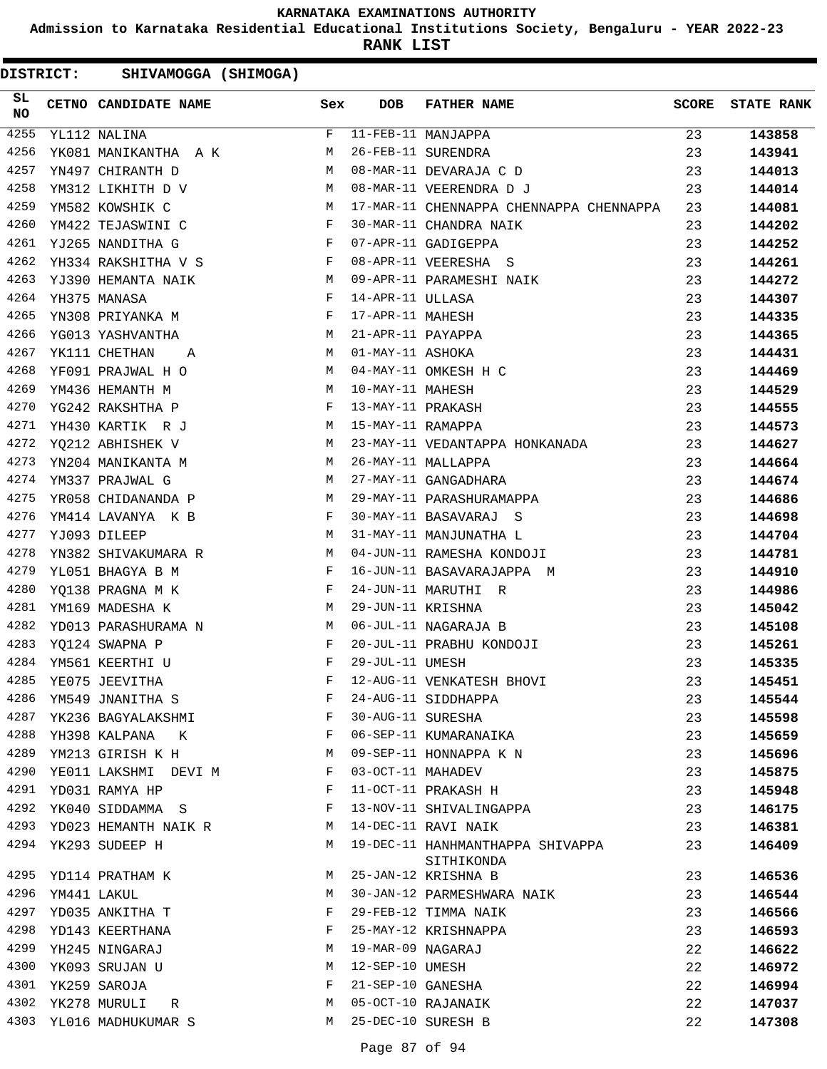KARNATAKA EXAMINATIONS AUTHORITY

Admission to Karnataka Residential Educational Institutions Society, Bengaluru - YEAR 2022-23

**RANK LIST**

**DISTRICT: SHIVAMOGGA (SHIMOGA)**

| SL NO | CETNO | CANDIDATE NAME | Sex | DOB | FATHER NAME | SCORE | STATE RANK |
|---|---|---|---|---|---|---|---|
| 4255 | YL112 | NALINA | F | 11-FEB-11 | MANJAPPA | 23 | **143858** |
| 4256 | YK081 | MANIKANTHA A K | M | 26-FEB-11 | SURENDRA | 23 | **143941** |
| 4257 | YN497 | CHIRANTH D | M | 08-MAR-11 | DEVARAJA C D | 23 | **144013** |
| 4258 | YM312 | LIKHITH D V | M | 08-MAR-11 | VEERENDRA D J | 23 | **144014** |
| 4259 | YM582 | KOWSHIK C | M | 17-MAR-11 | CHENNAPPA CHENNAPPA CHENNAPPA | 23 | **144081** |
| 4260 | YM422 | TEJASWINI C | F | 30-MAR-11 | CHANDRA NAIK | 23 | **144202** |
| 4261 | YJ265 | NANDITHA G | F | 07-APR-11 | GADIGEPPA | 23 | **144252** |
| 4262 | YH334 | RAKSHITHA V S | F | 08-APR-11 | VEERESHA S | 23 | **144261** |
| 4263 | YJ390 | HEMANTA NAIK | M | 09-APR-11 | PARAMESHI NAIK | 23 | **144272** |
| 4264 | YH375 | MANASA | F | 14-APR-11 | ULLASA | 23 | **144307** |
| 4265 | YN308 | PRIYANKA M | F | 17-APR-11 | MAHESH | 23 | **144335** |
| 4266 | YG013 | YASHVANTHA | M | 21-APR-11 | PAYAPPA | 23 | **144365** |
| 4267 | YK111 | CHETHAN A | M | 01-MAY-11 | ASHOKA | 23 | **144431** |
| 4268 | YF091 | PRAJWAL H O | M | 04-MAY-11 | OMKESH H C | 23 | **144469** |
| 4269 | YM436 | HEMANTH M | M | 10-MAY-11 | MAHESH | 23 | **144529** |
| 4270 | YG242 | RAKSHTHA P | F | 13-MAY-11 | PRAKASH | 23 | **144555** |
| 4271 | YH430 | KARTIK R J | M | 15-MAY-11 | RAMAPPA | 23 | **144573** |
| 4272 | YQ212 | ABHISHEK V | M | 23-MAY-11 | VEDANTAPPA HONKANADA | 23 | **144627** |
| 4273 | YN204 | MANIKANTA M | M | 26-MAY-11 | MALLAPPA | 23 | **144664** |
| 4274 | YM337 | PRAJWAL G | M | 27-MAY-11 | GANGADHARA | 23 | **144674** |
| 4275 | YR058 | CHIDANANDA P | M | 29-MAY-11 | PARASHURAMAPPA | 23 | **144686** |
| 4276 | YM414 | LAVANYA K B | F | 30-MAY-11 | BASAVARAJ S | 23 | **144698** |
| 4277 | YJ093 | DILEEP | M | 31-MAY-11 | MANJUNATHA L | 23 | **144704** |
| 4278 | YN382 | SHIVAKUMARA R | M | 04-JUN-11 | RAMESHA KONDOJI | 23 | **144781** |
| 4279 | YL051 | BHAGYA B M | F | 16-JUN-11 | BASAVARAJAPPA M | 23 | **144910** |
| 4280 | YQ138 | PRAGNA M K | F | 24-JUN-11 | MARUTHI R | 23 | **144986** |
| 4281 | YM169 | MADESHA K | M | 29-JUN-11 | KRISHNA | 23 | **145042** |
| 4282 | YD013 | PARASHURAMA N | M | 06-JUL-11 | NAGARAJA B | 23 | **145108** |
| 4283 | YQ124 | SWAPNA P | F | 20-JUL-11 | PRABHU KONDOJI | 23 | **145261** |
| 4284 | YM561 | KEERTHI U | F | 29-JUL-11 | UMESH | 23 | **145335** |
| 4285 | YE075 | JEEVITHA | F | 12-AUG-11 | VENKATESH BHOVI | 23 | **145451** |
| 4286 | YM549 | JNANITHA S | F | 24-AUG-11 | SIDDHAPPA | 23 | **145544** |
| 4287 | YK236 | BAGYALAKSHMI | F | 30-AUG-11 | SURESHA | 23 | **145598** |
| 4288 | YH398 | KALPANA K | F | 06-SEP-11 | KUMARANAIKA | 23 | **145659** |
| 4289 | YM213 | GIRISH K H | M | 09-SEP-11 | HONNAPPA K N | 23 | **145696** |
| 4290 | YE011 | LAKSHMI DEVI M | F | 03-OCT-11 | MAHADEV | 23 | **145875** |
| 4291 | YD031 | RAMYA HP | F | 11-OCT-11 | PRAKASH H | 23 | **145948** |
| 4292 | YK040 | SIDDAMMA S | F | 13-NOV-11 | SHIVALINGAPPA | 23 | **146175** |
| 4293 | YD023 | HEMANTH NAIK R | M | 14-DEC-11 | RAVI NAIK | 23 | **146381** |
| 4294 | YK293 | SUDEEP H | M | 19-DEC-11 | HANHMANTHAPPA SHIVAPPA SITHIKONDA | 23 | **146409** |
| 4295 | YD114 | PRATHAM K | M | 25-JAN-12 | KRISHNA B | 23 | **146536** |
| 4296 | YM441 | LAKUL | M | 30-JAN-12 | PARMESHWARA NAIK | 23 | **146544** |
| 4297 | YD035 | ANKITHA T | F | 29-FEB-12 | TIMMA NAIK | 23 | **146566** |
| 4298 | YD143 | KEERTHANA | F | 25-MAY-12 | KRISHNAPPA | 23 | **146593** |
| 4299 | YH245 | NINGARAJ | M | 19-MAR-09 | NAGARAJ | 22 | **146622** |
| 4300 | YK093 | SRUJAN U | M | 12-SEP-10 | UMESH | 22 | **146972** |
| 4301 | YK259 | SAROJA | F | 21-SEP-10 | GANESHA | 22 | **146994** |
| 4302 | YK278 | MURULI R | M | 05-OCT-10 | RAJANAIK | 22 | **147037** |
| 4303 | YL016 | MADHUKUMAR S | M | 25-DEC-10 | SURESH B | 22 | **147308** |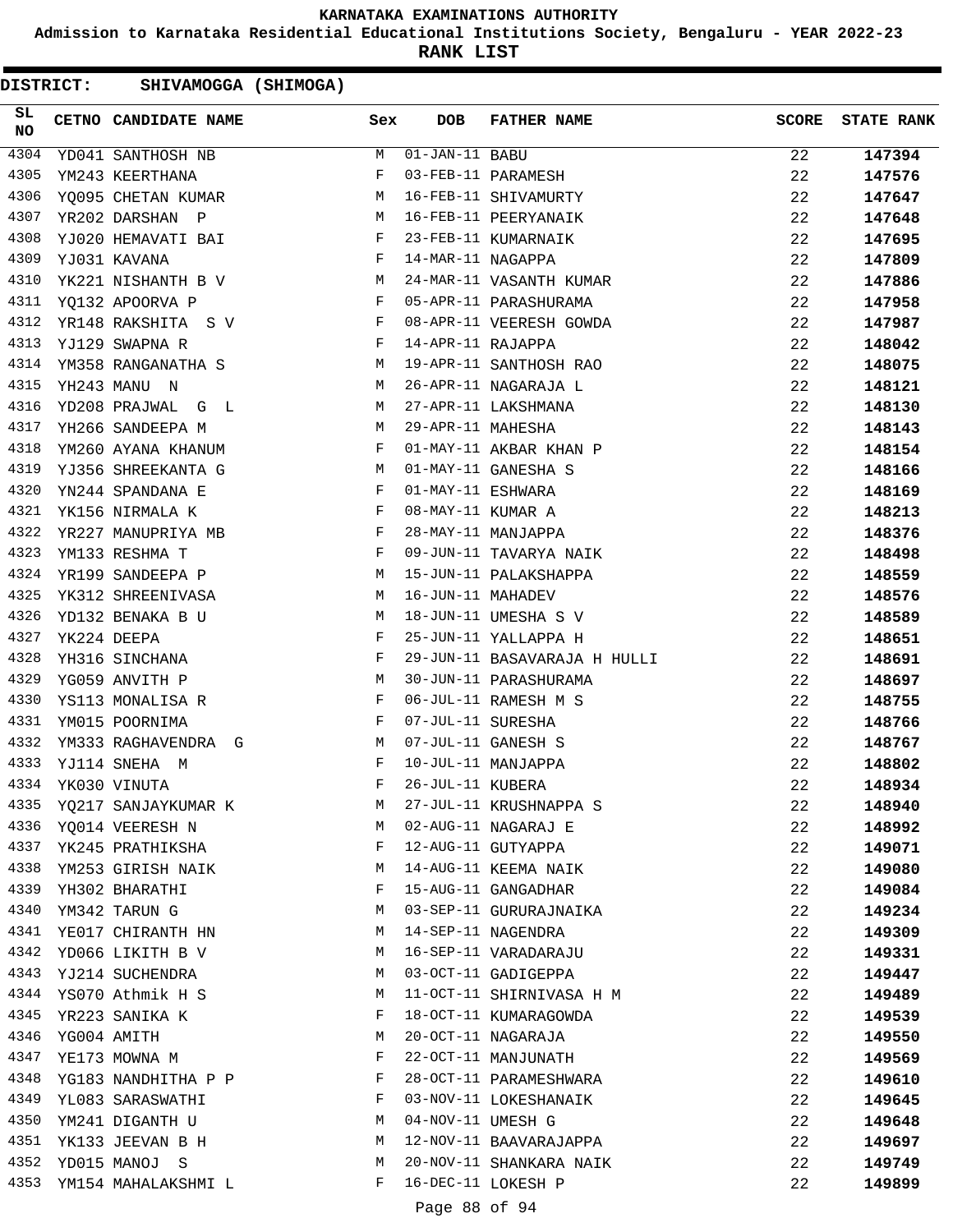# KARNATAKA EXAMINATIONS AUTHORITY

**Admission to Karnataka Residential Educational Institutions Society, Bengaluru - YEAR 2022-23**

**RANK LIST**

**DISTRICT: SHIVAMOGGA (SHIMOGA)**

| SL NO | CETNO | CANDIDATE NAME | Sex | DOB | FATHER NAME | SCORE | STATE RANK |
|---|---|---|---|---|---|---|---|
| 4304 | YD041 | SANTHOSH NB | M | 01-JAN-11 | BABU | 22 | 147394 |
| 4305 | YM243 | KEERTHANA | F | 03-FEB-11 | PARAMESH | 22 | 147576 |
| 4306 | YQ095 | CHETAN KUMAR | M | 16-FEB-11 | SHIVAMURTY | 22 | 147647 |
| 4307 | YR202 | DARSHAN P | M | 16-FEB-11 | PEERYANAIK | 22 | 147648 |
| 4308 | YJ020 | HEMAVATI BAI | F | 23-FEB-11 | KUMARNAIK | 22 | 147695 |
| 4309 | YJ031 | KAVANA | F | 14-MAR-11 | NAGAPPA | 22 | 147809 |
| 4310 | YK221 | NISHANTH B V | M | 24-MAR-11 | VASANTH KUMAR | 22 | 147886 |
| 4311 | YQ132 | APOORVA P | F | 05-APR-11 | PARASHURAMA | 22 | 147958 |
| 4312 | YR148 | RAKSHITA S V | F | 08-APR-11 | VEERESH GOWDA | 22 | 147987 |
| 4313 | YJ129 | SWAPNA R | F | 14-APR-11 | RAJAPPA | 22 | 148042 |
| 4314 | YM358 | RANGANATHA S | M | 19-APR-11 | SANTHOSH RAO | 22 | 148075 |
| 4315 | YH243 | MANU N | M | 26-APR-11 | NAGARAJA L | 22 | 148121 |
| 4316 | YD208 | PRAJWAL G L | M | 27-APR-11 | LAKSHMANA | 22 | 148130 |
| 4317 | YH266 | SANDEEPA M | M | 29-APR-11 | MAHESHA | 22 | 148143 |
| 4318 | YM260 | AYANA KHANUM | F | 01-MAY-11 | AKBAR KHAN P | 22 | 148154 |
| 4319 | YJ356 | SHREEKANTA G | M | 01-MAY-11 | GANESHA S | 22 | 148166 |
| 4320 | YN244 | SPANDANA E | F | 01-MAY-11 | ESHWARA | 22 | 148169 |
| 4321 | YK156 | NIRMALA K | F | 08-MAY-11 | KUMAR A | 22 | 148213 |
| 4322 | YR227 | MANUPRIYA MB | F | 28-MAY-11 | MANJAPPA | 22 | 148376 |
| 4323 | YM133 | RESHMA T | F | 09-JUN-11 | TAVARYA NAIK | 22 | 148498 |
| 4324 | YR199 | SANDEEPA P | M | 15-JUN-11 | PALAKSHAPPA | 22 | 148559 |
| 4325 | YK312 | SHREENIVASA | M | 16-JUN-11 | MAHADEV | 22 | 148576 |
| 4326 | YD132 | BENAKA B U | M | 18-JUN-11 | UMESHA S V | 22 | 148589 |
| 4327 | YK224 | DEEPA | F | 25-JUN-11 | YALLAPPA H | 22 | 148651 |
| 4328 | YH316 | SINCHANA | F | 29-JUN-11 | BASAVARAJA H HULLI | 22 | 148691 |
| 4329 | YG059 | ANVITH P | M | 30-JUN-11 | PARASHURAMA | 22 | 148697 |
| 4330 | YS113 | MONALISA R | F | 06-JUL-11 | RAMESH M S | 22 | 148755 |
| 4331 | YM015 | POORNIMA | F | 07-JUL-11 | SURESHA | 22 | 148766 |
| 4332 | YM333 | RAGHAVENDRA G | M | 07-JUL-11 | GANESH S | 22 | 148767 |
| 4333 | YJ114 | SNEHA M | F | 10-JUL-11 | MANJAPPA | 22 | 148802 |
| 4334 | YK030 | VINUTA | F | 26-JUL-11 | KUBERA | 22 | 148934 |
| 4335 | YQ217 | SANJAYKUMAR K | M | 27-JUL-11 | KRUSHNAPPA S | 22 | 148940 |
| 4336 | YQ014 | VEERESH N | M | 02-AUG-11 | NAGARAJ E | 22 | 148992 |
| 4337 | YK245 | PRATHIKSHA | F | 12-AUG-11 | GUTYAPPA | 22 | 149071 |
| 4338 | YM253 | GIRISH NAIK | M | 14-AUG-11 | KEEMA NAIK | 22 | 149080 |
| 4339 | YH302 | BHARATHI | F | 15-AUG-11 | GANGADHAR | 22 | 149084 |
| 4340 | YM342 | TARUN G | M | 03-SEP-11 | GURURAJNAIKA | 22 | 149234 |
| 4341 | YE017 | CHIRANTH HN | M | 14-SEP-11 | NAGENDRA | 22 | 149309 |
| 4342 | YD066 | LIKITH B V | M | 16-SEP-11 | VARADARAJU | 22 | 149331 |
| 4343 | YJ214 | SUCHENDRA | M | 03-OCT-11 | GADIGEPPA | 22 | 149447 |
| 4344 | YS070 | Athmik H S | M | 11-OCT-11 | SHIRNIVASA H M | 22 | 149489 |
| 4345 | YR223 | SANIKA K | F | 18-OCT-11 | KUMARAGOWDA | 22 | 149539 |
| 4346 | YG004 | AMITH | M | 20-OCT-11 | NAGARAJA | 22 | 149550 |
| 4347 | YE173 | MOWNA M | F | 22-OCT-11 | MANJUNATH | 22 | 149569 |
| 4348 | YG183 | NANDHITHA P P | F | 28-OCT-11 | PARAMESHWARA | 22 | 149610 |
| 4349 | YL083 | SARASWATHI | F | 03-NOV-11 | LOKESHANAIK | 22 | 149645 |
| 4350 | YM241 | DIGANTH U | M | 04-NOV-11 | UMESH G | 22 | 149648 |
| 4351 | YK133 | JEEVAN B H | M | 12-NOV-11 | BAAVARAJAPPA | 22 | 149697 |
| 4352 | YD015 | MANOJ S | M | 20-NOV-11 | SHANKARA NAIK | 22 | 149749 |
| 4353 | YM154 | MAHALAKSHMI L | F | 16-DEC-11 | LOKESH P | 22 | 149899 |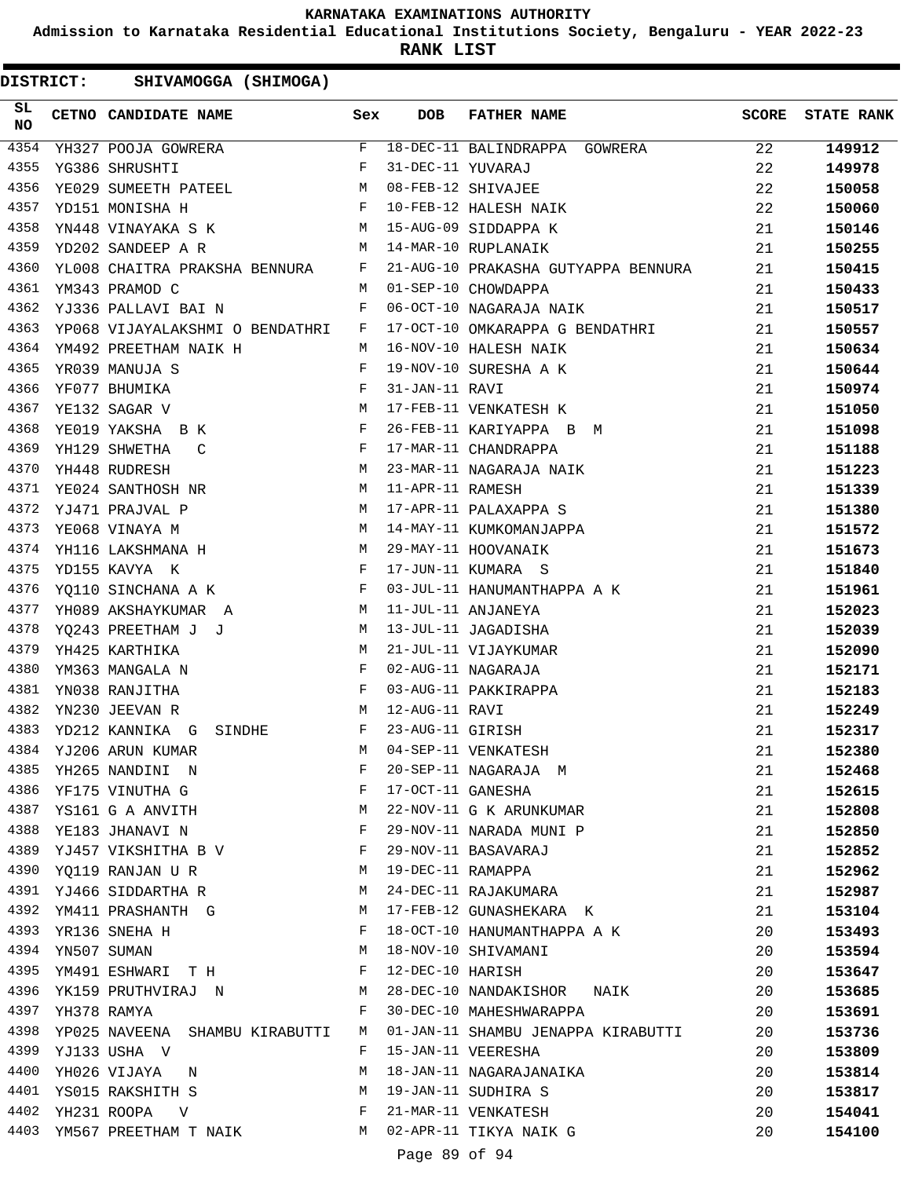KARNATAKA EXAMINATIONS AUTHORITY

Admission to Karnataka Residential Educational Institutions Society, Bengaluru - YEAR 2022-23

RANK LIST

**DISTRICT: SHIVAMOGGA (SHIMOGA)**

| SL NO | CETNO | CANDIDATE NAME | Sex | DOB | FATHER NAME | SCORE | STATE RANK |
|---|---|---|---|---|---|---|---|
| 4354 | YH327 | POOJA GOWRERA | F | 18-DEC-11 | BALINDRAPPA GOWRERA | 22 | **149912** |
| 4355 | YG386 | SHRUSHTI | F | 31-DEC-11 | YUVARAJ | 22 | **149978** |
| 4356 | YE029 | SUMEETH PATEEL | M | 08-FEB-12 | SHIVAJEE | 22 | **150058** |
| 4357 | YD151 | MONISHA H | F | 10-FEB-12 | HALESH NAIK | 22 | **150060** |
| 4358 | YN448 | VINAYAKA S K | M | 15-AUG-09 | SIDDAPPA K | 21 | **150146** |
| 4359 | YD202 | SANDEEP A R | M | 14-MAR-10 | RUPLANAIK | 21 | **150255** |
| 4360 | YL008 | CHAITRA PRAKSHA BENNURA | F | 21-AUG-10 | PRAKASHA GUTYAPPA BENNURA | 21 | **150415** |
| 4361 | YM343 | PRAMOD C | M | 01-SEP-10 | CHOWDAPPA | 21 | **150433** |
| 4362 | YJ336 | PALLAVI BAI N | F | 06-OCT-10 | NAGARAJA NAIK | 21 | **150517** |
| 4363 | YP068 | VIJAYALAKSHMI O BENDATHRI | F | 17-OCT-10 | OMKARAPPA G BENDATHRI | 21 | **150557** |
| 4364 | YM492 | PREETHAM NAIK H | M | 16-NOV-10 | HALESH NAIK | 21 | **150634** |
| 4365 | YR039 | MANUJA S | F | 19-NOV-10 | SURESHA A K | 21 | **150644** |
| 4366 | YF077 | BHUMIKA | F | 31-JAN-11 | RAVI | 21 | **150974** |
| 4367 | YE132 | SAGAR V | M | 17-FEB-11 | VENKATESH K | 21 | **151050** |
| 4368 | YE019 | YAKSHA B K | F | 26-FEB-11 | KARIYAPPA B M | 21 | **151098** |
| 4369 | YH129 | SHWETHA C | F | 17-MAR-11 | CHANDRAPPA | 21 | **151188** |
| 4370 | YH448 | RUDRESH | M | 23-MAR-11 | NAGARAJA NAIK | 21 | **151223** |
| 4371 | YE024 | SANTHOSH NR | M | 11-APR-11 | RAMESH | 21 | **151339** |
| 4372 | YJ471 | PRAJVAL P | M | 17-APR-11 | PALAXAPPA S | 21 | **151380** |
| 4373 | YE068 | VINAYA M | M | 14-MAY-11 | KUMKOMANJAPPA | 21 | **151572** |
| 4374 | YH116 | LAKSHMANA H | M | 29-MAY-11 | HOOVANAIK | 21 | **151673** |
| 4375 | YD155 | KAVYA K | F | 17-JUN-11 | KUMARA S | 21 | **151840** |
| 4376 | YQ110 | SINCHANA A K | F | 03-JUL-11 | HANUMANTHAPPA A K | 21 | **151961** |
| 4377 | YH089 | AKSHAYKUMAR A | M | 11-JUL-11 | ANJANEYA | 21 | **152023** |
| 4378 | YQ243 | PREETHAM J J | M | 13-JUL-11 | JAGADISHA | 21 | **152039** |
| 4379 | YH425 | KARTHIKA | M | 21-JUL-11 | VIJAYKUMAR | 21 | **152090** |
| 4380 | YM363 | MANGALA N | F | 02-AUG-11 | NAGARAJA | 21 | **152171** |
| 4381 | YN038 | RANJITHA | F | 03-AUG-11 | PAKKIRAPPA | 21 | **152183** |
| 4382 | YN230 | JEEVAN R | M | 12-AUG-11 | RAVI | 21 | **152249** |
| 4383 | YD212 | KANNIKA G SINDHE | F | 23-AUG-11 | GIRISH | 21 | **152317** |
| 4384 | YJ206 | ARUN KUMAR | M | 04-SEP-11 | VENKATESH | 21 | **152380** |
| 4385 | YH265 | NANDINI N | F | 20-SEP-11 | NAGARAJA M | 21 | **152468** |
| 4386 | YF175 | VINUTHA G | F | 17-OCT-11 | GANESHA | 21 | **152615** |
| 4387 | YS161 | G A ANVITH | M | 22-NOV-11 | G K ARUNKUMAR | 21 | **152808** |
| 4388 | YE183 | JHANAVI N | F | 29-NOV-11 | NARADA MUNI P | 21 | **152850** |
| 4389 | YJ457 | VIKSHITHA B V | F | 29-NOV-11 | BASAVARAJ | 21 | **152852** |
| 4390 | YQ119 | RANJAN U R | M | 19-DEC-11 | RAMAPPA | 21 | **152962** |
| 4391 | YJ466 | SIDDARTHA R | M | 24-DEC-11 | RAJAKUMARA | 21 | **152987** |
| 4392 | YM411 | PRASHANTH G | M | 17-FEB-12 | GUNASHEKARA K | 21 | **153104** |
| 4393 | YR136 | SNEHA H | F | 18-OCT-10 | HANUMANTHAPPA A K | 20 | **153493** |
| 4394 | YN507 | SUMAN | M | 18-NOV-10 | SHIVAMANI | 20 | **153594** |
| 4395 | YM491 | ESHWARI T H | F | 12-DEC-10 | HARISH | 20 | **153647** |
| 4396 | YK159 | PRUTHVIRAJ N | M | 28-DEC-10 | NANDAKISHOR NAIK | 20 | **153685** |
| 4397 | YH378 | RAMYA | F | 30-DEC-10 | MAHESHWARAPPA | 20 | **153691** |
| 4398 | YP025 | NAVEENA SHAMBU KIRABUTTI | M | 01-JAN-11 | SHAMBU JENAPPA KIRABUTTI | 20 | **153736** |
| 4399 | YJ133 | USHA V | F | 15-JAN-11 | VEERESHA | 20 | **153809** |
| 4400 | YH026 | VIJAYA N | M | 18-JAN-11 | NAGARAJANAIKA | 20 | **153814** |
| 4401 | YS015 | RAKSHITH S | M | 19-JAN-11 | SUDHIRA S | 20 | **153817** |
| 4402 | YH231 | ROOPA V | F | 21-MAR-11 | VENKATESH | 20 | **154041** |
| 4403 | YM567 | PREETHAM T NAIK | M | 02-APR-11 | TIKYA NAIK G | 20 | **154100** |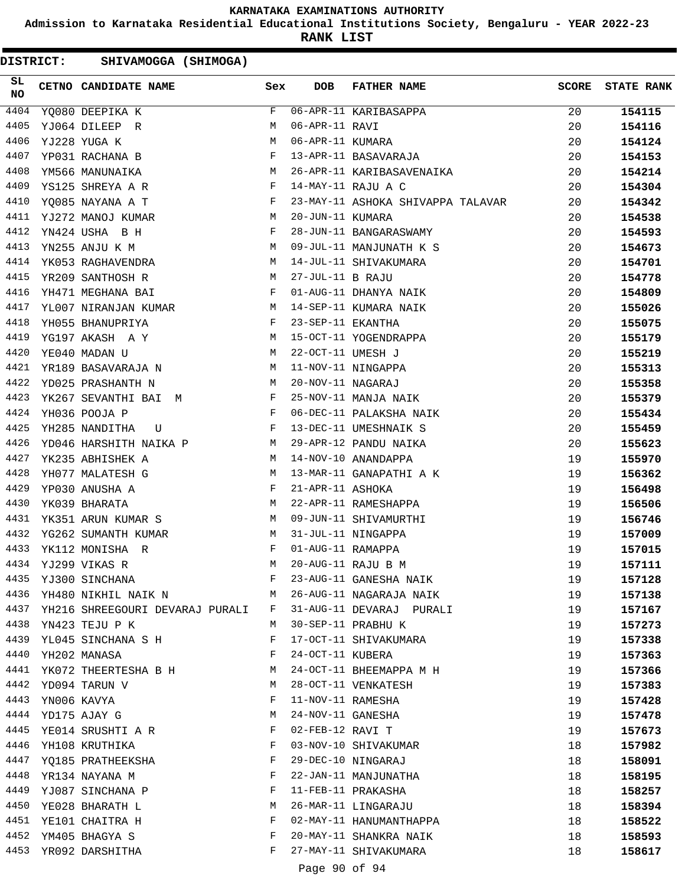# KARNATAKA EXAMINATIONS AUTHORITY

## Admission to Karnataka Residential Educational Institutions Society, Bengaluru - YEAR 2022-23

### RANK LIST

**DISTRICT: SHIVAMOGGA (SHIMOGA)**

| SL NO | CETNO | CANDIDATE NAME | Sex | DOB | FATHER NAME | SCORE | STATE RANK |
|---|---|---|---|---|---|---|---|
| 4404 | YQ080 | DEEPIKA K | F | 06-APR-11 | KARIBASAPPA | 20 | 154115 |
| 4405 | YJ064 | DILEEP R | M | 06-APR-11 | RAVI | 20 | 154116 |
| 4406 | YJ228 | YUGA K | M | 06-APR-11 | KUMARA | 20 | 154124 |
| 4407 | YP031 | RACHANA B | F | 13-APR-11 | BASAVARAJA | 20 | 154153 |
| 4408 | YM566 | MANUNAIKA | M | 26-APR-11 | KARIBASAVENAIKA | 20 | 154214 |
| 4409 | YS125 | SHREYA A R | F | 14-MAY-11 | RAJU A C | 20 | 154304 |
| 4410 | YQ085 | NAYANA A T | F | 23-MAY-11 | ASHOKA SHIVAPPA TALAVAR | 20 | 154342 |
| 4411 | YJ272 | MANOJ KUMAR | M | 20-JUN-11 | KUMARA | 20 | 154538 |
| 4412 | YN424 | USHA B H | F | 28-JUN-11 | BANGARASWAMY | 20 | 154593 |
| 4413 | YN255 | ANJU K M | M | 09-JUL-11 | MANJUNATH K S | 20 | 154673 |
| 4414 | YK053 | RAGHAVENDRA | M | 14-JUL-11 | SHIVAKUMARA | 20 | 154701 |
| 4415 | YR209 | SANTHOSH R | M | 27-JUL-11 | B RAJU | 20 | 154778 |
| 4416 | YH471 | MEGHANA BAI | F | 01-AUG-11 | DHANYA NAIK | 20 | 154809 |
| 4417 | YL007 | NIRANJAN KUMAR | M | 14-SEP-11 | KUMARA NAIK | 20 | 155026 |
| 4418 | YH055 | BHANUPRIYA | F | 23-SEP-11 | EKANTHA | 20 | 155075 |
| 4419 | YG197 | AKASH A Y | M | 15-OCT-11 | YOGENDRAPPA | 20 | 155179 |
| 4420 | YE040 | MADAN U | M | 22-OCT-11 | UMESH J | 20 | 155219 |
| 4421 | YR189 | BASAVARAJA N | M | 11-NOV-11 | NINGAPPA | 20 | 155313 |
| 4422 | YD025 | PRASHANTH N | M | 20-NOV-11 | NAGARAJ | 20 | 155358 |
| 4423 | YK267 | SEVANTHI BAI M | F | 25-NOV-11 | MANJA NAIK | 20 | 155379 |
| 4424 | YH036 | POOJA P | F | 06-DEC-11 | PALAKSHA NAIK | 20 | 155434 |
| 4425 | YH285 | NANDITHA U | F | 13-DEC-11 | UMESHNAIK S | 20 | 155459 |
| 4426 | YD046 | HARSHITH NAIKA P | M | 29-APR-12 | PANDU NAIKA | 20 | 155623 |
| 4427 | YK235 | ABHISHEK A | M | 14-NOV-10 | ANANDAPPA | 19 | 155970 |
| 4428 | YH077 | MALATESH G | M | 13-MAR-11 | GANAPATHI A K | 19 | 156362 |
| 4429 | YP030 | ANUSHA A | F | 21-APR-11 | ASHOKA | 19 | 156498 |
| 4430 | YK039 | BHARATA | M | 22-APR-11 | RAMESHAPPA | 19 | 156506 |
| 4431 | YK351 | ARUN KUMAR S | M | 09-JUN-11 | SHIVAMURTHI | 19 | 156746 |
| 4432 | YG262 | SUMANTH KUMAR | M | 31-JUL-11 | NINGAPPA | 19 | 157009 |
| 4433 | YK112 | MONISHA R | F | 01-AUG-11 | RAMAPPA | 19 | 157015 |
| 4434 | YJ299 | VIKAS R | M | 20-AUG-11 | RAJU B M | 19 | 157111 |
| 4435 | YJ300 | SINCHANA | F | 23-AUG-11 | GANESHA NAIK | 19 | 157128 |
| 4436 | YH480 | NIKHIL NAIK N | M | 26-AUG-11 | NAGARAJA NAIK | 19 | 157138 |
| 4437 | YH216 | SHREEGOURI DEVARAJ PURALI | F | 31-AUG-11 | DEVARAJ PURALI | 19 | 157167 |
| 4438 | YN423 | TEJU P K | M | 30-SEP-11 | PRABHU K | 19 | 157273 |
| 4439 | YL045 | SINCHANA S H | F | 17-OCT-11 | SHIVAKUMARA | 19 | 157338 |
| 4440 | YH202 | MANASA | F | 24-OCT-11 | KUBERA | 19 | 157363 |
| 4441 | YK072 | THEERTESHA B H | M | 24-OCT-11 | BHEEMAPPA M H | 19 | 157366 |
| 4442 | YD094 | TARUN V | M | 28-OCT-11 | VENKATESH | 19 | 157383 |
| 4443 | YN006 | KAVYA | F | 11-NOV-11 | RAMESHA | 19 | 157428 |
| 4444 | YD175 | AJAY G | M | 24-NOV-11 | GANESHA | 19 | 157478 |
| 4445 | YE014 | SRUSHTI A R | F | 02-FEB-12 | RAVI T | 19 | 157673 |
| 4446 | YH108 | KRUTHIKA | F | 03-NOV-10 | SHIVAKUMAR | 18 | 157982 |
| 4447 | YQ185 | PRATHEEKSHA | F | 29-DEC-10 | NINGARAJ | 18 | 158091 |
| 4448 | YR134 | NAYANA M | F | 22-JAN-11 | MANJUNATHA | 18 | 158195 |
| 4449 | YJ087 | SINCHANA P | F | 11-FEB-11 | PRAKASHA | 18 | 158257 |
| 4450 | YE028 | BHARATH L | M | 26-MAR-11 | LINGARAJU | 18 | 158394 |
| 4451 | YE101 | CHAITRA H | F | 02-MAY-11 | HANUMANTHAPPA | 18 | 158522 |
| 4452 | YM405 | BHAGYA S | F | 20-MAY-11 | SHANKRA NAIK | 18 | 158593 |
| 4453 | YR092 | DARSHITHA | F | 27-MAY-11 | SHIVAKUMARA | 18 | 158617 |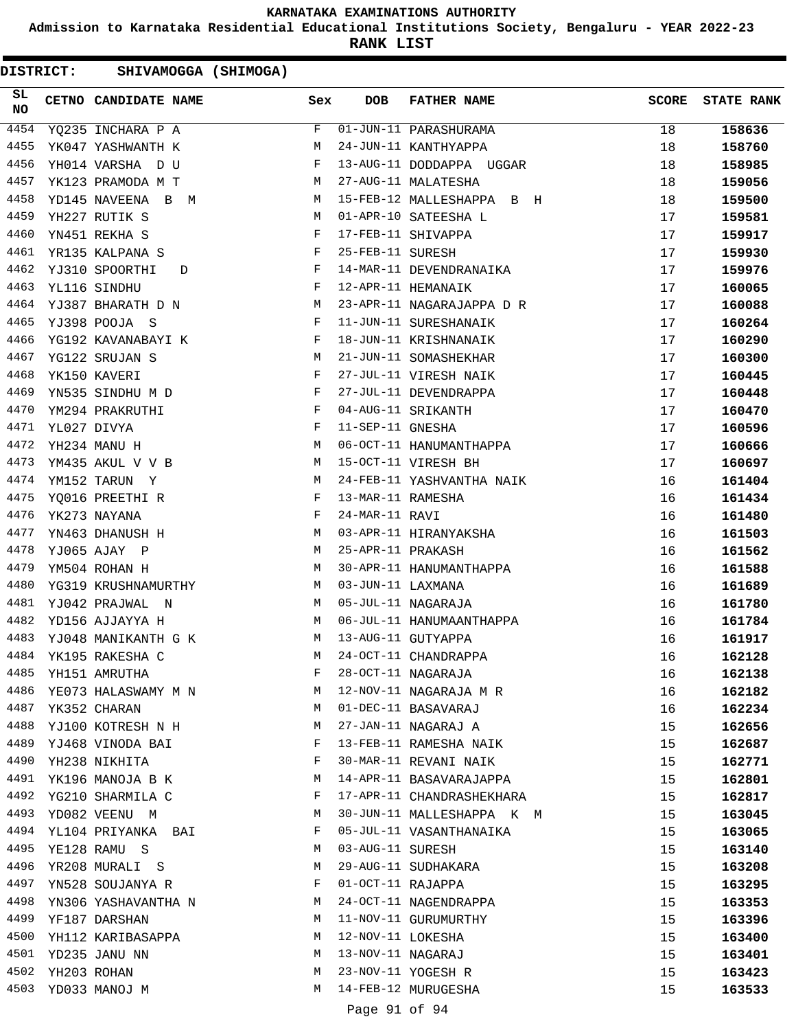**KARNATAKA EXAMINATIONS AUTHORITY**

**Admission to Karnataka Residential Educational Institutions Society, Bengaluru - YEAR 2022-23**

**RANK LIST**

**DISTRICT: SHIVAMOGGA (SHIMOGA)**

| SL NO | CETNO | CANDIDATE NAME | Sex | DOB | FATHER NAME | SCORE | STATE RANK |
|---|---|---|---|---|---|---|---|
| 4454 | YQ235 | INCHARA P A | F | 01-JUN-11 | PARASHURAMA | 18 | 158636 |
| 4455 | YK047 | YASHWANTH K | M | 24-JUN-11 | KANTHYAPPA | 18 | 158760 |
| 4456 | YH014 | VARSHA D U | F | 13-AUG-11 | DODDAPPA UGGAR | 18 | 158985 |
| 4457 | YK123 | PRAMODA M T | M | 27-AUG-11 | MALATESHA | 18 | 159056 |
| 4458 | YD145 | NAVEENA B M | M | 15-FEB-12 | MALLESHAPPA B H | 18 | 159500 |
| 4459 | YH227 | RUTIK S | M | 01-APR-10 | SATEESHA L | 17 | 159581 |
| 4460 | YN451 | REKHA S | F | 17-FEB-11 | SHIVAPPA | 17 | 159917 |
| 4461 | YR135 | KALPANA S | F | 25-FEB-11 | SURESH | 17 | 159930 |
| 4462 | YJ310 | SPOORTHI D | F | 14-MAR-11 | DEVENDRANAIKA | 17 | 159976 |
| 4463 | YL116 | SINDHU | F | 12-APR-11 | HEMANAIK | 17 | 160065 |
| 4464 | YJ387 | BHARATH D N | M | 23-APR-11 | NAGARAJAPPA D R | 17 | 160088 |
| 4465 | YJ398 | POOJA S | F | 11-JUN-11 | SURESHANAIK | 17 | 160264 |
| 4466 | YG192 | KAVANABAYI K | F | 18-JUN-11 | KRISHNANAIK | 17 | 160290 |
| 4467 | YG122 | SRUJAN S | M | 21-JUN-11 | SOMASHEKHAR | 17 | 160300 |
| 4468 | YK150 | KAVERI | F | 27-JUL-11 | VIRESH NAIK | 17 | 160445 |
| 4469 | YN535 | SINDHU M D | F | 27-JUL-11 | DEVENDRAPPA | 17 | 160448 |
| 4470 | YM294 | PRAKRUTHI | F | 04-AUG-11 | SRIKANTH | 17 | 160470 |
| 4471 | YL027 | DIVYA | F | 11-SEP-11 | GNESHA | 17 | 160596 |
| 4472 | YH234 | MANU H | M | 06-OCT-11 | HANUMANTHAPPA | 17 | 160666 |
| 4473 | YM435 | AKUL V V B | M | 15-OCT-11 | VIRESH BH | 17 | 160697 |
| 4474 | YM152 | TARUN Y | M | 24-FEB-11 | YASHVANTHA NAIK | 16 | 161404 |
| 4475 | YQ016 | PREETHI R | F | 13-MAR-11 | RAMESHA | 16 | 161434 |
| 4476 | YK273 | NAYANA | F | 24-MAR-11 | RAVI | 16 | 161480 |
| 4477 | YN463 | DHANUSH H | M | 03-APR-11 | HIRANYAKSHA | 16 | 161503 |
| 4478 | YJ065 | AJAY P | M | 25-APR-11 | PRAKASH | 16 | 161562 |
| 4479 | YM504 | ROHAN H | M | 30-APR-11 | HANUMANTHAPPA | 16 | 161588 |
| 4480 | YG319 | KRUSHNAMURTHY | M | 03-JUN-11 | LAXMANA | 16 | 161689 |
| 4481 | YJ042 | PRAJWAL N | M | 05-JUL-11 | NAGARAJA | 16 | 161780 |
| 4482 | YD156 | AJJAYYA H | M | 06-JUL-11 | HANUMAANTHAPPA | 16 | 161784 |
| 4483 | YJ048 | MANIKANTH G K | M | 13-AUG-11 | GUTYAPPA | 16 | 161917 |
| 4484 | YK195 | RAKESHA C | M | 24-OCT-11 | CHANDRAPPA | 16 | 162128 |
| 4485 | YH151 | AMRUTHA | F | 28-OCT-11 | NAGARAJA | 16 | 162138 |
| 4486 | YE073 | HALASWAMY M N | M | 12-NOV-11 | NAGARAJA M R | 16 | 162182 |
| 4487 | YK352 | CHARAN | M | 01-DEC-11 | BASAVARAJ | 16 | 162234 |
| 4488 | YJ100 | KOTRESH N H | M | 27-JAN-11 | NAGARAJ A | 15 | 162656 |
| 4489 | YJ468 | VINODA BAI | F | 13-FEB-11 | RAMESHA NAIK | 15 | 162687 |
| 4490 | YH238 | NIKHITA | F | 30-MAR-11 | REVANI NAIK | 15 | 162771 |
| 4491 | YK196 | MANOJA B K | M | 14-APR-11 | BASAVARAJAPPA | 15 | 162801 |
| 4492 | YG210 | SHARMILA C | F | 17-APR-11 | CHANDRASHEKHARA | 15 | 162817 |
| 4493 | YD082 | VEENU M | M | 30-JUN-11 | MALLESHAPPA K M | 15 | 163045 |
| 4494 | YL104 | PRIYANKA BAI | F | 05-JUL-11 | VASANTHANAIKA | 15 | 163065 |
| 4495 | YE128 | RAMU S | M | 03-AUG-11 | SURESH | 15 | 163140 |
| 4496 | YR208 | MURALI S | M | 29-AUG-11 | SUDHAKARA | 15 | 163208 |
| 4497 | YN528 | SOUJANYA R | F | 01-OCT-11 | RAJAPPA | 15 | 163295 |
| 4498 | YN306 | YASHAVANTHA N | M | 24-OCT-11 | NAGENDRAPPA | 15 | 163353 |
| 4499 | YF187 | DARSHAN | M | 11-NOV-11 | GURUMURTHY | 15 | 163396 |
| 4500 | YH112 | KARIBASAPPA | M | 12-NOV-11 | LOKESHA | 15 | 163400 |
| 4501 | YD235 | JANU NN | M | 13-NOV-11 | NAGARAJ | 15 | 163401 |
| 4502 | YH203 | ROHAN | M | 23-NOV-11 | YOGESH R | 15 | 163423 |
| 4503 | YD033 | MANOJ M | M | 14-FEB-12 | MURUGESHA | 15 | 163533 |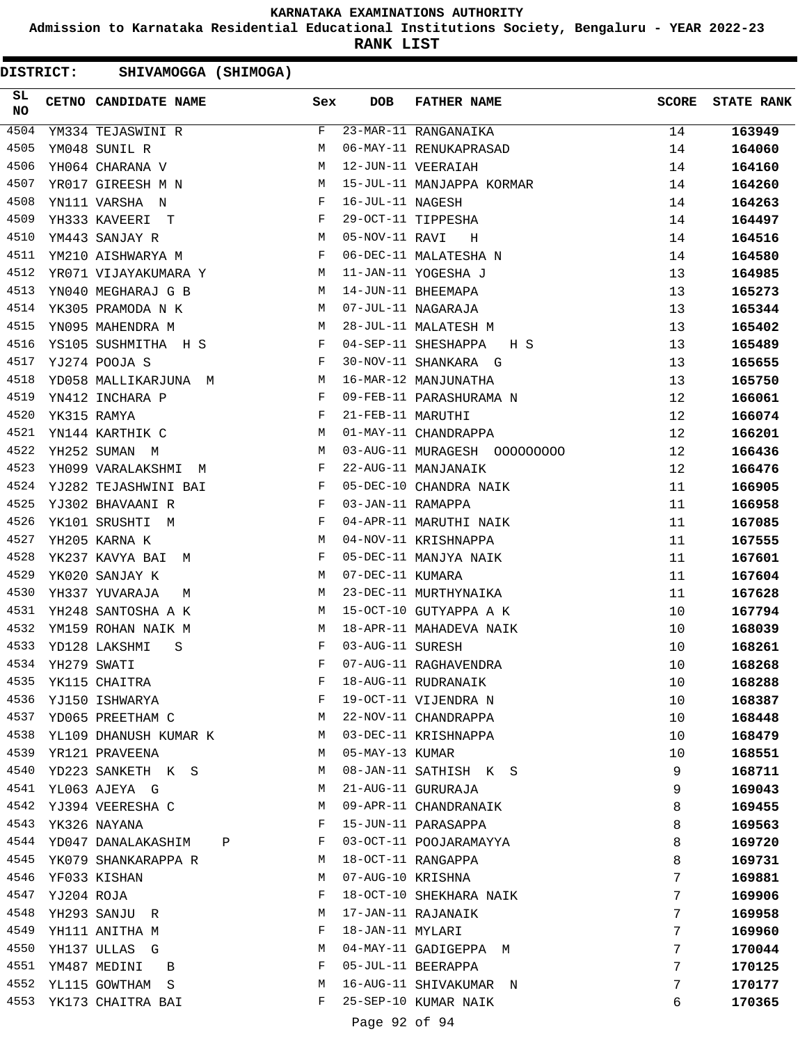# KARNATAKA EXAMINATIONS AUTHORITY

**Admission to Karnataka Residential Educational Institutions Society, Bengaluru - YEAR 2022-23**

**RANK LIST**

**DISTRICT: SHIVAMOGGA (SHIMOGA)**

| SL NO | CETNO | CANDIDATE NAME | Sex | DOB | FATHER NAME | SCORE | STATE RANK |
|---|---|---|---|---|---|---|---|
| 4504 | YM334 | TEJASWINI R | F | 23-MAR-11 | RANGANAIKA | 14 | **163949** |
| 4505 | YM048 | SUNIL R | M | 06-MAY-11 | RENUKAPRASAD | 14 | **164060** |
| 4506 | YH064 | CHARANA V | M | 12-JUN-11 | VEERAIAH | 14 | **164160** |
| 4507 | YR017 | GIREESH M N | M | 15-JUL-11 | MANJAPPA KORMAR | 14 | **164260** |
| 4508 | YN111 | VARSHA N | F | 16-JUL-11 | NAGESH | 14 | **164263** |
| 4509 | YH333 | KAVEERI T | F | 29-OCT-11 | TIPPESHA | 14 | **164497** |
| 4510 | YM443 | SANJAY R | M | 05-NOV-11 | RAVI H | 14 | **164516** |
| 4511 | YM210 | AISHWARYA M | F | 06-DEC-11 | MALATESHA N | 14 | **164580** |
| 4512 | YR071 | VIJAYAKUMARA Y | M | 11-JAN-11 | YOGESHA J | 13 | **164985** |
| 4513 | YN040 | MEGHARAJ G B | M | 14-JUN-11 | BHEEMAPA | 13 | **165273** |
| 4514 | YK305 | PRAMODA N K | M | 07-JUL-11 | NAGARAJA | 13 | **165344** |
| 4515 | YN095 | MAHENDRA M | M | 28-JUL-11 | MALATESH M | 13 | **165402** |
| 4516 | YS105 | SUSHMITHA H S | F | 04-SEP-11 | SHESHAPPA H S | 13 | **165489** |
| 4517 | YJ274 | POOJA S | F | 30-NOV-11 | SHANKARA G | 13 | **165655** |
| 4518 | YD058 | MALLIKARJUNA M | M | 16-MAR-12 | MANJUNATHA | 13 | **165750** |
| 4519 | YN412 | INCHARA P | F | 09-FEB-11 | PARASHURAMA N | 12 | **166061** |
| 4520 | YK315 | RAMYA | F | 21-FEB-11 | MARUTHI | 12 | **166074** |
| 4521 | YN144 | KARTHIK C | M | 01-MAY-11 | CHANDRAPPA | 12 | **166201** |
| 4522 | YH252 | SUMAN M | M | 03-AUG-11 | MURAGESH OOOOOOOOO | 12 | **166436** |
| 4523 | YH099 | VARALAKSHMI M | F | 22-AUG-11 | MANJANAIK | 12 | **166476** |
| 4524 | YJ282 | TEJASHWINI BAI | F | 05-DEC-10 | CHANDRA NAIK | 11 | **166905** |
| 4525 | YJ302 | BHAVAANI R | F | 03-JAN-11 | RAMAPPA | 11 | **166958** |
| 4526 | YK101 | SRUSHTI M | F | 04-APR-11 | MARUTHI NAIK | 11 | **167085** |
| 4527 | YH205 | KARNA K | M | 04-NOV-11 | KRISHNAPPA | 11 | **167555** |
| 4528 | YK237 | KAVYA BAI M | F | 05-DEC-11 | MANJYA NAIK | 11 | **167601** |
| 4529 | YK020 | SANJAY K | M | 07-DEC-11 | KUMARA | 11 | **167604** |
| 4530 | YH337 | YUVARAJA M | M | 23-DEC-11 | MURTHYNAIKA | 11 | **167628** |
| 4531 | YH248 | SANTOSHA A K | M | 15-OCT-10 | GUTYAPPA A K | 10 | **167794** |
| 4532 | YM159 | ROHAN NAIK M | M | 18-APR-11 | MAHADEVA NAIK | 10 | **168039** |
| 4533 | YD128 | LAKSHMI S | F | 03-AUG-11 | SURESH | 10 | **168261** |
| 4534 | YH279 | SWATI | F | 07-AUG-11 | RAGHAVENDRA | 10 | **168268** |
| 4535 | YK115 | CHAITRA | F | 18-AUG-11 | RUDRANAIK | 10 | **168288** |
| 4536 | YJ150 | ISHWARYA | F | 19-OCT-11 | VIJENDRA N | 10 | **168387** |
| 4537 | YD065 | PREETHAM C | M | 22-NOV-11 | CHANDRAPPA | 10 | **168448** |
| 4538 | YL109 | DHANUSH KUMAR K | M | 03-DEC-11 | KRISHNAPPA | 10 | **168479** |
| 4539 | YR121 | PRAVEENA | M | 05-MAY-13 | KUMAR | 10 | **168551** |
| 4540 | YD223 | SANKETH K S | M | 08-JAN-11 | SATHISH K S | 9 | **168711** |
| 4541 | YL063 | AJEYA G | M | 21-AUG-11 | GURURAJA | 9 | **169043** |
| 4542 | YJ394 | VEERESHA C | M | 09-APR-11 | CHANDRANAIK | 8 | **169455** |
| 4543 | YK326 | NAYANA | F | 15-JUN-11 | PARASAPPA | 8 | **169563** |
| 4544 | YD047 | DANALAKASHIM P | F | 03-OCT-11 | POOJARAMAYYA | 8 | **169720** |
| 4545 | YK079 | SHANKARAPPA R | M | 18-OCT-11 | RANGAPPA | 8 | **169731** |
| 4546 | YF033 | KISHAN | M | 07-AUG-10 | KRISHNA | 7 | **169881** |
| 4547 | YJ204 | ROJA | F | 18-OCT-10 | SHEKHARA NAIK | 7 | **169906** |
| 4548 | YH293 | SANJU R | M | 17-JAN-11 | RAJANAIK | 7 | **169958** |
| 4549 | YH111 | ANITHA M | F | 18-JAN-11 | MYLARI | 7 | **169960** |
| 4550 | YH137 | ULLAS G | M | 04-MAY-11 | GADIGEPPA M | 7 | **170044** |
| 4551 | YM487 | MEDINI B | F | 05-JUL-11 | BEERAPPA | 7 | **170125** |
| 4552 | YL115 | GOWTHAM S | M | 16-AUG-11 | SHIVAKUMAR N | 7 | **170177** |
| 4553 | YK173 | CHAITRA BAI | F | 25-SEP-10 | KUMAR NAIK | 6 | **170365** |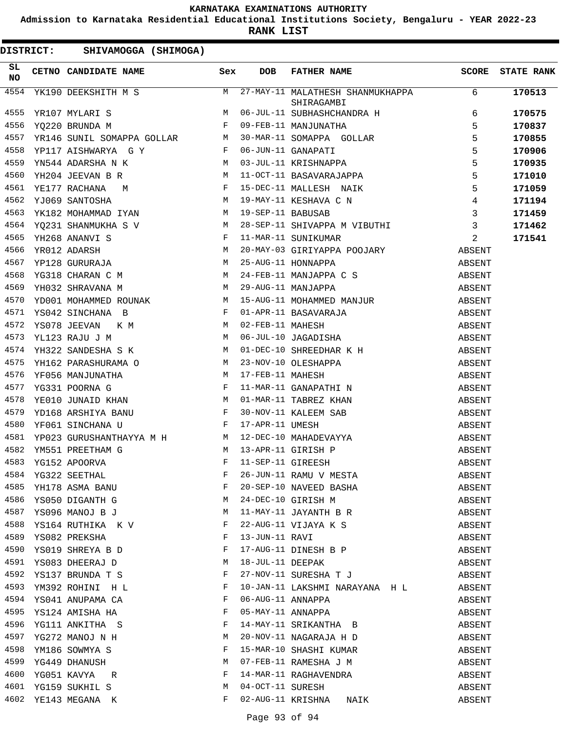# KARNATAKA EXAMINATIONS AUTHORITY

**Admission to Karnataka Residential Educational Institutions Society, Bengaluru - YEAR 2022-23**

**RANK LIST**

**DISTRICT: SHIVAMOGGA (SHIMOGA)**

| SL NO | CETNO | CANDIDATE NAME | Sex | DOB | FATHER NAME | SCORE | STATE RANK |
|---|---|---|---|---|---|---|---|
| 4554 | YK190 | DEEKSHITH M S | M | 27-MAY-11 | MALATHESH SHANMUKHAPPA SHIRAGAMBI | 6 | **170513** |
| 4555 | YR107 | MYLARI S | M | 06-JUL-11 | SUBHASHCHANDRA H | 6 | **170575** |
| 4556 | YQ220 | BRUNDA M | F | 09-FEB-11 | MANJUNATHA | 5 | **170837** |
| 4557 | YR146 | SUNIL SOMAPPA GOLLAR | M | 30-MAR-11 | SOMAPPA GOLLAR | 5 | **170855** |
| 4558 | YP117 | AISHWARYA G Y | F | 06-JUN-11 | GANAPATI | 5 | **170906** |
| 4559 | YN544 | ADARSHA N K | M | 03-JUL-11 | KRISHNAPPA | 5 | **170935** |
| 4560 | YH204 | JEEVAN B R | M | 11-OCT-11 | BASAVARAJAPPA | 5 | **171010** |
| 4561 | YE177 | RACHANA M | F | 15-DEC-11 | MALLESH NAIK | 5 | **171059** |
| 4562 | YJ069 | SANTOSHA | M | 19-MAY-11 | KESHAVA C N | 4 | **171194** |
| 4563 | YK182 | MOHAMMAD IYAN | M | 19-SEP-11 | BABUSAB | 3 | **171459** |
| 4564 | YQ231 | SHANMUKHA S V | M | 28-SEP-11 | SHIVAPPA M VIBUTHI | 3 | **171462** |
| 4565 | YH268 | ANANVI S | F | 11-MAR-11 | SUNIKUMAR | 2 | **171541** |
| 4566 | YR012 | ADARSH | M | 20-MAY-03 | GIRIYAPPA POOJARY | ABSENT | |
| 4567 | YP128 | GURURAJA | M | 25-AUG-11 | HONNAPPA | ABSENT | |
| 4568 | YG318 | CHARAN C M | M | 24-FEB-11 | MANJAPPA C S | ABSENT | |
| 4569 | YH032 | SHRAVANA M | M | 29-AUG-11 | MANJAPPA | ABSENT | |
| 4570 | YD001 | MOHAMMED ROUNAK | M | 15-AUG-11 | MOHAMMED MANJUR | ABSENT | |
| 4571 | YS042 | SINCHANA B | F | 01-APR-11 | BASAVARAJA | ABSENT | |
| 4572 | YS078 | JEEVAN K M | M | 02-FEB-11 | MAHESH | ABSENT | |
| 4573 | YL123 | RAJU J M | M | 06-JUL-10 | JAGADISHA | ABSENT | |
| 4574 | YH322 | SANDESHA S K | M | 01-DEC-10 | SHREEDHAR K H | ABSENT | |
| 4575 | YH162 | PARASHURAMA O | M | 23-NOV-10 | OLESHAPPA | ABSENT | |
| 4576 | YF056 | MANJUNATHA | M | 17-FEB-11 | MAHESH | ABSENT | |
| 4577 | YG331 | POORNA G | F | 11-MAR-11 | GANAPATHI N | ABSENT | |
| 4578 | YE010 | JUNAID KHAN | M | 01-MAR-11 | TABREZ KHAN | ABSENT | |
| 4579 | YD168 | ARSHIYA BANU | F | 30-NOV-11 | KALEEM SAB | ABSENT | |
| 4580 | YF061 | SINCHANA U | F | 17-APR-11 | UMESH | ABSENT | |
| 4581 | YP023 | GURUSHANTHAYYA M H | M | 12-DEC-10 | MAHADEVAYYA | ABSENT | |
| 4582 | YM551 | PREETHAM G | M | 13-APR-11 | GIRISH P | ABSENT | |
| 4583 | YG152 | APOORVA | F | 11-SEP-11 | GIREESH | ABSENT | |
| 4584 | YG322 | SEETHAL | F | 26-JUN-11 | RAMU V MESTA | ABSENT | |
| 4585 | YH178 | ASMA BANU | F | 20-SEP-10 | NAVEED BASHA | ABSENT | |
| 4586 | YS050 | DIGANTH G | M | 24-DEC-10 | GIRISH M | ABSENT | |
| 4587 | YS096 | MANOJ B J | M | 11-MAY-11 | JAYANTH B R | ABSENT | |
| 4588 | YS164 | RUTHIKA K V | F | 22-AUG-11 | VIJAYA K S | ABSENT | |
| 4589 | YS082 | PREKSHA | F | 13-JUN-11 | RAVI | ABSENT | |
| 4590 | YS019 | SHREYA B D | F | 17-AUG-11 | DINESH B P | ABSENT | |
| 4591 | YS083 | DHEERAJ D | M | 18-JUL-11 | DEEPAK | ABSENT | |
| 4592 | YS137 | BRUNDA T S | F | 27-NOV-11 | SURESHA T J | ABSENT | |
| 4593 | YM392 | ROHINI H L | F | 10-JAN-11 | LAKSHMI NARAYANA H L | ABSENT | |
| 4594 | YS041 | ANUPAMA CA | F | 06-AUG-11 | ANNAPPA | ABSENT | |
| 4595 | YS124 | AMISHA HA | F | 05-MAY-11 | ANNAPPA | ABSENT | |
| 4596 | YG111 | ANKITHA S | F | 14-MAY-11 | SRIKANTHA B | ABSENT | |
| 4597 | YG272 | MANOJ N H | M | 20-NOV-11 | NAGARAJA H D | ABSENT | |
| 4598 | YM186 | SOWMYA S | F | 15-MAR-10 | SHASHI KUMAR | ABSENT | |
| 4599 | YG449 | DHANUSH | M | 07-FEB-11 | RAMESHA J M | ABSENT | |
| 4600 | YG051 | KAVYA R | F | 14-MAR-11 | RAGHAVENDRA | ABSENT | |
| 4601 | YG159 | SUKHIL S | M | 04-OCT-11 | SURESH | ABSENT | |
| 4602 | YE143 | MEGANA K | F | 02-AUG-11 | KRISHNA NAIK | ABSENT | |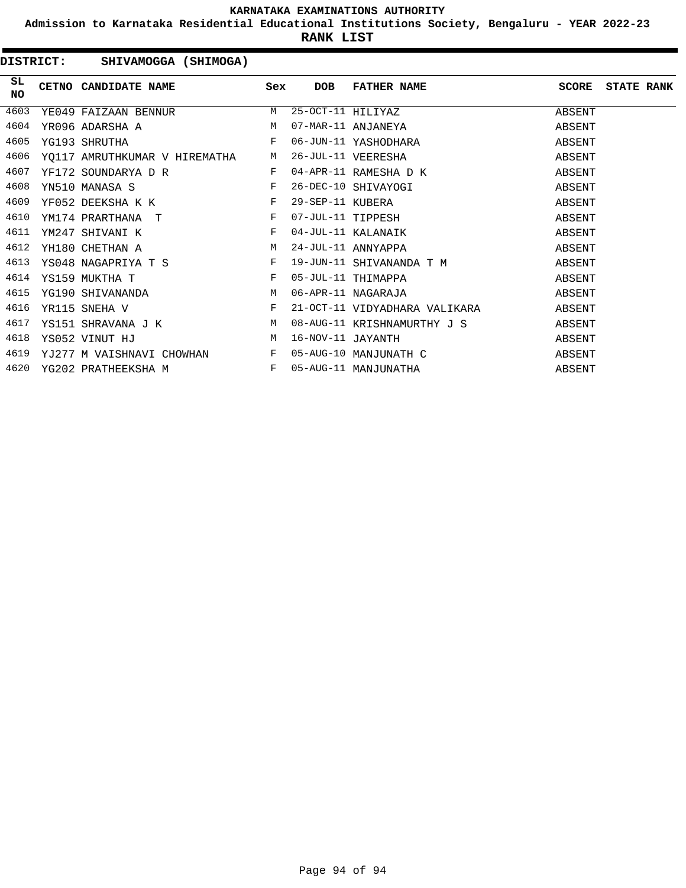**KARNATAKA EXAMINATIONS AUTHORITY**

**Admission to Karnataka Residential Educational Institutions Society, Bengaluru - YEAR 2022-23**

**RANK LIST**

**DISTRICT: SHIVAMOGGA (SHIMOGA)**

| SL NO | CETNO | CANDIDATE NAME | Sex | DOB | FATHER NAME | SCORE | STATE RANK |
|---|---|---|---|---|---|---|---|
| 4603 | YE049 | FAIZAAN BENNUR | M | 25-OCT-11 | HILIYAZ | ABSENT | |
| 4604 | YR096 | ADARSHA A | M | 07-MAR-11 | ANJANEYA | ABSENT | |
| 4605 | YG193 | SHRUTHA | F | 06-JUN-11 | YASHODHARA | ABSENT | |
| 4606 | YQ117 | AMRUTHKUMAR V HIREMATHA | M | 26-JUL-11 | VEERESHA | ABSENT | |
| 4607 | YF172 | SOUNDARYA D R | F | 04-APR-11 | RAMESHA D K | ABSENT | |
| 4608 | YN510 | MANASA S | F | 26-DEC-10 | SHIVAYOGI | ABSENT | |
| 4609 | YF052 | DEEKSHA K K | F | 29-SEP-11 | KUBERA | ABSENT | |
| 4610 | YM174 | PRARTHANA T | F | 07-JUL-11 | TIPPESH | ABSENT | |
| 4611 | YM247 | SHIVANI K | F | 04-JUL-11 | KALANAIK | ABSENT | |
| 4612 | YH180 | CHETHAN A | M | 24-JUL-11 | ANNYAPPA | ABSENT | |
| 4613 | YS048 | NAGAPRIYA T S | F | 19-JUN-11 | SHIVANANDA T M | ABSENT | |
| 4614 | YS159 | MUKTHA T | F | 05-JUL-11 | THIMAPPA | ABSENT | |
| 4615 | YG190 | SHIVANANDA | M | 06-APR-11 | NAGARAJA | ABSENT | |
| 4616 | YR115 | SNEHA V | F | 21-OCT-11 | VIDYADHARA VALIKARA | ABSENT | |
| 4617 | YS151 | SHRAVANA J K | M | 08-AUG-11 | KRISHNAMURTHY J S | ABSENT | |
| 4618 | YS052 | VINUT HJ | M | 16-NOV-11 | JAYANTH | ABSENT | |
| 4619 | YJ277 | M VAISHNAVI CHOWHAN | F | 05-AUG-10 | MANJUNATH C | ABSENT | |
| 4620 | YG202 | PRATHEEKSHA M | F | 05-AUG-11 | MANJUNATHA | ABSENT | |